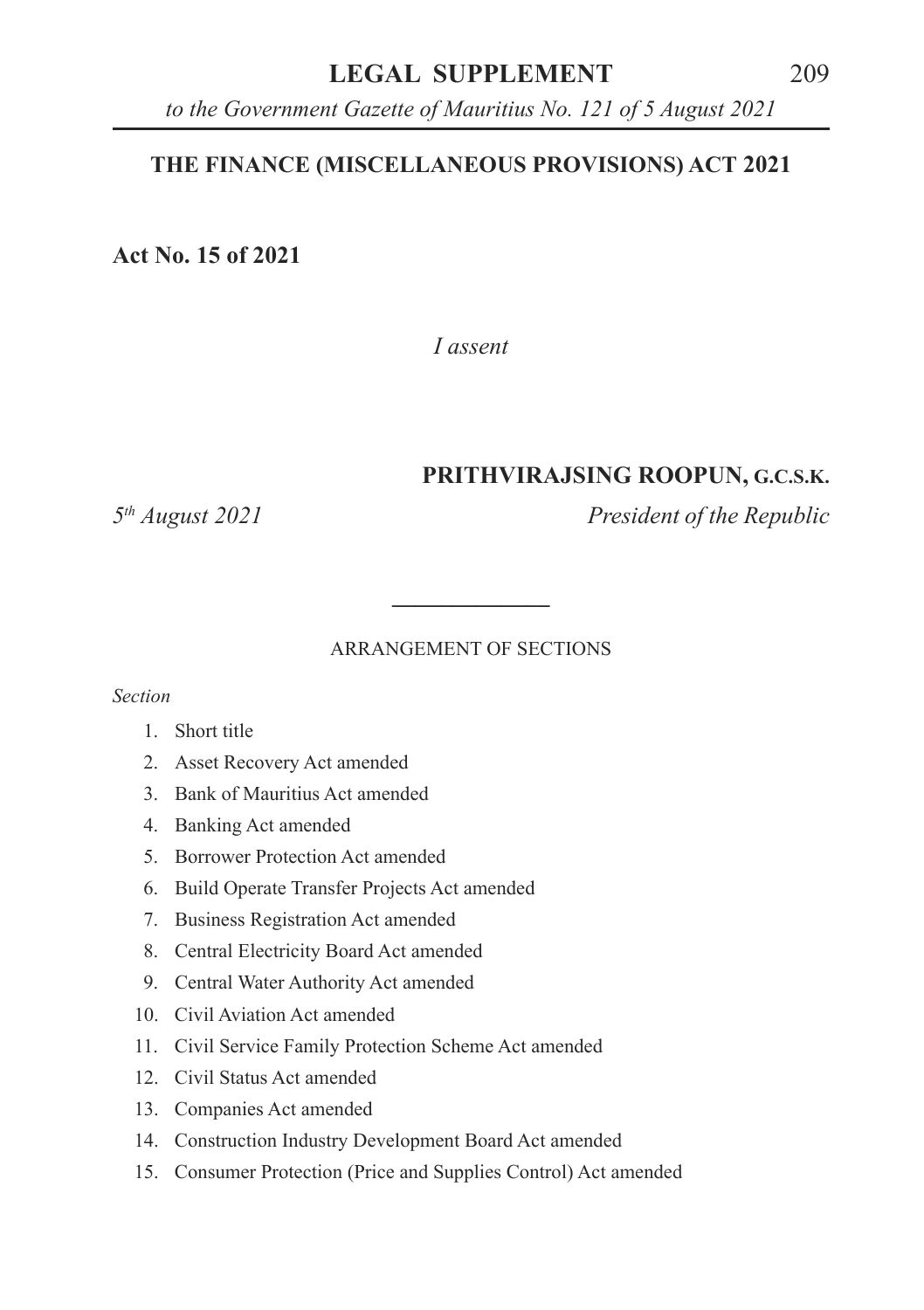# THE FINANCE (MISCELLANEOUS PROVISIONS) ACT 2021

**Act No. 15 of 2021**

*I assent*

**PRITHVIRAJSING ROOPUN, G.C.S.K.**

*5th August 2021* *President of the Republic*

---

ARRANGEMENT OF SECTIONS

*Section*

1. Short title
2. Asset Recovery Act amended
3. Bank of Mauritius Act amended
4. Banking Act amended
5. Borrower Protection Act amended
6. Build Operate Transfer Projects Act amended
7. Business Registration Act amended
8. Central Electricity Board Act amended
9. Central Water Authority Act amended
10. Civil Aviation Act amended
11. Civil Service Family Protection Scheme Act amended
12. Civil Status Act amended
13. Companies Act amended
14. Construction Industry Development Board Act amended
15. Consumer Protection (Price and Supplies Control) Act amended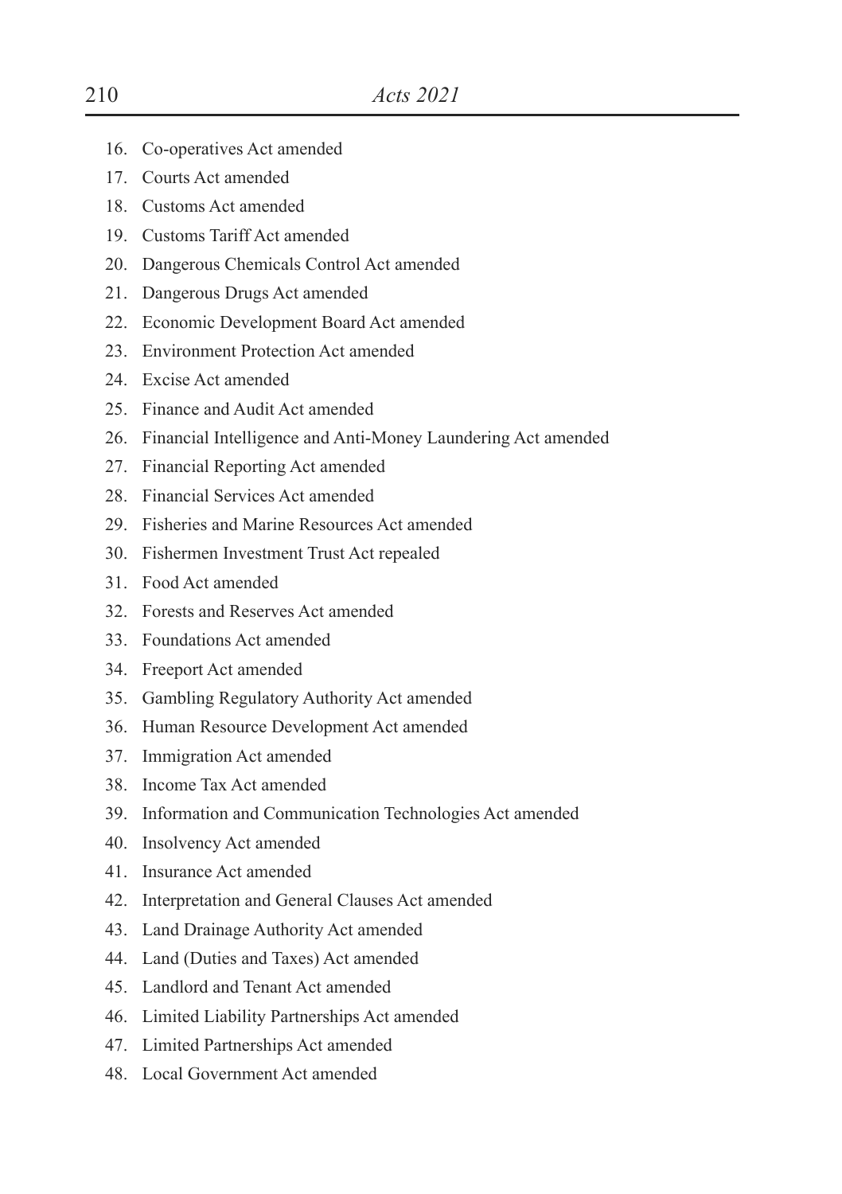16. Co-operatives Act amended
17. Courts Act amended
18. Customs Act amended
19. Customs Tariff Act amended
20. Dangerous Chemicals Control Act amended
21. Dangerous Drugs Act amended
22. Economic Development Board Act amended
23. Environment Protection Act amended
24. Excise Act amended
25. Finance and Audit Act amended
26. Financial Intelligence and Anti-Money Laundering Act amended
27. Financial Reporting Act amended
28. Financial Services Act amended
29. Fisheries and Marine Resources Act amended
30. Fishermen Investment Trust Act repealed
31. Food Act amended
32. Forests and Reserves Act amended
33. Foundations Act amended
34. Freeport Act amended
35. Gambling Regulatory Authority Act amended
36. Human Resource Development Act amended
37. Immigration Act amended
38. Income Tax Act amended
39. Information and Communication Technologies Act amended
40. Insolvency Act amended
41. Insurance Act amended
42. Interpretation and General Clauses Act amended
43. Land Drainage Authority Act amended
44. Land (Duties and Taxes) Act amended
45. Landlord and Tenant Act amended
46. Limited Liability Partnerships Act amended
47. Limited Partnerships Act amended
48. Local Government Act amended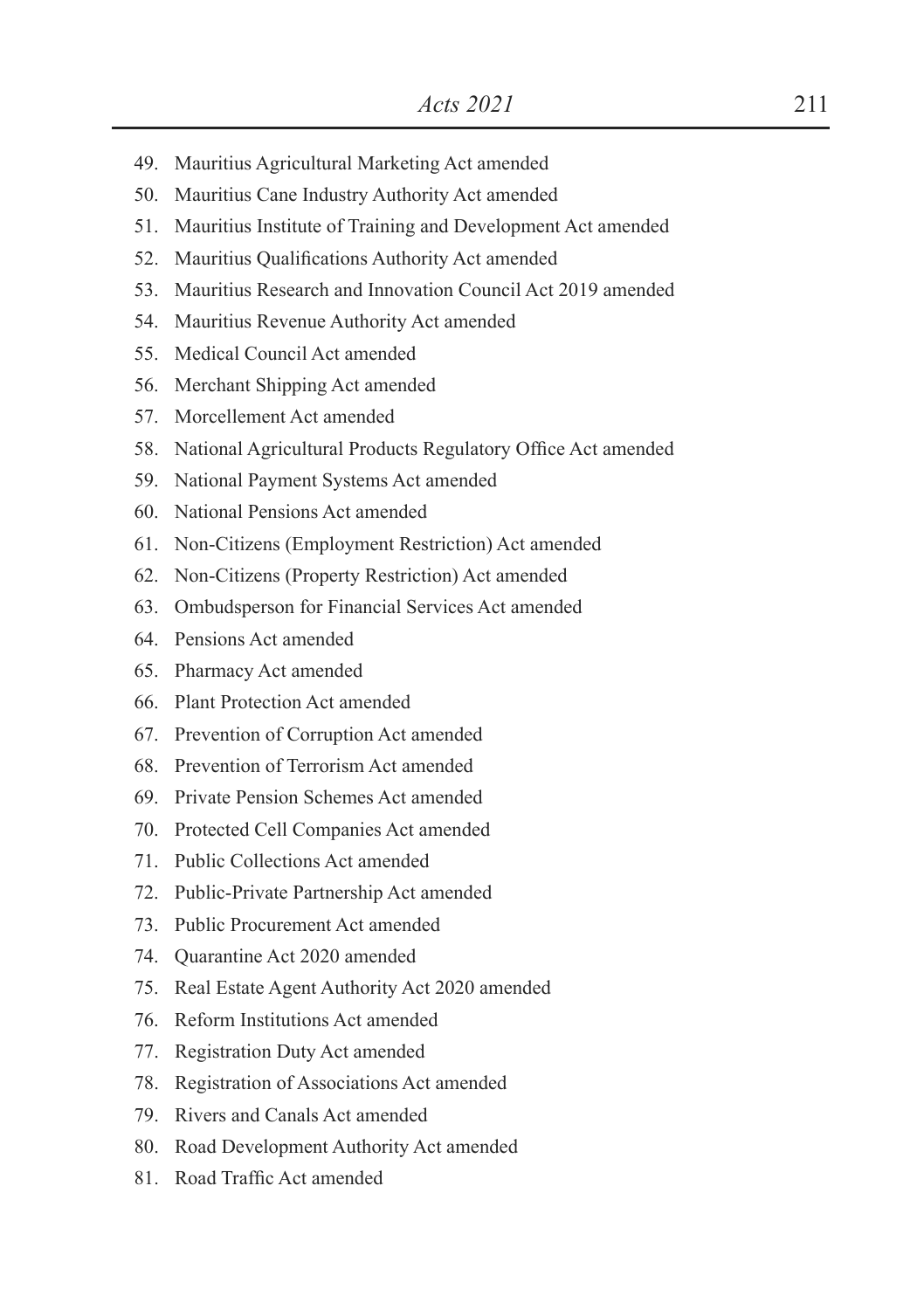49. Mauritius Agricultural Marketing Act amended
50. Mauritius Cane Industry Authority Act amended
51. Mauritius Institute of Training and Development Act amended
52. Mauritius Qualifications Authority Act amended
53. Mauritius Research and Innovation Council Act 2019 amended
54. Mauritius Revenue Authority Act amended
55. Medical Council Act amended
56. Merchant Shipping Act amended
57. Morcellement Act amended
58. National Agricultural Products Regulatory Office Act amended
59. National Payment Systems Act amended
60. National Pensions Act amended
61. Non-Citizens (Employment Restriction) Act amended
62. Non-Citizens (Property Restriction) Act amended
63. Ombudsperson for Financial Services Act amended
64. Pensions Act amended
65. Pharmacy Act amended
66. Plant Protection Act amended
67. Prevention of Corruption Act amended
68. Prevention of Terrorism Act amended
69. Private Pension Schemes Act amended
70. Protected Cell Companies Act amended
71. Public Collections Act amended
72. Public-Private Partnership Act amended
73. Public Procurement Act amended
74. Quarantine Act 2020 amended
75. Real Estate Agent Authority Act 2020 amended
76. Reform Institutions Act amended
77. Registration Duty Act amended
78. Registration of Associations Act amended
79. Rivers and Canals Act amended
80. Road Development Authority Act amended
81. Road Traffic Act amended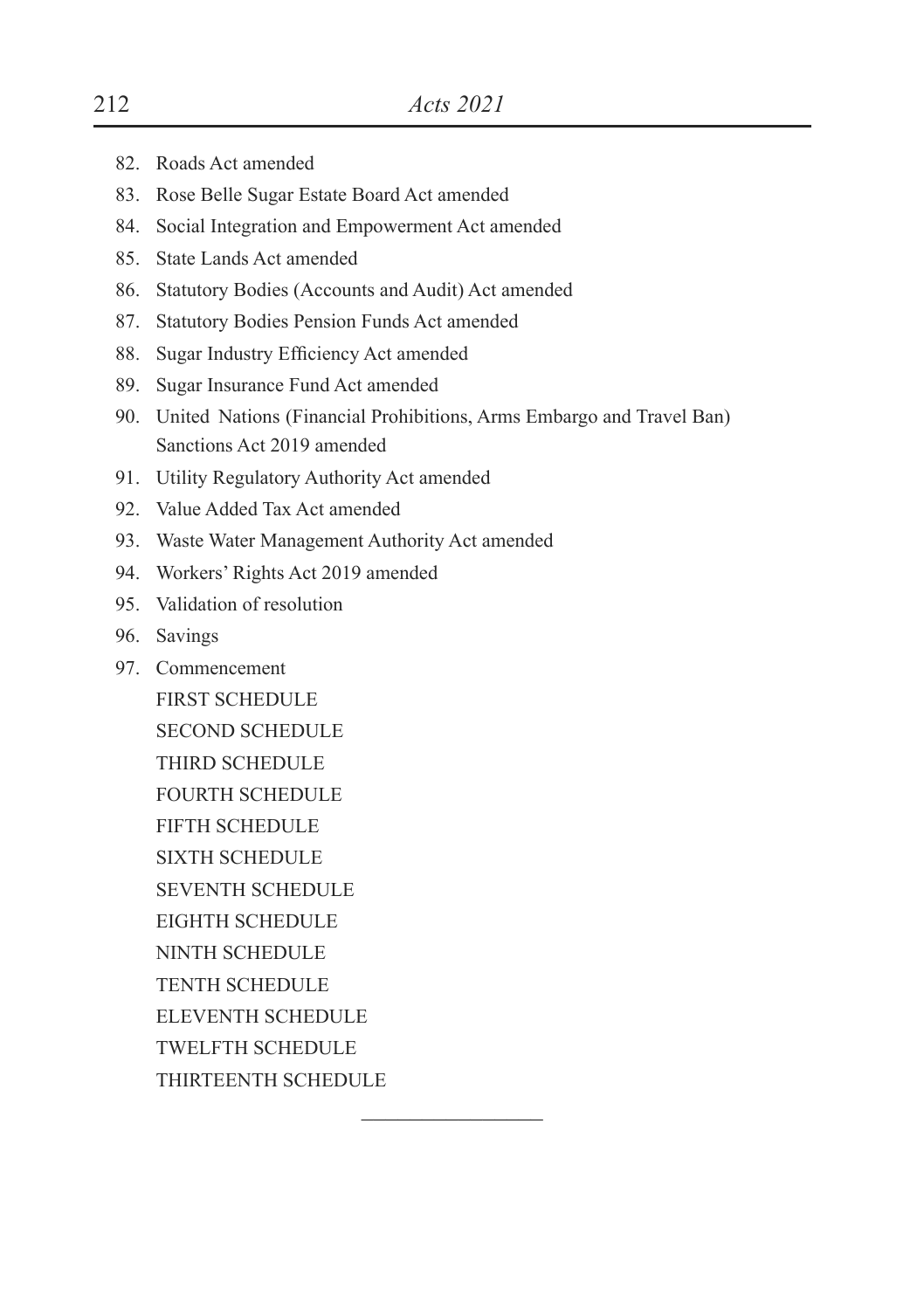82. Roads Act amended
83. Rose Belle Sugar Estate Board Act amended
84. Social Integration and Empowerment Act amended
85. State Lands Act amended
86. Statutory Bodies (Accounts and Audit) Act amended
87. Statutory Bodies Pension Funds Act amended
88. Sugar Industry Efficiency Act amended
89. Sugar Insurance Fund Act amended
90. United Nations (Financial Prohibitions, Arms Embargo and Travel Ban) Sanctions Act 2019 amended
91. Utility Regulatory Authority Act amended
92. Value Added Tax Act amended
93. Waste Water Management Authority Act amended
94. Workers' Rights Act 2019 amended
95. Validation of resolution
96. Savings
97. Commencement

FIRST SCHEDULE

SECOND SCHEDULE

THIRD SCHEDULE

FOURTH SCHEDULE

FIFTH SCHEDULE

SIXTH SCHEDULE

SEVENTH SCHEDULE

EIGHTH SCHEDULE

NINTH SCHEDULE

TENTH SCHEDULE

ELEVENTH SCHEDULE

TWELFTH SCHEDULE

THIRTEENTH SCHEDULE

---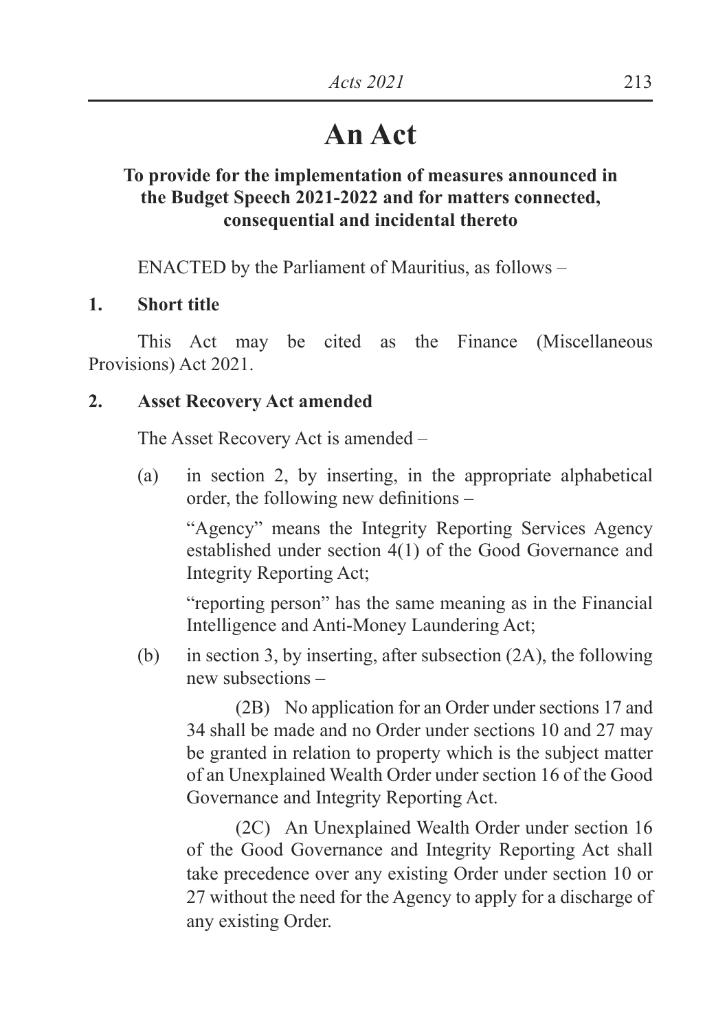# An Act

**To provide for the implementation of measures announced in the Budget Speech 2021-2022 and for matters connected, consequential and incidental thereto**

ENACTED by the Parliament of Mauritius, as follows –

**1. Short title**

This Act may be cited as the Finance (Miscellaneous Provisions) Act 2021.

**2. Asset Recovery Act amended**

The Asset Recovery Act is amended –

(a) in section 2, by inserting, in the appropriate alphabetical order, the following new definitions –

"Agency" means the Integrity Reporting Services Agency established under section 4(1) of the Good Governance and Integrity Reporting Act;

"reporting person" has the same meaning as in the Financial Intelligence and Anti-Money Laundering Act;

(b) in section 3, by inserting, after subsection (2A), the following new subsections –

(2B) No application for an Order under sections 17 and 34 shall be made and no Order under sections 10 and 27 may be granted in relation to property which is the subject matter of an Unexplained Wealth Order under section 16 of the Good Governance and Integrity Reporting Act.

(2C) An Unexplained Wealth Order under section 16 of the Good Governance and Integrity Reporting Act shall take precedence over any existing Order under section 10 or 27 without the need for the Agency to apply for a discharge of any existing Order.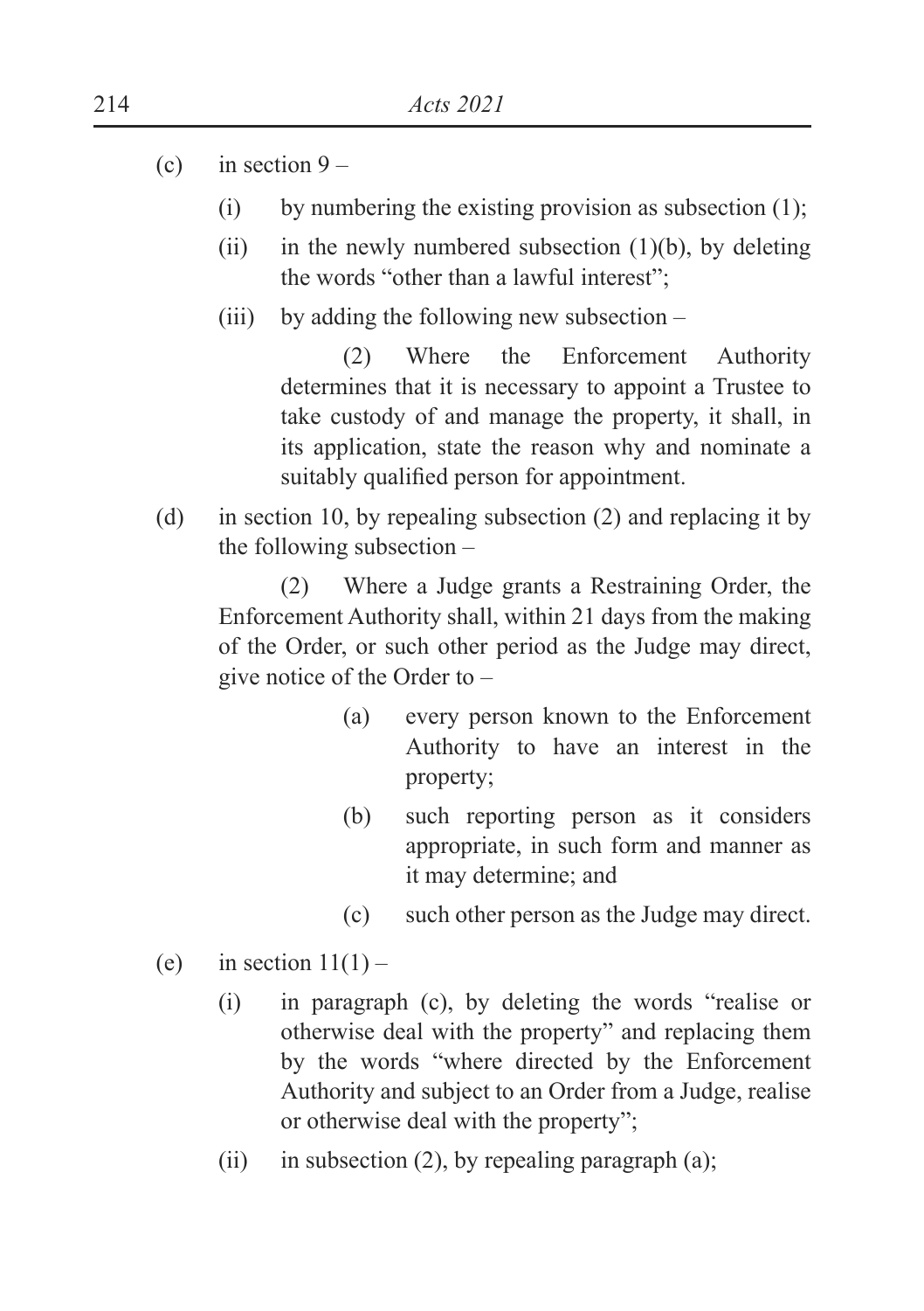(c) in section 9 –

(i) by numbering the existing provision as subsection (1);

(ii) in the newly numbered subsection (1)(b), by deleting the words "other than a lawful interest";

(iii) by adding the following new subsection –

(2) Where the Enforcement Authority determines that it is necessary to appoint a Trustee to take custody of and manage the property, it shall, in its application, state the reason why and nominate a suitably qualified person for appointment.

(d) in section 10, by repealing subsection (2) and replacing it by the following subsection –

(2) Where a Judge grants a Restraining Order, the Enforcement Authority shall, within 21 days from the making of the Order, or such other period as the Judge may direct, give notice of the Order to –

(a) every person known to the Enforcement Authority to have an interest in the property;

(b) such reporting person as it considers appropriate, in such form and manner as it may determine; and

(c) such other person as the Judge may direct.

(e) in section 11(1) –

(i) in paragraph (c), by deleting the words "realise or otherwise deal with the property" and replacing them by the words "where directed by the Enforcement Authority and subject to an Order from a Judge, realise or otherwise deal with the property";

(ii) in subsection (2), by repealing paragraph (a);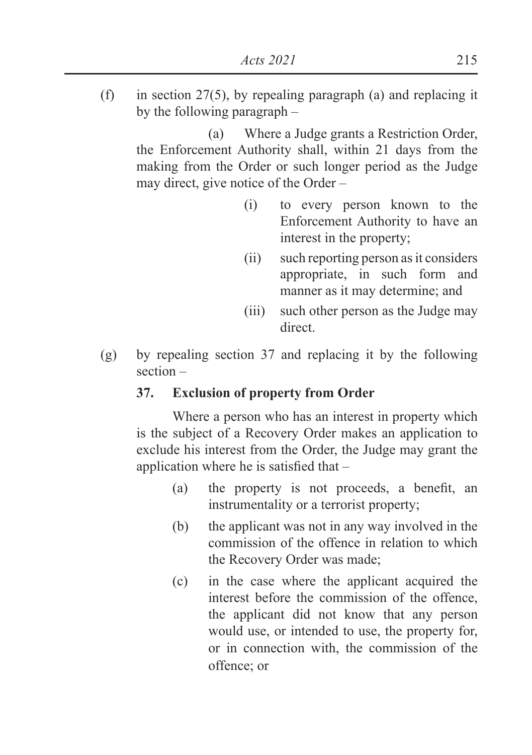(f) in section 27(5), by repealing paragraph (a) and replacing it by the following paragraph –

(a) Where a Judge grants a Restriction Order, the Enforcement Authority shall, within 21 days from the making from the Order or such longer period as the Judge may direct, give notice of the Order –

(i) to every person known to the Enforcement Authority to have an interest in the property;

(ii) such reporting person as it considers appropriate, in such form and manner as it may determine; and

(iii) such other person as the Judge may direct.

(g) by repealing section 37 and replacing it by the following section –

**37. Exclusion of property from Order**

Where a person who has an interest in property which is the subject of a Recovery Order makes an application to exclude his interest from the Order, the Judge may grant the application where he is satisfied that –

(a) the property is not proceeds, a benefit, an instrumentality or a terrorist property;

(b) the applicant was not in any way involved in the commission of the offence in relation to which the Recovery Order was made;

(c) in the case where the applicant acquired the interest before the commission of the offence, the applicant did not know that any person would use, or intended to use, the property for, or in connection with, the commission of the offence; or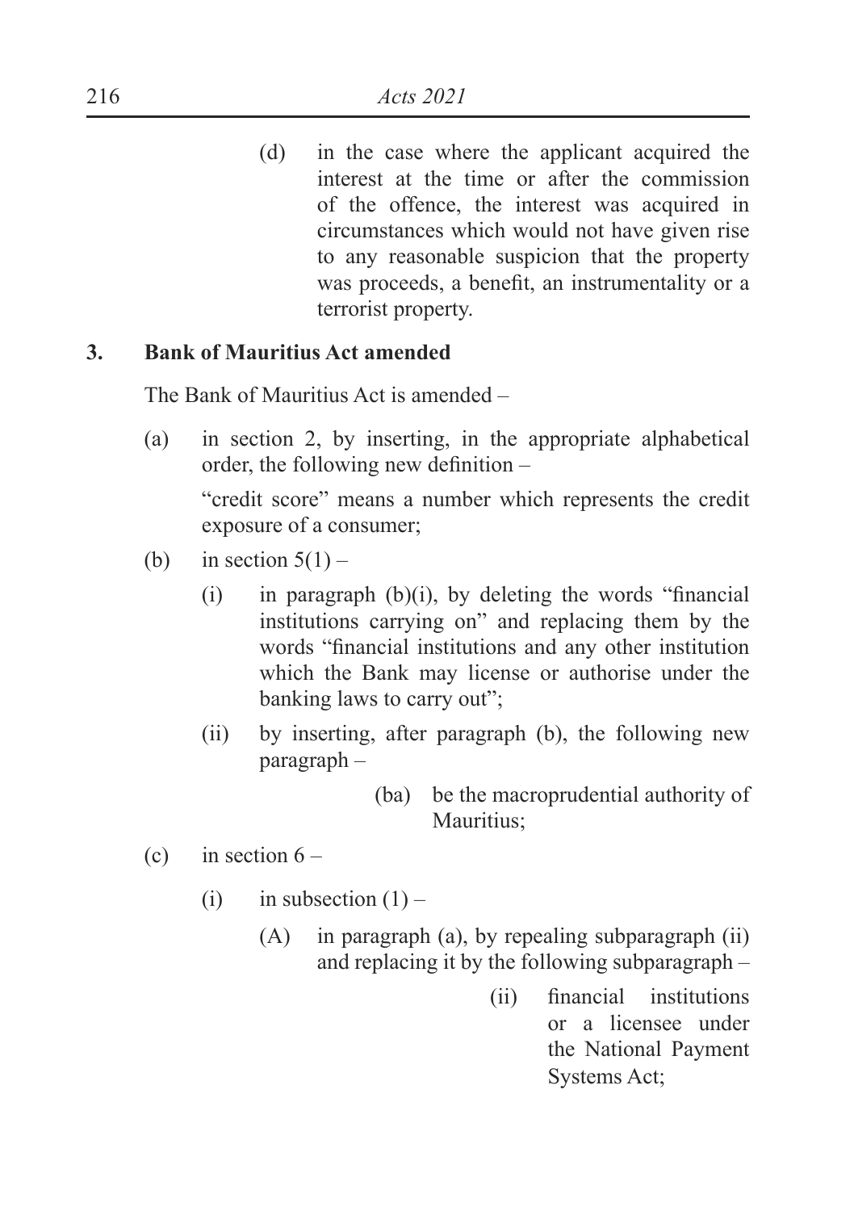(d) in the case where the applicant acquired the interest at the time or after the commission of the offence, the interest was acquired in circumstances which would not have given rise to any reasonable suspicion that the property was proceeds, a benefit, an instrumentality or a terrorist property.

**3. Bank of Mauritius Act amended**

The Bank of Mauritius Act is amended –

(a) in section 2, by inserting, in the appropriate alphabetical order, the following new definition –

"credit score" means a number which represents the credit exposure of a consumer;

(b) in section 5(1) –

(i) in paragraph (b)(i), by deleting the words "financial institutions carrying on" and replacing them by the words "financial institutions and any other institution which the Bank may license or authorise under the banking laws to carry out";

(ii) by inserting, after paragraph (b), the following new paragraph –

(ba) be the macroprudential authority of Mauritius;

(c) in section 6 –

(i) in subsection (1) –

(A) in paragraph (a), by repealing subparagraph (ii) and replacing it by the following subparagraph –

(ii) financial institutions or a licensee under the National Payment Systems Act;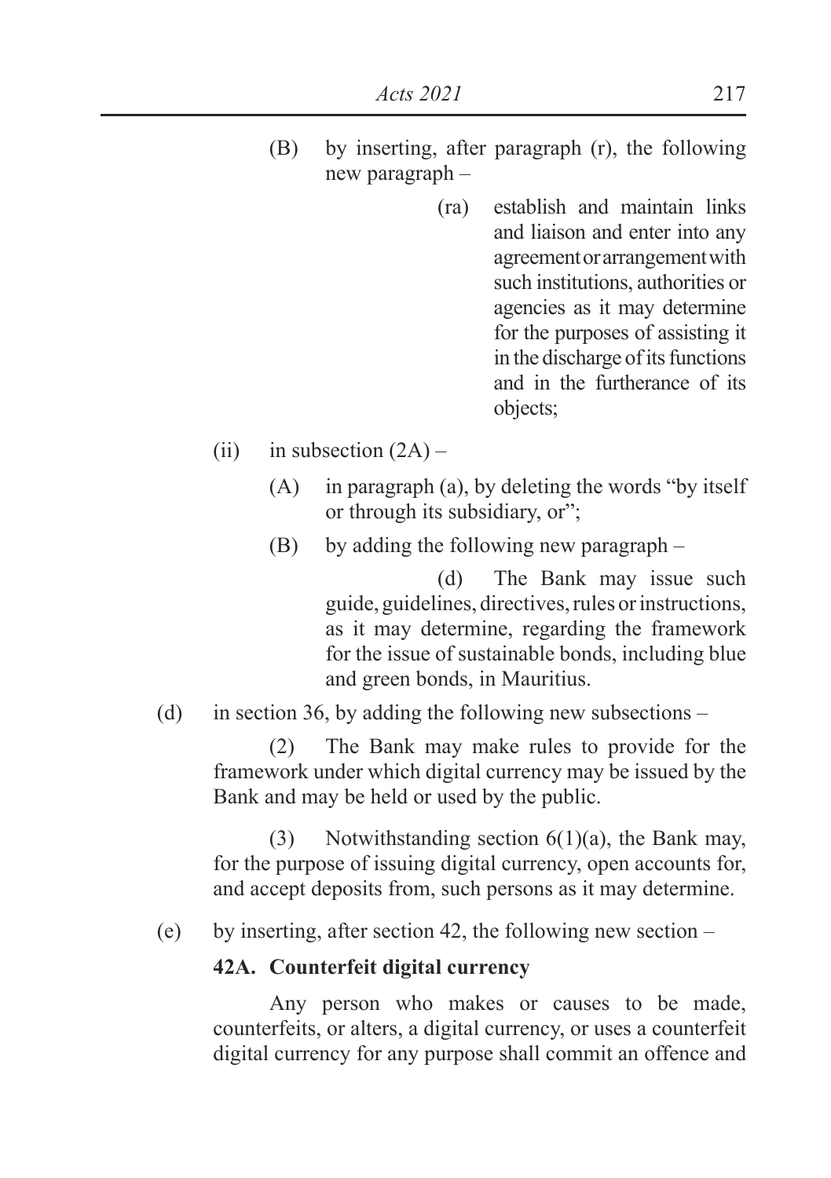(B) by inserting, after paragraph (r), the following new paragraph –

> (ra) establish and maintain links and liaison and enter into any agreement or arrangement with such institutions, authorities or agencies as it may determine for the purposes of assisting it in the discharge of its functions and in the furtherance of its objects;

(ii) in subsection (2A) –

(A) in paragraph (a), by deleting the words "by itself or through its subsidiary, or";

(B) by adding the following new paragraph –

> (d) The Bank may issue such guide, guidelines, directives, rules or instructions, as it may determine, regarding the framework for the issue of sustainable bonds, including blue and green bonds, in Mauritius.

(d) in section 36, by adding the following new subsections –

> (2) The Bank may make rules to provide for the framework under which digital currency may be issued by the Bank and may be held or used by the public.
>
> (3) Notwithstanding section 6(1)(a), the Bank may, for the purpose of issuing digital currency, open accounts for, and accept deposits from, such persons as it may determine.

(e) by inserting, after section 42, the following new section –

**42A. Counterfeit digital currency**

Any person who makes or causes to be made, counterfeits, or alters, a digital currency, or uses a counterfeit digital currency for any purpose shall commit an offence and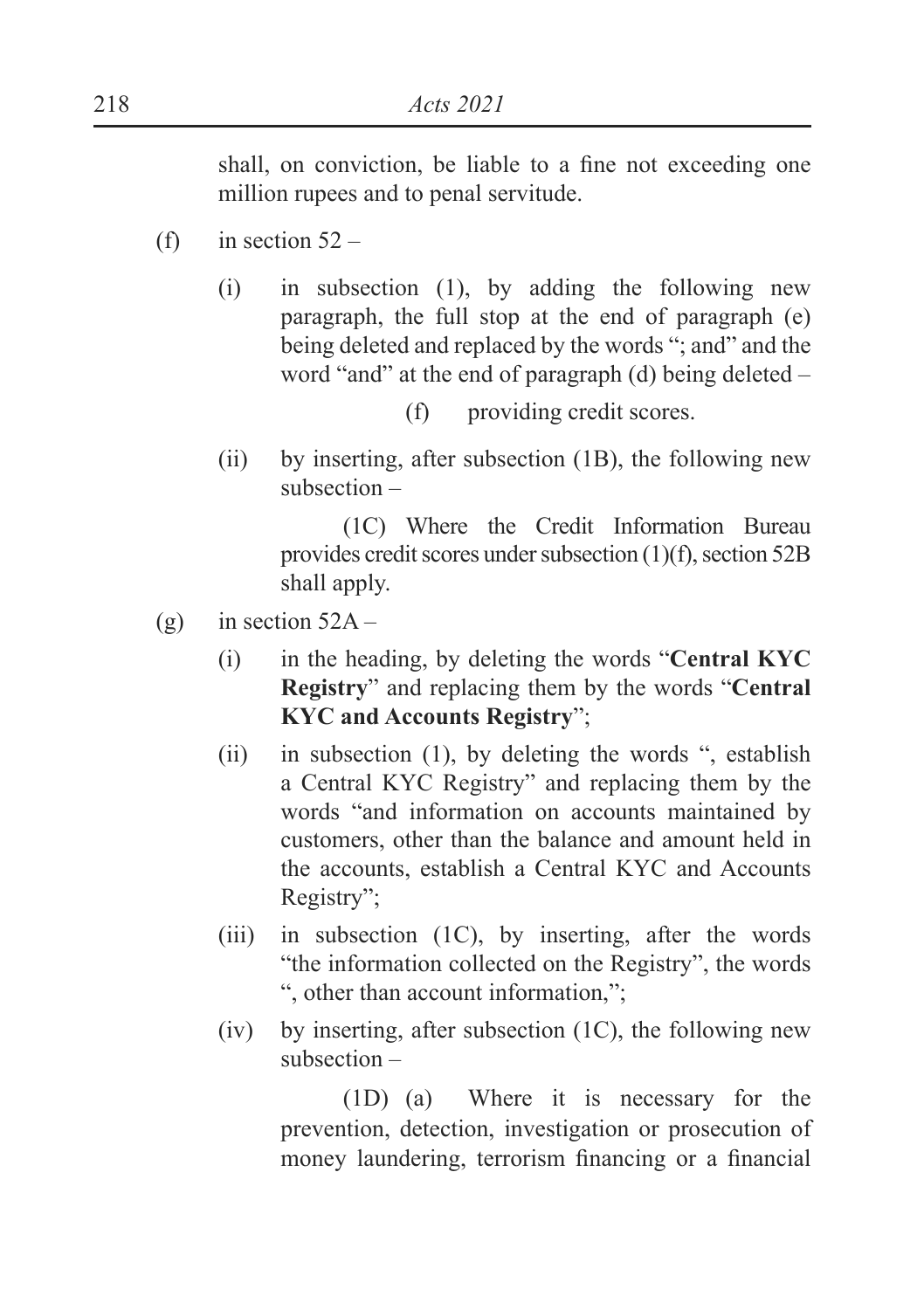shall, on conviction, be liable to a fine not exceeding one million rupees and to penal servitude.

(f) in section 52 –

(i) in subsection (1), by adding the following new paragraph, the full stop at the end of paragraph (e) being deleted and replaced by the words "; and" and the word "and" at the end of paragraph (d) being deleted –

(f) providing credit scores.

(ii) by inserting, after subsection (1B), the following new subsection –

(1C) Where the Credit Information Bureau provides credit scores under subsection (1)(f), section 52B shall apply.

(g) in section 52A –

(i) in the heading, by deleting the words "**Central KYC Registry**" and replacing them by the words "**Central KYC and Accounts Registry**";

(ii) in subsection (1), by deleting the words ", establish a Central KYC Registry" and replacing them by the words "and information on accounts maintained by customers, other than the balance and amount held in the accounts, establish a Central KYC and Accounts Registry";

(iii) in subsection (1C), by inserting, after the words "the information collected on the Registry", the words ", other than account information,";

(iv) by inserting, after subsection (1C), the following new subsection –

(1D) (a) Where it is necessary for the prevention, detection, investigation or prosecution of money laundering, terrorism financing or a financial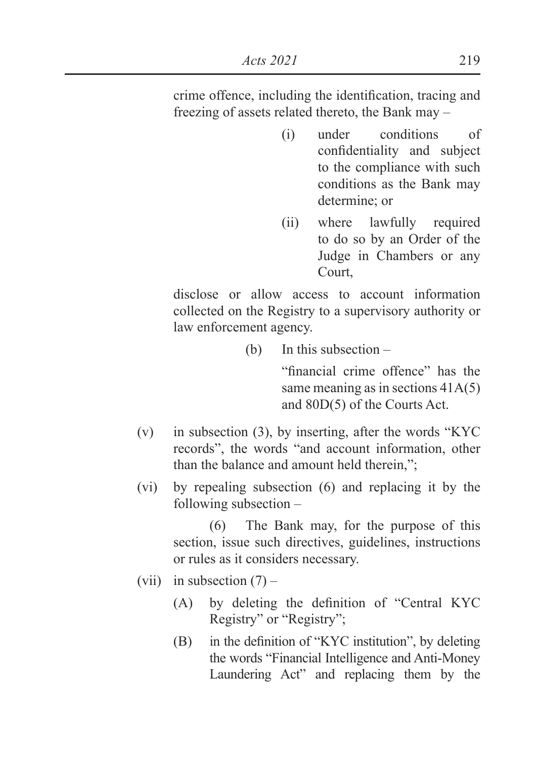crime offence, including the identification, tracing and freezing of assets related thereto, the Bank may –

(i) under conditions of confidentiality and subject to the compliance with such conditions as the Bank may determine; or

(ii) where lawfully required to do so by an Order of the Judge in Chambers or any Court,

disclose or allow access to account information collected on the Registry to a supervisory authority or law enforcement agency.

(b) In this subsection –

"financial crime offence" has the same meaning as in sections 41A(5) and 80D(5) of the Courts Act.

(v) in subsection (3), by inserting, after the words "KYC records", the words "and account information, other than the balance and amount held therein,";

(vi) by repealing subsection (6) and replacing it by the following subsection –

(6) The Bank may, for the purpose of this section, issue such directives, guidelines, instructions or rules as it considers necessary.

(vii) in subsection (7) –

(A) by deleting the definition of "Central KYC Registry" or "Registry";

(B) in the definition of "KYC institution", by deleting the words "Financial Intelligence and Anti-Money Laundering Act" and replacing them by the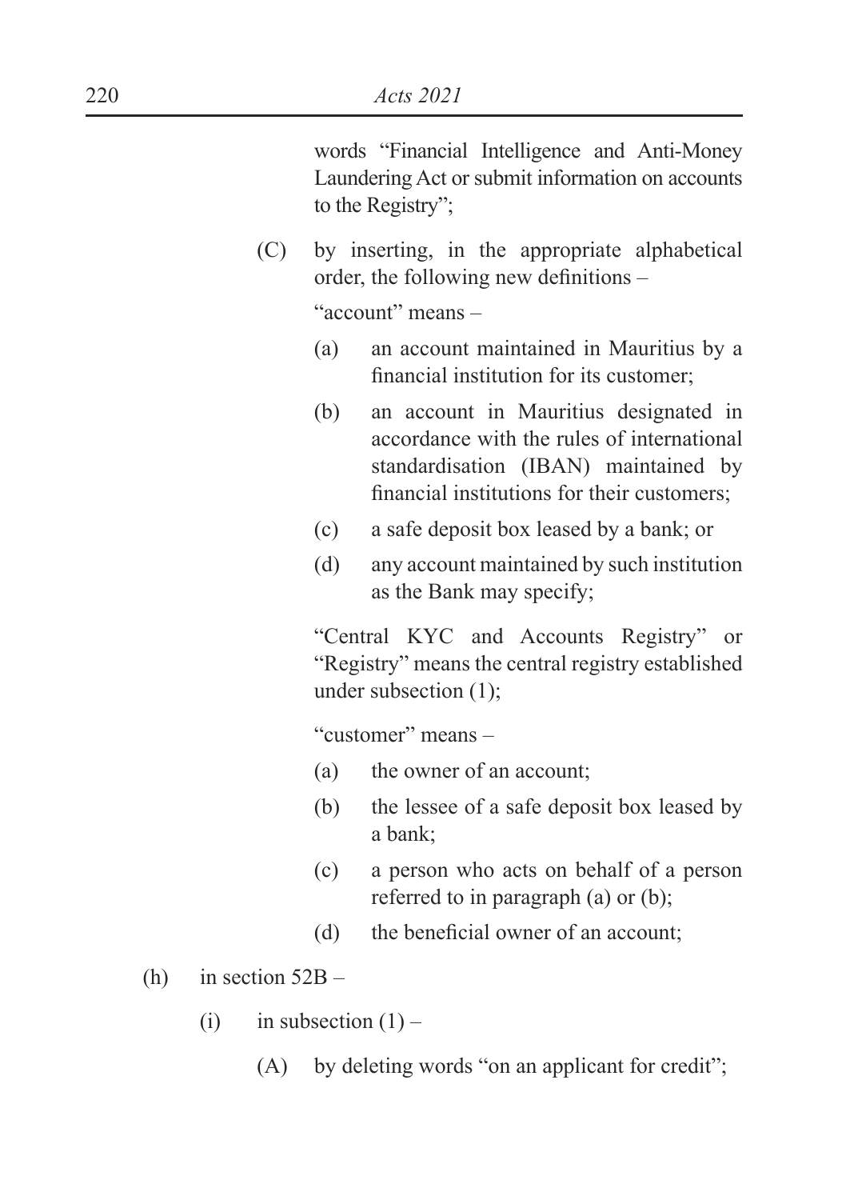words "Financial Intelligence and Anti-Money Laundering Act or submit information on accounts to the Registry";

(C) by inserting, in the appropriate alphabetical order, the following new definitions –

"account" means –

(a) an account maintained in Mauritius by a financial institution for its customer;

(b) an account in Mauritius designated in accordance with the rules of international standardisation (IBAN) maintained by financial institutions for their customers;

(c) a safe deposit box leased by a bank; or

(d) any account maintained by such institution as the Bank may specify;

"Central KYC and Accounts Registry" or "Registry" means the central registry established under subsection (1);

"customer" means –

(a) the owner of an account;

(b) the lessee of a safe deposit box leased by a bank;

(c) a person who acts on behalf of a person referred to in paragraph (a) or (b);

(d) the beneficial owner of an account;

(h) in section 52B –

(i) in subsection (1) –

(A) by deleting words "on an applicant for credit";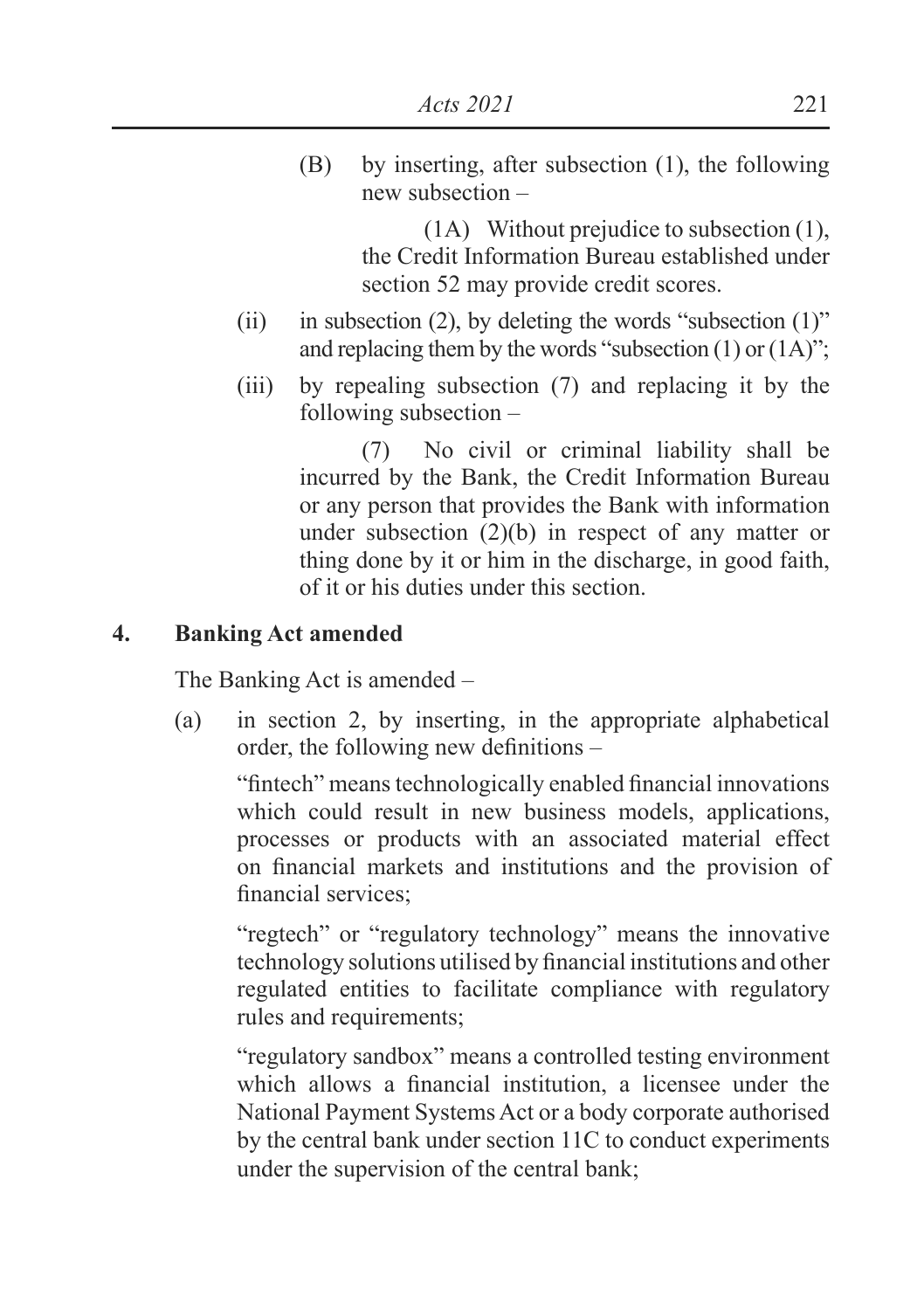(B) by inserting, after subsection (1), the following new subsection –

> (1A) Without prejudice to subsection (1), the Credit Information Bureau established under section 52 may provide credit scores.

(ii) in subsection (2), by deleting the words "subsection (1)" and replacing them by the words "subsection (1) or (1A)";

(iii) by repealing subsection (7) and replacing it by the following subsection –

> (7) No civil or criminal liability shall be incurred by the Bank, the Credit Information Bureau or any person that provides the Bank with information under subsection (2)(b) in respect of any matter or thing done by it or him in the discharge, in good faith, of it or his duties under this section.

## 4. Banking Act amended

The Banking Act is amended –

(a) in section 2, by inserting, in the appropriate alphabetical order, the following new definitions –

> "fintech" means technologically enabled financial innovations which could result in new business models, applications, processes or products with an associated material effect on financial markets and institutions and the provision of financial services;
>
> "regtech" or "regulatory technology" means the innovative technology solutions utilised by financial institutions and other regulated entities to facilitate compliance with regulatory rules and requirements;
>
> "regulatory sandbox" means a controlled testing environment which allows a financial institution, a licensee under the National Payment Systems Act or a body corporate authorised by the central bank under section 11C to conduct experiments under the supervision of the central bank;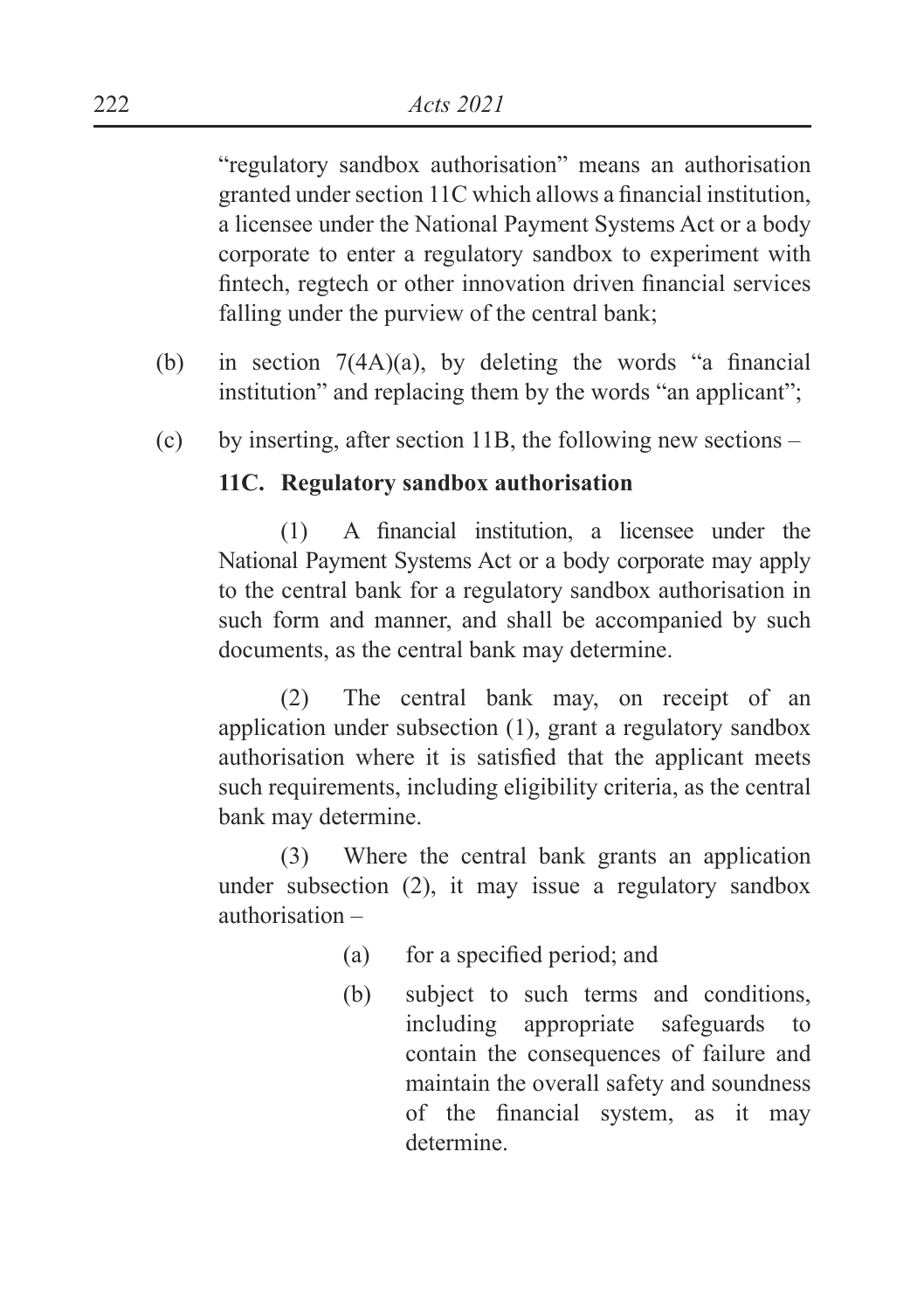"regulatory sandbox authorisation" means an authorisation granted under section 11C which allows a financial institution, a licensee under the National Payment Systems Act or a body corporate to enter a regulatory sandbox to experiment with fintech, regtech or other innovation driven financial services falling under the purview of the central bank;

(b) in section 7(4A)(a), by deleting the words "a financial institution" and replacing them by the words "an applicant";

(c) by inserting, after section 11B, the following new sections –

**11C. Regulatory sandbox authorisation**

(1) A financial institution, a licensee under the National Payment Systems Act or a body corporate may apply to the central bank for a regulatory sandbox authorisation in such form and manner, and shall be accompanied by such documents, as the central bank may determine.

(2) The central bank may, on receipt of an application under subsection (1), grant a regulatory sandbox authorisation where it is satisfied that the applicant meets such requirements, including eligibility criteria, as the central bank may determine.

(3) Where the central bank grants an application under subsection (2), it may issue a regulatory sandbox authorisation –

(a) for a specified period; and

(b) subject to such terms and conditions, including appropriate safeguards to contain the consequences of failure and maintain the overall safety and soundness of the financial system, as it may determine.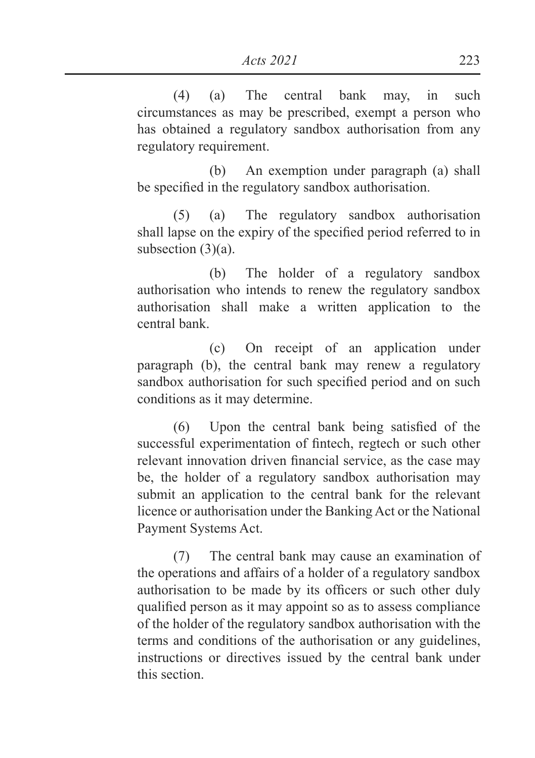(4) (a) The central bank may, in such circumstances as may be prescribed, exempt a person who has obtained a regulatory sandbox authorisation from any regulatory requirement.

(b) An exemption under paragraph (a) shall be specified in the regulatory sandbox authorisation.

(5) (a) The regulatory sandbox authorisation shall lapse on the expiry of the specified period referred to in subsection (3)(a).

(b) The holder of a regulatory sandbox authorisation who intends to renew the regulatory sandbox authorisation shall make a written application to the central bank.

(c) On receipt of an application under paragraph (b), the central bank may renew a regulatory sandbox authorisation for such specified period and on such conditions as it may determine.

(6) Upon the central bank being satisfied of the successful experimentation of fintech, regtech or such other relevant innovation driven financial service, as the case may be, the holder of a regulatory sandbox authorisation may submit an application to the central bank for the relevant licence or authorisation under the Banking Act or the National Payment Systems Act.

(7) The central bank may cause an examination of the operations and affairs of a holder of a regulatory sandbox authorisation to be made by its officers or such other duly qualified person as it may appoint so as to assess compliance of the holder of the regulatory sandbox authorisation with the terms and conditions of the authorisation or any guidelines, instructions or directives issued by the central bank under this section.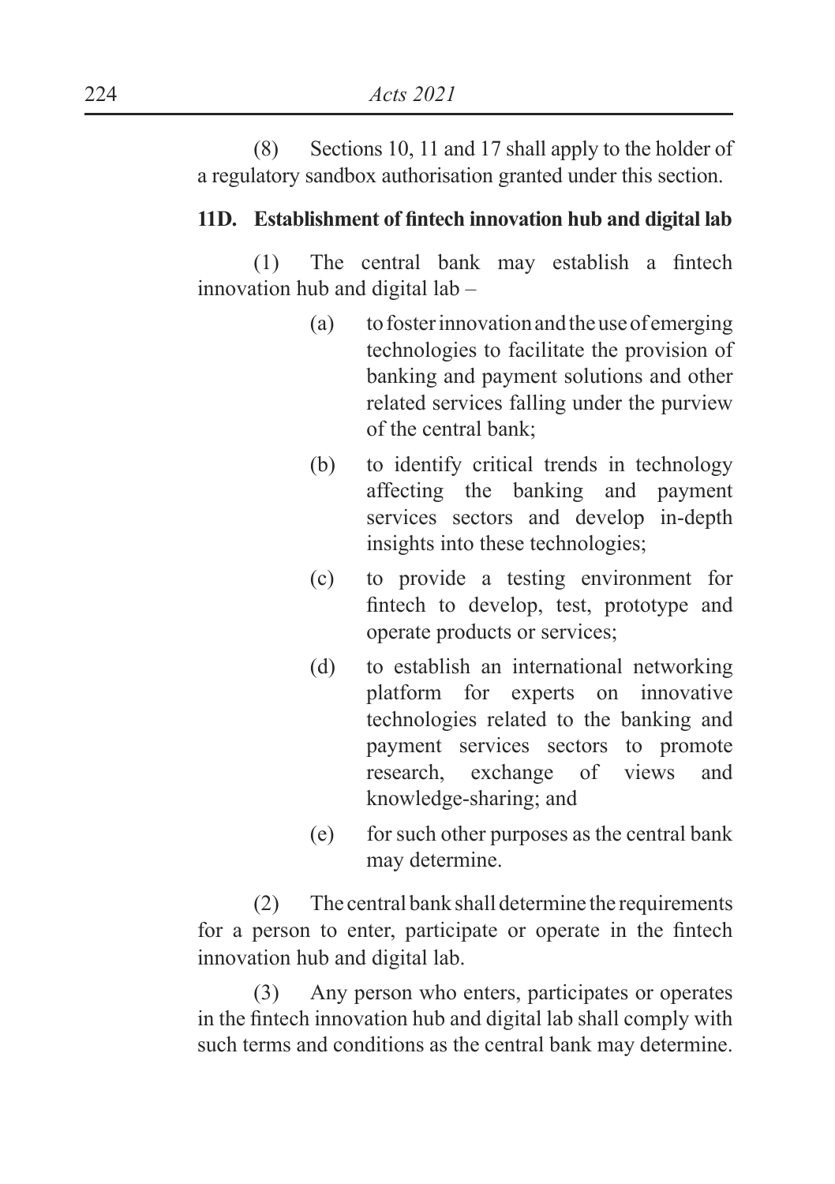(8) Sections 10, 11 and 17 shall apply to the holder of a regulatory sandbox authorisation granted under this section.

**11D. Establishment of fintech innovation hub and digital lab**

(1) The central bank may establish a fintech innovation hub and digital lab –

- (a) to foster innovation and the use of emerging technologies to facilitate the provision of banking and payment solutions and other related services falling under the purview of the central bank;
- (b) to identify critical trends in technology affecting the banking and payment services sectors and develop in-depth insights into these technologies;
- (c) to provide a testing environment for fintech to develop, test, prototype and operate products or services;
- (d) to establish an international networking platform for experts on innovative technologies related to the banking and payment services sectors to promote research, exchange of views and knowledge-sharing; and
- (e) for such other purposes as the central bank may determine.

(2) The central bank shall determine the requirements for a person to enter, participate or operate in the fintech innovation hub and digital lab.

(3) Any person who enters, participates or operates in the fintech innovation hub and digital lab shall comply with such terms and conditions as the central bank may determine.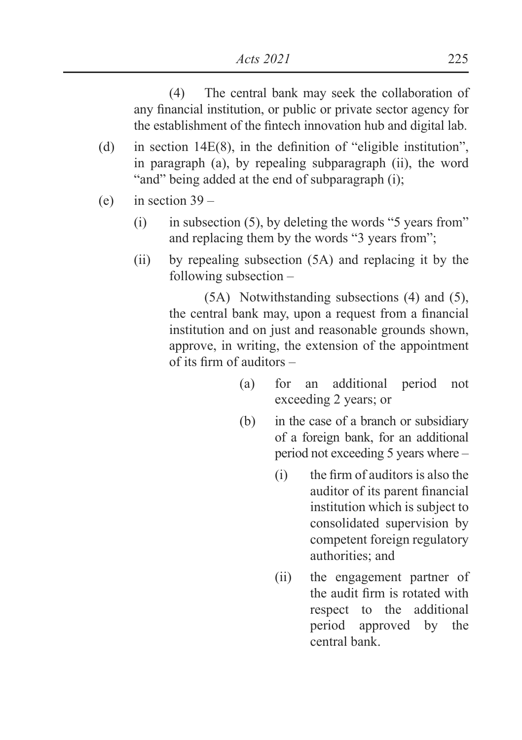(4) The central bank may seek the collaboration of any financial institution, or public or private sector agency for the establishment of the fintech innovation hub and digital lab.

(d) in section 14E(8), in the definition of "eligible institution", in paragraph (a), by repealing subparagraph (ii), the word "and" being added at the end of subparagraph (i);

(e) in section 39 –

 (i) in subsection (5), by deleting the words "5 years from" and replacing them by the words "3 years from";

 (ii) by repealing subsection (5A) and replacing it by the following subsection –

 (5A) Notwithstanding subsections (4) and (5), the central bank may, upon a request from a financial institution and on just and reasonable grounds shown, approve, in writing, the extension of the appointment of its firm of auditors –

 (a) for an additional period not exceeding 2 years; or

 (b) in the case of a branch or subsidiary of a foreign bank, for an additional period not exceeding 5 years where –

 (i) the firm of auditors is also the auditor of its parent financial institution which is subject to consolidated supervision by competent foreign regulatory authorities; and

 (ii) the engagement partner of the audit firm is rotated with respect to the additional period approved by the central bank.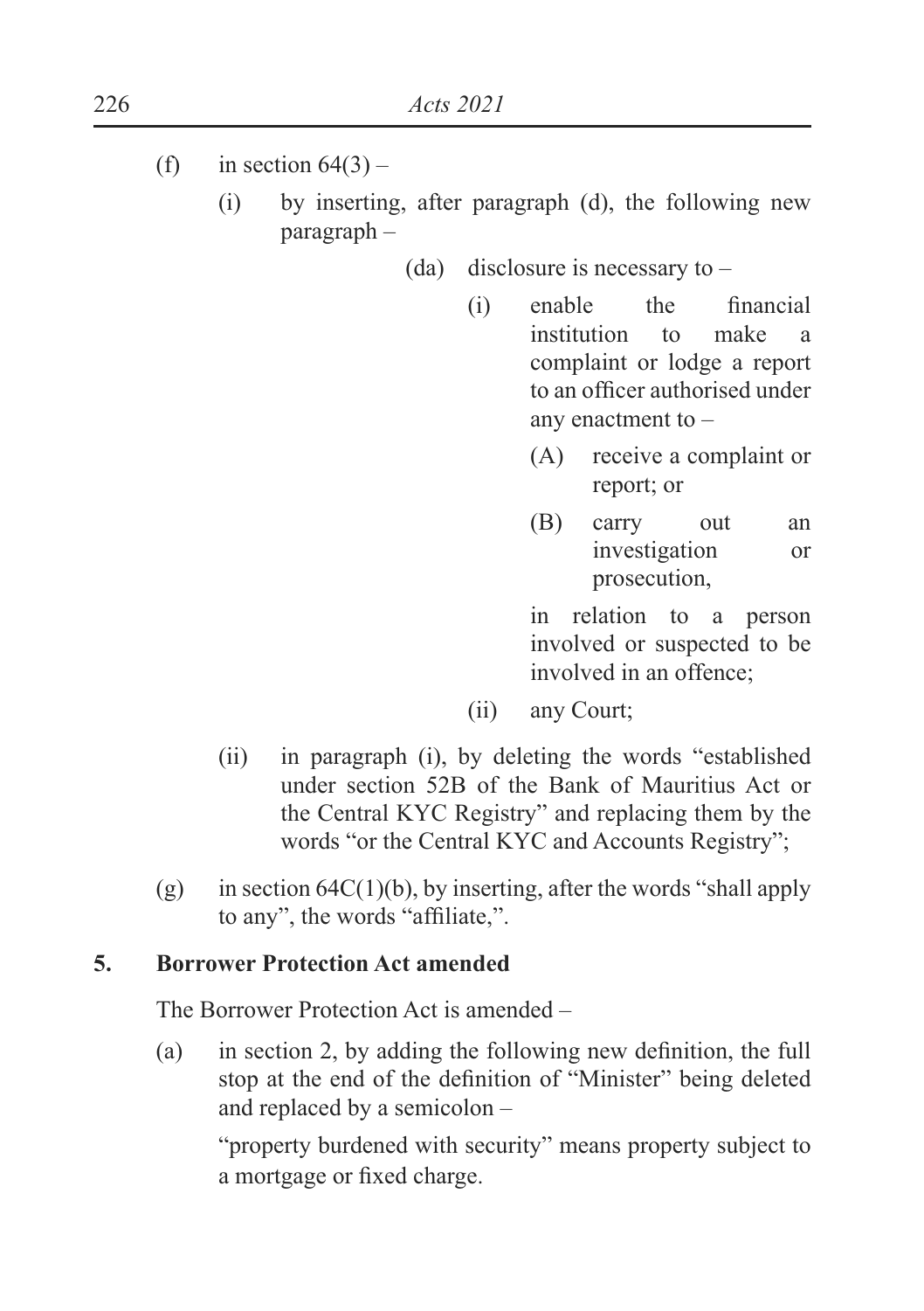(f) in section 64(3) –

   (i) by inserting, after paragraph (d), the following new paragraph –

      (da) disclosure is necessary to –

         (i) enable the financial institution to make a complaint or lodge a report to an officer authorised under any enactment to –

            (A) receive a complaint or report; or

            (B) carry out an investigation or prosecution,

         in relation to a person involved or suspected to be involved in an offence;

         (ii) any Court;

   (ii) in paragraph (i), by deleting the words "established under section 52B of the Bank of Mauritius Act or the Central KYC Registry" and replacing them by the words "or the Central KYC and Accounts Registry";

(g) in section 64C(1)(b), by inserting, after the words "shall apply to any", the words "affiliate,".

**5. Borrower Protection Act amended**

The Borrower Protection Act is amended –

(a) in section 2, by adding the following new definition, the full stop at the end of the definition of "Minister" being deleted and replaced by a semicolon –

   "property burdened with security" means property subject to a mortgage or fixed charge.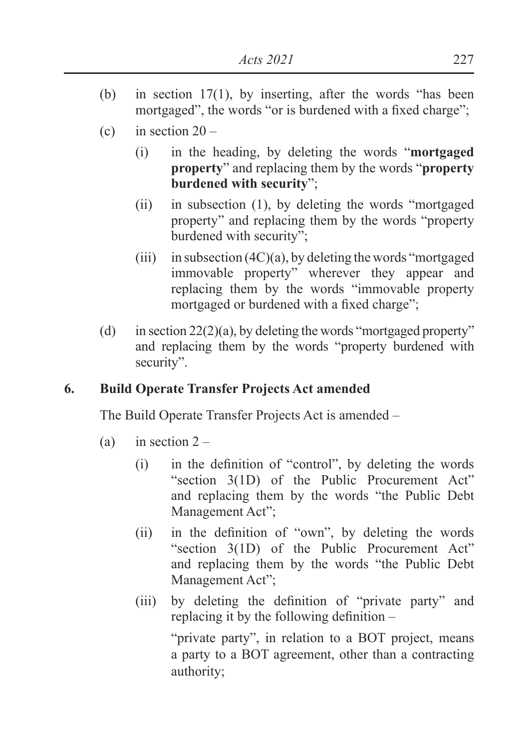(b) in section 17(1), by inserting, after the words "has been mortgaged", the words "or is burdened with a fixed charge";

(c) in section 20 –

   (i) in the heading, by deleting the words "**mortgaged property**" and replacing them by the words "**property burdened with security**";

   (ii) in subsection (1), by deleting the words "mortgaged property" and replacing them by the words "property burdened with security";

   (iii) in subsection (4C)(a), by deleting the words "mortgaged immovable property" wherever they appear and replacing them by the words "immovable property mortgaged or burdened with a fixed charge";

(d) in section 22(2)(a), by deleting the words "mortgaged property" and replacing them by the words "property burdened with security".

## 6. Build Operate Transfer Projects Act amended

The Build Operate Transfer Projects Act is amended –

(a) in section 2 –

   (i) in the definition of "control", by deleting the words "section 3(1D) of the Public Procurement Act" and replacing them by the words "the Public Debt Management Act";

   (ii) in the definition of "own", by deleting the words "section 3(1D) of the Public Procurement Act" and replacing them by the words "the Public Debt Management Act";

   (iii) by deleting the definition of "private party" and replacing it by the following definition –

   "private party", in relation to a BOT project, means a party to a BOT agreement, other than a contracting authority;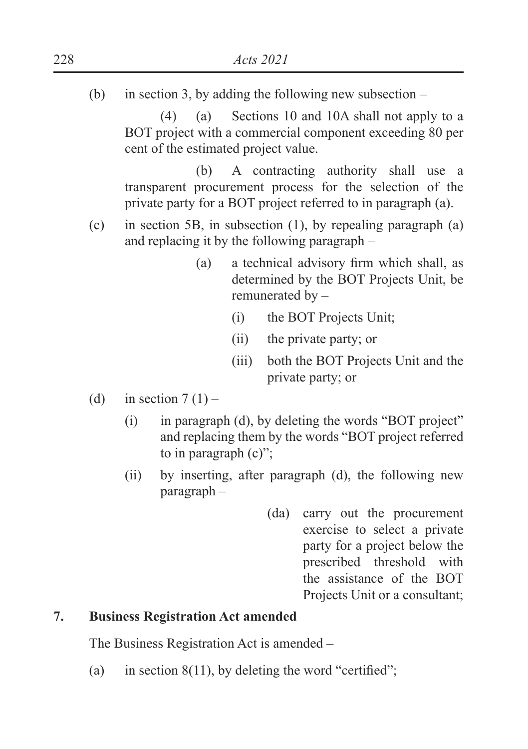(b) in section 3, by adding the following new subsection –

(4) (a) Sections 10 and 10A shall not apply to a BOT project with a commercial component exceeding 80 per cent of the estimated project value.

(b) A contracting authority shall use a transparent procurement process for the selection of the private party for a BOT project referred to in paragraph (a).

(c) in section 5B, in subsection (1), by repealing paragraph (a) and replacing it by the following paragraph –

(a) a technical advisory firm which shall, as determined by the BOT Projects Unit, be remunerated by –

(i) the BOT Projects Unit;

(ii) the private party; or

(iii) both the BOT Projects Unit and the private party; or

(d) in section 7 (1) –

(i) in paragraph (d), by deleting the words "BOT project" and replacing them by the words "BOT project referred to in paragraph (c)";

(ii) by inserting, after paragraph (d), the following new paragraph –

(da) carry out the procurement exercise to select a private party for a project below the prescribed threshold with the assistance of the BOT Projects Unit or a consultant;

**7. Business Registration Act amended**

The Business Registration Act is amended –

(a) in section 8(11), by deleting the word "certified";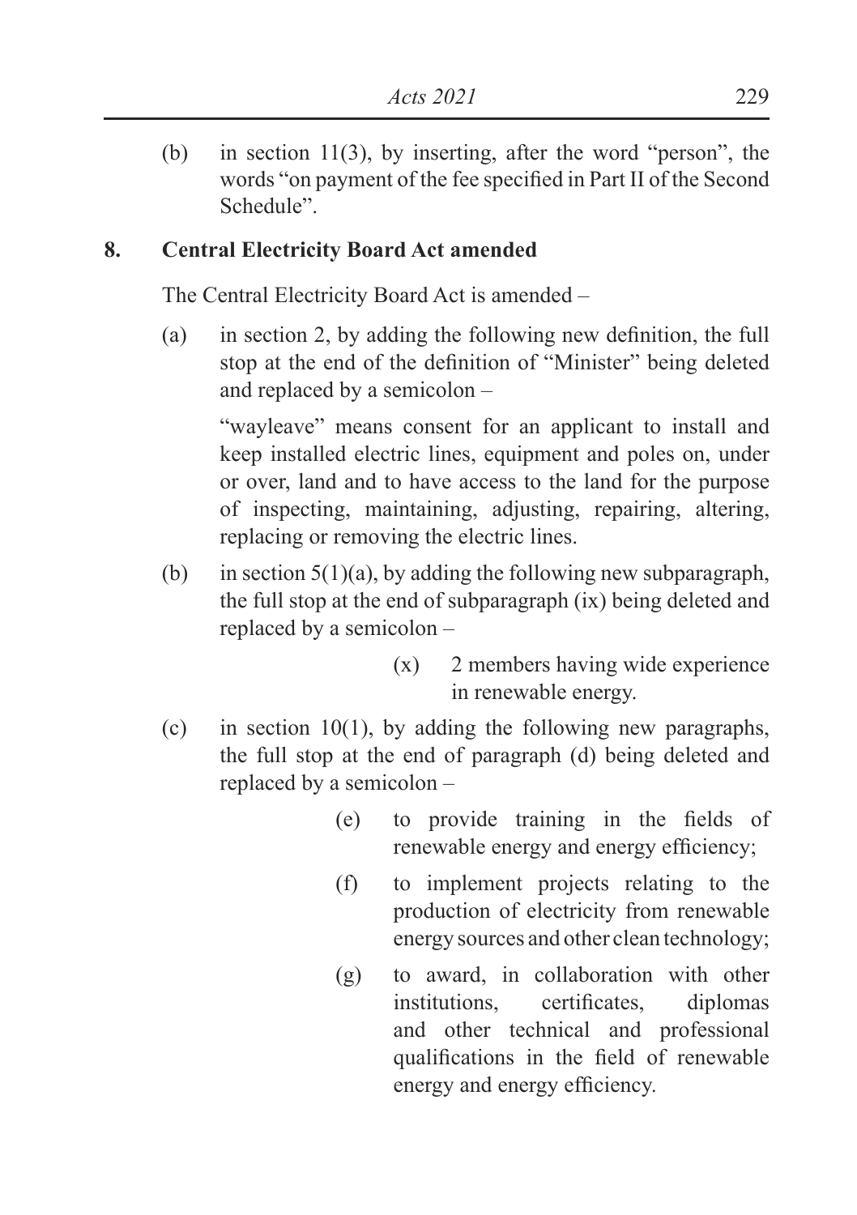(b) in section 11(3), by inserting, after the word "person", the words "on payment of the fee specified in Part II of the Second Schedule".

**8. Central Electricity Board Act amended**

The Central Electricity Board Act is amended –

(a) in section 2, by adding the following new definition, the full stop at the end of the definition of "Minister" being deleted and replaced by a semicolon –

"wayleave" means consent for an applicant to install and keep installed electric lines, equipment and poles on, under or over, land and to have access to the land for the purpose of inspecting, maintaining, adjusting, repairing, altering, replacing or removing the electric lines.

(b) in section 5(1)(a), by adding the following new subparagraph, the full stop at the end of subparagraph (ix) being deleted and replaced by a semicolon –

(x) 2 members having wide experience in renewable energy.

(c) in section 10(1), by adding the following new paragraphs, the full stop at the end of paragraph (d) being deleted and replaced by a semicolon –

(e) to provide training in the fields of renewable energy and energy efficiency;

(f) to implement projects relating to the production of electricity from renewable energy sources and other clean technology;

(g) to award, in collaboration with other institutions, certificates, diplomas and other technical and professional qualifications in the field of renewable energy and energy efficiency.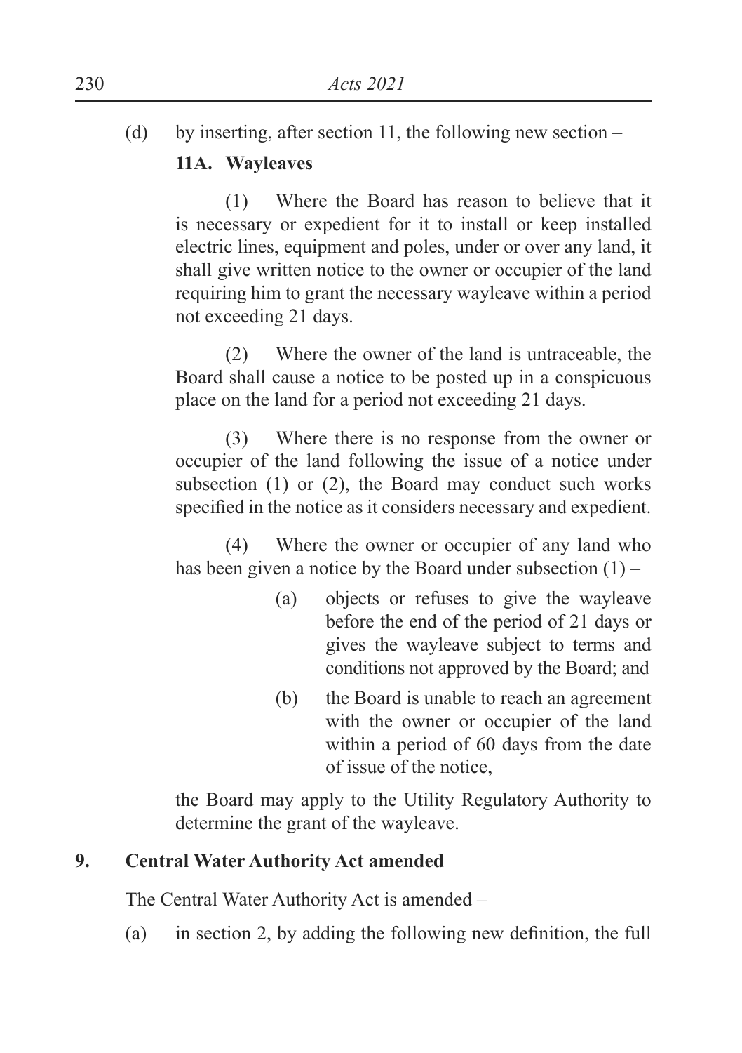(d) by inserting, after section 11, the following new section –

**11A. Wayleaves**

(1) Where the Board has reason to believe that it is necessary or expedient for it to install or keep installed electric lines, equipment and poles, under or over any land, it shall give written notice to the owner or occupier of the land requiring him to grant the necessary wayleave within a period not exceeding 21 days.

(2) Where the owner of the land is untraceable, the Board shall cause a notice to be posted up in a conspicuous place on the land for a period not exceeding 21 days.

(3) Where there is no response from the owner or occupier of the land following the issue of a notice under subsection (1) or (2), the Board may conduct such works specified in the notice as it considers necessary and expedient.

(4) Where the owner or occupier of any land who has been given a notice by the Board under subsection (1) –

- (a) objects or refuses to give the wayleave before the end of the period of 21 days or gives the wayleave subject to terms and conditions not approved by the Board; and
- (b) the Board is unable to reach an agreement with the owner or occupier of the land within a period of 60 days from the date of issue of the notice,

the Board may apply to the Utility Regulatory Authority to determine the grant of the wayleave.

**9. Central Water Authority Act amended**

The Central Water Authority Act is amended –

(a) in section 2, by adding the following new definition, the full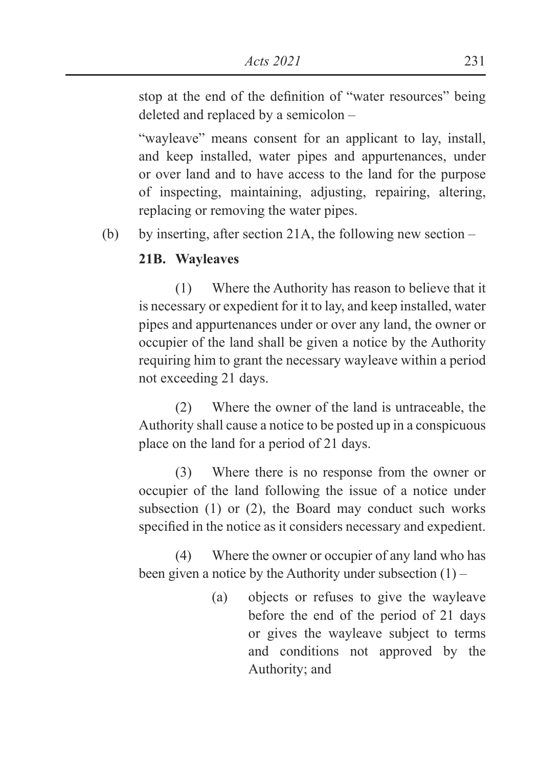stop at the end of the definition of "water resources" being deleted and replaced by a semicolon –

"wayleave" means consent for an applicant to lay, install, and keep installed, water pipes and appurtenances, under or over land and to have access to the land for the purpose of inspecting, maintaining, adjusting, repairing, altering, replacing or removing the water pipes.

(b) by inserting, after section 21A, the following new section –

**21B. Wayleaves**

(1) Where the Authority has reason to believe that it is necessary or expedient for it to lay, and keep installed, water pipes and appurtenances under or over any land, the owner or occupier of the land shall be given a notice by the Authority requiring him to grant the necessary wayleave within a period not exceeding 21 days.

(2) Where the owner of the land is untraceable, the Authority shall cause a notice to be posted up in a conspicuous place on the land for a period of 21 days.

(3) Where there is no response from the owner or occupier of the land following the issue of a notice under subsection (1) or (2), the Board may conduct such works specified in the notice as it considers necessary and expedient.

(4) Where the owner or occupier of any land who has been given a notice by the Authority under subsection (1) –

(a) objects or refuses to give the wayleave before the end of the period of 21 days or gives the wayleave subject to terms and conditions not approved by the Authority; and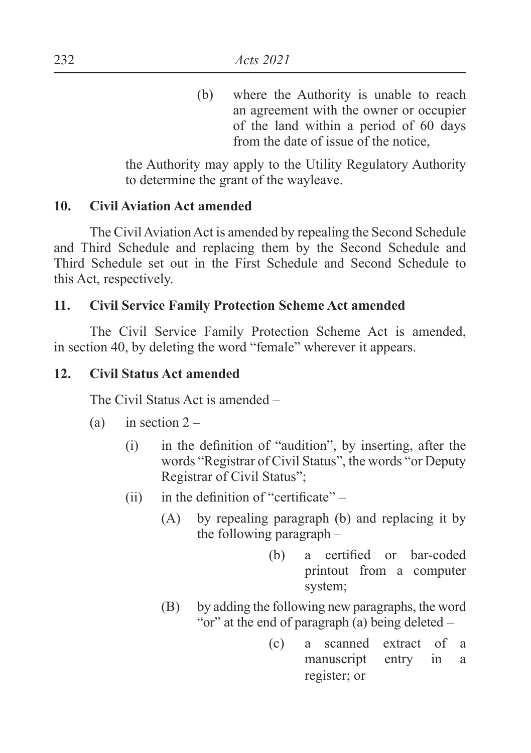(b) where the Authority is unable to reach an agreement with the owner or occupier of the land within a period of 60 days from the date of issue of the notice,

the Authority may apply to the Utility Regulatory Authority to determine the grant of the wayleave.

**10. Civil Aviation Act amended**

The Civil Aviation Act is amended by repealing the Second Schedule and Third Schedule and replacing them by the Second Schedule and Third Schedule set out in the First Schedule and Second Schedule to this Act, respectively.

**11. Civil Service Family Protection Scheme Act amended**

The Civil Service Family Protection Scheme Act is amended, in section 40, by deleting the word "female" wherever it appears.

**12. Civil Status Act amended**

The Civil Status Act is amended –

(a) in section 2 –

(i) in the definition of "audition", by inserting, after the words "Registrar of Civil Status", the words "or Deputy Registrar of Civil Status";

(ii) in the definition of "certificate" –

(A) by repealing paragraph (b) and replacing it by the following paragraph –

(b) a certified or bar-coded printout from a computer system;

(B) by adding the following new paragraphs, the word "or" at the end of paragraph (a) being deleted –

(c) a scanned extract of a manuscript entry in a register; or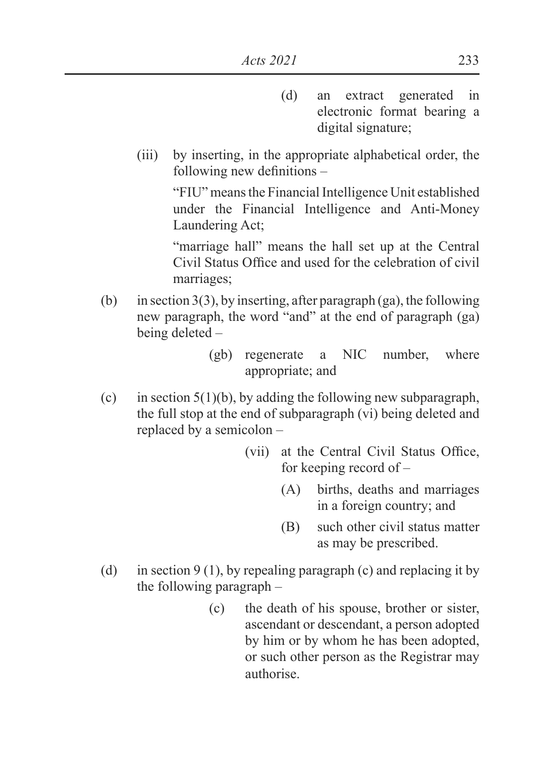(d) an extract generated in electronic format bearing a digital signature;

(iii) by inserting, in the appropriate alphabetical order, the following new definitions –

"FIU" means the Financial Intelligence Unit established under the Financial Intelligence and Anti-Money Laundering Act;

"marriage hall" means the hall set up at the Central Civil Status Office and used for the celebration of civil marriages;

(b) in section 3(3), by inserting, after paragraph (ga), the following new paragraph, the word "and" at the end of paragraph (ga) being deleted –

(gb) regenerate a NIC number, where appropriate; and

(c) in section 5(1)(b), by adding the following new subparagraph, the full stop at the end of subparagraph (vi) being deleted and replaced by a semicolon –

(vii) at the Central Civil Status Office, for keeping record of –

(A) births, deaths and marriages in a foreign country; and

(B) such other civil status matter as may be prescribed.

(d) in section 9 (1), by repealing paragraph (c) and replacing it by the following paragraph –

(c) the death of his spouse, brother or sister, ascendant or descendant, a person adopted by him or by whom he has been adopted, or such other person as the Registrar may authorise.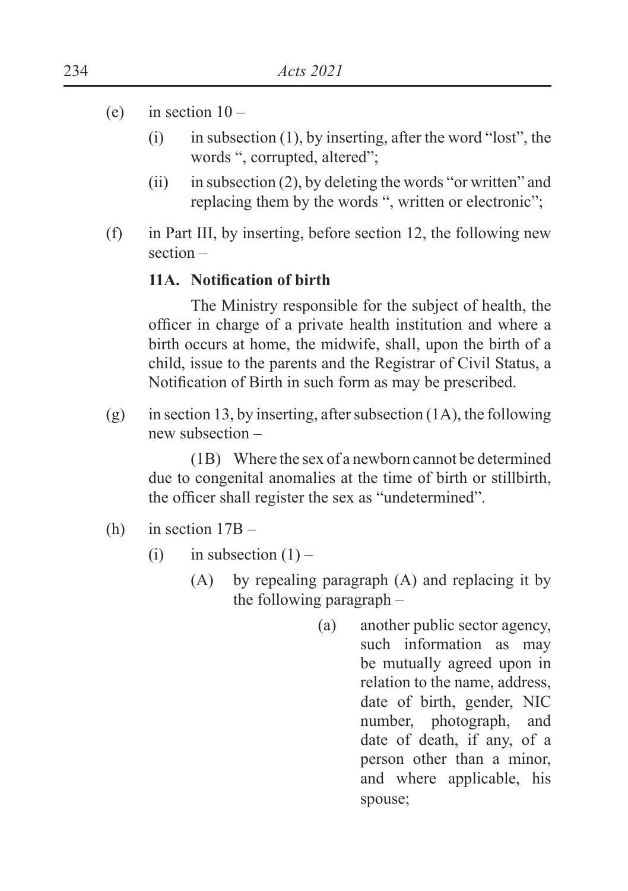(e) in section 10 –

   (i) in subsection (1), by inserting, after the word "lost", the words ", corrupted, altered";

   (ii) in subsection (2), by deleting the words "or written" and replacing them by the words ", written or electronic";

(f) in Part III, by inserting, before section 12, the following new section –

**11A. Notification of birth**

The Ministry responsible for the subject of health, the officer in charge of a private health institution and where a birth occurs at home, the midwife, shall, upon the birth of a child, issue to the parents and the Registrar of Civil Status, a Notification of Birth in such form as may be prescribed.

(g) in section 13, by inserting, after subsection (1A), the following new subsection –

(1B) Where the sex of a newborn cannot be determined due to congenital anomalies at the time of birth or stillbirth, the officer shall register the sex as "undetermined".

(h) in section 17B –

   (i) in subsection (1) –

      (A) by repealing paragraph (A) and replacing it by the following paragraph –

         (a) another public sector agency, such information as may be mutually agreed upon in relation to the name, address, date of birth, gender, NIC number, photograph, and date of death, if any, of a person other than a minor, and where applicable, his spouse;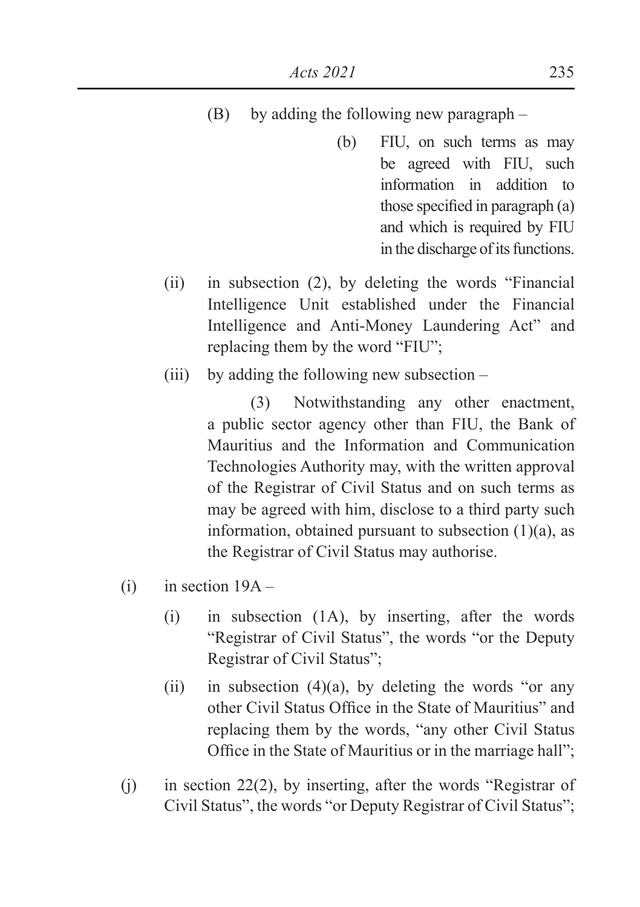(B) by adding the following new paragraph –

> (b) FIU, on such terms as may be agreed with FIU, such information in addition to those specified in paragraph (a) and which is required by FIU in the discharge of its functions.

(ii) in subsection (2), by deleting the words "Financial Intelligence Unit established under the Financial Intelligence and Anti-Money Laundering Act" and replacing them by the word "FIU";

(iii) by adding the following new subsection –

> (3) Notwithstanding any other enactment, a public sector agency other than FIU, the Bank of Mauritius and the Information and Communication Technologies Authority may, with the written approval of the Registrar of Civil Status and on such terms as may be agreed with him, disclose to a third party such information, obtained pursuant to subsection (1)(a), as the Registrar of Civil Status may authorise.

(i) in section 19A –

(i) in subsection (1A), by inserting, after the words "Registrar of Civil Status", the words "or the Deputy Registrar of Civil Status";

(ii) in subsection (4)(a), by deleting the words "or any other Civil Status Office in the State of Mauritius" and replacing them by the words, "any other Civil Status Office in the State of Mauritius or in the marriage hall";

(j) in section 22(2), by inserting, after the words "Registrar of Civil Status", the words "or Deputy Registrar of Civil Status";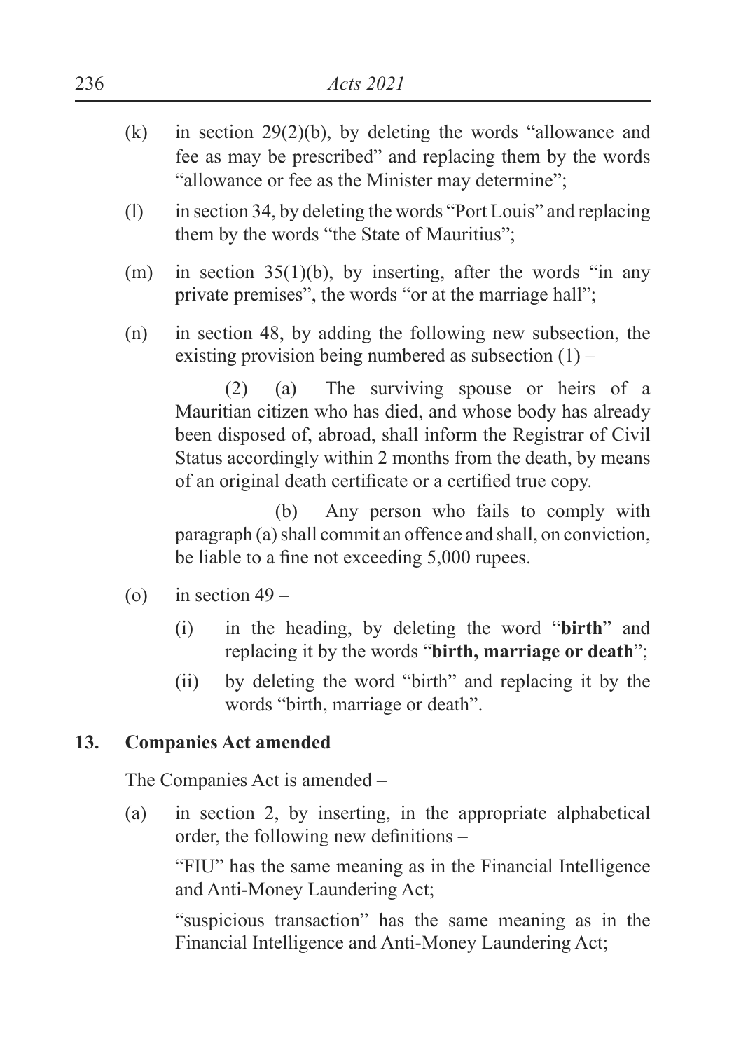(k) in section 29(2)(b), by deleting the words "allowance and fee as may be prescribed" and replacing them by the words "allowance or fee as the Minister may determine";

(l) in section 34, by deleting the words "Port Louis" and replacing them by the words "the State of Mauritius";

(m) in section 35(1)(b), by inserting, after the words "in any private premises", the words "or at the marriage hall";

(n) in section 48, by adding the following new subsection, the existing provision being numbered as subsection (1) –

(2) (a) The surviving spouse or heirs of a Mauritian citizen who has died, and whose body has already been disposed of, abroad, shall inform the Registrar of Civil Status accordingly within 2 months from the death, by means of an original death certificate or a certified true copy.

(b) Any person who fails to comply with paragraph (a) shall commit an offence and shall, on conviction, be liable to a fine not exceeding 5,000 rupees.

(o) in section 49 –

(i) in the heading, by deleting the word "**birth**" and replacing it by the words "**birth, marriage or death**";

(ii) by deleting the word "birth" and replacing it by the words "birth, marriage or death".

## 13. Companies Act amended

The Companies Act is amended –

(a) in section 2, by inserting, in the appropriate alphabetical order, the following new definitions –

"FIU" has the same meaning as in the Financial Intelligence and Anti-Money Laundering Act;

"suspicious transaction" has the same meaning as in the Financial Intelligence and Anti-Money Laundering Act;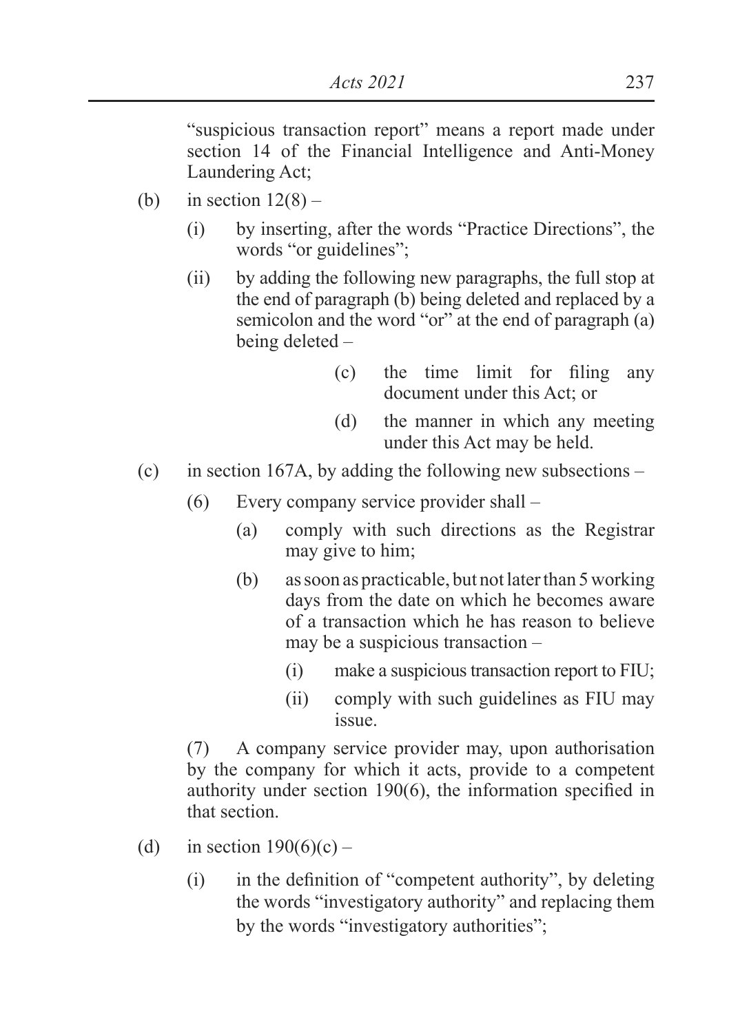"suspicious transaction report" means a report made under section 14 of the Financial Intelligence and Anti-Money Laundering Act;

(b) in section 12(8) –

(i) by inserting, after the words "Practice Directions", the words "or guidelines";

(ii) by adding the following new paragraphs, the full stop at the end of paragraph (b) being deleted and replaced by a semicolon and the word "or" at the end of paragraph (a) being deleted –

(c) the time limit for filing any document under this Act; or

(d) the manner in which any meeting under this Act may be held.

(c) in section 167A, by adding the following new subsections –

(6) Every company service provider shall –

(a) comply with such directions as the Registrar may give to him;

(b) as soon as practicable, but not later than 5 working days from the date on which he becomes aware of a transaction which he has reason to believe may be a suspicious transaction –

(i) make a suspicious transaction report to FIU;

(ii) comply with such guidelines as FIU may issue.

(7) A company service provider may, upon authorisation by the company for which it acts, provide to a competent authority under section 190(6), the information specified in that section.

(d) in section 190(6)(c) –

(i) in the definition of "competent authority", by deleting the words "investigatory authority" and replacing them by the words "investigatory authorities";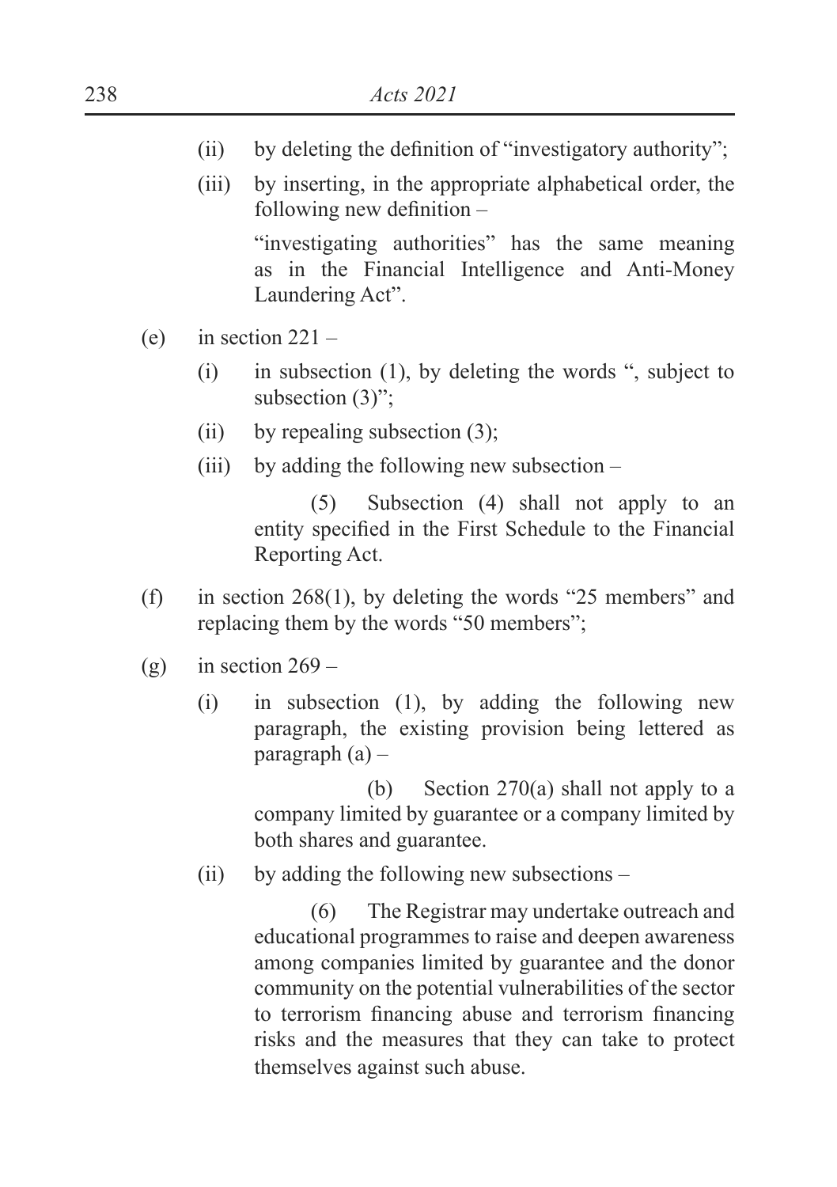(ii) by deleting the definition of "investigatory authority";

(iii) by inserting, in the appropriate alphabetical order, the following new definition –

"investigating authorities" has the same meaning as in the Financial Intelligence and Anti-Money Laundering Act".

(e) in section 221 –

(i) in subsection (1), by deleting the words ", subject to subsection (3)";

(ii) by repealing subsection (3);

(iii) by adding the following new subsection –

(5) Subsection (4) shall not apply to an entity specified in the First Schedule to the Financial Reporting Act.

(f) in section 268(1), by deleting the words "25 members" and replacing them by the words "50 members";

(g) in section 269 –

(i) in subsection (1), by adding the following new paragraph, the existing provision being lettered as paragraph (a) –

(b) Section 270(a) shall not apply to a company limited by guarantee or a company limited by both shares and guarantee.

(ii) by adding the following new subsections –

(6) The Registrar may undertake outreach and educational programmes to raise and deepen awareness among companies limited by guarantee and the donor community on the potential vulnerabilities of the sector to terrorism financing abuse and terrorism financing risks and the measures that they can take to protect themselves against such abuse.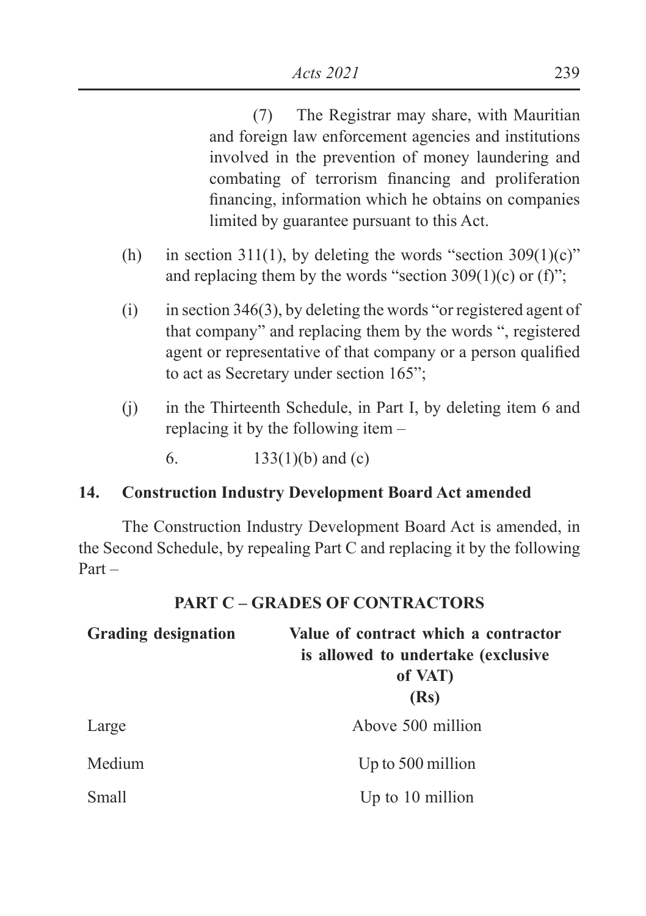(7) The Registrar may share, with Mauritian and foreign law enforcement agencies and institutions involved in the prevention of money laundering and combating of terrorism financing and proliferation financing, information which he obtains on companies limited by guarantee pursuant to this Act.

(h) in section 311(1), by deleting the words "section 309(1)(c)" and replacing them by the words "section 309(1)(c) or (f)";

(i) in section 346(3), by deleting the words "or registered agent of that company" and replacing them by the words ", registered agent or representative of that company or a person qualified to act as Secretary under section 165";

(j) in the Thirteenth Schedule, in Part I, by deleting item 6 and replacing it by the following item –

6. 133(1)(b) and (c)

**14. Construction Industry Development Board Act amended**

The Construction Industry Development Board Act is amended, in the Second Schedule, by repealing Part C and replacing it by the following Part –

**PART C – GRADES OF CONTRACTORS**

| Grading designation | Value of contract which a contractor is allowed to undertake (exclusive of VAT) (Rs) |
|---|---|
| Large | Above 500 million |
| Medium | Up to 500 million |
| Small | Up to 10 million |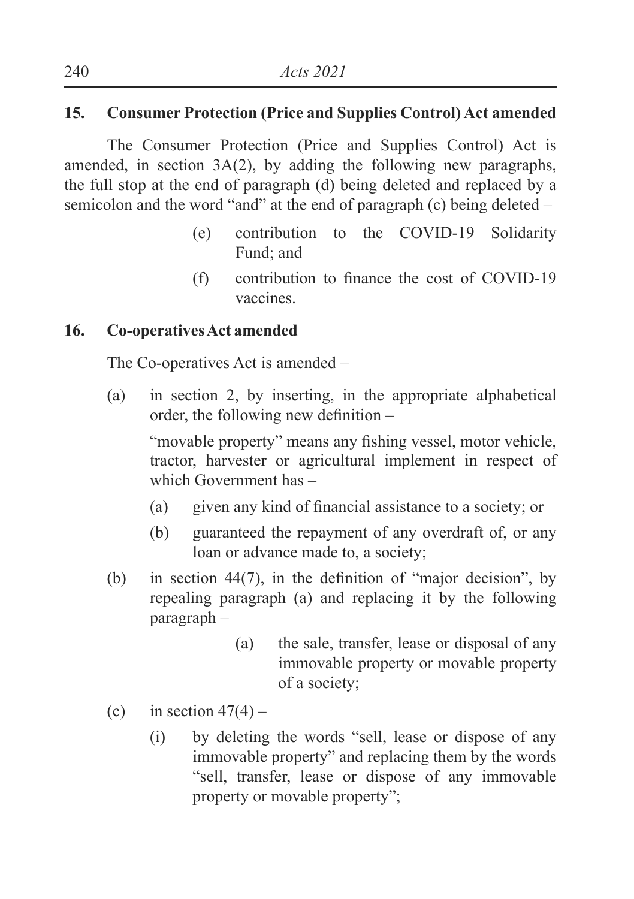## 15. Consumer Protection (Price and Supplies Control) Act amended

The Consumer Protection (Price and Supplies Control) Act is amended, in section 3A(2), by adding the following new paragraphs, the full stop at the end of paragraph (d) being deleted and replaced by a semicolon and the word "and" at the end of paragraph (c) being deleted –

> (e) contribution to the COVID-19 Solidarity Fund; and
>
> (f) contribution to finance the cost of COVID-19 vaccines.

## 16. Co-operatives Act amended

The Co-operatives Act is amended –

(a) in section 2, by inserting, in the appropriate alphabetical order, the following new definition –

> "movable property" means any fishing vessel, motor vehicle, tractor, harvester or agricultural implement in respect of which Government has –
>
> (a) given any kind of financial assistance to a society; or
>
> (b) guaranteed the repayment of any overdraft of, or any loan or advance made to, a society;

(b) in section 44(7), in the definition of "major decision", by repealing paragraph (a) and replacing it by the following paragraph –

> (a) the sale, transfer, lease or disposal of any immovable property or movable property of a society;

(c) in section 47(4) –

   (i) by deleting the words "sell, lease or dispose of any immovable property" and replacing them by the words "sell, transfer, lease or dispose of any immovable property or movable property";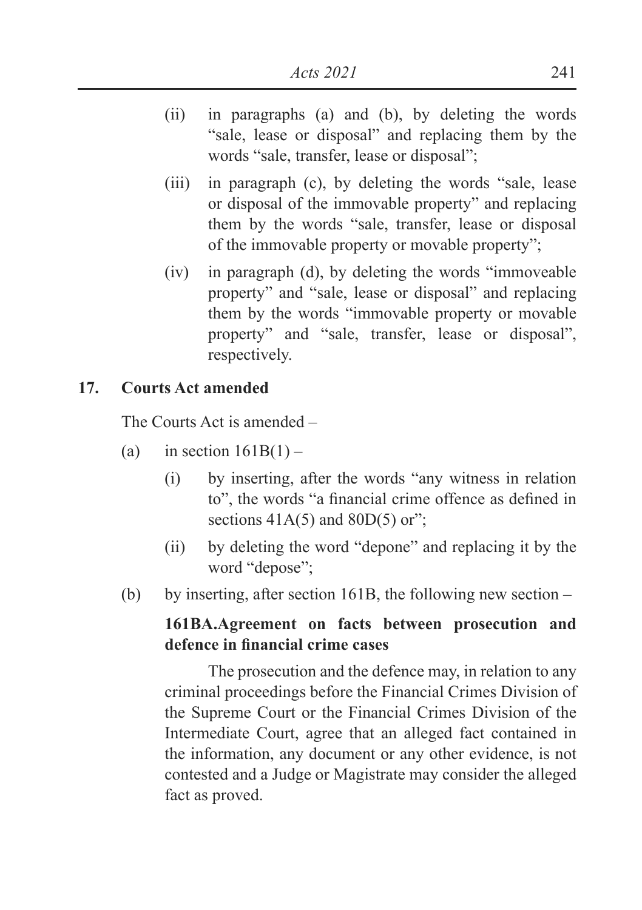(ii) in paragraphs (a) and (b), by deleting the words "sale, lease or disposal" and replacing them by the words "sale, transfer, lease or disposal";

(iii) in paragraph (c), by deleting the words "sale, lease or disposal of the immovable property" and replacing them by the words "sale, transfer, lease or disposal of the immovable property or movable property";

(iv) in paragraph (d), by deleting the words "immoveable property" and "sale, lease or disposal" and replacing them by the words "immovable property or movable property" and "sale, transfer, lease or disposal", respectively.

**17. Courts Act amended**

The Courts Act is amended –

(a) in section 161B(1) –

(i) by inserting, after the words "any witness in relation to", the words "a financial crime offence as defined in sections 41A(5) and 80D(5) or";

(ii) by deleting the word "depone" and replacing it by the word "depose";

(b) by inserting, after section 161B, the following new section –

**161BA. Agreement on facts between prosecution and defence in financial crime cases**

The prosecution and the defence may, in relation to any criminal proceedings before the Financial Crimes Division of the Supreme Court or the Financial Crimes Division of the Intermediate Court, agree that an alleged fact contained in the information, any document or any other evidence, is not contested and a Judge or Magistrate may consider the alleged fact as proved.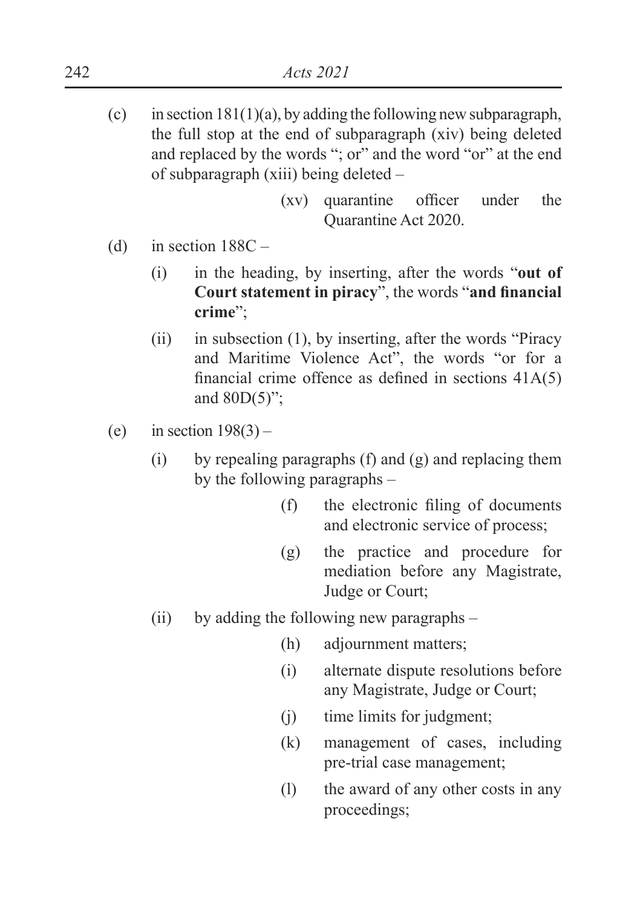(c) in section 181(1)(a), by adding the following new subparagraph, the full stop at the end of subparagraph (xiv) being deleted and replaced by the words "; or" and the word "or" at the end of subparagraph (xiii) being deleted –

> (xv) quarantine officer under the Quarantine Act 2020.

(d) in section 188C –

> (i) in the heading, by inserting, after the words "**out of Court statement in piracy**", the words "**and financial crime**";
>
> (ii) in subsection (1), by inserting, after the words "Piracy and Maritime Violence Act", the words "or for a financial crime offence as defined in sections 41A(5) and 80D(5)";

(e) in section 198(3) –

> (i) by repealing paragraphs (f) and (g) and replacing them by the following paragraphs –
>
> > (f) the electronic filing of documents and electronic service of process;
> >
> > (g) the practice and procedure for mediation before any Magistrate, Judge or Court;
>
> (ii) by adding the following new paragraphs –
>
> > (h) adjournment matters;
> >
> > (i) alternate dispute resolutions before any Magistrate, Judge or Court;
> >
> > (j) time limits for judgment;
> >
> > (k) management of cases, including pre-trial case management;
> >
> > (l) the award of any other costs in any proceedings;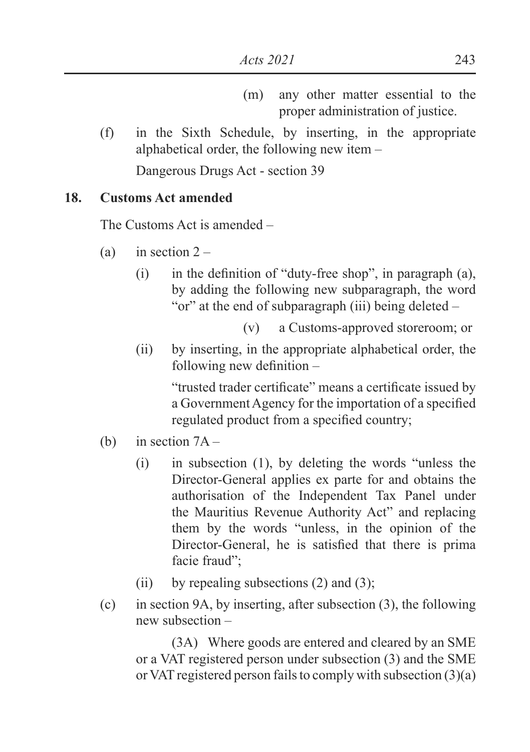(m) any other matter essential to the proper administration of justice.

(f) in the Sixth Schedule, by inserting, in the appropriate alphabetical order, the following new item –

Dangerous Drugs Act - section 39

**18. Customs Act amended**

The Customs Act is amended –

(a) in section 2 –

(i) in the definition of "duty-free shop", in paragraph (a), by adding the following new subparagraph, the word "or" at the end of subparagraph (iii) being deleted –

(v) a Customs-approved storeroom; or

(ii) by inserting, in the appropriate alphabetical order, the following new definition –

"trusted trader certificate" means a certificate issued by a Government Agency for the importation of a specified regulated product from a specified country;

(b) in section 7A –

(i) in subsection (1), by deleting the words "unless the Director-General applies ex parte for and obtains the authorisation of the Independent Tax Panel under the Mauritius Revenue Authority Act" and replacing them by the words "unless, in the opinion of the Director-General, he is satisfied that there is prima facie fraud";

(ii) by repealing subsections (2) and (3);

(c) in section 9A, by inserting, after subsection (3), the following new subsection –

(3A) Where goods are entered and cleared by an SME or a VAT registered person under subsection (3) and the SME or VAT registered person fails to comply with subsection (3)(a)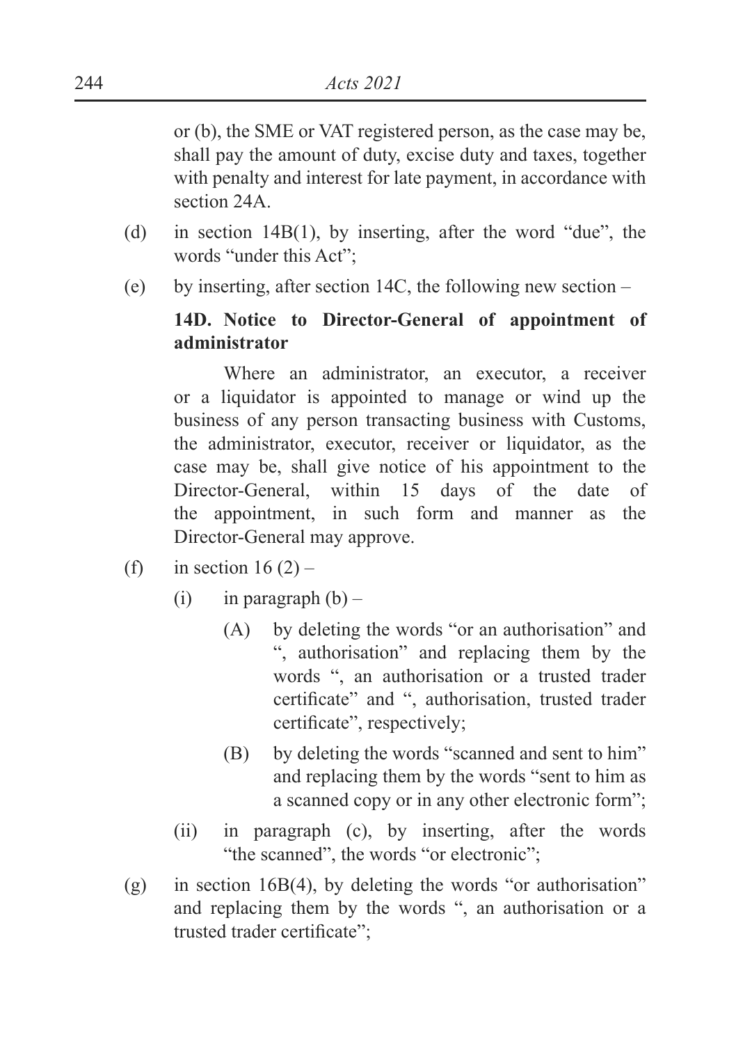or (b), the SME or VAT registered person, as the case may be, shall pay the amount of duty, excise duty and taxes, together with penalty and interest for late payment, in accordance with section 24A.

(d) in section 14B(1), by inserting, after the word "due", the words "under this Act";

(e) by inserting, after section 14C, the following new section –

**14D. Notice to Director-General of appointment of administrator**

Where an administrator, an executor, a receiver or a liquidator is appointed to manage or wind up the business of any person transacting business with Customs, the administrator, executor, receiver or liquidator, as the case may be, shall give notice of his appointment to the Director-General, within 15 days of the date of the appointment, in such form and manner as the Director-General may approve.

(f) in section 16 (2) –

(i) in paragraph (b) –

(A) by deleting the words "or an authorisation" and ", authorisation" and replacing them by the words ", an authorisation or a trusted trader certificate" and ", authorisation, trusted trader certificate", respectively;

(B) by deleting the words "scanned and sent to him" and replacing them by the words "sent to him as a scanned copy or in any other electronic form";

(ii) in paragraph (c), by inserting, after the words "the scanned", the words "or electronic";

(g) in section 16B(4), by deleting the words "or authorisation" and replacing them by the words ", an authorisation or a trusted trader certificate";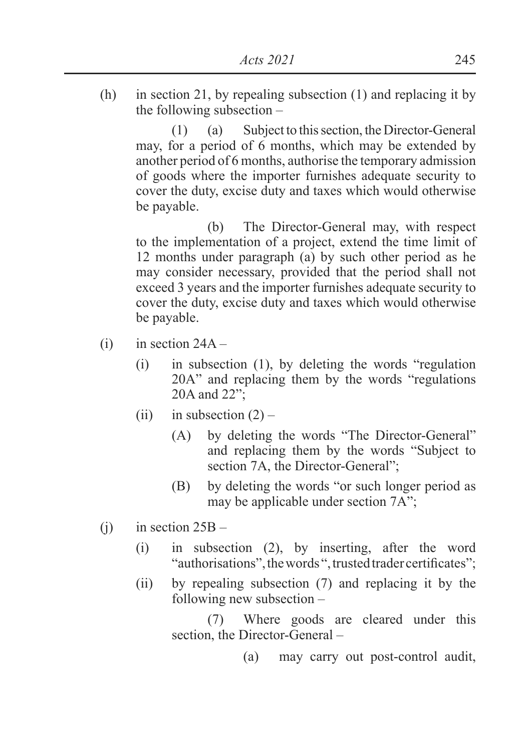(h) in section 21, by repealing subsection (1) and replacing it by the following subsection –

(1) (a) Subject to this section, the Director-General may, for a period of 6 months, which may be extended by another period of 6 months, authorise the temporary admission of goods where the importer furnishes adequate security to cover the duty, excise duty and taxes which would otherwise be payable.

(b) The Director-General may, with respect to the implementation of a project, extend the time limit of 12 months under paragraph (a) by such other period as he may consider necessary, provided that the period shall not exceed 3 years and the importer furnishes adequate security to cover the duty, excise duty and taxes which would otherwise be payable.

(i) in section 24A –

- (i) in subsection (1), by deleting the words "regulation 20A" and replacing them by the words "regulations 20A and 22";
- (ii) in subsection (2) –
  - (A) by deleting the words "The Director-General" and replacing them by the words "Subject to section 7A, the Director-General";
  - (B) by deleting the words "or such longer period as may be applicable under section 7A";

(j) in section 25B –

- (i) in subsection (2), by inserting, after the word "authorisations", the words ", trusted trader certificates";
- (ii) by repealing subsection (7) and replacing it by the following new subsection –

(7) Where goods are cleared under this section, the Director-General –

(a) may carry out post-control audit,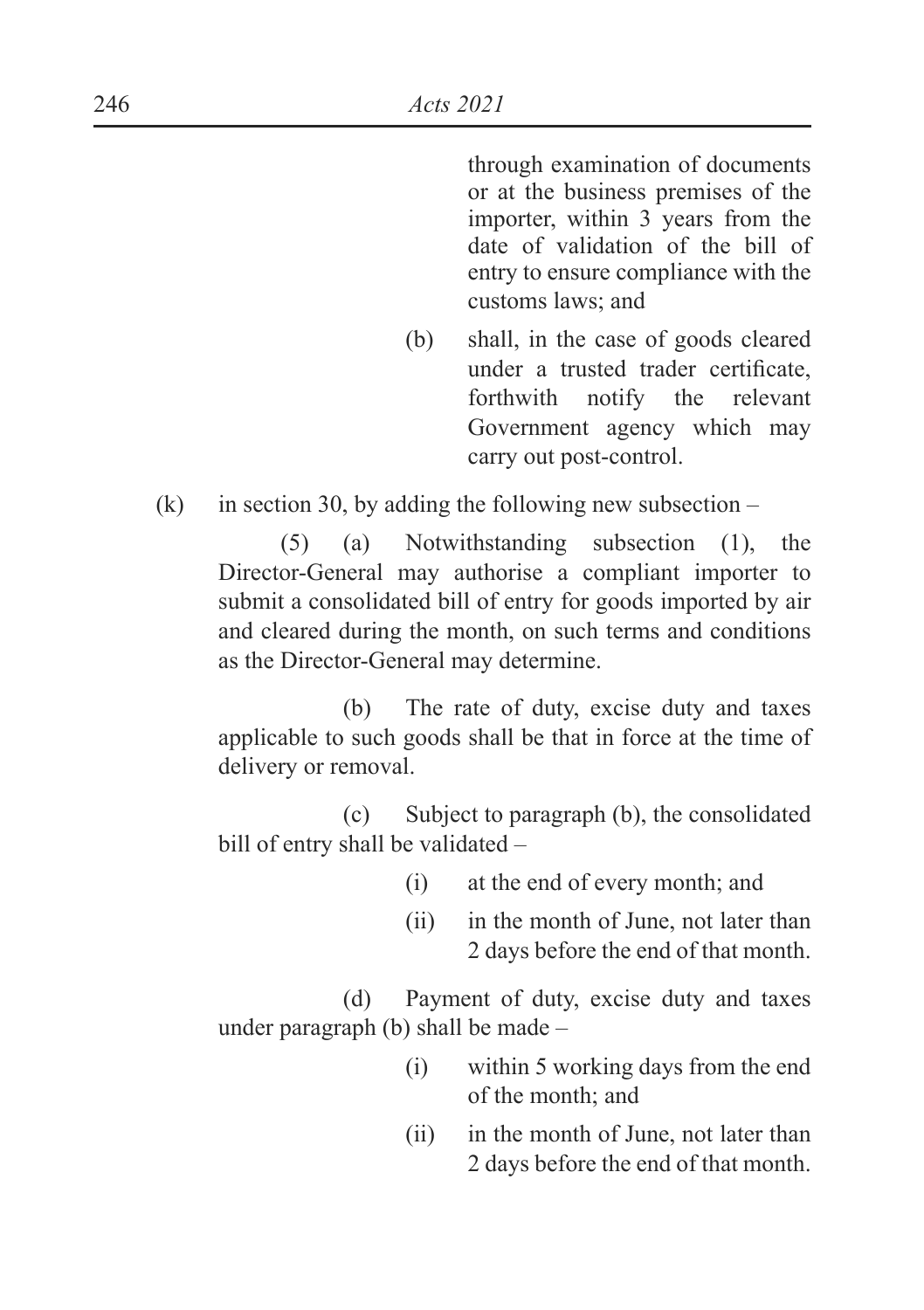through examination of documents or at the business premises of the importer, within 3 years from the date of validation of the bill of entry to ensure compliance with the customs laws; and

(b) shall, in the case of goods cleared under a trusted trader certificate, forthwith notify the relevant Government agency which may carry out post-control.

(k) in section 30, by adding the following new subsection –

(5) (a) Notwithstanding subsection (1), the Director-General may authorise a compliant importer to submit a consolidated bill of entry for goods imported by air and cleared during the month, on such terms and conditions as the Director-General may determine.

(b) The rate of duty, excise duty and taxes applicable to such goods shall be that in force at the time of delivery or removal.

(c) Subject to paragraph (b), the consolidated bill of entry shall be validated –

(i) at the end of every month; and

(ii) in the month of June, not later than 2 days before the end of that month.

(d) Payment of duty, excise duty and taxes under paragraph (b) shall be made –

(i) within 5 working days from the end of the month; and

(ii) in the month of June, not later than 2 days before the end of that month.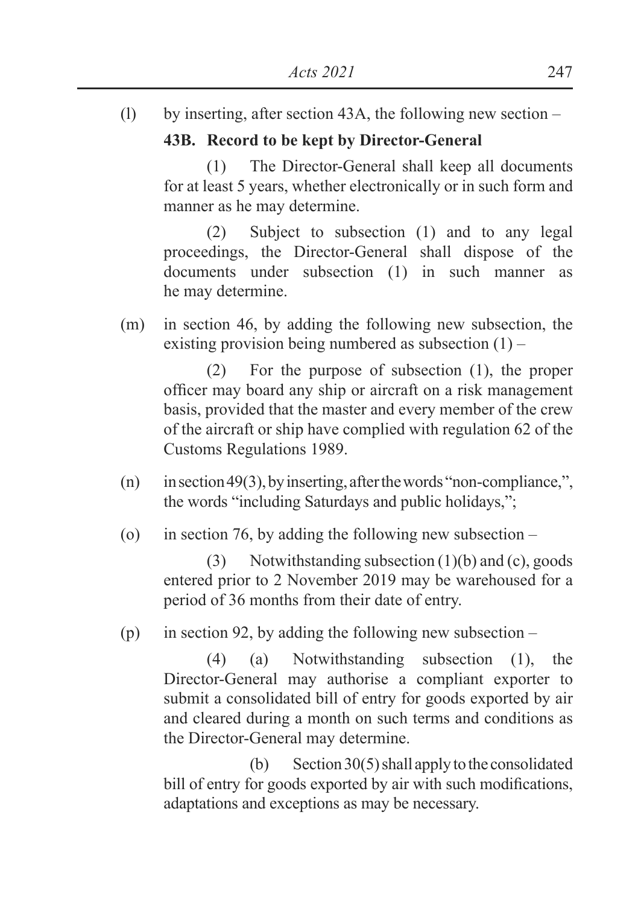(l) by inserting, after section 43A, the following new section –

**43B. Record to be kept by Director-General**

(1) The Director-General shall keep all documents for at least 5 years, whether electronically or in such form and manner as he may determine.

(2) Subject to subsection (1) and to any legal proceedings, the Director-General shall dispose of the documents under subsection (1) in such manner as he may determine.

(m) in section 46, by adding the following new subsection, the existing provision being numbered as subsection (1) –

(2) For the purpose of subsection (1), the proper officer may board any ship or aircraft on a risk management basis, provided that the master and every member of the crew of the aircraft or ship have complied with regulation 62 of the Customs Regulations 1989.

(n) in section 49(3), by inserting, after the words "non-compliance,", the words "including Saturdays and public holidays,";

(o) in section 76, by adding the following new subsection –

(3) Notwithstanding subsection (1)(b) and (c), goods entered prior to 2 November 2019 may be warehoused for a period of 36 months from their date of entry.

(p) in section 92, by adding the following new subsection –

(4) (a) Notwithstanding subsection (1), the Director-General may authorise a compliant exporter to submit a consolidated bill of entry for goods exported by air and cleared during a month on such terms and conditions as the Director-General may determine.

(b) Section 30(5) shall apply to the consolidated bill of entry for goods exported by air with such modifications, adaptations and exceptions as may be necessary.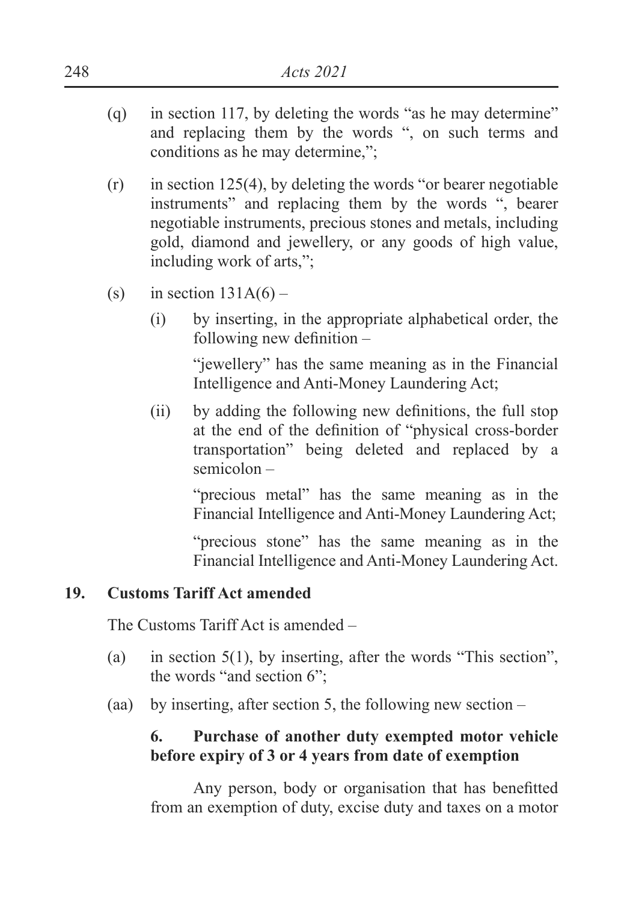(q) in section 117, by deleting the words "as he may determine" and replacing them by the words ", on such terms and conditions as he may determine,";

(r) in section 125(4), by deleting the words "or bearer negotiable instruments" and replacing them by the words ", bearer negotiable instruments, precious stones and metals, including gold, diamond and jewellery, or any goods of high value, including work of arts,";

(s) in section 131A(6) –

  (i) by inserting, in the appropriate alphabetical order, the following new definition –

    "jewellery" has the same meaning as in the Financial Intelligence and Anti-Money Laundering Act;

  (ii) by adding the following new definitions, the full stop at the end of the definition of "physical cross-border transportation" being deleted and replaced by a semicolon –

    "precious metal" has the same meaning as in the Financial Intelligence and Anti-Money Laundering Act;

    "precious stone" has the same meaning as in the Financial Intelligence and Anti-Money Laundering Act.

**19. Customs Tariff Act amended**

The Customs Tariff Act is amended –

(a) in section 5(1), by inserting, after the words "This section", the words "and section 6";

(aa) by inserting, after section 5, the following new section –

**6. Purchase of another duty exempted motor vehicle before expiry of 3 or 4 years from date of exemption**

Any person, body or organisation that has benefitted from an exemption of duty, excise duty and taxes on a motor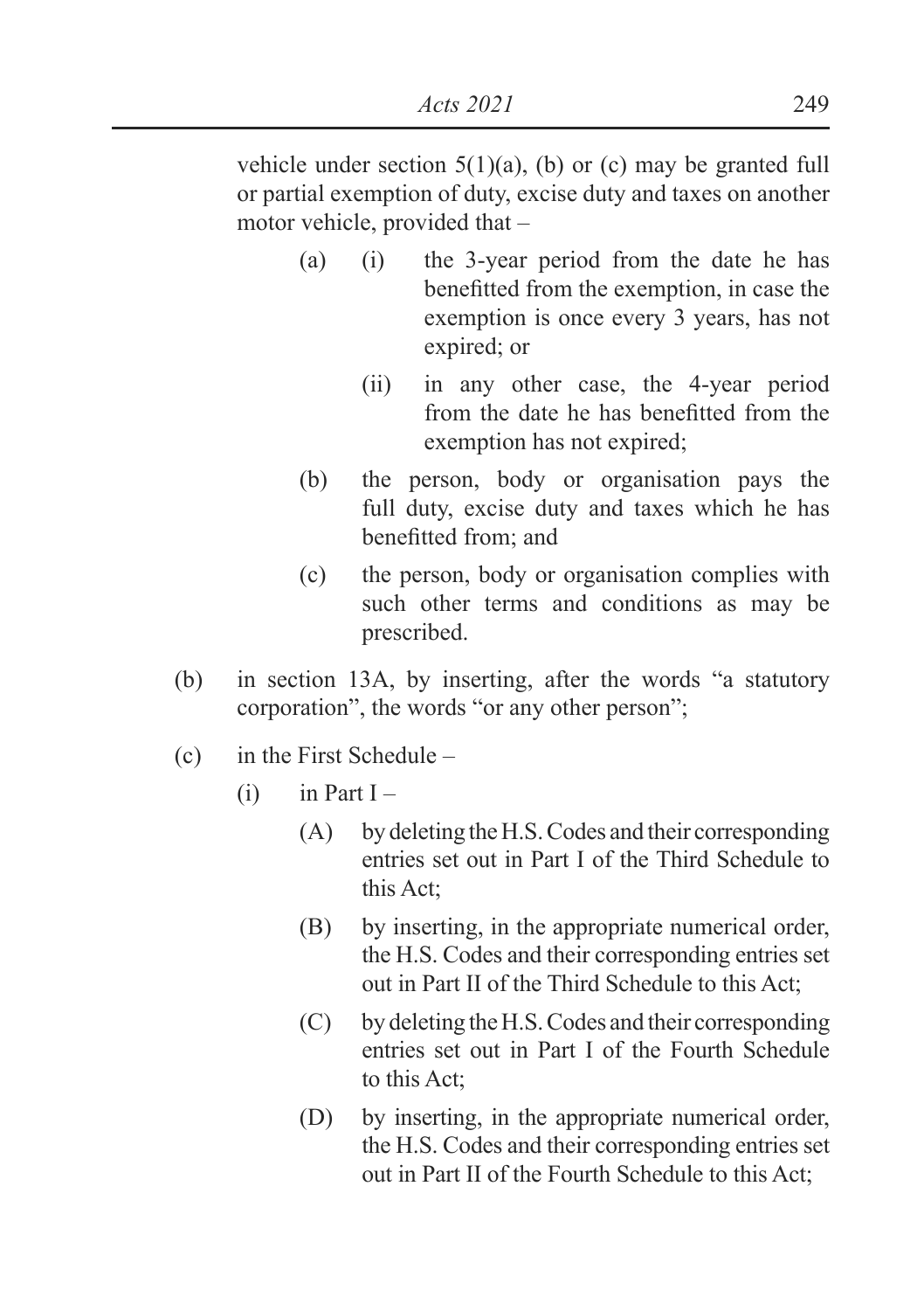vehicle under section 5(1)(a), (b) or (c) may be granted full or partial exemption of duty, excise duty and taxes on another motor vehicle, provided that –

- (a) (i) the 3-year period from the date he has benefitted from the exemption, in case the exemption is once every 3 years, has not expired; or
  - (ii) in any other case, the 4-year period from the date he has benefitted from the exemption has not expired;
- (b) the person, body or organisation pays the full duty, excise duty and taxes which he has benefitted from; and
- (c) the person, body or organisation complies with such other terms and conditions as may be prescribed.

(b) in section 13A, by inserting, after the words "a statutory corporation", the words "or any other person";

(c) in the First Schedule –

- (i) in Part I –
  - (A) by deleting the H.S. Codes and their corresponding entries set out in Part I of the Third Schedule to this Act;
  - (B) by inserting, in the appropriate numerical order, the H.S. Codes and their corresponding entries set out in Part II of the Third Schedule to this Act;
  - (C) by deleting the H.S. Codes and their corresponding entries set out in Part I of the Fourth Schedule to this Act;
  - (D) by inserting, in the appropriate numerical order, the H.S. Codes and their corresponding entries set out in Part II of the Fourth Schedule to this Act;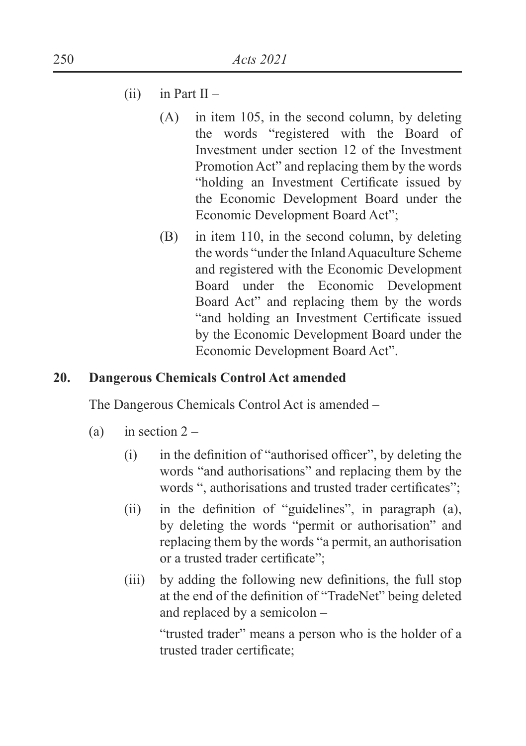(ii) in Part II –

(A) in item 105, in the second column, by deleting the words "registered with the Board of Investment under section 12 of the Investment Promotion Act" and replacing them by the words "holding an Investment Certificate issued by the Economic Development Board under the Economic Development Board Act";

(B) in item 110, in the second column, by deleting the words "under the Inland Aquaculture Scheme and registered with the Economic Development Board under the Economic Development Board Act" and replacing them by the words "and holding an Investment Certificate issued by the Economic Development Board under the Economic Development Board Act".

**20. Dangerous Chemicals Control Act amended**

The Dangerous Chemicals Control Act is amended –

(a) in section 2 –

(i) in the definition of "authorised officer", by deleting the words "and authorisations" and replacing them by the words ", authorisations and trusted trader certificates";

(ii) in the definition of "guidelines", in paragraph (a), by deleting the words "permit or authorisation" and replacing them by the words "a permit, an authorisation or a trusted trader certificate";

(iii) by adding the following new definitions, the full stop at the end of the definition of "TradeNet" being deleted and replaced by a semicolon –

"trusted trader" means a person who is the holder of a trusted trader certificate;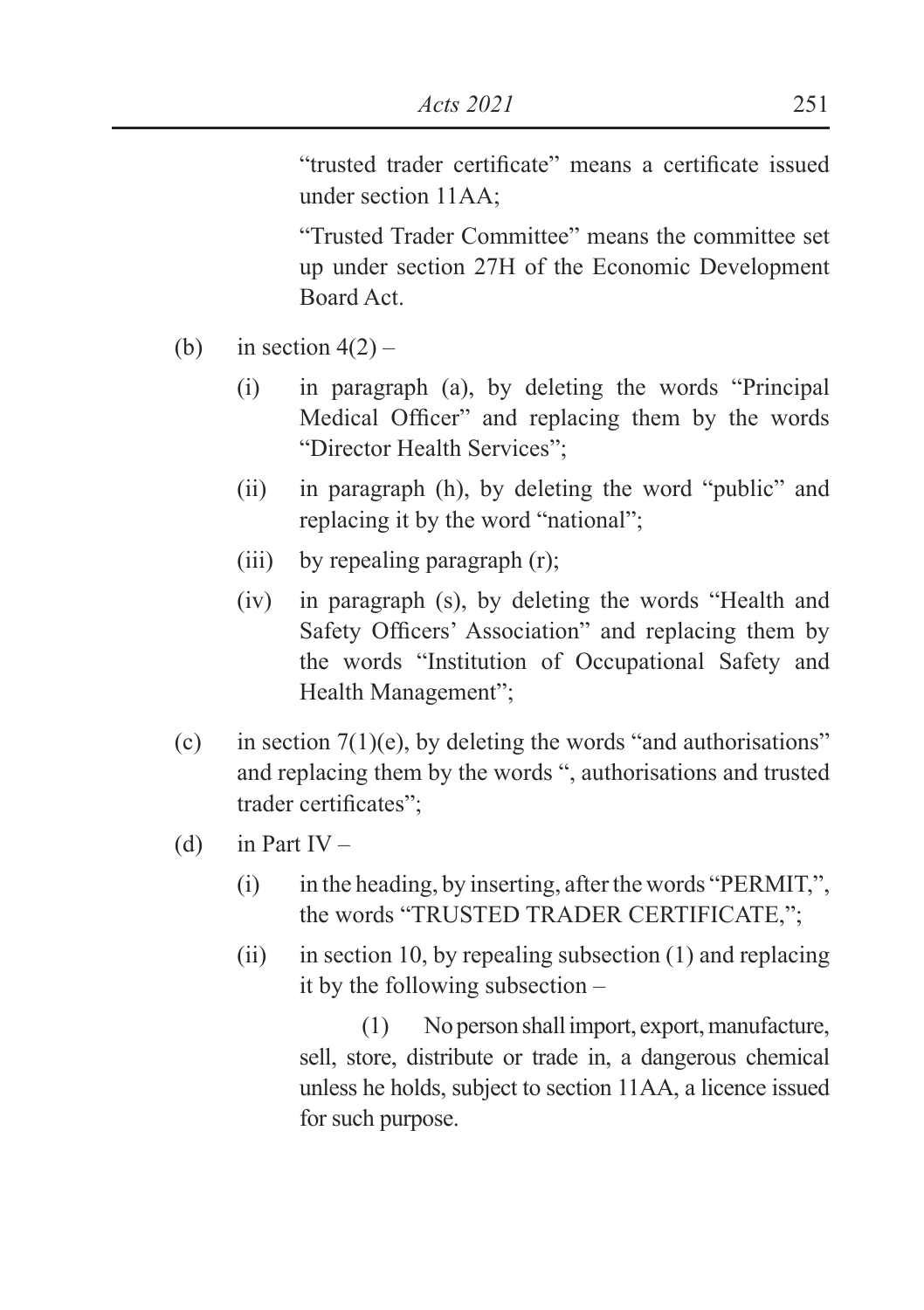"trusted trader certificate" means a certificate issued under section 11AA;

"Trusted Trader Committee" means the committee set up under section 27H of the Economic Development Board Act.

(b) in section 4(2) –

(i) in paragraph (a), by deleting the words "Principal Medical Officer" and replacing them by the words "Director Health Services";

(ii) in paragraph (h), by deleting the word "public" and replacing it by the word "national";

(iii) by repealing paragraph (r);

(iv) in paragraph (s), by deleting the words "Health and Safety Officers' Association" and replacing them by the words "Institution of Occupational Safety and Health Management";

(c) in section 7(1)(e), by deleting the words "and authorisations" and replacing them by the words ", authorisations and trusted trader certificates";

(d) in Part IV –

(i) in the heading, by inserting, after the words "PERMIT,", the words "TRUSTED TRADER CERTIFICATE,";

(ii) in section 10, by repealing subsection (1) and replacing it by the following subsection –

(1) No person shall import, export, manufacture, sell, store, distribute or trade in, a dangerous chemical unless he holds, subject to section 11AA, a licence issued for such purpose.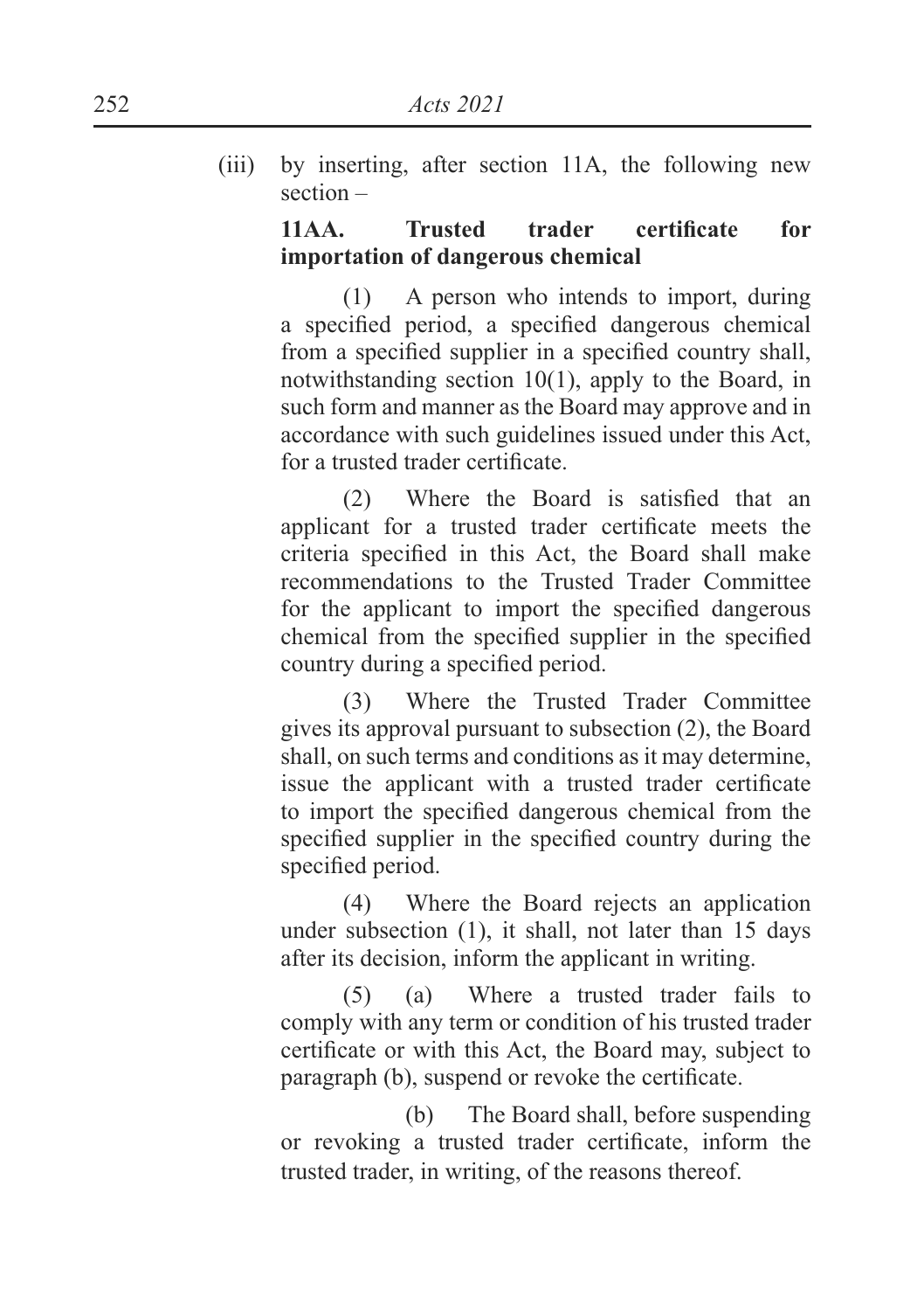(iii) by inserting, after section 11A, the following new section –

**11AA. Trusted trader certificate for importation of dangerous chemical**

(1) A person who intends to import, during a specified period, a specified dangerous chemical from a specified supplier in a specified country shall, notwithstanding section 10(1), apply to the Board, in such form and manner as the Board may approve and in accordance with such guidelines issued under this Act, for a trusted trader certificate.

(2) Where the Board is satisfied that an applicant for a trusted trader certificate meets the criteria specified in this Act, the Board shall make recommendations to the Trusted Trader Committee for the applicant to import the specified dangerous chemical from the specified supplier in the specified country during a specified period.

(3) Where the Trusted Trader Committee gives its approval pursuant to subsection (2), the Board shall, on such terms and conditions as it may determine, issue the applicant with a trusted trader certificate to import the specified dangerous chemical from the specified supplier in the specified country during the specified period.

(4) Where the Board rejects an application under subsection (1), it shall, not later than 15 days after its decision, inform the applicant in writing.

(5) (a) Where a trusted trader fails to comply with any term or condition of his trusted trader certificate or with this Act, the Board may, subject to paragraph (b), suspend or revoke the certificate.

(b) The Board shall, before suspending or revoking a trusted trader certificate, inform the trusted trader, in writing, of the reasons thereof.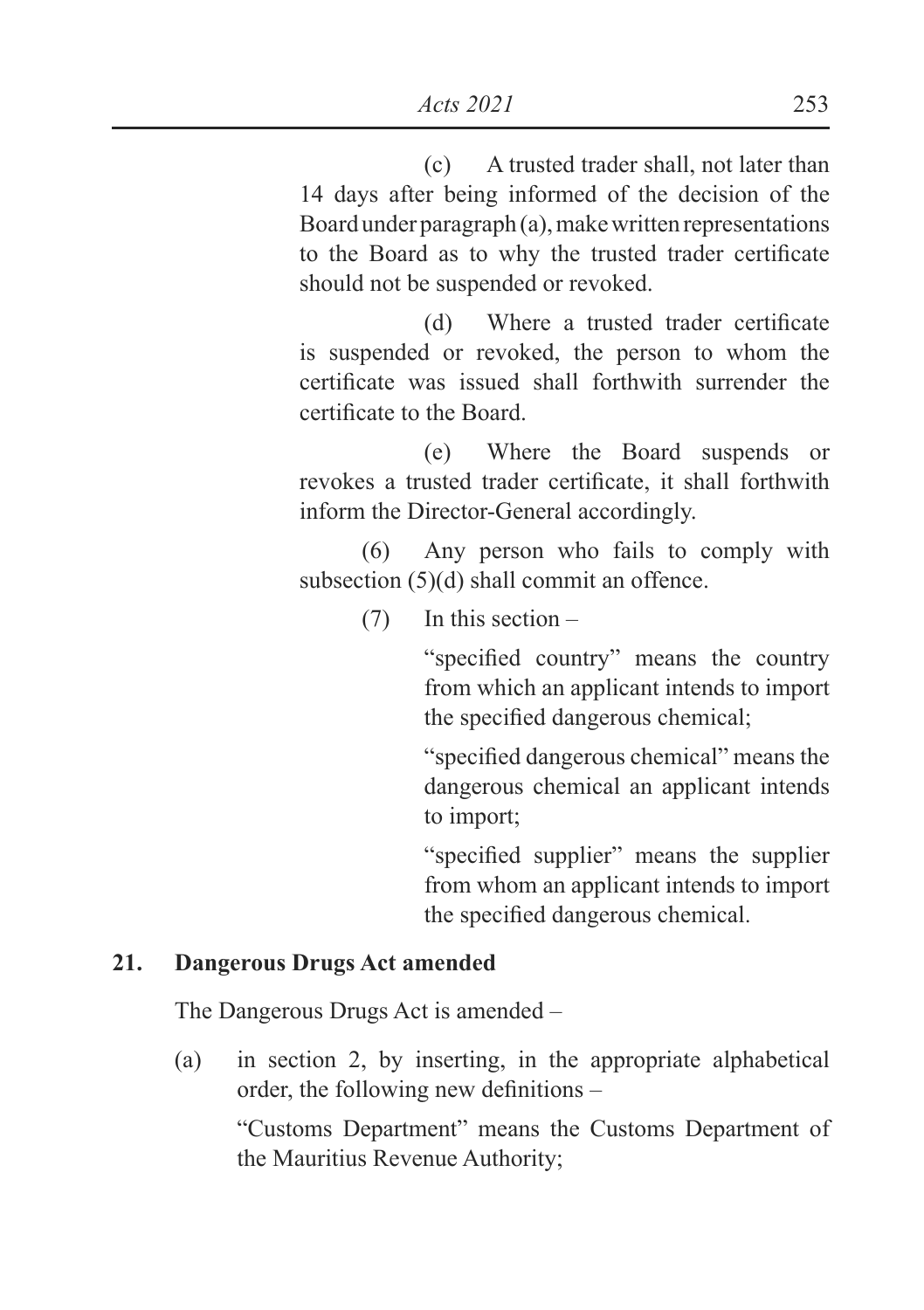(c) A trusted trader shall, not later than 14 days after being informed of the decision of the Board under paragraph (a), make written representations to the Board as to why the trusted trader certificate should not be suspended or revoked.

(d) Where a trusted trader certificate is suspended or revoked, the person to whom the certificate was issued shall forthwith surrender the certificate to the Board.

(e) Where the Board suspends or revokes a trusted trader certificate, it shall forthwith inform the Director-General accordingly.

(6) Any person who fails to comply with subsection (5)(d) shall commit an offence.

(7) In this section –

"specified country" means the country from which an applicant intends to import the specified dangerous chemical;

"specified dangerous chemical" means the dangerous chemical an applicant intends to import;

"specified supplier" means the supplier from whom an applicant intends to import the specified dangerous chemical.

**21. Dangerous Drugs Act amended**

The Dangerous Drugs Act is amended –

(a) in section 2, by inserting, in the appropriate alphabetical order, the following new definitions –

"Customs Department" means the Customs Department of the Mauritius Revenue Authority;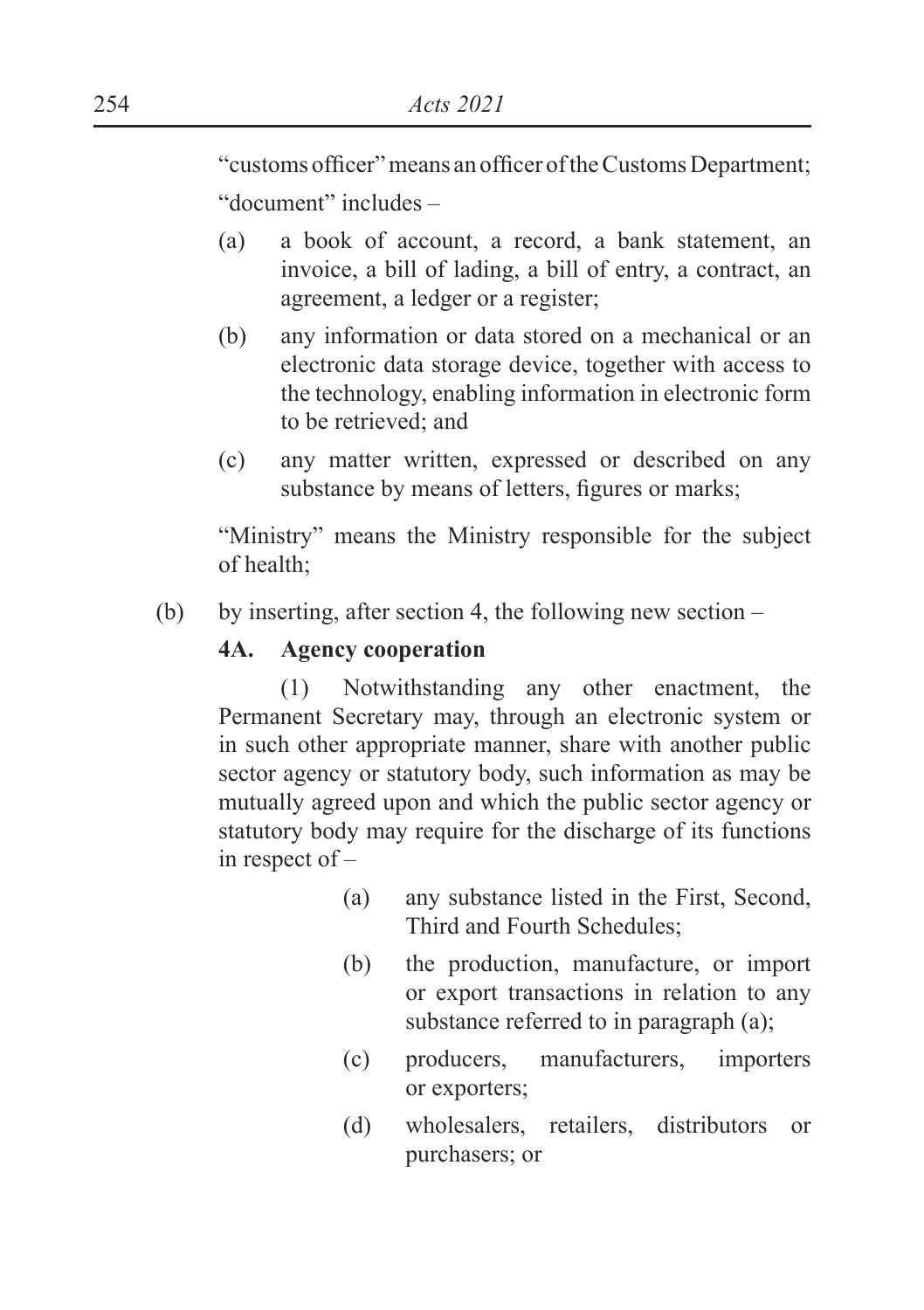"customs officer" means an officer of the Customs Department;

"document" includes –

(a) a book of account, a record, a bank statement, an invoice, a bill of lading, a bill of entry, a contract, an agreement, a ledger or a register;

(b) any information or data stored on a mechanical or an electronic data storage device, together with access to the technology, enabling information in electronic form to be retrieved; and

(c) any matter written, expressed or described on any substance by means of letters, figures or marks;

"Ministry" means the Ministry responsible for the subject of health;

(b) by inserting, after section 4, the following new section –

**4A. Agency cooperation**

(1) Notwithstanding any other enactment, the Permanent Secretary may, through an electronic system or in such other appropriate manner, share with another public sector agency or statutory body, such information as may be mutually agreed upon and which the public sector agency or statutory body may require for the discharge of its functions in respect of –

(a) any substance listed in the First, Second, Third and Fourth Schedules;

(b) the production, manufacture, or import or export transactions in relation to any substance referred to in paragraph (a);

(c) producers, manufacturers, importers or exporters;

(d) wholesalers, retailers, distributors or purchasers; or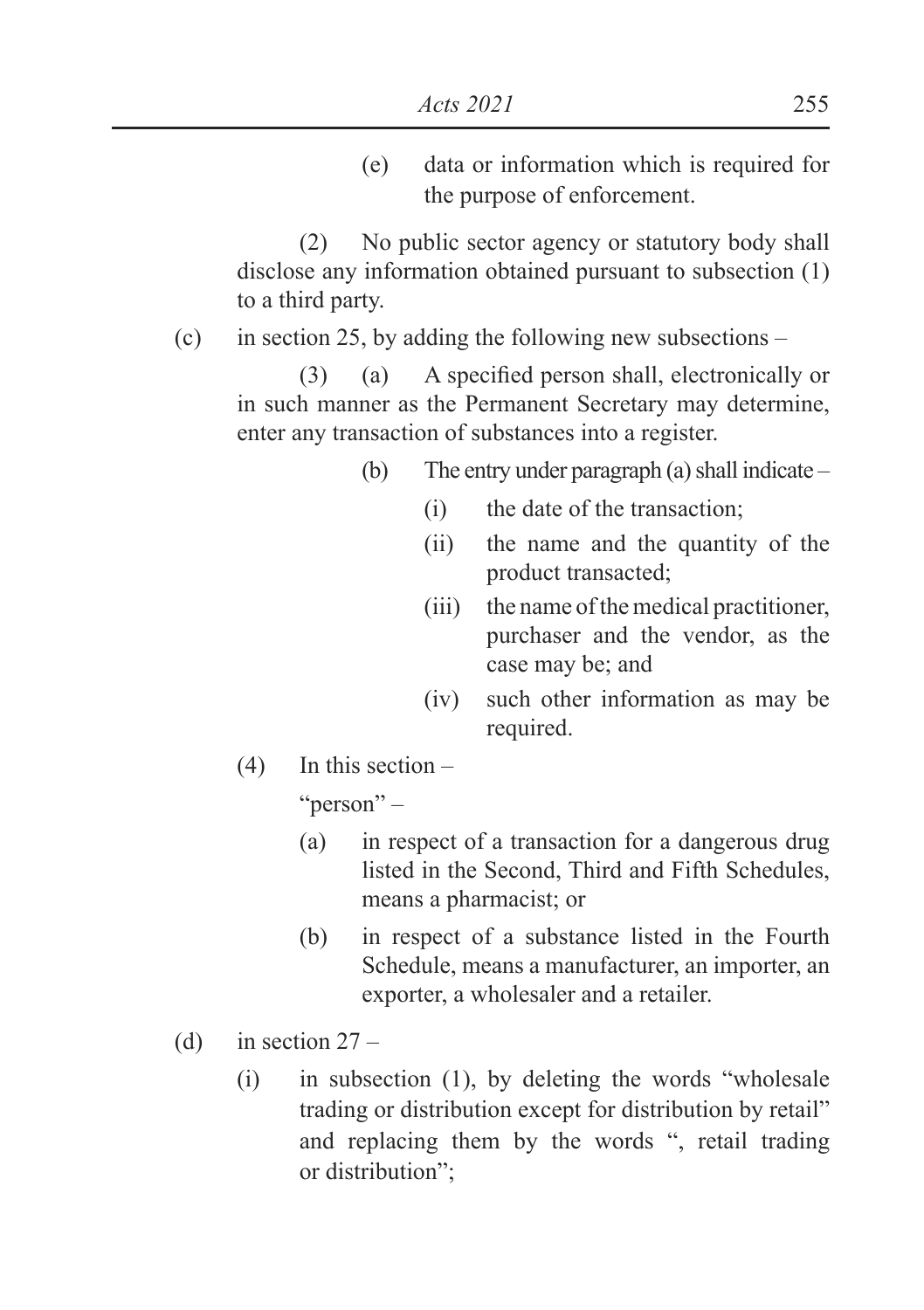(e) data or information which is required for the purpose of enforcement.

(2) No public sector agency or statutory body shall disclose any information obtained pursuant to subsection (1) to a third party.

(c) in section 25, by adding the following new subsections –

(3) (a) A specified person shall, electronically or in such manner as the Permanent Secretary may determine, enter any transaction of substances into a register.

(b) The entry under paragraph (a) shall indicate –

(i) the date of the transaction;

(ii) the name and the quantity of the product transacted;

(iii) the name of the medical practitioner, purchaser and the vendor, as the case may be; and

(iv) such other information as may be required.

(4) In this section –

"person" –

(a) in respect of a transaction for a dangerous drug listed in the Second, Third and Fifth Schedules, means a pharmacist; or

(b) in respect of a substance listed in the Fourth Schedule, means a manufacturer, an importer, an exporter, a wholesaler and a retailer.

(d) in section 27 –

(i) in subsection (1), by deleting the words "wholesale trading or distribution except for distribution by retail" and replacing them by the words ", retail trading or distribution";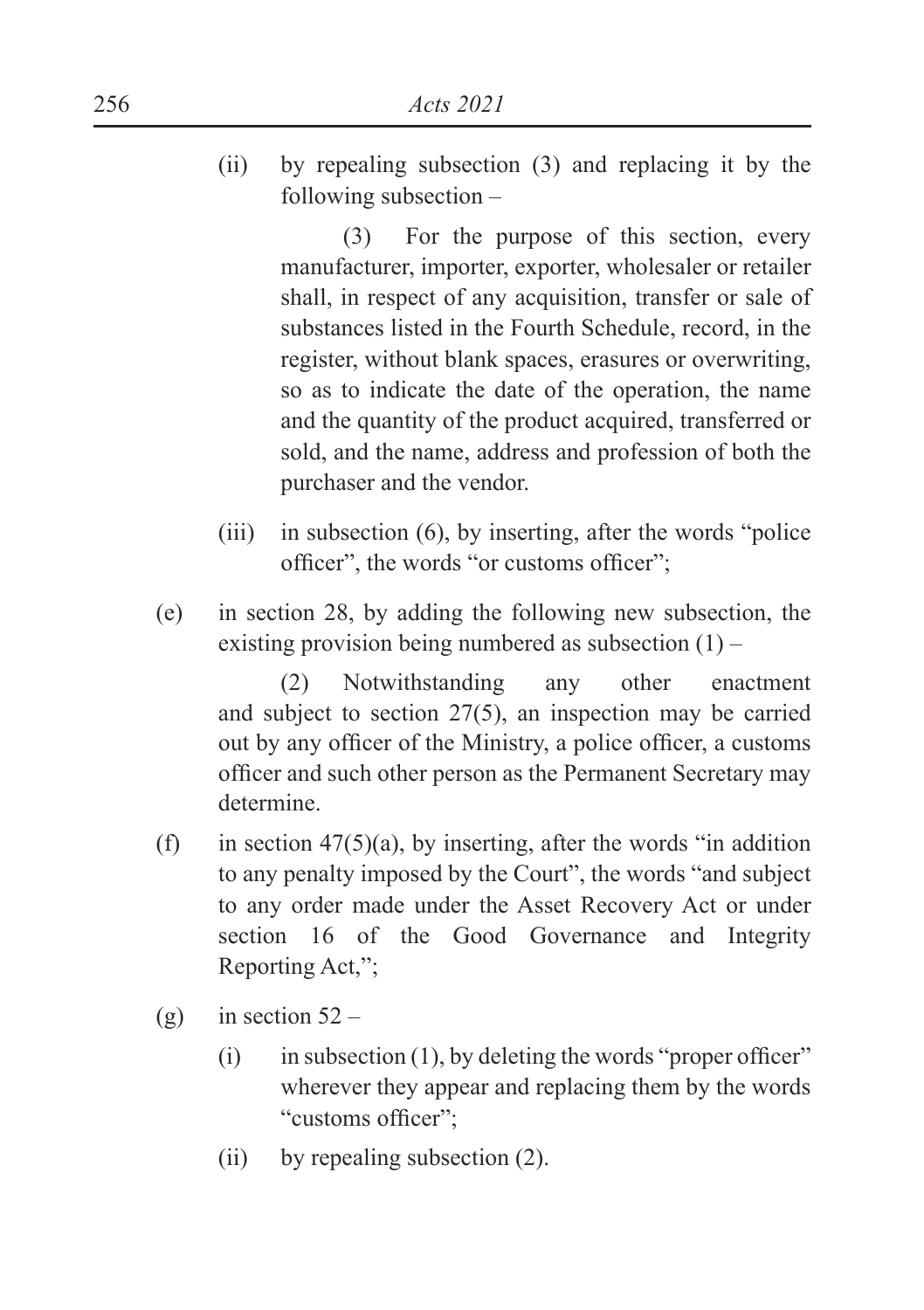(ii) by repealing subsection (3) and replacing it by the following subsection –

> (3) For the purpose of this section, every manufacturer, importer, exporter, wholesaler or retailer shall, in respect of any acquisition, transfer or sale of substances listed in the Fourth Schedule, record, in the register, without blank spaces, erasures or overwriting, so as to indicate the date of the operation, the name and the quantity of the product acquired, transferred or sold, and the name, address and profession of both the purchaser and the vendor.

(iii) in subsection (6), by inserting, after the words "police officer", the words "or customs officer";

(e) in section 28, by adding the following new subsection, the existing provision being numbered as subsection (1) –

> (2) Notwithstanding any other enactment and subject to section 27(5), an inspection may be carried out by any officer of the Ministry, a police officer, a customs officer and such other person as the Permanent Secretary may determine.

(f) in section 47(5)(a), by inserting, after the words "in addition to any penalty imposed by the Court", the words "and subject to any order made under the Asset Recovery Act or under section 16 of the Good Governance and Integrity Reporting Act,";

(g) in section 52 –

(i) in subsection (1), by deleting the words "proper officer" wherever they appear and replacing them by the words "customs officer";

(ii) by repealing subsection (2).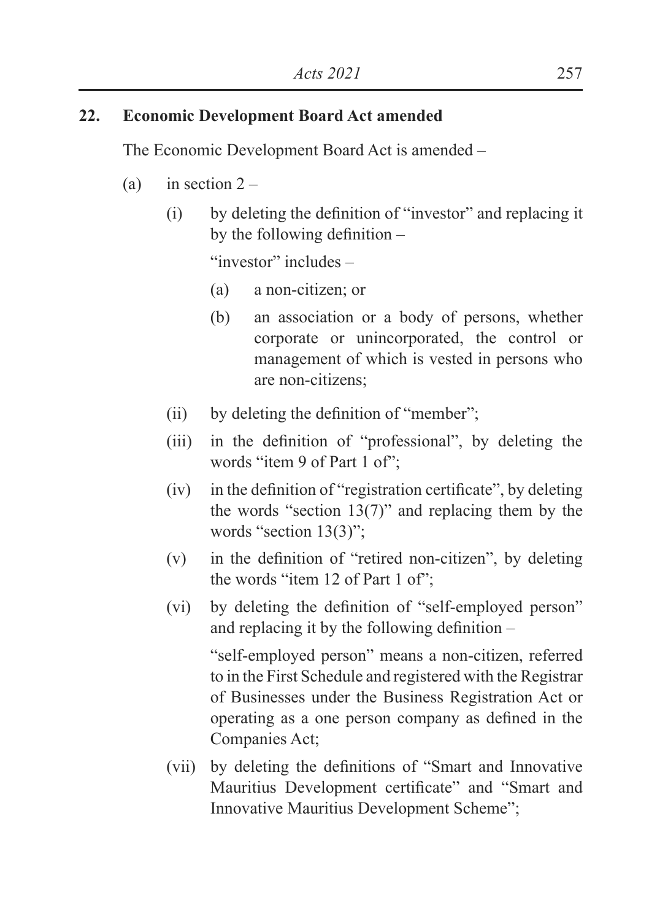## 22. Economic Development Board Act amended

The Economic Development Board Act is amended –

(a) in section 2 –

   (i) by deleting the definition of "investor" and replacing it by the following definition –

   "investor" includes –

      (a) a non-citizen; or

      (b) an association or a body of persons, whether corporate or unincorporated, the control or management of which is vested in persons who are non-citizens;

   (ii) by deleting the definition of "member";

   (iii) in the definition of "professional", by deleting the words "item 9 of Part 1 of";

   (iv) in the definition of "registration certificate", by deleting the words "section 13(7)" and replacing them by the words "section 13(3)";

   (v) in the definition of "retired non-citizen", by deleting the words "item 12 of Part 1 of";

   (vi) by deleting the definition of "self-employed person" and replacing it by the following definition –

   "self-employed person" means a non-citizen, referred to in the First Schedule and registered with the Registrar of Businesses under the Business Registration Act or operating as a one person company as defined in the Companies Act;

   (vii) by deleting the definitions of "Smart and Innovative Mauritius Development certificate" and "Smart and Innovative Mauritius Development Scheme";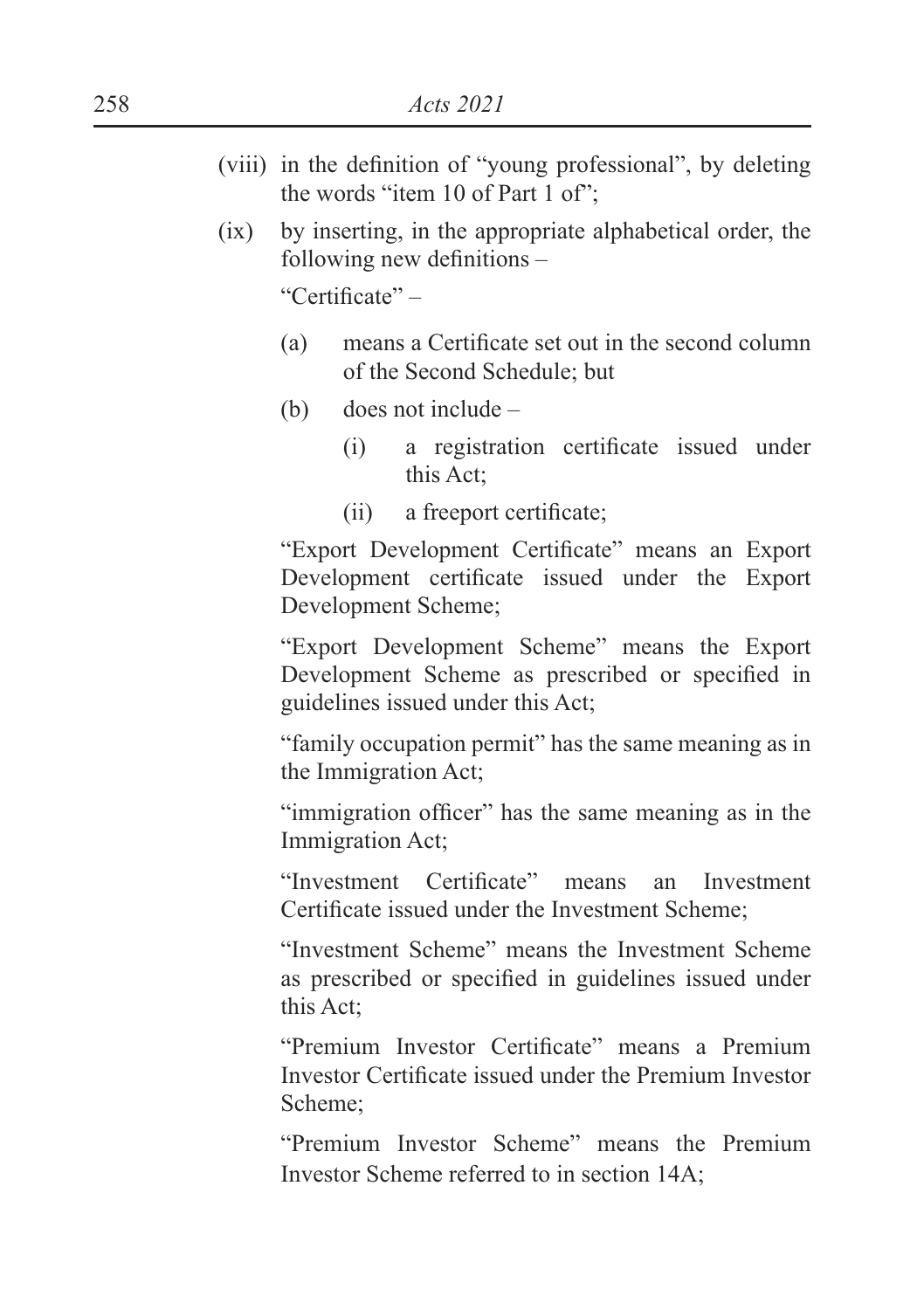(viii) in the definition of "young professional", by deleting the words "item 10 of Part 1 of";

(ix) by inserting, in the appropriate alphabetical order, the following new definitions –

"Certificate" –

(a) means a Certificate set out in the second column of the Second Schedule; but

(b) does not include –

(i) a registration certificate issued under this Act;

(ii) a freeport certificate;

"Export Development Certificate" means an Export Development certificate issued under the Export Development Scheme;

"Export Development Scheme" means the Export Development Scheme as prescribed or specified in guidelines issued under this Act;

"family occupation permit" has the same meaning as in the Immigration Act;

"immigration officer" has the same meaning as in the Immigration Act;

"Investment Certificate" means an Investment Certificate issued under the Investment Scheme;

"Investment Scheme" means the Investment Scheme as prescribed or specified in guidelines issued under this Act;

"Premium Investor Certificate" means a Premium Investor Certificate issued under the Premium Investor Scheme;

"Premium Investor Scheme" means the Premium Investor Scheme referred to in section 14A;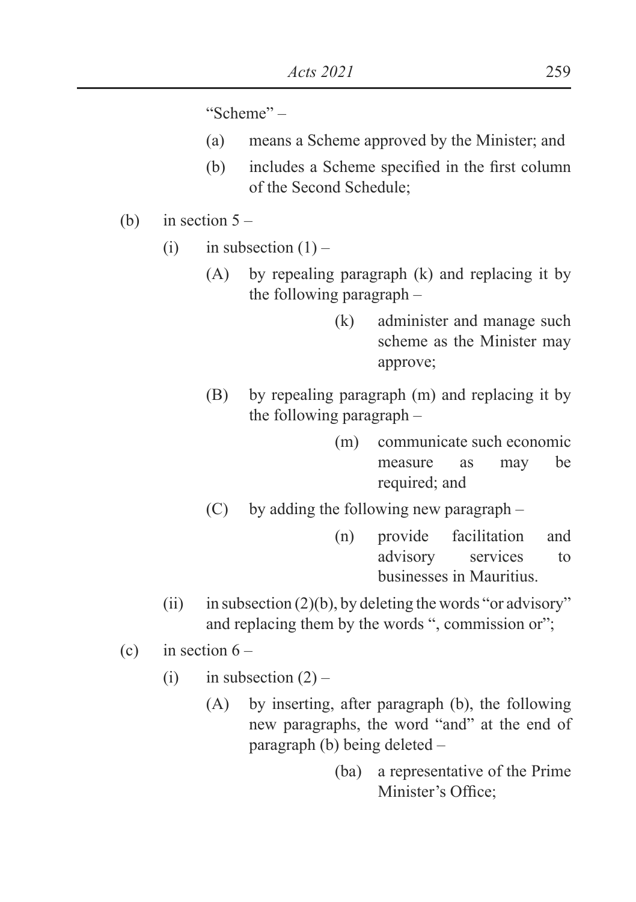"Scheme" –

(a) means a Scheme approved by the Minister; and

(b) includes a Scheme specified in the first column of the Second Schedule;

(b) in section 5 –

(i) in subsection (1) –

(A) by repealing paragraph (k) and replacing it by the following paragraph –

(k) administer and manage such scheme as the Minister may approve;

(B) by repealing paragraph (m) and replacing it by the following paragraph –

(m) communicate such economic measure as may be required; and

(C) by adding the following new paragraph –

(n) provide facilitation and advisory services to businesses in Mauritius.

(ii) in subsection (2)(b), by deleting the words "or advisory" and replacing them by the words ", commission or";

(c) in section 6 –

(i) in subsection (2) –

(A) by inserting, after paragraph (b), the following new paragraphs, the word "and" at the end of paragraph (b) being deleted –

(ba) a representative of the Prime Minister's Office;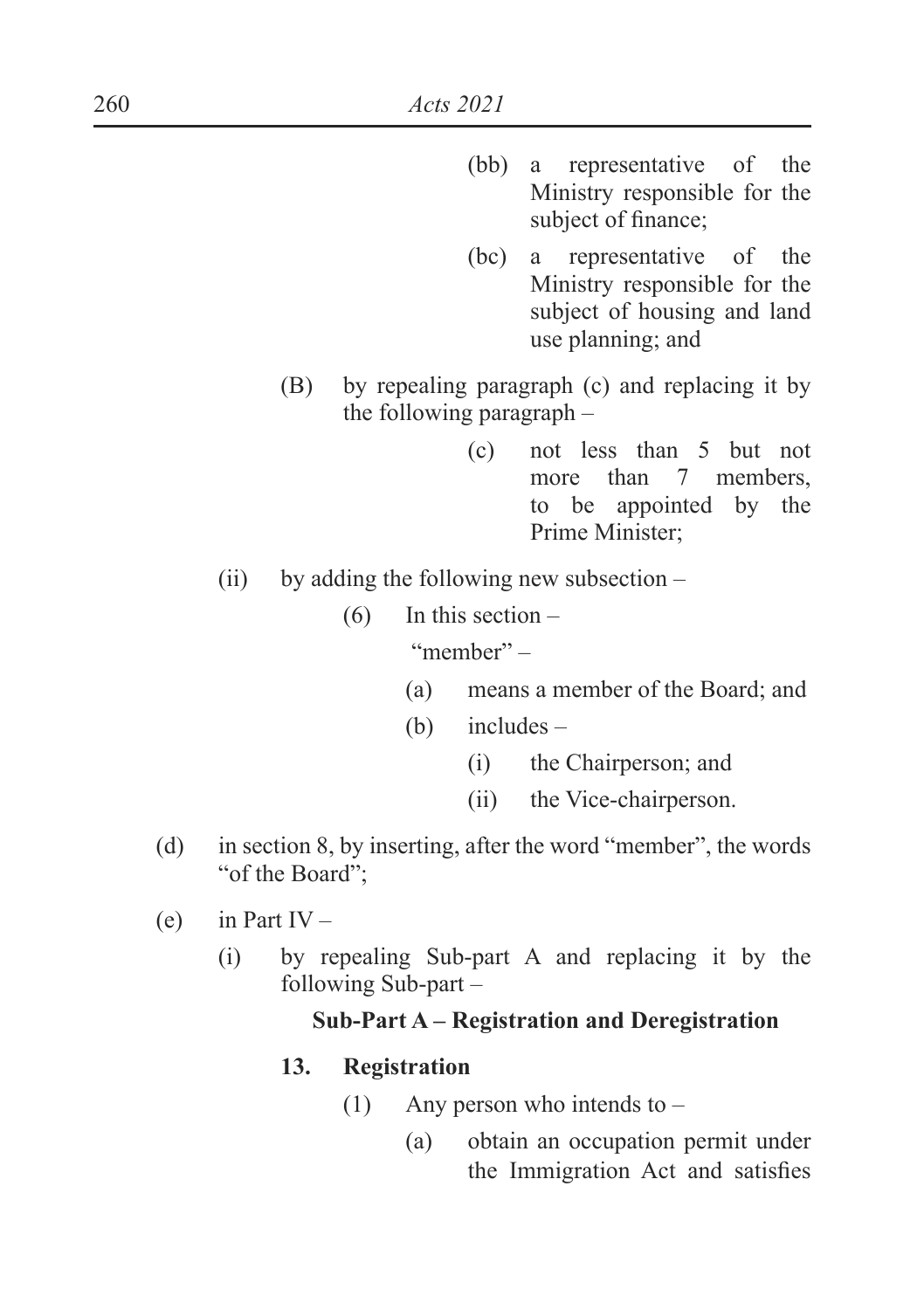(bb) a representative of the Ministry responsible for the subject of finance;

(bc) a representative of the Ministry responsible for the subject of housing and land use planning; and

(B) by repealing paragraph (c) and replacing it by the following paragraph –

(c) not less than 5 but not more than 7 members, to be appointed by the Prime Minister;

(ii) by adding the following new subsection –

(6) In this section –

"member" –

(a) means a member of the Board; and

(b) includes –

(i) the Chairperson; and

(ii) the Vice-chairperson.

(d) in section 8, by inserting, after the word "member", the words "of the Board";

(e) in Part IV –

(i) by repealing Sub-part A and replacing it by the following Sub-part –

**Sub-Part A – Registration and Deregistration**

**13. Registration**

(1) Any person who intends to –

(a) obtain an occupation permit under the Immigration Act and satisfies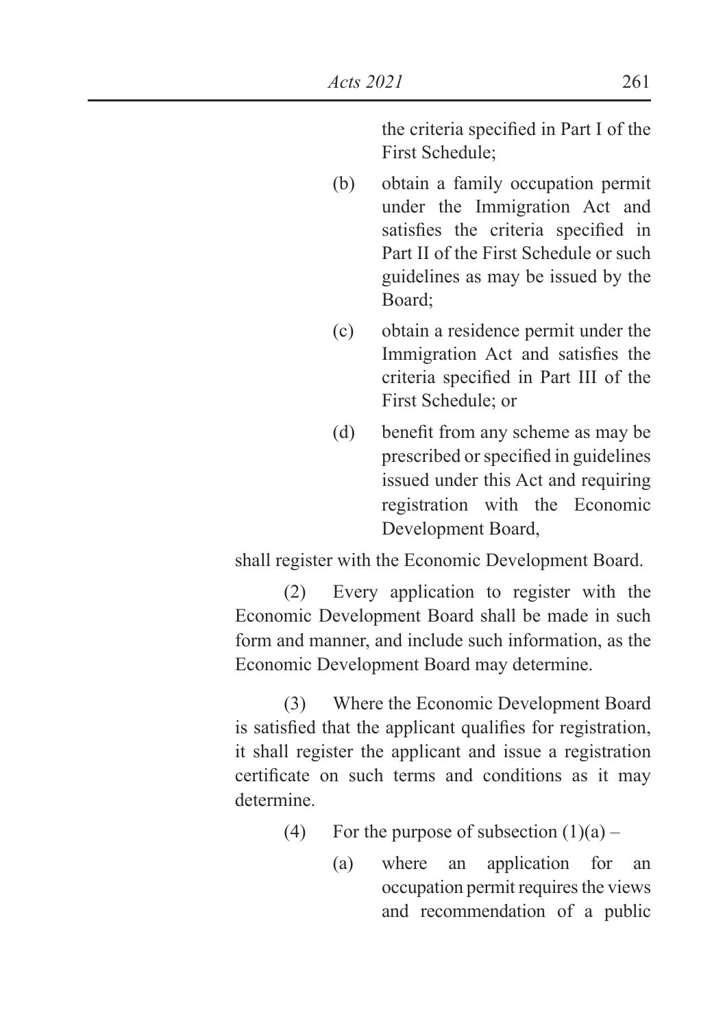the criteria specified in Part I of the First Schedule;

(b) obtain a family occupation permit under the Immigration Act and satisfies the criteria specified in Part II of the First Schedule or such guidelines as may be issued by the Board;

(c) obtain a residence permit under the Immigration Act and satisfies the criteria specified in Part III of the First Schedule; or

(d) benefit from any scheme as may be prescribed or specified in guidelines issued under this Act and requiring registration with the Economic Development Board,

shall register with the Economic Development Board.

(2) Every application to register with the Economic Development Board shall be made in such form and manner, and include such information, as the Economic Development Board may determine.

(3) Where the Economic Development Board is satisfied that the applicant qualifies for registration, it shall register the applicant and issue a registration certificate on such terms and conditions as it may determine.

(4) For the purpose of subsection (1)(a) –

(a) where an application for an occupation permit requires the views and recommendation of a public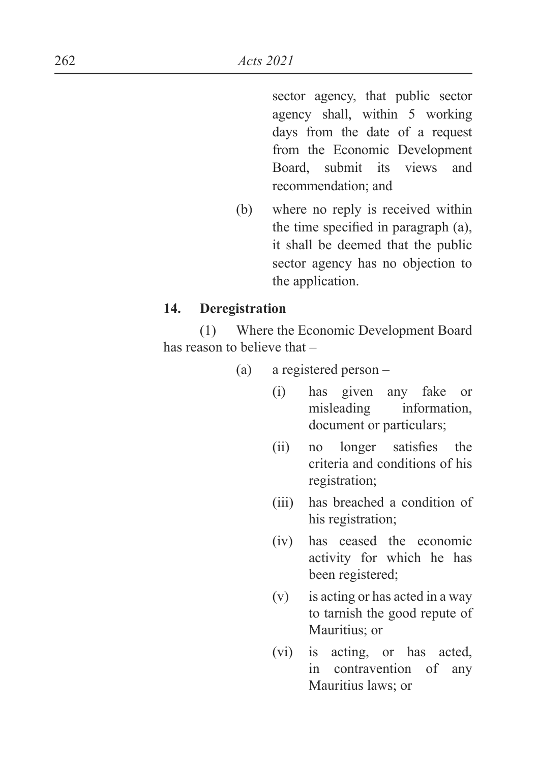sector agency, that public sector agency shall, within 5 working days from the date of a request from the Economic Development Board, submit its views and recommendation; and

(b) where no reply is received within the time specified in paragraph (a), it shall be deemed that the public sector agency has no objection to the application.

**14. Deregistration**

(1) Where the Economic Development Board has reason to believe that –

(a) a registered person –

(i) has given any fake or misleading information, document or particulars;

(ii) no longer satisfies the criteria and conditions of his registration;

(iii) has breached a condition of his registration;

(iv) has ceased the economic activity for which he has been registered;

(v) is acting or has acted in a way to tarnish the good repute of Mauritius; or

(vi) is acting, or has acted, in contravention of any Mauritius laws; or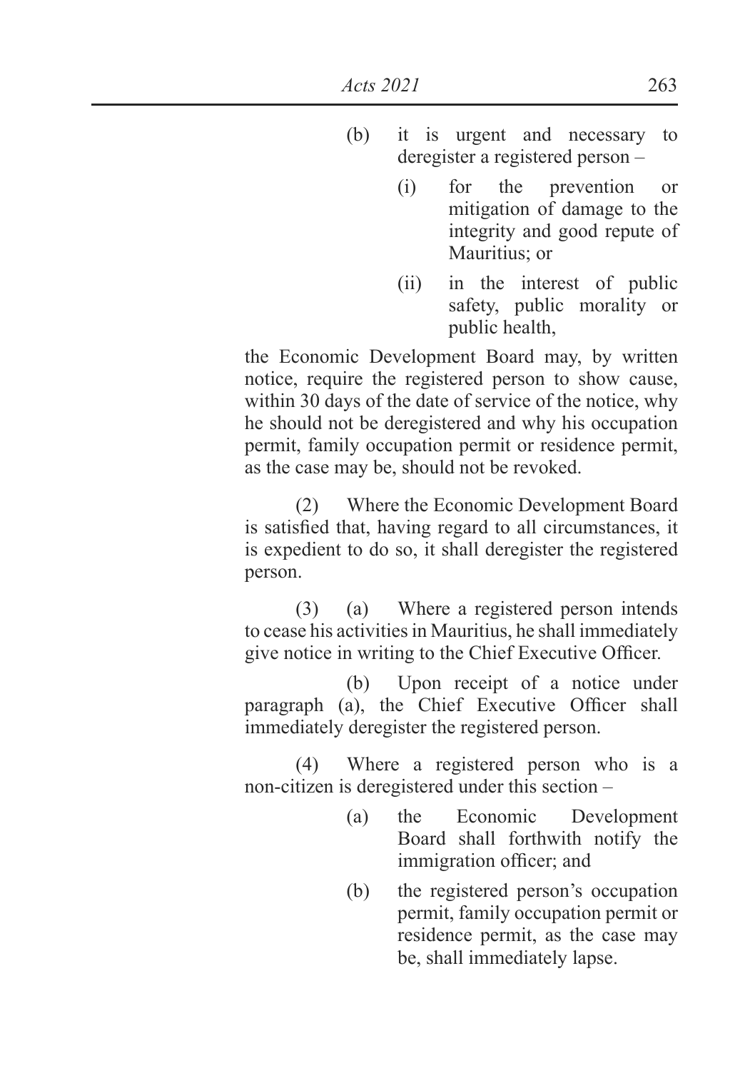(b) it is urgent and necessary to deregister a registered person –

   (i) for the prevention or mitigation of damage to the integrity and good repute of Mauritius; or

   (ii) in the interest of public safety, public morality or public health,

the Economic Development Board may, by written notice, require the registered person to show cause, within 30 days of the date of service of the notice, why he should not be deregistered and why his occupation permit, family occupation permit or residence permit, as the case may be, should not be revoked.

(2) Where the Economic Development Board is satisfied that, having regard to all circumstances, it is expedient to do so, it shall deregister the registered person.

(3) (a) Where a registered person intends to cease his activities in Mauritius, he shall immediately give notice in writing to the Chief Executive Officer.

(b) Upon receipt of a notice under paragraph (a), the Chief Executive Officer shall immediately deregister the registered person.

(4) Where a registered person who is a non-citizen is deregistered under this section –

(a) the Economic Development Board shall forthwith notify the immigration officer; and

(b) the registered person's occupation permit, family occupation permit or residence permit, as the case may be, shall immediately lapse.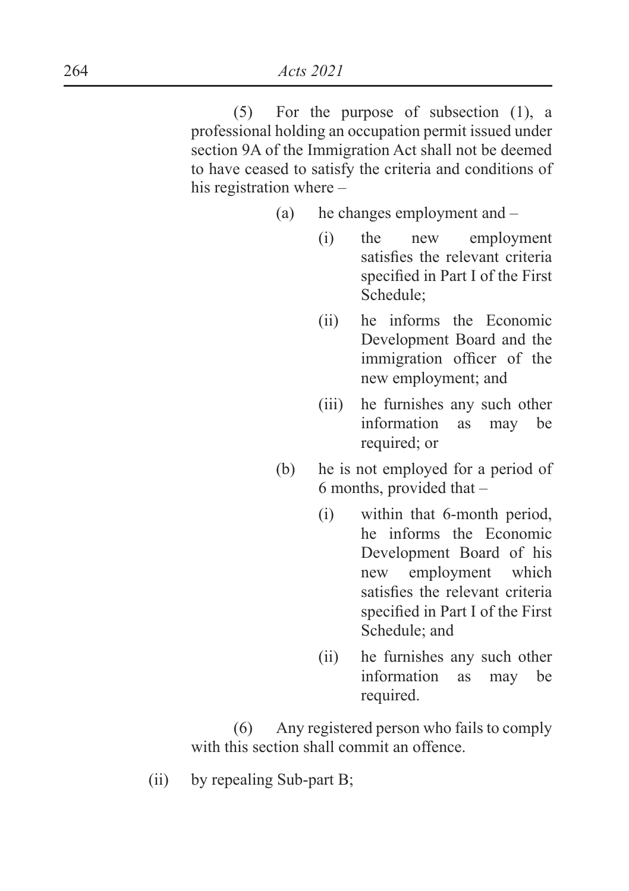(5) For the purpose of subsection (1), a professional holding an occupation permit issued under section 9A of the Immigration Act shall not be deemed to have ceased to satisfy the criteria and conditions of his registration where –

(a) he changes employment and –

(i) the new employment satisfies the relevant criteria specified in Part I of the First Schedule;

(ii) he informs the Economic Development Board and the immigration officer of the new employment; and

(iii) he furnishes any such other information as may be required; or

(b) he is not employed for a period of 6 months, provided that –

(i) within that 6-month period, he informs the Economic Development Board of his new employment which satisfies the relevant criteria specified in Part I of the First Schedule; and

(ii) he furnishes any such other information as may be required.

(6) Any registered person who fails to comply with this section shall commit an offence.

(ii) by repealing Sub-part B;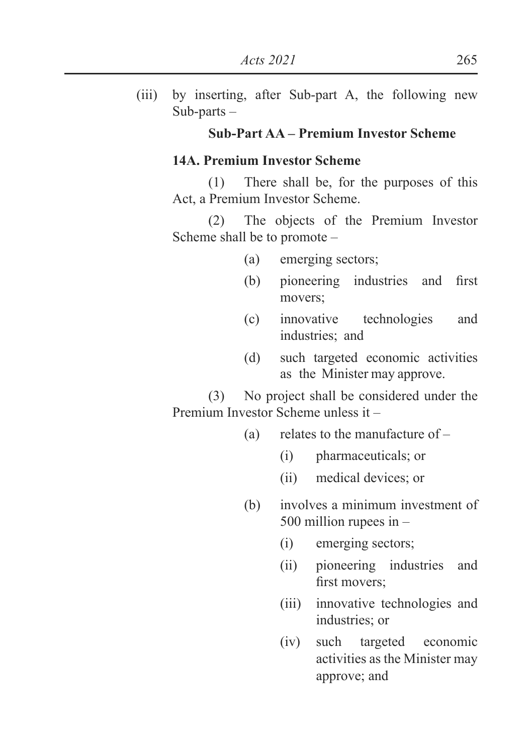(iii) by inserting, after Sub-part A, the following new Sub-parts –

**Sub-Part AA – Premium Investor Scheme**

**14A. Premium Investor Scheme**

(1) There shall be, for the purposes of this Act, a Premium Investor Scheme.

(2) The objects of the Premium Investor Scheme shall be to promote –

- (a) emerging sectors;
- (b) pioneering industries and first movers;
- (c) innovative technologies and industries; and
- (d) such targeted economic activities as the Minister may approve.

(3) No project shall be considered under the Premium Investor Scheme unless it –

- (a) relates to the manufacture of –
  - (i) pharmaceuticals; or
  - (ii) medical devices; or
- (b) involves a minimum investment of 500 million rupees in –
  - (i) emerging sectors;
  - (ii) pioneering industries and first movers;
  - (iii) innovative technologies and industries; or
  - (iv) such targeted economic activities as the Minister may approve; and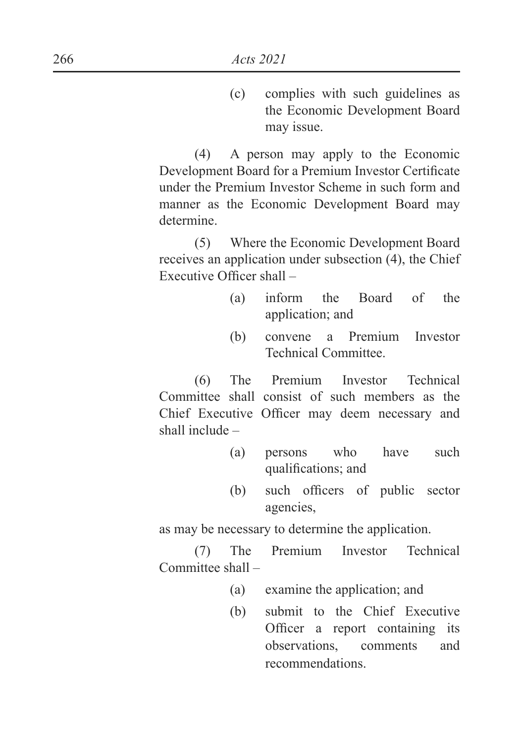(c) complies with such guidelines as the Economic Development Board may issue.

(4) A person may apply to the Economic Development Board for a Premium Investor Certificate under the Premium Investor Scheme in such form and manner as the Economic Development Board may determine.

(5) Where the Economic Development Board receives an application under subsection (4), the Chief Executive Officer shall –

(a) inform the Board of the application; and

(b) convene a Premium Investor Technical Committee.

(6) The Premium Investor Technical Committee shall consist of such members as the Chief Executive Officer may deem necessary and shall include –

(a) persons who have such qualifications; and

(b) such officers of public sector agencies,

as may be necessary to determine the application.

(7) The Premium Investor Technical Committee shall –

(a) examine the application; and

(b) submit to the Chief Executive Officer a report containing its observations, comments and recommendations.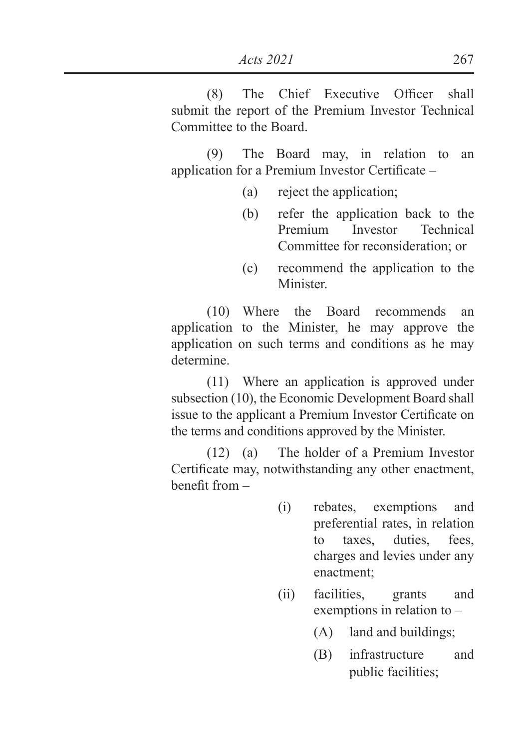(8) The Chief Executive Officer shall submit the report of the Premium Investor Technical Committee to the Board.

(9) The Board may, in relation to an application for a Premium Investor Certificate –

- (a) reject the application;
- (b) refer the application back to the Premium Investor Technical Committee for reconsideration; or
- (c) recommend the application to the Minister.

(10) Where the Board recommends an application to the Minister, he may approve the application on such terms and conditions as he may determine.

(11) Where an application is approved under subsection (10), the Economic Development Board shall issue to the applicant a Premium Investor Certificate on the terms and conditions approved by the Minister.

(12) (a) The holder of a Premium Investor Certificate may, notwithstanding any other enactment, benefit from –

- (i) rebates, exemptions and preferential rates, in relation to taxes, duties, fees, charges and levies under any enactment;
- (ii) facilities, grants and exemptions in relation to –
  - (A) land and buildings;
  - (B) infrastructure and public facilities;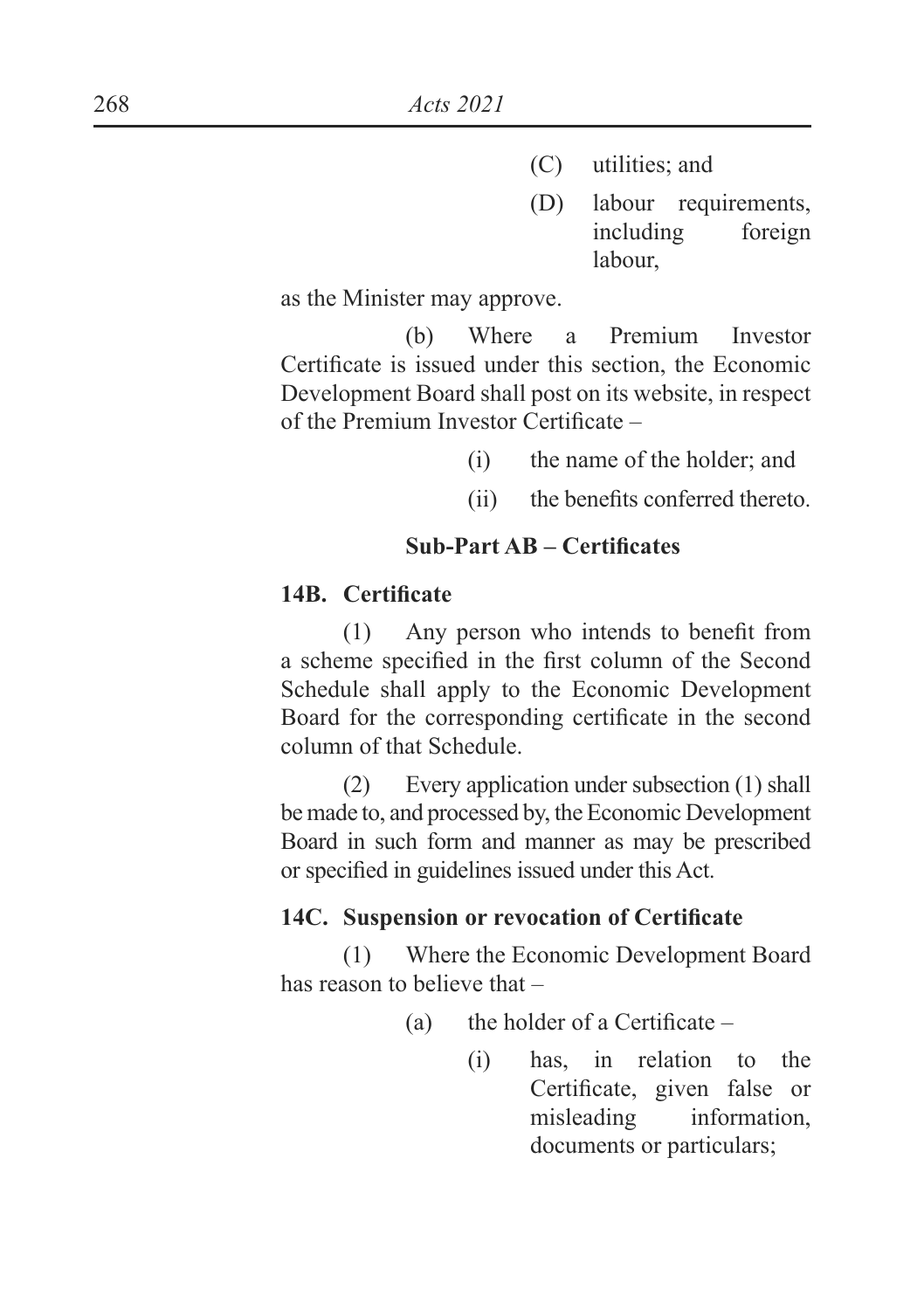(C) utilities; and

(D) labour requirements, including foreign labour,

as the Minister may approve.

(b) Where a Premium Investor Certificate is issued under this section, the Economic Development Board shall post on its website, in respect of the Premium Investor Certificate –

(i) the name of the holder; and

(ii) the benefits conferred thereto.

### Sub-Part AB – Certificates

**14B. Certificate**

(1) Any person who intends to benefit from a scheme specified in the first column of the Second Schedule shall apply to the Economic Development Board for the corresponding certificate in the second column of that Schedule.

(2) Every application under subsection (1) shall be made to, and processed by, the Economic Development Board in such form and manner as may be prescribed or specified in guidelines issued under this Act.

**14C. Suspension or revocation of Certificate**

(1) Where the Economic Development Board has reason to believe that –

(a) the holder of a Certificate –

(i) has, in relation to the Certificate, given false or misleading information, documents or particulars;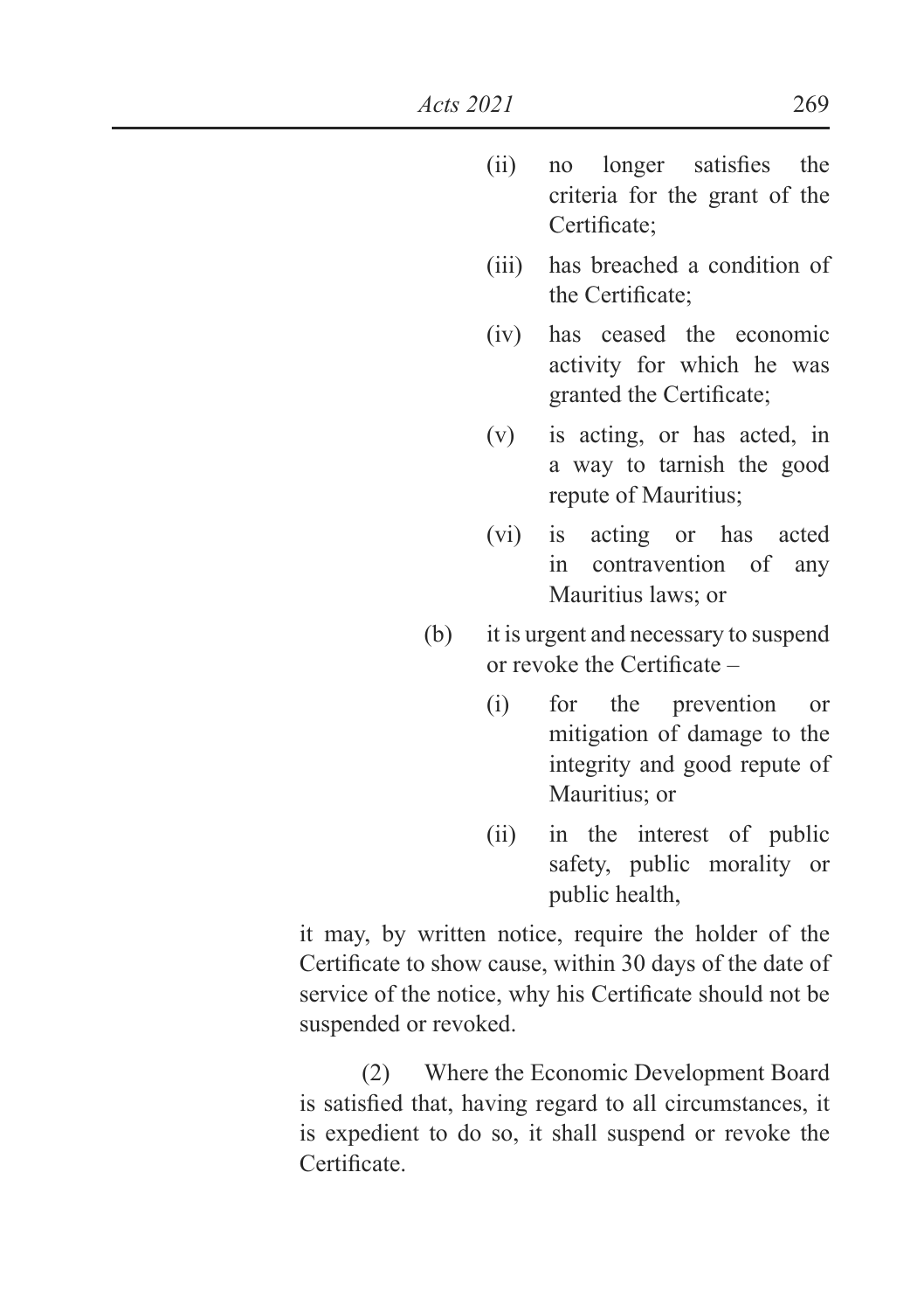(ii) no longer satisfies the criteria for the grant of the Certificate;

(iii) has breached a condition of the Certificate;

(iv) has ceased the economic activity for which he was granted the Certificate;

(v) is acting, or has acted, in a way to tarnish the good repute of Mauritius;

(vi) is acting or has acted in contravention of any Mauritius laws; or

(b) it is urgent and necessary to suspend or revoke the Certificate –

(i) for the prevention or mitigation of damage to the integrity and good repute of Mauritius; or

(ii) in the interest of public safety, public morality or public health,

it may, by written notice, require the holder of the Certificate to show cause, within 30 days of the date of service of the notice, why his Certificate should not be suspended or revoked.

(2) Where the Economic Development Board is satisfied that, having regard to all circumstances, it is expedient to do so, it shall suspend or revoke the Certificate.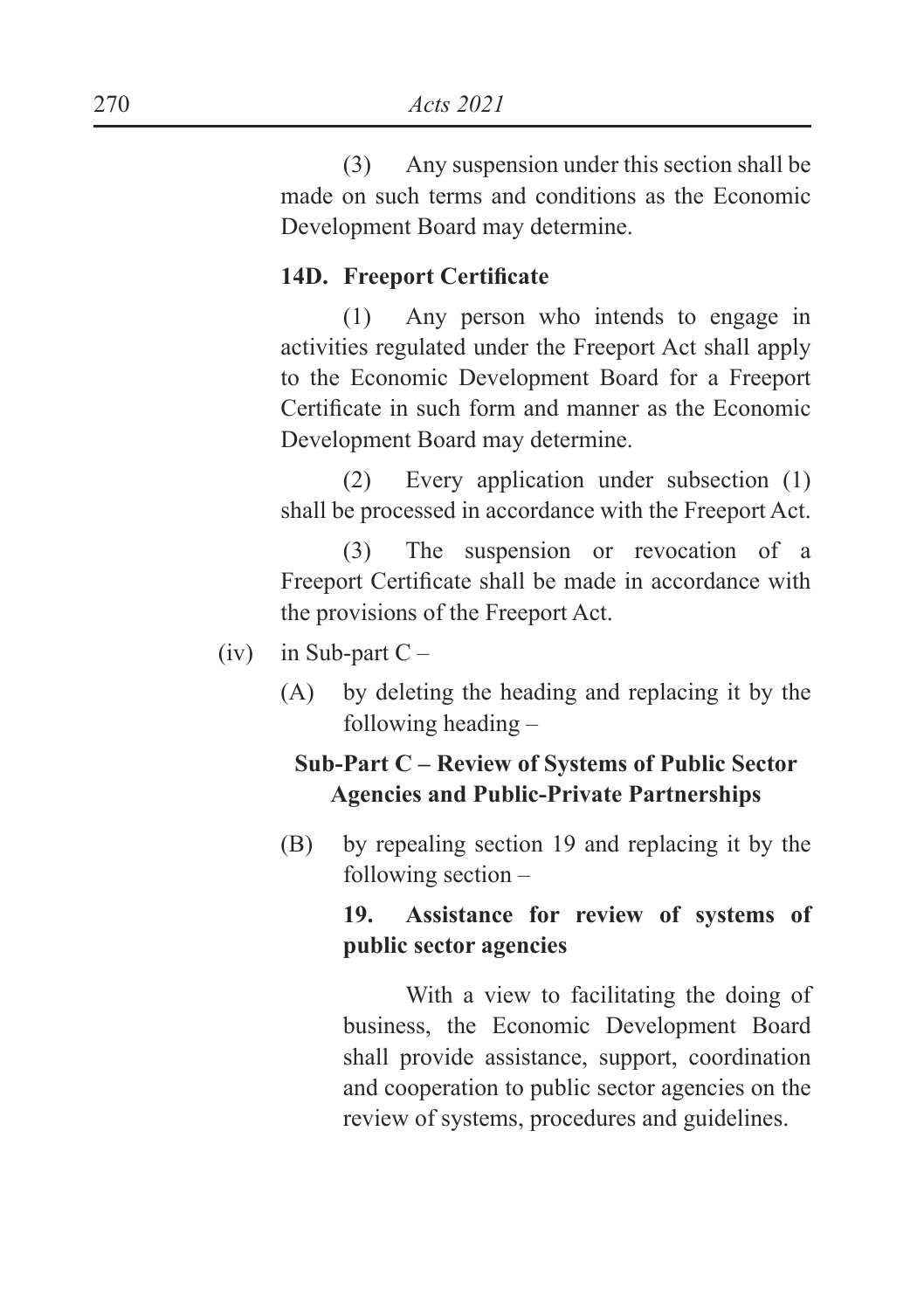(3) Any suspension under this section shall be made on such terms and conditions as the Economic Development Board may determine.

**14D. Freeport Certificate**

(1) Any person who intends to engage in activities regulated under the Freeport Act shall apply to the Economic Development Board for a Freeport Certificate in such form and manner as the Economic Development Board may determine.

(2) Every application under subsection (1) shall be processed in accordance with the Freeport Act.

(3) The suspension or revocation of a Freeport Certificate shall be made in accordance with the provisions of the Freeport Act.

(iv) in Sub-part C –

(A) by deleting the heading and replacing it by the following heading –

**Sub-Part C – Review of Systems of Public Sector Agencies and Public-Private Partnerships**

(B) by repealing section 19 and replacing it by the following section –

**19. Assistance for review of systems of public sector agencies**

With a view to facilitating the doing of business, the Economic Development Board shall provide assistance, support, coordination and cooperation to public sector agencies on the review of systems, procedures and guidelines.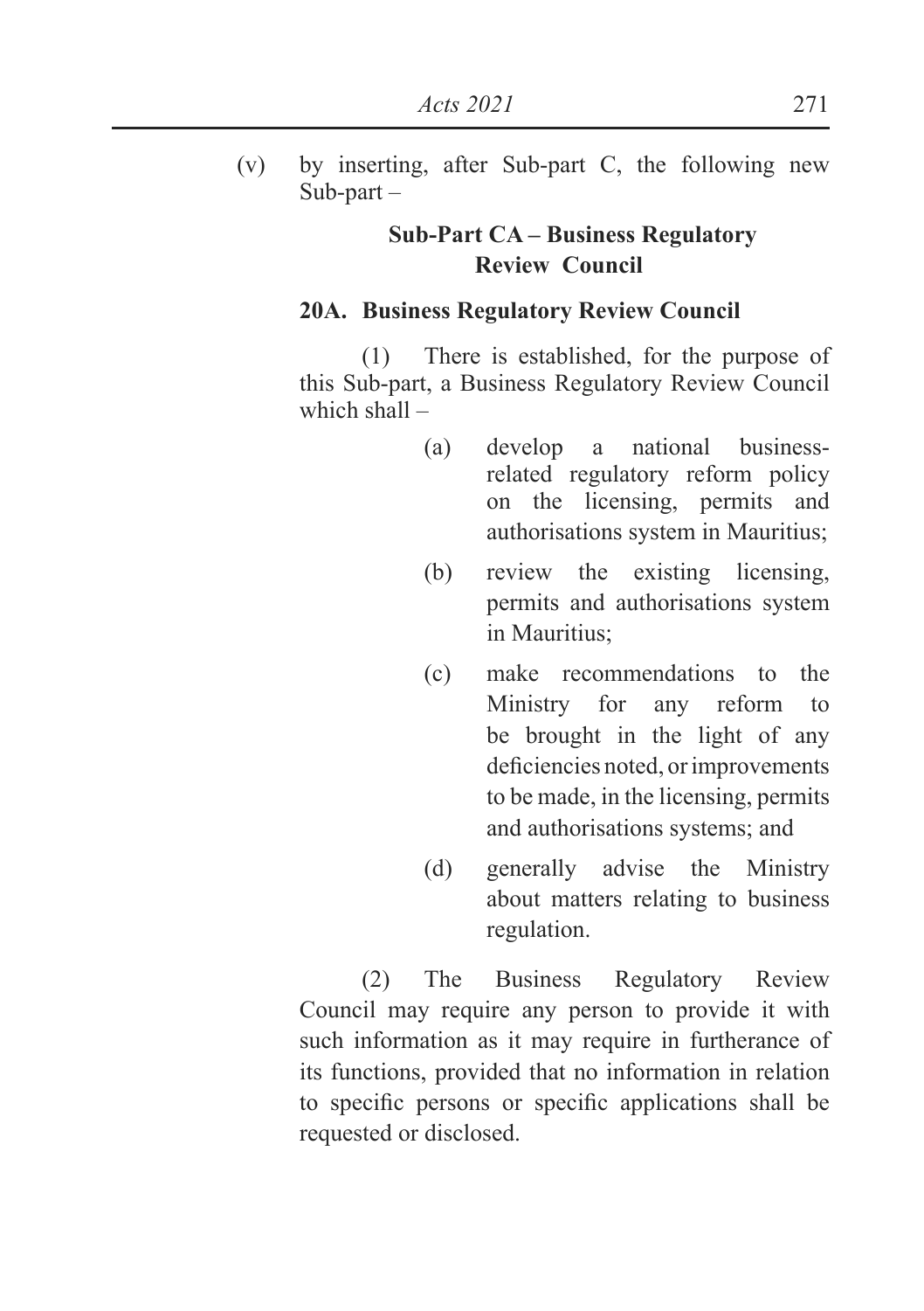(v) by inserting, after Sub-part C, the following new Sub-part –

**Sub-Part CA – Business Regulatory Review Council**

**20A. Business Regulatory Review Council**

(1) There is established, for the purpose of this Sub-part, a Business Regulatory Review Council which shall –

(a) develop a national business-related regulatory reform policy on the licensing, permits and authorisations system in Mauritius;

(b) review the existing licensing, permits and authorisations system in Mauritius;

(c) make recommendations to the Ministry for any reform to be brought in the light of any deficiencies noted, or improvements to be made, in the licensing, permits and authorisations systems; and

(d) generally advise the Ministry about matters relating to business regulation.

(2) The Business Regulatory Review Council may require any person to provide it with such information as it may require in furtherance of its functions, provided that no information in relation to specific persons or specific applications shall be requested or disclosed.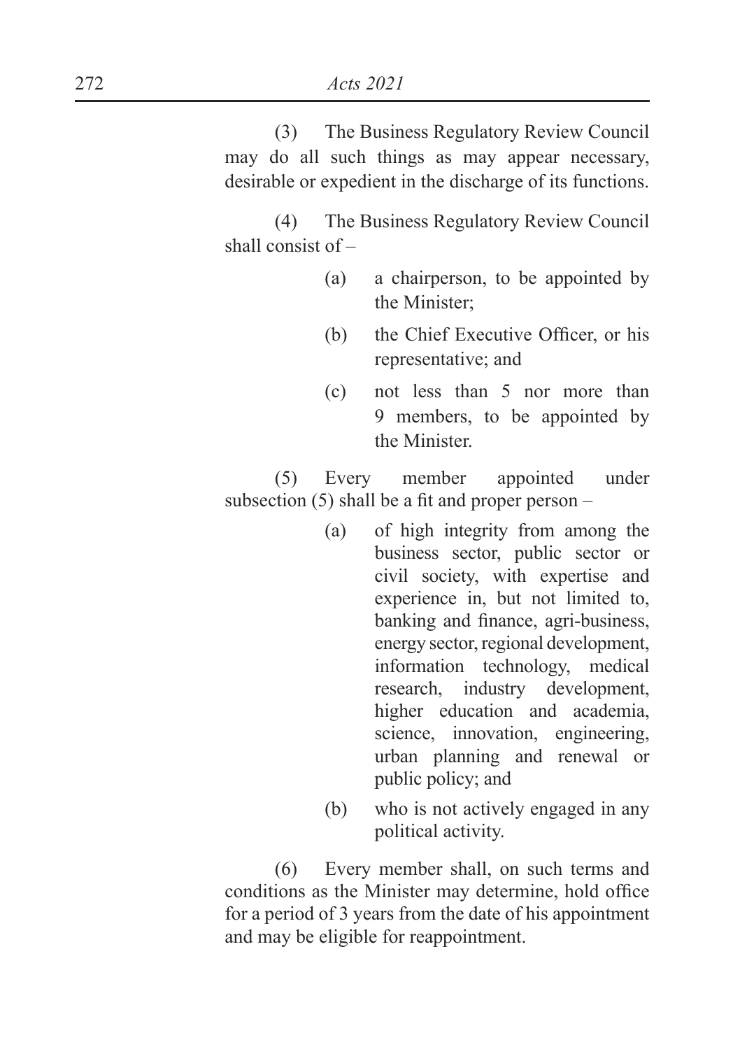(3) The Business Regulatory Review Council may do all such things as may appear necessary, desirable or expedient in the discharge of its functions.

(4) The Business Regulatory Review Council shall consist of –

- (a) a chairperson, to be appointed by the Minister;
- (b) the Chief Executive Officer, or his representative; and
- (c) not less than 5 nor more than 9 members, to be appointed by the Minister.

(5) Every member appointed under subsection (5) shall be a fit and proper person –

- (a) of high integrity from among the business sector, public sector or civil society, with expertise and experience in, but not limited to, banking and finance, agri-business, energy sector, regional development, information technology, medical research, industry development, higher education and academia, science, innovation, engineering, urban planning and renewal or public policy; and
- (b) who is not actively engaged in any political activity.

(6) Every member shall, on such terms and conditions as the Minister may determine, hold office for a period of 3 years from the date of his appointment and may be eligible for reappointment.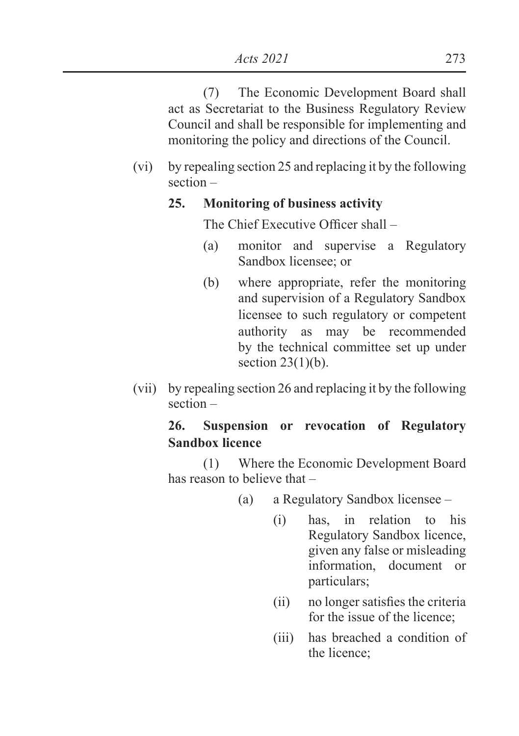(7) The Economic Development Board shall act as Secretariat to the Business Regulatory Review Council and shall be responsible for implementing and monitoring the policy and directions of the Council.

(vi) by repealing section 25 and replacing it by the following section –

**25. Monitoring of business activity**

The Chief Executive Officer shall –

(a) monitor and supervise a Regulatory Sandbox licensee; or

(b) where appropriate, refer the monitoring and supervision of a Regulatory Sandbox licensee to such regulatory or competent authority as may be recommended by the technical committee set up under section 23(1)(b).

(vii) by repealing section 26 and replacing it by the following section –

**26. Suspension or revocation of Regulatory Sandbox licence**

(1) Where the Economic Development Board has reason to believe that –

(a) a Regulatory Sandbox licensee –

(i) has, in relation to his Regulatory Sandbox licence, given any false or misleading information, document or particulars;

(ii) no longer satisfies the criteria for the issue of the licence;

(iii) has breached a condition of the licence;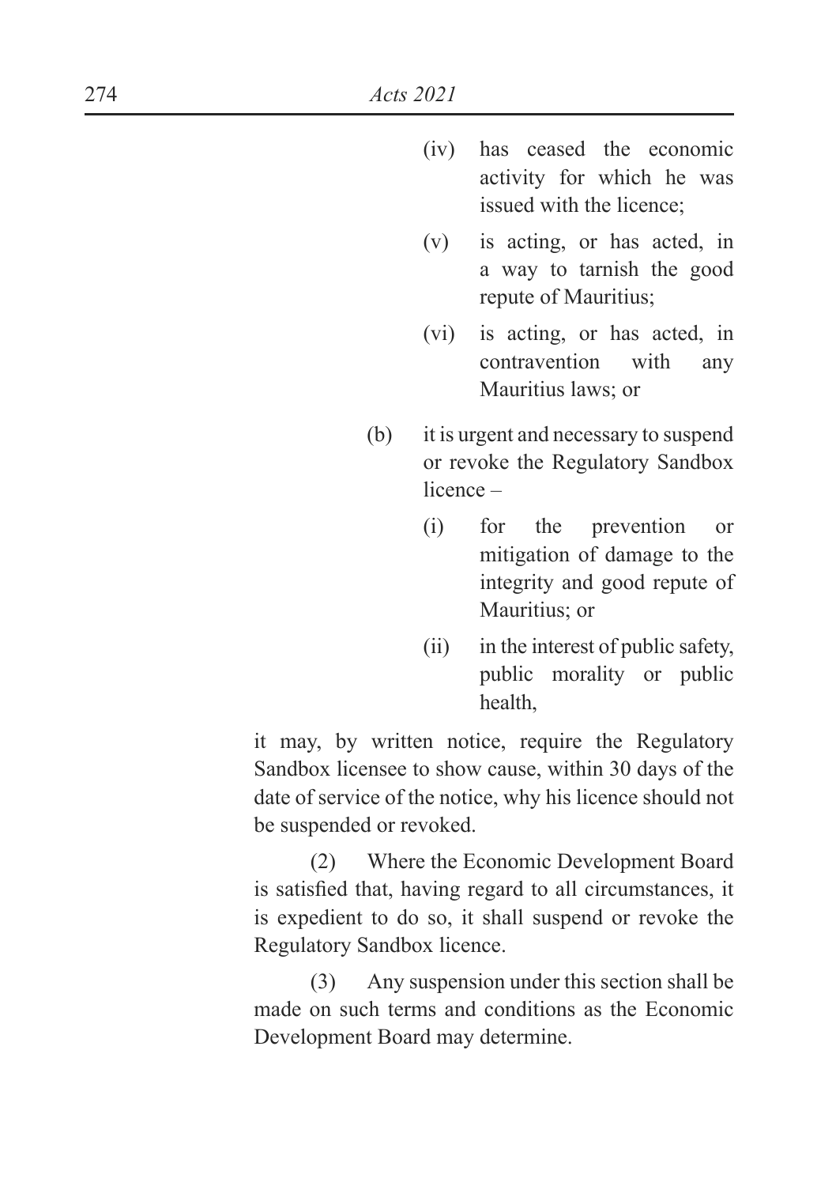(iv) has ceased the economic activity for which he was issued with the licence;

(v) is acting, or has acted, in a way to tarnish the good repute of Mauritius;

(vi) is acting, or has acted, in contravention with any Mauritius laws; or

(b) it is urgent and necessary to suspend or revoke the Regulatory Sandbox licence –

(i) for the prevention or mitigation of damage to the integrity and good repute of Mauritius; or

(ii) in the interest of public safety, public morality or public health,

it may, by written notice, require the Regulatory Sandbox licensee to show cause, within 30 days of the date of service of the notice, why his licence should not be suspended or revoked.

(2) Where the Economic Development Board is satisfied that, having regard to all circumstances, it is expedient to do so, it shall suspend or revoke the Regulatory Sandbox licence.

(3) Any suspension under this section shall be made on such terms and conditions as the Economic Development Board may determine.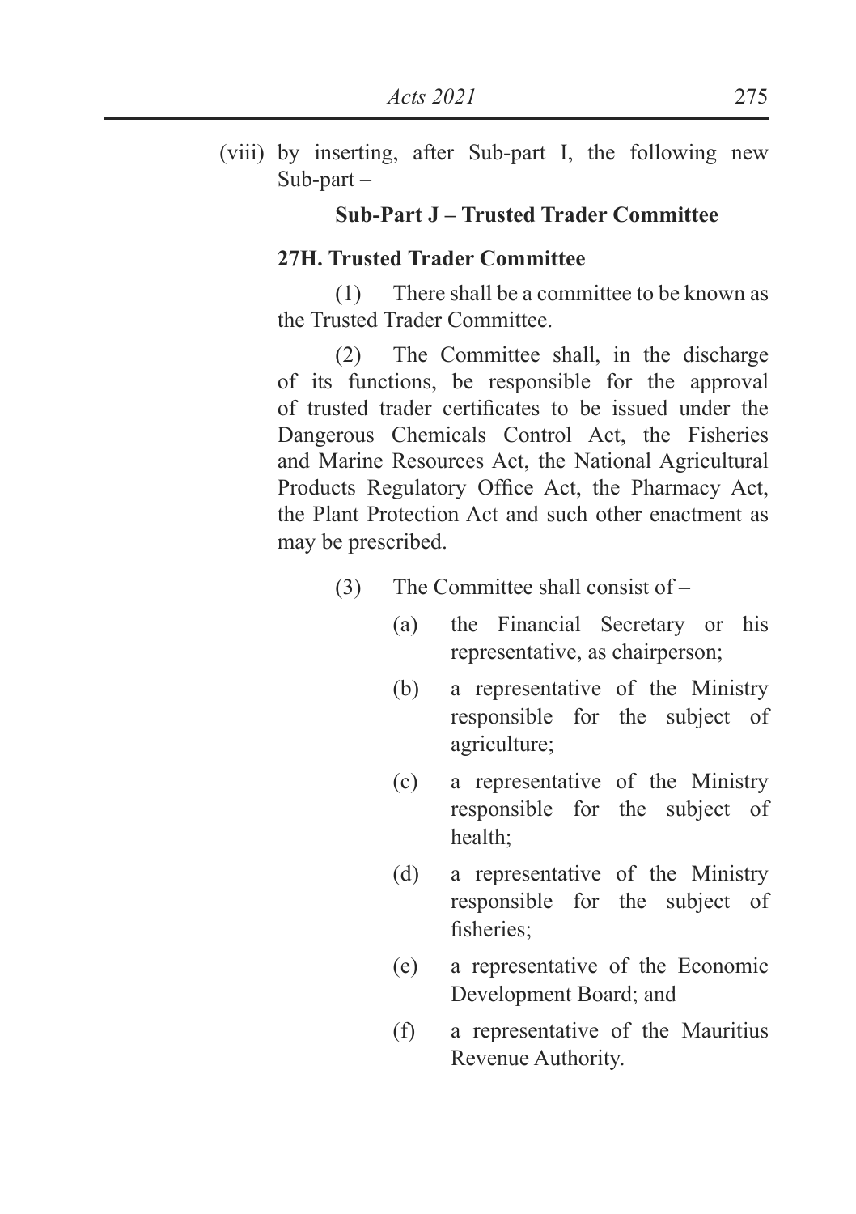(viii) by inserting, after Sub-part I, the following new Sub-part –

**Sub-Part J – Trusted Trader Committee**

**27H. Trusted Trader Committee**

(1) There shall be a committee to be known as the Trusted Trader Committee.

(2) The Committee shall, in the discharge of its functions, be responsible for the approval of trusted trader certificates to be issued under the Dangerous Chemicals Control Act, the Fisheries and Marine Resources Act, the National Agricultural Products Regulatory Office Act, the Pharmacy Act, the Plant Protection Act and such other enactment as may be prescribed.

(3) The Committee shall consist of –

(a) the Financial Secretary or his representative, as chairperson;

(b) a representative of the Ministry responsible for the subject of agriculture;

(c) a representative of the Ministry responsible for the subject of health;

(d) a representative of the Ministry responsible for the subject of fisheries;

(e) a representative of the Economic Development Board; and

(f) a representative of the Mauritius Revenue Authority.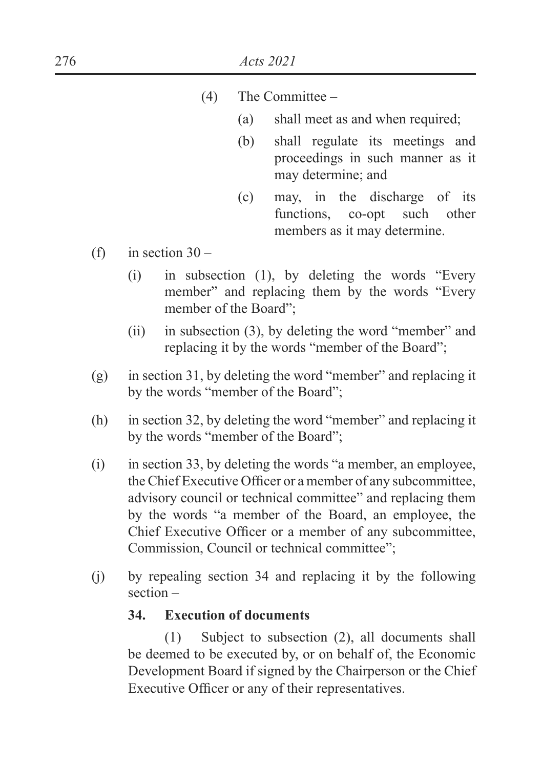(4) The Committee –

(a) shall meet as and when required;

(b) shall regulate its meetings and proceedings in such manner as it may determine; and

(c) may, in the discharge of its functions, co-opt such other members as it may determine.

(f) in section 30 –

(i) in subsection (1), by deleting the words "Every member" and replacing them by the words "Every member of the Board";

(ii) in subsection (3), by deleting the word "member" and replacing it by the words "member of the Board";

(g) in section 31, by deleting the word "member" and replacing it by the words "member of the Board";

(h) in section 32, by deleting the word "member" and replacing it by the words "member of the Board";

(i) in section 33, by deleting the words "a member, an employee, the Chief Executive Officer or a member of any subcommittee, advisory council or technical committee" and replacing them by the words "a member of the Board, an employee, the Chief Executive Officer or a member of any subcommittee, Commission, Council or technical committee";

(j) by repealing section 34 and replacing it by the following section –

**34. Execution of documents**

(1) Subject to subsection (2), all documents shall be deemed to be executed by, or on behalf of, the Economic Development Board if signed by the Chairperson or the Chief Executive Officer or any of their representatives.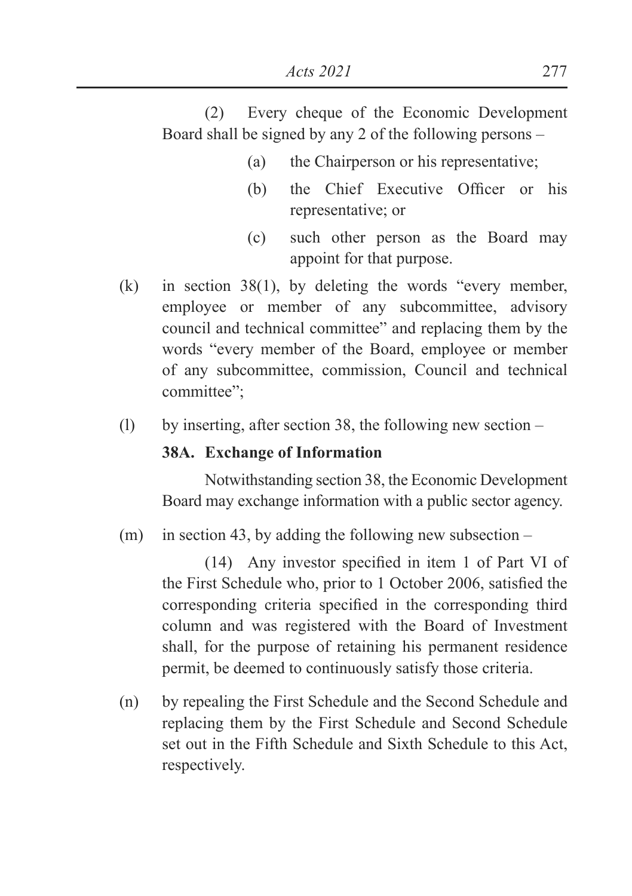(2) Every cheque of the Economic Development Board shall be signed by any 2 of the following persons –

(a) the Chairperson or his representative;

(b) the Chief Executive Officer or his representative; or

(c) such other person as the Board may appoint for that purpose.

(k) in section 38(1), by deleting the words "every member, employee or member of any subcommittee, advisory council and technical committee" and replacing them by the words "every member of the Board, employee or member of any subcommittee, commission, Council and technical committee";

(l) by inserting, after section 38, the following new section –

**38A. Exchange of Information**

Notwithstanding section 38, the Economic Development Board may exchange information with a public sector agency.

(m) in section 43, by adding the following new subsection –

(14) Any investor specified in item 1 of Part VI of the First Schedule who, prior to 1 October 2006, satisfied the corresponding criteria specified in the corresponding third column and was registered with the Board of Investment shall, for the purpose of retaining his permanent residence permit, be deemed to continuously satisfy those criteria.

(n) by repealing the First Schedule and the Second Schedule and replacing them by the First Schedule and Second Schedule set out in the Fifth Schedule and Sixth Schedule to this Act, respectively.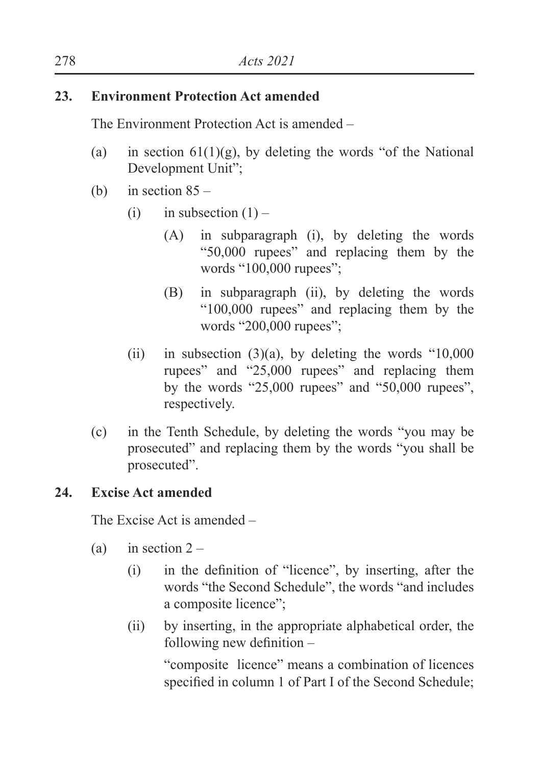### 23. Environment Protection Act amended

The Environment Protection Act is amended –

(a) in section 61(1)(g), by deleting the words "of the National Development Unit";

(b) in section 85 –

  (i) in subsection (1) –

    (A) in subparagraph (i), by deleting the words "50,000 rupees" and replacing them by the words "100,000 rupees";

    (B) in subparagraph (ii), by deleting the words "100,000 rupees" and replacing them by the words "200,000 rupees";

  (ii) in subsection (3)(a), by deleting the words "10,000 rupees" and "25,000 rupees" and replacing them by the words "25,000 rupees" and "50,000 rupees", respectively.

(c) in the Tenth Schedule, by deleting the words "you may be prosecuted" and replacing them by the words "you shall be prosecuted".

### 24. Excise Act amended

The Excise Act is amended –

(a) in section 2 –

  (i) in the definition of "licence", by inserting, after the words "the Second Schedule", the words "and includes a composite licence";

  (ii) by inserting, in the appropriate alphabetical order, the following new definition –

  "composite licence" means a combination of licences specified in column 1 of Part I of the Second Schedule;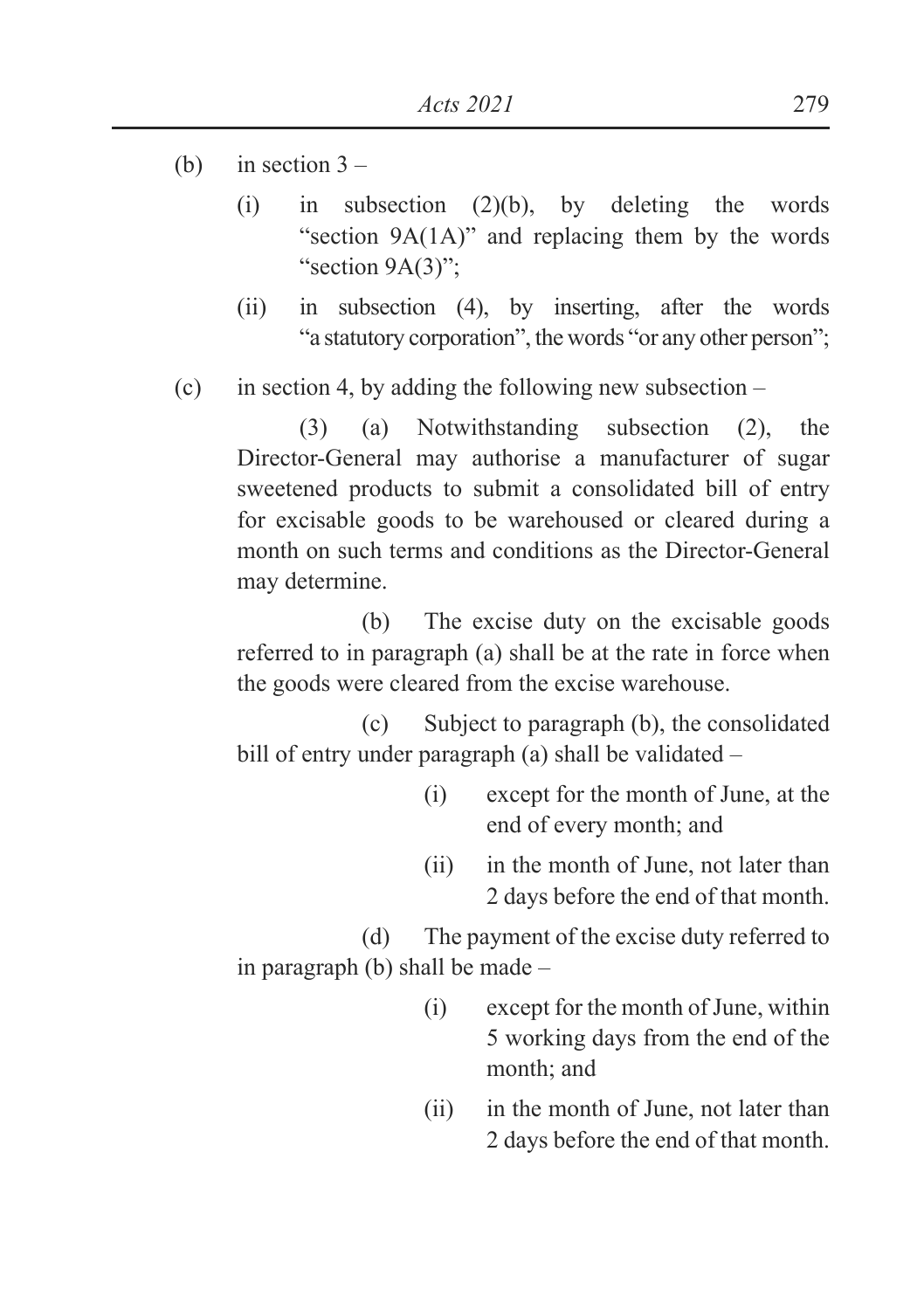(b) in section 3 –

   (i) in subsection (2)(b), by deleting the words "section 9A(1A)" and replacing them by the words "section 9A(3)";

   (ii) in subsection (4), by inserting, after the words "a statutory corporation", the words "or any other person";

(c) in section 4, by adding the following new subsection –

   (3) (a) Notwithstanding subsection (2), the Director-General may authorise a manufacturer of sugar sweetened products to submit a consolidated bill of entry for excisable goods to be warehoused or cleared during a month on such terms and conditions as the Director-General may determine.

   (b) The excise duty on the excisable goods referred to in paragraph (a) shall be at the rate in force when the goods were cleared from the excise warehouse.

   (c) Subject to paragraph (b), the consolidated bill of entry under paragraph (a) shall be validated –

      (i) except for the month of June, at the end of every month; and

      (ii) in the month of June, not later than 2 days before the end of that month.

   (d) The payment of the excise duty referred to in paragraph (b) shall be made –

      (i) except for the month of June, within 5 working days from the end of the month; and

      (ii) in the month of June, not later than 2 days before the end of that month.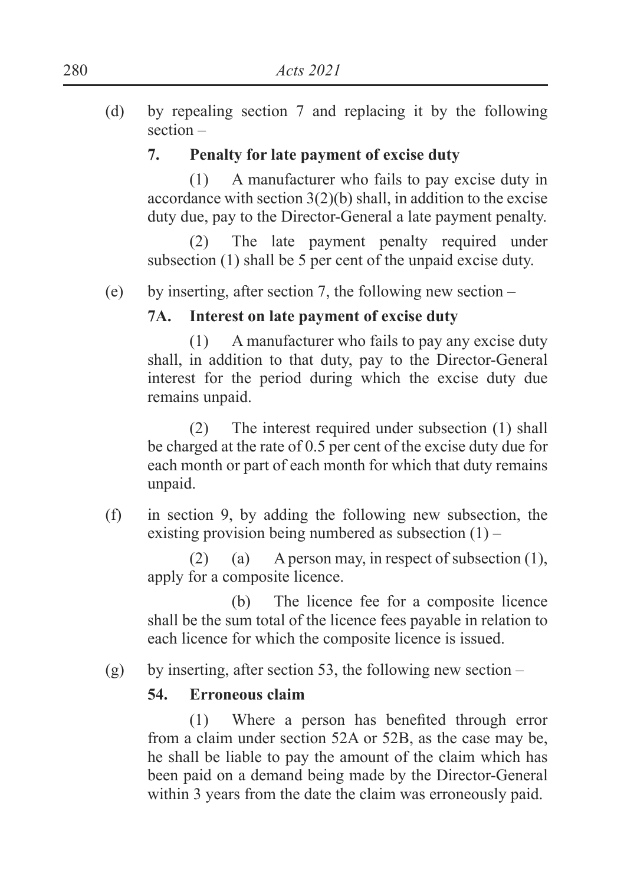(d) by repealing section 7 and replacing it by the following section –

**7. Penalty for late payment of excise duty**

(1) A manufacturer who fails to pay excise duty in accordance with section 3(2)(b) shall, in addition to the excise duty due, pay to the Director-General a late payment penalty.

(2) The late payment penalty required under subsection (1) shall be 5 per cent of the unpaid excise duty.

(e) by inserting, after section 7, the following new section –

**7A. Interest on late payment of excise duty**

(1) A manufacturer who fails to pay any excise duty shall, in addition to that duty, pay to the Director-General interest for the period during which the excise duty due remains unpaid.

(2) The interest required under subsection (1) shall be charged at the rate of 0.5 per cent of the excise duty due for each month or part of each month for which that duty remains unpaid.

(f) in section 9, by adding the following new subsection, the existing provision being numbered as subsection (1) –

(2) (a) A person may, in respect of subsection (1), apply for a composite licence.

(b) The licence fee for a composite licence shall be the sum total of the licence fees payable in relation to each licence for which the composite licence is issued.

(g) by inserting, after section 53, the following new section –

**54. Erroneous claim**

(1) Where a person has benefited through error from a claim under section 52A or 52B, as the case may be, he shall be liable to pay the amount of the claim which has been paid on a demand being made by the Director-General within 3 years from the date the claim was erroneously paid.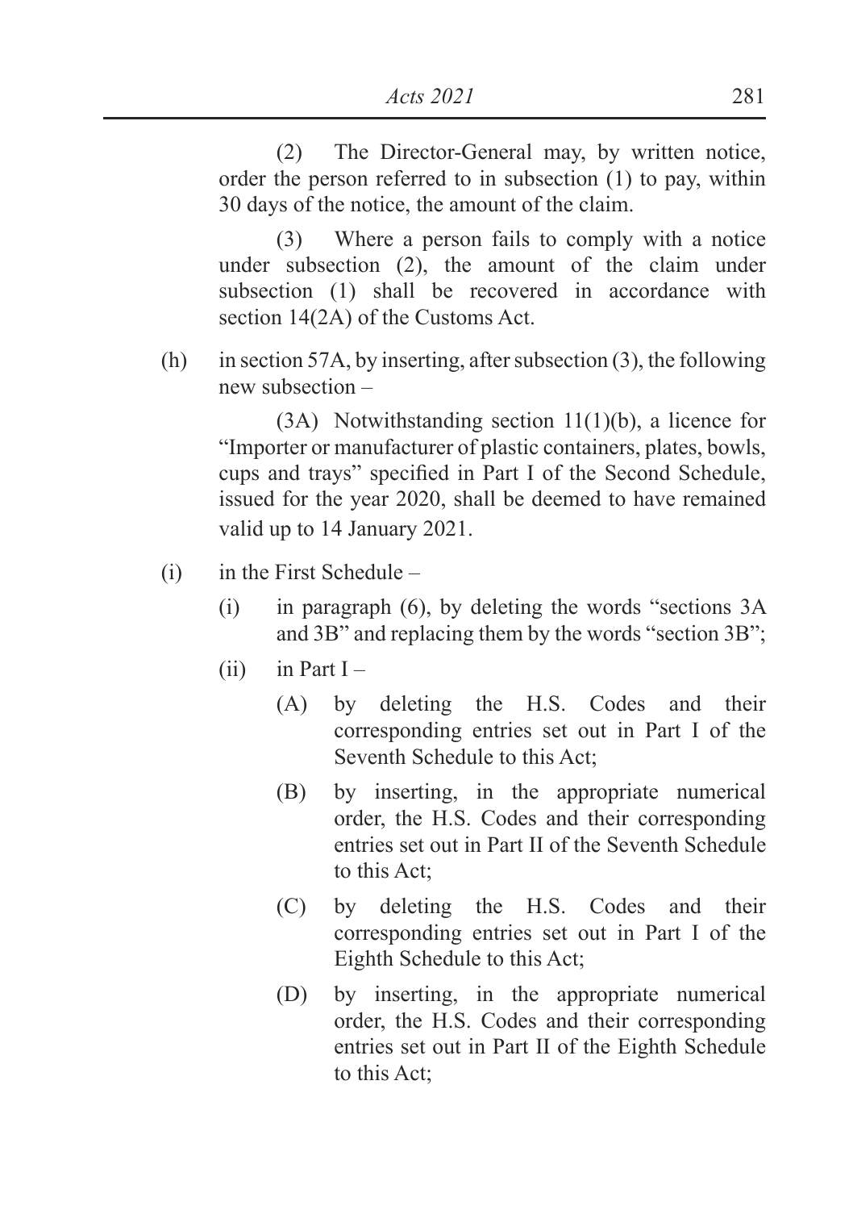(2) The Director-General may, by written notice, order the person referred to in subsection (1) to pay, within 30 days of the notice, the amount of the claim.

(3) Where a person fails to comply with a notice under subsection (2), the amount of the claim under subsection (1) shall be recovered in accordance with section 14(2A) of the Customs Act.

(h) in section 57A, by inserting, after subsection (3), the following new subsection –

(3A) Notwithstanding section 11(1)(b), a licence for "Importer or manufacturer of plastic containers, plates, bowls, cups and trays" specified in Part I of the Second Schedule, issued for the year 2020, shall be deemed to have remained valid up to 14 January 2021.

(i) in the First Schedule –

- (i) in paragraph (6), by deleting the words "sections 3A and 3B" and replacing them by the words "section 3B";
- (ii) in Part I –
  - (A) by deleting the H.S. Codes and their corresponding entries set out in Part I of the Seventh Schedule to this Act;
  - (B) by inserting, in the appropriate numerical order, the H.S. Codes and their corresponding entries set out in Part II of the Seventh Schedule to this Act;
  - (C) by deleting the H.S. Codes and their corresponding entries set out in Part I of the Eighth Schedule to this Act;
  - (D) by inserting, in the appropriate numerical order, the H.S. Codes and their corresponding entries set out in Part II of the Eighth Schedule to this Act;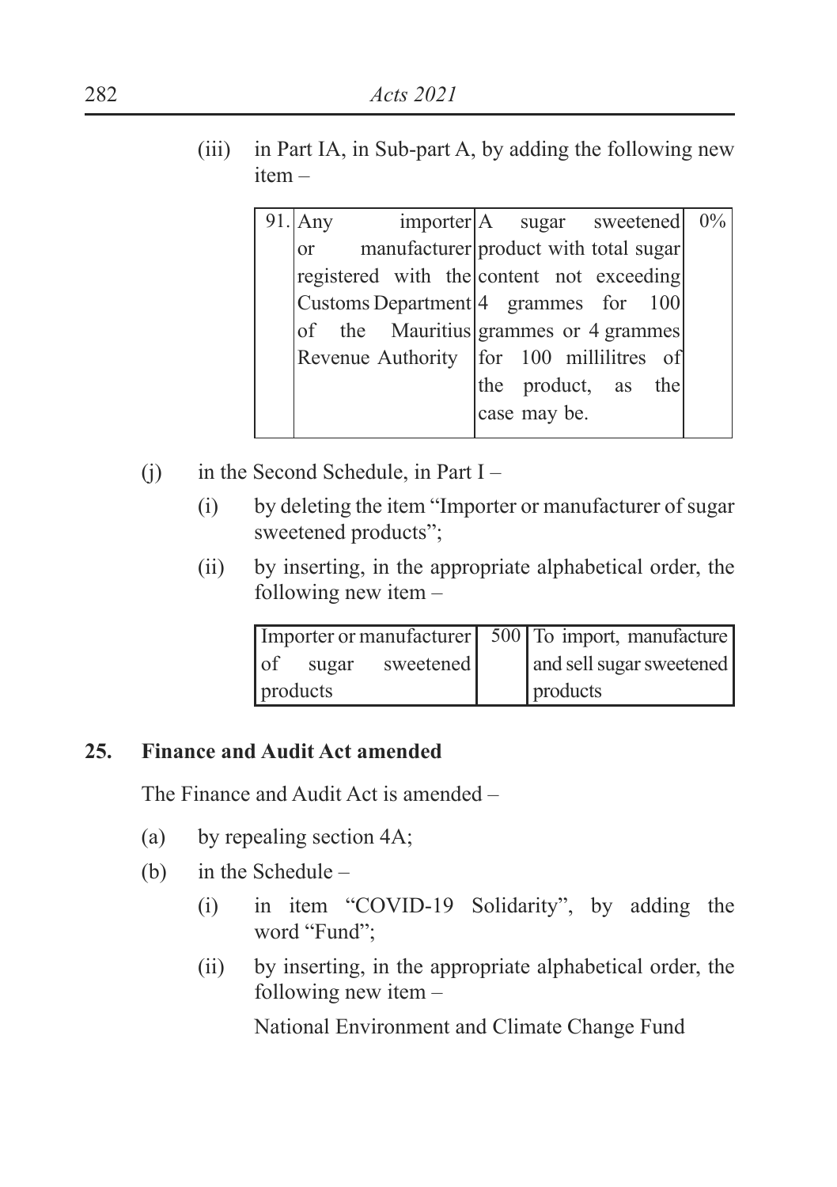(iii) in Part IA, in Sub-part A, by adding the following new item –

| | | | |
|---|---|---|---|
| 91. | Any importer or manufacturer registered with the Customs Department of the Mauritius Revenue Authority | A sugar sweetened product with total sugar content not exceeding 4 grammes for 100 grammes or 4 grammes for 100 millilitres of the product, as the case may be. | 0% |

(j) in the Second Schedule, in Part I –

(i) by deleting the item "Importer or manufacturer of sugar sweetened products";

(ii) by inserting, in the appropriate alphabetical order, the following new item –

| | | |
|---|---|---|
| Importer or manufacturer of sugar sweetened products | 500 | To import, manufacture and sell sugar sweetened products |

**25. Finance and Audit Act amended**

The Finance and Audit Act is amended –

(a) by repealing section 4A;

(b) in the Schedule –

(i) in item "COVID-19 Solidarity", by adding the word "Fund";

(ii) by inserting, in the appropriate alphabetical order, the following new item –

National Environment and Climate Change Fund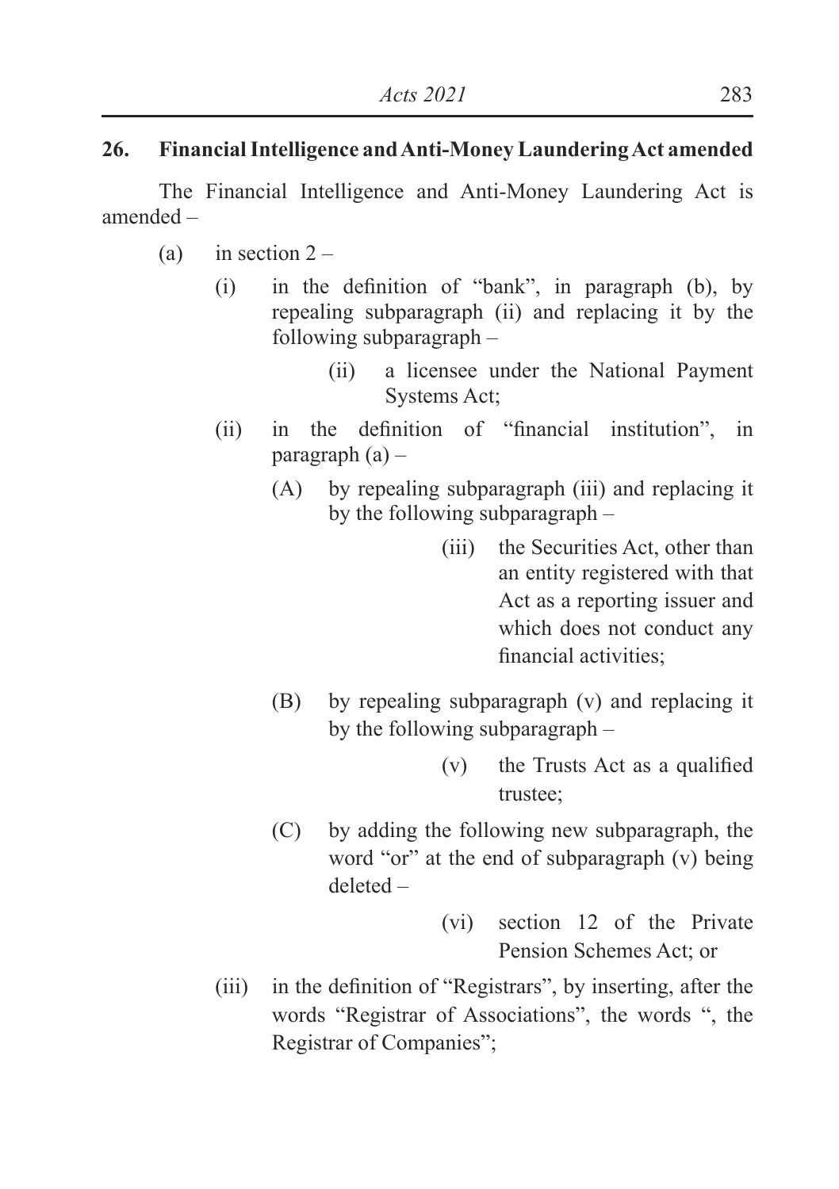**26. Financial Intelligence and Anti-Money Laundering Act amended**

The Financial Intelligence and Anti-Money Laundering Act is amended –

(a) in section 2 –

(i) in the definition of "bank", in paragraph (b), by repealing subparagraph (ii) and replacing it by the following subparagraph –

(ii) a licensee under the National Payment Systems Act;

(ii) in the definition of "financial institution", in paragraph (a) –

(A) by repealing subparagraph (iii) and replacing it by the following subparagraph –

(iii) the Securities Act, other than an entity registered with that Act as a reporting issuer and which does not conduct any financial activities;

(B) by repealing subparagraph (v) and replacing it by the following subparagraph –

(v) the Trusts Act as a qualified trustee;

(C) by adding the following new subparagraph, the word "or" at the end of subparagraph (v) being deleted –

(vi) section 12 of the Private Pension Schemes Act; or

(iii) in the definition of "Registrars", by inserting, after the words "Registrar of Associations", the words ", the Registrar of Companies";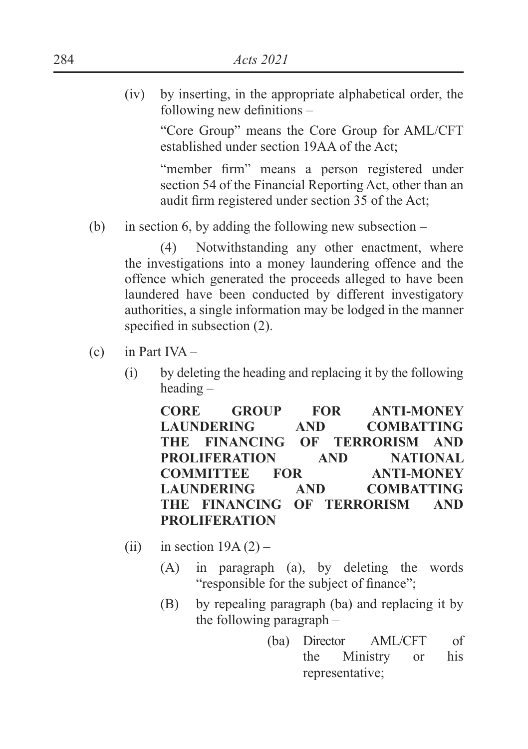(iv) by inserting, in the appropriate alphabetical order, the following new definitions –

"Core Group" means the Core Group for AML/CFT established under section 19AA of the Act;

"member firm" means a person registered under section 54 of the Financial Reporting Act, other than an audit firm registered under section 35 of the Act;

(b) in section 6, by adding the following new subsection –

(4) Notwithstanding any other enactment, where the investigations into a money laundering offence and the offence which generated the proceeds alleged to have been laundered have been conducted by different investigatory authorities, a single information may be lodged in the manner specified in subsection (2).

(c) in Part IVA –

(i) by deleting the heading and replacing it by the following heading –

**CORE GROUP FOR ANTI-MONEY LAUNDERING AND COMBATTING THE FINANCING OF TERRORISM AND PROLIFERATION AND NATIONAL COMMITTEE FOR ANTI-MONEY LAUNDERING AND COMBATTING THE FINANCING OF TERRORISM AND PROLIFERATION**

(ii) in section 19A (2) –

(A) in paragraph (a), by deleting the words "responsible for the subject of finance";

(B) by repealing paragraph (ba) and replacing it by the following paragraph –

(ba) Director AML/CFT of the Ministry or his representative;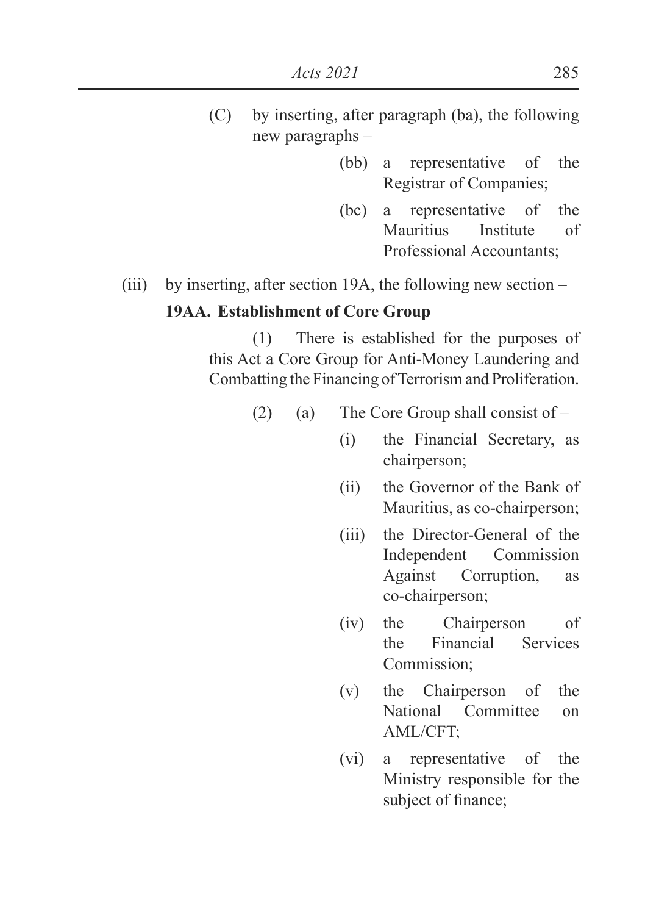(C) by inserting, after paragraph (ba), the following new paragraphs –

(bb) a representative of the Registrar of Companies;

(bc) a representative of the Mauritius Institute of Professional Accountants;

(iii) by inserting, after section 19A, the following new section –

**19AA. Establishment of Core Group**

(1) There is established for the purposes of this Act a Core Group for Anti-Money Laundering and Combatting the Financing of Terrorism and Proliferation.

(2) (a) The Core Group shall consist of –

(i) the Financial Secretary, as chairperson;

(ii) the Governor of the Bank of Mauritius, as co-chairperson;

(iii) the Director-General of the Independent Commission Against Corruption, as co-chairperson;

(iv) the Chairperson of the Financial Services Commission;

(v) the Chairperson of the National Committee on AML/CFT;

(vi) a representative of the Ministry responsible for the subject of finance;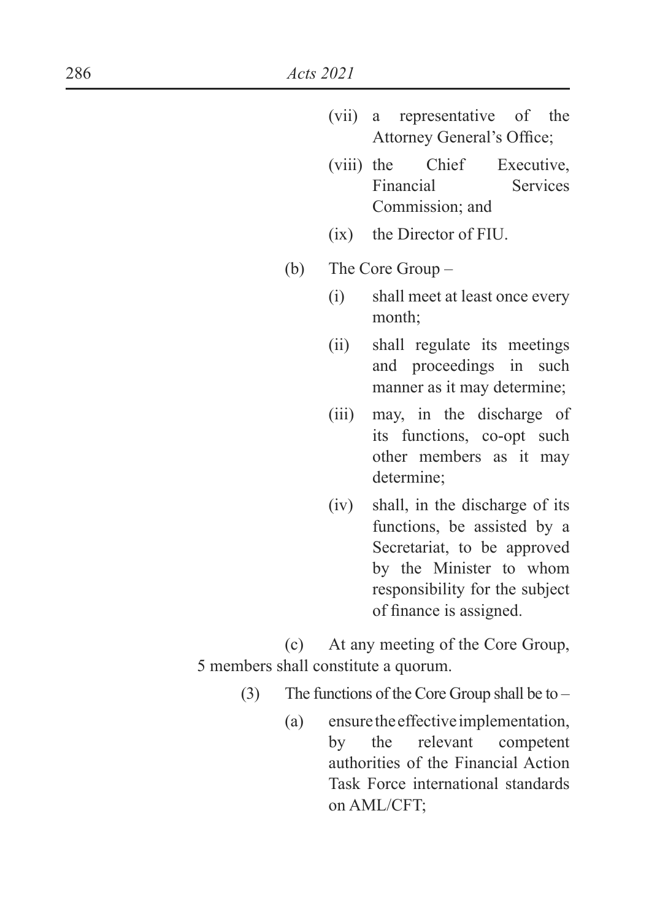(vii) a representative of the Attorney General's Office;

(viii) the Chief Executive, Financial Services Commission; and

(ix) the Director of FIU.

(b) The Core Group –

(i) shall meet at least once every month;

(ii) shall regulate its meetings and proceedings in such manner as it may determine;

(iii) may, in the discharge of its functions, co-opt such other members as it may determine;

(iv) shall, in the discharge of its functions, be assisted by a Secretariat, to be approved by the Minister to whom responsibility for the subject of finance is assigned.

(c) At any meeting of the Core Group, 5 members shall constitute a quorum.

(3) The functions of the Core Group shall be to –

(a) ensure the effective implementation, by the relevant competent authorities of the Financial Action Task Force international standards on AML/CFT;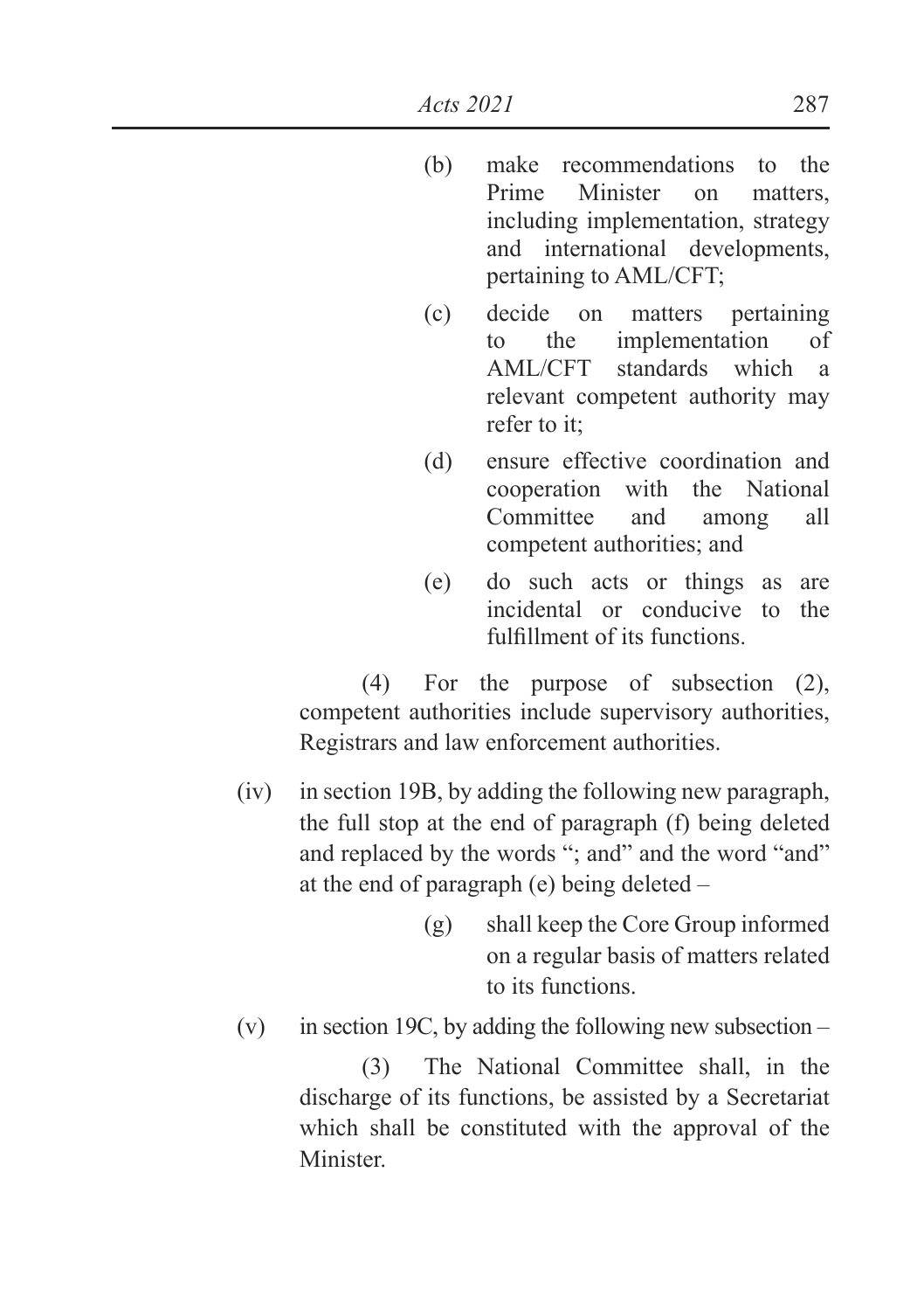(b) make recommendations to the Prime Minister on matters, including implementation, strategy and international developments, pertaining to AML/CFT;

(c) decide on matters pertaining to the implementation of AML/CFT standards which a relevant competent authority may refer to it;

(d) ensure effective coordination and cooperation with the National Committee and among all competent authorities; and

(e) do such acts or things as are incidental or conducive to the fulfillment of its functions.

(4) For the purpose of subsection (2), competent authorities include supervisory authorities, Registrars and law enforcement authorities.

(iv) in section 19B, by adding the following new paragraph, the full stop at the end of paragraph (f) being deleted and replaced by the words "; and" and the word "and" at the end of paragraph (e) being deleted –

(g) shall keep the Core Group informed on a regular basis of matters related to its functions.

(v) in section 19C, by adding the following new subsection –

(3) The National Committee shall, in the discharge of its functions, be assisted by a Secretariat which shall be constituted with the approval of the Minister.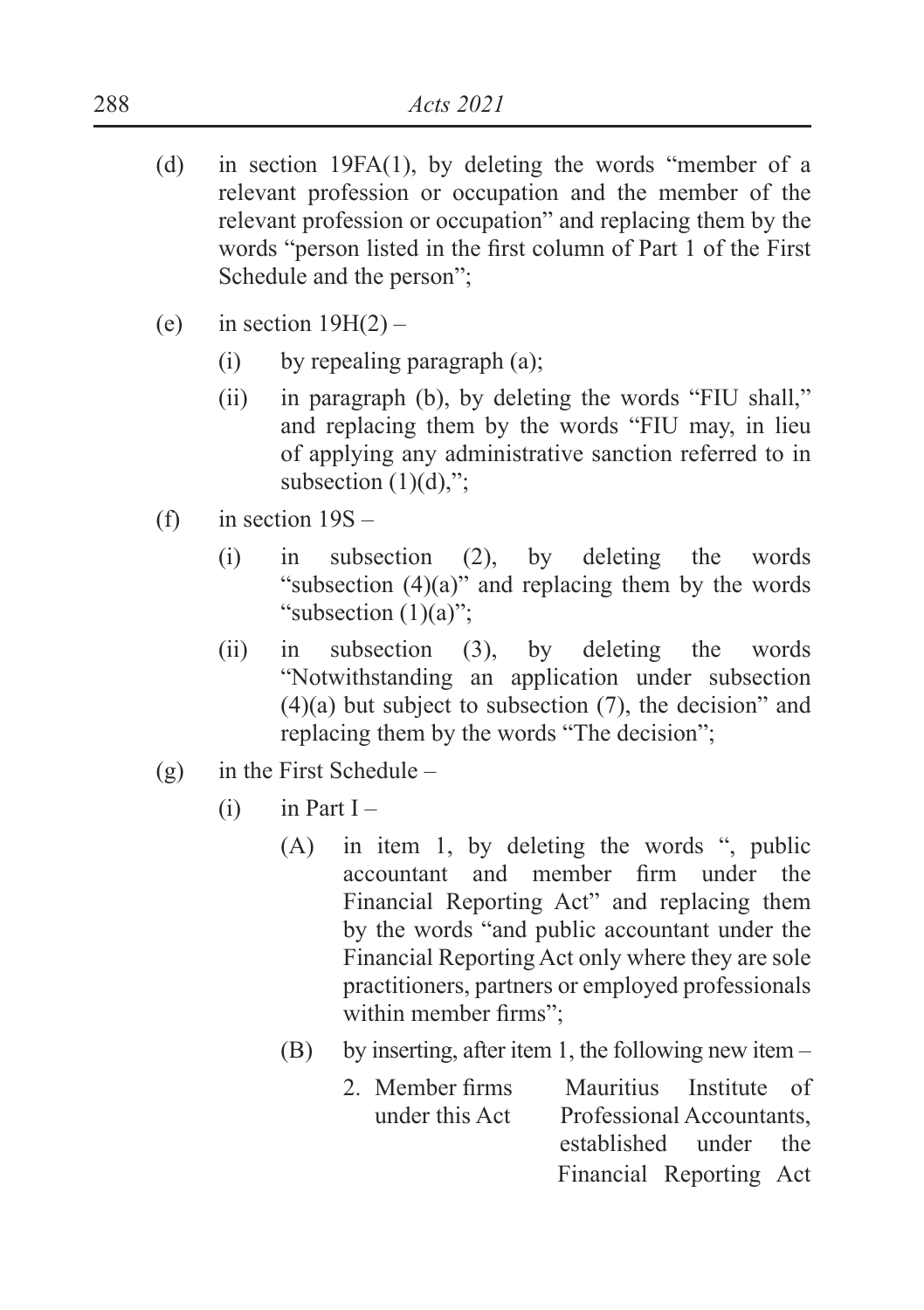(d) in section 19FA(1), by deleting the words "member of a relevant profession or occupation and the member of the relevant profession or occupation" and replacing them by the words "person listed in the first column of Part 1 of the First Schedule and the person";

(e) in section 19H(2) –

 (i) by repealing paragraph (a);

 (ii) in paragraph (b), by deleting the words "FIU shall," and replacing them by the words "FIU may, in lieu of applying any administrative sanction referred to in subsection (1)(d),";

(f) in section 19S –

 (i) in subsection (2), by deleting the words "subsection (4)(a)" and replacing them by the words "subsection (1)(a)";

 (ii) in subsection (3), by deleting the words "Notwithstanding an application under subsection (4)(a) but subject to subsection (7), the decision" and replacing them by the words "The decision";

(g) in the First Schedule –

 (i) in Part I –

  (A) in item 1, by deleting the words ", public accountant and member firm under the Financial Reporting Act" and replacing them by the words "and public accountant under the Financial Reporting Act only where they are sole practitioners, partners or employed professionals within member firms";

  (B) by inserting, after item 1, the following new item –

| | |
|---|---|
| 2. Member firms under this Act | Mauritius Institute of Professional Accountants, established under the Financial Reporting Act |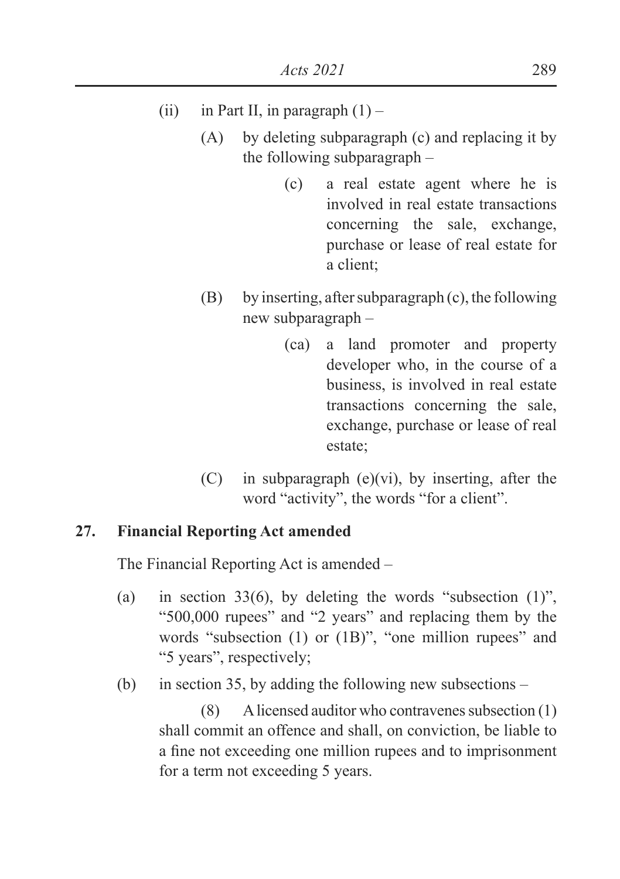(ii) in Part II, in paragraph (1) –

(A) by deleting subparagraph (c) and replacing it by the following subparagraph –

(c) a real estate agent where he is involved in real estate transactions concerning the sale, exchange, purchase or lease of real estate for a client;

(B) by inserting, after subparagraph (c), the following new subparagraph –

(ca) a land promoter and property developer who, in the course of a business, is involved in real estate transactions concerning the sale, exchange, purchase or lease of real estate;

(C) in subparagraph (e)(vi), by inserting, after the word "activity", the words "for a client".

**27. Financial Reporting Act amended**

The Financial Reporting Act is amended –

(a) in section 33(6), by deleting the words "subsection (1)", "500,000 rupees" and "2 years" and replacing them by the words "subsection (1) or (1B)", "one million rupees" and "5 years", respectively;

(b) in section 35, by adding the following new subsections –

(8) A licensed auditor who contravenes subsection (1) shall commit an offence and shall, on conviction, be liable to a fine not exceeding one million rupees and to imprisonment for a term not exceeding 5 years.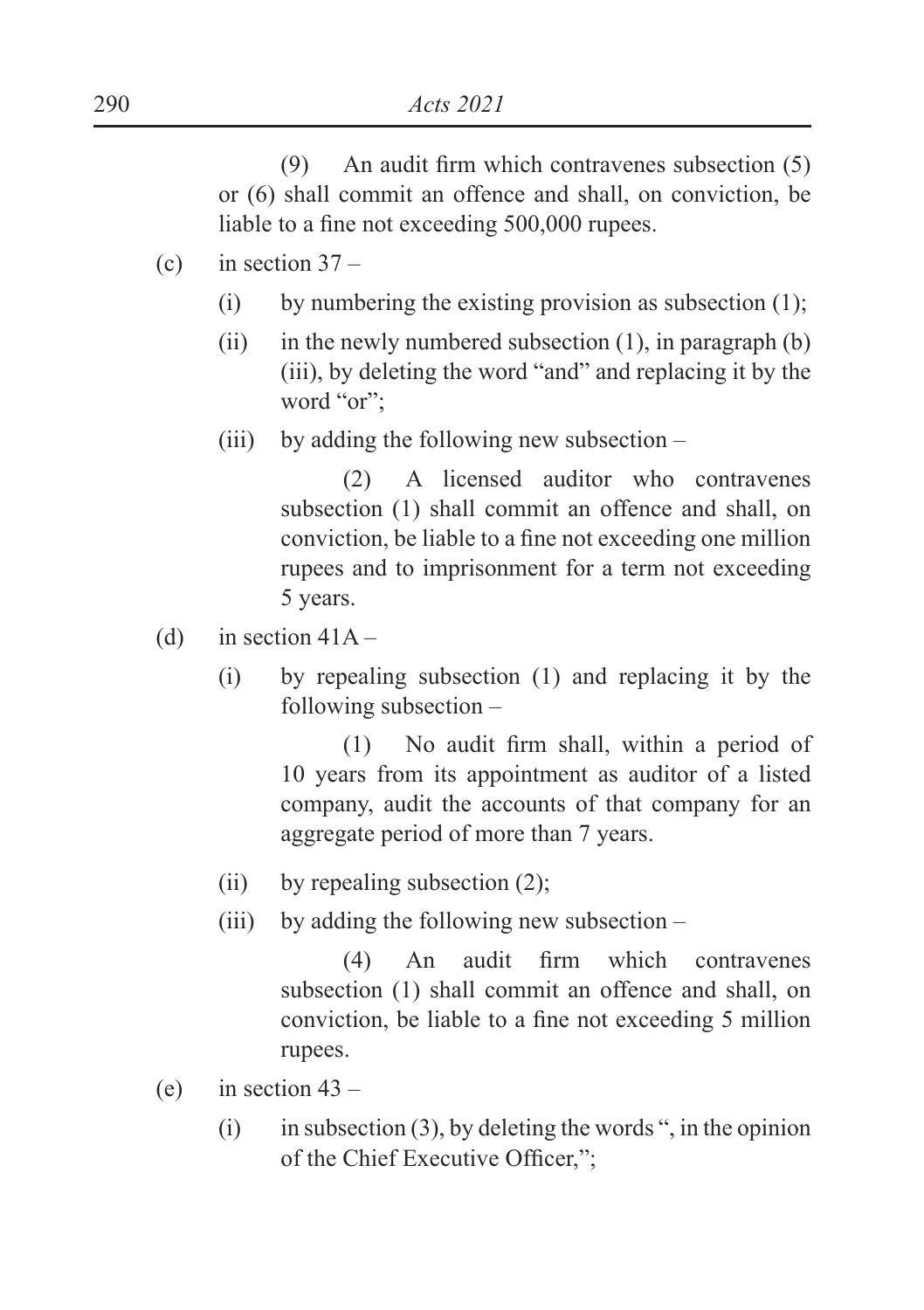(9) An audit firm which contravenes subsection (5) or (6) shall commit an offence and shall, on conviction, be liable to a fine not exceeding 500,000 rupees.

(c) in section 37 –

(i) by numbering the existing provision as subsection (1);

(ii) in the newly numbered subsection (1), in paragraph (b)(iii), by deleting the word "and" and replacing it by the word "or";

(iii) by adding the following new subsection –

(2) A licensed auditor who contravenes subsection (1) shall commit an offence and shall, on conviction, be liable to a fine not exceeding one million rupees and to imprisonment for a term not exceeding 5 years.

(d) in section 41A –

(i) by repealing subsection (1) and replacing it by the following subsection –

(1) No audit firm shall, within a period of 10 years from its appointment as auditor of a listed company, audit the accounts of that company for an aggregate period of more than 7 years.

(ii) by repealing subsection (2);

(iii) by adding the following new subsection –

(4) An audit firm which contravenes subsection (1) shall commit an offence and shall, on conviction, be liable to a fine not exceeding 5 million rupees.

(e) in section 43 –

(i) in subsection (3), by deleting the words ", in the opinion of the Chief Executive Officer,";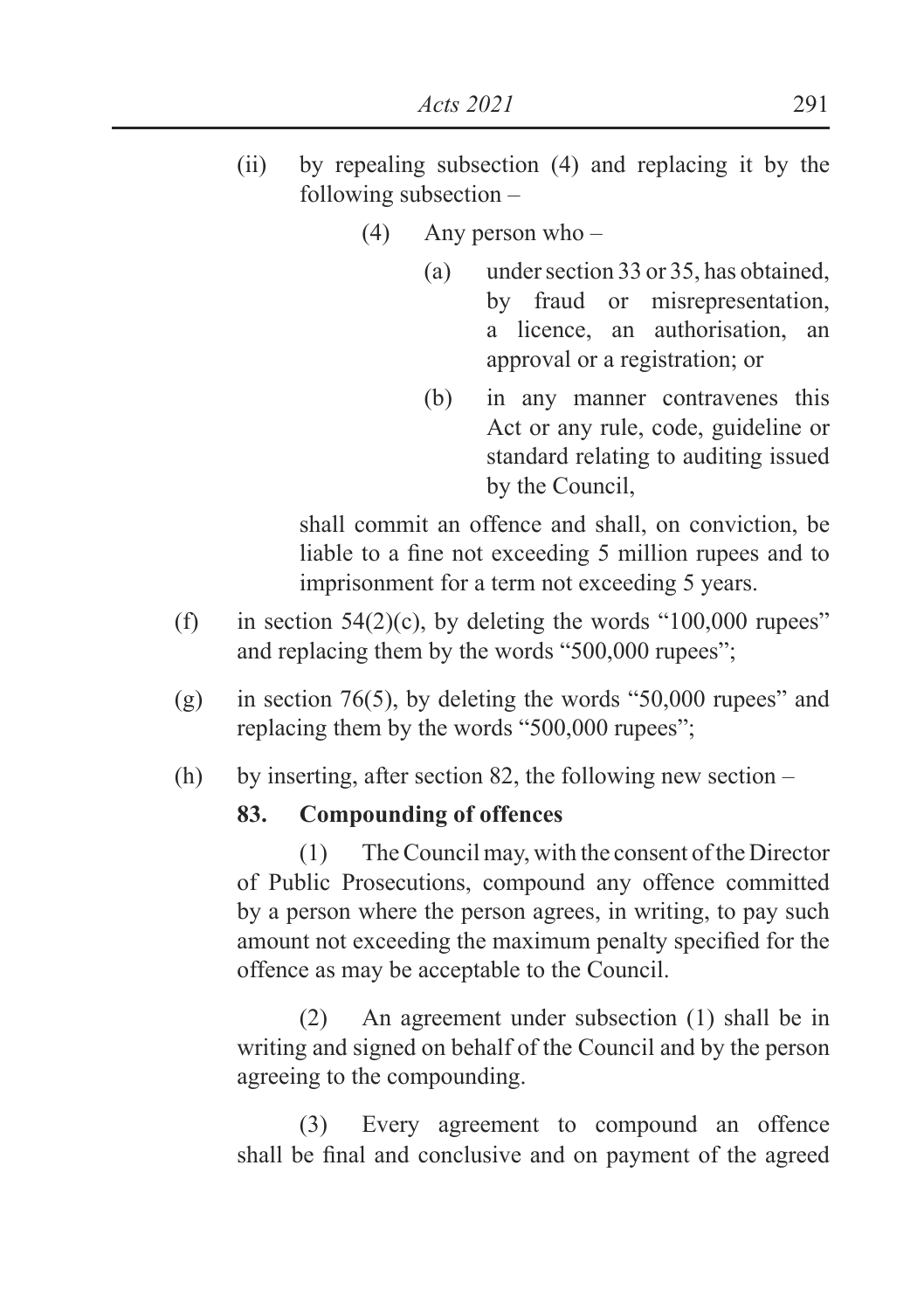(ii) by repealing subsection (4) and replacing it by the following subsection –

(4) Any person who –

(a) under section 33 or 35, has obtained, by fraud or misrepresentation, a licence, an authorisation, an approval or a registration; or

(b) in any manner contravenes this Act or any rule, code, guideline or standard relating to auditing issued by the Council,

shall commit an offence and shall, on conviction, be liable to a fine not exceeding 5 million rupees and to imprisonment for a term not exceeding 5 years.

(f) in section 54(2)(c), by deleting the words "100,000 rupees" and replacing them by the words "500,000 rupees";

(g) in section 76(5), by deleting the words "50,000 rupees" and replacing them by the words "500,000 rupees";

(h) by inserting, after section 82, the following new section –

**83. Compounding of offences**

(1) The Council may, with the consent of the Director of Public Prosecutions, compound any offence committed by a person where the person agrees, in writing, to pay such amount not exceeding the maximum penalty specified for the offence as may be acceptable to the Council.

(2) An agreement under subsection (1) shall be in writing and signed on behalf of the Council and by the person agreeing to the compounding.

(3) Every agreement to compound an offence shall be final and conclusive and on payment of the agreed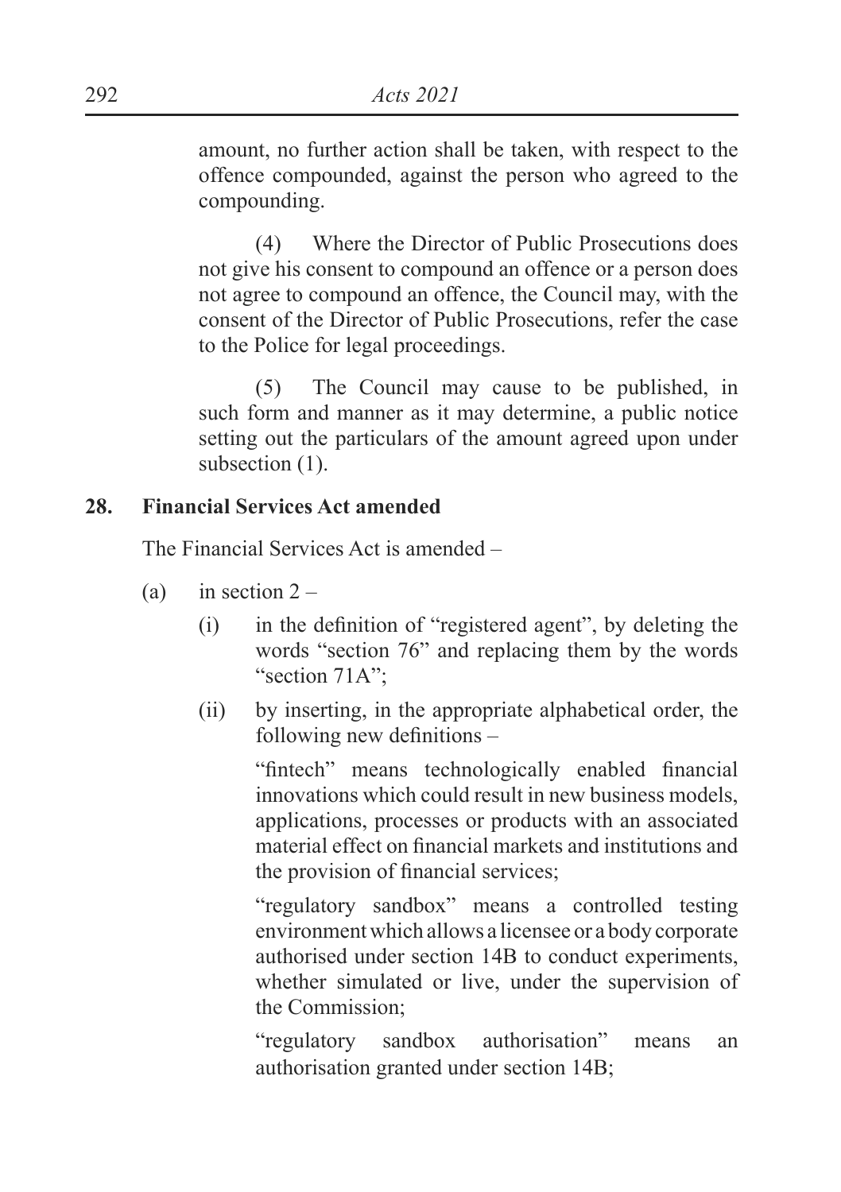amount, no further action shall be taken, with respect to the offence compounded, against the person who agreed to the compounding.

(4) Where the Director of Public Prosecutions does not give his consent to compound an offence or a person does not agree to compound an offence, the Council may, with the consent of the Director of Public Prosecutions, refer the case to the Police for legal proceedings.

(5) The Council may cause to be published, in such form and manner as it may determine, a public notice setting out the particulars of the amount agreed upon under subsection (1).

**28. Financial Services Act amended**

The Financial Services Act is amended –

(a) in section 2 –

(i) in the definition of "registered agent", by deleting the words "section 76" and replacing them by the words "section 71A";

(ii) by inserting, in the appropriate alphabetical order, the following new definitions –

"fintech" means technologically enabled financial innovations which could result in new business models, applications, processes or products with an associated material effect on financial markets and institutions and the provision of financial services;

"regulatory sandbox" means a controlled testing environment which allows a licensee or a body corporate authorised under section 14B to conduct experiments, whether simulated or live, under the supervision of the Commission;

"regulatory sandbox authorisation" means an authorisation granted under section 14B;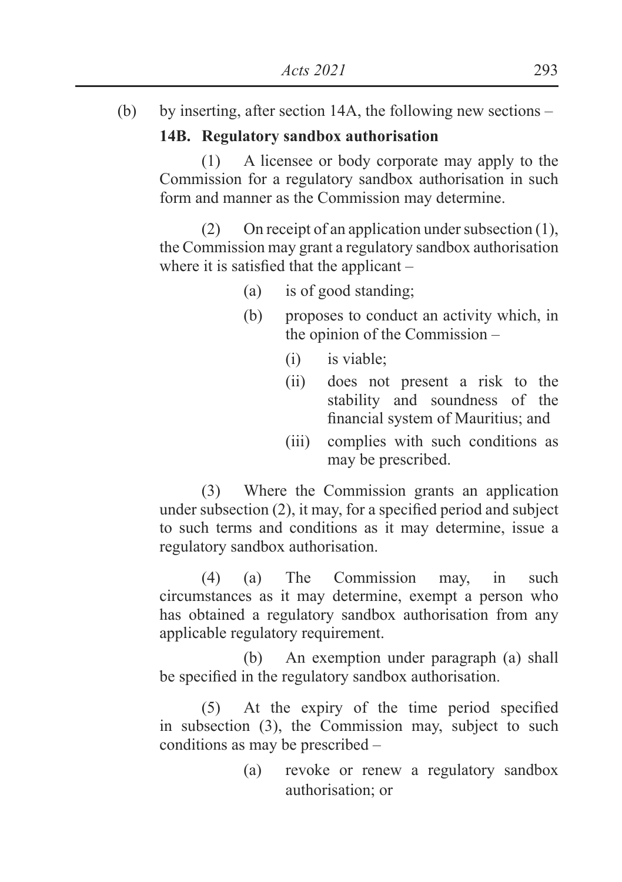(b) by inserting, after section 14A, the following new sections –

**14B. Regulatory sandbox authorisation**

(1) A licensee or body corporate may apply to the Commission for a regulatory sandbox authorisation in such form and manner as the Commission may determine.

(2) On receipt of an application under subsection (1), the Commission may grant a regulatory sandbox authorisation where it is satisfied that the applicant –

(a) is of good standing;

(b) proposes to conduct an activity which, in the opinion of the Commission –

(i) is viable;

(ii) does not present a risk to the stability and soundness of the financial system of Mauritius; and

(iii) complies with such conditions as may be prescribed.

(3) Where the Commission grants an application under subsection (2), it may, for a specified period and subject to such terms and conditions as it may determine, issue a regulatory sandbox authorisation.

(4) (a) The Commission may, in such circumstances as it may determine, exempt a person who has obtained a regulatory sandbox authorisation from any applicable regulatory requirement.

(b) An exemption under paragraph (a) shall be specified in the regulatory sandbox authorisation.

(5) At the expiry of the time period specified in subsection (3), the Commission may, subject to such conditions as may be prescribed –

(a) revoke or renew a regulatory sandbox authorisation; or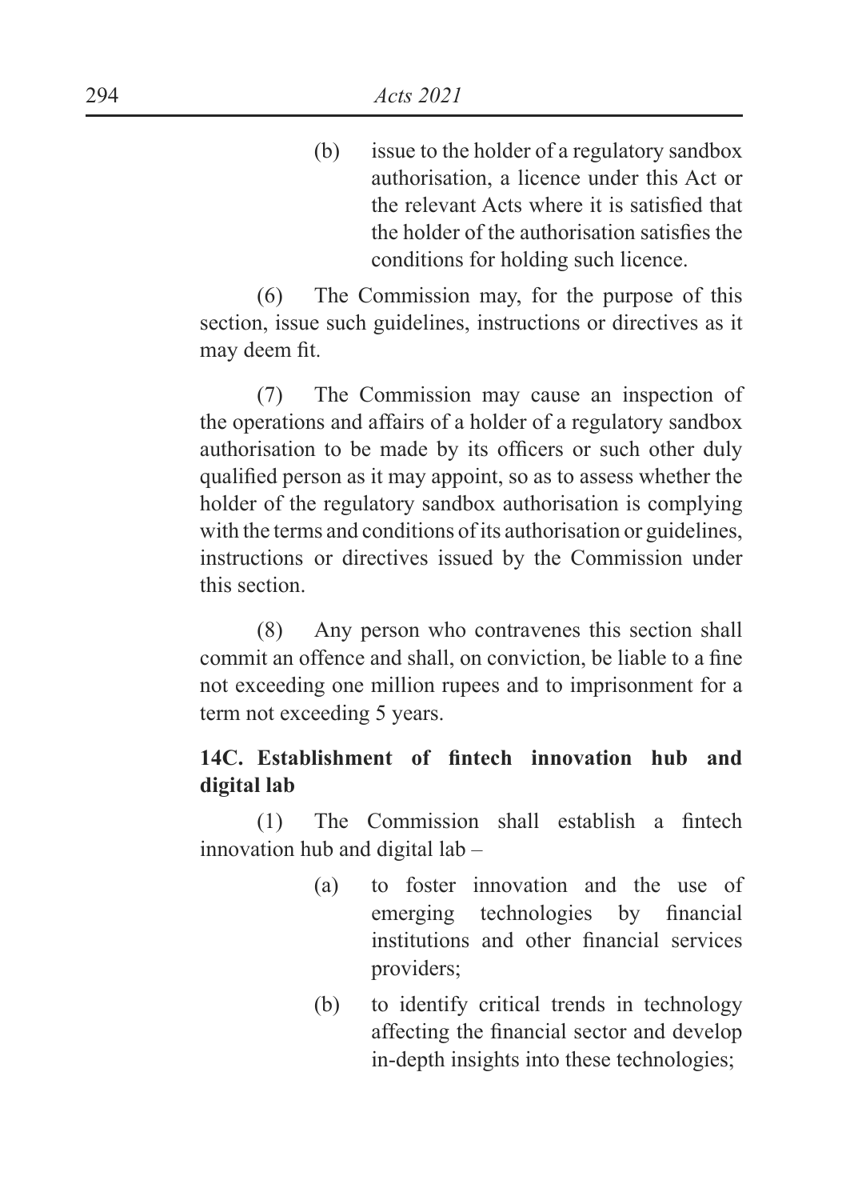(b) issue to the holder of a regulatory sandbox authorisation, a licence under this Act or the relevant Acts where it is satisfied that the holder of the authorisation satisfies the conditions for holding such licence.

(6) The Commission may, for the purpose of this section, issue such guidelines, instructions or directives as it may deem fit.

(7) The Commission may cause an inspection of the operations and affairs of a holder of a regulatory sandbox authorisation to be made by its officers or such other duly qualified person as it may appoint, so as to assess whether the holder of the regulatory sandbox authorisation is complying with the terms and conditions of its authorisation or guidelines, instructions or directives issued by the Commission under this section.

(8) Any person who contravenes this section shall commit an offence and shall, on conviction, be liable to a fine not exceeding one million rupees and to imprisonment for a term not exceeding 5 years.

**14C. Establishment of fintech innovation hub and digital lab**

(1) The Commission shall establish a fintech innovation hub and digital lab –

(a) to foster innovation and the use of emerging technologies by financial institutions and other financial services providers;

(b) to identify critical trends in technology affecting the financial sector and develop in-depth insights into these technologies;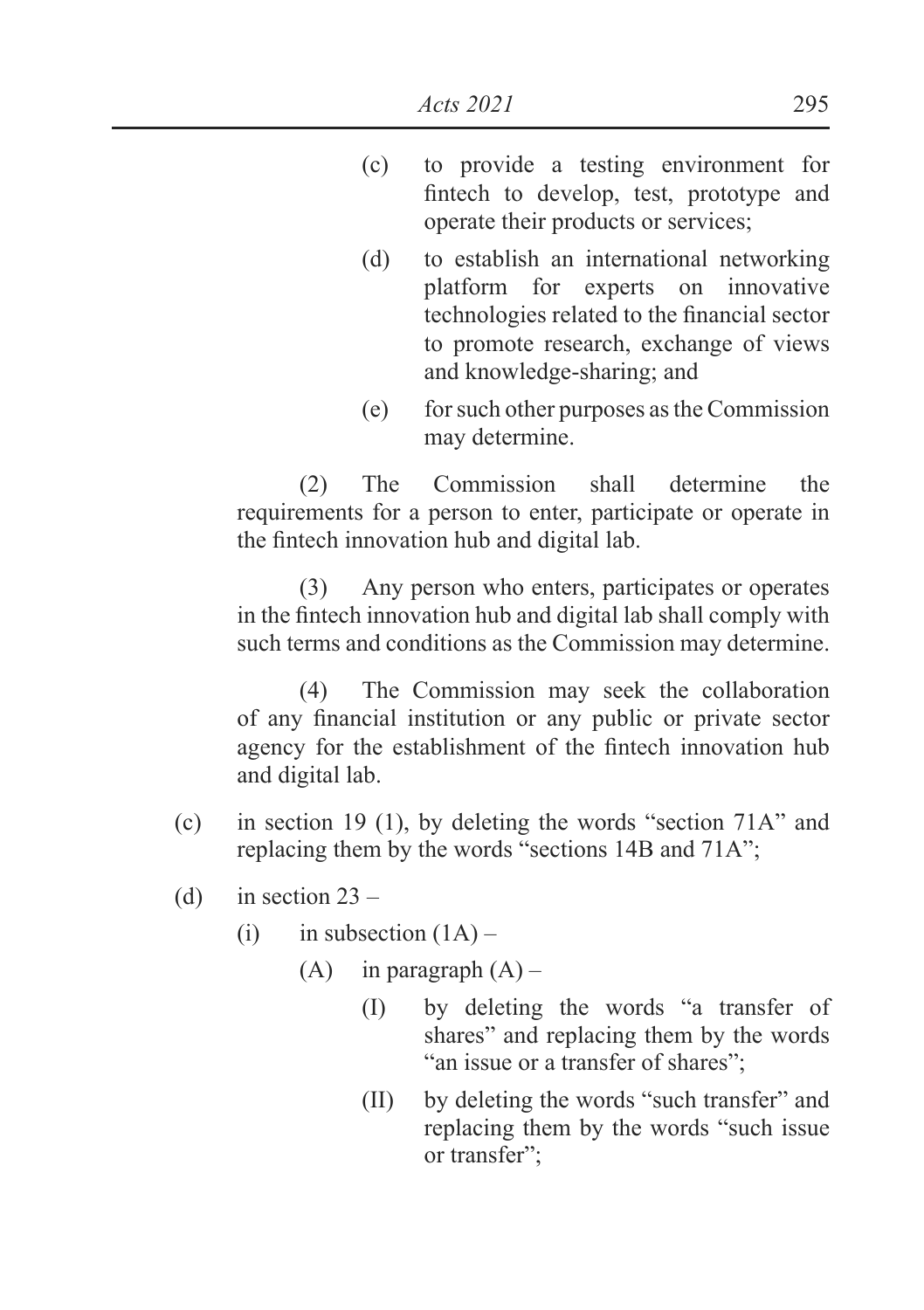(c) to provide a testing environment for fintech to develop, test, prototype and operate their products or services;

(d) to establish an international networking platform for experts on innovative technologies related to the financial sector to promote research, exchange of views and knowledge-sharing; and

(e) for such other purposes as the Commission may determine.

(2) The Commission shall determine the requirements for a person to enter, participate or operate in the fintech innovation hub and digital lab.

(3) Any person who enters, participates or operates in the fintech innovation hub and digital lab shall comply with such terms and conditions as the Commission may determine.

(4) The Commission may seek the collaboration of any financial institution or any public or private sector agency for the establishment of the fintech innovation hub and digital lab.

(c) in section 19 (1), by deleting the words "section 71A" and replacing them by the words "sections 14B and 71A";

(d) in section 23 –

  (i) in subsection (1A) –

    (A) in paragraph (A) –

      (I) by deleting the words "a transfer of shares" and replacing them by the words "an issue or a transfer of shares";

      (II) by deleting the words "such transfer" and replacing them by the words "such issue or transfer";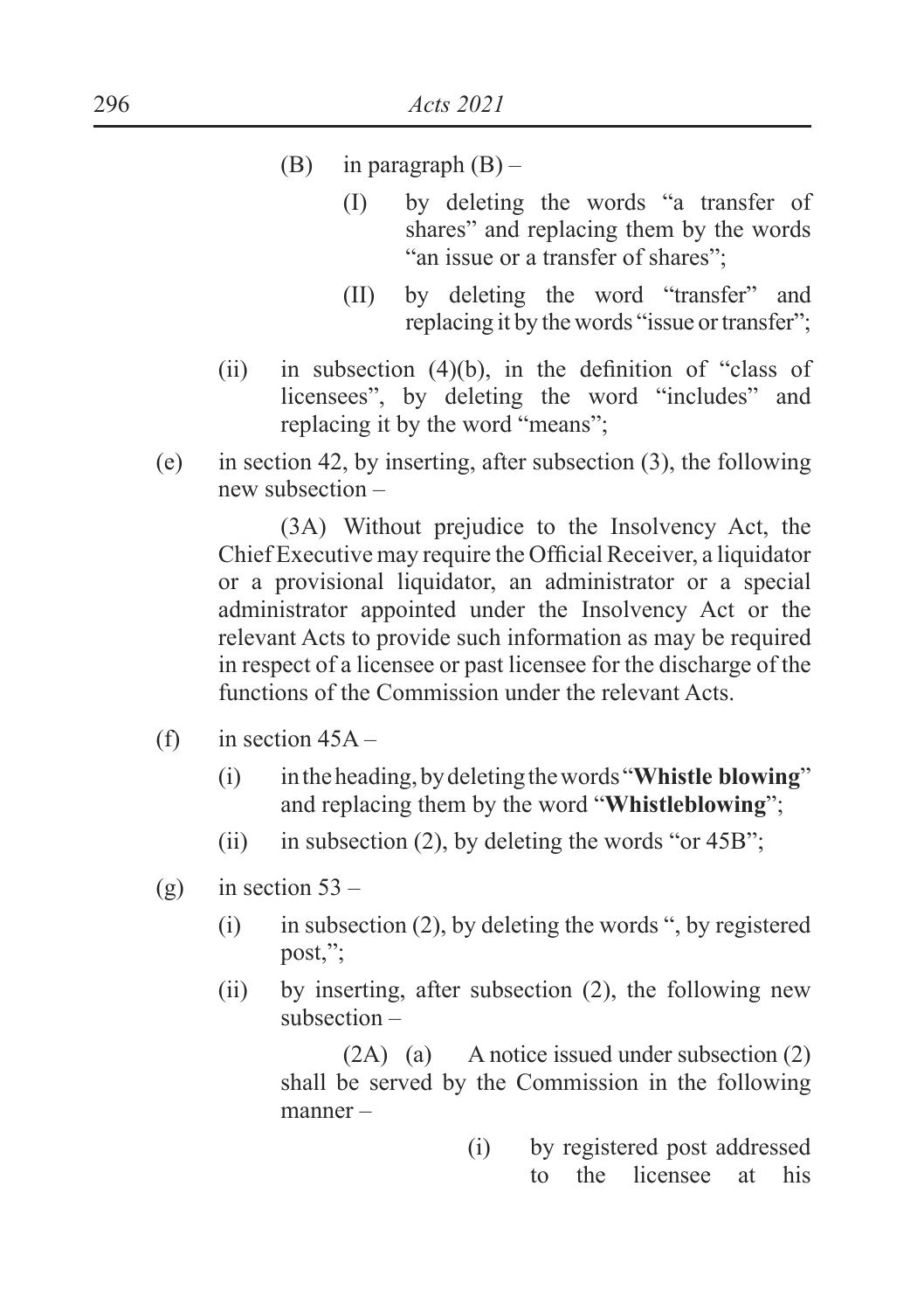(B) in paragraph (B) –

(I) by deleting the words "a transfer of shares" and replacing them by the words "an issue or a transfer of shares";

(II) by deleting the word "transfer" and replacing it by the words "issue or transfer";

(ii) in subsection (4)(b), in the definition of "class of licensees", by deleting the word "includes" and replacing it by the word "means";

(e) in section 42, by inserting, after subsection (3), the following new subsection –

(3A) Without prejudice to the Insolvency Act, the Chief Executive may require the Official Receiver, a liquidator or a provisional liquidator, an administrator or a special administrator appointed under the Insolvency Act or the relevant Acts to provide such information as may be required in respect of a licensee or past licensee for the discharge of the functions of the Commission under the relevant Acts.

(f) in section 45A –

(i) in the heading, by deleting the words "**Whistle blowing**" and replacing them by the word "**Whistleblowing**";

(ii) in subsection (2), by deleting the words "or 45B";

(g) in section 53 –

(i) in subsection (2), by deleting the words ", by registered post,";

(ii) by inserting, after subsection (2), the following new subsection –

(2A) (a) A notice issued under subsection (2) shall be served by the Commission in the following manner –

(i) by registered post addressed to the licensee at his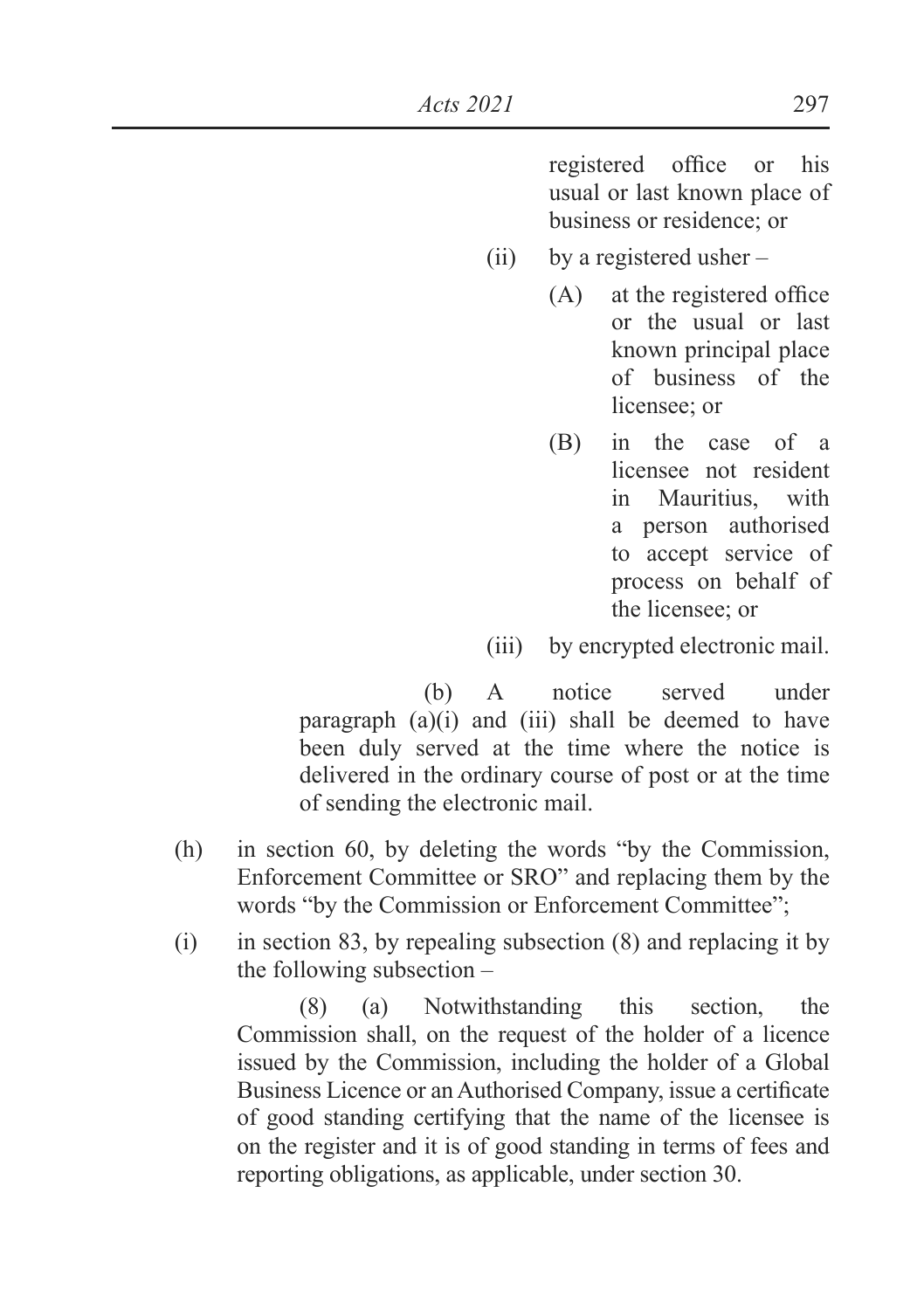registered office or his usual or last known place of business or residence; or

(ii) by a registered usher –

(A) at the registered office or the usual or last known principal place of business of the licensee; or

(B) in the case of a licensee not resident in Mauritius, with a person authorised to accept service of process on behalf of the licensee; or

(iii) by encrypted electronic mail.

(b) A notice served under paragraph (a)(i) and (iii) shall be deemed to have been duly served at the time where the notice is delivered in the ordinary course of post or at the time of sending the electronic mail.

(h) in section 60, by deleting the words "by the Commission, Enforcement Committee or SRO" and replacing them by the words "by the Commission or Enforcement Committee";

(i) in section 83, by repealing subsection (8) and replacing it by the following subsection –

(8) (a) Notwithstanding this section, the Commission shall, on the request of the holder of a licence issued by the Commission, including the holder of a Global Business Licence or an Authorised Company, issue a certificate of good standing certifying that the name of the licensee is on the register and it is of good standing in terms of fees and reporting obligations, as applicable, under section 30.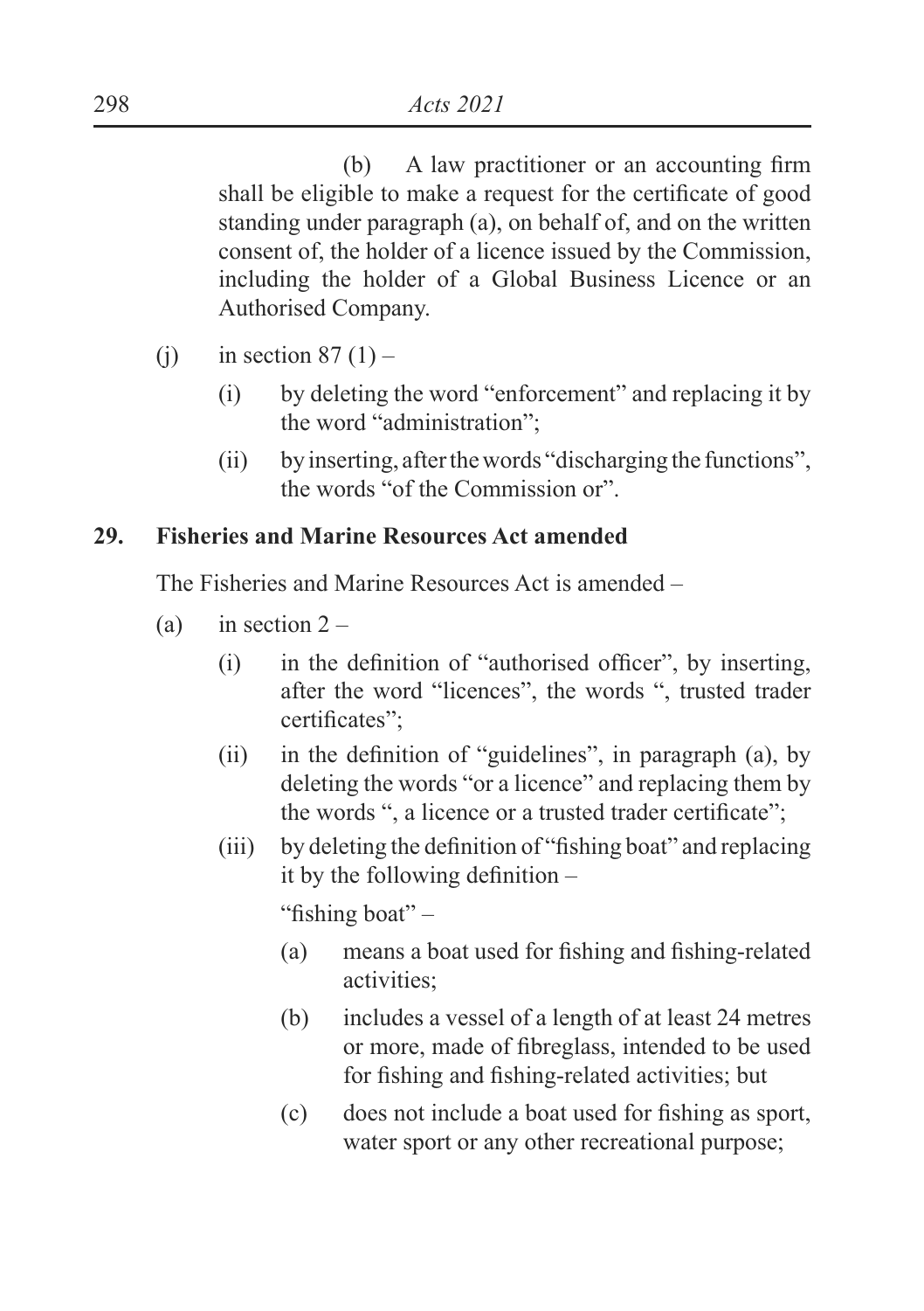(b) A law practitioner or an accounting firm shall be eligible to make a request for the certificate of good standing under paragraph (a), on behalf of, and on the written consent of, the holder of a licence issued by the Commission, including the holder of a Global Business Licence or an Authorised Company.

(j) in section 87 (1) –

  (i) by deleting the word "enforcement" and replacing it by the word "administration";

  (ii) by inserting, after the words "discharging the functions", the words "of the Commission or".

**29. Fisheries and Marine Resources Act amended**

The Fisheries and Marine Resources Act is amended –

(a) in section 2 –

  (i) in the definition of "authorised officer", by inserting, after the word "licences", the words ", trusted trader certificates";

  (ii) in the definition of "guidelines", in paragraph (a), by deleting the words "or a licence" and replacing them by the words ", a licence or a trusted trader certificate";

  (iii) by deleting the definition of "fishing boat" and replacing it by the following definition –

  "fishing boat" –

    (a) means a boat used for fishing and fishing-related activities;

    (b) includes a vessel of a length of at least 24 metres or more, made of fibreglass, intended to be used for fishing and fishing-related activities; but

    (c) does not include a boat used for fishing as sport, water sport or any other recreational purpose;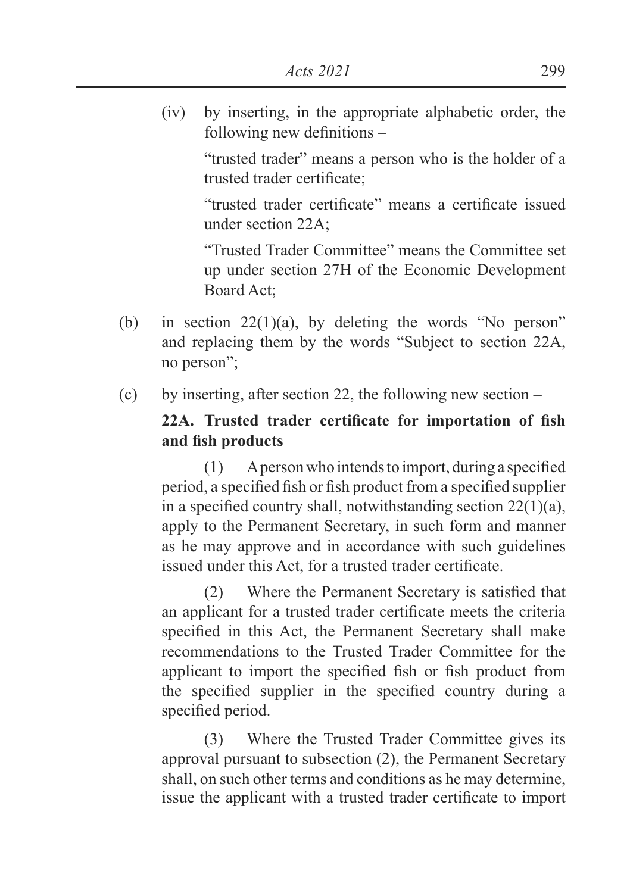(iv) by inserting, in the appropriate alphabetic order, the following new definitions –

"trusted trader" means a person who is the holder of a trusted trader certificate;

"trusted trader certificate" means a certificate issued under section 22A;

"Trusted Trader Committee" means the Committee set up under section 27H of the Economic Development Board Act;

(b) in section 22(1)(a), by deleting the words "No person" and replacing them by the words "Subject to section 22A, no person";

(c) by inserting, after section 22, the following new section –

**22A. Trusted trader certificate for importation of fish and fish products**

(1) A person who intends to import, during a specified period, a specified fish or fish product from a specified supplier in a specified country shall, notwithstanding section 22(1)(a), apply to the Permanent Secretary, in such form and manner as he may approve and in accordance with such guidelines issued under this Act, for a trusted trader certificate.

(2) Where the Permanent Secretary is satisfied that an applicant for a trusted trader certificate meets the criteria specified in this Act, the Permanent Secretary shall make recommendations to the Trusted Trader Committee for the applicant to import the specified fish or fish product from the specified supplier in the specified country during a specified period.

(3) Where the Trusted Trader Committee gives its approval pursuant to subsection (2), the Permanent Secretary shall, on such other terms and conditions as he may determine, issue the applicant with a trusted trader certificate to import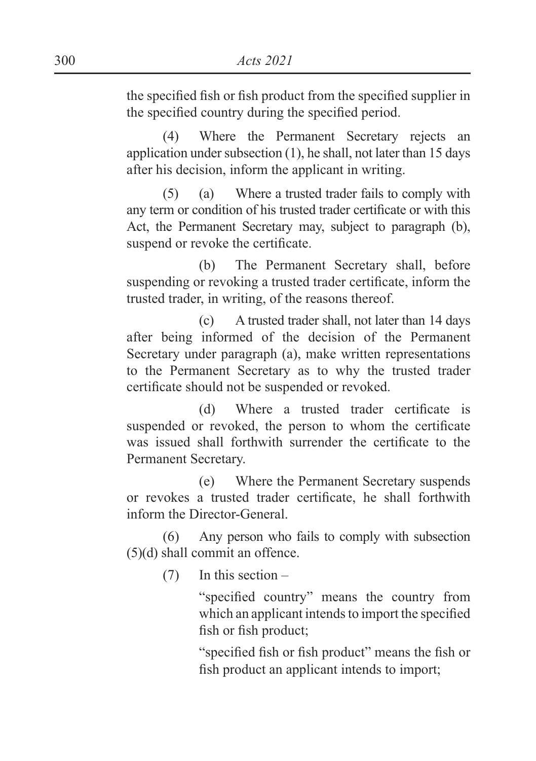the specified fish or fish product from the specified supplier in the specified country during the specified period.

(4) Where the Permanent Secretary rejects an application under subsection (1), he shall, not later than 15 days after his decision, inform the applicant in writing.

(5) (a) Where a trusted trader fails to comply with any term or condition of his trusted trader certificate or with this Act, the Permanent Secretary may, subject to paragraph (b), suspend or revoke the certificate.

(b) The Permanent Secretary shall, before suspending or revoking a trusted trader certificate, inform the trusted trader, in writing, of the reasons thereof.

(c) A trusted trader shall, not later than 14 days after being informed of the decision of the Permanent Secretary under paragraph (a), make written representations to the Permanent Secretary as to why the trusted trader certificate should not be suspended or revoked.

(d) Where a trusted trader certificate is suspended or revoked, the person to whom the certificate was issued shall forthwith surrender the certificate to the Permanent Secretary.

(e) Where the Permanent Secretary suspends or revokes a trusted trader certificate, he shall forthwith inform the Director-General.

(6) Any person who fails to comply with subsection (5)(d) shall commit an offence.

(7) In this section –

"specified country" means the country from which an applicant intends to import the specified fish or fish product;

"specified fish or fish product" means the fish or fish product an applicant intends to import;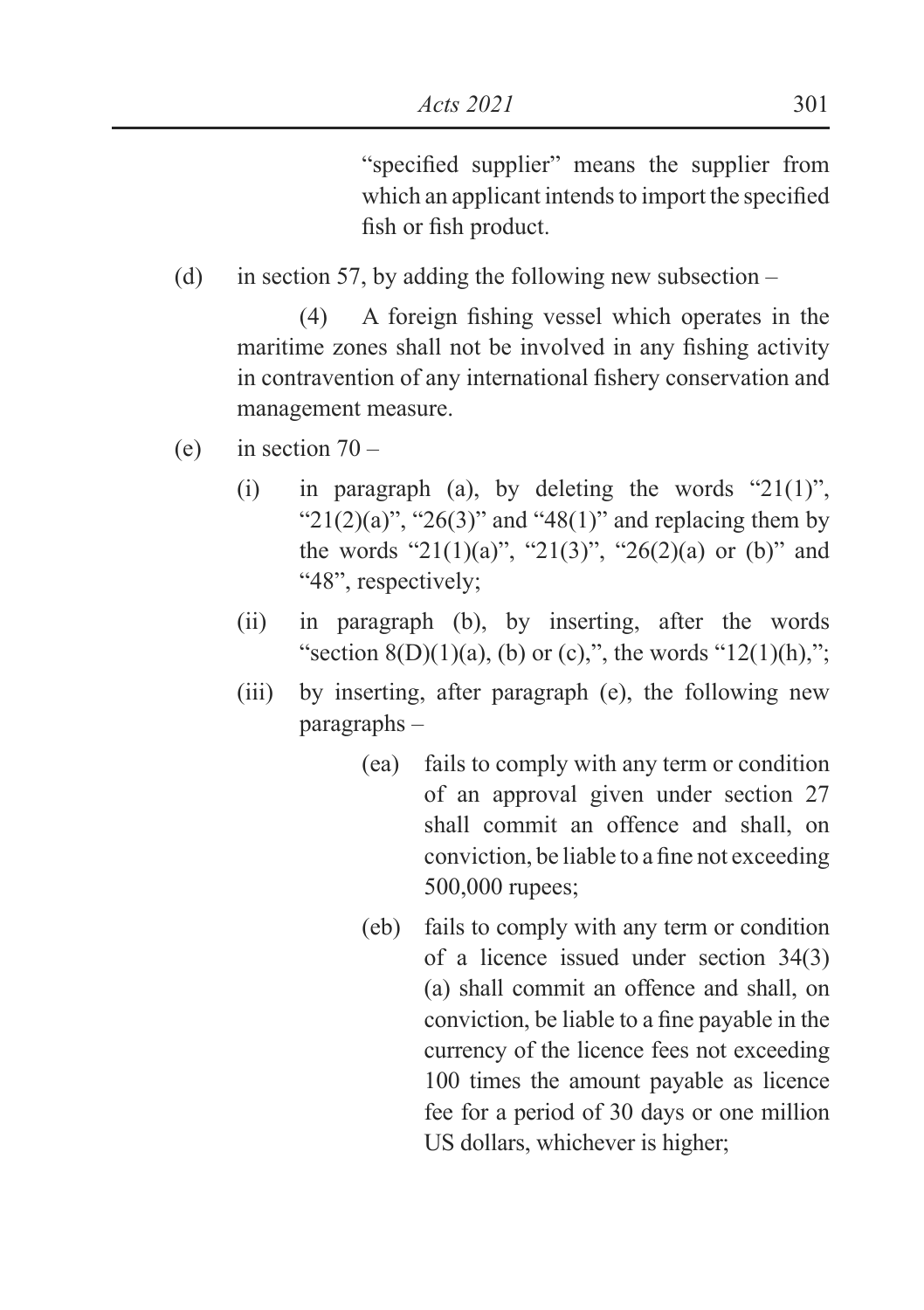"specified supplier" means the supplier from which an applicant intends to import the specified fish or fish product.

(d) in section 57, by adding the following new subsection –

(4) A foreign fishing vessel which operates in the maritime zones shall not be involved in any fishing activity in contravention of any international fishery conservation and management measure.

(e) in section 70 –

(i) in paragraph (a), by deleting the words "21(1)", "21(2)(a)", "26(3)" and "48(1)" and replacing them by the words "21(1)(a)", "21(3)", "26(2)(a) or (b)" and "48", respectively;

(ii) in paragraph (b), by inserting, after the words "section 8(D)(1)(a), (b) or (c),", the words "12(1)(h),";

(iii) by inserting, after paragraph (e), the following new paragraphs –

(ea) fails to comply with any term or condition of an approval given under section 27 shall commit an offence and shall, on conviction, be liable to a fine not exceeding 500,000 rupees;

(eb) fails to comply with any term or condition of a licence issued under section 34(3)(a) shall commit an offence and shall, on conviction, be liable to a fine payable in the currency of the licence fees not exceeding 100 times the amount payable as licence fee for a period of 30 days or one million US dollars, whichever is higher;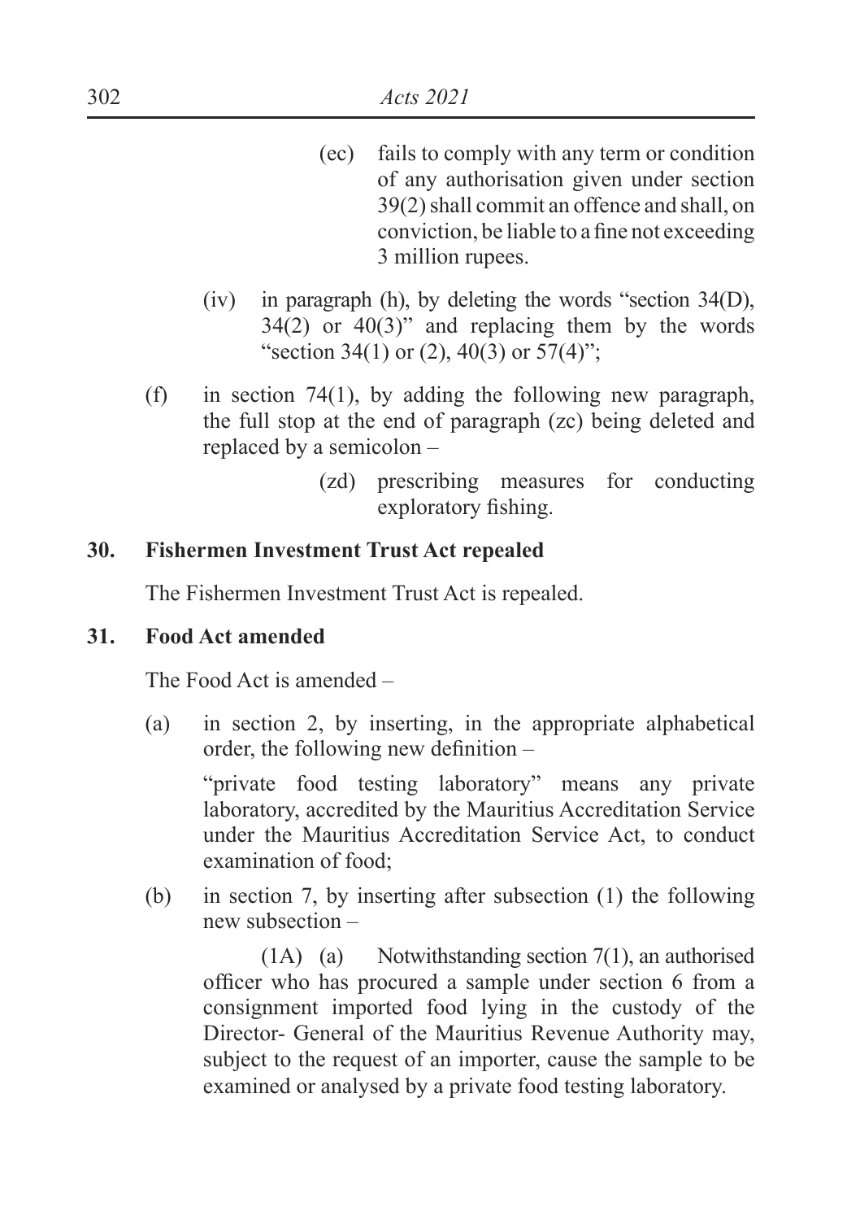(ec) fails to comply with any term or condition of any authorisation given under section 39(2) shall commit an offence and shall, on conviction, be liable to a fine not exceeding 3 million rupees.

(iv) in paragraph (h), by deleting the words "section 34(D), 34(2) or 40(3)" and replacing them by the words "section 34(1) or (2), 40(3) or 57(4)";

(f) in section 74(1), by adding the following new paragraph, the full stop at the end of paragraph (zc) being deleted and replaced by a semicolon –

(zd) prescribing measures for conducting exploratory fishing.

**30. Fishermen Investment Trust Act repealed**

The Fishermen Investment Trust Act is repealed.

**31. Food Act amended**

The Food Act is amended –

(a) in section 2, by inserting, in the appropriate alphabetical order, the following new definition –

"private food testing laboratory" means any private laboratory, accredited by the Mauritius Accreditation Service under the Mauritius Accreditation Service Act, to conduct examination of food;

(b) in section 7, by inserting after subsection (1) the following new subsection –

(1A) (a) Notwithstanding section 7(1), an authorised officer who has procured a sample under section 6 from a consignment imported food lying in the custody of the Director- General of the Mauritius Revenue Authority may, subject to the request of an importer, cause the sample to be examined or analysed by a private food testing laboratory.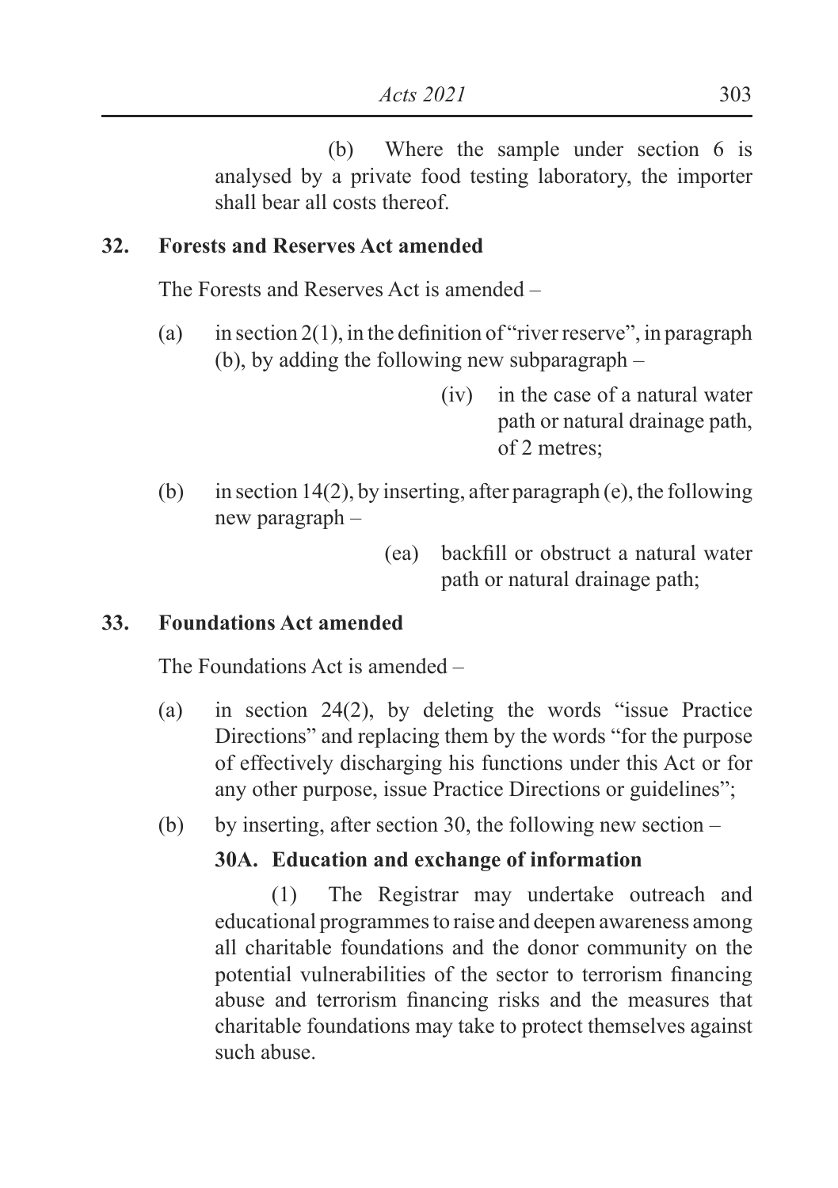(b) Where the sample under section 6 is analysed by a private food testing laboratory, the importer shall bear all costs thereof.

**32. Forests and Reserves Act amended**

The Forests and Reserves Act is amended –

(a) in section 2(1), in the definition of "river reserve", in paragraph (b), by adding the following new subparagraph –

(iv) in the case of a natural water path or natural drainage path, of 2 metres;

(b) in section 14(2), by inserting, after paragraph (e), the following new paragraph –

(ea) backfill or obstruct a natural water path or natural drainage path;

**33. Foundations Act amended**

The Foundations Act is amended –

(a) in section 24(2), by deleting the words "issue Practice Directions" and replacing them by the words "for the purpose of effectively discharging his functions under this Act or for any other purpose, issue Practice Directions or guidelines";

(b) by inserting, after section 30, the following new section –

**30A. Education and exchange of information**

(1) The Registrar may undertake outreach and educational programmes to raise and deepen awareness among all charitable foundations and the donor community on the potential vulnerabilities of the sector to terrorism financing abuse and terrorism financing risks and the measures that charitable foundations may take to protect themselves against such abuse.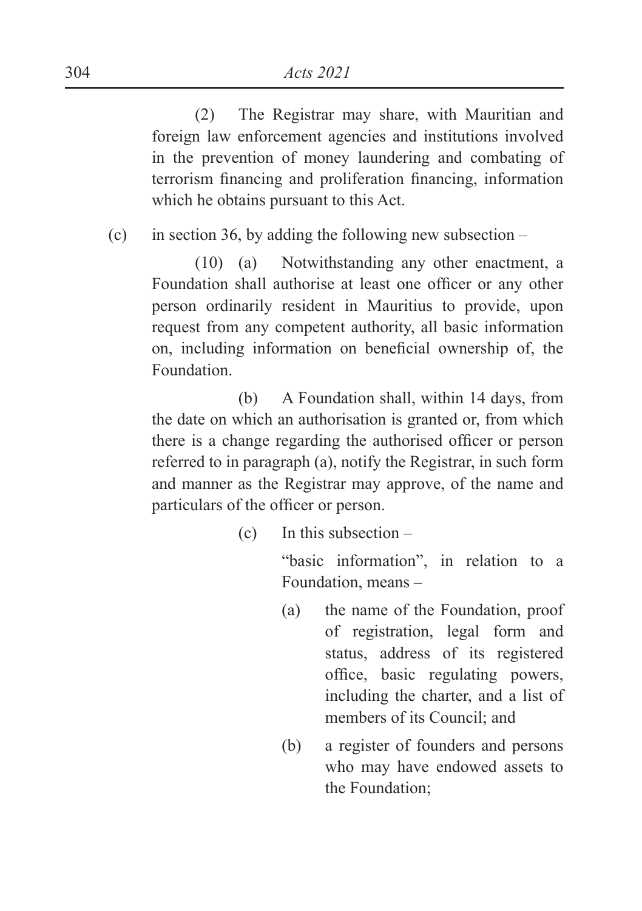(2) The Registrar may share, with Mauritian and foreign law enforcement agencies and institutions involved in the prevention of money laundering and combating of terrorism financing and proliferation financing, information which he obtains pursuant to this Act.

(c) in section 36, by adding the following new subsection –

(10) (a) Notwithstanding any other enactment, a Foundation shall authorise at least one officer or any other person ordinarily resident in Mauritius to provide, upon request from any competent authority, all basic information on, including information on beneficial ownership of, the Foundation.

(b) A Foundation shall, within 14 days, from the date on which an authorisation is granted or, from which there is a change regarding the authorised officer or person referred to in paragraph (a), notify the Registrar, in such form and manner as the Registrar may approve, of the name and particulars of the officer or person.

(c) In this subsection –

"basic information", in relation to a Foundation, means –

(a) the name of the Foundation, proof of registration, legal form and status, address of its registered office, basic regulating powers, including the charter, and a list of members of its Council; and

(b) a register of founders and persons who may have endowed assets to the Foundation;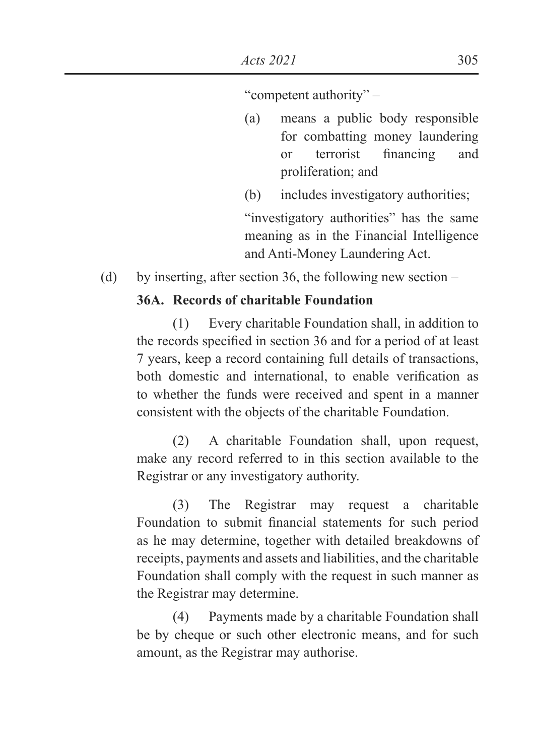"competent authority" –

(a) means a public body responsible for combatting money laundering or terrorist financing and proliferation; and

(b) includes investigatory authorities;

"investigatory authorities" has the same meaning as in the Financial Intelligence and Anti-Money Laundering Act.

(d) by inserting, after section 36, the following new section –

**36A. Records of charitable Foundation**

(1) Every charitable Foundation shall, in addition to the records specified in section 36 and for a period of at least 7 years, keep a record containing full details of transactions, both domestic and international, to enable verification as to whether the funds were received and spent in a manner consistent with the objects of the charitable Foundation.

(2) A charitable Foundation shall, upon request, make any record referred to in this section available to the Registrar or any investigatory authority.

(3) The Registrar may request a charitable Foundation to submit financial statements for such period as he may determine, together with detailed breakdowns of receipts, payments and assets and liabilities, and the charitable Foundation shall comply with the request in such manner as the Registrar may determine.

(4) Payments made by a charitable Foundation shall be by cheque or such other electronic means, and for such amount, as the Registrar may authorise.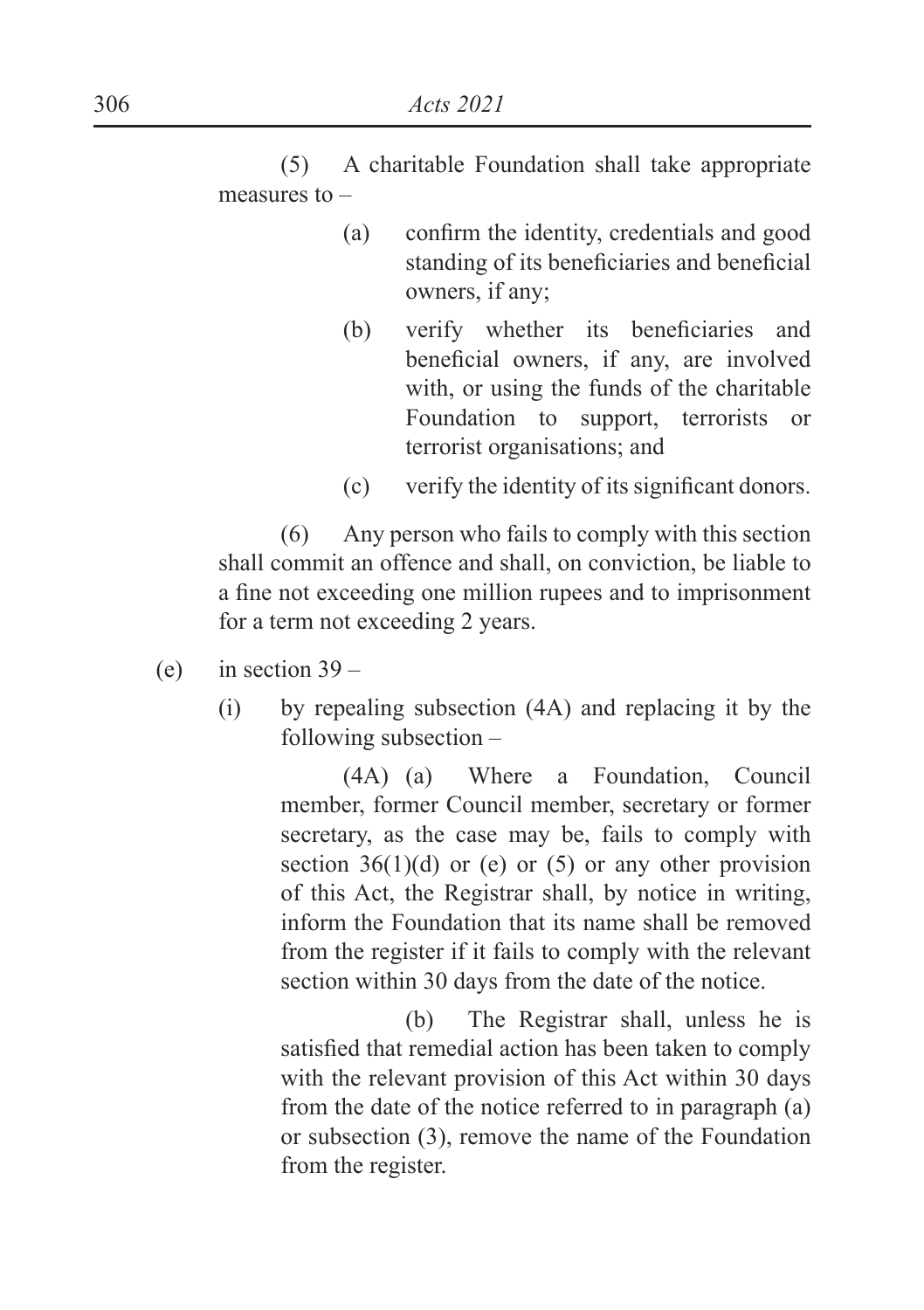(5) A charitable Foundation shall take appropriate measures to –

(a) confirm the identity, credentials and good standing of its beneficiaries and beneficial owners, if any;

(b) verify whether its beneficiaries and beneficial owners, if any, are involved with, or using the funds of the charitable Foundation to support, terrorists or terrorist organisations; and

(c) verify the identity of its significant donors.

(6) Any person who fails to comply with this section shall commit an offence and shall, on conviction, be liable to a fine not exceeding one million rupees and to imprisonment for a term not exceeding 2 years.

(e) in section 39 –

(i) by repealing subsection (4A) and replacing it by the following subsection –

(4A) (a) Where a Foundation, Council member, former Council member, secretary or former secretary, as the case may be, fails to comply with section 36(1)(d) or (e) or (5) or any other provision of this Act, the Registrar shall, by notice in writing, inform the Foundation that its name shall be removed from the register if it fails to comply with the relevant section within 30 days from the date of the notice.

(b) The Registrar shall, unless he is satisfied that remedial action has been taken to comply with the relevant provision of this Act within 30 days from the date of the notice referred to in paragraph (a) or subsection (3), remove the name of the Foundation from the register.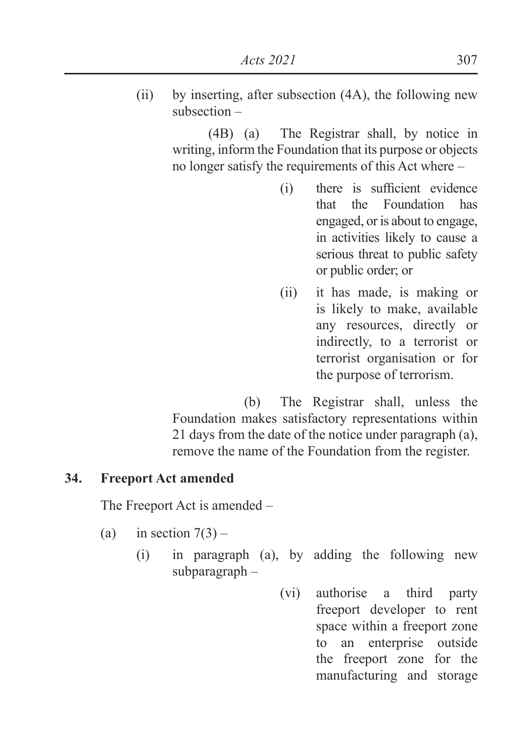(ii) by inserting, after subsection (4A), the following new subsection –

(4B) (a) The Registrar shall, by notice in writing, inform the Foundation that its purpose or objects no longer satisfy the requirements of this Act where –

(i) there is sufficient evidence that the Foundation has engaged, or is about to engage, in activities likely to cause a serious threat to public safety or public order; or

(ii) it has made, is making or is likely to make, available any resources, directly or indirectly, to a terrorist or terrorist organisation or for the purpose of terrorism.

(b) The Registrar shall, unless the Foundation makes satisfactory representations within 21 days from the date of the notice under paragraph (a), remove the name of the Foundation from the register.

**34. Freeport Act amended**

The Freeport Act is amended –

(a) in section 7(3) –

(i) in paragraph (a), by adding the following new subparagraph –

(vi) authorise a third party freeport developer to rent space within a freeport zone to an enterprise outside the freeport zone for the manufacturing and storage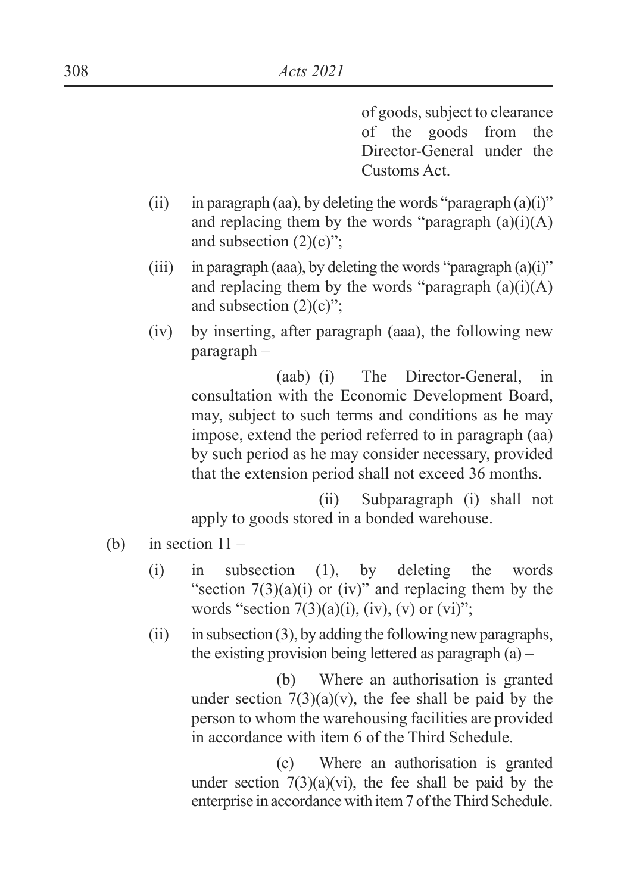of goods, subject to clearance of the goods from the Director-General under the Customs Act.

(ii) in paragraph (aa), by deleting the words "paragraph (a)(i)" and replacing them by the words "paragraph (a)(i)(A) and subsection (2)(c)";

(iii) in paragraph (aaa), by deleting the words "paragraph (a)(i)" and replacing them by the words "paragraph (a)(i)(A) and subsection (2)(c)";

(iv) by inserting, after paragraph (aaa), the following new paragraph –

(aab) (i) The Director-General, in consultation with the Economic Development Board, may, subject to such terms and conditions as he may impose, extend the period referred to in paragraph (aa) by such period as he may consider necessary, provided that the extension period shall not exceed 36 months.

(ii) Subparagraph (i) shall not apply to goods stored in a bonded warehouse.

(b) in section 11 –

(i) in subsection (1), by deleting the words "section 7(3)(a)(i) or (iv)" and replacing them by the words "section 7(3)(a)(i), (iv), (v) or (vi)";

(ii) in subsection (3), by adding the following new paragraphs, the existing provision being lettered as paragraph (a) –

(b) Where an authorisation is granted under section 7(3)(a)(v), the fee shall be paid by the person to whom the warehousing facilities are provided in accordance with item 6 of the Third Schedule.

(c) Where an authorisation is granted under section 7(3)(a)(vi), the fee shall be paid by the enterprise in accordance with item 7 of the Third Schedule.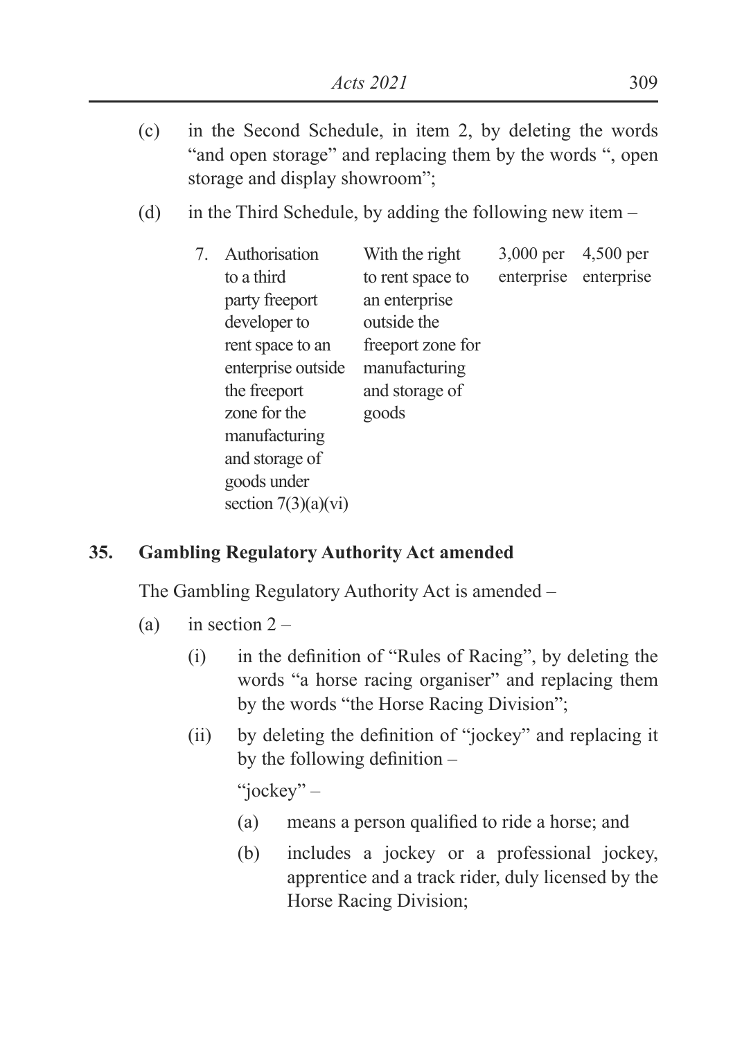(c) in the Second Schedule, in item 2, by deleting the words "and open storage" and replacing them by the words ", open storage and display showroom";

(d) in the Third Schedule, by adding the following new item –

| | | | |
|---|---|---|---|
| 7. Authorisation to a third party freeport developer to rent space to an enterprise outside the freeport zone for the manufacturing and storage of goods under section 7(3)(a)(vi) | With the right to rent space to an enterprise outside the freeport zone for manufacturing and storage of goods | 3,000 per enterprise | 4,500 per enterprise |

**35. Gambling Regulatory Authority Act amended**

The Gambling Regulatory Authority Act is amended –

(a) in section 2 –

(i) in the definition of "Rules of Racing", by deleting the words "a horse racing organiser" and replacing them by the words "the Horse Racing Division";

(ii) by deleting the definition of "jockey" and replacing it by the following definition –

"jockey" –

(a) means a person qualified to ride a horse; and

(b) includes a jockey or a professional jockey, apprentice and a track rider, duly licensed by the Horse Racing Division;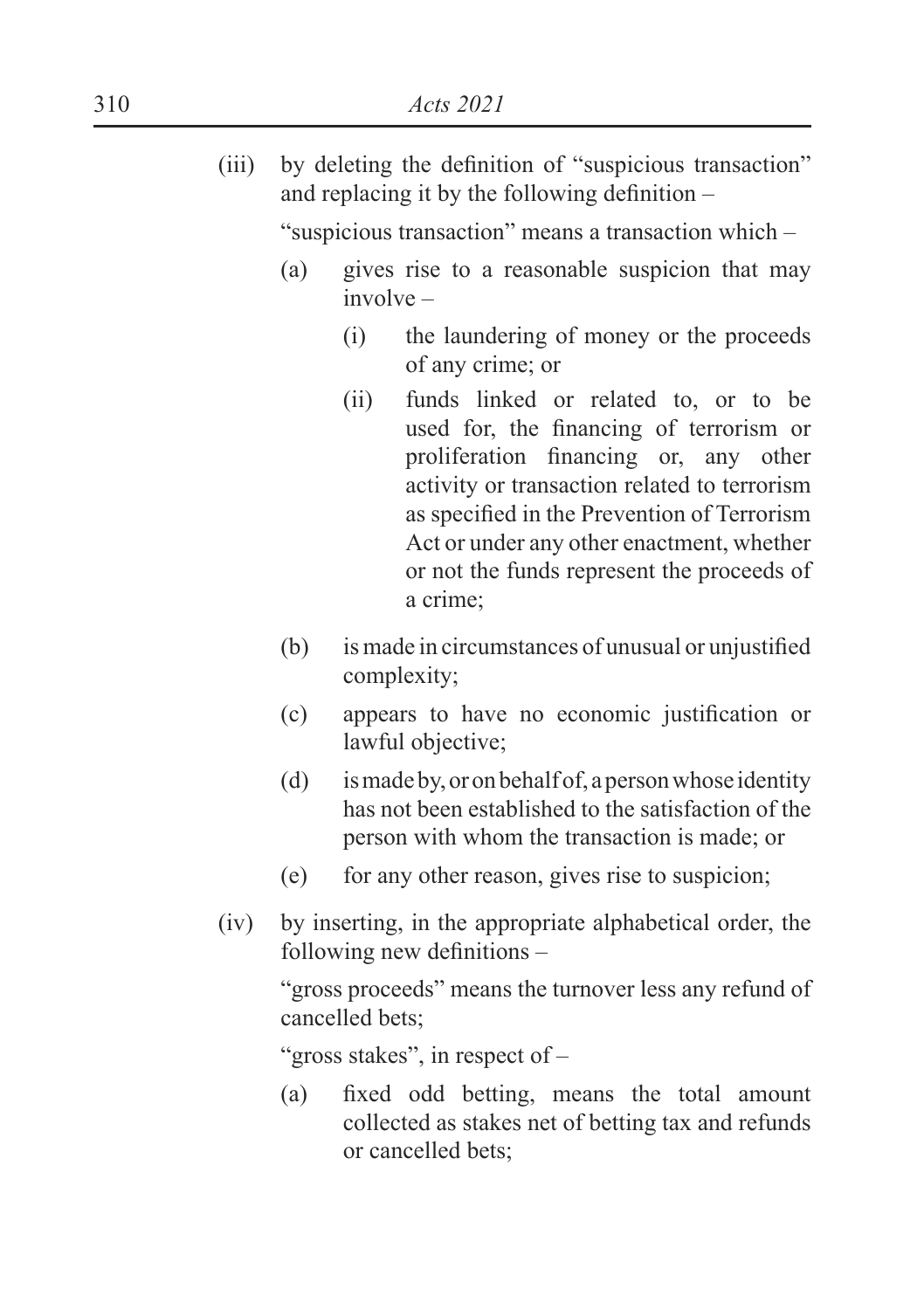(iii) by deleting the definition of "suspicious transaction" and replacing it by the following definition –

"suspicious transaction" means a transaction which –

- (a) gives rise to a reasonable suspicion that may involve –
  - (i) the laundering of money or the proceeds of any crime; or
  - (ii) funds linked or related to, or to be used for, the financing of terrorism or proliferation financing or, any other activity or transaction related to terrorism as specified in the Prevention of Terrorism Act or under any other enactment, whether or not the funds represent the proceeds of a crime;
- (b) is made in circumstances of unusual or unjustified complexity;
- (c) appears to have no economic justification or lawful objective;
- (d) is made by, or on behalf of, a person whose identity has not been established to the satisfaction of the person with whom the transaction is made; or
- (e) for any other reason, gives rise to suspicion;

(iv) by inserting, in the appropriate alphabetical order, the following new definitions –

"gross proceeds" means the turnover less any refund of cancelled bets;

"gross stakes", in respect of –

- (a) fixed odd betting, means the total amount collected as stakes net of betting tax and refunds or cancelled bets;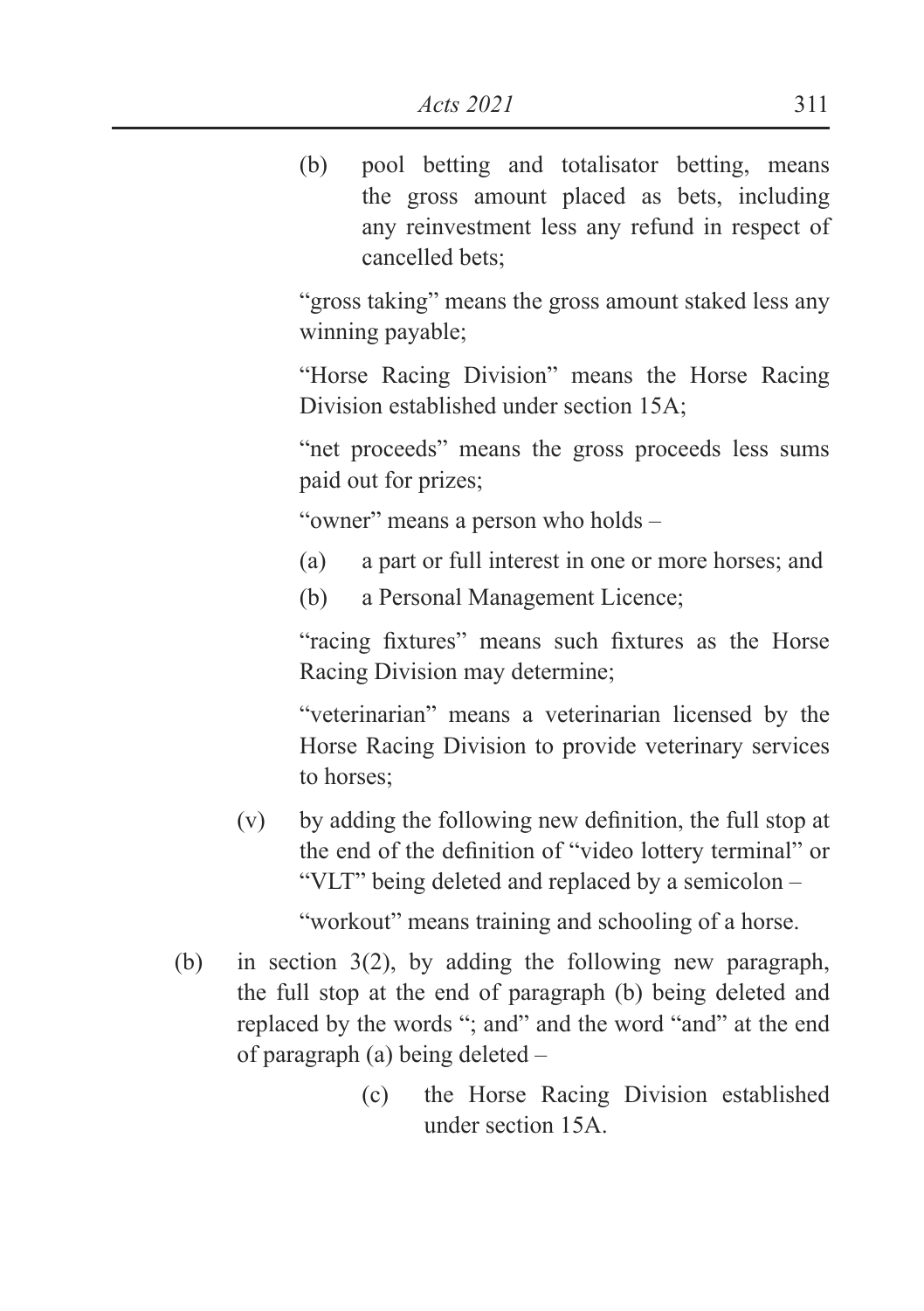(b) pool betting and totalisator betting, means the gross amount placed as bets, including any reinvestment less any refund in respect of cancelled bets;

"gross taking" means the gross amount staked less any winning payable;

"Horse Racing Division" means the Horse Racing Division established under section 15A;

"net proceeds" means the gross proceeds less sums paid out for prizes;

"owner" means a person who holds –

(a) a part or full interest in one or more horses; and

(b) a Personal Management Licence;

"racing fixtures" means such fixtures as the Horse Racing Division may determine;

"veterinarian" means a veterinarian licensed by the Horse Racing Division to provide veterinary services to horses;

(v) by adding the following new definition, the full stop at the end of the definition of "video lottery terminal" or "VLT" being deleted and replaced by a semicolon –

"workout" means training and schooling of a horse.

(b) in section 3(2), by adding the following new paragraph, the full stop at the end of paragraph (b) being deleted and replaced by the words "; and" and the word "and" at the end of paragraph (a) being deleted –

(c) the Horse Racing Division established under section 15A.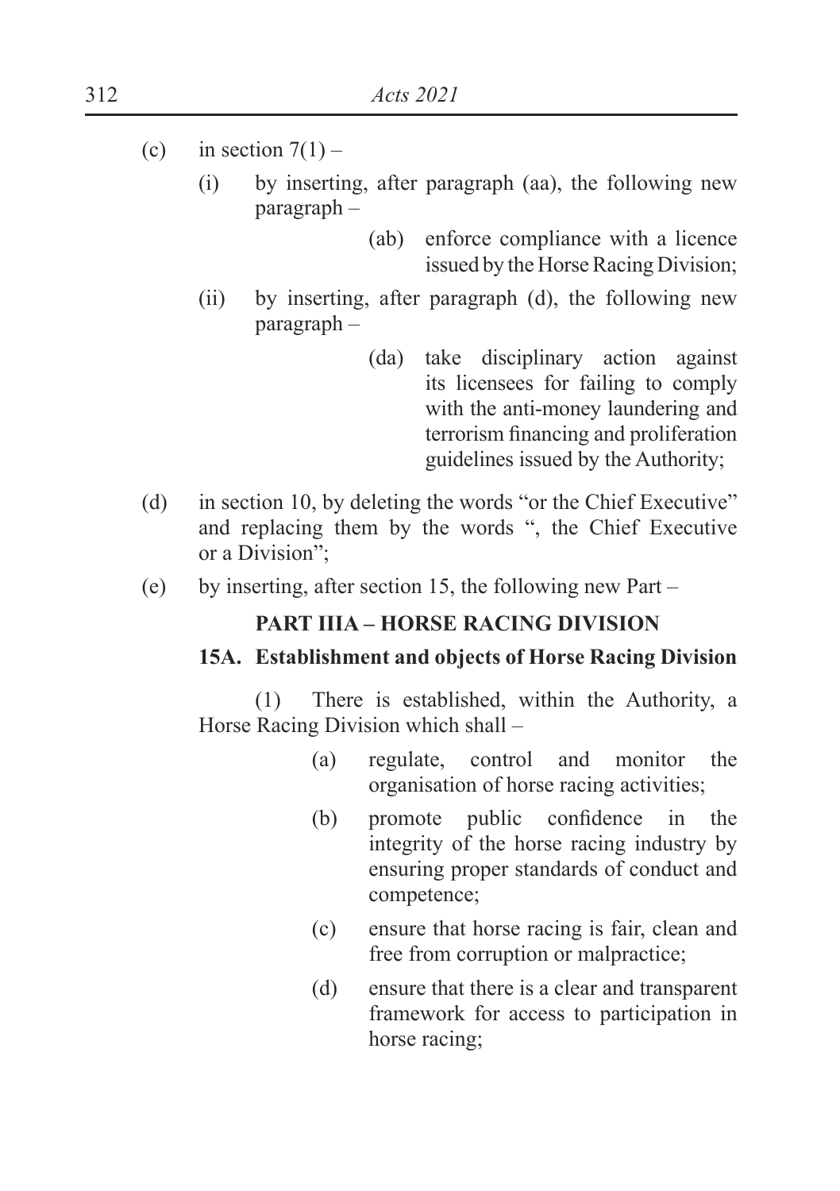(c) in section 7(1) –

  (i) by inserting, after paragraph (aa), the following new paragraph –

    (ab) enforce compliance with a licence issued by the Horse Racing Division;

  (ii) by inserting, after paragraph (d), the following new paragraph –

    (da) take disciplinary action against its licensees for failing to comply with the anti-money laundering and terrorism financing and proliferation guidelines issued by the Authority;

(d) in section 10, by deleting the words "or the Chief Executive" and replacing them by the words ", the Chief Executive or a Division";

(e) by inserting, after section 15, the following new Part –

**PART IIIA – HORSE RACING DIVISION**

**15A. Establishment and objects of Horse Racing Division**

(1) There is established, within the Authority, a Horse Racing Division which shall –

  (a) regulate, control and monitor the organisation of horse racing activities;

  (b) promote public confidence in the integrity of the horse racing industry by ensuring proper standards of conduct and competence;

  (c) ensure that horse racing is fair, clean and free from corruption or malpractice;

  (d) ensure that there is a clear and transparent framework for access to participation in horse racing;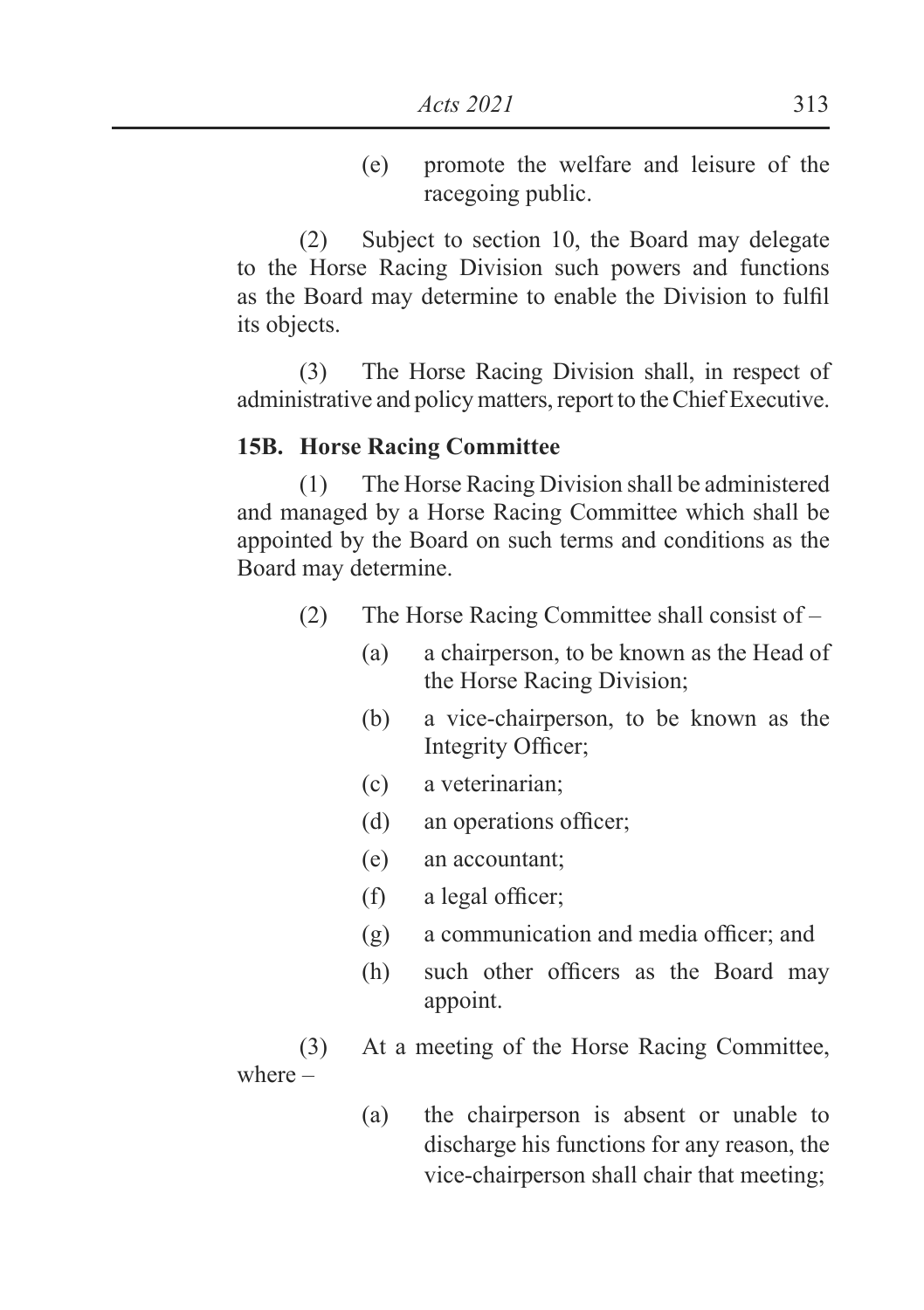(e) promote the welfare and leisure of the racegoing public.

(2) Subject to section 10, the Board may delegate to the Horse Racing Division such powers and functions as the Board may determine to enable the Division to fulfil its objects.

(3) The Horse Racing Division shall, in respect of administrative and policy matters, report to the Chief Executive.

**15B. Horse Racing Committee**

(1) The Horse Racing Division shall be administered and managed by a Horse Racing Committee which shall be appointed by the Board on such terms and conditions as the Board may determine.

(2) The Horse Racing Committee shall consist of –

(a) a chairperson, to be known as the Head of the Horse Racing Division;

(b) a vice-chairperson, to be known as the Integrity Officer;

(c) a veterinarian;

(d) an operations officer;

(e) an accountant;

(f) a legal officer;

(g) a communication and media officer; and

(h) such other officers as the Board may appoint.

(3) At a meeting of the Horse Racing Committee, where –

(a) the chairperson is absent or unable to discharge his functions for any reason, the vice-chairperson shall chair that meeting;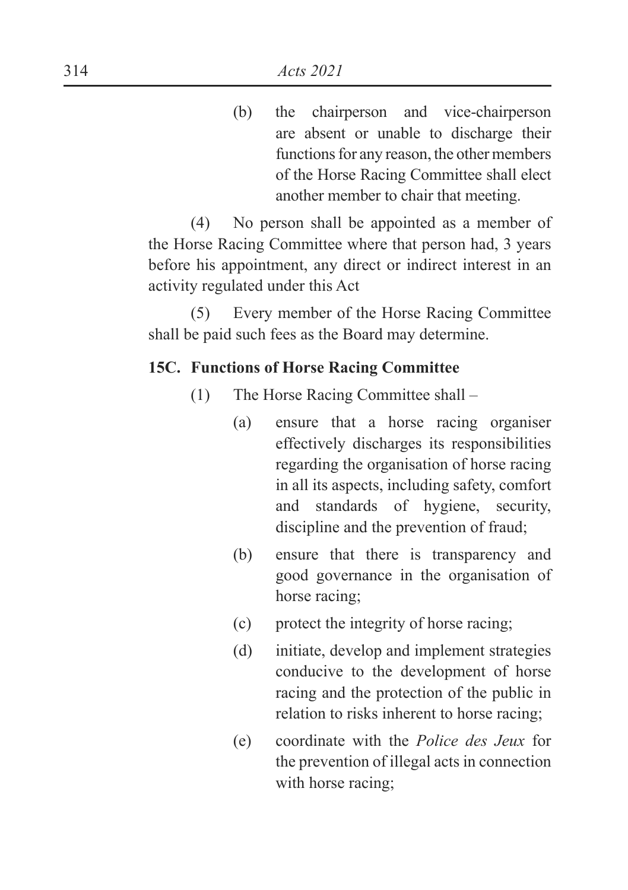(b) the chairperson and vice-chairperson are absent or unable to discharge their functions for any reason, the other members of the Horse Racing Committee shall elect another member to chair that meeting.

(4) No person shall be appointed as a member of the Horse Racing Committee where that person had, 3 years before his appointment, any direct or indirect interest in an activity regulated under this Act

(5) Every member of the Horse Racing Committee shall be paid such fees as the Board may determine.

**15C. Functions of Horse Racing Committee**

(1) The Horse Racing Committee shall –

(a) ensure that a horse racing organiser effectively discharges its responsibilities regarding the organisation of horse racing in all its aspects, including safety, comfort and standards of hygiene, security, discipline and the prevention of fraud;

(b) ensure that there is transparency and good governance in the organisation of horse racing;

(c) protect the integrity of horse racing;

(d) initiate, develop and implement strategies conducive to the development of horse racing and the protection of the public in relation to risks inherent to horse racing;

(e) coordinate with the *Police des Jeux* for the prevention of illegal acts in connection with horse racing;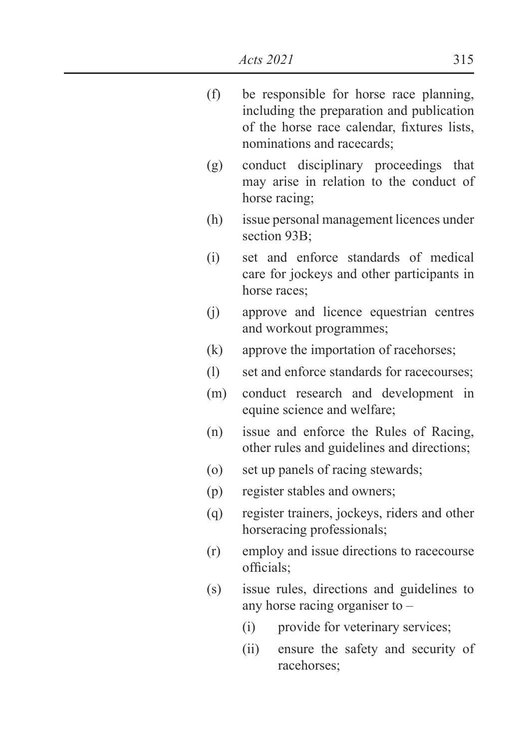(f) be responsible for horse race planning, including the preparation and publication of the horse race calendar, fixtures lists, nominations and racecards;

(g) conduct disciplinary proceedings that may arise in relation to the conduct of horse racing;

(h) issue personal management licences under section 93B;

(i) set and enforce standards of medical care for jockeys and other participants in horse races;

(j) approve and licence equestrian centres and workout programmes;

(k) approve the importation of racehorses;

(l) set and enforce standards for racecourses;

(m) conduct research and development in equine science and welfare;

(n) issue and enforce the Rules of Racing, other rules and guidelines and directions;

(o) set up panels of racing stewards;

(p) register stables and owners;

(q) register trainers, jockeys, riders and other horseracing professionals;

(r) employ and issue directions to racecourse officials;

(s) issue rules, directions and guidelines to any horse racing organiser to –

  (i) provide for veterinary services;

  (ii) ensure the safety and security of racehorses;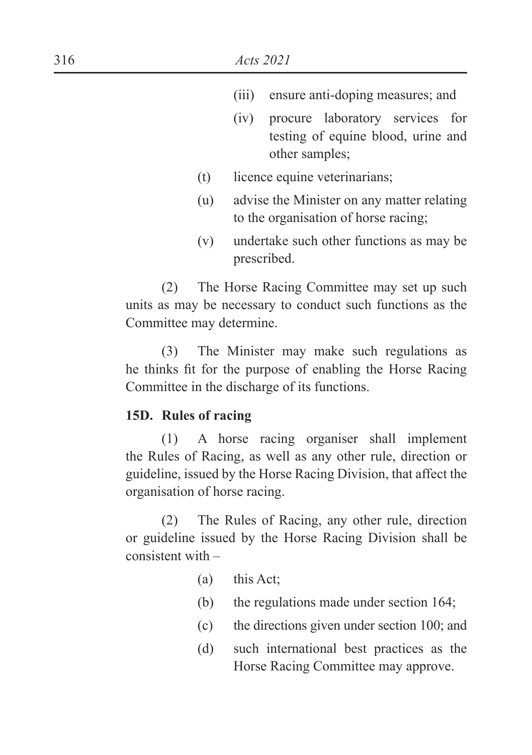(iii) ensure anti-doping measures; and

(iv) procure laboratory services for testing of equine blood, urine and other samples;

(t) licence equine veterinarians;

(u) advise the Minister on any matter relating to the organisation of horse racing;

(v) undertake such other functions as may be prescribed.

(2) The Horse Racing Committee may set up such units as may be necessary to conduct such functions as the Committee may determine.

(3) The Minister may make such regulations as he thinks fit for the purpose of enabling the Horse Racing Committee in the discharge of its functions.

**15D. Rules of racing**

(1) A horse racing organiser shall implement the Rules of Racing, as well as any other rule, direction or guideline, issued by the Horse Racing Division, that affect the organisation of horse racing.

(2) The Rules of Racing, any other rule, direction or guideline issued by the Horse Racing Division shall be consistent with –

(a) this Act;

(b) the regulations made under section 164;

(c) the directions given under section 100; and

(d) such international best practices as the Horse Racing Committee may approve.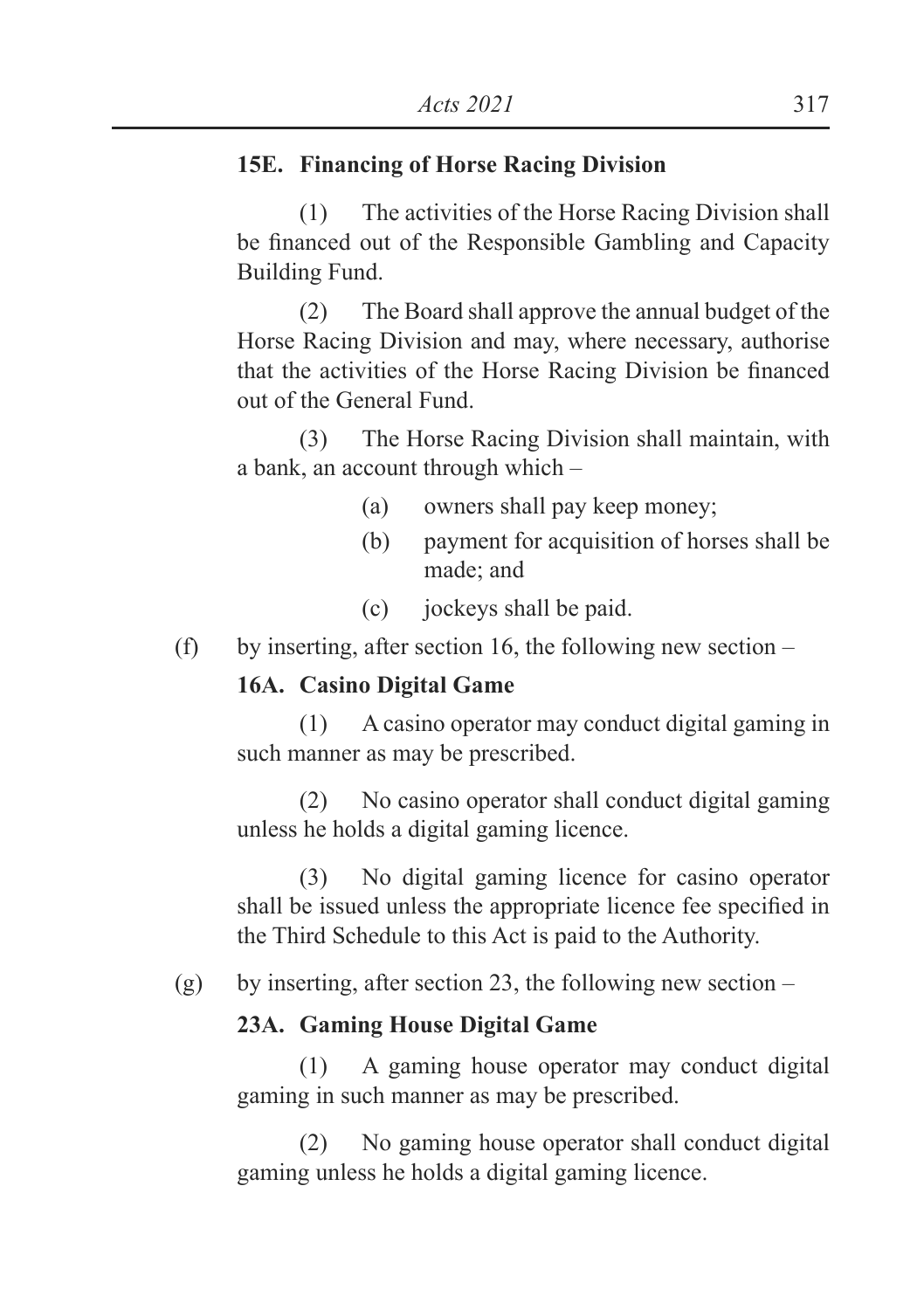**15E. Financing of Horse Racing Division**

(1) The activities of the Horse Racing Division shall be financed out of the Responsible Gambling and Capacity Building Fund.

(2) The Board shall approve the annual budget of the Horse Racing Division and may, where necessary, authorise that the activities of the Horse Racing Division be financed out of the General Fund.

(3) The Horse Racing Division shall maintain, with a bank, an account through which –

(a) owners shall pay keep money;

(b) payment for acquisition of horses shall be made; and

(c) jockeys shall be paid.

(f) by inserting, after section 16, the following new section –

**16A. Casino Digital Game**

(1) A casino operator may conduct digital gaming in such manner as may be prescribed.

(2) No casino operator shall conduct digital gaming unless he holds a digital gaming licence.

(3) No digital gaming licence for casino operator shall be issued unless the appropriate licence fee specified in the Third Schedule to this Act is paid to the Authority.

(g) by inserting, after section 23, the following new section –

**23A. Gaming House Digital Game**

(1) A gaming house operator may conduct digital gaming in such manner as may be prescribed.

(2) No gaming house operator shall conduct digital gaming unless he holds a digital gaming licence.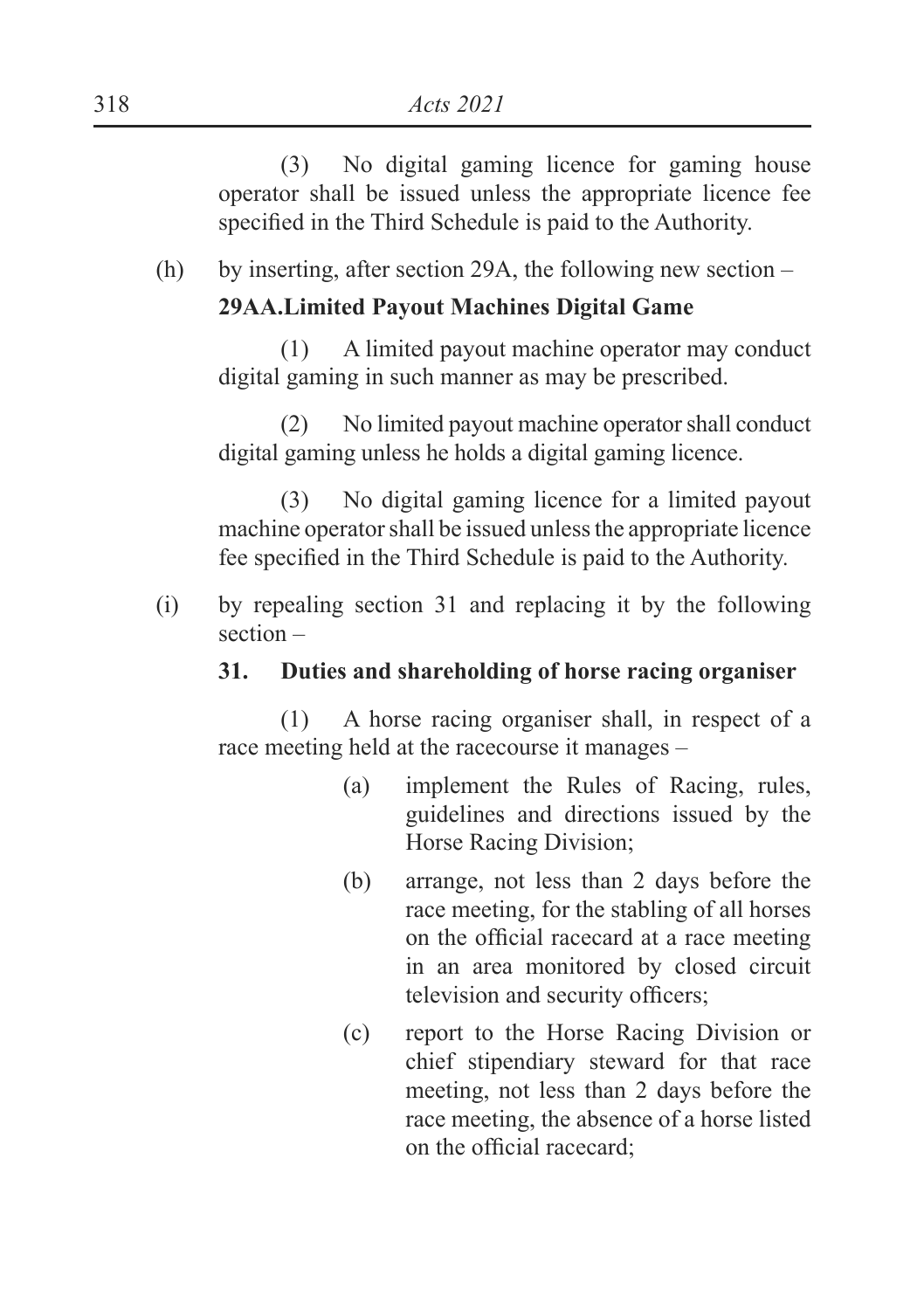(3) No digital gaming licence for gaming house operator shall be issued unless the appropriate licence fee specified in the Third Schedule is paid to the Authority.

(h) by inserting, after section 29A, the following new section –

**29AA.Limited Payout Machines Digital Game**

(1) A limited payout machine operator may conduct digital gaming in such manner as may be prescribed.

(2) No limited payout machine operator shall conduct digital gaming unless he holds a digital gaming licence.

(3) No digital gaming licence for a limited payout machine operator shall be issued unless the appropriate licence fee specified in the Third Schedule is paid to the Authority.

(i) by repealing section 31 and replacing it by the following section –

**31. Duties and shareholding of horse racing organiser**

(1) A horse racing organiser shall, in respect of a race meeting held at the racecourse it manages –

(a) implement the Rules of Racing, rules, guidelines and directions issued by the Horse Racing Division;

(b) arrange, not less than 2 days before the race meeting, for the stabling of all horses on the official racecard at a race meeting in an area monitored by closed circuit television and security officers;

(c) report to the Horse Racing Division or chief stipendiary steward for that race meeting, not less than 2 days before the race meeting, the absence of a horse listed on the official racecard;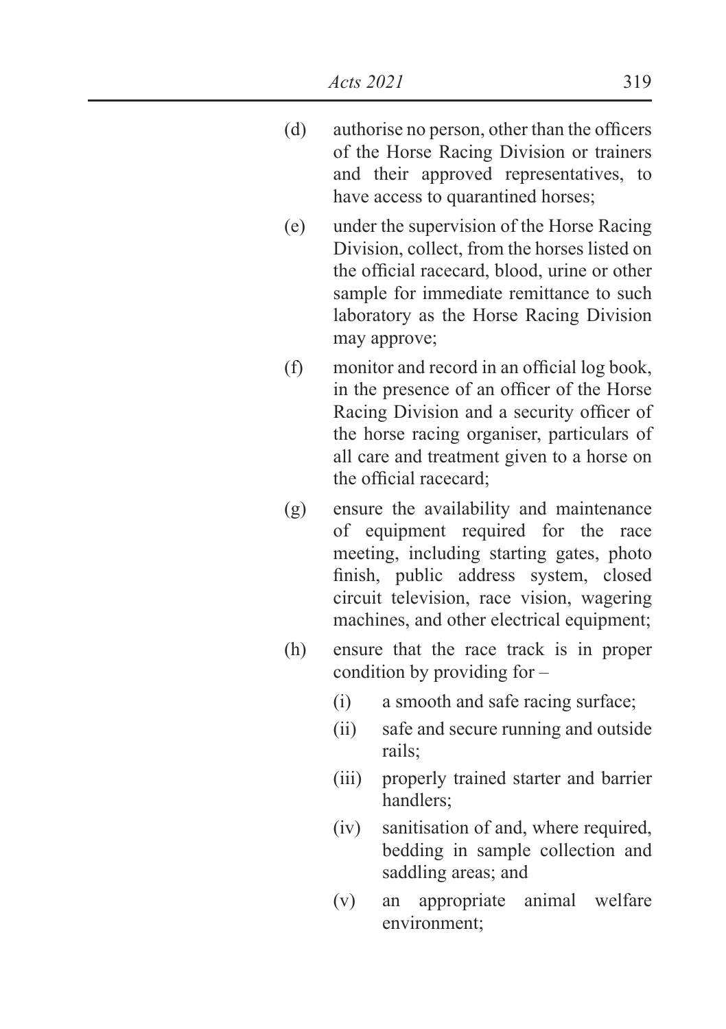(d) authorise no person, other than the officers of the Horse Racing Division or trainers and their approved representatives, to have access to quarantined horses;

(e) under the supervision of the Horse Racing Division, collect, from the horses listed on the official racecard, blood, urine or other sample for immediate remittance to such laboratory as the Horse Racing Division may approve;

(f) monitor and record in an official log book, in the presence of an officer of the Horse Racing Division and a security officer of the horse racing organiser, particulars of all care and treatment given to a horse on the official racecard;

(g) ensure the availability and maintenance of equipment required for the race meeting, including starting gates, photo finish, public address system, closed circuit television, race vision, wagering machines, and other electrical equipment;

(h) ensure that the race track is in proper condition by providing for –

   (i) a smooth and safe racing surface;

   (ii) safe and secure running and outside rails;

   (iii) properly trained starter and barrier handlers;

   (iv) sanitisation of and, where required, bedding in sample collection and saddling areas; and

   (v) an appropriate animal welfare environment;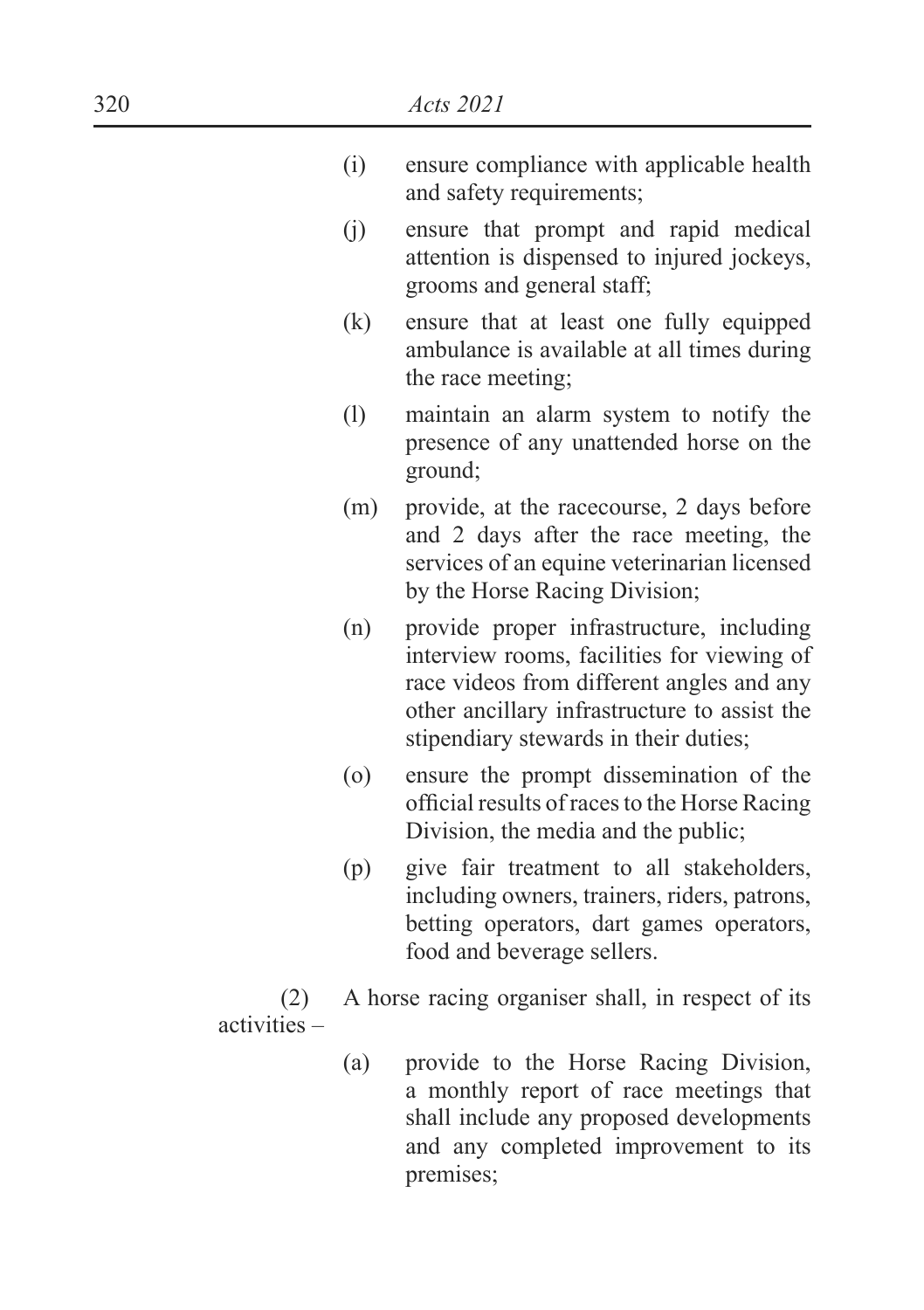(i) ensure compliance with applicable health and safety requirements;

(j) ensure that prompt and rapid medical attention is dispensed to injured jockeys, grooms and general staff;

(k) ensure that at least one fully equipped ambulance is available at all times during the race meeting;

(l) maintain an alarm system to notify the presence of any unattended horse on the ground;

(m) provide, at the racecourse, 2 days before and 2 days after the race meeting, the services of an equine veterinarian licensed by the Horse Racing Division;

(n) provide proper infrastructure, including interview rooms, facilities for viewing of race videos from different angles and any other ancillary infrastructure to assist the stipendiary stewards in their duties;

(o) ensure the prompt dissemination of the official results of races to the Horse Racing Division, the media and the public;

(p) give fair treatment to all stakeholders, including owners, trainers, riders, patrons, betting operators, dart games operators, food and beverage sellers.

(2) A horse racing organiser shall, in respect of its activities –

(a) provide to the Horse Racing Division, a monthly report of race meetings that shall include any proposed developments and any completed improvement to its premises;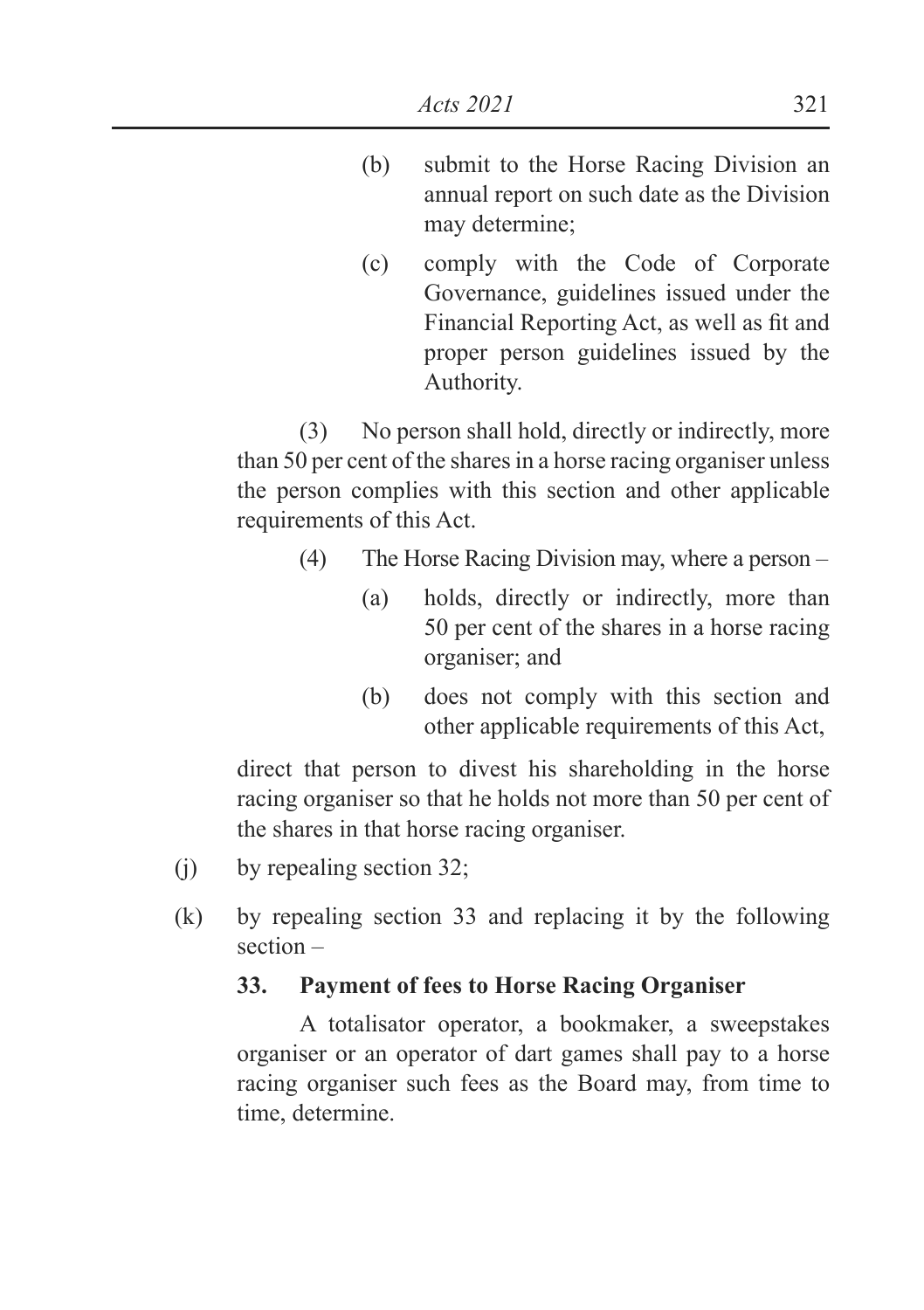(b) submit to the Horse Racing Division an annual report on such date as the Division may determine;

(c) comply with the Code of Corporate Governance, guidelines issued under the Financial Reporting Act, as well as fit and proper person guidelines issued by the Authority.

(3) No person shall hold, directly or indirectly, more than 50 per cent of the shares in a horse racing organiser unless the person complies with this section and other applicable requirements of this Act.

(4) The Horse Racing Division may, where a person –

(a) holds, directly or indirectly, more than 50 per cent of the shares in a horse racing organiser; and

(b) does not comply with this section and other applicable requirements of this Act,

direct that person to divest his shareholding in the horse racing organiser so that he holds not more than 50 per cent of the shares in that horse racing organiser.

(j) by repealing section 32;

(k) by repealing section 33 and replacing it by the following section –

**33. Payment of fees to Horse Racing Organiser**

A totalisator operator, a bookmaker, a sweepstakes organiser or an operator of dart games shall pay to a horse racing organiser such fees as the Board may, from time to time, determine.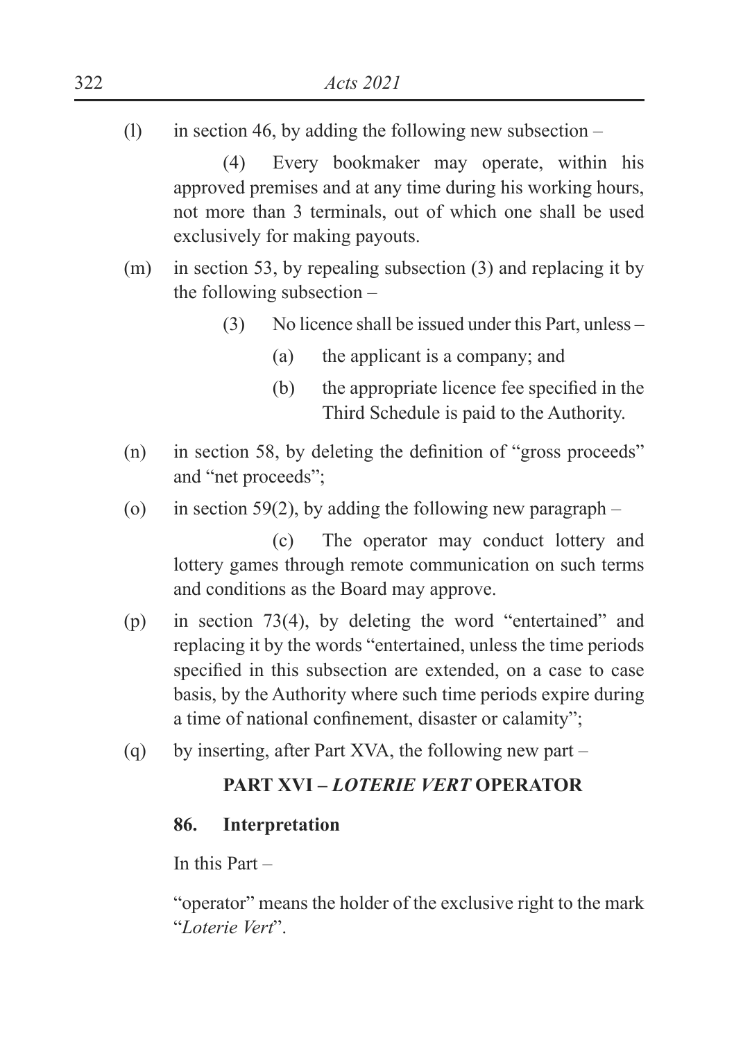(l) in section 46, by adding the following new subsection –

(4) Every bookmaker may operate, within his approved premises and at any time during his working hours, not more than 3 terminals, out of which one shall be used exclusively for making payouts.

(m) in section 53, by repealing subsection (3) and replacing it by the following subsection –

(3) No licence shall be issued under this Part, unless –

(a) the applicant is a company; and

(b) the appropriate licence fee specified in the Third Schedule is paid to the Authority.

(n) in section 58, by deleting the definition of "gross proceeds" and "net proceeds";

(o) in section 59(2), by adding the following new paragraph –

(c) The operator may conduct lottery and lottery games through remote communication on such terms and conditions as the Board may approve.

(p) in section 73(4), by deleting the word "entertained" and replacing it by the words "entertained, unless the time periods specified in this subsection are extended, on a case to case basis, by the Authority where such time periods expire during a time of national confinement, disaster or calamity";

(q) by inserting, after Part XVA, the following new part –

**PART XVI – *LOTERIE VERT* OPERATOR**

**86. Interpretation**

In this Part –

"operator" means the holder of the exclusive right to the mark "*Loterie Vert*".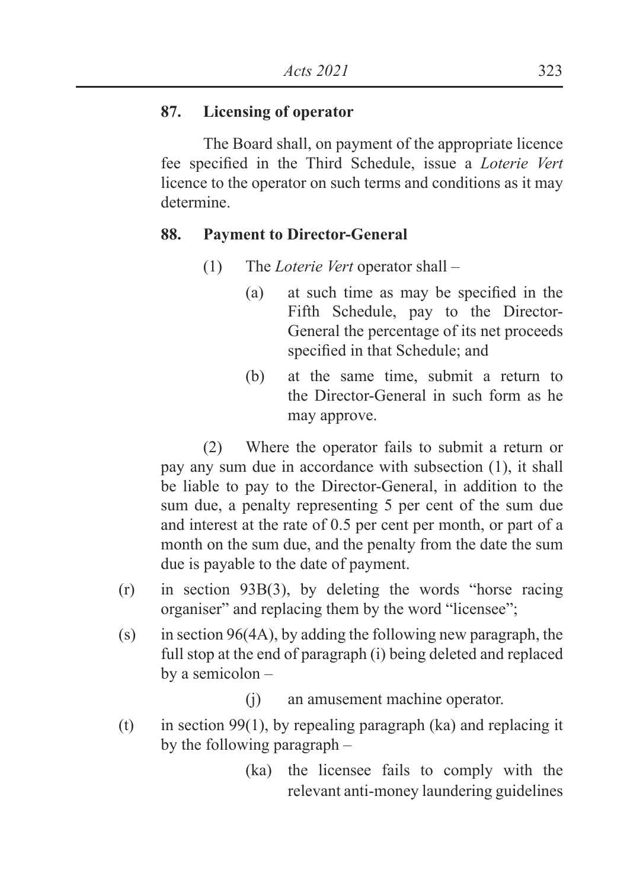**87. Licensing of operator**

The Board shall, on payment of the appropriate licence fee specified in the Third Schedule, issue a *Loterie Vert* licence to the operator on such terms and conditions as it may determine.

**88. Payment to Director-General**

(1) The *Loterie Vert* operator shall –

(a) at such time as may be specified in the Fifth Schedule, pay to the Director-General the percentage of its net proceeds specified in that Schedule; and

(b) at the same time, submit a return to the Director-General in such form as he may approve.

(2) Where the operator fails to submit a return or pay any sum due in accordance with subsection (1), it shall be liable to pay to the Director-General, in addition to the sum due, a penalty representing 5 per cent of the sum due and interest at the rate of 0.5 per cent per month, or part of a month on the sum due, and the penalty from the date the sum due is payable to the date of payment.

(r) in section 93B(3), by deleting the words "horse racing organiser" and replacing them by the word "licensee";

(s) in section 96(4A), by adding the following new paragraph, the full stop at the end of paragraph (i) being deleted and replaced by a semicolon –

(j) an amusement machine operator.

(t) in section 99(1), by repealing paragraph (ka) and replacing it by the following paragraph –

(ka) the licensee fails to comply with the relevant anti-money laundering guidelines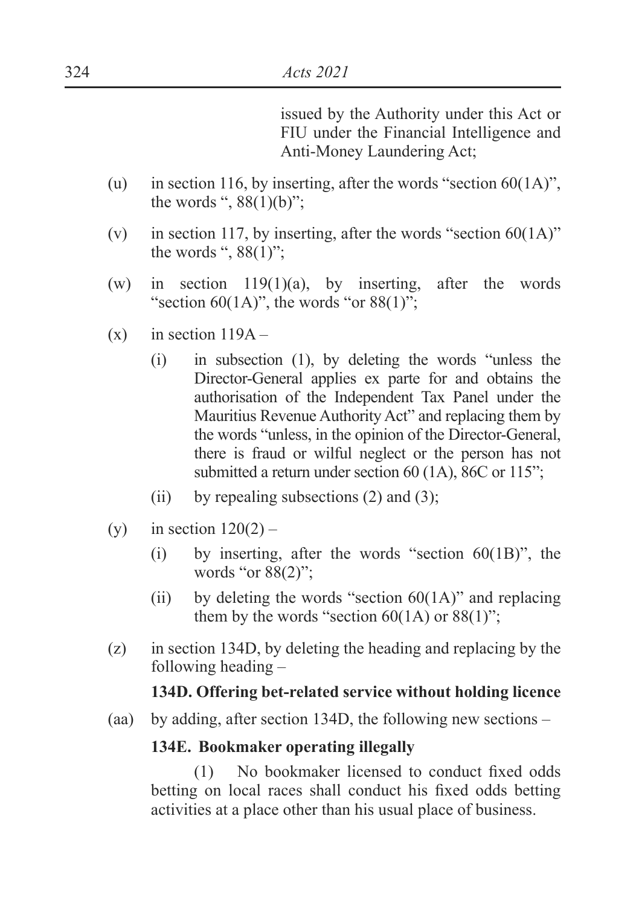issued by the Authority under this Act or FIU under the Financial Intelligence and Anti-Money Laundering Act;

(u) in section 116, by inserting, after the words "section 60(1A)", the words ", 88(1)(b)";

(v) in section 117, by inserting, after the words "section 60(1A)" the words ", 88(1)";

(w) in section 119(1)(a), by inserting, after the words "section 60(1A)", the words "or 88(1)";

(x) in section 119A –

  (i) in subsection (1), by deleting the words "unless the Director-General applies ex parte for and obtains the authorisation of the Independent Tax Panel under the Mauritius Revenue Authority Act" and replacing them by the words "unless, in the opinion of the Director-General, there is fraud or wilful neglect or the person has not submitted a return under section 60 (1A), 86C or 115";

  (ii) by repealing subsections (2) and (3);

(y) in section 120(2) –

  (i) by inserting, after the words "section 60(1B)", the words "or 88(2)";

  (ii) by deleting the words "section 60(1A)" and replacing them by the words "section 60(1A) or 88(1)";

(z) in section 134D, by deleting the heading and replacing by the following heading –

**134D. Offering bet-related service without holding licence**

(aa) by adding, after section 134D, the following new sections –

**134E. Bookmaker operating illegally**

(1) No bookmaker licensed to conduct fixed odds betting on local races shall conduct his fixed odds betting activities at a place other than his usual place of business.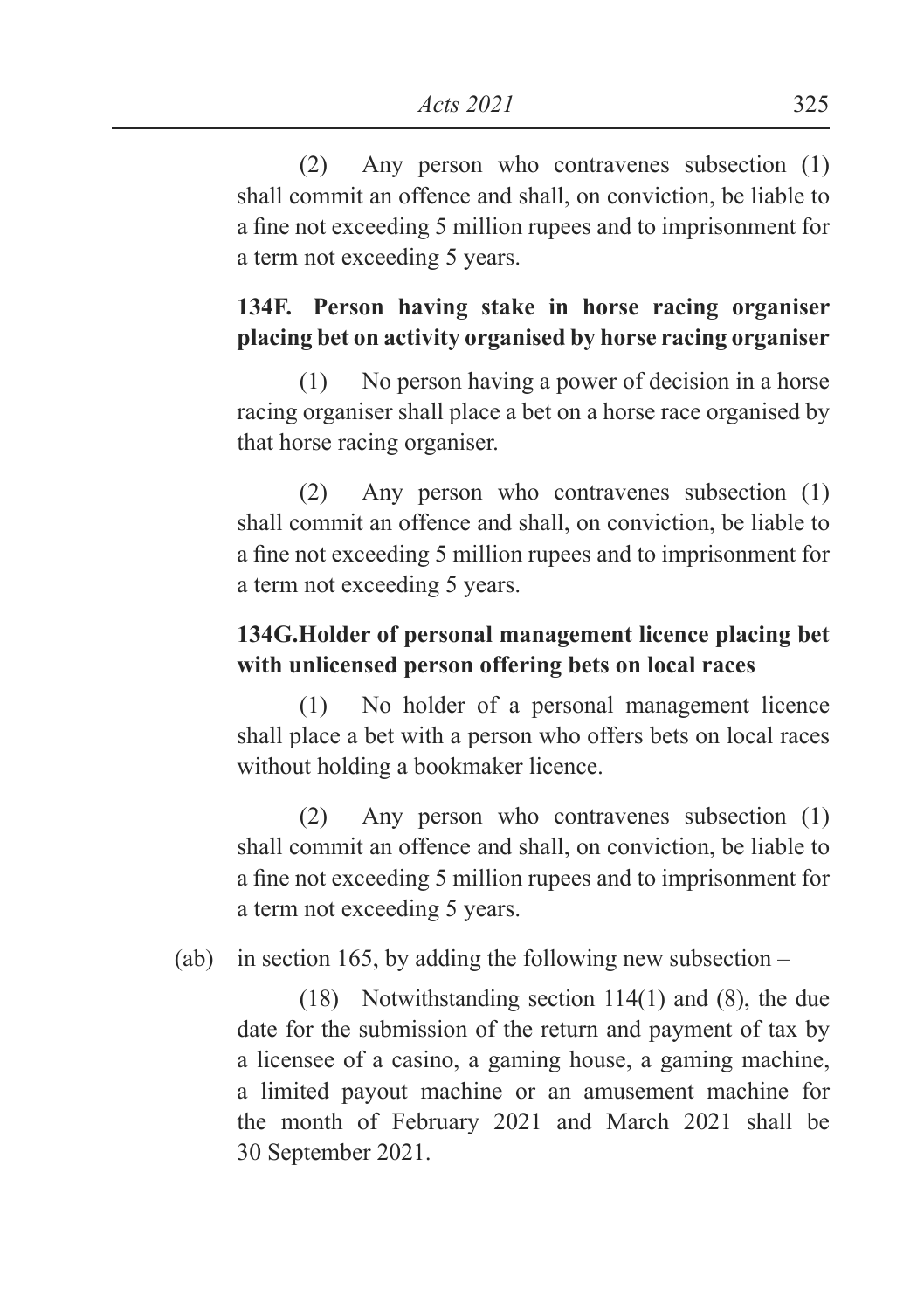(2) Any person who contravenes subsection (1) shall commit an offence and shall, on conviction, be liable to a fine not exceeding 5 million rupees and to imprisonment for a term not exceeding 5 years.

**134F. Person having stake in horse racing organiser placing bet on activity organised by horse racing organiser**

(1) No person having a power of decision in a horse racing organiser shall place a bet on a horse race organised by that horse racing organiser.

(2) Any person who contravenes subsection (1) shall commit an offence and shall, on conviction, be liable to a fine not exceeding 5 million rupees and to imprisonment for a term not exceeding 5 years.

**134G.Holder of personal management licence placing bet with unlicensed person offering bets on local races**

(1) No holder of a personal management licence shall place a bet with a person who offers bets on local races without holding a bookmaker licence.

(2) Any person who contravenes subsection (1) shall commit an offence and shall, on conviction, be liable to a fine not exceeding 5 million rupees and to imprisonment for a term not exceeding 5 years.

(ab) in section 165, by adding the following new subsection –

(18) Notwithstanding section 114(1) and (8), the due date for the submission of the return and payment of tax by a licensee of a casino, a gaming house, a gaming machine, a limited payout machine or an amusement machine for the month of February 2021 and March 2021 shall be 30 September 2021.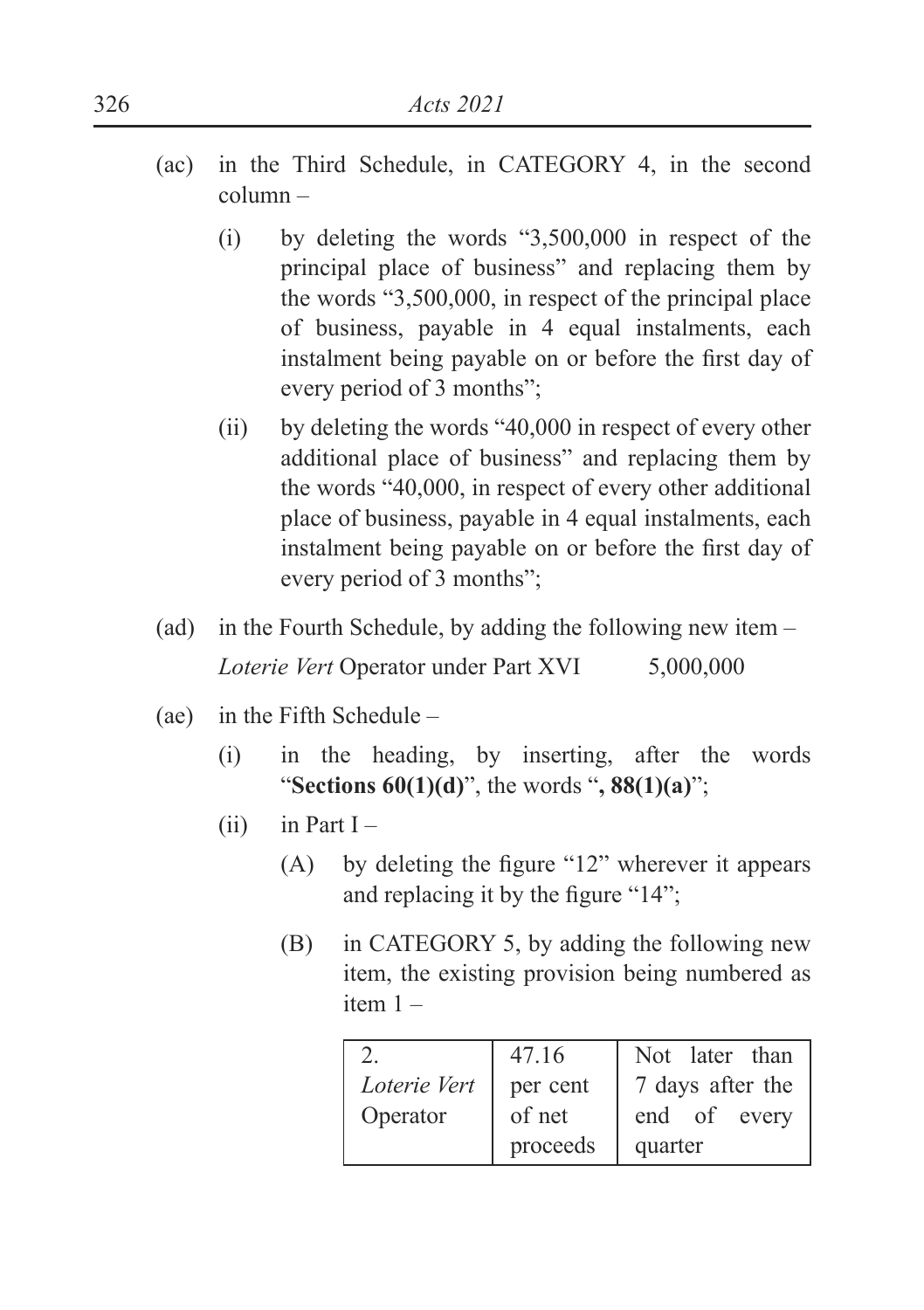(ac) in the Third Schedule, in CATEGORY 4, in the second column –

   (i) by deleting the words "3,500,000 in respect of the principal place of business" and replacing them by the words "3,500,000, in respect of the principal place of business, payable in 4 equal instalments, each instalment being payable on or before the first day of every period of 3 months";

   (ii) by deleting the words "40,000 in respect of every other additional place of business" and replacing them by the words "40,000, in respect of every other additional place of business, payable in 4 equal instalments, each instalment being payable on or before the first day of every period of 3 months";

(ad) in the Fourth Schedule, by adding the following new item –

   *Loterie Vert* Operator under Part XVI 5,000,000

(ae) in the Fifth Schedule –

   (i) in the heading, by inserting, after the words "**Sections 60(1)(d)**", the words "**, 88(1)(a)**";

   (ii) in Part I –

      (A) by deleting the figure "12" wherever it appears and replacing it by the figure "14";

      (B) in CATEGORY 5, by adding the following new item, the existing provision being numbered as item 1 –

| 2. *Loterie Vert* Operator | 47.16 per cent of net proceeds | Not later than 7 days after the end of every quarter |
|---|---|---|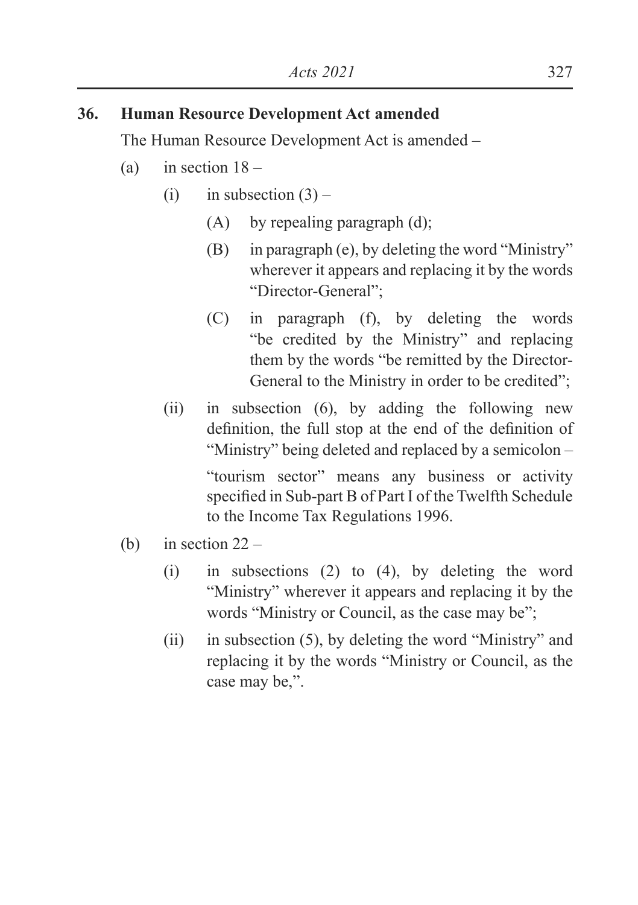**36. Human Resource Development Act amended**

The Human Resource Development Act is amended –

(a) in section 18 –

  (i) in subsection (3) –

    (A) by repealing paragraph (d);

    (B) in paragraph (e), by deleting the word "Ministry" wherever it appears and replacing it by the words "Director-General";

    (C) in paragraph (f), by deleting the words "be credited by the Ministry" and replacing them by the words "be remitted by the Director-General to the Ministry in order to be credited";

  (ii) in subsection (6), by adding the following new definition, the full stop at the end of the definition of "Ministry" being deleted and replaced by a semicolon –

    "tourism sector" means any business or activity specified in Sub-part B of Part I of the Twelfth Schedule to the Income Tax Regulations 1996.

(b) in section 22 –

  (i) in subsections (2) to (4), by deleting the word "Ministry" wherever it appears and replacing it by the words "Ministry or Council, as the case may be";

  (ii) in subsection (5), by deleting the word "Ministry" and replacing it by the words "Ministry or Council, as the case may be,".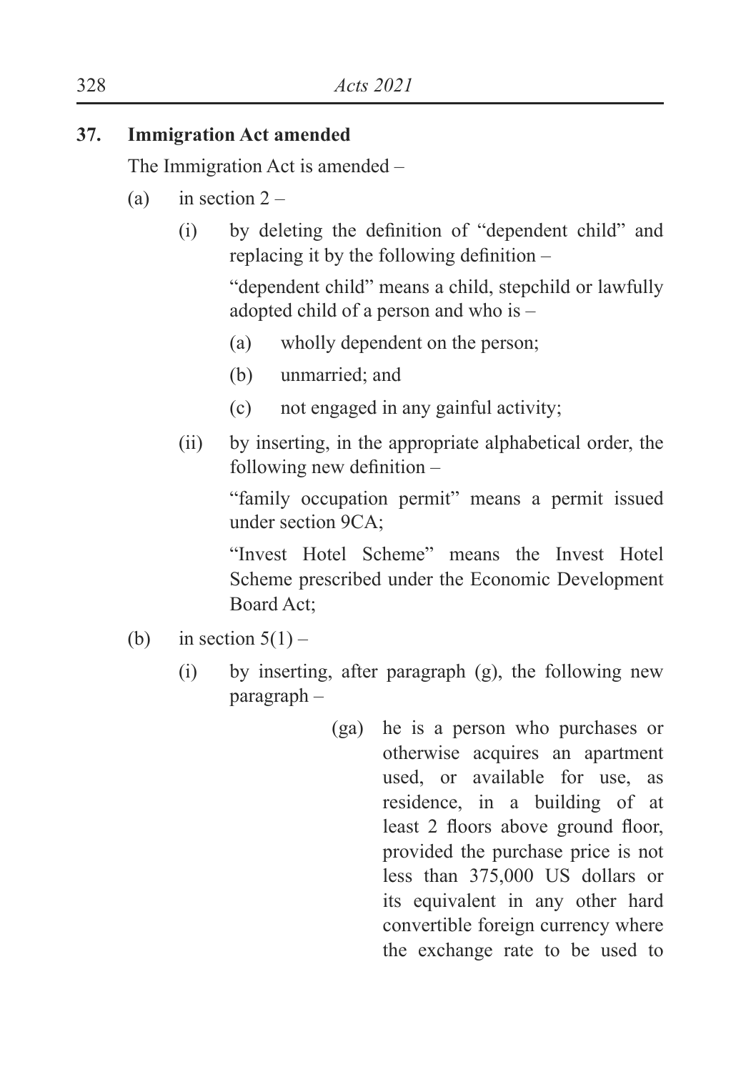**37. Immigration Act amended**

The Immigration Act is amended –

(a) in section 2 –

  (i) by deleting the definition of "dependent child" and replacing it by the following definition –

   "dependent child" means a child, stepchild or lawfully adopted child of a person and who is –

   (a) wholly dependent on the person;

   (b) unmarried; and

   (c) not engaged in any gainful activity;

  (ii) by inserting, in the appropriate alphabetical order, the following new definition –

   "family occupation permit" means a permit issued under section 9CA;

   "Invest Hotel Scheme" means the Invest Hotel Scheme prescribed under the Economic Development Board Act;

(b) in section 5(1) –

  (i) by inserting, after paragraph (g), the following new paragraph –

   (ga) he is a person who purchases or otherwise acquires an apartment used, or available for use, as residence, in a building of at least 2 floors above ground floor, provided the purchase price is not less than 375,000 US dollars or its equivalent in any other hard convertible foreign currency where the exchange rate to be used to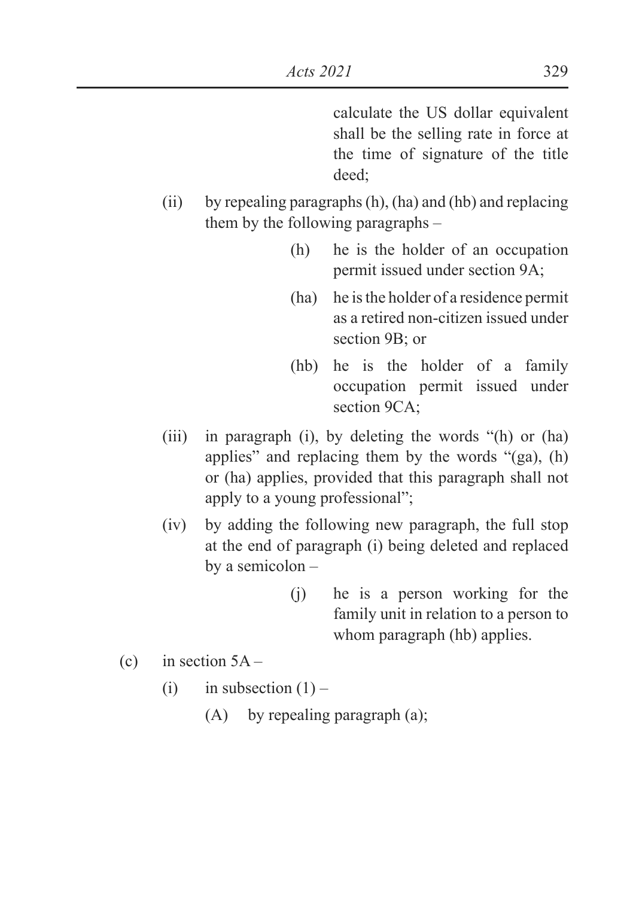calculate the US dollar equivalent shall be the selling rate in force at the time of signature of the title deed;

(ii) by repealing paragraphs (h), (ha) and (hb) and replacing them by the following paragraphs –

> (h) he is the holder of an occupation permit issued under section 9A;
>
> (ha) he is the holder of a residence permit as a retired non-citizen issued under section 9B; or
>
> (hb) he is the holder of a family occupation permit issued under section 9CA;

(iii) in paragraph (i), by deleting the words "(h) or (ha) applies" and replacing them by the words "(ga), (h) or (ha) applies, provided that this paragraph shall not apply to a young professional";

(iv) by adding the following new paragraph, the full stop at the end of paragraph (i) being deleted and replaced by a semicolon –

> (j) he is a person working for the family unit in relation to a person to whom paragraph (hb) applies.

(c) in section 5A –

(i) in subsection (1) –

(A) by repealing paragraph (a);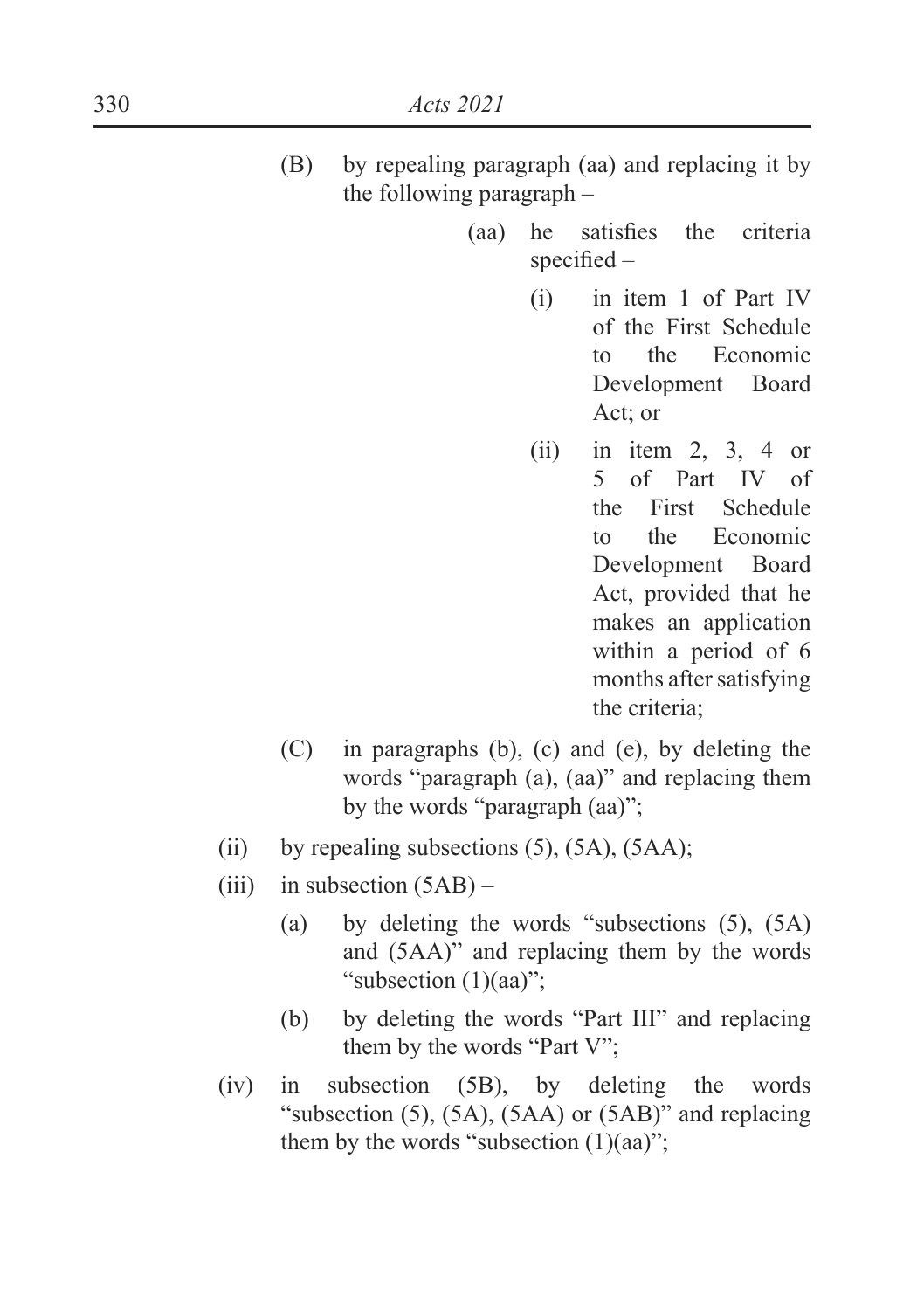(B) by repealing paragraph (aa) and replacing it by the following paragraph –

> (aa) he satisfies the criteria specified –
>
> > (i) in item 1 of Part IV of the First Schedule to the Economic Development Board Act; or
> >
> > (ii) in item 2, 3, 4 or 5 of Part IV of the First Schedule to the Economic Development Board Act, provided that he makes an application within a period of 6 months after satisfying the criteria;

(C) in paragraphs (b), (c) and (e), by deleting the words "paragraph (a), (aa)" and replacing them by the words "paragraph (aa)";

(ii) by repealing subsections (5), (5A), (5AA);

(iii) in subsection (5AB) –

> (a) by deleting the words "subsections (5), (5A) and (5AA)" and replacing them by the words "subsection (1)(aa)";
>
> (b) by deleting the words "Part III" and replacing them by the words "Part V";

(iv) in subsection (5B), by deleting the words "subsection (5), (5A), (5AA) or (5AB)" and replacing them by the words "subsection (1)(aa)";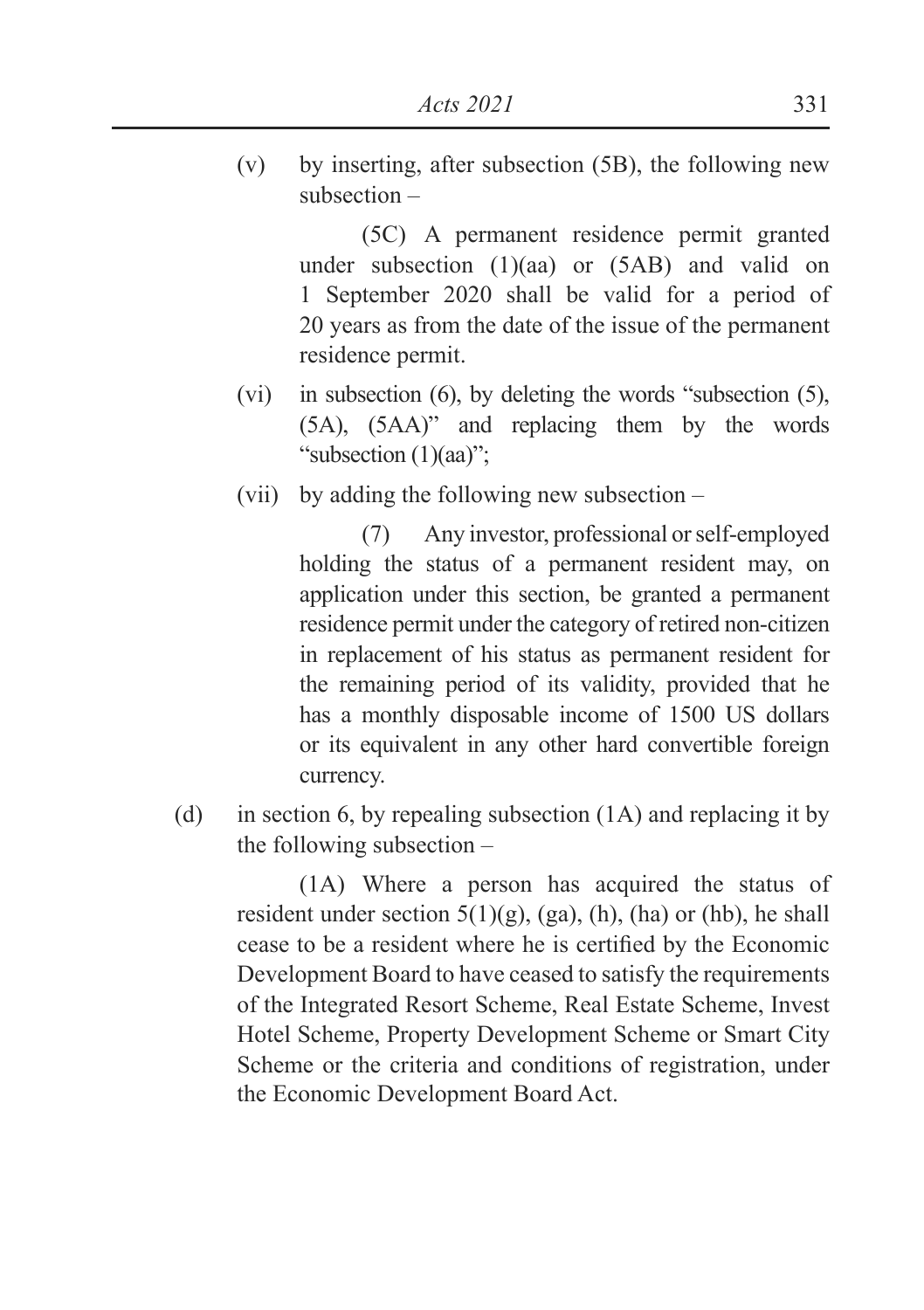(v) by inserting, after subsection (5B), the following new subsection –

> (5C) A permanent residence permit granted under subsection (1)(aa) or (5AB) and valid on 1 September 2020 shall be valid for a period of 20 years as from the date of the issue of the permanent residence permit.

(vi) in subsection (6), by deleting the words "subsection (5), (5A), (5AA)" and replacing them by the words "subsection (1)(aa)";

(vii) by adding the following new subsection –

> (7) Any investor, professional or self-employed holding the status of a permanent resident may, on application under this section, be granted a permanent residence permit under the category of retired non-citizen in replacement of his status as permanent resident for the remaining period of its validity, provided that he has a monthly disposable income of 1500 US dollars or its equivalent in any other hard convertible foreign currency.

(d) in section 6, by repealing subsection (1A) and replacing it by the following subsection –

> (1A) Where a person has acquired the status of resident under section 5(1)(g), (ga), (h), (ha) or (hb), he shall cease to be a resident where he is certified by the Economic Development Board to have ceased to satisfy the requirements of the Integrated Resort Scheme, Real Estate Scheme, Invest Hotel Scheme, Property Development Scheme or Smart City Scheme or the criteria and conditions of registration, under the Economic Development Board Act.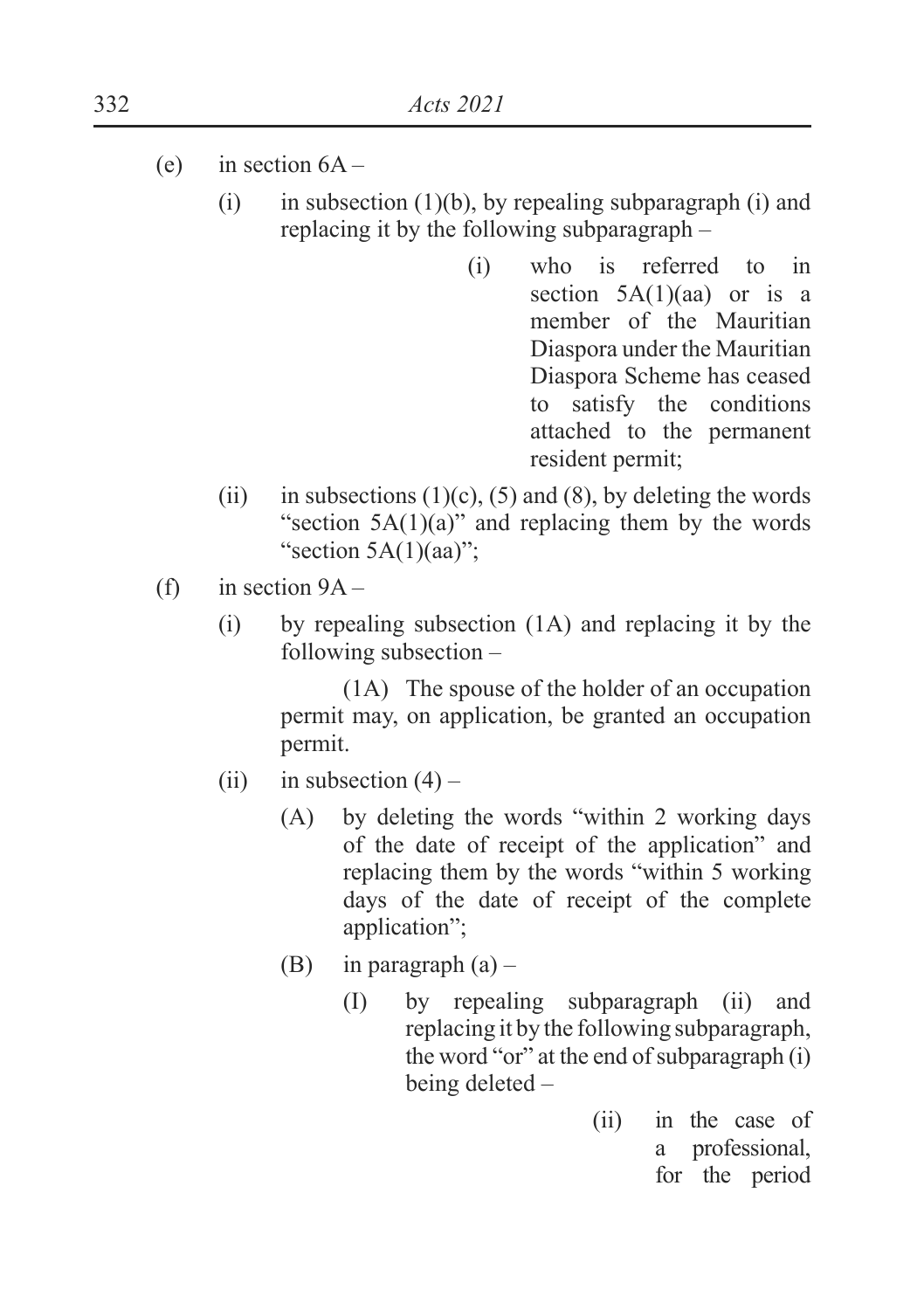(e) in section 6A –

  (i) in subsection (1)(b), by repealing subparagraph (i) and replacing it by the following subparagraph –

    (i) who is referred to in section 5A(1)(aa) or is a member of the Mauritian Diaspora under the Mauritian Diaspora Scheme has ceased to satisfy the conditions attached to the permanent resident permit;

  (ii) in subsections (1)(c), (5) and (8), by deleting the words "section 5A(1)(a)" and replacing them by the words "section 5A(1)(aa)";

(f) in section 9A –

  (i) by repealing subsection (1A) and replacing it by the following subsection –

    (1A) The spouse of the holder of an occupation permit may, on application, be granted an occupation permit.

  (ii) in subsection (4) –

    (A) by deleting the words "within 2 working days of the date of receipt of the application" and replacing them by the words "within 5 working days of the date of receipt of the complete application";

    (B) in paragraph (a) –

      (I) by repealing subparagraph (ii) and replacing it by the following subparagraph, the word "or" at the end of subparagraph (i) being deleted –

        (ii) in the case of a professional, for the period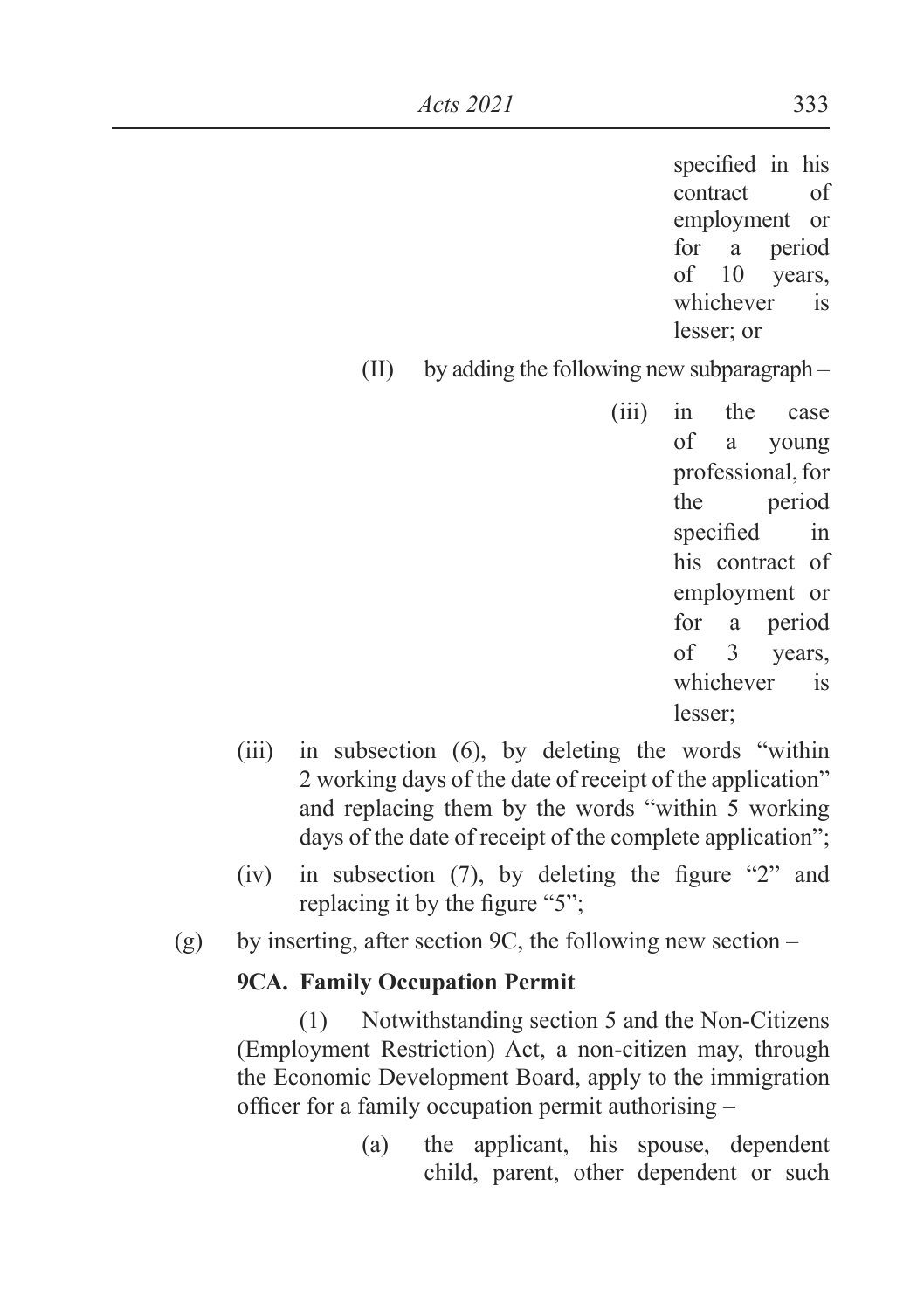specified in his contract of employment or for a period of 10 years, whichever is lesser; or

(II) by adding the following new subparagraph –

(iii) in the case of a young professional, for the period specified in his contract of employment or for a period of 3 years, whichever is lesser;

(iii) in subsection (6), by deleting the words "within 2 working days of the date of receipt of the application" and replacing them by the words "within 5 working days of the date of receipt of the complete application";

(iv) in subsection (7), by deleting the figure "2" and replacing it by the figure "5";

(g) by inserting, after section 9C, the following new section –

**9CA. Family Occupation Permit**

(1) Notwithstanding section 5 and the Non-Citizens (Employment Restriction) Act, a non-citizen may, through the Economic Development Board, apply to the immigration officer for a family occupation permit authorising –

(a) the applicant, his spouse, dependent child, parent, other dependent or such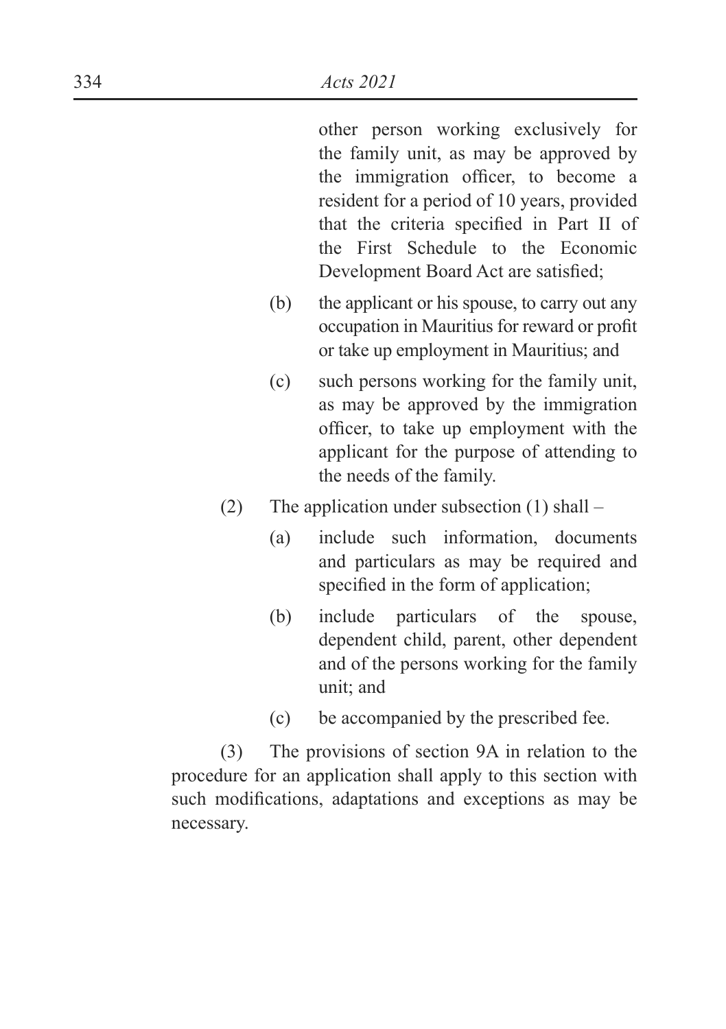other person working exclusively for the family unit, as may be approved by the immigration officer, to become a resident for a period of 10 years, provided that the criteria specified in Part II of the First Schedule to the Economic Development Board Act are satisfied;

(b) the applicant or his spouse, to carry out any occupation in Mauritius for reward or profit or take up employment in Mauritius; and

(c) such persons working for the family unit, as may be approved by the immigration officer, to take up employment with the applicant for the purpose of attending to the needs of the family.

(2) The application under subsection (1) shall –

(a) include such information, documents and particulars as may be required and specified in the form of application;

(b) include particulars of the spouse, dependent child, parent, other dependent and of the persons working for the family unit; and

(c) be accompanied by the prescribed fee.

(3) The provisions of section 9A in relation to the procedure for an application shall apply to this section with such modifications, adaptations and exceptions as may be necessary.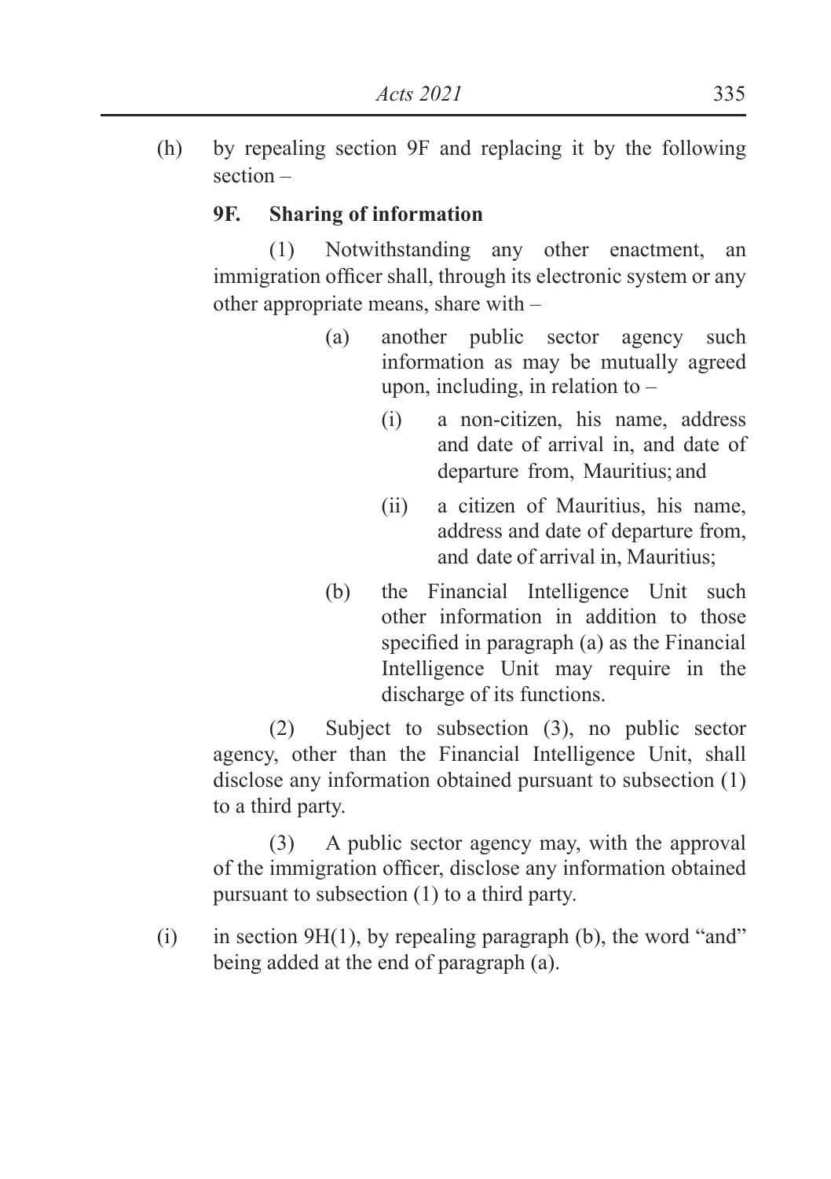(h) by repealing section 9F and replacing it by the following section –

**9F. Sharing of information**

(1) Notwithstanding any other enactment, an immigration officer shall, through its electronic system or any other appropriate means, share with –

(a) another public sector agency such information as may be mutually agreed upon, including, in relation to –

(i) a non-citizen, his name, address and date of arrival in, and date of departure from, Mauritius; and

(ii) a citizen of Mauritius, his name, address and date of departure from, and date of arrival in, Mauritius;

(b) the Financial Intelligence Unit such other information in addition to those specified in paragraph (a) as the Financial Intelligence Unit may require in the discharge of its functions.

(2) Subject to subsection (3), no public sector agency, other than the Financial Intelligence Unit, shall disclose any information obtained pursuant to subsection (1) to a third party.

(3) A public sector agency may, with the approval of the immigration officer, disclose any information obtained pursuant to subsection (1) to a third party.

(i) in section 9H(1), by repealing paragraph (b), the word "and" being added at the end of paragraph (a).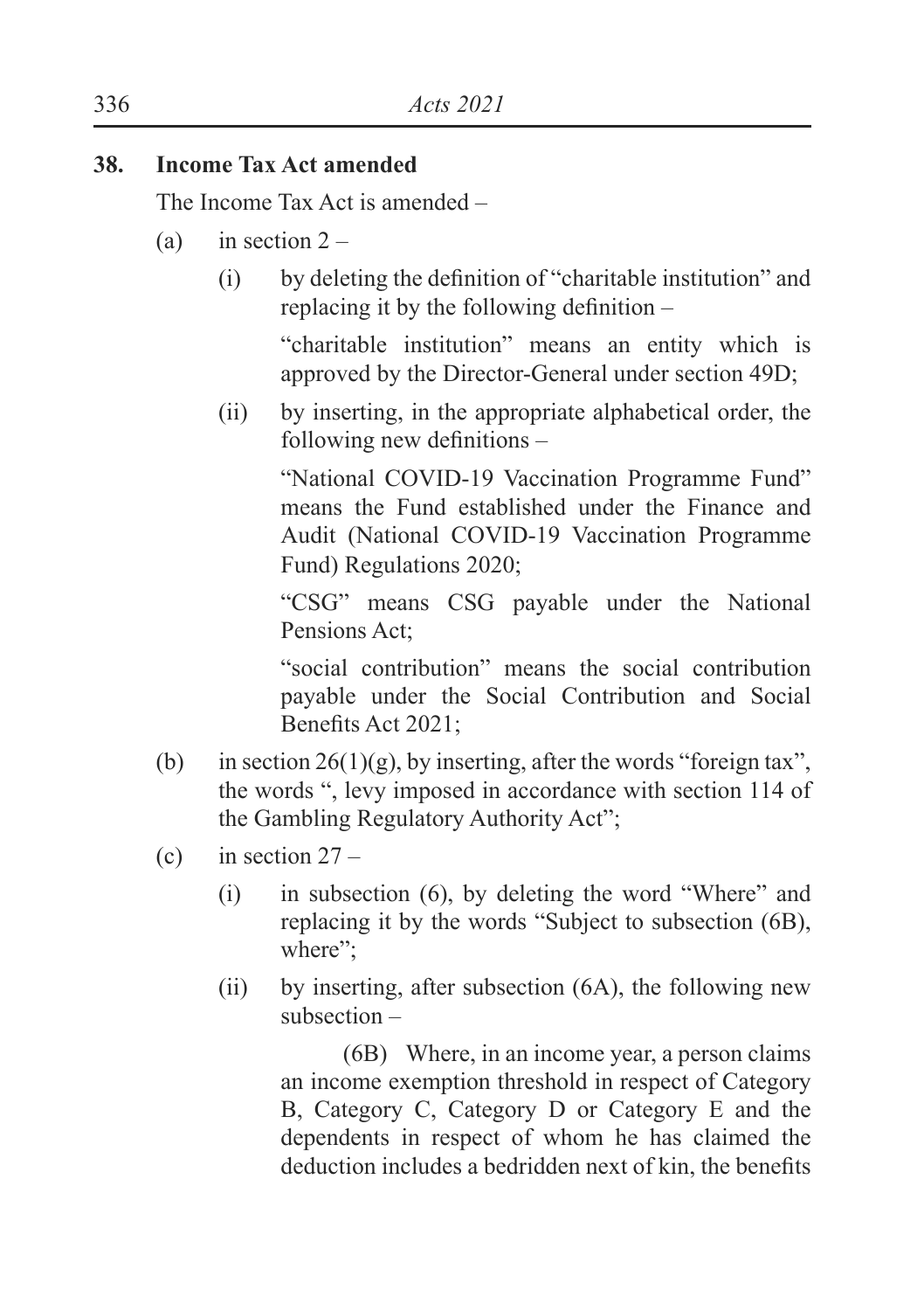## 38. Income Tax Act amended

The Income Tax Act is amended –

(a) in section 2 –

(i) by deleting the definition of "charitable institution" and replacing it by the following definition –

"charitable institution" means an entity which is approved by the Director-General under section 49D;

(ii) by inserting, in the appropriate alphabetical order, the following new definitions –

"National COVID-19 Vaccination Programme Fund" means the Fund established under the Finance and Audit (National COVID-19 Vaccination Programme Fund) Regulations 2020;

"CSG" means CSG payable under the National Pensions Act;

"social contribution" means the social contribution payable under the Social Contribution and Social Benefits Act 2021;

(b) in section 26(1)(g), by inserting, after the words "foreign tax", the words ", levy imposed in accordance with section 114 of the Gambling Regulatory Authority Act";

(c) in section 27 –

(i) in subsection (6), by deleting the word "Where" and replacing it by the words "Subject to subsection (6B), where";

(ii) by inserting, after subsection (6A), the following new subsection –

(6B) Where, in an income year, a person claims an income exemption threshold in respect of Category B, Category C, Category D or Category E and the dependents in respect of whom he has claimed the deduction includes a bedridden next of kin, the benefits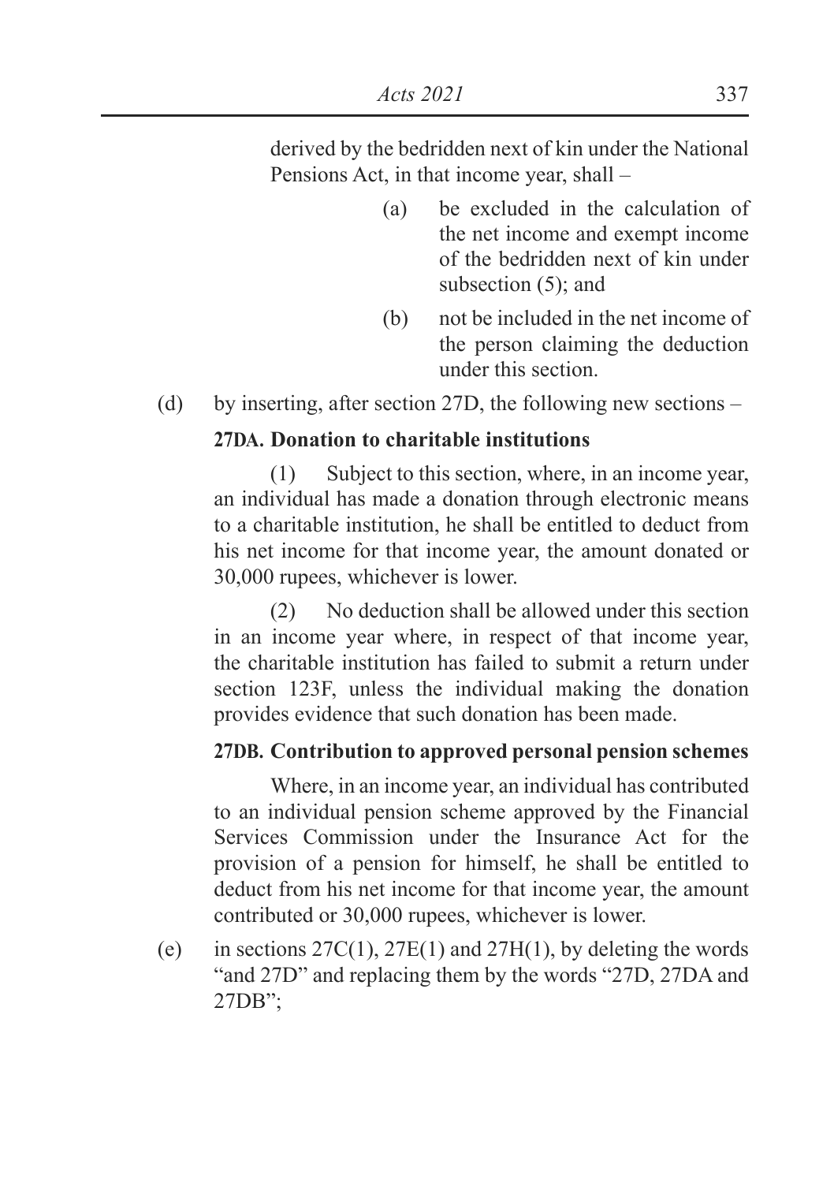derived by the bedridden next of kin under the National Pensions Act, in that income year, shall –

(a) be excluded in the calculation of the net income and exempt income of the bedridden next of kin under subsection (5); and

(b) not be included in the net income of the person claiming the deduction under this section.

(d) by inserting, after section 27D, the following new sections –

**27DA. Donation to charitable institutions**

(1) Subject to this section, where, in an income year, an individual has made a donation through electronic means to a charitable institution, he shall be entitled to deduct from his net income for that income year, the amount donated or 30,000 rupees, whichever is lower.

(2) No deduction shall be allowed under this section in an income year where, in respect of that income year, the charitable institution has failed to submit a return under section 123F, unless the individual making the donation provides evidence that such donation has been made.

**27DB. Contribution to approved personal pension schemes**

Where, in an income year, an individual has contributed to an individual pension scheme approved by the Financial Services Commission under the Insurance Act for the provision of a pension for himself, he shall be entitled to deduct from his net income for that income year, the amount contributed or 30,000 rupees, whichever is lower.

(e) in sections 27C(1), 27E(1) and 27H(1), by deleting the words "and 27D" and replacing them by the words "27D, 27DA and 27DB";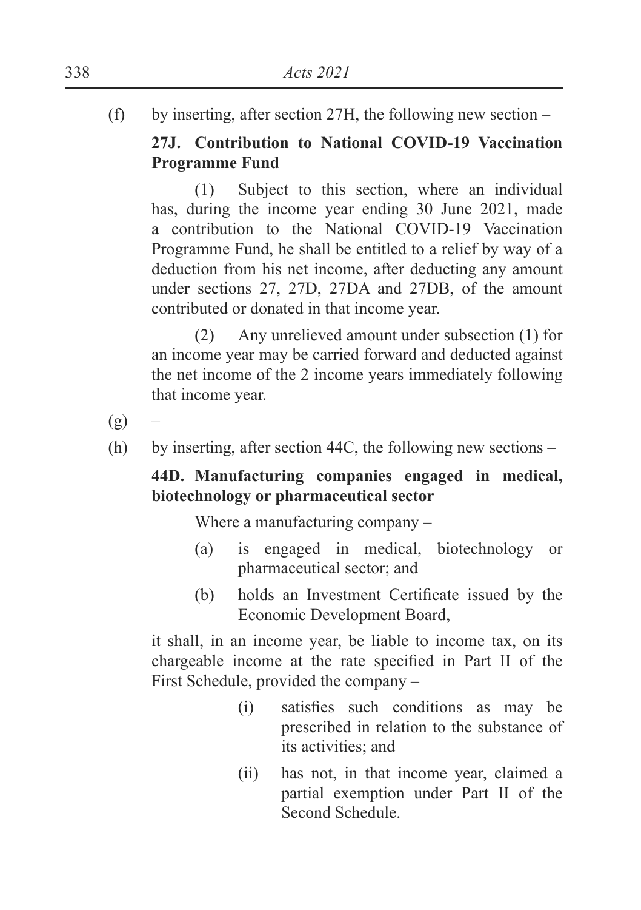(f) by inserting, after section 27H, the following new section –

**27J. Contribution to National COVID-19 Vaccination Programme Fund**

(1) Subject to this section, where an individual has, during the income year ending 30 June 2021, made a contribution to the National COVID-19 Vaccination Programme Fund, he shall be entitled to a relief by way of a deduction from his net income, after deducting any amount under sections 27, 27D, 27DA and 27DB, of the amount contributed or donated in that income year.

(2) Any unrelieved amount under subsection (1) for an income year may be carried forward and deducted against the net income of the 2 income years immediately following that income year.

(g) –

(h) by inserting, after section 44C, the following new sections –

**44D. Manufacturing companies engaged in medical, biotechnology or pharmaceutical sector**

Where a manufacturing company –

- (a) is engaged in medical, biotechnology or pharmaceutical sector; and
- (b) holds an Investment Certificate issued by the Economic Development Board,

it shall, in an income year, be liable to income tax, on its chargeable income at the rate specified in Part II of the First Schedule, provided the company –

- (i) satisfies such conditions as may be prescribed in relation to the substance of its activities; and
- (ii) has not, in that income year, claimed a partial exemption under Part II of the Second Schedule.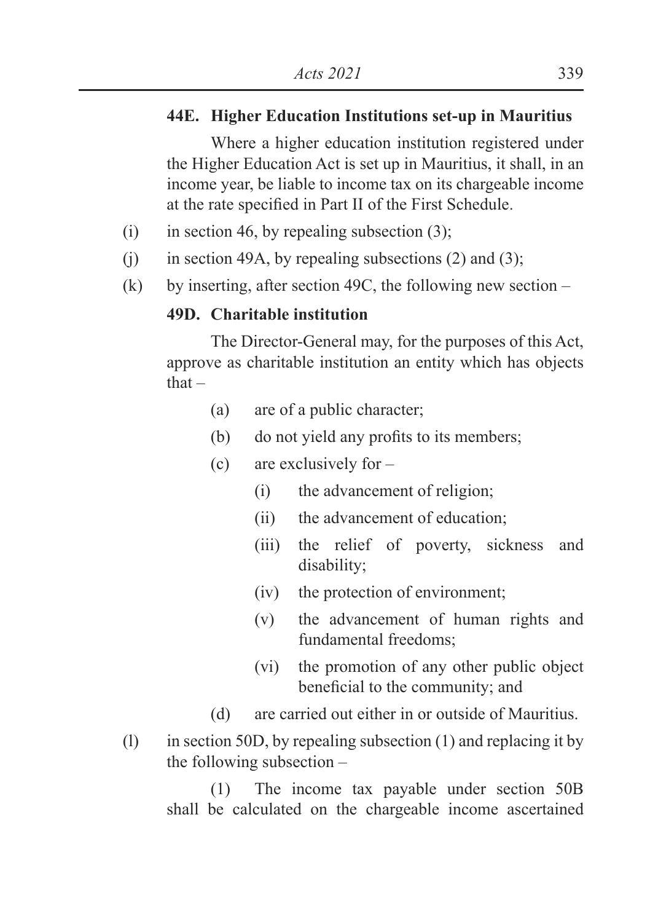**44E. Higher Education Institutions set-up in Mauritius**

Where a higher education institution registered under the Higher Education Act is set up in Mauritius, it shall, in an income year, be liable to income tax on its chargeable income at the rate specified in Part II of the First Schedule.

(i) in section 46, by repealing subsection (3);

(j) in section 49A, by repealing subsections (2) and (3);

(k) by inserting, after section 49C, the following new section –

**49D. Charitable institution**

The Director-General may, for the purposes of this Act, approve as charitable institution an entity which has objects that –

- (a) are of a public character;
- (b) do not yield any profits to its members;
- (c) are exclusively for –
  - (i) the advancement of religion;
  - (ii) the advancement of education;
  - (iii) the relief of poverty, sickness and disability;
  - (iv) the protection of environment;
  - (v) the advancement of human rights and fundamental freedoms;
  - (vi) the promotion of any other public object beneficial to the community; and
- (d) are carried out either in or outside of Mauritius.

(l) in section 50D, by repealing subsection (1) and replacing it by the following subsection –

(1) The income tax payable under section 50B shall be calculated on the chargeable income ascertained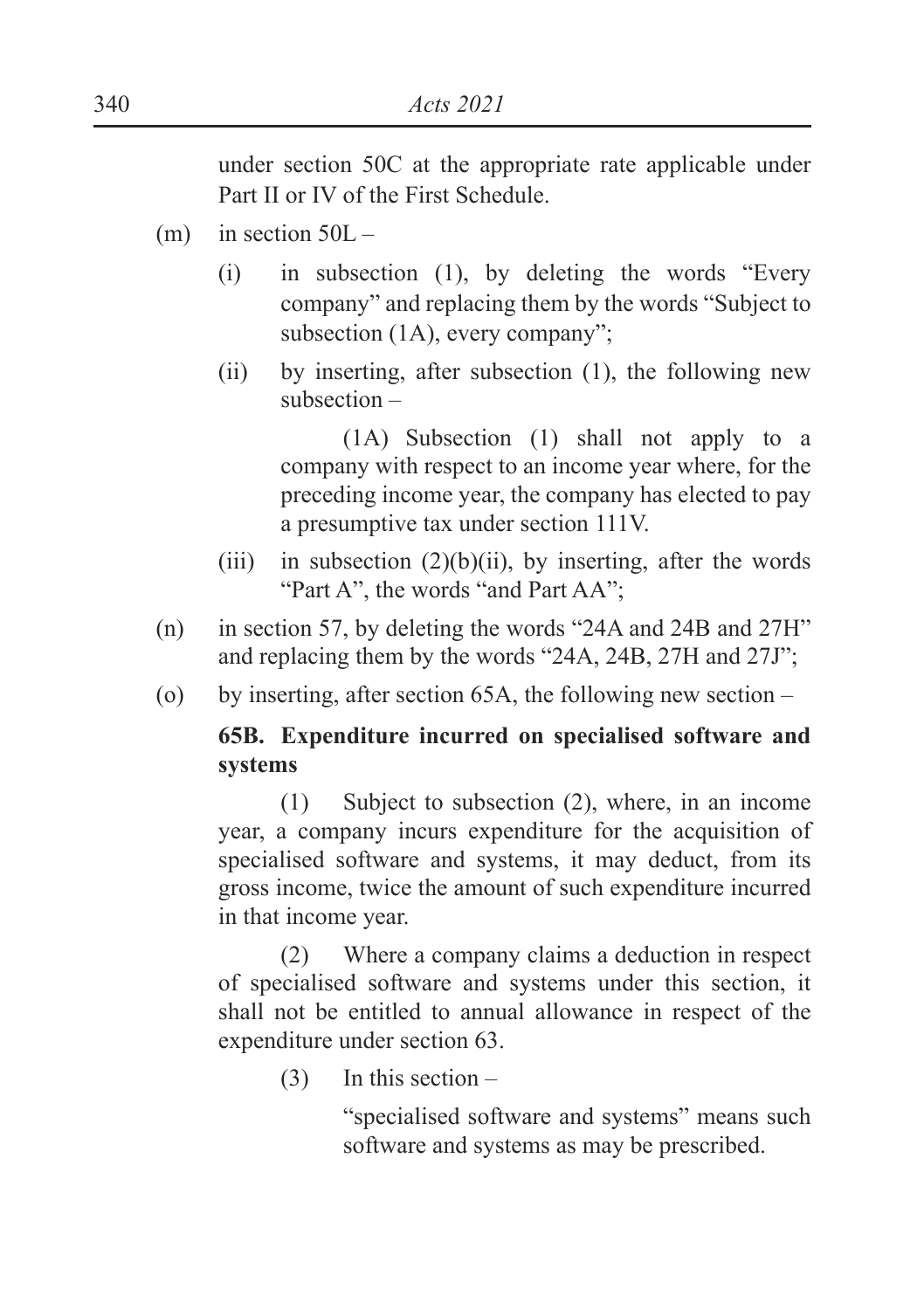under section 50C at the appropriate rate applicable under Part II or IV of the First Schedule.

(m) in section 50L –

(i) in subsection (1), by deleting the words "Every company" and replacing them by the words "Subject to subsection (1A), every company";

(ii) by inserting, after subsection (1), the following new subsection –

(1A) Subsection (1) shall not apply to a company with respect to an income year where, for the preceding income year, the company has elected to pay a presumptive tax under section 111V.

(iii) in subsection (2)(b)(ii), by inserting, after the words "Part A", the words "and Part AA";

(n) in section 57, by deleting the words "24A and 24B and 27H" and replacing them by the words "24A, 24B, 27H and 27J";

(o) by inserting, after section 65A, the following new section –

**65B. Expenditure incurred on specialised software and systems**

(1) Subject to subsection (2), where, in an income year, a company incurs expenditure for the acquisition of specialised software and systems, it may deduct, from its gross income, twice the amount of such expenditure incurred in that income year.

(2) Where a company claims a deduction in respect of specialised software and systems under this section, it shall not be entitled to annual allowance in respect of the expenditure under section 63.

(3) In this section –

"specialised software and systems" means such software and systems as may be prescribed.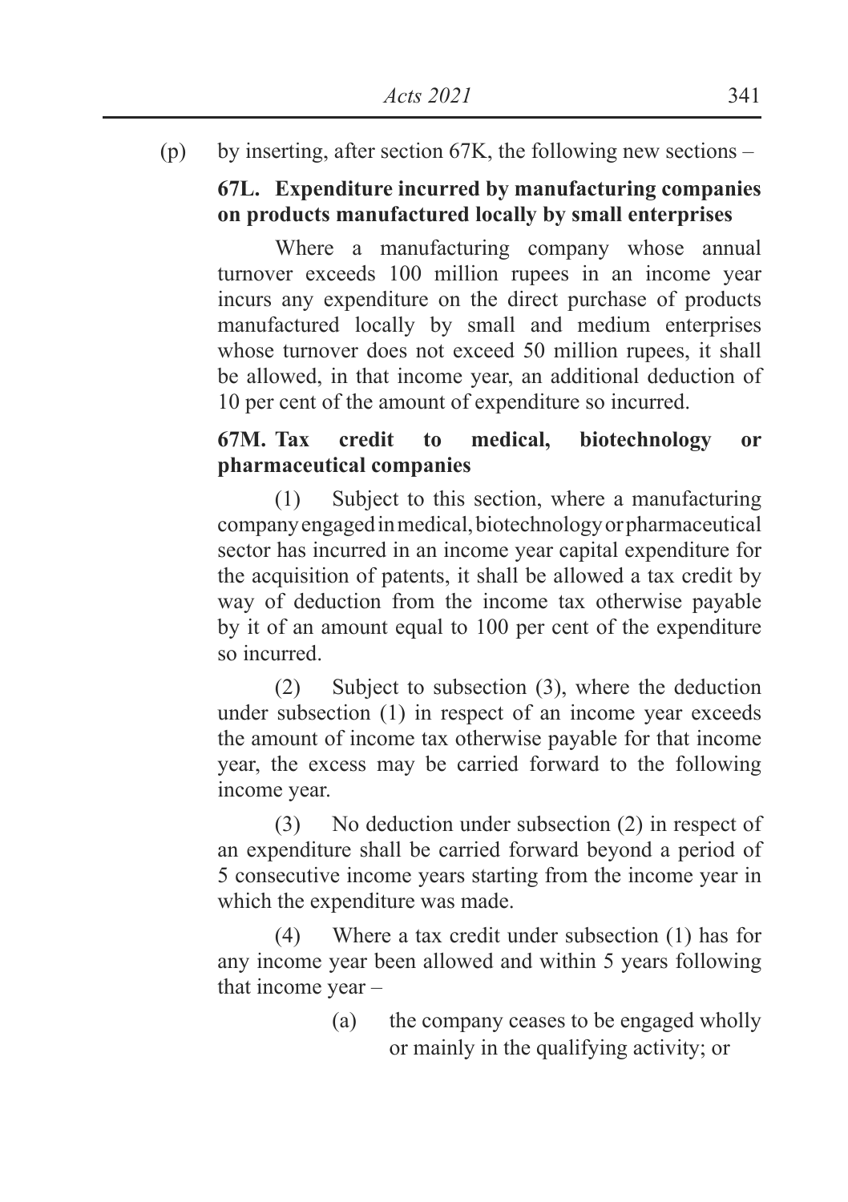(p) by inserting, after section 67K, the following new sections –

**67L. Expenditure incurred by manufacturing companies on products manufactured locally by small enterprises**

Where a manufacturing company whose annual turnover exceeds 100 million rupees in an income year incurs any expenditure on the direct purchase of products manufactured locally by small and medium enterprises whose turnover does not exceed 50 million rupees, it shall be allowed, in that income year, an additional deduction of 10 per cent of the amount of expenditure so incurred.

**67M. Tax credit to medical, biotechnology or pharmaceutical companies**

(1) Subject to this section, where a manufacturing company engaged in medical, biotechnology or pharmaceutical sector has incurred in an income year capital expenditure for the acquisition of patents, it shall be allowed a tax credit by way of deduction from the income tax otherwise payable by it of an amount equal to 100 per cent of the expenditure so incurred.

(2) Subject to subsection (3), where the deduction under subsection (1) in respect of an income year exceeds the amount of income tax otherwise payable for that income year, the excess may be carried forward to the following income year.

(3) No deduction under subsection (2) in respect of an expenditure shall be carried forward beyond a period of 5 consecutive income years starting from the income year in which the expenditure was made.

(4) Where a tax credit under subsection (1) has for any income year been allowed and within 5 years following that income year –

(a) the company ceases to be engaged wholly or mainly in the qualifying activity; or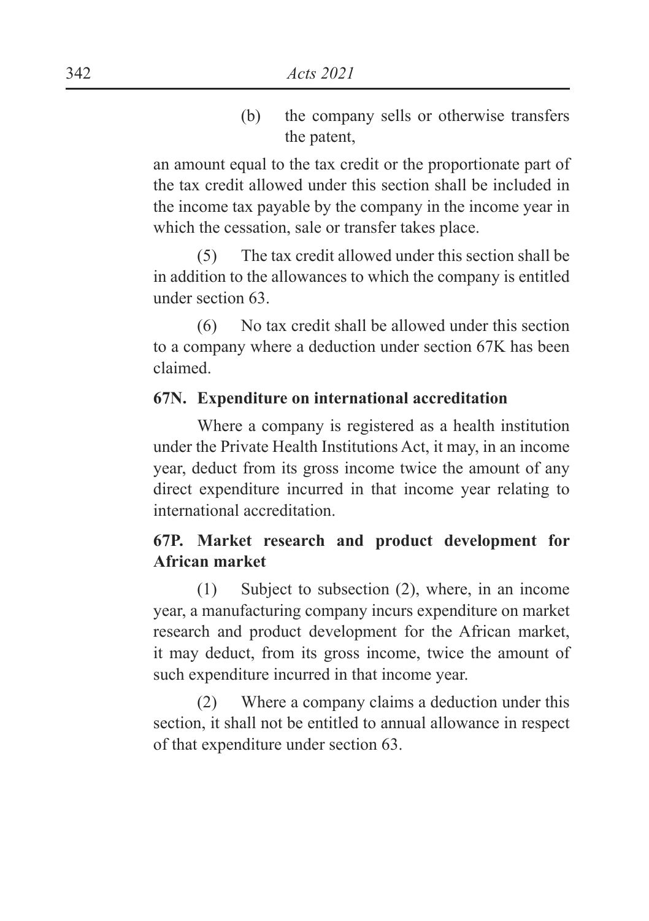(b) the company sells or otherwise transfers the patent,

an amount equal to the tax credit or the proportionate part of the tax credit allowed under this section shall be included in the income tax payable by the company in the income year in which the cessation, sale or transfer takes place.

(5) The tax credit allowed under this section shall be in addition to the allowances to which the company is entitled under section 63.

(6) No tax credit shall be allowed under this section to a company where a deduction under section 67K has been claimed.

**67N. Expenditure on international accreditation**

Where a company is registered as a health institution under the Private Health Institutions Act, it may, in an income year, deduct from its gross income twice the amount of any direct expenditure incurred in that income year relating to international accreditation.

**67P. Market research and product development for African market**

(1) Subject to subsection (2), where, in an income year, a manufacturing company incurs expenditure on market research and product development for the African market, it may deduct, from its gross income, twice the amount of such expenditure incurred in that income year.

(2) Where a company claims a deduction under this section, it shall not be entitled to annual allowance in respect of that expenditure under section 63.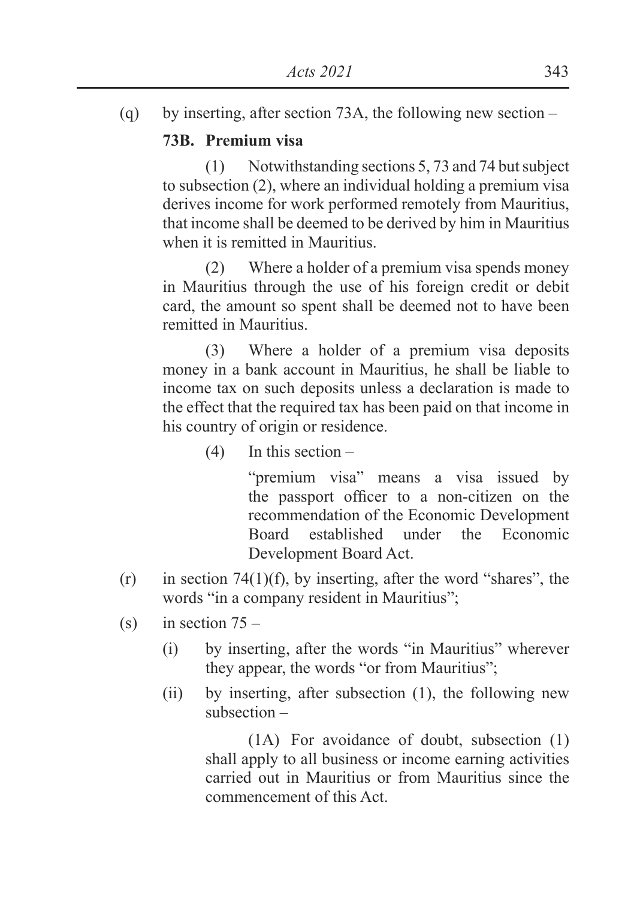(q) by inserting, after section 73A, the following new section –

**73B. Premium visa**

(1) Notwithstanding sections 5, 73 and 74 but subject to subsection (2), where an individual holding a premium visa derives income for work performed remotely from Mauritius, that income shall be deemed to be derived by him in Mauritius when it is remitted in Mauritius.

(2) Where a holder of a premium visa spends money in Mauritius through the use of his foreign credit or debit card, the amount so spent shall be deemed not to have been remitted in Mauritius.

(3) Where a holder of a premium visa deposits money in a bank account in Mauritius, he shall be liable to income tax on such deposits unless a declaration is made to the effect that the required tax has been paid on that income in his country of origin or residence.

(4) In this section –

"premium visa" means a visa issued by the passport officer to a non-citizen on the recommendation of the Economic Development Board established under the Economic Development Board Act.

(r) in section 74(1)(f), by inserting, after the word "shares", the words "in a company resident in Mauritius";

(s) in section 75 –

(i) by inserting, after the words "in Mauritius" wherever they appear, the words "or from Mauritius";

(ii) by inserting, after subsection (1), the following new subsection –

(1A) For avoidance of doubt, subsection (1) shall apply to all business or income earning activities carried out in Mauritius or from Mauritius since the commencement of this Act.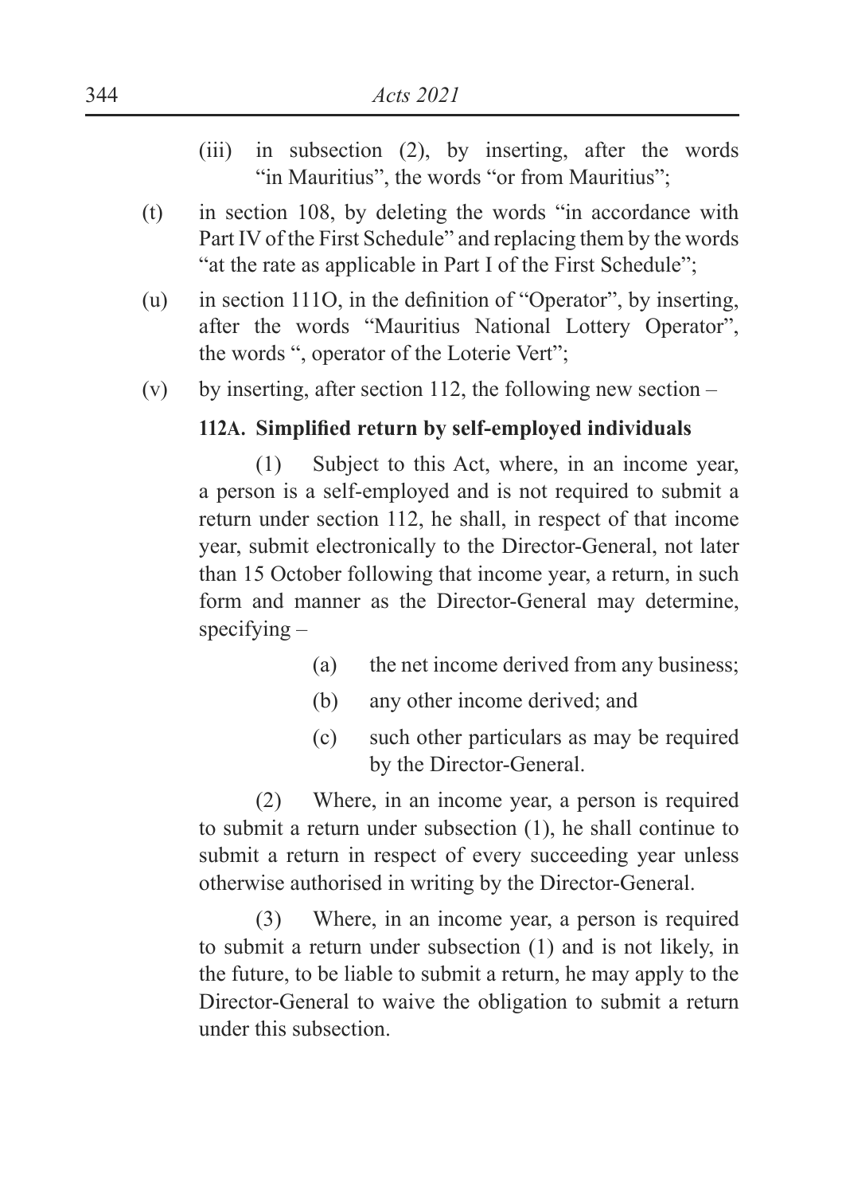(iii) in subsection (2), by inserting, after the words "in Mauritius", the words "or from Mauritius";

(t) in section 108, by deleting the words "in accordance with Part IV of the First Schedule" and replacing them by the words "at the rate as applicable in Part I of the First Schedule";

(u) in section 111O, in the definition of "Operator", by inserting, after the words "Mauritius National Lottery Operator", the words ", operator of the Loterie Vert";

(v) by inserting, after section 112, the following new section –

**112A. Simplified return by self-employed individuals**

(1) Subject to this Act, where, in an income year, a person is a self-employed and is not required to submit a return under section 112, he shall, in respect of that income year, submit electronically to the Director-General, not later than 15 October following that income year, a return, in such form and manner as the Director-General may determine, specifying –

(a) the net income derived from any business;

(b) any other income derived; and

(c) such other particulars as may be required by the Director-General.

(2) Where, in an income year, a person is required to submit a return under subsection (1), he shall continue to submit a return in respect of every succeeding year unless otherwise authorised in writing by the Director-General.

(3) Where, in an income year, a person is required to submit a return under subsection (1) and is not likely, in the future, to be liable to submit a return, he may apply to the Director-General to waive the obligation to submit a return under this subsection.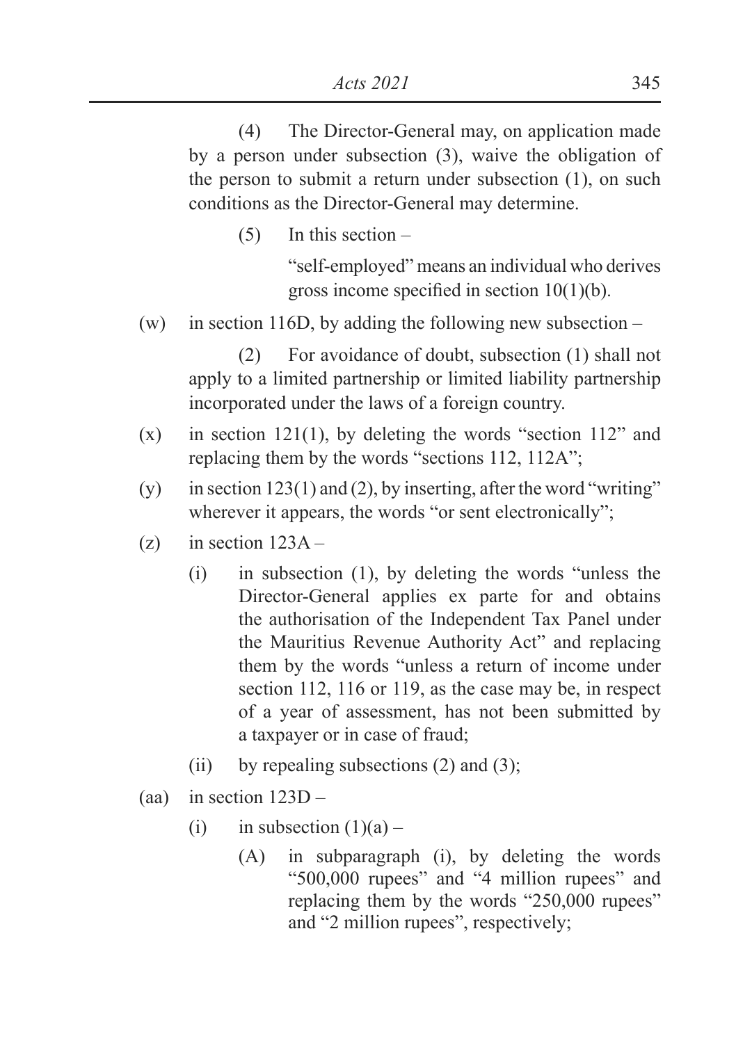(4) The Director-General may, on application made by a person under subsection (3), waive the obligation of the person to submit a return under subsection (1), on such conditions as the Director-General may determine.

(5) In this section –

"self-employed" means an individual who derives gross income specified in section 10(1)(b).

(w) in section 116D, by adding the following new subsection –

(2) For avoidance of doubt, subsection (1) shall not apply to a limited partnership or limited liability partnership incorporated under the laws of a foreign country.

(x) in section 121(1), by deleting the words "section 112" and replacing them by the words "sections 112, 112A";

(y) in section 123(1) and (2), by inserting, after the word "writing" wherever it appears, the words "or sent electronically";

(z) in section 123A –

- (i) in subsection (1), by deleting the words "unless the Director-General applies ex parte for and obtains the authorisation of the Independent Tax Panel under the Mauritius Revenue Authority Act" and replacing them by the words "unless a return of income under section 112, 116 or 119, as the case may be, in respect of a year of assessment, has not been submitted by a taxpayer or in case of fraud;
- (ii) by repealing subsections (2) and (3);

(aa) in section 123D –

- (i) in subsection (1)(a) –
  - (A) in subparagraph (i), by deleting the words "500,000 rupees" and "4 million rupees" and replacing them by the words "250,000 rupees" and "2 million rupees", respectively;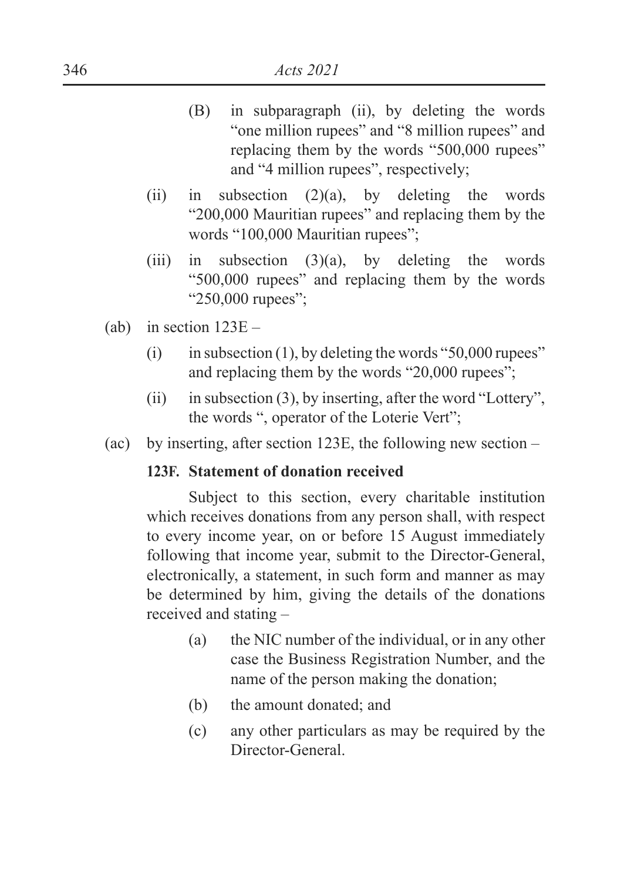(B) in subparagraph (ii), by deleting the words "one million rupees" and "8 million rupees" and replacing them by the words "500,000 rupees" and "4 million rupees", respectively;

(ii) in subsection (2)(a), by deleting the words "200,000 Mauritian rupees" and replacing them by the words "100,000 Mauritian rupees";

(iii) in subsection (3)(a), by deleting the words "500,000 rupees" and replacing them by the words "250,000 rupees";

(ab) in section 123E –

(i) in subsection (1), by deleting the words "50,000 rupees" and replacing them by the words "20,000 rupees";

(ii) in subsection (3), by inserting, after the word "Lottery", the words ", operator of the Loterie Vert";

(ac) by inserting, after section 123E, the following new section –

**123F. Statement of donation received**

Subject to this section, every charitable institution which receives donations from any person shall, with respect to every income year, on or before 15 August immediately following that income year, submit to the Director-General, electronically, a statement, in such form and manner as may be determined by him, giving the details of the donations received and stating –

(a) the NIC number of the individual, or in any other case the Business Registration Number, and the name of the person making the donation;

(b) the amount donated; and

(c) any other particulars as may be required by the Director-General.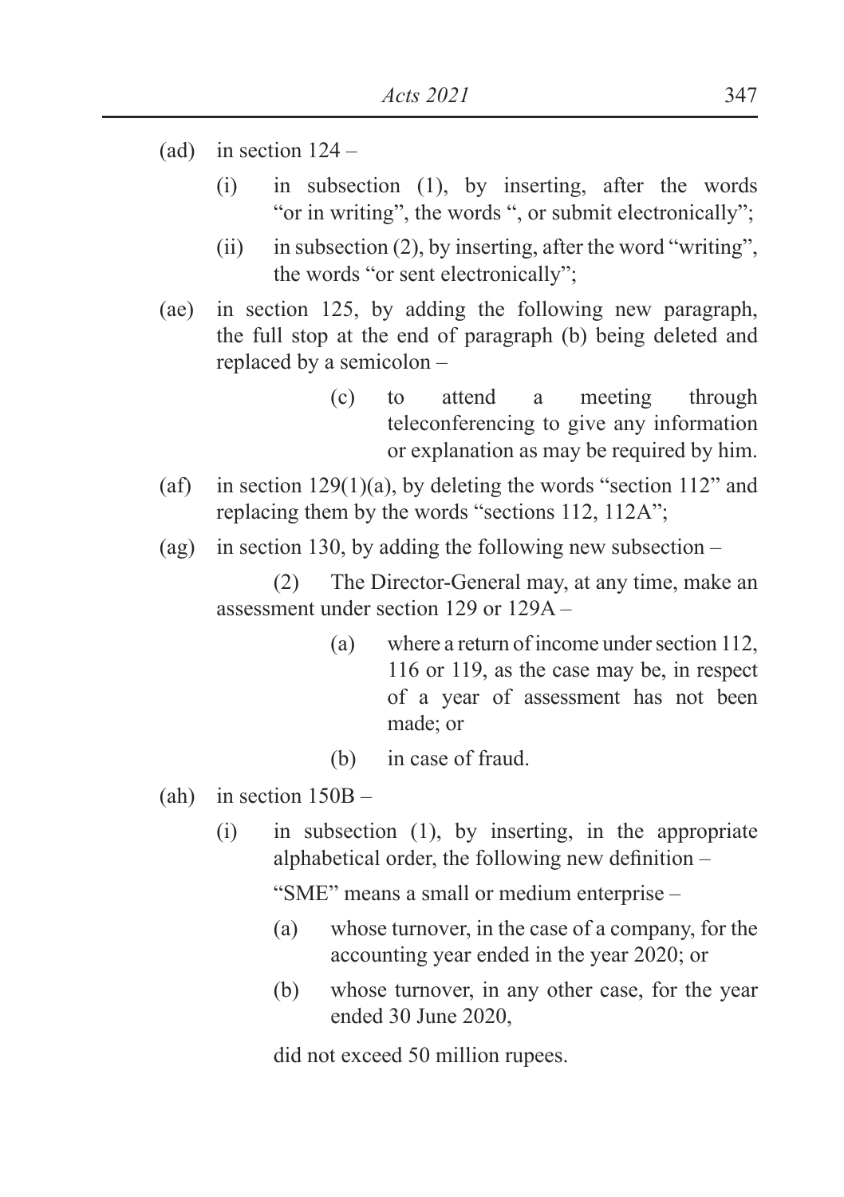(ad) in section 124 –

(i) in subsection (1), by inserting, after the words "or in writing", the words ", or submit electronically";

(ii) in subsection (2), by inserting, after the word "writing", the words "or sent electronically";

(ae) in section 125, by adding the following new paragraph, the full stop at the end of paragraph (b) being deleted and replaced by a semicolon –

(c) to attend a meeting through teleconferencing to give any information or explanation as may be required by him.

(af) in section 129(1)(a), by deleting the words "section 112" and replacing them by the words "sections 112, 112A";

(ag) in section 130, by adding the following new subsection –

(2) The Director-General may, at any time, make an assessment under section 129 or 129A –

(a) where a return of income under section 112, 116 or 119, as the case may be, in respect of a year of assessment has not been made; or

(b) in case of fraud.

(ah) in section 150B –

(i) in subsection (1), by inserting, in the appropriate alphabetical order, the following new definition –

"SME" means a small or medium enterprise –

(a) whose turnover, in the case of a company, for the accounting year ended in the year 2020; or

(b) whose turnover, in any other case, for the year ended 30 June 2020,

did not exceed 50 million rupees.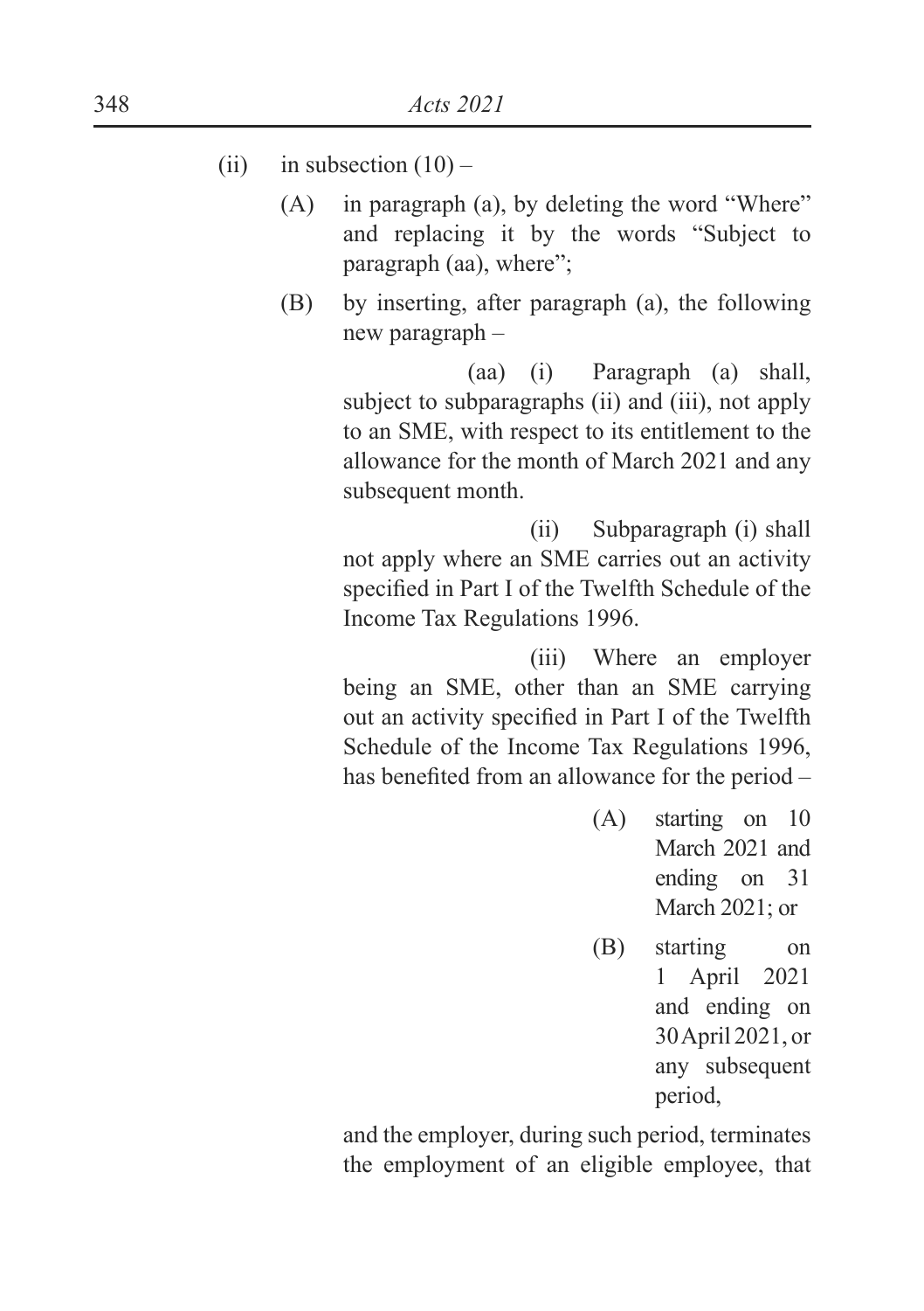(ii) in subsection (10) –

(A) in paragraph (a), by deleting the word "Where" and replacing it by the words "Subject to paragraph (aa), where";

(B) by inserting, after paragraph (a), the following new paragraph –

(aa) (i) Paragraph (a) shall, subject to subparagraphs (ii) and (iii), not apply to an SME, with respect to its entitlement to the allowance for the month of March 2021 and any subsequent month.

(ii) Subparagraph (i) shall not apply where an SME carries out an activity specified in Part I of the Twelfth Schedule of the Income Tax Regulations 1996.

(iii) Where an employer being an SME, other than an SME carrying out an activity specified in Part I of the Twelfth Schedule of the Income Tax Regulations 1996, has benefited from an allowance for the period –

(A) starting on 10 March 2021 and ending on 31 March 2021; or

(B) starting on 1 April 2021 and ending on 30 April 2021, or any subsequent period,

and the employer, during such period, terminates the employment of an eligible employee, that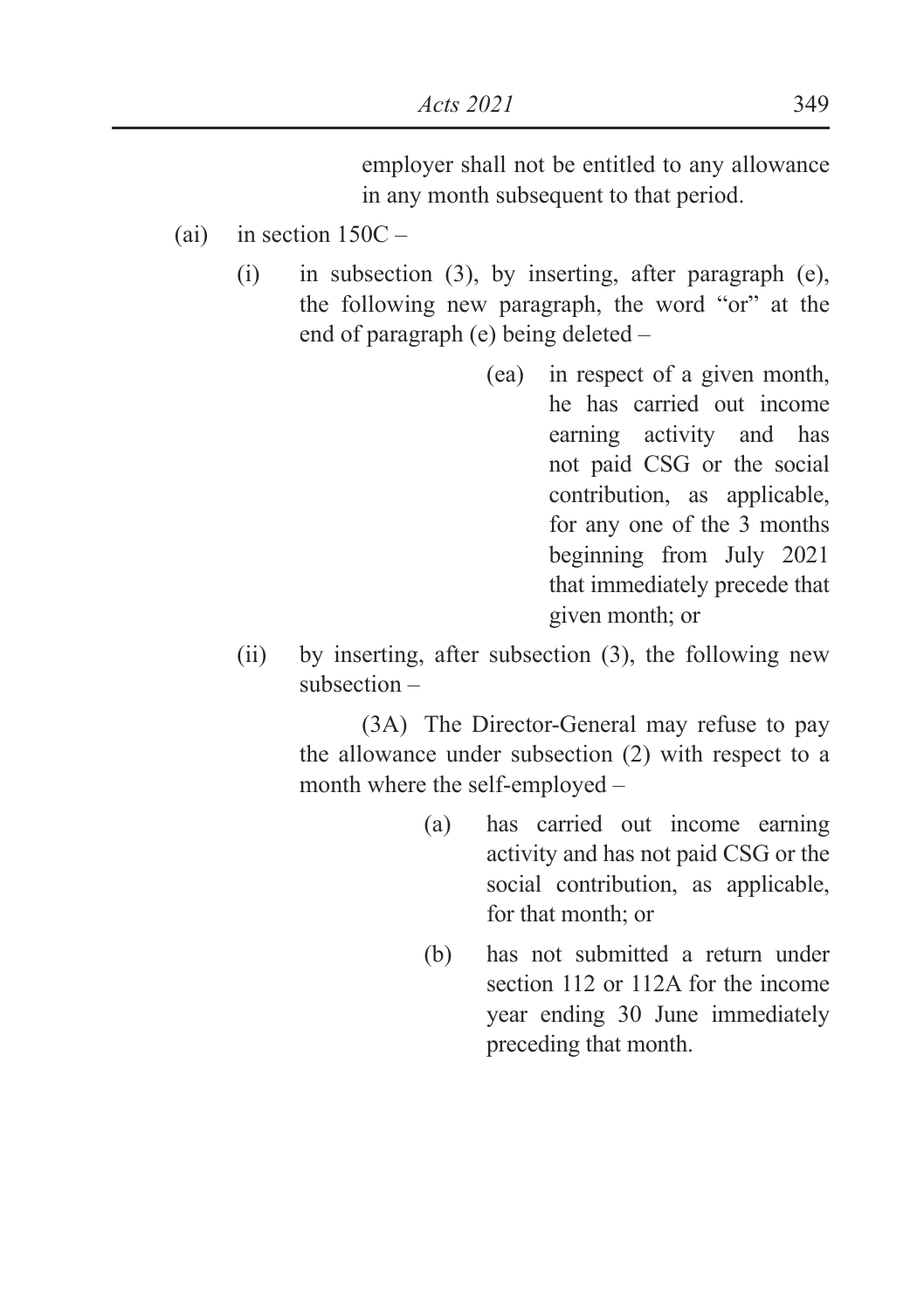employer shall not be entitled to any allowance in any month subsequent to that period.

(ai) in section 150C –

(i) in subsection (3), by inserting, after paragraph (e), the following new paragraph, the word "or" at the end of paragraph (e) being deleted –

(ea) in respect of a given month, he has carried out income earning activity and has not paid CSG or the social contribution, as applicable, for any one of the 3 months beginning from July 2021 that immediately precede that given month; or

(ii) by inserting, after subsection (3), the following new subsection –

(3A) The Director-General may refuse to pay the allowance under subsection (2) with respect to a month where the self-employed –

(a) has carried out income earning activity and has not paid CSG or the social contribution, as applicable, for that month; or

(b) has not submitted a return under section 112 or 112A for the income year ending 30 June immediately preceding that month.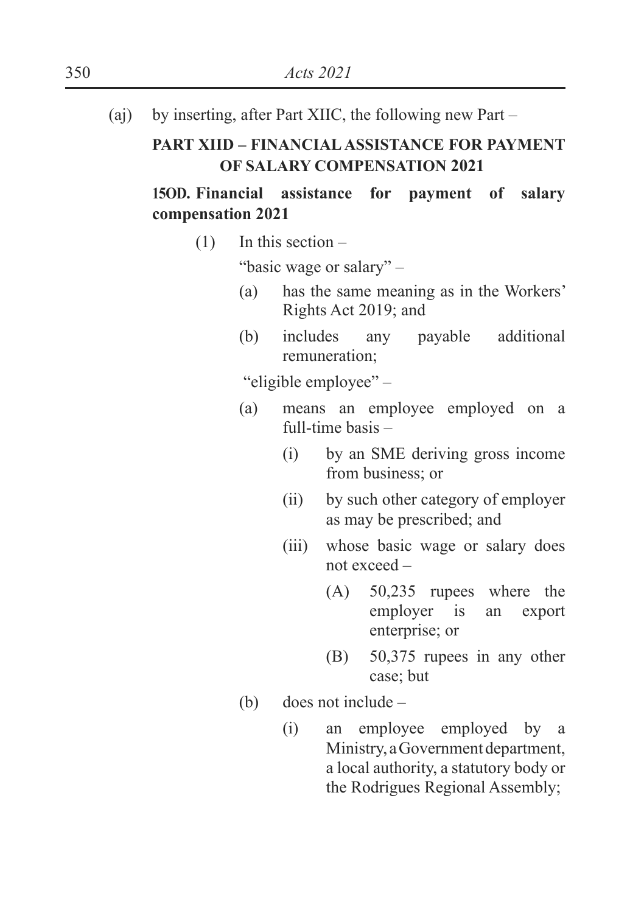(aj) by inserting, after Part XIIC, the following new Part –

**PART XIID – FINANCIAL ASSISTANCE FOR PAYMENT OF SALARY COMPENSATION 2021**

**150D. Financial assistance for payment of salary compensation 2021**

(1) In this section –

"basic wage or salary" –

(a) has the same meaning as in the Workers' Rights Act 2019; and

(b) includes any payable additional remuneration;

"eligible employee" –

(a) means an employee employed on a full-time basis –

(i) by an SME deriving gross income from business; or

(ii) by such other category of employer as may be prescribed; and

(iii) whose basic wage or salary does not exceed –

(A) 50,235 rupees where the employer is an export enterprise; or

(B) 50,375 rupees in any other case; but

(b) does not include –

(i) an employee employed by a Ministry, a Government department, a local authority, a statutory body or the Rodrigues Regional Assembly;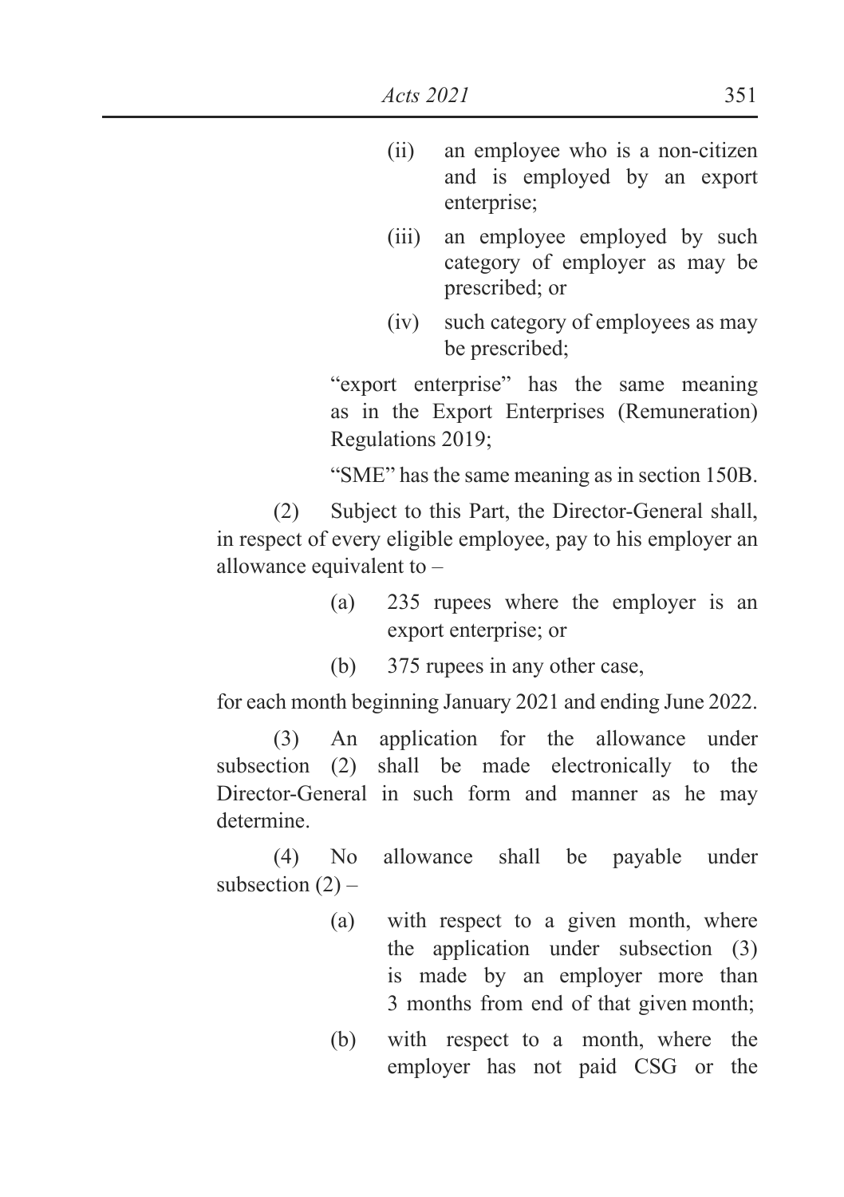(ii) an employee who is a non-citizen and is employed by an export enterprise;

(iii) an employee employed by such category of employer as may be prescribed; or

(iv) such category of employees as may be prescribed;

"export enterprise" has the same meaning as in the Export Enterprises (Remuneration) Regulations 2019;

"SME" has the same meaning as in section 150B.

(2) Subject to this Part, the Director-General shall, in respect of every eligible employee, pay to his employer an allowance equivalent to –

(a) 235 rupees where the employer is an export enterprise; or

(b) 375 rupees in any other case,

for each month beginning January 2021 and ending June 2022.

(3) An application for the allowance under subsection (2) shall be made electronically to the Director-General in such form and manner as he may determine.

(4) No allowance shall be payable under subsection (2) –

(a) with respect to a given month, where the application under subsection (3) is made by an employer more than 3 months from end of that given month;

(b) with respect to a month, where the employer has not paid CSG or the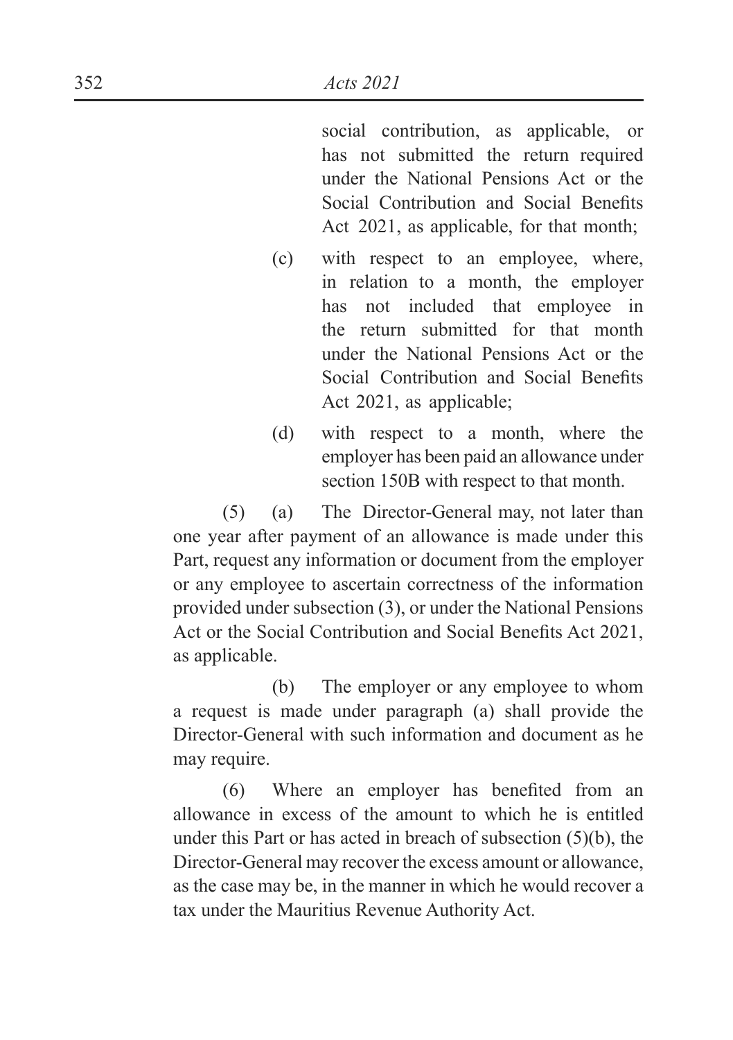social contribution, as applicable, or has not submitted the return required under the National Pensions Act or the Social Contribution and Social Benefits Act 2021, as applicable, for that month;

(c) with respect to an employee, where, in relation to a month, the employer has not included that employee in the return submitted for that month under the National Pensions Act or the Social Contribution and Social Benefits Act 2021, as applicable;

(d) with respect to a month, where the employer has been paid an allowance under section 150B with respect to that month.

(5) (a) The Director-General may, not later than one year after payment of an allowance is made under this Part, request any information or document from the employer or any employee to ascertain correctness of the information provided under subsection (3), or under the National Pensions Act or the Social Contribution and Social Benefits Act 2021, as applicable.

(b) The employer or any employee to whom a request is made under paragraph (a) shall provide the Director-General with such information and document as he may require.

(6) Where an employer has benefited from an allowance in excess of the amount to which he is entitled under this Part or has acted in breach of subsection (5)(b), the Director-General may recover the excess amount or allowance, as the case may be, in the manner in which he would recover a tax under the Mauritius Revenue Authority Act.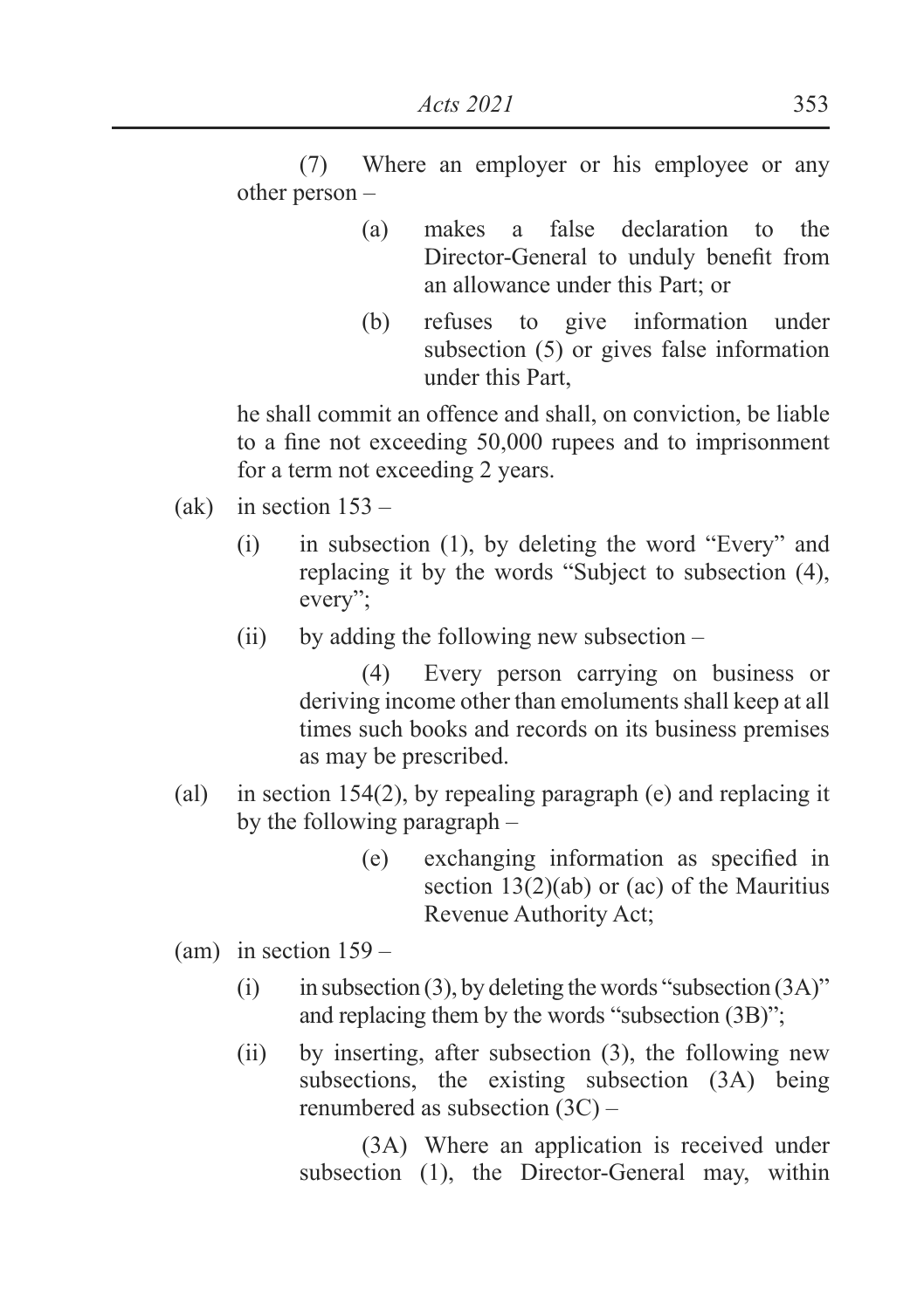(7) Where an employer or his employee or any other person –

(a) makes a false declaration to the Director-General to unduly benefit from an allowance under this Part; or

(b) refuses to give information under subsection (5) or gives false information under this Part,

he shall commit an offence and shall, on conviction, be liable to a fine not exceeding 50,000 rupees and to imprisonment for a term not exceeding 2 years.

(ak) in section 153 –

(i) in subsection (1), by deleting the word "Every" and replacing it by the words "Subject to subsection (4), every";

(ii) by adding the following new subsection –

(4) Every person carrying on business or deriving income other than emoluments shall keep at all times such books and records on its business premises as may be prescribed.

(al) in section 154(2), by repealing paragraph (e) and replacing it by the following paragraph –

(e) exchanging information as specified in section 13(2)(ab) or (ac) of the Mauritius Revenue Authority Act;

(am) in section 159 –

(i) in subsection (3), by deleting the words "subsection (3A)" and replacing them by the words "subsection (3B)";

(ii) by inserting, after subsection (3), the following new subsections, the existing subsection (3A) being renumbered as subsection (3C) –

(3A) Where an application is received under subsection (1), the Director-General may, within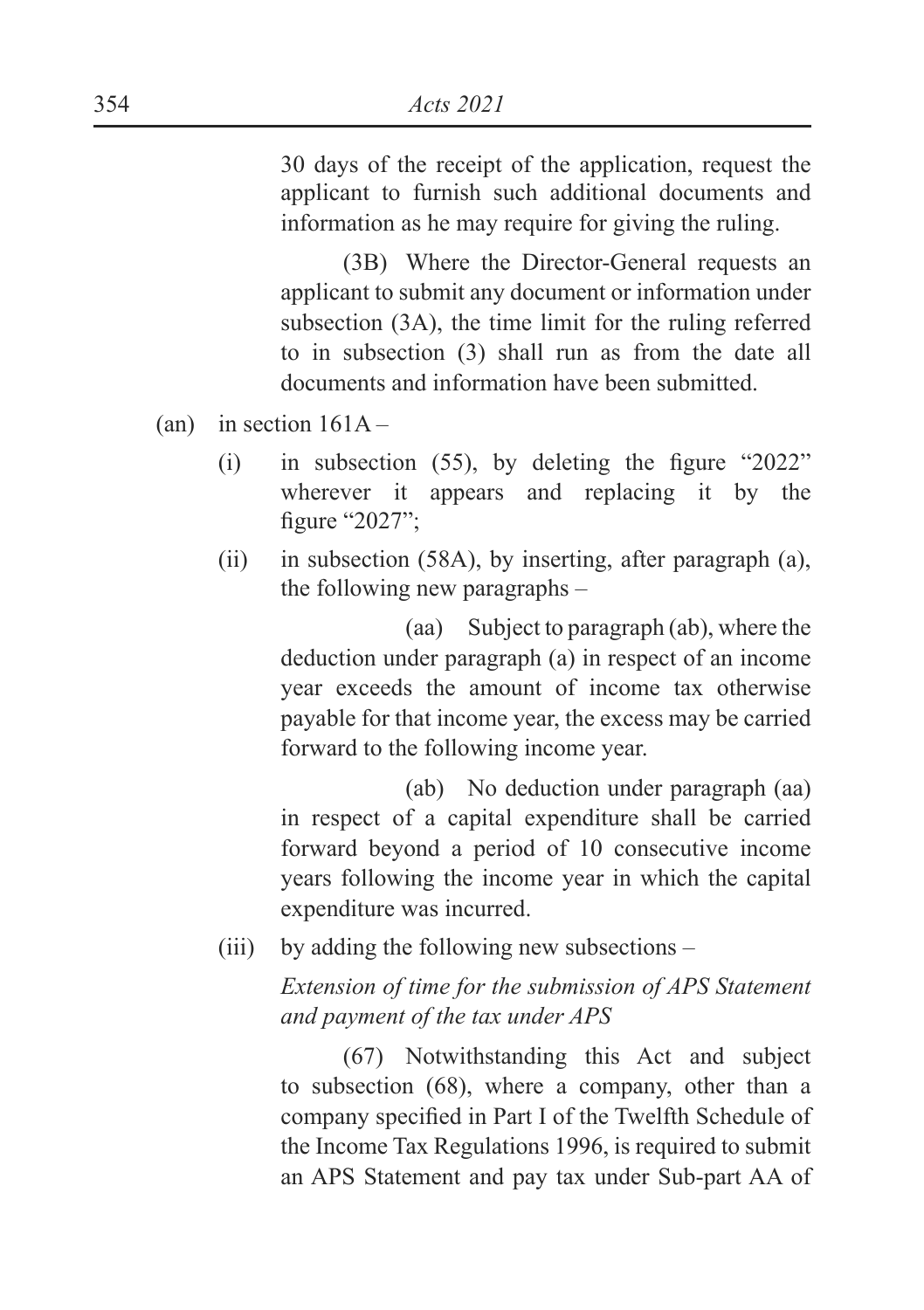30 days of the receipt of the application, request the applicant to furnish such additional documents and information as he may require for giving the ruling.

(3B) Where the Director-General requests an applicant to submit any document or information under subsection (3A), the time limit for the ruling referred to in subsection (3) shall run as from the date all documents and information have been submitted.

(an) in section 161A –

(i) in subsection (55), by deleting the figure "2022" wherever it appears and replacing it by the figure "2027";

(ii) in subsection (58A), by inserting, after paragraph (a), the following new paragraphs –

(aa) Subject to paragraph (ab), where the deduction under paragraph (a) in respect of an income year exceeds the amount of income tax otherwise payable for that income year, the excess may be carried forward to the following income year.

(ab) No deduction under paragraph (aa) in respect of a capital expenditure shall be carried forward beyond a period of 10 consecutive income years following the income year in which the capital expenditure was incurred.

(iii) by adding the following new subsections –

*Extension of time for the submission of APS Statement and payment of the tax under APS*

(67) Notwithstanding this Act and subject to subsection (68), where a company, other than a company specified in Part I of the Twelfth Schedule of the Income Tax Regulations 1996, is required to submit an APS Statement and pay tax under Sub-part AA of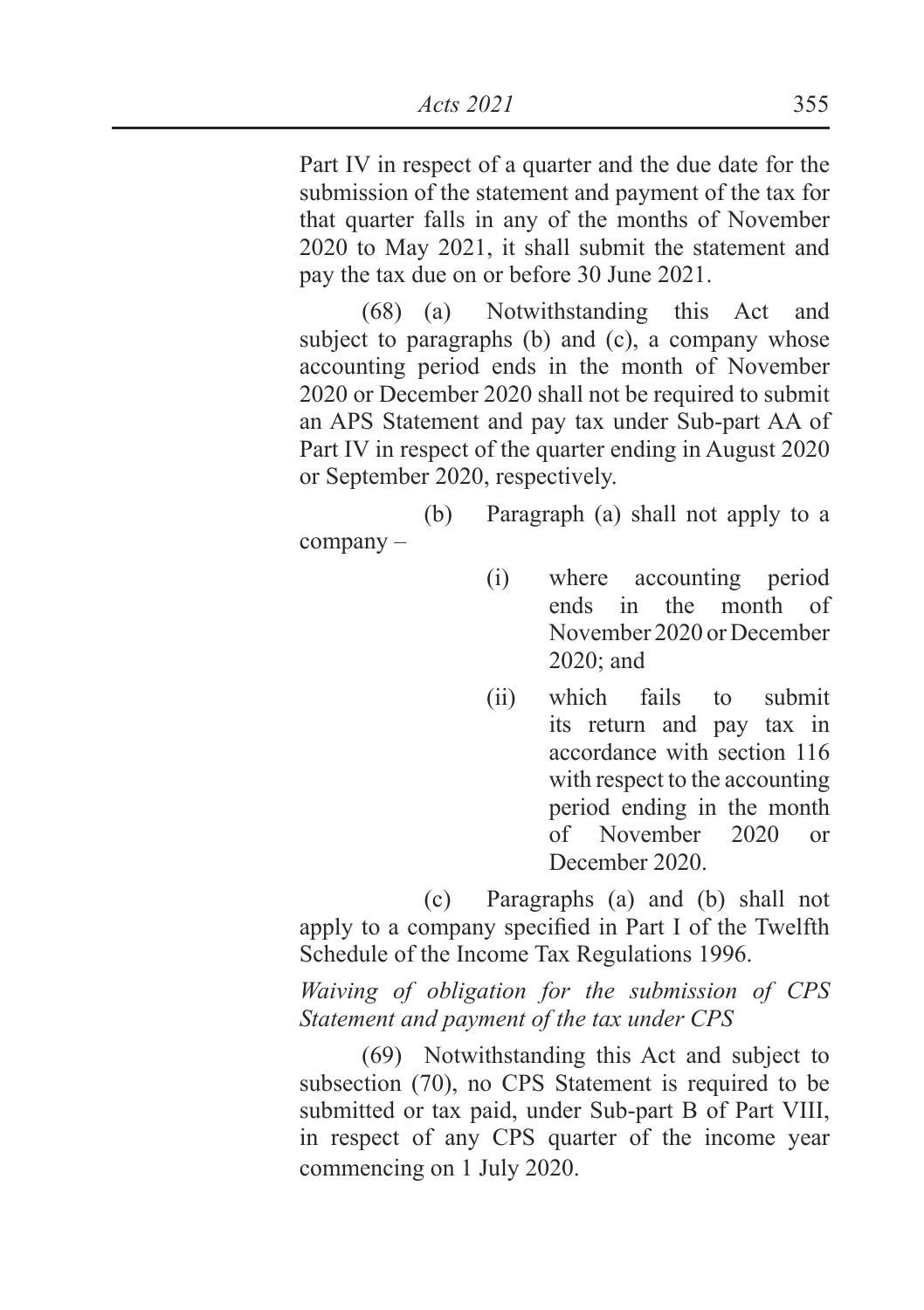Part IV in respect of a quarter and the due date for the submission of the statement and payment of the tax for that quarter falls in any of the months of November 2020 to May 2021, it shall submit the statement and pay the tax due on or before 30 June 2021.

(68) (a) Notwithstanding this Act and subject to paragraphs (b) and (c), a company whose accounting period ends in the month of November 2020 or December 2020 shall not be required to submit an APS Statement and pay tax under Sub-part AA of Part IV in respect of the quarter ending in August 2020 or September 2020, respectively.

(b) Paragraph (a) shall not apply to a company –

- (i) where accounting period ends in the month of November 2020 or December 2020; and
- (ii) which fails to submit its return and pay tax in accordance with section 116 with respect to the accounting period ending in the month of November 2020 or December 2020.

(c) Paragraphs (a) and (b) shall not apply to a company specified in Part I of the Twelfth Schedule of the Income Tax Regulations 1996.

*Waiving of obligation for the submission of CPS Statement and payment of the tax under CPS*

(69) Notwithstanding this Act and subject to subsection (70), no CPS Statement is required to be submitted or tax paid, under Sub-part B of Part VIII, in respect of any CPS quarter of the income year commencing on 1 July 2020.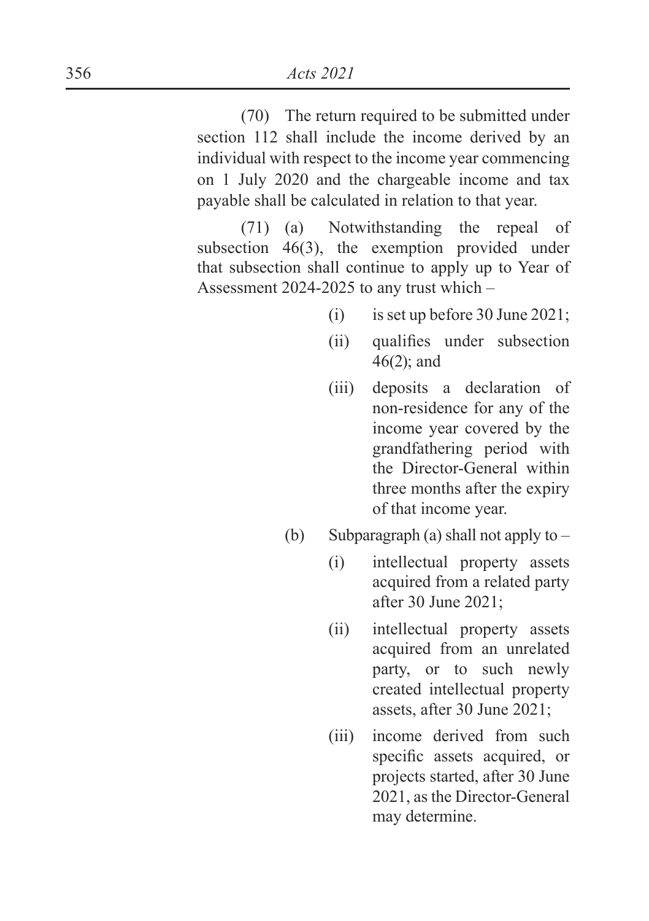(70) The return required to be submitted under section 112 shall include the income derived by an individual with respect to the income year commencing on 1 July 2020 and the chargeable income and tax payable shall be calculated in relation to that year.

(71) (a) Notwithstanding the repeal of subsection 46(3), the exemption provided under that subsection shall continue to apply up to Year of Assessment 2024-2025 to any trust which –

(i) is set up before 30 June 2021;

(ii) qualifies under subsection 46(2); and

(iii) deposits a declaration of non-residence for any of the income year covered by the grandfathering period with the Director-General within three months after the expiry of that income year.

(b) Subparagraph (a) shall not apply to –

(i) intellectual property assets acquired from a related party after 30 June 2021;

(ii) intellectual property assets acquired from an unrelated party, or to such newly created intellectual property assets, after 30 June 2021;

(iii) income derived from such specific assets acquired, or projects started, after 30 June 2021, as the Director-General may determine.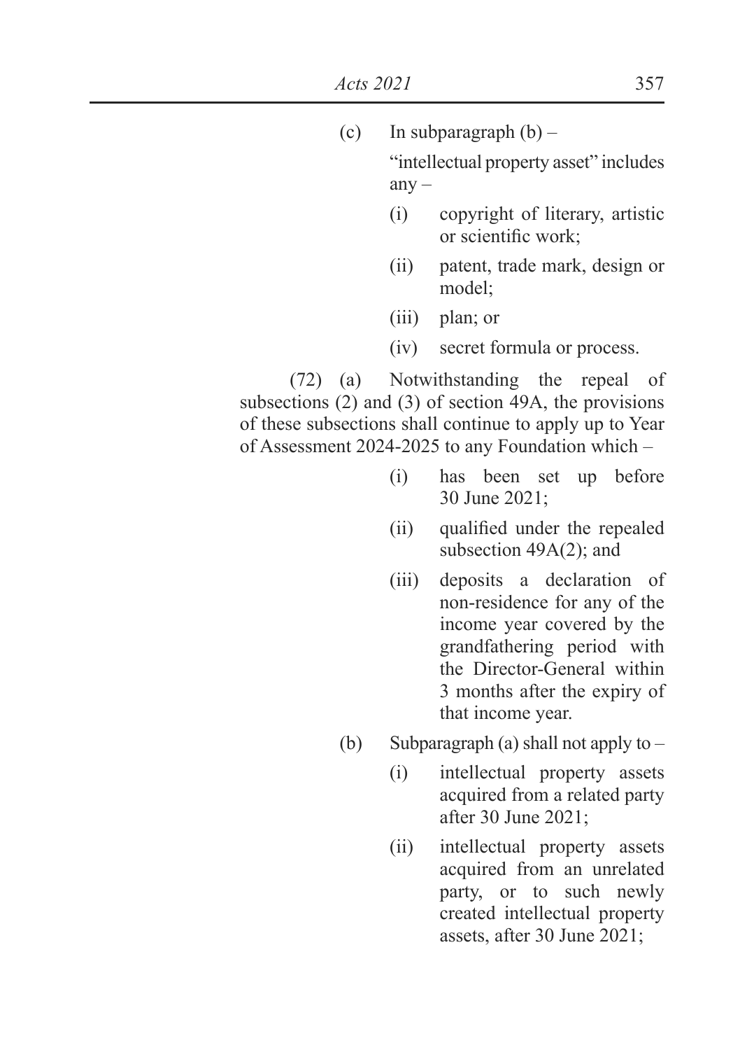(c) In subparagraph (b) –

"intellectual property asset" includes any –

(i) copyright of literary, artistic or scientific work;

(ii) patent, trade mark, design or model;

(iii) plan; or

(iv) secret formula or process.

(72) (a) Notwithstanding the repeal of subsections (2) and (3) of section 49A, the provisions of these subsections shall continue to apply up to Year of Assessment 2024-2025 to any Foundation which –

(i) has been set up before 30 June 2021;

(ii) qualified under the repealed subsection 49A(2); and

(iii) deposits a declaration of non-residence for any of the income year covered by the grandfathering period with the Director-General within 3 months after the expiry of that income year.

(b) Subparagraph (a) shall not apply to –

(i) intellectual property assets acquired from a related party after 30 June 2021;

(ii) intellectual property assets acquired from an unrelated party, or to such newly created intellectual property assets, after 30 June 2021;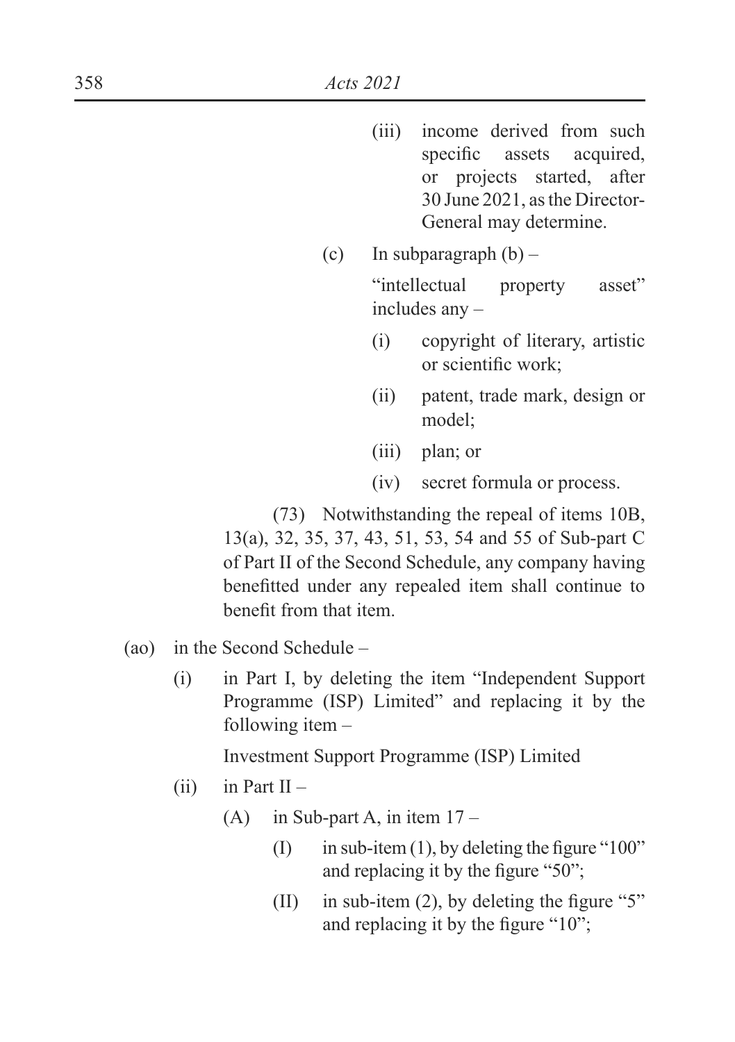(iii) income derived from such specific assets acquired, or projects started, after 30 June 2021, as the Director-General may determine.

(c) In subparagraph (b) –

"intellectual property asset" includes any –

(i) copyright of literary, artistic or scientific work;

(ii) patent, trade mark, design or model;

(iii) plan; or

(iv) secret formula or process.

(73) Notwithstanding the repeal of items 10B, 13(a), 32, 35, 37, 43, 51, 53, 54 and 55 of Sub-part C of Part II of the Second Schedule, any company having benefitted under any repealed item shall continue to benefit from that item.

(ao) in the Second Schedule –

(i) in Part I, by deleting the item "Independent Support Programme (ISP) Limited" and replacing it by the following item –

Investment Support Programme (ISP) Limited

(ii) in Part II –

(A) in Sub-part A, in item 17 –

(I) in sub-item (1), by deleting the figure "100" and replacing it by the figure "50";

(II) in sub-item (2), by deleting the figure "5" and replacing it by the figure "10";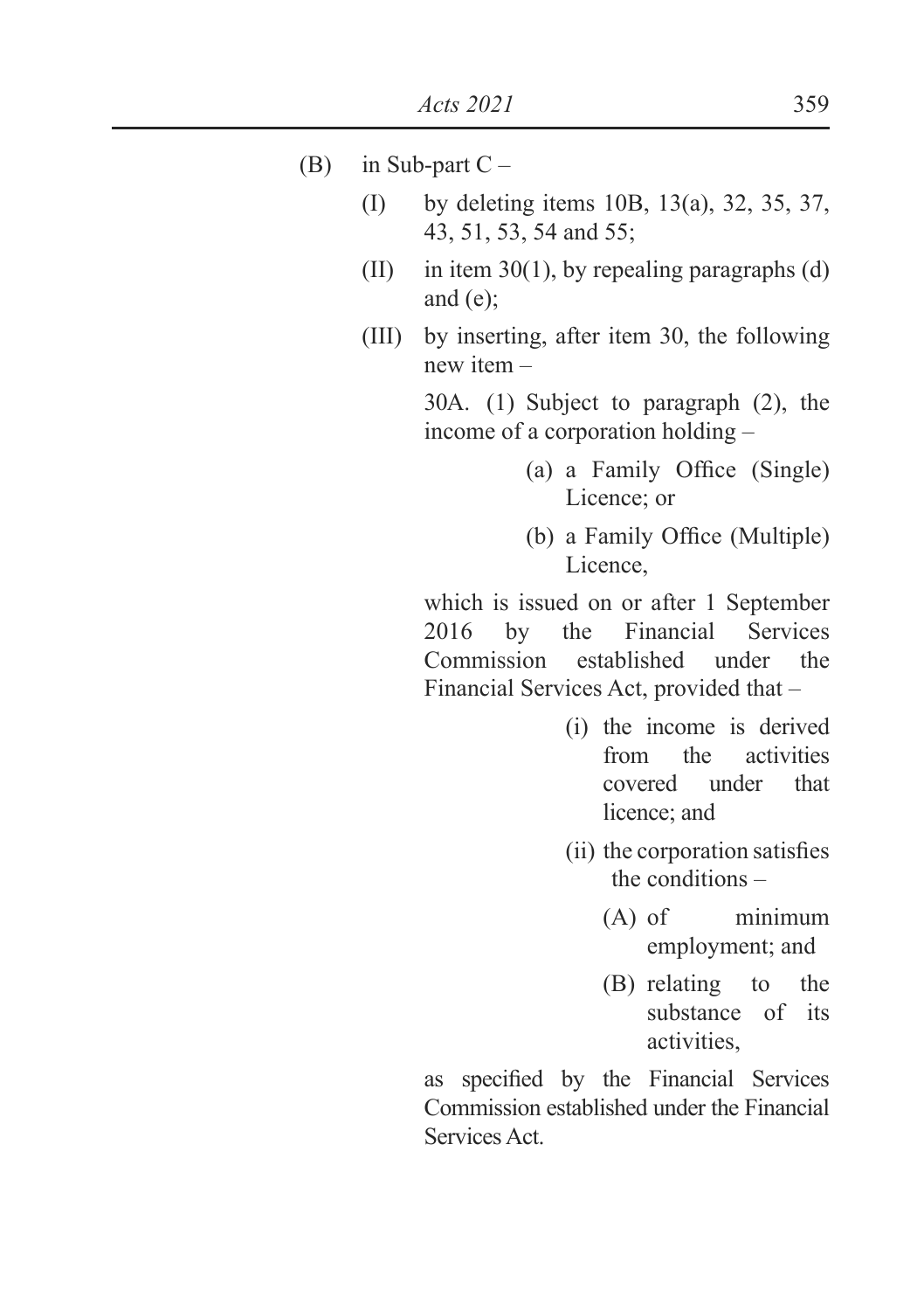(B) in Sub-part C –

(I) by deleting items 10B, 13(a), 32, 35, 37, 43, 51, 53, 54 and 55;

(II) in item 30(1), by repealing paragraphs (d) and (e);

(III) by inserting, after item 30, the following new item –

30A. (1) Subject to paragraph (2), the income of a corporation holding –

(a) a Family Office (Single) Licence; or

(b) a Family Office (Multiple) Licence,

which is issued on or after 1 September 2016 by the Financial Services Commission established under the Financial Services Act, provided that –

(i) the income is derived from the activities covered under that licence; and

(ii) the corporation satisfies the conditions –

(A) of minimum employment; and

(B) relating to the substance of its activities,

as specified by the Financial Services Commission established under the Financial Services Act.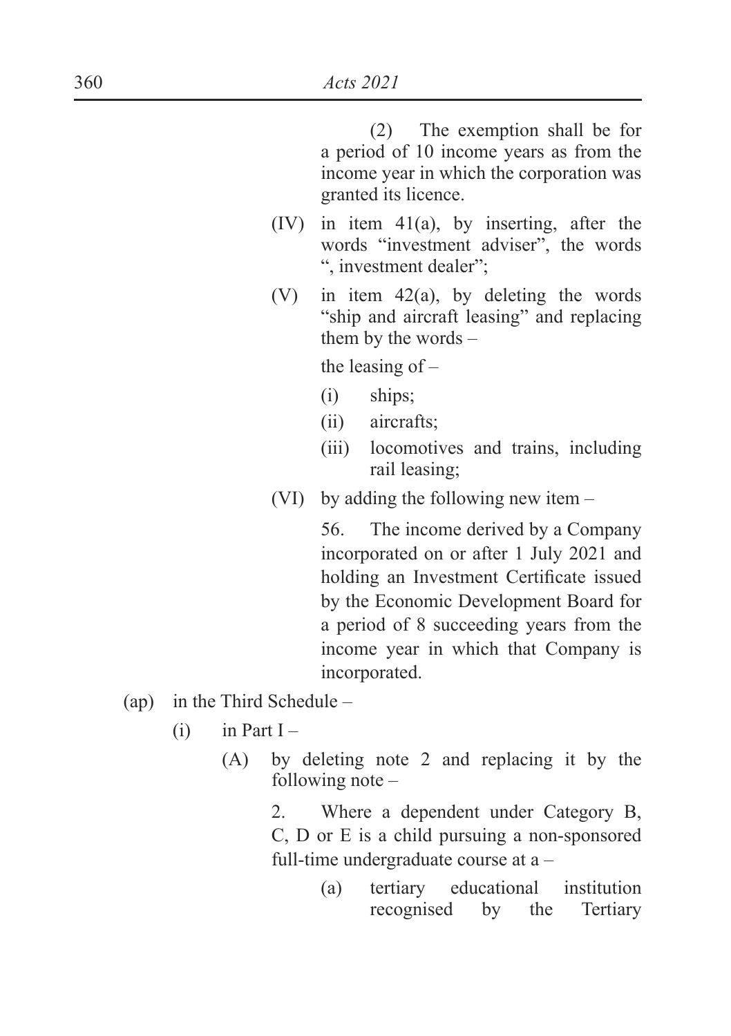(2) The exemption shall be for a period of 10 income years as from the income year in which the corporation was granted its licence.

(IV) in item 41(a), by inserting, after the words "investment adviser", the words ", investment dealer";

(V) in item 42(a), by deleting the words "ship and aircraft leasing" and replacing them by the words –

the leasing of –

(i) ships;

(ii) aircrafts;

(iii) locomotives and trains, including rail leasing;

(VI) by adding the following new item –

56. The income derived by a Company incorporated on or after 1 July 2021 and holding an Investment Certificate issued by the Economic Development Board for a period of 8 succeeding years from the income year in which that Company is incorporated.

(ap) in the Third Schedule –

(i) in Part I –

(A) by deleting note 2 and replacing it by the following note –

2. Where a dependent under Category B, C, D or E is a child pursuing a non-sponsored full-time undergraduate course at a –

(a) tertiary educational institution recognised by the Tertiary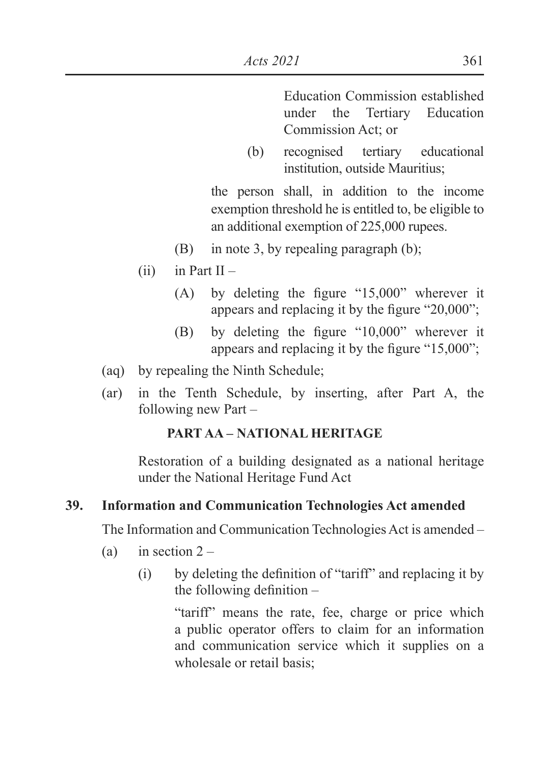Education Commission established under the Tertiary Education Commission Act; or

(b) recognised tertiary educational institution, outside Mauritius;

the person shall, in addition to the income exemption threshold he is entitled to, be eligible to an additional exemption of 225,000 rupees.

(B) in note 3, by repealing paragraph (b);

(ii) in Part II –

(A) by deleting the figure "15,000" wherever it appears and replacing it by the figure "20,000";

(B) by deleting the figure "10,000" wherever it appears and replacing it by the figure "15,000";

(aq) by repealing the Ninth Schedule;

(ar) in the Tenth Schedule, by inserting, after Part A, the following new Part –

**PART AA – NATIONAL HERITAGE**

Restoration of a building designated as a national heritage under the National Heritage Fund Act

**39. Information and Communication Technologies Act amended**

The Information and Communication Technologies Act is amended –

(a) in section 2 –

(i) by deleting the definition of "tariff" and replacing it by the following definition –

"tariff" means the rate, fee, charge or price which a public operator offers to claim for an information and communication service which it supplies on a wholesale or retail basis;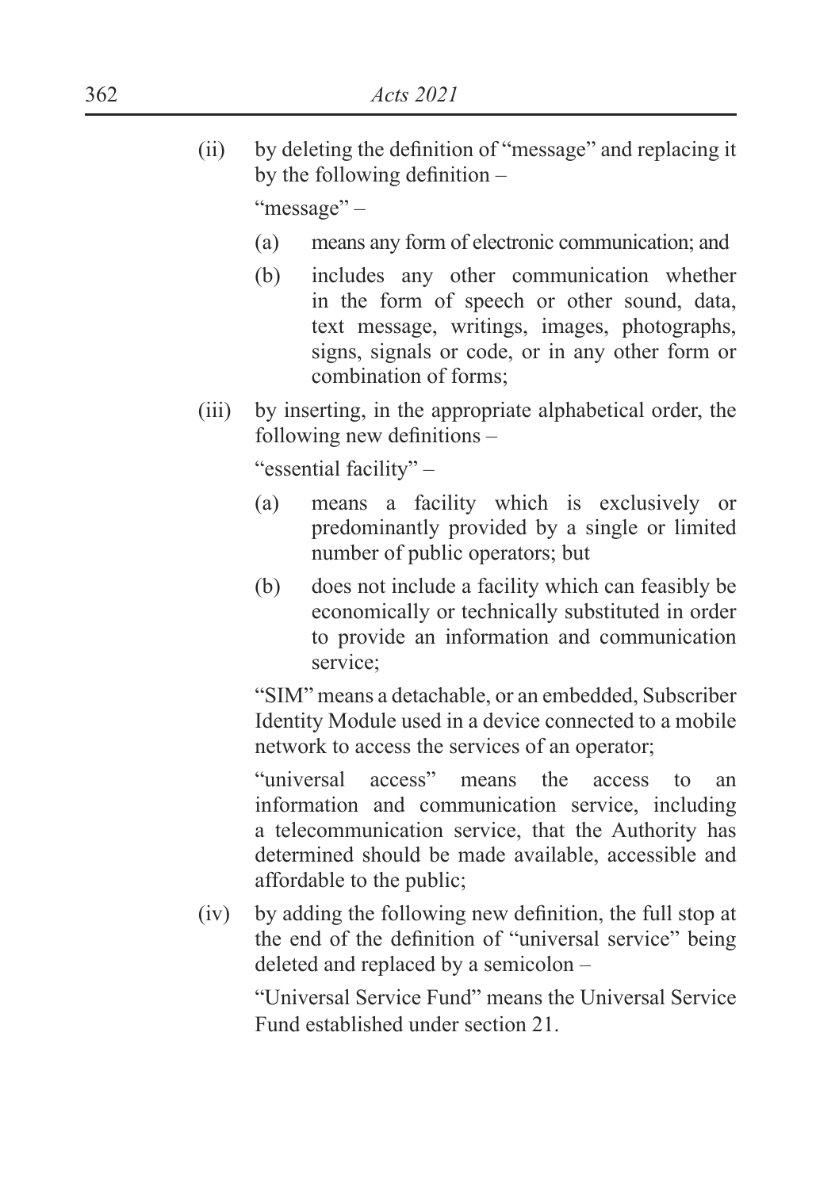(ii) by deleting the definition of "message" and replacing it by the following definition –

"message" –

(a) means any form of electronic communication; and

(b) includes any other communication whether in the form of speech or other sound, data, text message, writings, images, photographs, signs, signals or code, or in any other form or combination of forms;

(iii) by inserting, in the appropriate alphabetical order, the following new definitions –

"essential facility" –

(a) means a facility which is exclusively or predominantly provided by a single or limited number of public operators; but

(b) does not include a facility which can feasibly be economically or technically substituted in order to provide an information and communication service;

"SIM" means a detachable, or an embedded, Subscriber Identity Module used in a device connected to a mobile network to access the services of an operator;

"universal access" means the access to an information and communication service, including a telecommunication service, that the Authority has determined should be made available, accessible and affordable to the public;

(iv) by adding the following new definition, the full stop at the end of the definition of "universal service" being deleted and replaced by a semicolon –

"Universal Service Fund" means the Universal Service Fund established under section 21.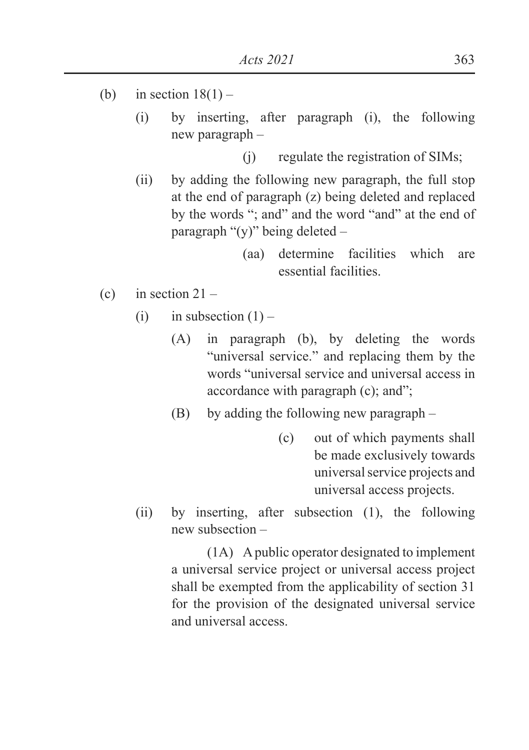(b) in section 18(1) –

(i) by inserting, after paragraph (i), the following new paragraph –

(j) regulate the registration of SIMs;

(ii) by adding the following new paragraph, the full stop at the end of paragraph (z) being deleted and replaced by the words "; and" and the word "and" at the end of paragraph "(y)" being deleted –

(aa) determine facilities which are essential facilities.

(c) in section 21 –

(i) in subsection (1) –

(A) in paragraph (b), by deleting the words "universal service." and replacing them by the words "universal service and universal access in accordance with paragraph (c); and";

(B) by adding the following new paragraph –

(c) out of which payments shall be made exclusively towards universal service projects and universal access projects.

(ii) by inserting, after subsection (1), the following new subsection –

(1A) A public operator designated to implement a universal service project or universal access project shall be exempted from the applicability of section 31 for the provision of the designated universal service and universal access.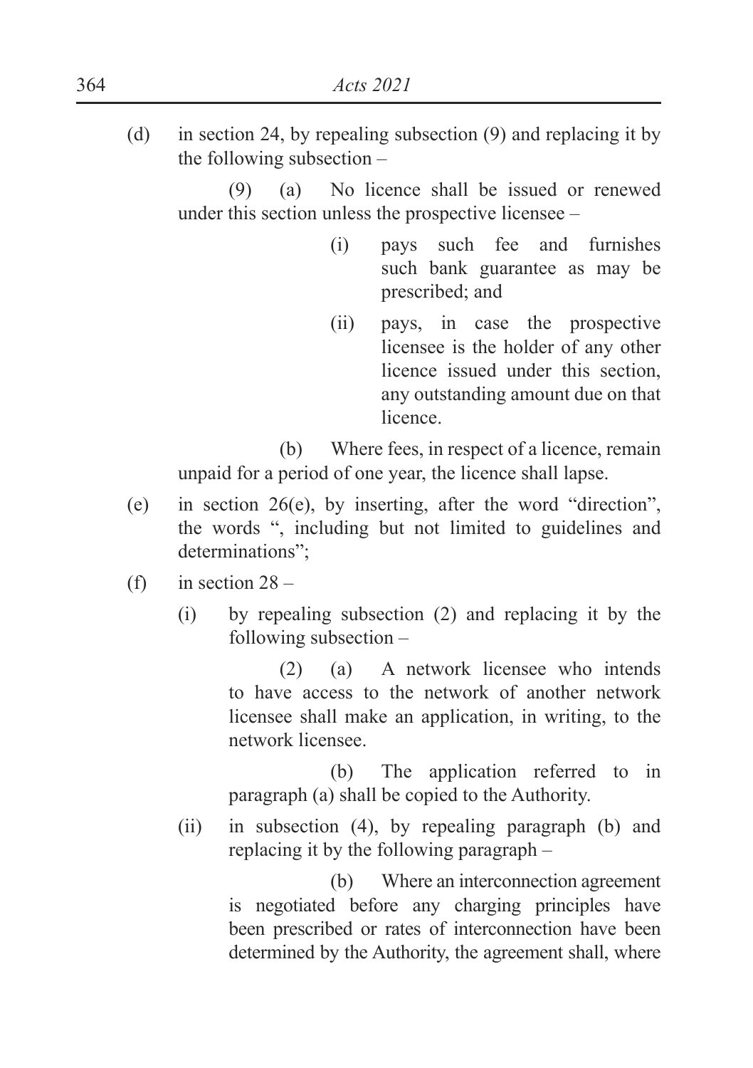(d) in section 24, by repealing subsection (9) and replacing it by the following subsection –

(9) (a) No licence shall be issued or renewed under this section unless the prospective licensee –

(i) pays such fee and furnishes such bank guarantee as may be prescribed; and

(ii) pays, in case the prospective licensee is the holder of any other licence issued under this section, any outstanding amount due on that licence.

(b) Where fees, in respect of a licence, remain unpaid for a period of one year, the licence shall lapse.

(e) in section 26(e), by inserting, after the word "direction", the words ", including but not limited to guidelines and determinations";

(f) in section 28 –

(i) by repealing subsection (2) and replacing it by the following subsection –

(2) (a) A network licensee who intends to have access to the network of another network licensee shall make an application, in writing, to the network licensee.

(b) The application referred to in paragraph (a) shall be copied to the Authority.

(ii) in subsection (4), by repealing paragraph (b) and replacing it by the following paragraph –

(b) Where an interconnection agreement is negotiated before any charging principles have been prescribed or rates of interconnection have been determined by the Authority, the agreement shall, where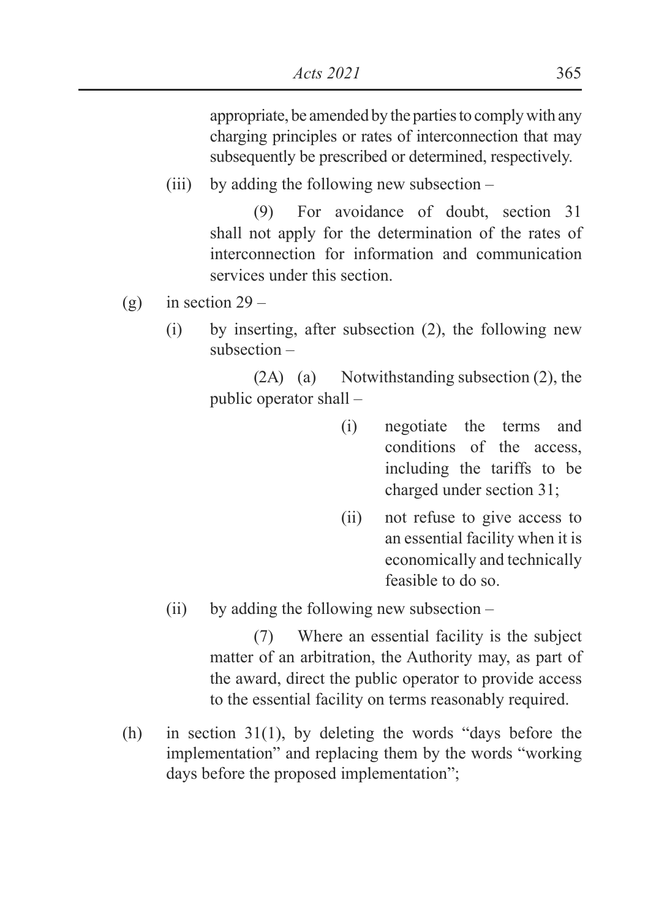appropriate, be amended by the parties to comply with any charging principles or rates of interconnection that may subsequently be prescribed or determined, respectively.

(iii) by adding the following new subsection –

(9) For avoidance of doubt, section 31 shall not apply for the determination of the rates of interconnection for information and communication services under this section.

(g) in section 29 –

(i) by inserting, after subsection (2), the following new subsection –

(2A) (a) Notwithstanding subsection (2), the public operator shall –

(i) negotiate the terms and conditions of the access, including the tariffs to be charged under section 31;

(ii) not refuse to give access to an essential facility when it is economically and technically feasible to do so.

(ii) by adding the following new subsection –

(7) Where an essential facility is the subject matter of an arbitration, the Authority may, as part of the award, direct the public operator to provide access to the essential facility on terms reasonably required.

(h) in section 31(1), by deleting the words "days before the implementation" and replacing them by the words "working days before the proposed implementation";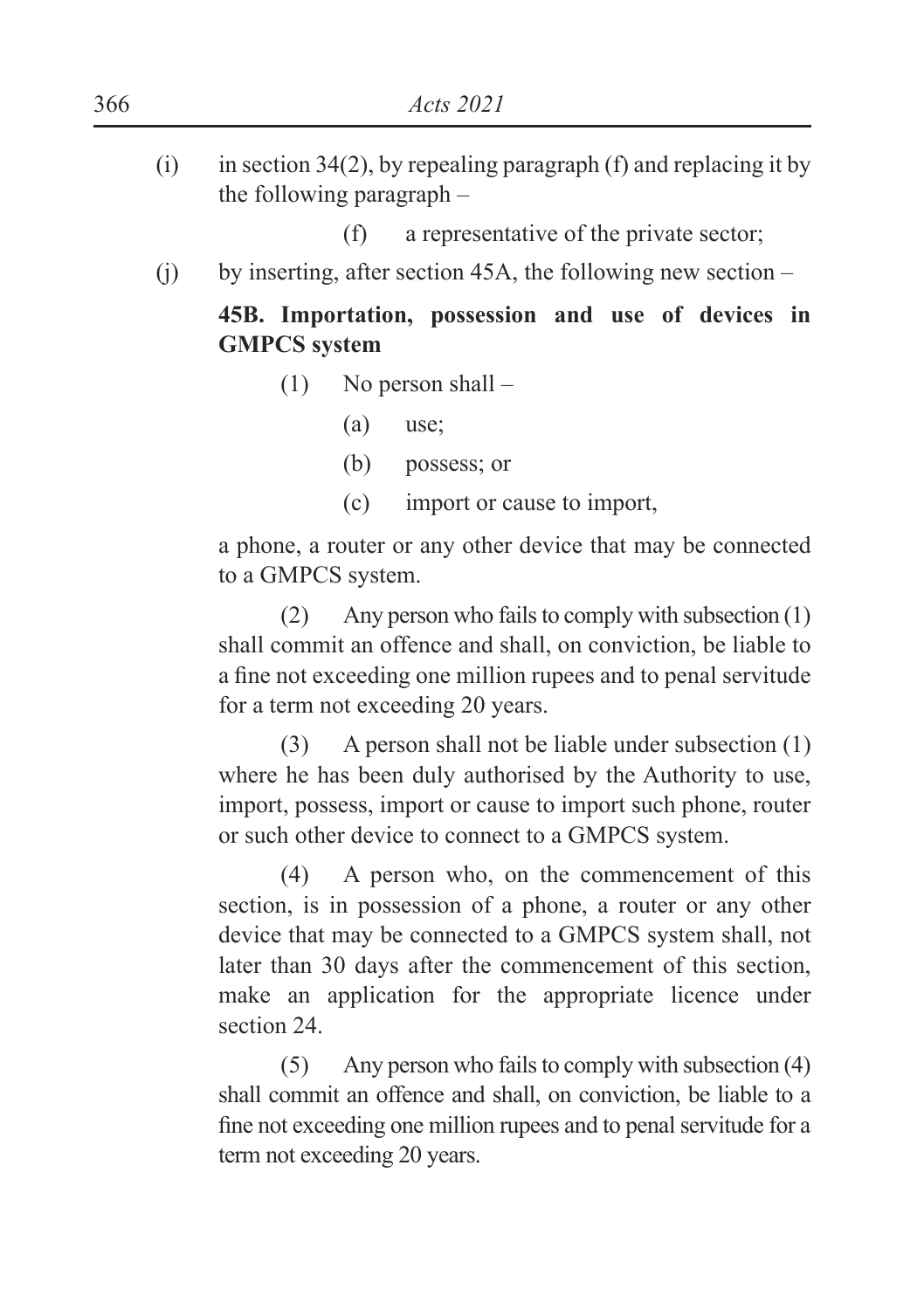(i) in section 34(2), by repealing paragraph (f) and replacing it by the following paragraph –

(f) a representative of the private sector;

(j) by inserting, after section 45A, the following new section –

**45B. Importation, possession and use of devices in GMPCS system**

(1) No person shall –

(a) use;

(b) possess; or

(c) import or cause to import,

a phone, a router or any other device that may be connected to a GMPCS system.

(2) Any person who fails to comply with subsection (1) shall commit an offence and shall, on conviction, be liable to a fine not exceeding one million rupees and to penal servitude for a term not exceeding 20 years.

(3) A person shall not be liable under subsection (1) where he has been duly authorised by the Authority to use, import, possess, import or cause to import such phone, router or such other device to connect to a GMPCS system.

(4) A person who, on the commencement of this section, is in possession of a phone, a router or any other device that may be connected to a GMPCS system shall, not later than 30 days after the commencement of this section, make an application for the appropriate licence under section 24.

(5) Any person who fails to comply with subsection (4) shall commit an offence and shall, on conviction, be liable to a fine not exceeding one million rupees and to penal servitude for a term not exceeding 20 years.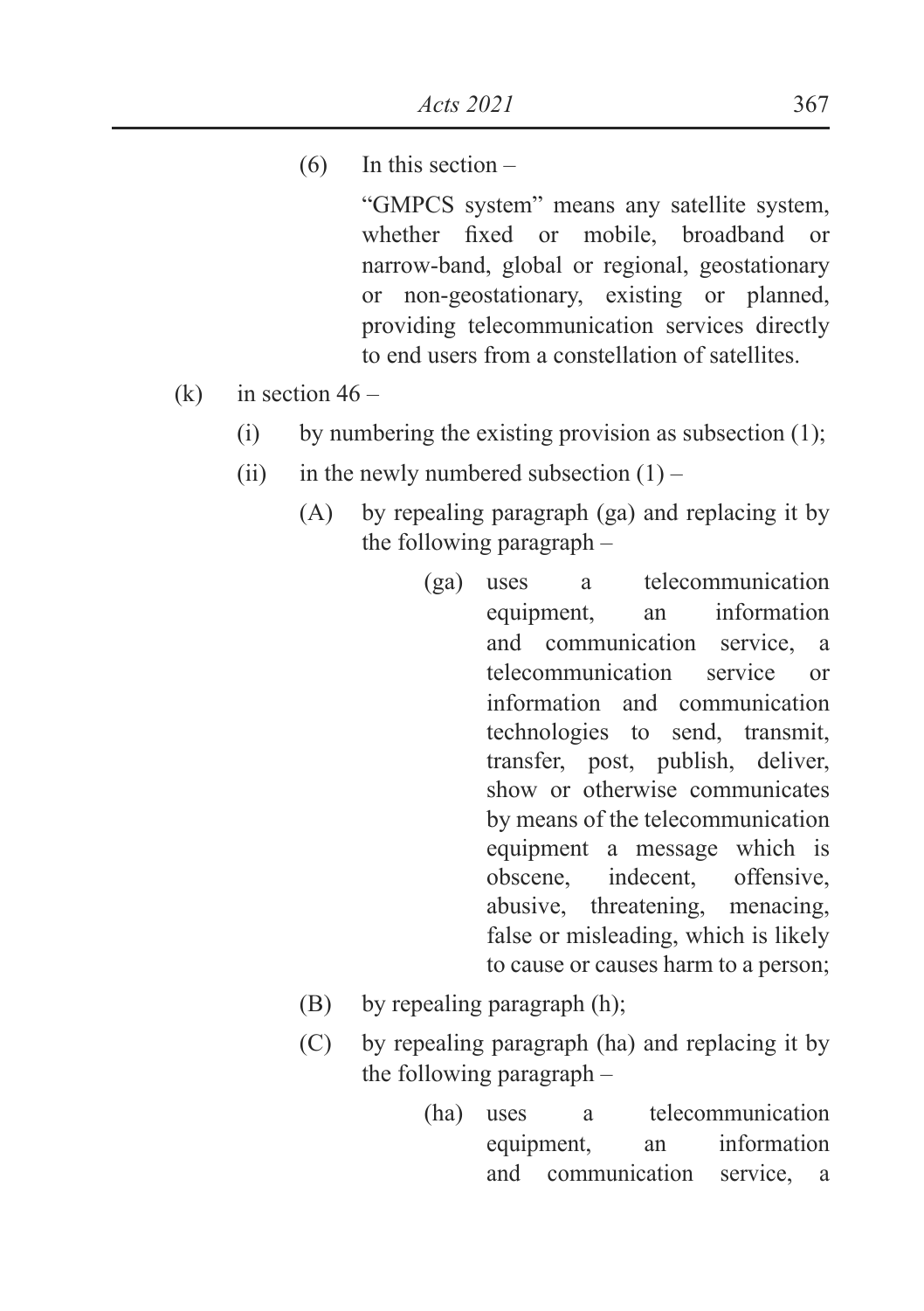(6) In this section –

"GMPCS system" means any satellite system, whether fixed or mobile, broadband or narrow-band, global or regional, geostationary or non-geostationary, existing or planned, providing telecommunication services directly to end users from a constellation of satellites.

(k) in section 46 –

(i) by numbering the existing provision as subsection (1);

(ii) in the newly numbered subsection (1) –

(A) by repealing paragraph (ga) and replacing it by the following paragraph –

(ga) uses a telecommunication equipment, an information and communication service, a telecommunication service or information and communication technologies to send, transmit, transfer, post, publish, deliver, show or otherwise communicates by means of the telecommunication equipment a message which is obscene, indecent, offensive, abusive, threatening, menacing, false or misleading, which is likely to cause or causes harm to a person;

(B) by repealing paragraph (h);

(C) by repealing paragraph (ha) and replacing it by the following paragraph –

(ha) uses a telecommunication equipment, an information and communication service, a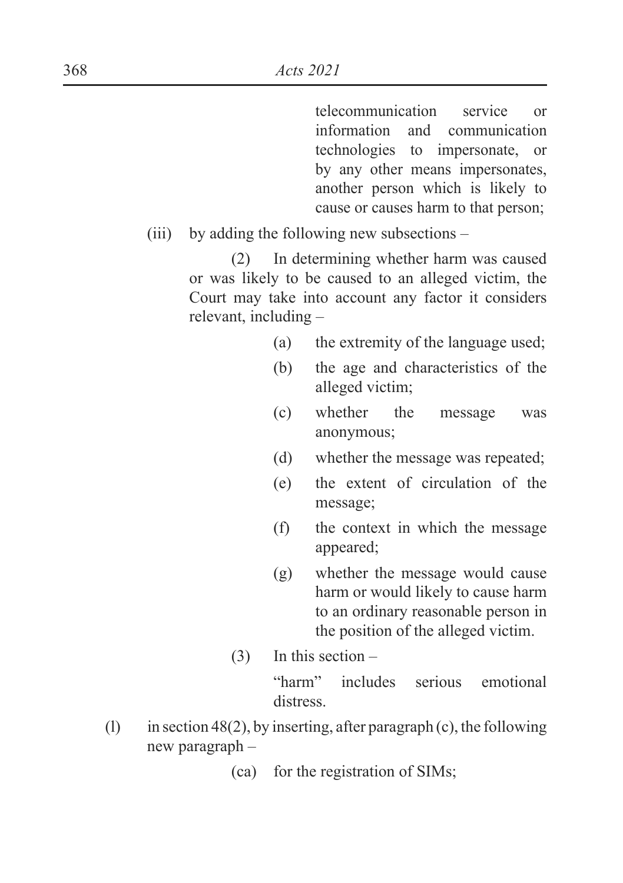telecommunication service or information and communication technologies to impersonate, or by any other means impersonates, another person which is likely to cause or causes harm to that person;

(iii) by adding the following new subsections –

(2) In determining whether harm was caused or was likely to be caused to an alleged victim, the Court may take into account any factor it considers relevant, including –

(a) the extremity of the language used;

(b) the age and characteristics of the alleged victim;

(c) whether the message was anonymous;

(d) whether the message was repeated;

(e) the extent of circulation of the message;

(f) the context in which the message appeared;

(g) whether the message would cause harm or would likely to cause harm to an ordinary reasonable person in the position of the alleged victim.

(3) In this section –

"harm" includes serious emotional distress.

(l) in section 48(2), by inserting, after paragraph (c), the following new paragraph –

(ca) for the registration of SIMs;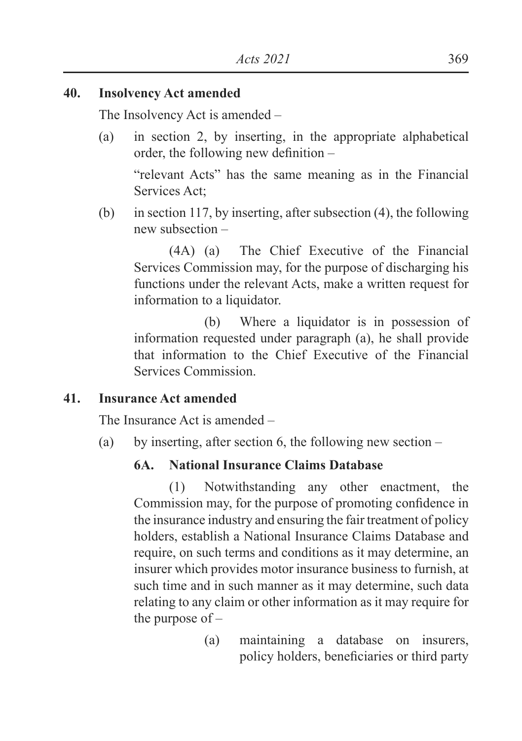**40. Insolvency Act amended**

The Insolvency Act is amended –

(a) in section 2, by inserting, in the appropriate alphabetical order, the following new definition –

"relevant Acts" has the same meaning as in the Financial Services Act;

(b) in section 117, by inserting, after subsection (4), the following new subsection –

(4A) (a) The Chief Executive of the Financial Services Commission may, for the purpose of discharging his functions under the relevant Acts, make a written request for information to a liquidator.

(b) Where a liquidator is in possession of information requested under paragraph (a), he shall provide that information to the Chief Executive of the Financial Services Commission.

**41. Insurance Act amended**

The Insurance Act is amended –

(a) by inserting, after section 6, the following new section –

**6A. National Insurance Claims Database**

(1) Notwithstanding any other enactment, the Commission may, for the purpose of promoting confidence in the insurance industry and ensuring the fair treatment of policy holders, establish a National Insurance Claims Database and require, on such terms and conditions as it may determine, an insurer which provides motor insurance business to furnish, at such time and in such manner as it may determine, such data relating to any claim or other information as it may require for the purpose of –

(a) maintaining a database on insurers, policy holders, beneficiaries or third party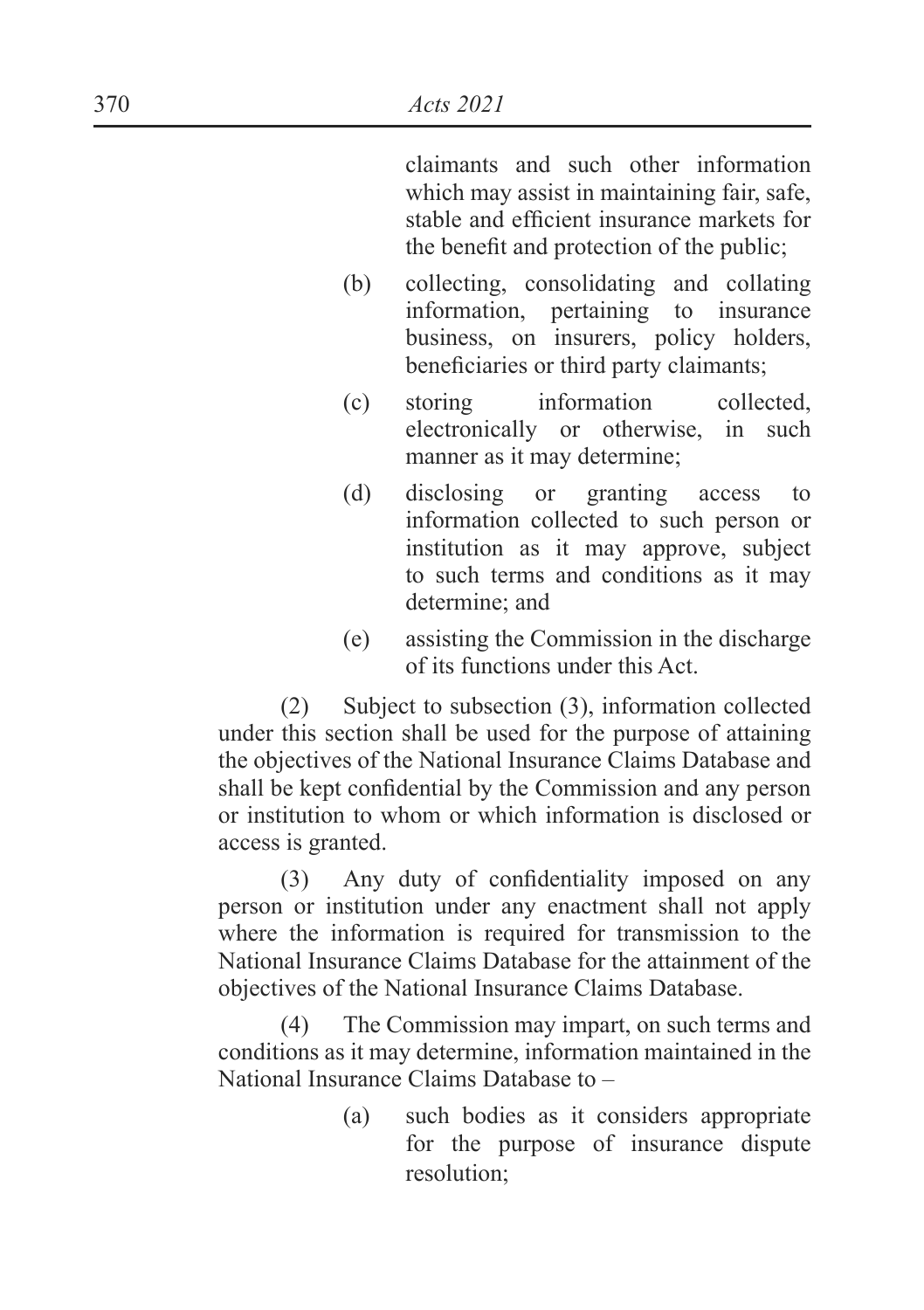claimants and such other information which may assist in maintaining fair, safe, stable and efficient insurance markets for the benefit and protection of the public;

(b) collecting, consolidating and collating information, pertaining to insurance business, on insurers, policy holders, beneficiaries or third party claimants;

(c) storing information collected, electronically or otherwise, in such manner as it may determine;

(d) disclosing or granting access to information collected to such person or institution as it may approve, subject to such terms and conditions as it may determine; and

(e) assisting the Commission in the discharge of its functions under this Act.

(2) Subject to subsection (3), information collected under this section shall be used for the purpose of attaining the objectives of the National Insurance Claims Database and shall be kept confidential by the Commission and any person or institution to whom or which information is disclosed or access is granted.

(3) Any duty of confidentiality imposed on any person or institution under any enactment shall not apply where the information is required for transmission to the National Insurance Claims Database for the attainment of the objectives of the National Insurance Claims Database.

(4) The Commission may impart, on such terms and conditions as it may determine, information maintained in the National Insurance Claims Database to –

(a) such bodies as it considers appropriate for the purpose of insurance dispute resolution;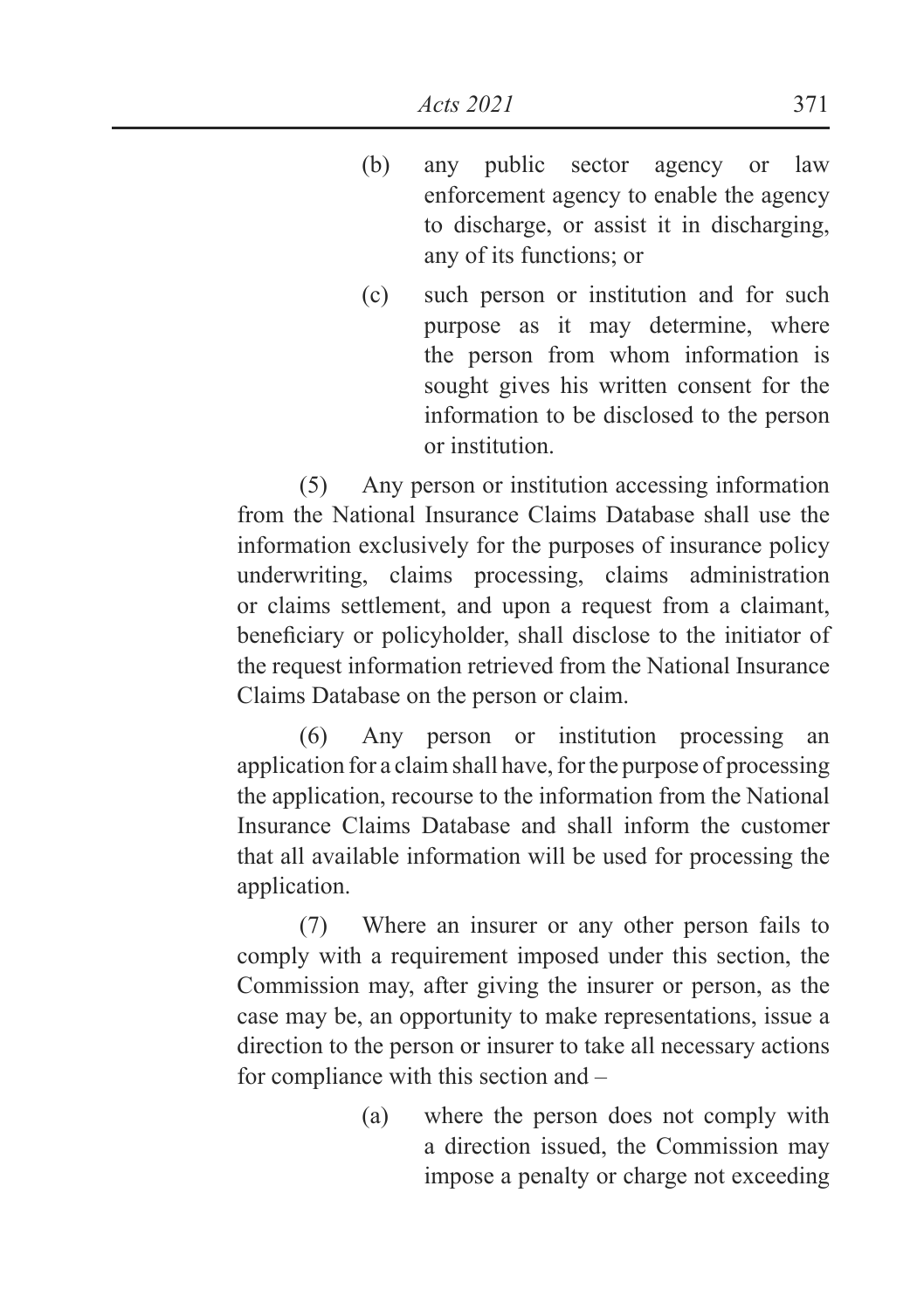(b) any public sector agency or law enforcement agency to enable the agency to discharge, or assist it in discharging, any of its functions; or

(c) such person or institution and for such purpose as it may determine, where the person from whom information is sought gives his written consent for the information to be disclosed to the person or institution.

(5) Any person or institution accessing information from the National Insurance Claims Database shall use the information exclusively for the purposes of insurance policy underwriting, claims processing, claims administration or claims settlement, and upon a request from a claimant, beneficiary or policyholder, shall disclose to the initiator of the request information retrieved from the National Insurance Claims Database on the person or claim.

(6) Any person or institution processing an application for a claim shall have, for the purpose of processing the application, recourse to the information from the National Insurance Claims Database and shall inform the customer that all available information will be used for processing the application.

(7) Where an insurer or any other person fails to comply with a requirement imposed under this section, the Commission may, after giving the insurer or person, as the case may be, an opportunity to make representations, issue a direction to the person or insurer to take all necessary actions for compliance with this section and –

(a) where the person does not comply with a direction issued, the Commission may impose a penalty or charge not exceeding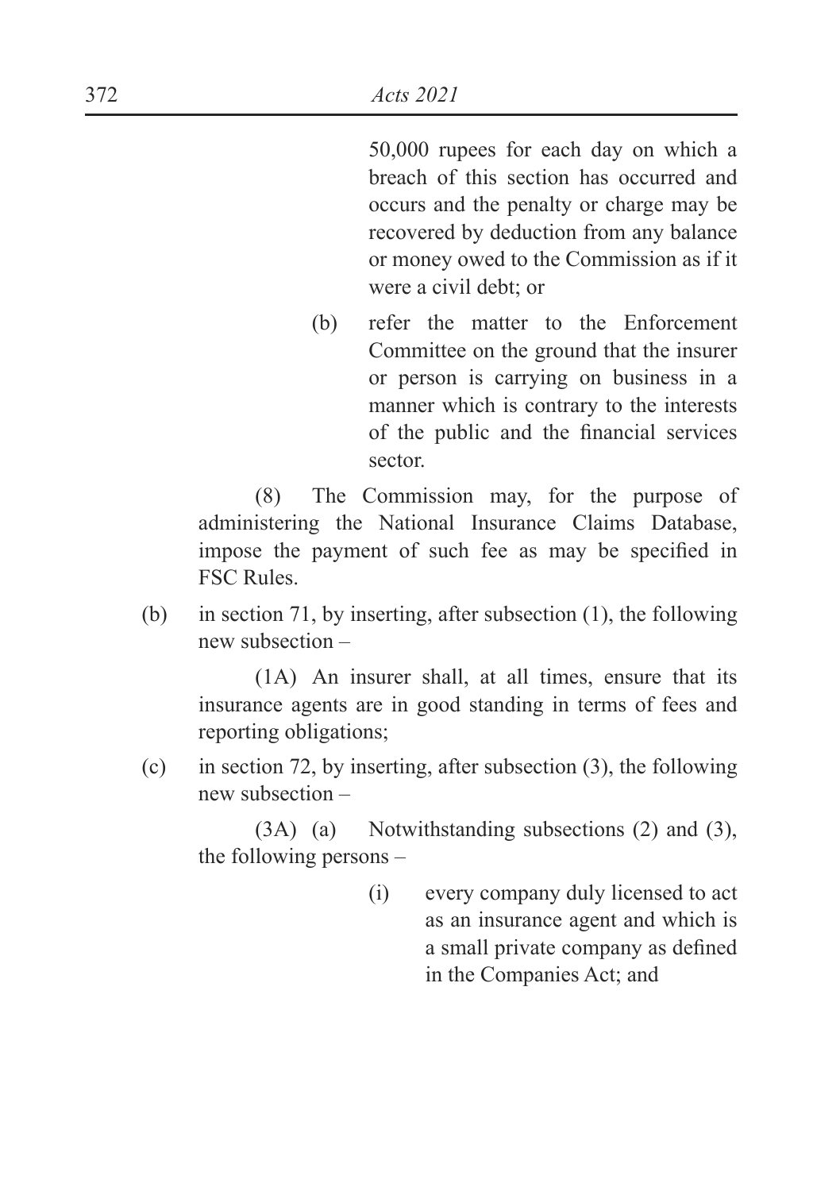50,000 rupees for each day on which a breach of this section has occurred and occurs and the penalty or charge may be recovered by deduction from any balance or money owed to the Commission as if it were a civil debt; or

(b) refer the matter to the Enforcement Committee on the ground that the insurer or person is carrying on business in a manner which is contrary to the interests of the public and the financial services sector.

(8) The Commission may, for the purpose of administering the National Insurance Claims Database, impose the payment of such fee as may be specified in FSC Rules.

(b) in section 71, by inserting, after subsection (1), the following new subsection –

(1A) An insurer shall, at all times, ensure that its insurance agents are in good standing in terms of fees and reporting obligations;

(c) in section 72, by inserting, after subsection (3), the following new subsection –

(3A) (a) Notwithstanding subsections (2) and (3), the following persons –

(i) every company duly licensed to act as an insurance agent and which is a small private company as defined in the Companies Act; and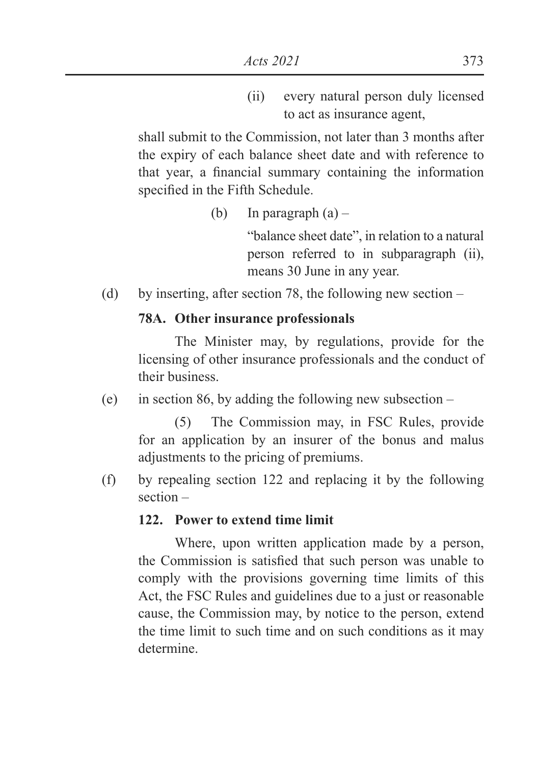(ii) every natural person duly licensed to act as insurance agent,

shall submit to the Commission, not later than 3 months after the expiry of each balance sheet date and with reference to that year, a financial summary containing the information specified in the Fifth Schedule.

(b) In paragraph (a) –

"balance sheet date", in relation to a natural person referred to in subparagraph (ii), means 30 June in any year.

(d) by inserting, after section 78, the following new section –

**78A. Other insurance professionals**

The Minister may, by regulations, provide for the licensing of other insurance professionals and the conduct of their business.

(e) in section 86, by adding the following new subsection –

(5) The Commission may, in FSC Rules, provide for an application by an insurer of the bonus and malus adjustments to the pricing of premiums.

(f) by repealing section 122 and replacing it by the following section –

**122. Power to extend time limit**

Where, upon written application made by a person, the Commission is satisfied that such person was unable to comply with the provisions governing time limits of this Act, the FSC Rules and guidelines due to a just or reasonable cause, the Commission may, by notice to the person, extend the time limit to such time and on such conditions as it may determine.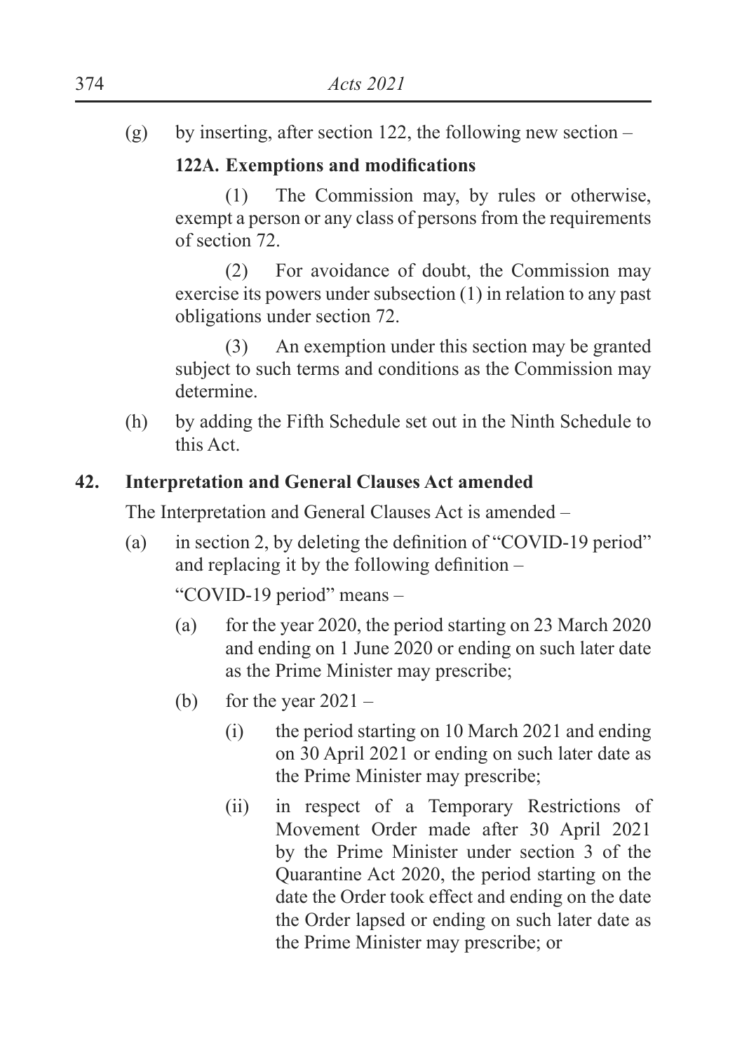(g) by inserting, after section 122, the following new section –

**122A. Exemptions and modifications**

(1) The Commission may, by rules or otherwise, exempt a person or any class of persons from the requirements of section 72.

(2) For avoidance of doubt, the Commission may exercise its powers under subsection (1) in relation to any past obligations under section 72.

(3) An exemption under this section may be granted subject to such terms and conditions as the Commission may determine.

(h) by adding the Fifth Schedule set out in the Ninth Schedule to this Act.

**42. Interpretation and General Clauses Act amended**

The Interpretation and General Clauses Act is amended –

(a) in section 2, by deleting the definition of "COVID-19 period" and replacing it by the following definition –

"COVID-19 period" means –

(a) for the year 2020, the period starting on 23 March 2020 and ending on 1 June 2020 or ending on such later date as the Prime Minister may prescribe;

(b) for the year 2021 –

(i) the period starting on 10 March 2021 and ending on 30 April 2021 or ending on such later date as the Prime Minister may prescribe;

(ii) in respect of a Temporary Restrictions of Movement Order made after 30 April 2021 by the Prime Minister under section 3 of the Quarantine Act 2020, the period starting on the date the Order took effect and ending on the date the Order lapsed or ending on such later date as the Prime Minister may prescribe; or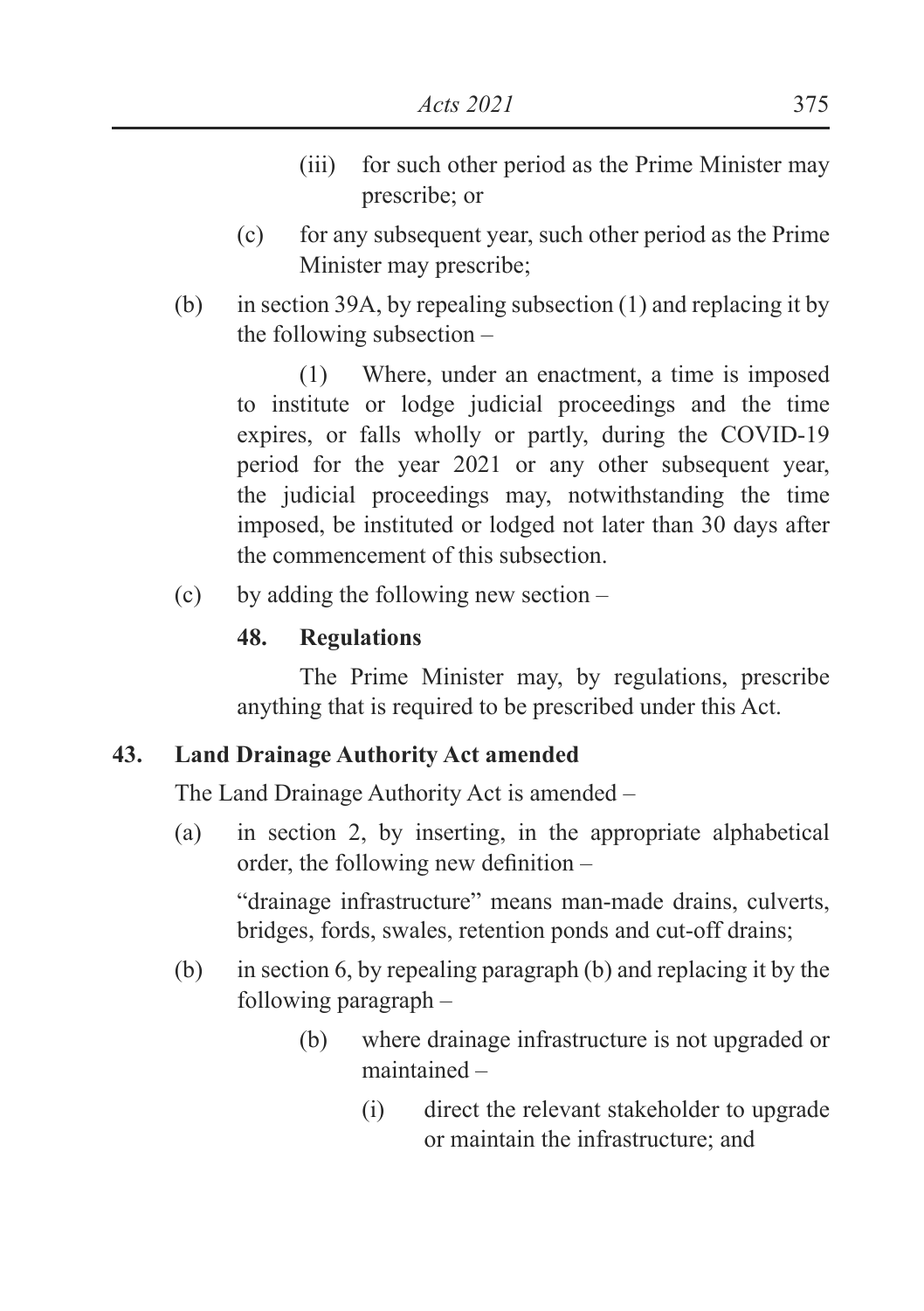(iii) for such other period as the Prime Minister may prescribe; or

(c) for any subsequent year, such other period as the Prime Minister may prescribe;

(b) in section 39A, by repealing subsection (1) and replacing it by the following subsection –

(1) Where, under an enactment, a time is imposed to institute or lodge judicial proceedings and the time expires, or falls wholly or partly, during the COVID-19 period for the year 2021 or any other subsequent year, the judicial proceedings may, notwithstanding the time imposed, be instituted or lodged not later than 30 days after the commencement of this subsection.

(c) by adding the following new section –

**48. Regulations**

The Prime Minister may, by regulations, prescribe anything that is required to be prescribed under this Act.

**43. Land Drainage Authority Act amended**

The Land Drainage Authority Act is amended –

(a) in section 2, by inserting, in the appropriate alphabetical order, the following new definition –

"drainage infrastructure" means man-made drains, culverts, bridges, fords, swales, retention ponds and cut-off drains;

(b) in section 6, by repealing paragraph (b) and replacing it by the following paragraph –

(b) where drainage infrastructure is not upgraded or maintained –

(i) direct the relevant stakeholder to upgrade or maintain the infrastructure; and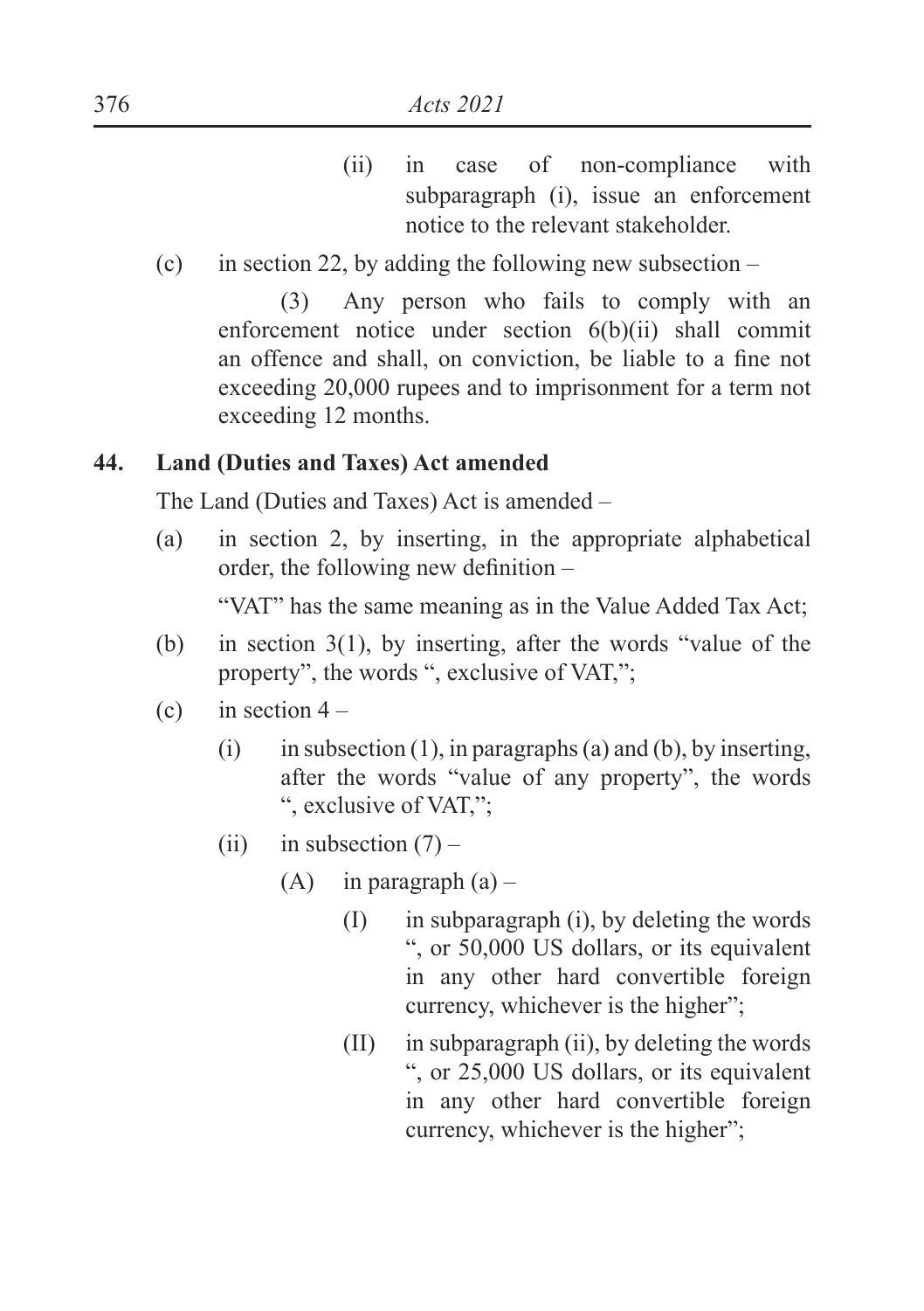(ii) in case of non-compliance with subparagraph (i), issue an enforcement notice to the relevant stakeholder.

(c) in section 22, by adding the following new subsection –

(3) Any person who fails to comply with an enforcement notice under section 6(b)(ii) shall commit an offence and shall, on conviction, be liable to a fine not exceeding 20,000 rupees and to imprisonment for a term not exceeding 12 months.

**44. Land (Duties and Taxes) Act amended**

The Land (Duties and Taxes) Act is amended –

(a) in section 2, by inserting, in the appropriate alphabetical order, the following new definition –

"VAT" has the same meaning as in the Value Added Tax Act;

(b) in section 3(1), by inserting, after the words "value of the property", the words ", exclusive of VAT,";

(c) in section 4 –

(i) in subsection (1), in paragraphs (a) and (b), by inserting, after the words "value of any property", the words ", exclusive of VAT,";

(ii) in subsection (7) –

(A) in paragraph (a) –

(I) in subparagraph (i), by deleting the words ", or 50,000 US dollars, or its equivalent in any other hard convertible foreign currency, whichever is the higher";

(II) in subparagraph (ii), by deleting the words ", or 25,000 US dollars, or its equivalent in any other hard convertible foreign currency, whichever is the higher";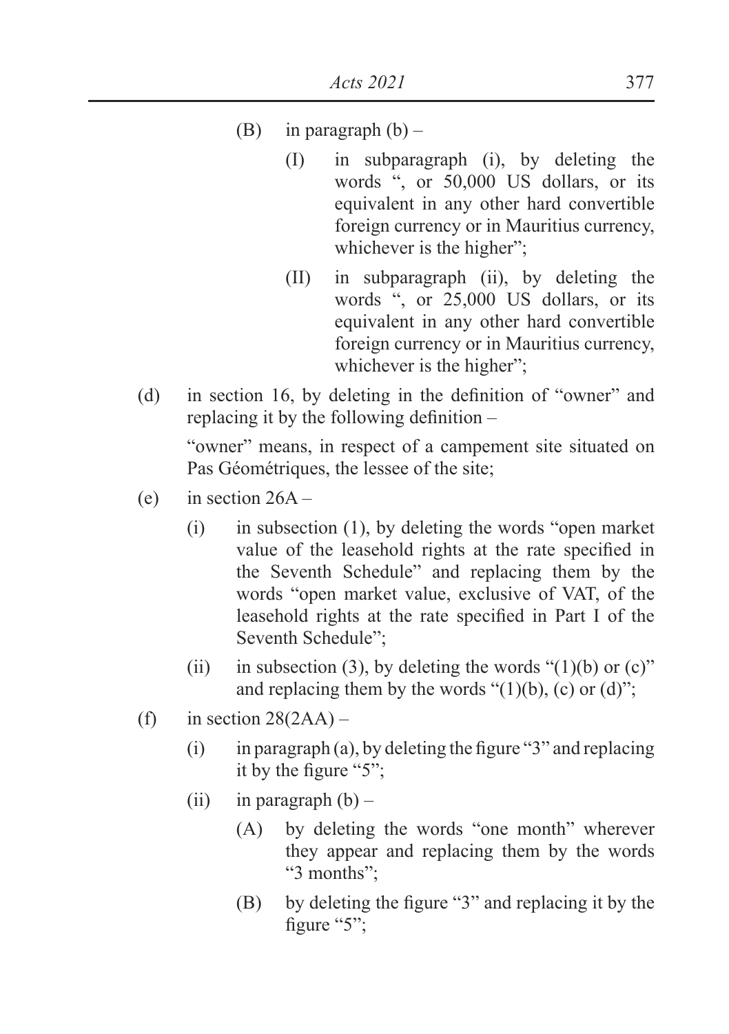(B) in paragraph (b) –

(I) in subparagraph (i), by deleting the words ", or 50,000 US dollars, or its equivalent in any other hard convertible foreign currency or in Mauritius currency, whichever is the higher";

(II) in subparagraph (ii), by deleting the words ", or 25,000 US dollars, or its equivalent in any other hard convertible foreign currency or in Mauritius currency, whichever is the higher";

(d) in section 16, by deleting in the definition of "owner" and replacing it by the following definition –

"owner" means, in respect of a campement site situated on Pas Géométriques, the lessee of the site;

(e) in section 26A –

(i) in subsection (1), by deleting the words "open market value of the leasehold rights at the rate specified in the Seventh Schedule" and replacing them by the words "open market value, exclusive of VAT, of the leasehold rights at the rate specified in Part I of the Seventh Schedule";

(ii) in subsection (3), by deleting the words "(1)(b) or (c)" and replacing them by the words "(1)(b), (c) or (d)";

(f) in section 28(2AA) –

(i) in paragraph (a), by deleting the figure "3" and replacing it by the figure "5";

(ii) in paragraph (b) –

(A) by deleting the words "one month" wherever they appear and replacing them by the words "3 months";

(B) by deleting the figure "3" and replacing it by the figure "5";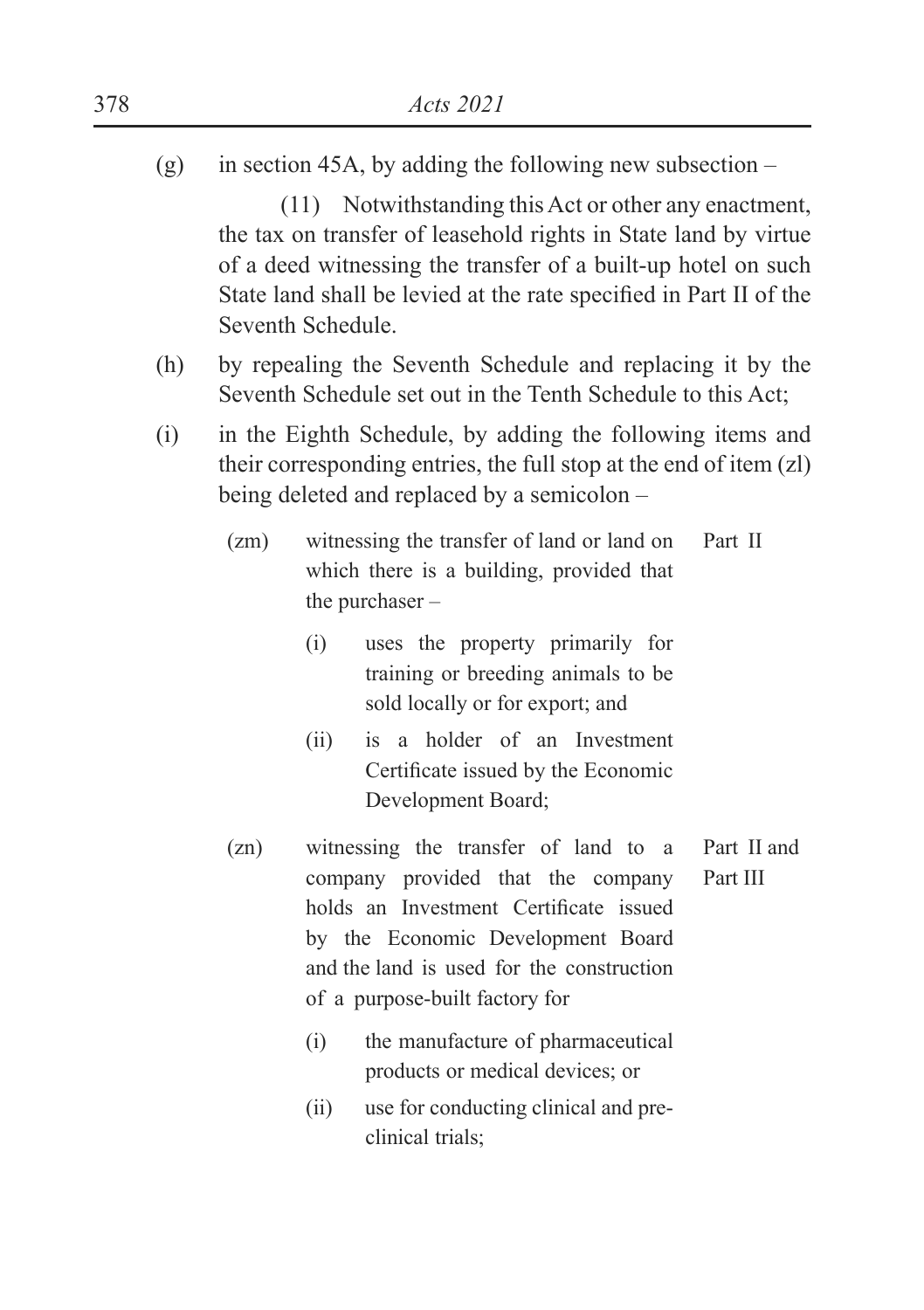(g) in section 45A, by adding the following new subsection –

(11) Notwithstanding this Act or other any enactment, the tax on transfer of leasehold rights in State land by virtue of a deed witnessing the transfer of a built-up hotel on such State land shall be levied at the rate specified in Part II of the Seventh Schedule.

(h) by repealing the Seventh Schedule and replacing it by the Seventh Schedule set out in the Tenth Schedule to this Act;

(i) in the Eighth Schedule, by adding the following items and their corresponding entries, the full stop at the end of item (zl) being deleted and replaced by a semicolon –

| | | |
|---|---|---|
| (zm) | witnessing the transfer of land or land on which there is a building, provided that the purchaser –<br>(i) uses the property primarily for training or breeding animals to be sold locally or for export; and<br>(ii) is a holder of an Investment Certificate issued by the Economic Development Board; | Part II |
| (zn) | witnessing the transfer of land to a company provided that the company holds an Investment Certificate issued by the Economic Development Board and the land is used for the construction of a purpose-built factory for<br>(i) the manufacture of pharmaceutical products or medical devices; or<br>(ii) use for conducting clinical and pre-clinical trials; | Part II and Part III |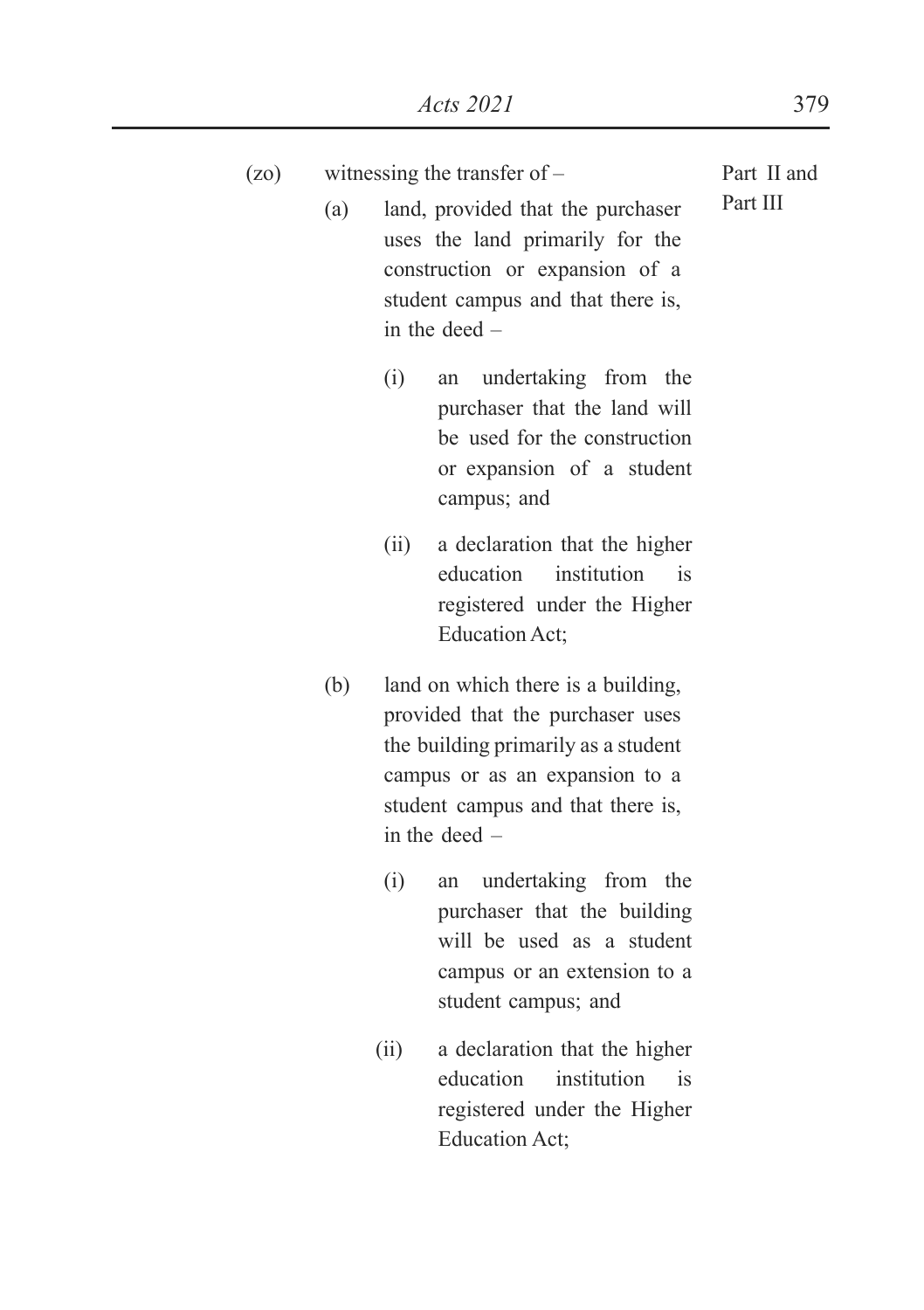(zo) witnessing the transfer of –

Part II and Part III

(a) land, provided that the purchaser uses the land primarily for the construction or expansion of a student campus and that there is, in the deed –

  (i) an undertaking from the purchaser that the land will be used for the construction or expansion of a student campus; and

  (ii) a declaration that the higher education institution is registered under the Higher Education Act;

(b) land on which there is a building, provided that the purchaser uses the building primarily as a student campus or as an expansion to a student campus and that there is, in the deed –

  (i) an undertaking from the purchaser that the building will be used as a student campus or an extension to a student campus; and

  (ii) a declaration that the higher education institution is registered under the Higher Education Act;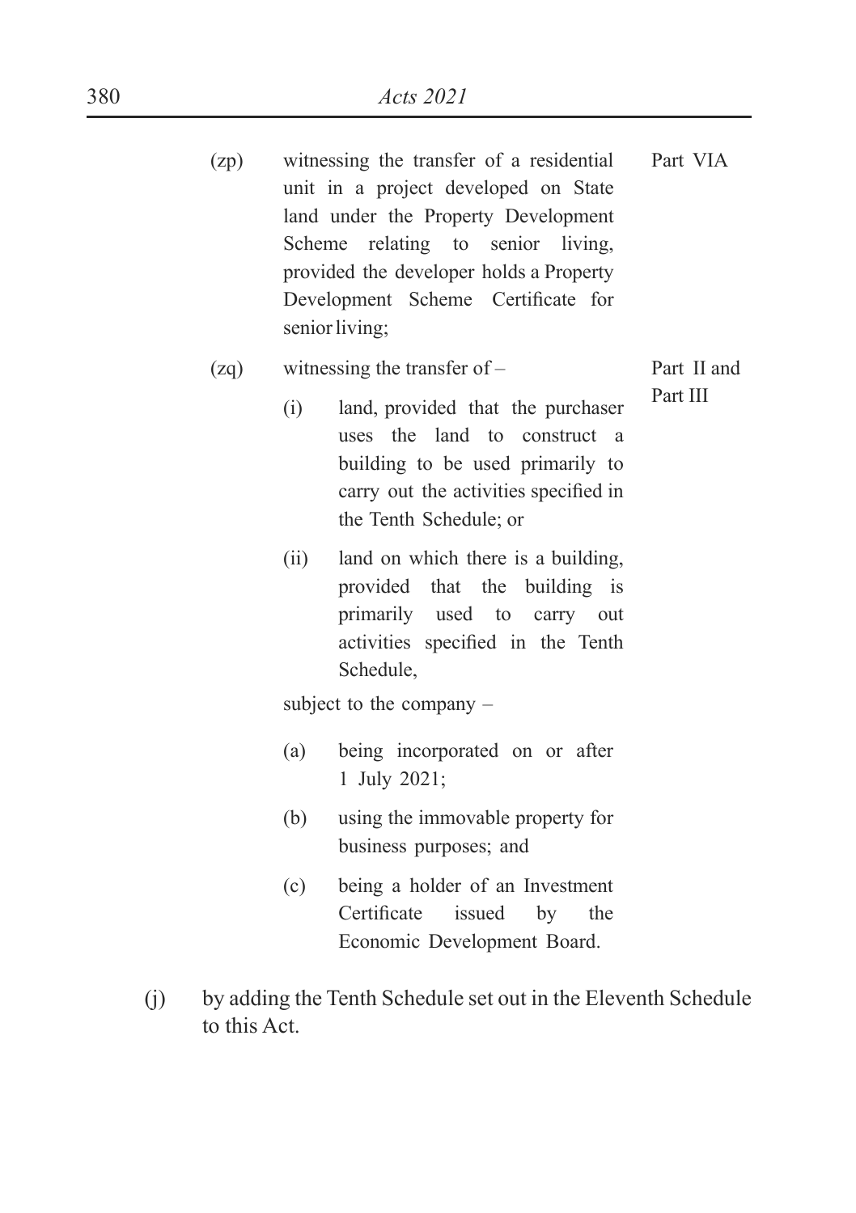| | | |
|---|---|---|
| (zp) | witnessing the transfer of a residential unit in a project developed on State land under the Property Development Scheme relating to senior living, provided the developer holds a Property Development Scheme Certificate for senior living; | Part VIA |
| (zq) | witnessing the transfer of –<br><br>(i) land, provided that the purchaser uses the land to construct a building to be used primarily to carry out the activities specified in the Tenth Schedule; or<br><br>(ii) land on which there is a building, provided that the building is primarily used to carry out activities specified in the Tenth Schedule,<br><br>subject to the company –<br><br>(a) being incorporated on or after 1 July 2021;<br><br>(b) using the immovable property for business purposes; and<br><br>(c) being a holder of an Investment Certificate issued by the Economic Development Board. | Part II and Part III |

(j) by adding the Tenth Schedule set out in the Eleventh Schedule to this Act.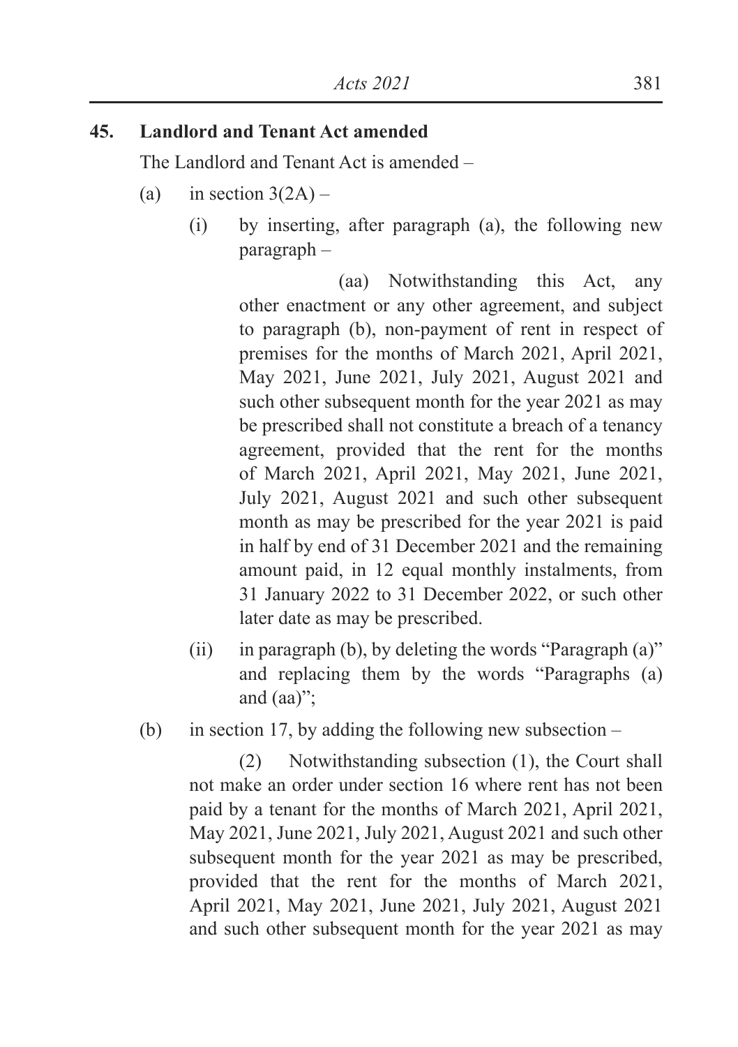## 45. Landlord and Tenant Act amended

The Landlord and Tenant Act is amended –

(a) in section 3(2A) –

(i) by inserting, after paragraph (a), the following new paragraph –

(aa) Notwithstanding this Act, any other enactment or any other agreement, and subject to paragraph (b), non-payment of rent in respect of premises for the months of March 2021, April 2021, May 2021, June 2021, July 2021, August 2021 and such other subsequent month for the year 2021 as may be prescribed shall not constitute a breach of a tenancy agreement, provided that the rent for the months of March 2021, April 2021, May 2021, June 2021, July 2021, August 2021 and such other subsequent month as may be prescribed for the year 2021 is paid in half by end of 31 December 2021 and the remaining amount paid, in 12 equal monthly instalments, from 31 January 2022 to 31 December 2022, or such other later date as may be prescribed.

(ii) in paragraph (b), by deleting the words "Paragraph (a)" and replacing them by the words "Paragraphs (a) and (aa)";

(b) in section 17, by adding the following new subsection –

(2) Notwithstanding subsection (1), the Court shall not make an order under section 16 where rent has not been paid by a tenant for the months of March 2021, April 2021, May 2021, June 2021, July 2021, August 2021 and such other subsequent month for the year 2021 as may be prescribed, provided that the rent for the months of March 2021, April 2021, May 2021, June 2021, July 2021, August 2021 and such other subsequent month for the year 2021 as may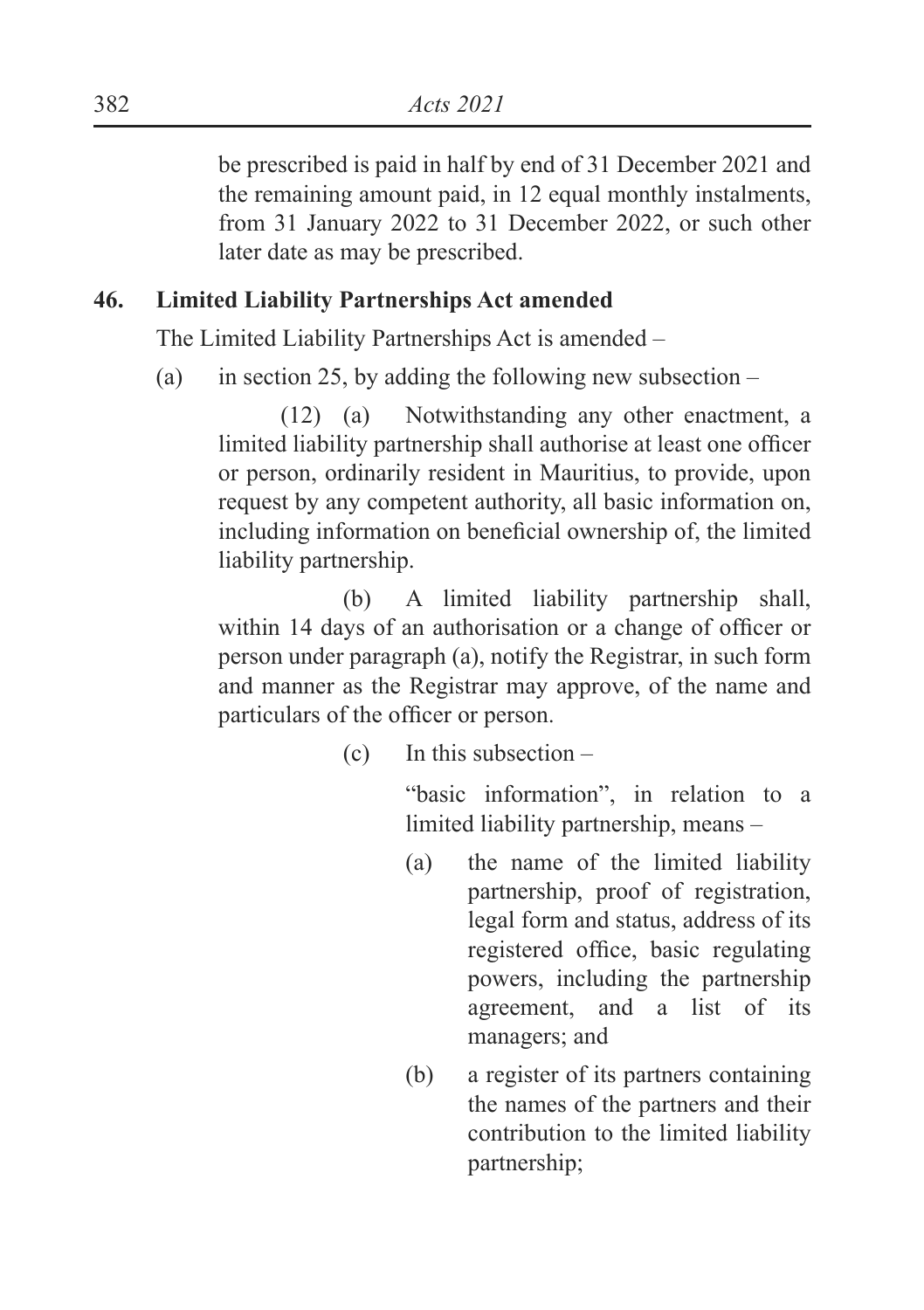be prescribed is paid in half by end of 31 December 2021 and the remaining amount paid, in 12 equal monthly instalments, from 31 January 2022 to 31 December 2022, or such other later date as may be prescribed.

**46. Limited Liability Partnerships Act amended**

The Limited Liability Partnerships Act is amended –

(a) in section 25, by adding the following new subsection –

(12) (a) Notwithstanding any other enactment, a limited liability partnership shall authorise at least one officer or person, ordinarily resident in Mauritius, to provide, upon request by any competent authority, all basic information on, including information on beneficial ownership of, the limited liability partnership.

(b) A limited liability partnership shall, within 14 days of an authorisation or a change of officer or person under paragraph (a), notify the Registrar, in such form and manner as the Registrar may approve, of the name and particulars of the officer or person.

(c) In this subsection –

"basic information", in relation to a limited liability partnership, means –

(a) the name of the limited liability partnership, proof of registration, legal form and status, address of its registered office, basic regulating powers, including the partnership agreement, and a list of its managers; and

(b) a register of its partners containing the names of the partners and their contribution to the limited liability partnership;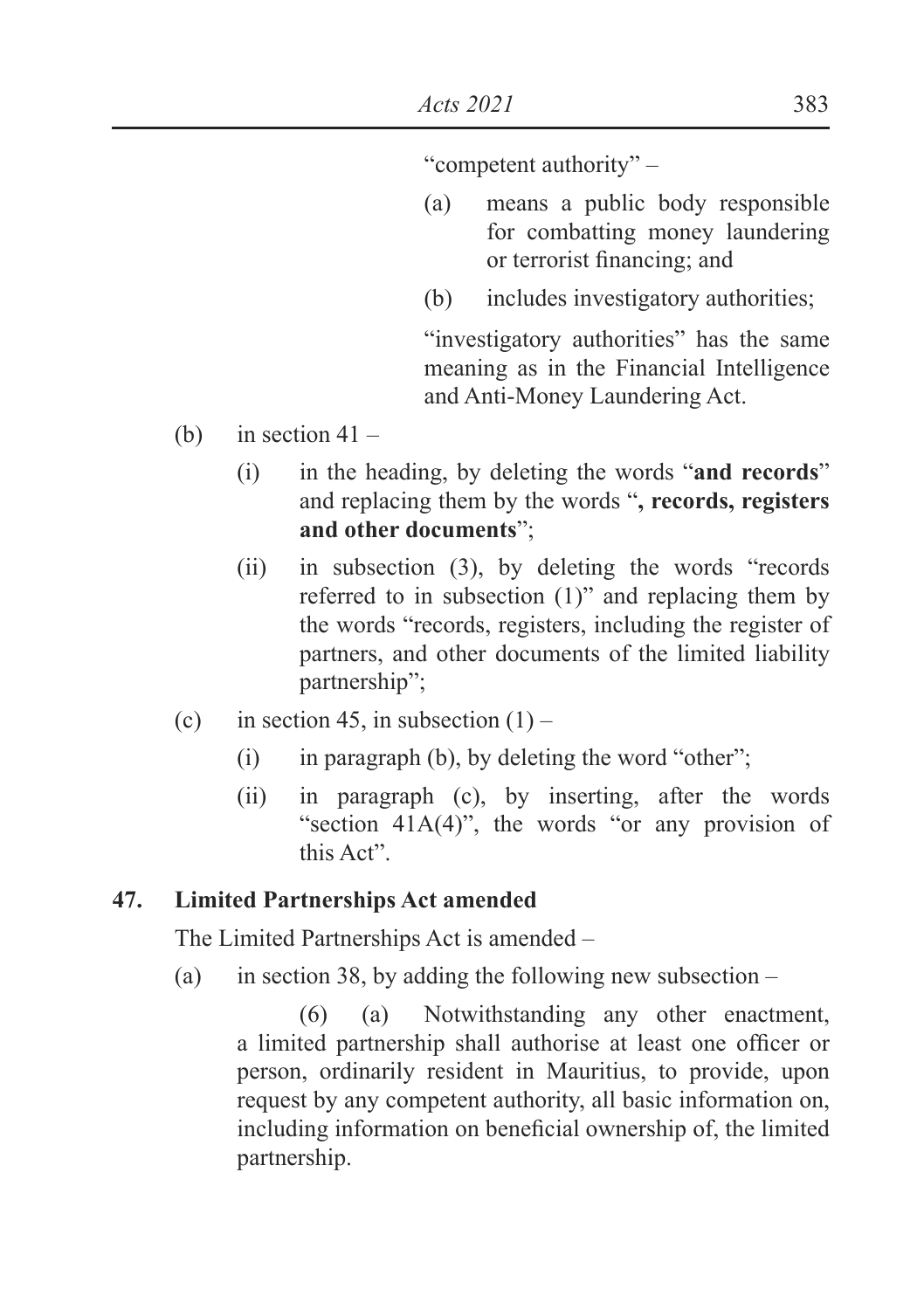"competent authority" –

(a) means a public body responsible for combatting money laundering or terrorist financing; and

(b) includes investigatory authorities;

"investigatory authorities" has the same meaning as in the Financial Intelligence and Anti-Money Laundering Act.

(b) in section 41 –

(i) in the heading, by deleting the words "**and records**" and replacing them by the words "**, records, registers and other documents**";

(ii) in subsection (3), by deleting the words "records referred to in subsection (1)" and replacing them by the words "records, registers, including the register of partners, and other documents of the limited liability partnership";

(c) in section 45, in subsection (1) –

(i) in paragraph (b), by deleting the word "other";

(ii) in paragraph (c), by inserting, after the words "section 41A(4)", the words "or any provision of this Act".

**47. Limited Partnerships Act amended**

The Limited Partnerships Act is amended –

(a) in section 38, by adding the following new subsection –

(6) (a) Notwithstanding any other enactment, a limited partnership shall authorise at least one officer or person, ordinarily resident in Mauritius, to provide, upon request by any competent authority, all basic information on, including information on beneficial ownership of, the limited partnership.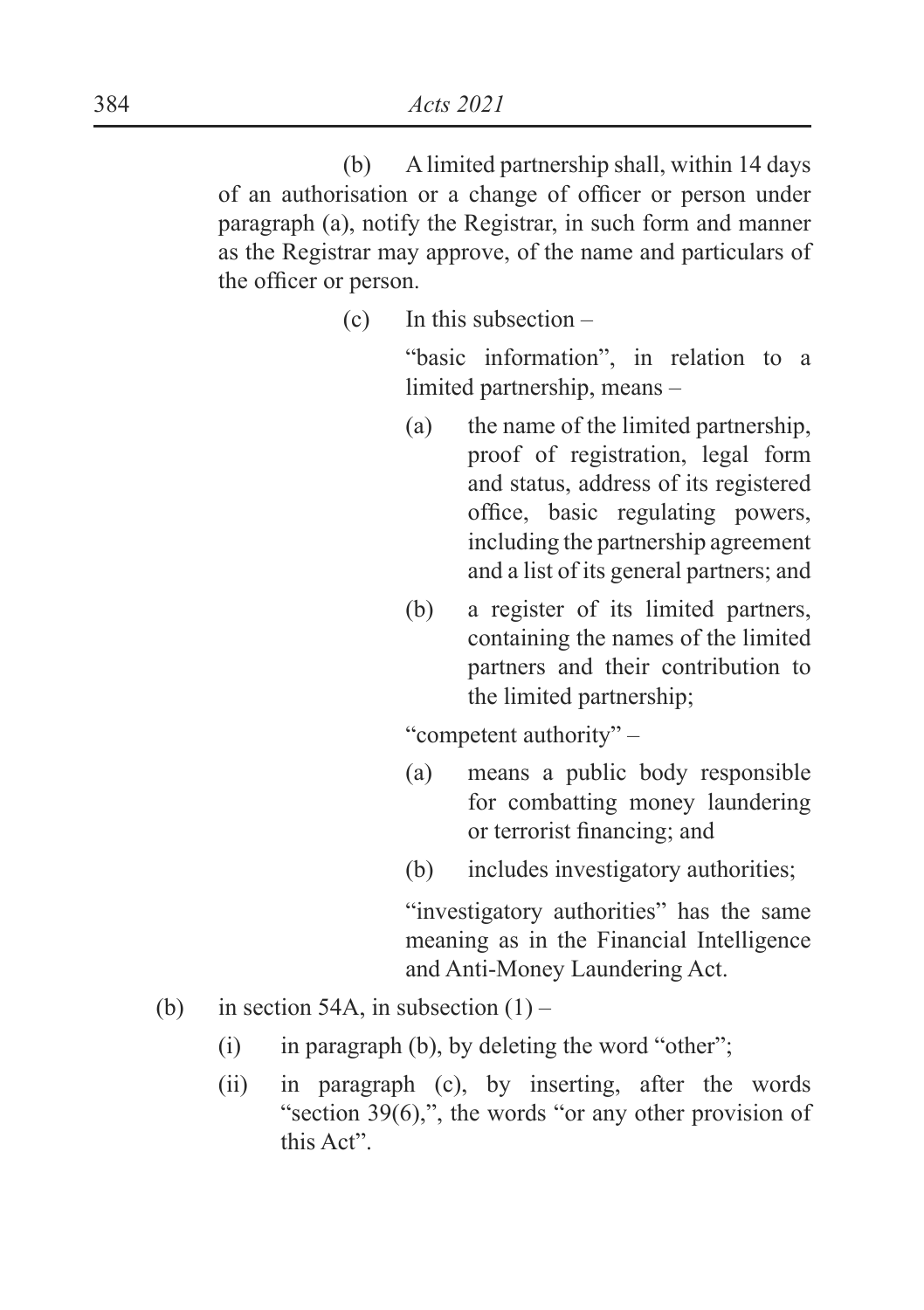(b) A limited partnership shall, within 14 days of an authorisation or a change of officer or person under paragraph (a), notify the Registrar, in such form and manner as the Registrar may approve, of the name and particulars of the officer or person.

(c) In this subsection –

"basic information", in relation to a limited partnership, means –

(a) the name of the limited partnership, proof of registration, legal form and status, address of its registered office, basic regulating powers, including the partnership agreement and a list of its general partners; and

(b) a register of its limited partners, containing the names of the limited partners and their contribution to the limited partnership;

"competent authority" –

(a) means a public body responsible for combatting money laundering or terrorist financing; and

(b) includes investigatory authorities;

"investigatory authorities" has the same meaning as in the Financial Intelligence and Anti-Money Laundering Act.

(b) in section 54A, in subsection (1) –

(i) in paragraph (b), by deleting the word "other";

(ii) in paragraph (c), by inserting, after the words "section 39(6),", the words "or any other provision of this Act".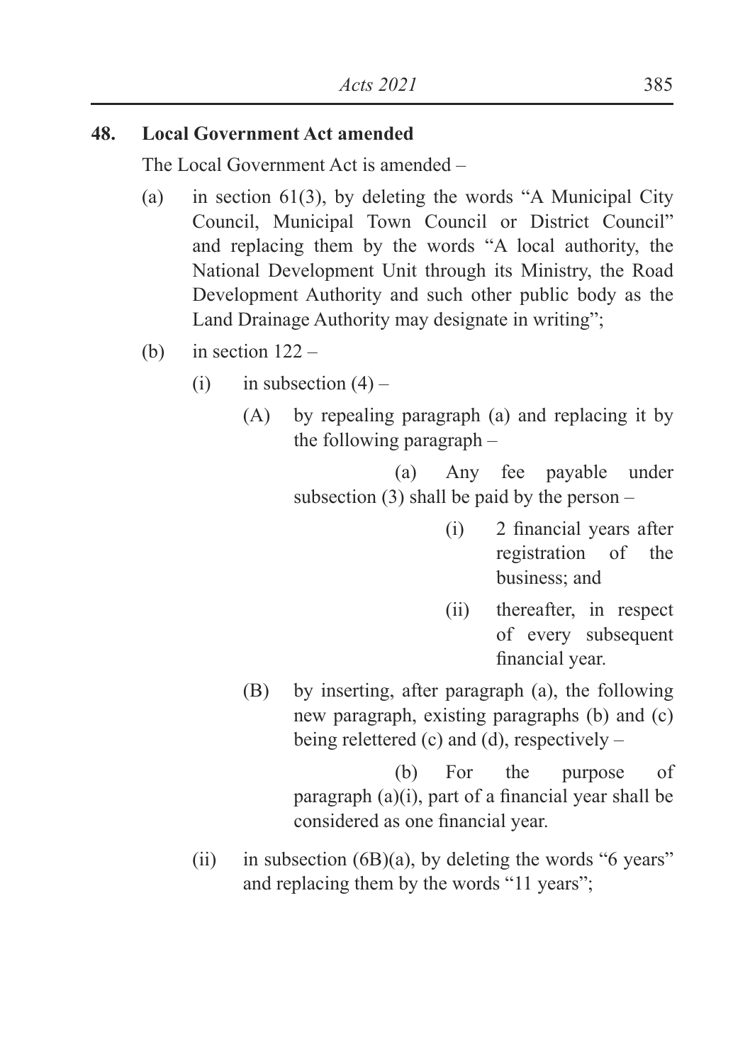**48. Local Government Act amended**

The Local Government Act is amended –

(a) in section 61(3), by deleting the words "A Municipal City Council, Municipal Town Council or District Council" and replacing them by the words "A local authority, the National Development Unit through its Ministry, the Road Development Authority and such other public body as the Land Drainage Authority may designate in writing";

(b) in section 122 –

  (i) in subsection (4) –

    (A) by repealing paragraph (a) and replacing it by the following paragraph –

      (a) Any fee payable under subsection (3) shall be paid by the person –

        (i) 2 financial years after registration of the business; and

        (ii) thereafter, in respect of every subsequent financial year.

    (B) by inserting, after paragraph (a), the following new paragraph, existing paragraphs (b) and (c) being relettered (c) and (d), respectively –

      (b) For the purpose of paragraph (a)(i), part of a financial year shall be considered as one financial year.

  (ii) in subsection (6B)(a), by deleting the words "6 years" and replacing them by the words "11 years";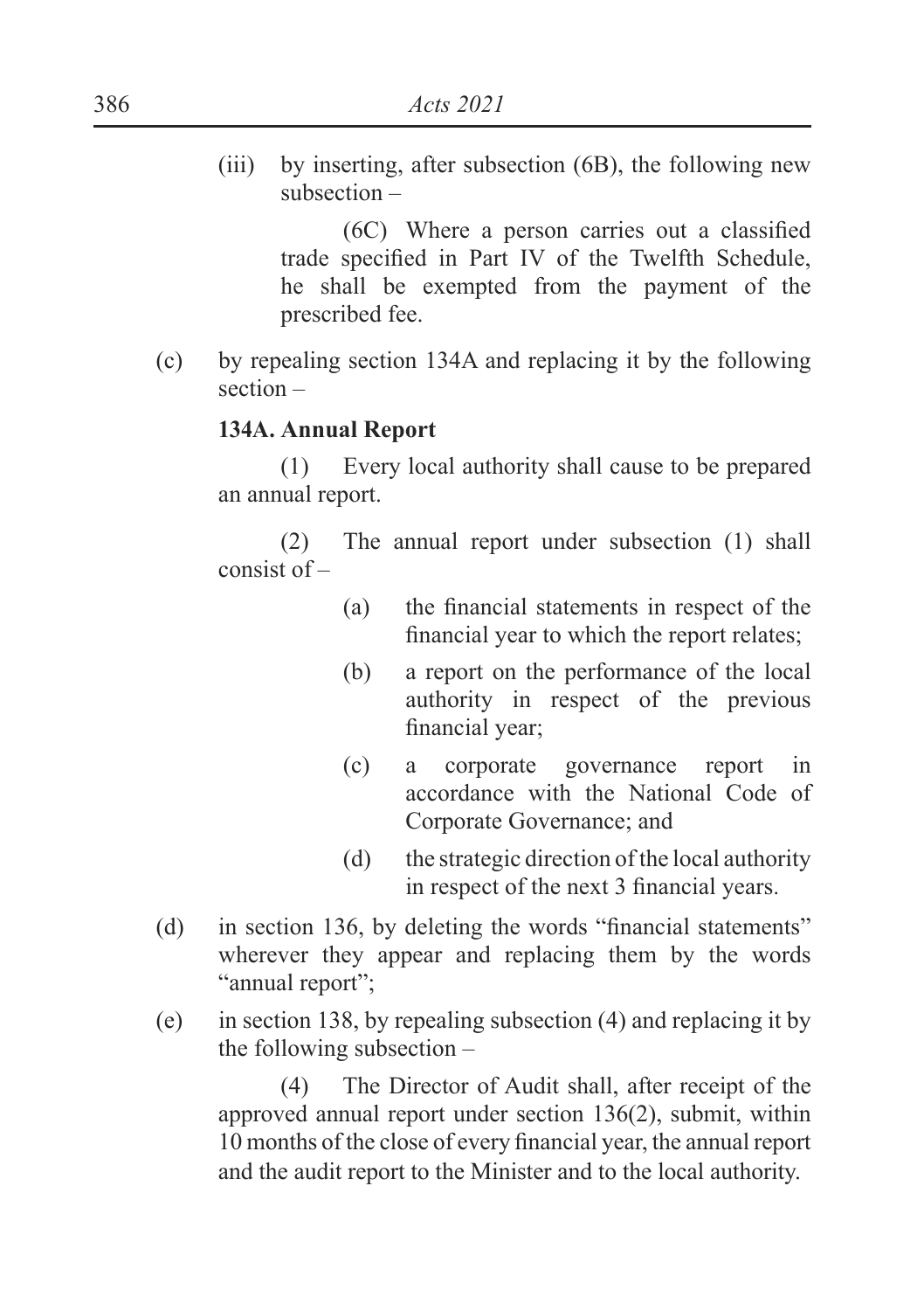(iii) by inserting, after subsection (6B), the following new subsection –

(6C) Where a person carries out a classified trade specified in Part IV of the Twelfth Schedule, he shall be exempted from the payment of the prescribed fee.

(c) by repealing section 134A and replacing it by the following section –

**134A. Annual Report**

(1) Every local authority shall cause to be prepared an annual report.

(2) The annual report under subsection (1) shall consist of –

(a) the financial statements in respect of the financial year to which the report relates;

(b) a report on the performance of the local authority in respect of the previous financial year;

(c) a corporate governance report in accordance with the National Code of Corporate Governance; and

(d) the strategic direction of the local authority in respect of the next 3 financial years.

(d) in section 136, by deleting the words "financial statements" wherever they appear and replacing them by the words "annual report";

(e) in section 138, by repealing subsection (4) and replacing it by the following subsection –

(4) The Director of Audit shall, after receipt of the approved annual report under section 136(2), submit, within 10 months of the close of every financial year, the annual report and the audit report to the Minister and to the local authority.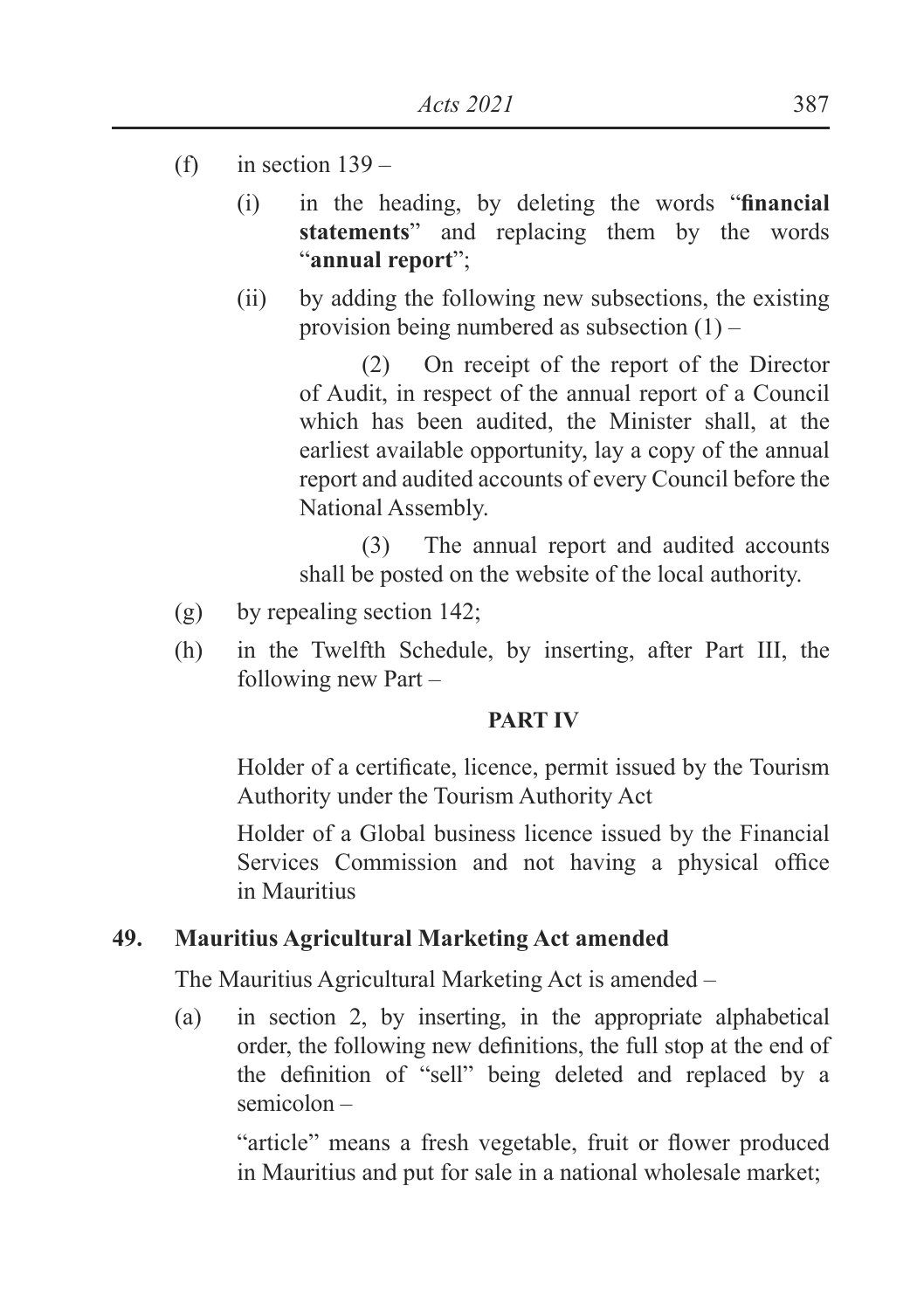(f) in section 139 –

   (i) in the heading, by deleting the words "**financial statements**" and replacing them by the words "**annual report**";

   (ii) by adding the following new subsections, the existing provision being numbered as subsection (1) –

   > (2) On receipt of the report of the Director of Audit, in respect of the annual report of a Council which has been audited, the Minister shall, at the earliest available opportunity, lay a copy of the annual report and audited accounts of every Council before the National Assembly.
   >
   > (3) The annual report and audited accounts shall be posted on the website of the local authority.

(g) by repealing section 142;

(h) in the Twelfth Schedule, by inserting, after Part III, the following new Part –

**PART IV**

Holder of a certificate, licence, permit issued by the Tourism Authority under the Tourism Authority Act

Holder of a Global business licence issued by the Financial Services Commission and not having a physical office in Mauritius

**49. Mauritius Agricultural Marketing Act amended**

The Mauritius Agricultural Marketing Act is amended –

(a) in section 2, by inserting, in the appropriate alphabetical order, the following new definitions, the full stop at the end of the definition of "sell" being deleted and replaced by a semicolon –

   "article" means a fresh vegetable, fruit or flower produced in Mauritius and put for sale in a national wholesale market;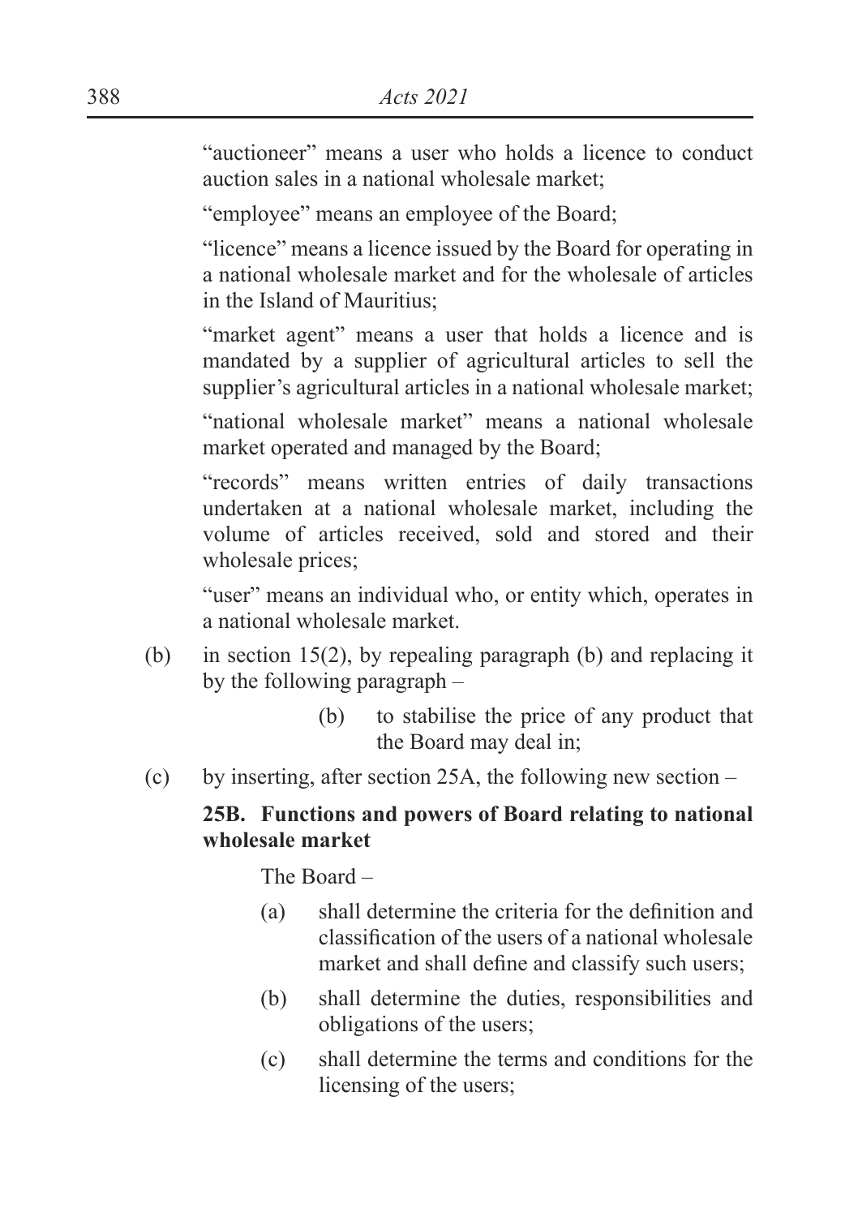"auctioneer" means a user who holds a licence to conduct auction sales in a national wholesale market;

"employee" means an employee of the Board;

"licence" means a licence issued by the Board for operating in a national wholesale market and for the wholesale of articles in the Island of Mauritius;

"market agent" means a user that holds a licence and is mandated by a supplier of agricultural articles to sell the supplier's agricultural articles in a national wholesale market;

"national wholesale market" means a national wholesale market operated and managed by the Board;

"records" means written entries of daily transactions undertaken at a national wholesale market, including the volume of articles received, sold and stored and their wholesale prices;

"user" means an individual who, or entity which, operates in a national wholesale market.

(b) in section 15(2), by repealing paragraph (b) and replacing it by the following paragraph –

> (b) to stabilise the price of any product that the Board may deal in;

(c) by inserting, after section 25A, the following new section –

**25B. Functions and powers of Board relating to national wholesale market**

The Board –

(a) shall determine the criteria for the definition and classification of the users of a national wholesale market and shall define and classify such users;

(b) shall determine the duties, responsibilities and obligations of the users;

(c) shall determine the terms and conditions for the licensing of the users;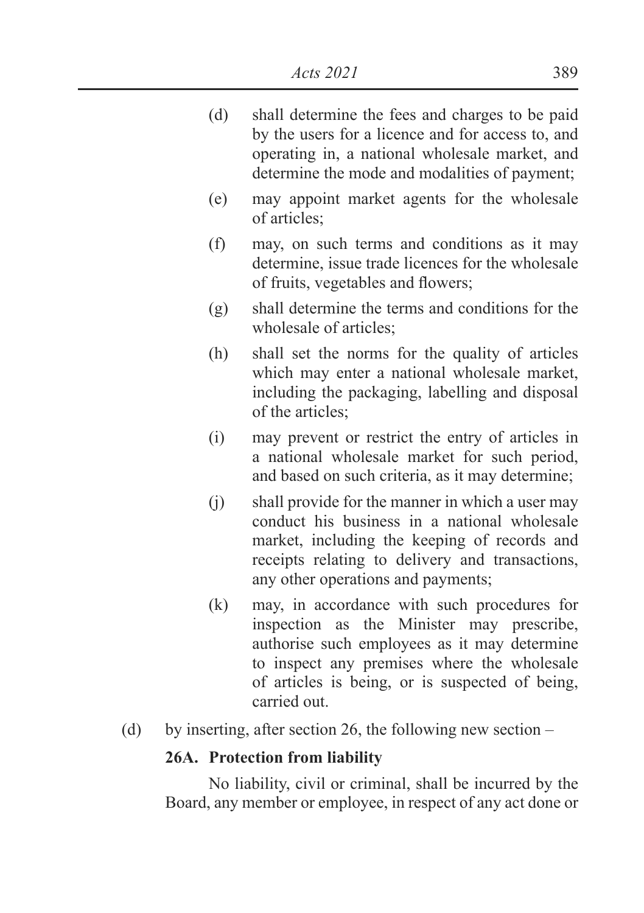(d) shall determine the fees and charges to be paid by the users for a licence and for access to, and operating in, a national wholesale market, and determine the mode and modalities of payment;

(e) may appoint market agents for the wholesale of articles;

(f) may, on such terms and conditions as it may determine, issue trade licences for the wholesale of fruits, vegetables and flowers;

(g) shall determine the terms and conditions for the wholesale of articles;

(h) shall set the norms for the quality of articles which may enter a national wholesale market, including the packaging, labelling and disposal of the articles;

(i) may prevent or restrict the entry of articles in a national wholesale market for such period, and based on such criteria, as it may determine;

(j) shall provide for the manner in which a user may conduct his business in a national wholesale market, including the keeping of records and receipts relating to delivery and transactions, any other operations and payments;

(k) may, in accordance with such procedures for inspection as the Minister may prescribe, authorise such employees as it may determine to inspect any premises where the wholesale of articles is being, or is suspected of being, carried out.

(d) by inserting, after section 26, the following new section –

**26A. Protection from liability**

No liability, civil or criminal, shall be incurred by the Board, any member or employee, in respect of any act done or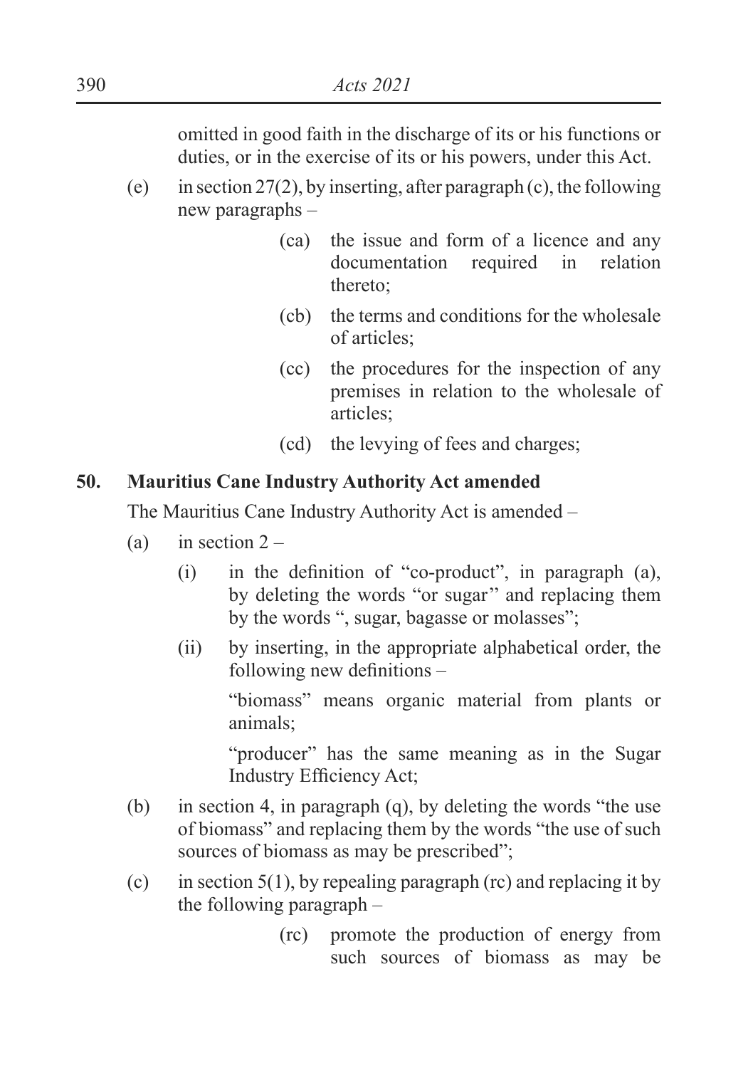omitted in good faith in the discharge of its or his functions or duties, or in the exercise of its or his powers, under this Act.

(e) in section 27(2), by inserting, after paragraph (c), the following new paragraphs –

> (ca) the issue and form of a licence and any documentation required in relation thereto;
>
> (cb) the terms and conditions for the wholesale of articles;
>
> (cc) the procedures for the inspection of any premises in relation to the wholesale of articles;
>
> (cd) the levying of fees and charges;

**50. Mauritius Cane Industry Authority Act amended**

The Mauritius Cane Industry Authority Act is amended –

(a) in section 2 –

(i) in the definition of "co-product", in paragraph (a), by deleting the words "or sugar" and replacing them by the words ", sugar, bagasse or molasses";

(ii) by inserting, in the appropriate alphabetical order, the following new definitions –

"biomass" means organic material from plants or animals;

"producer" has the same meaning as in the Sugar Industry Efficiency Act;

(b) in section 4, in paragraph (q), by deleting the words "the use of biomass" and replacing them by the words "the use of such sources of biomass as may be prescribed";

(c) in section 5(1), by repealing paragraph (rc) and replacing it by the following paragraph –

> (rc) promote the production of energy from such sources of biomass as may be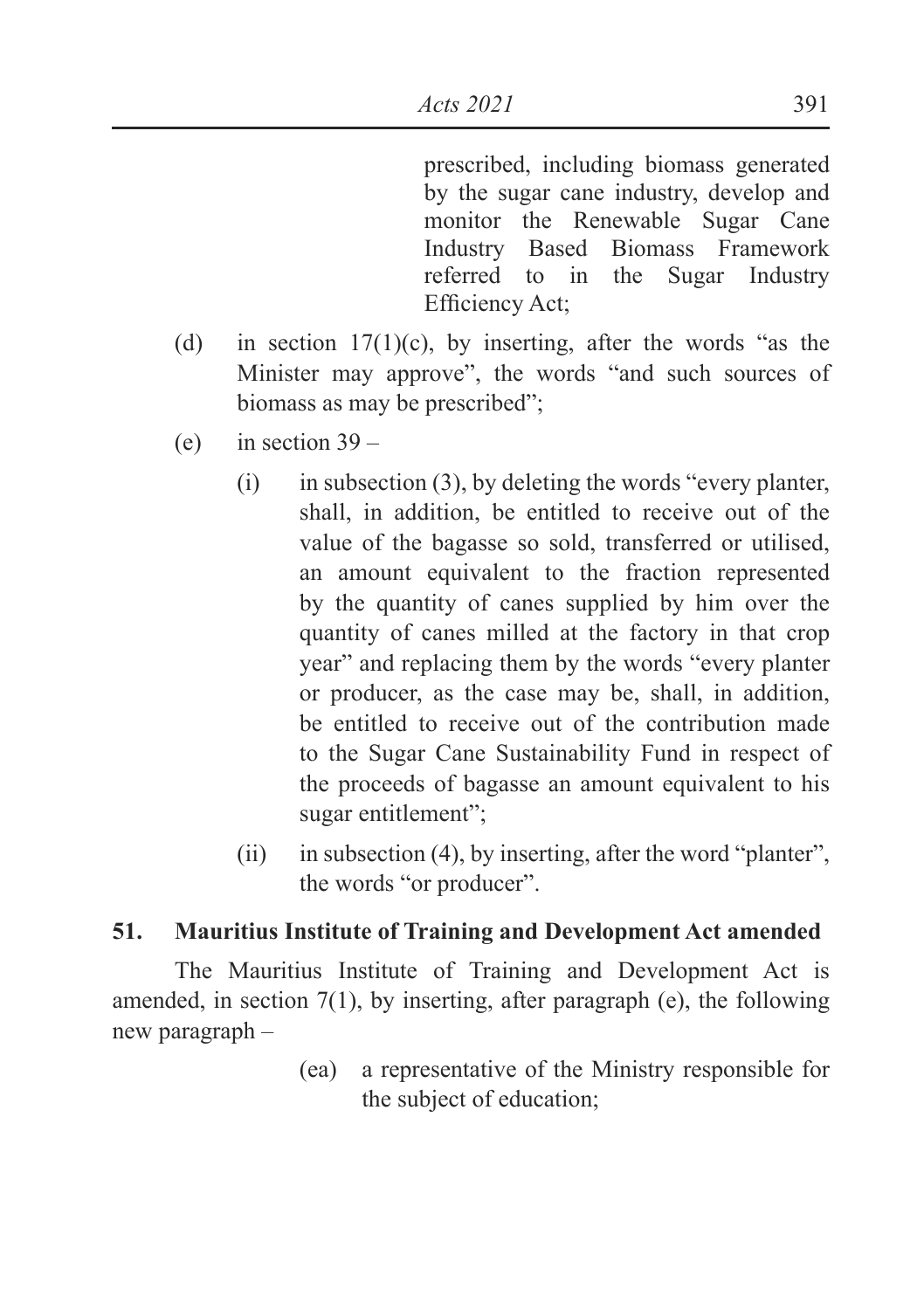prescribed, including biomass generated by the sugar cane industry, develop and monitor the Renewable Sugar Cane Industry Based Biomass Framework referred to in the Sugar Industry Efficiency Act;

(d) in section 17(1)(c), by inserting, after the words "as the Minister may approve", the words "and such sources of biomass as may be prescribed";

(e) in section 39 –

(i) in subsection (3), by deleting the words "every planter, shall, in addition, be entitled to receive out of the value of the bagasse so sold, transferred or utilised, an amount equivalent to the fraction represented by the quantity of canes supplied by him over the quantity of canes milled at the factory in that crop year" and replacing them by the words "every planter or producer, as the case may be, shall, in addition, be entitled to receive out of the contribution made to the Sugar Cane Sustainability Fund in respect of the proceeds of bagasse an amount equivalent to his sugar entitlement";

(ii) in subsection (4), by inserting, after the word "planter", the words "or producer".

**51. Mauritius Institute of Training and Development Act amended**

The Mauritius Institute of Training and Development Act is amended, in section 7(1), by inserting, after paragraph (e), the following new paragraph –

(ea) a representative of the Ministry responsible for the subject of education;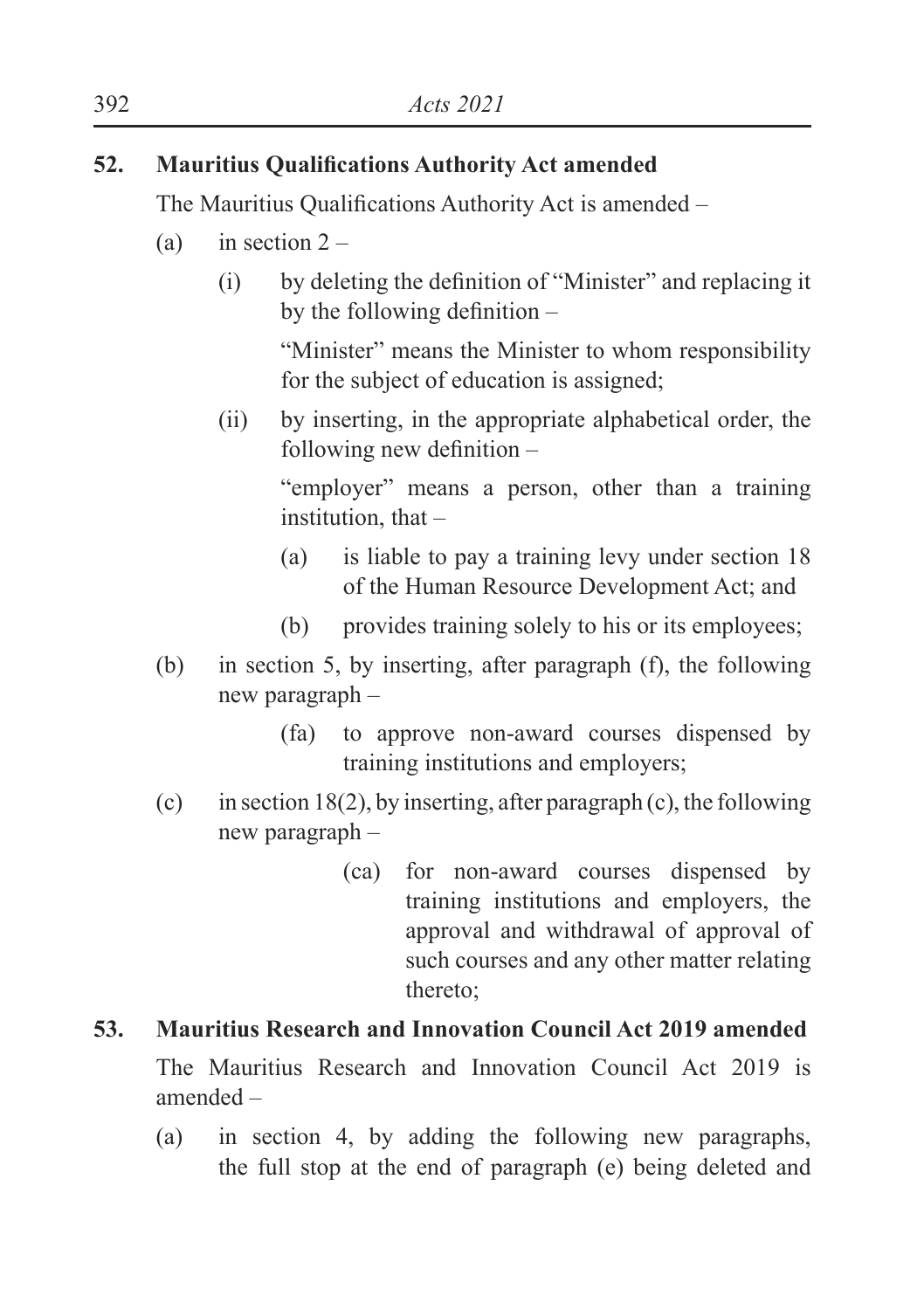**52. Mauritius Qualifications Authority Act amended**

The Mauritius Qualifications Authority Act is amended –

(a) in section 2 –

  (i) by deleting the definition of "Minister" and replacing it by the following definition –

    "Minister" means the Minister to whom responsibility for the subject of education is assigned;

  (ii) by inserting, in the appropriate alphabetical order, the following new definition –

    "employer" means a person, other than a training institution, that –

      (a) is liable to pay a training levy under section 18 of the Human Resource Development Act; and

      (b) provides training solely to his or its employees;

(b) in section 5, by inserting, after paragraph (f), the following new paragraph –

    (fa) to approve non-award courses dispensed by training institutions and employers;

(c) in section 18(2), by inserting, after paragraph (c), the following new paragraph –

    (ca) for non-award courses dispensed by training institutions and employers, the approval and withdrawal of approval of such courses and any other matter relating thereto;

**53. Mauritius Research and Innovation Council Act 2019 amended**

The Mauritius Research and Innovation Council Act 2019 is amended –

(a) in section 4, by adding the following new paragraphs, the full stop at the end of paragraph (e) being deleted and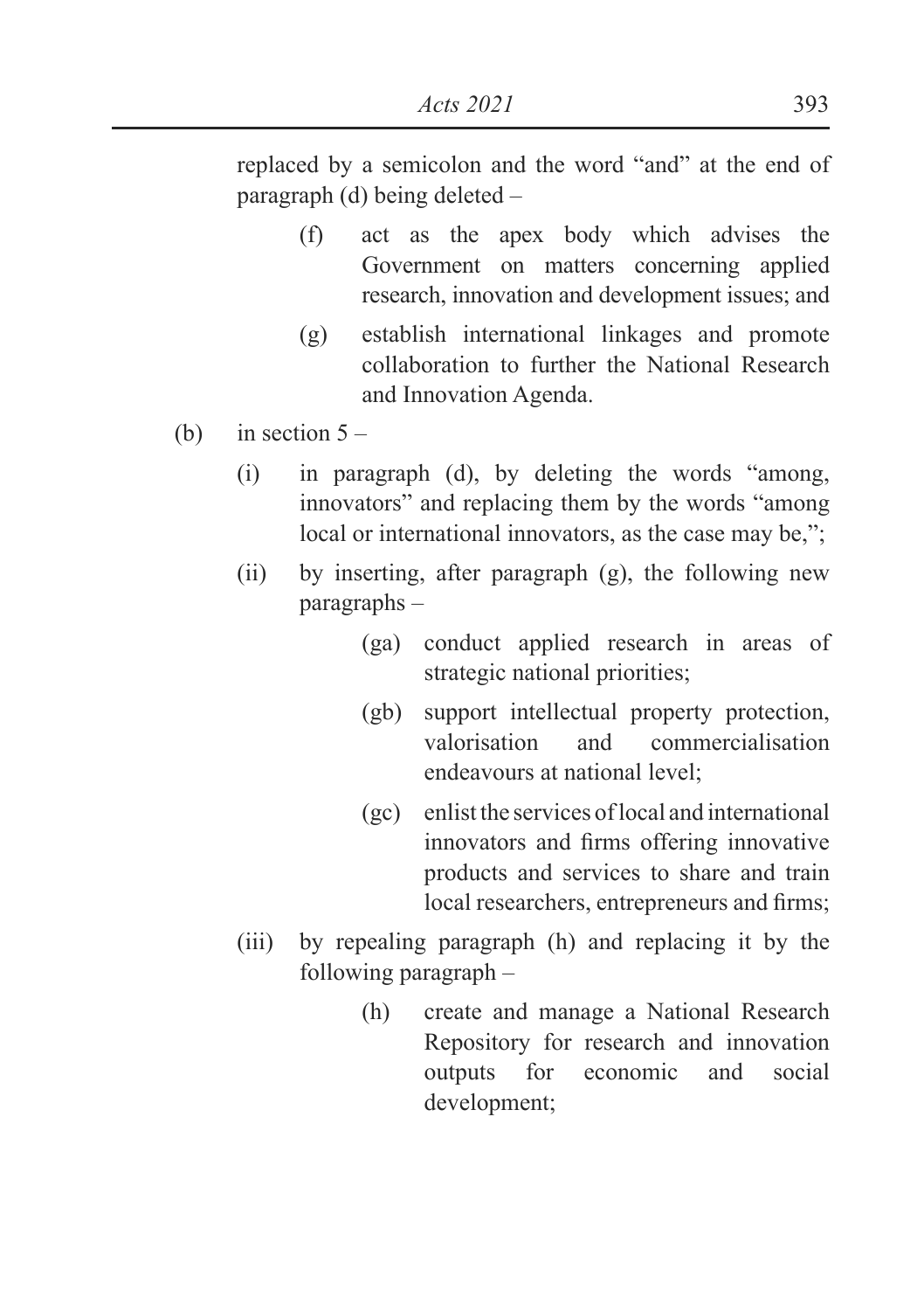replaced by a semicolon and the word "and" at the end of paragraph (d) being deleted –

> (f) act as the apex body which advises the Government on matters concerning applied research, innovation and development issues; and
>
> (g) establish international linkages and promote collaboration to further the National Research and Innovation Agenda.

(b) in section 5 –

(i) in paragraph (d), by deleting the words "among, innovators" and replacing them by the words "among local or international innovators, as the case may be,";

(ii) by inserting, after paragraph (g), the following new paragraphs –

> (ga) conduct applied research in areas of strategic national priorities;
>
> (gb) support intellectual property protection, valorisation and commercialisation endeavours at national level;
>
> (gc) enlist the services of local and international innovators and firms offering innovative products and services to share and train local researchers, entrepreneurs and firms;

(iii) by repealing paragraph (h) and replacing it by the following paragraph –

> (h) create and manage a National Research Repository for research and innovation outputs for economic and social development;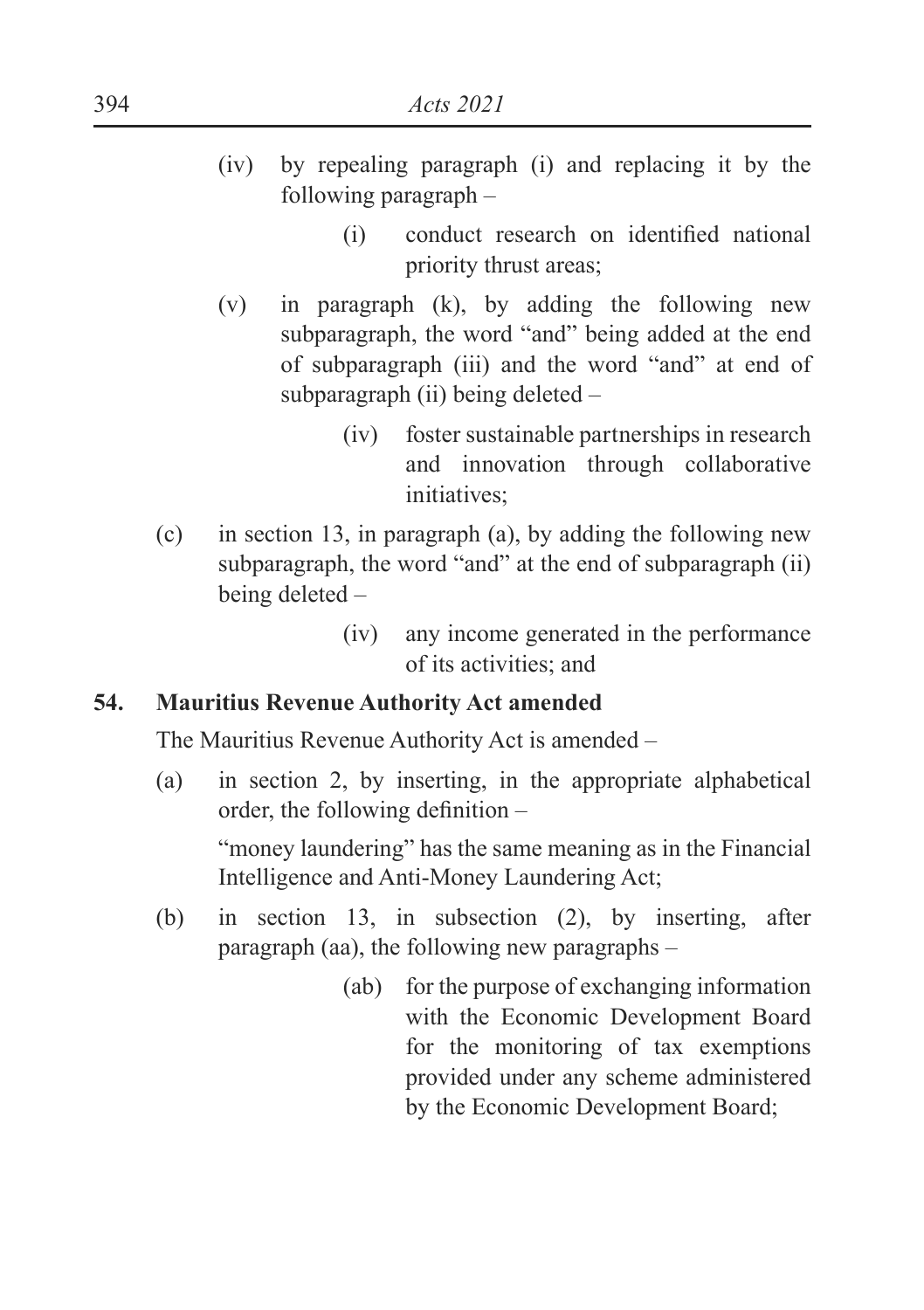(iv) by repealing paragraph (i) and replacing it by the following paragraph –

> (i) conduct research on identified national priority thrust areas;

(v) in paragraph (k), by adding the following new subparagraph, the word "and" being added at the end of subparagraph (iii) and the word "and" at end of subparagraph (ii) being deleted –

> (iv) foster sustainable partnerships in research and innovation through collaborative initiatives;

(c) in section 13, in paragraph (a), by adding the following new subparagraph, the word "and" at the end of subparagraph (ii) being deleted –

> (iv) any income generated in the performance of its activities; and

**54. Mauritius Revenue Authority Act amended**

The Mauritius Revenue Authority Act is amended –

(a) in section 2, by inserting, in the appropriate alphabetical order, the following definition –

"money laundering" has the same meaning as in the Financial Intelligence and Anti-Money Laundering Act;

(b) in section 13, in subsection (2), by inserting, after paragraph (aa), the following new paragraphs –

> (ab) for the purpose of exchanging information with the Economic Development Board for the monitoring of tax exemptions provided under any scheme administered by the Economic Development Board;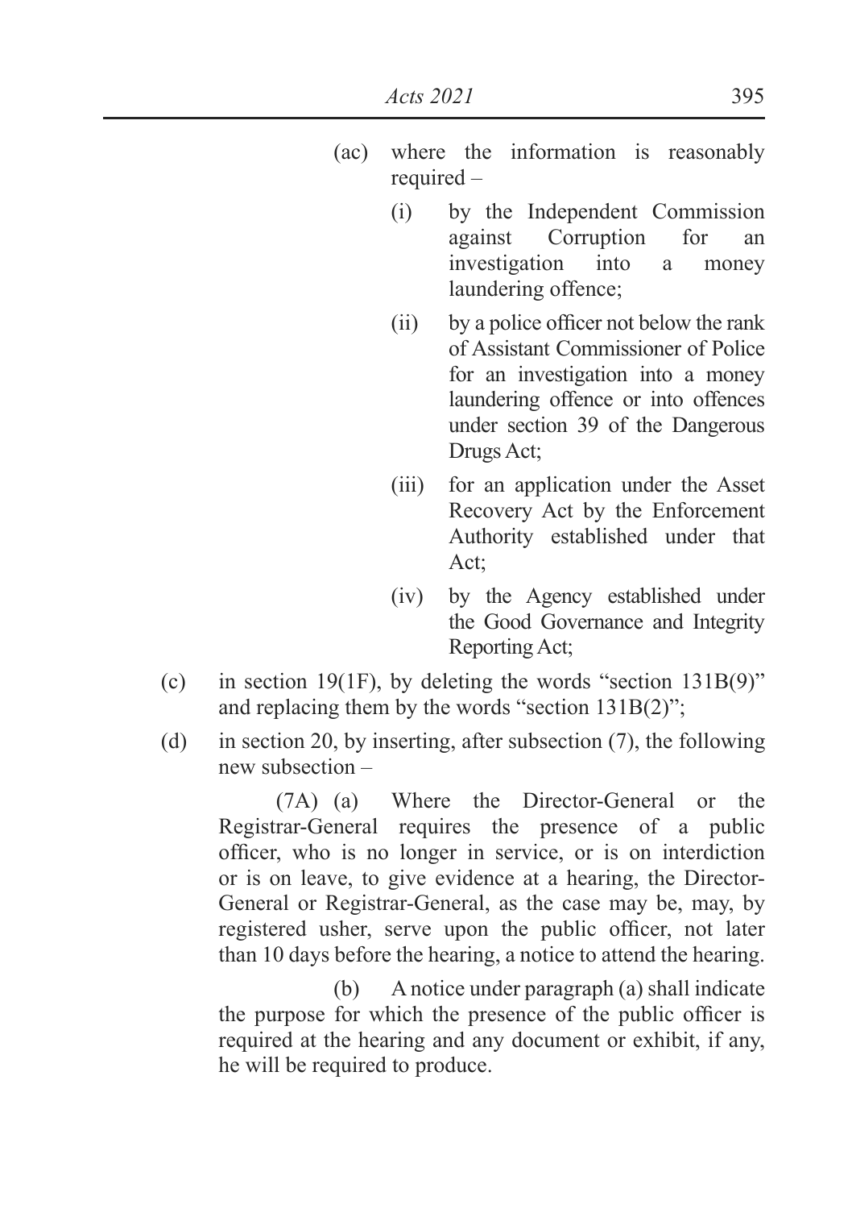(ac) where the information is reasonably required –

(i) by the Independent Commission against Corruption for an investigation into a money laundering offence;

(ii) by a police officer not below the rank of Assistant Commissioner of Police for an investigation into a money laundering offence or into offences under section 39 of the Dangerous Drugs Act;

(iii) for an application under the Asset Recovery Act by the Enforcement Authority established under that Act;

(iv) by the Agency established under the Good Governance and Integrity Reporting Act;

(c) in section 19(1F), by deleting the words "section 131B(9)" and replacing them by the words "section 131B(2)";

(d) in section 20, by inserting, after subsection (7), the following new subsection –

(7A) (a) Where the Director-General or the Registrar-General requires the presence of a public officer, who is no longer in service, or is on interdiction or is on leave, to give evidence at a hearing, the Director-General or Registrar-General, as the case may be, may, by registered usher, serve upon the public officer, not later than 10 days before the hearing, a notice to attend the hearing.

(b) A notice under paragraph (a) shall indicate the purpose for which the presence of the public officer is required at the hearing and any document or exhibit, if any, he will be required to produce.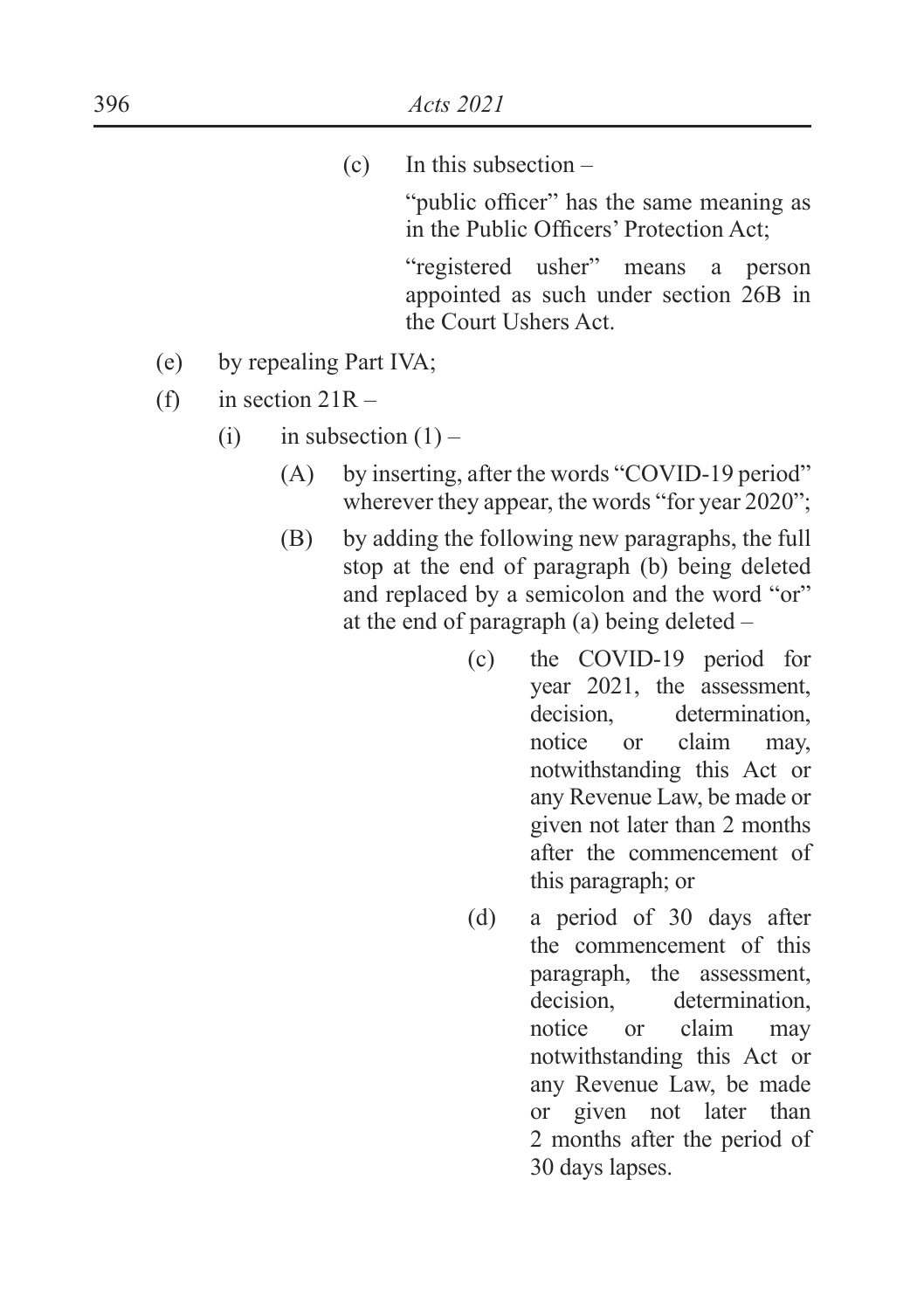(c) In this subsection –

"public officer" has the same meaning as in the Public Officers' Protection Act;

"registered usher" means a person appointed as such under section 26B in the Court Ushers Act.

(e) by repealing Part IVA;

(f) in section 21R –

(i) in subsection (1) –

(A) by inserting, after the words "COVID-19 period" wherever they appear, the words "for year 2020";

(B) by adding the following new paragraphs, the full stop at the end of paragraph (b) being deleted and replaced by a semicolon and the word "or" at the end of paragraph (a) being deleted –

(c) the COVID-19 period for year 2021, the assessment, decision, determination, notice or claim may, notwithstanding this Act or any Revenue Law, be made or given not later than 2 months after the commencement of this paragraph; or

(d) a period of 30 days after the commencement of this paragraph, the assessment, decision, determination, notice or claim may notwithstanding this Act or any Revenue Law, be made or given not later than 2 months after the period of 30 days lapses.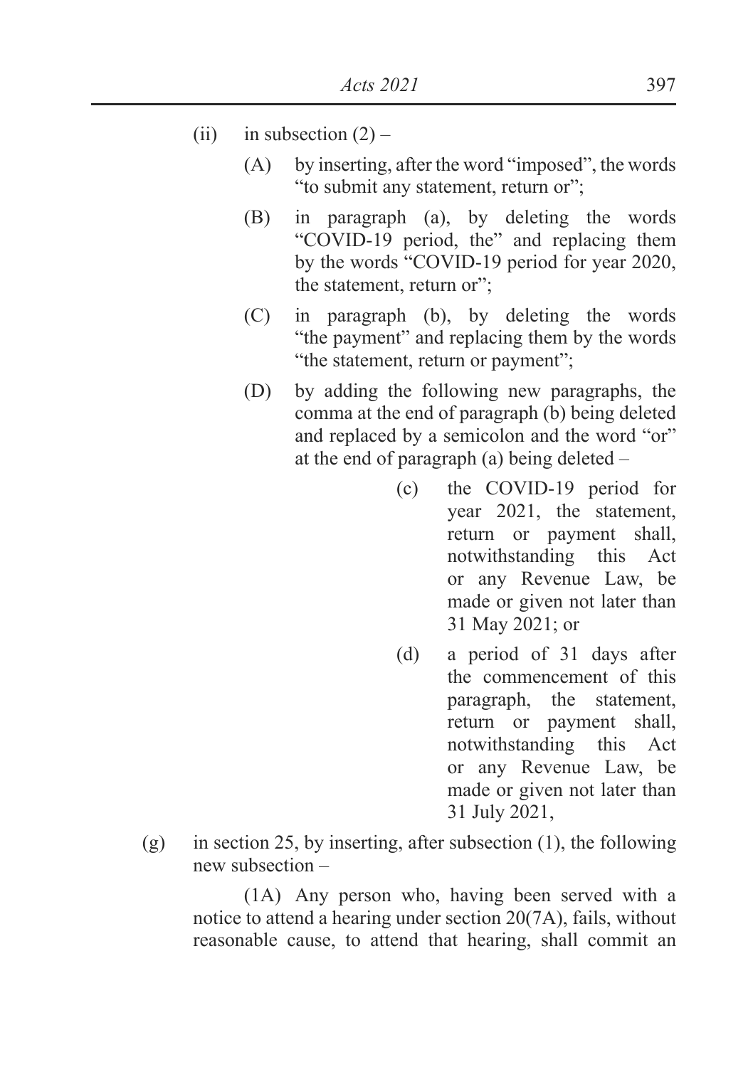(ii) in subsection (2) –

(A) by inserting, after the word "imposed", the words "to submit any statement, return or";

(B) in paragraph (a), by deleting the words "COVID-19 period, the" and replacing them by the words "COVID-19 period for year 2020, the statement, return or";

(C) in paragraph (b), by deleting the words "the payment" and replacing them by the words "the statement, return or payment";

(D) by adding the following new paragraphs, the comma at the end of paragraph (b) being deleted and replaced by a semicolon and the word "or" at the end of paragraph (a) being deleted –

(c) the COVID-19 period for year 2021, the statement, return or payment shall, notwithstanding this Act or any Revenue Law, be made or given not later than 31 May 2021; or

(d) a period of 31 days after the commencement of this paragraph, the statement, return or payment shall, notwithstanding this Act or any Revenue Law, be made or given not later than 31 July 2021,

(g) in section 25, by inserting, after subsection (1), the following new subsection –

(1A) Any person who, having been served with a notice to attend a hearing under section 20(7A), fails, without reasonable cause, to attend that hearing, shall commit an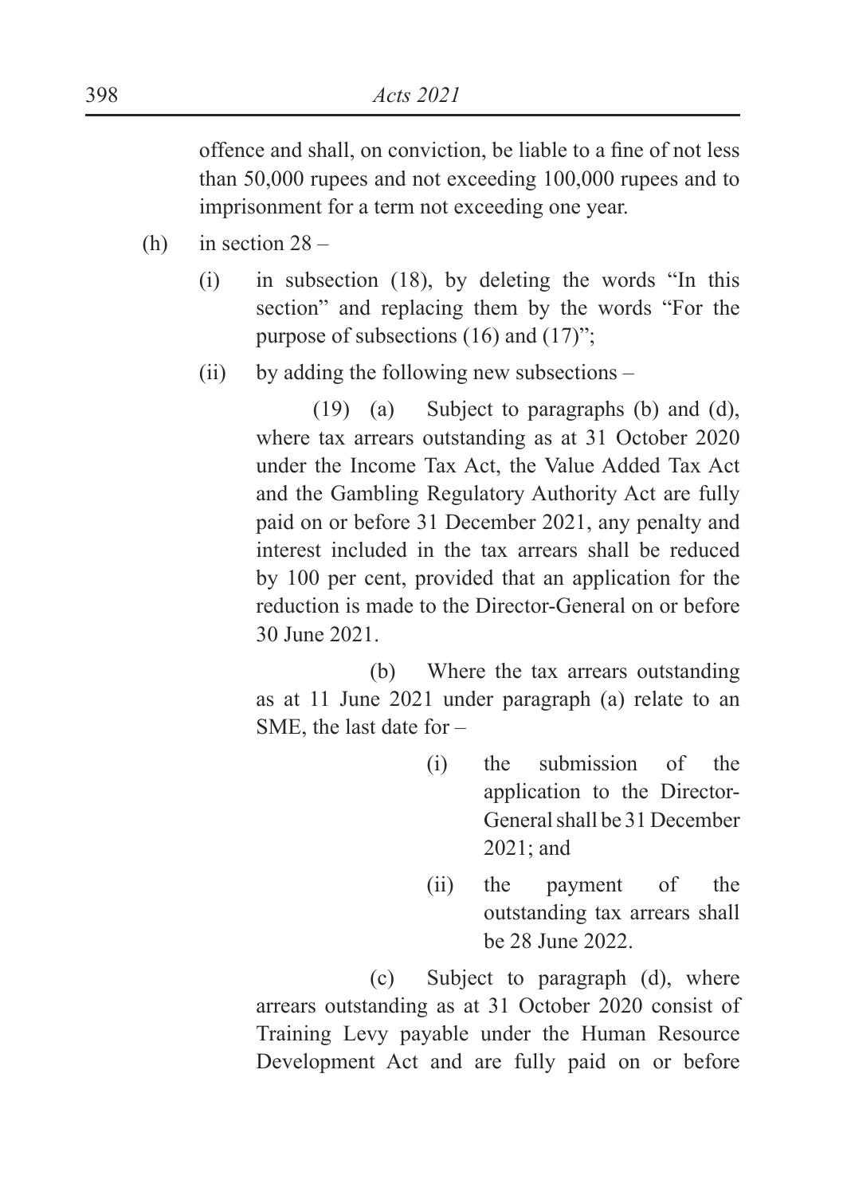offence and shall, on conviction, be liable to a fine of not less than 50,000 rupees and not exceeding 100,000 rupees and to imprisonment for a term not exceeding one year.

(h) in section 28 –

(i) in subsection (18), by deleting the words "In this section" and replacing them by the words "For the purpose of subsections (16) and (17)";

(ii) by adding the following new subsections –

(19) (a) Subject to paragraphs (b) and (d), where tax arrears outstanding as at 31 October 2020 under the Income Tax Act, the Value Added Tax Act and the Gambling Regulatory Authority Act are fully paid on or before 31 December 2021, any penalty and interest included in the tax arrears shall be reduced by 100 per cent, provided that an application for the reduction is made to the Director-General on or before 30 June 2021.

(b) Where the tax arrears outstanding as at 11 June 2021 under paragraph (a) relate to an SME, the last date for –

(i) the submission of the application to the Director-General shall be 31 December 2021; and

(ii) the payment of the outstanding tax arrears shall be 28 June 2022.

(c) Subject to paragraph (d), where arrears outstanding as at 31 October 2020 consist of Training Levy payable under the Human Resource Development Act and are fully paid on or before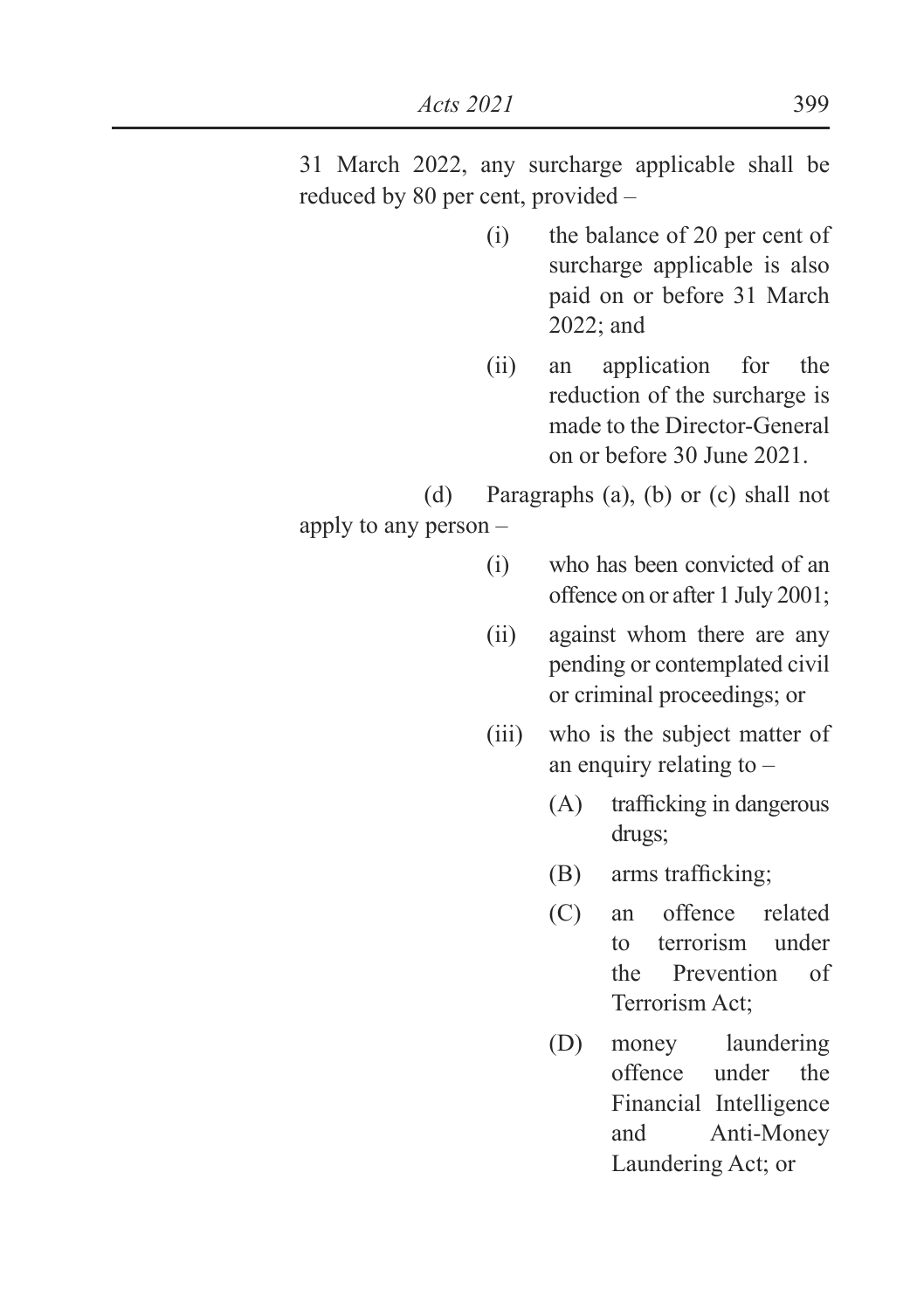31 March 2022, any surcharge applicable shall be reduced by 80 per cent, provided –

- (i) the balance of 20 per cent of surcharge applicable is also paid on or before 31 March 2022; and
- (ii) an application for the reduction of the surcharge is made to the Director-General on or before 30 June 2021.

(d) Paragraphs (a), (b) or (c) shall not apply to any person –

- (i) who has been convicted of an offence on or after 1 July 2001;
- (ii) against whom there are any pending or contemplated civil or criminal proceedings; or
- (iii) who is the subject matter of an enquiry relating to –
  - (A) trafficking in dangerous drugs;
  - (B) arms trafficking;
  - (C) an offence related to terrorism under the Prevention of Terrorism Act;
  - (D) money laundering offence under the Financial Intelligence and Anti-Money Laundering Act; or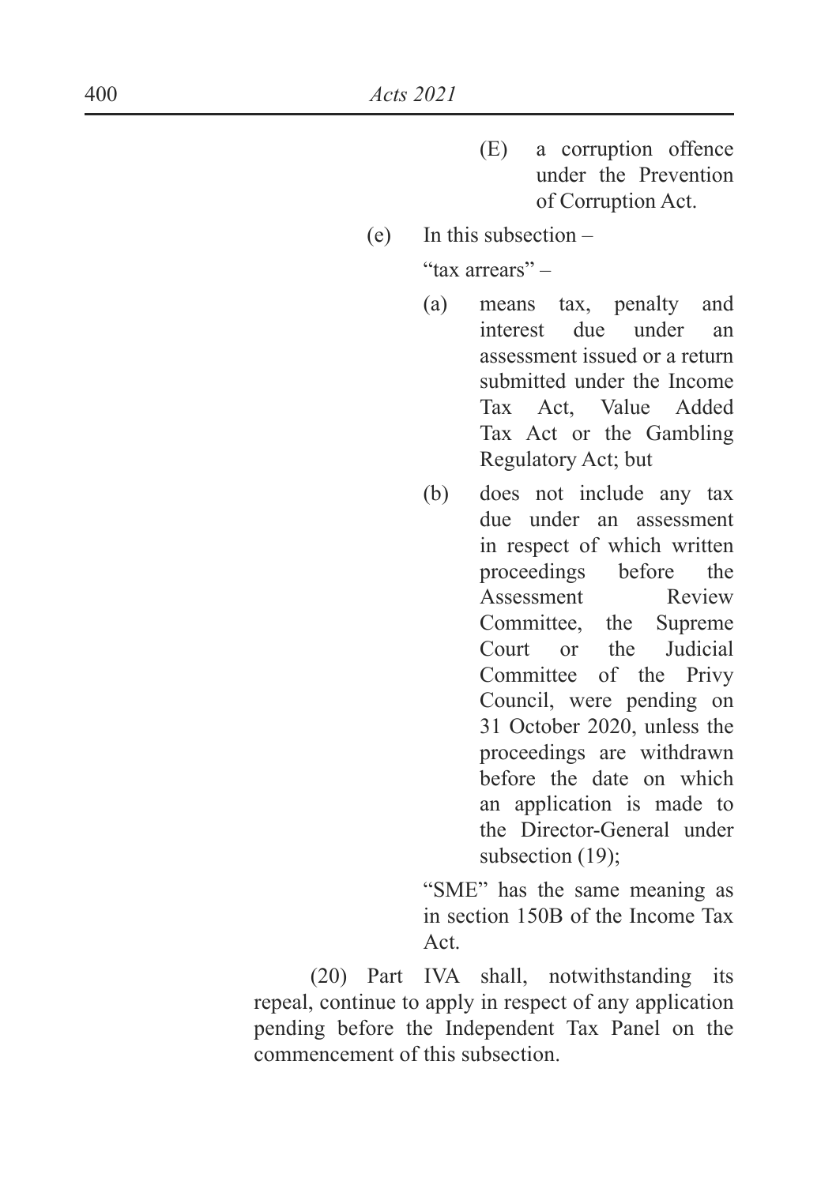(E) a corruption offence under the Prevention of Corruption Act.

(e) In this subsection –

"tax arrears" –

(a) means tax, penalty and interest due under an assessment issued or a return submitted under the Income Tax Act, Value Added Tax Act or the Gambling Regulatory Act; but

(b) does not include any tax due under an assessment in respect of which written proceedings before the Assessment Review Committee, the Supreme Court or the Judicial Committee of the Privy Council, were pending on 31 October 2020, unless the proceedings are withdrawn before the date on which an application is made to the Director-General under subsection (19);

"SME" has the same meaning as in section 150B of the Income Tax Act.

(20) Part IVA shall, notwithstanding its repeal, continue to apply in respect of any application pending before the Independent Tax Panel on the commencement of this subsection.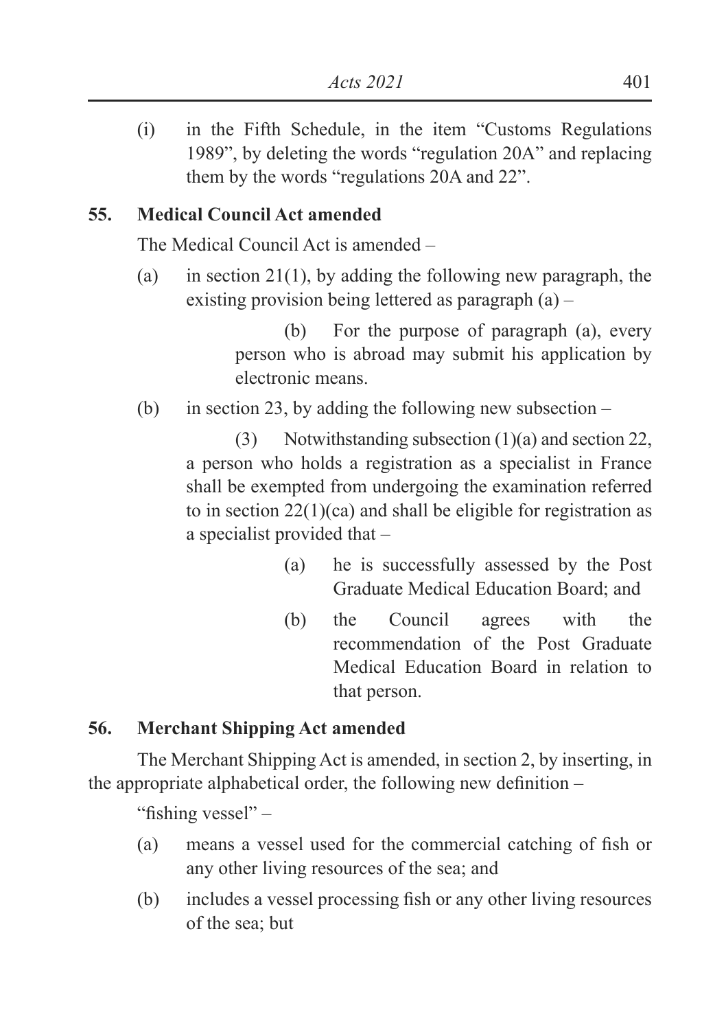(i) in the Fifth Schedule, in the item "Customs Regulations 1989", by deleting the words "regulation 20A" and replacing them by the words "regulations 20A and 22".

### 55. Medical Council Act amended

The Medical Council Act is amended –

(a) in section 21(1), by adding the following new paragraph, the existing provision being lettered as paragraph (a) –

> (b) For the purpose of paragraph (a), every person who is abroad may submit his application by electronic means.

(b) in section 23, by adding the following new subsection –

> (3) Notwithstanding subsection (1)(a) and section 22, a person who holds a registration as a specialist in France shall be exempted from undergoing the examination referred to in section 22(1)(ca) and shall be eligible for registration as a specialist provided that –
>
> (a) he is successfully assessed by the Post Graduate Medical Education Board; and
>
> (b) the Council agrees with the recommendation of the Post Graduate Medical Education Board in relation to that person.

### 56. Merchant Shipping Act amended

The Merchant Shipping Act is amended, in section 2, by inserting, in the appropriate alphabetical order, the following new definition –

"fishing vessel" –

(a) means a vessel used for the commercial catching of fish or any other living resources of the sea; and

(b) includes a vessel processing fish or any other living resources of the sea; but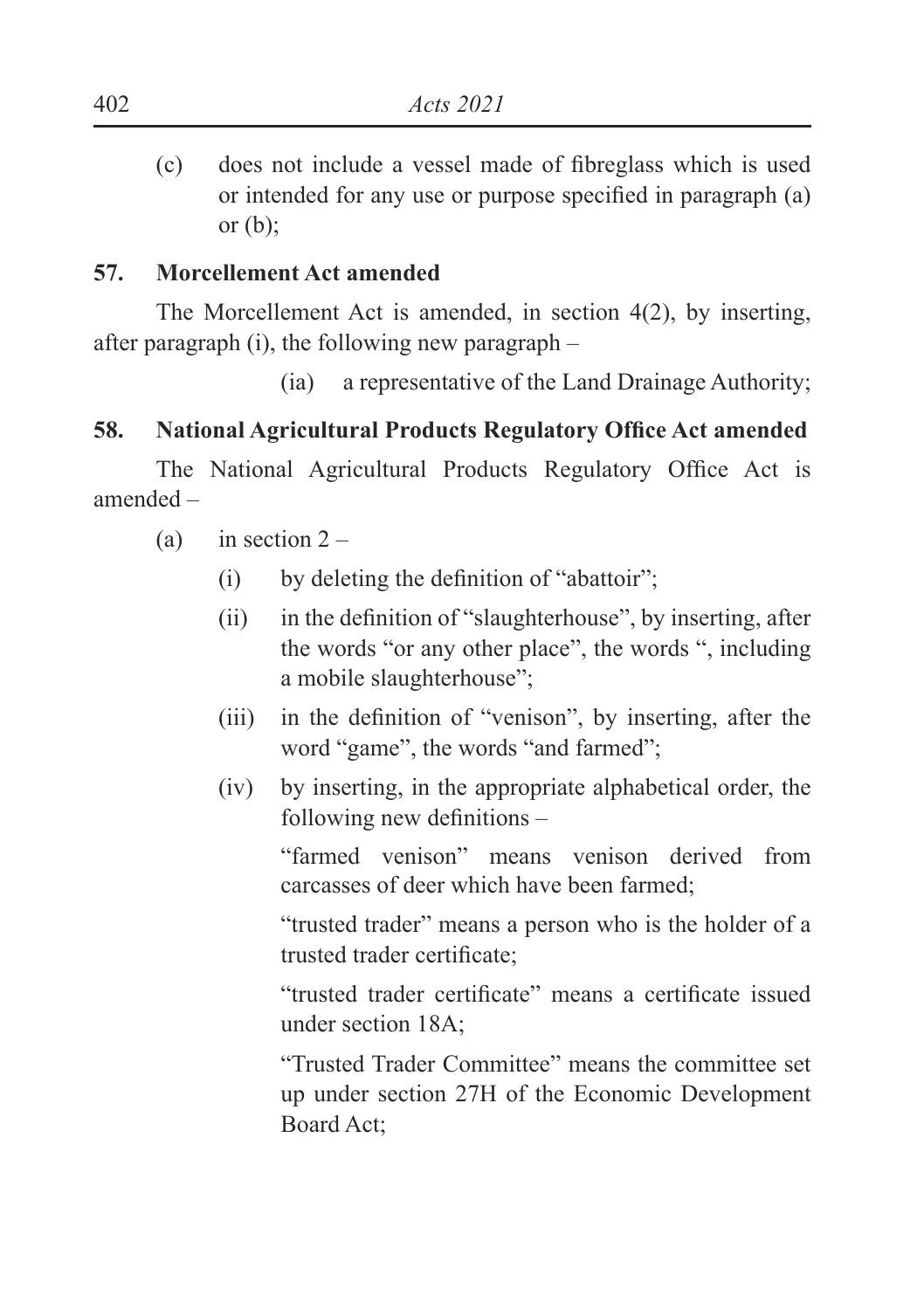(c) does not include a vessel made of fibreglass which is used or intended for any use or purpose specified in paragraph (a) or (b);

**57. Morcellement Act amended**

The Morcellement Act is amended, in section 4(2), by inserting, after paragraph (i), the following new paragraph –

(ia) a representative of the Land Drainage Authority;

**58. National Agricultural Products Regulatory Office Act amended**

The National Agricultural Products Regulatory Office Act is amended –

(a) in section 2 –

(i) by deleting the definition of "abattoir";

(ii) in the definition of "slaughterhouse", by inserting, after the words "or any other place", the words ", including a mobile slaughterhouse";

(iii) in the definition of "venison", by inserting, after the word "game", the words "and farmed";

(iv) by inserting, in the appropriate alphabetical order, the following new definitions –

"farmed venison" means venison derived from carcasses of deer which have been farmed;

"trusted trader" means a person who is the holder of a trusted trader certificate;

"trusted trader certificate" means a certificate issued under section 18A;

"Trusted Trader Committee" means the committee set up under section 27H of the Economic Development Board Act;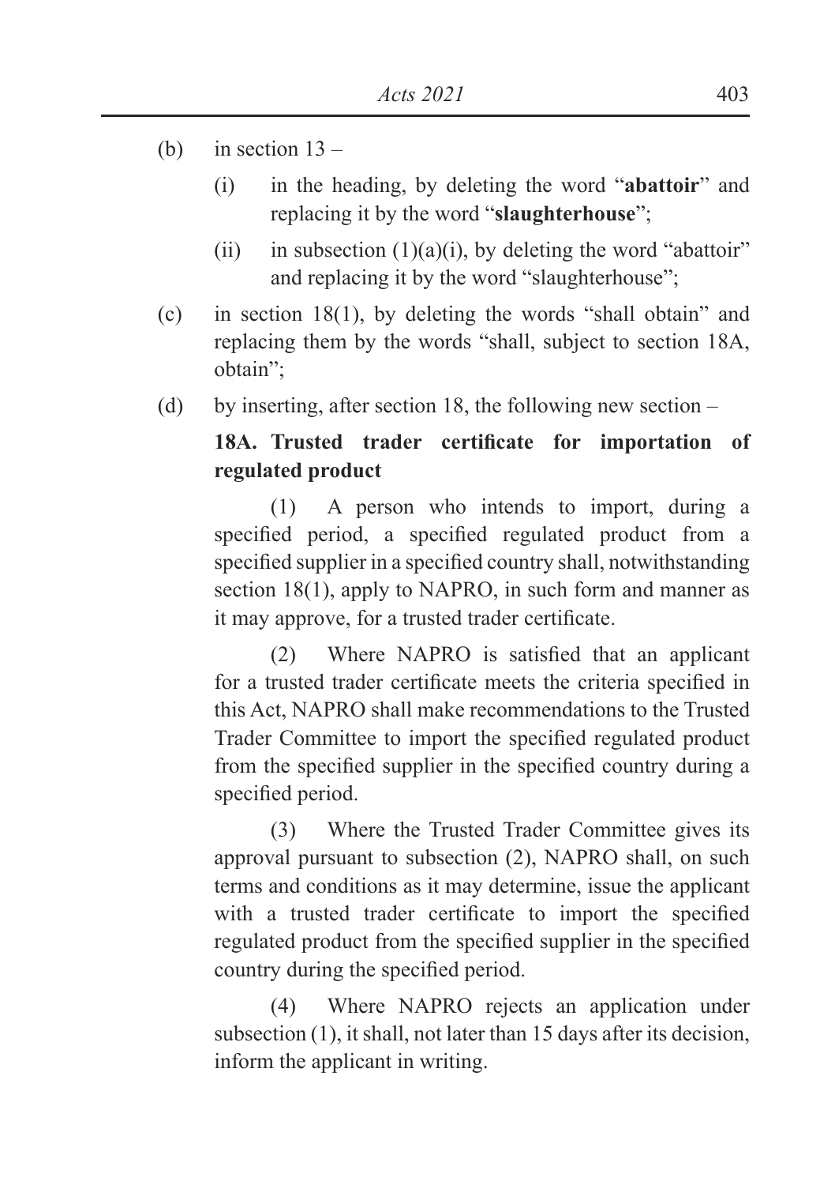(b) in section 13 –

 (i) in the heading, by deleting the word "**abattoir**" and replacing it by the word "**slaughterhouse**";

 (ii) in subsection (1)(a)(i), by deleting the word "abattoir" and replacing it by the word "slaughterhouse";

(c) in section 18(1), by deleting the words "shall obtain" and replacing them by the words "shall, subject to section 18A, obtain";

(d) by inserting, after section 18, the following new section –

**18A. Trusted trader certificate for importation of regulated product**

(1) A person who intends to import, during a specified period, a specified regulated product from a specified supplier in a specified country shall, notwithstanding section 18(1), apply to NAPRO, in such form and manner as it may approve, for a trusted trader certificate.

(2) Where NAPRO is satisfied that an applicant for a trusted trader certificate meets the criteria specified in this Act, NAPRO shall make recommendations to the Trusted Trader Committee to import the specified regulated product from the specified supplier in the specified country during a specified period.

(3) Where the Trusted Trader Committee gives its approval pursuant to subsection (2), NAPRO shall, on such terms and conditions as it may determine, issue the applicant with a trusted trader certificate to import the specified regulated product from the specified supplier in the specified country during the specified period.

(4) Where NAPRO rejects an application under subsection (1), it shall, not later than 15 days after its decision, inform the applicant in writing.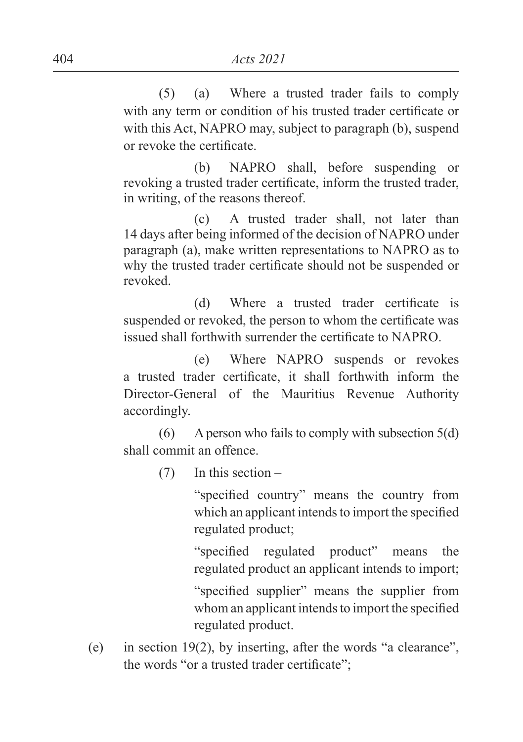(5) (a) Where a trusted trader fails to comply with any term or condition of his trusted trader certificate or with this Act, NAPRO may, subject to paragraph (b), suspend or revoke the certificate.

(b) NAPRO shall, before suspending or revoking a trusted trader certificate, inform the trusted trader, in writing, of the reasons thereof.

(c) A trusted trader shall, not later than 14 days after being informed of the decision of NAPRO under paragraph (a), make written representations to NAPRO as to why the trusted trader certificate should not be suspended or revoked.

(d) Where a trusted trader certificate is suspended or revoked, the person to whom the certificate was issued shall forthwith surrender the certificate to NAPRO.

(e) Where NAPRO suspends or revokes a trusted trader certificate, it shall forthwith inform the Director-General of the Mauritius Revenue Authority accordingly.

(6) A person who fails to comply with subsection 5(d) shall commit an offence.

(7) In this section –

"specified country" means the country from which an applicant intends to import the specified regulated product;

"specified regulated product" means the regulated product an applicant intends to import;

"specified supplier" means the supplier from whom an applicant intends to import the specified regulated product.

(e) in section 19(2), by inserting, after the words "a clearance", the words "or a trusted trader certificate";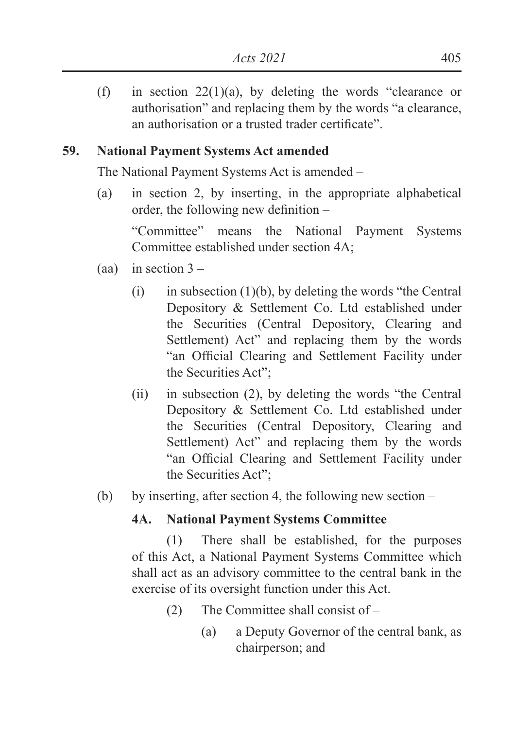(f) in section 22(1)(a), by deleting the words "clearance or authorisation" and replacing them by the words "a clearance, an authorisation or a trusted trader certificate".

**59. National Payment Systems Act amended**

The National Payment Systems Act is amended –

(a) in section 2, by inserting, in the appropriate alphabetical order, the following new definition –

"Committee" means the National Payment Systems Committee established under section 4A;

(aa) in section 3 –

(i) in subsection (1)(b), by deleting the words "the Central Depository & Settlement Co. Ltd established under the Securities (Central Depository, Clearing and Settlement) Act" and replacing them by the words "an Official Clearing and Settlement Facility under the Securities Act";

(ii) in subsection (2), by deleting the words "the Central Depository & Settlement Co. Ltd established under the Securities (Central Depository, Clearing and Settlement) Act" and replacing them by the words "an Official Clearing and Settlement Facility under the Securities Act";

(b) by inserting, after section 4, the following new section –

**4A. National Payment Systems Committee**

(1) There shall be established, for the purposes of this Act, a National Payment Systems Committee which shall act as an advisory committee to the central bank in the exercise of its oversight function under this Act.

(2) The Committee shall consist of –

(a) a Deputy Governor of the central bank, as chairperson; and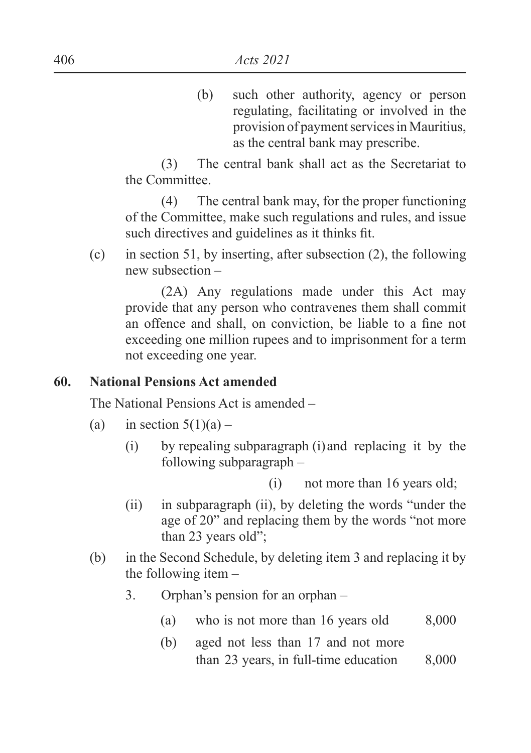(b) such other authority, agency or person regulating, facilitating or involved in the provision of payment services in Mauritius, as the central bank may prescribe.

(3) The central bank shall act as the Secretariat to the Committee.

(4) The central bank may, for the proper functioning of the Committee, make such regulations and rules, and issue such directives and guidelines as it thinks fit.

(c) in section 51, by inserting, after subsection (2), the following new subsection –

(2A) Any regulations made under this Act may provide that any person who contravenes them shall commit an offence and shall, on conviction, be liable to a fine not exceeding one million rupees and to imprisonment for a term not exceeding one year.

**60. National Pensions Act amended**

The National Pensions Act is amended –

(a) in section 5(1)(a) –

(i) by repealing subparagraph (i) and replacing it by the following subparagraph –

(i) not more than 16 years old;

(ii) in subparagraph (ii), by deleting the words "under the age of 20" and replacing them by the words "not more than 23 years old";

(b) in the Second Schedule, by deleting item 3 and replacing it by the following item –

3. Orphan's pension for an orphan –

| | | |
|---|---|---|
| (a) | who is not more than 16 years old | 8,000 |
| (b) | aged not less than 17 and not more than 23 years, in full-time education | 8,000 |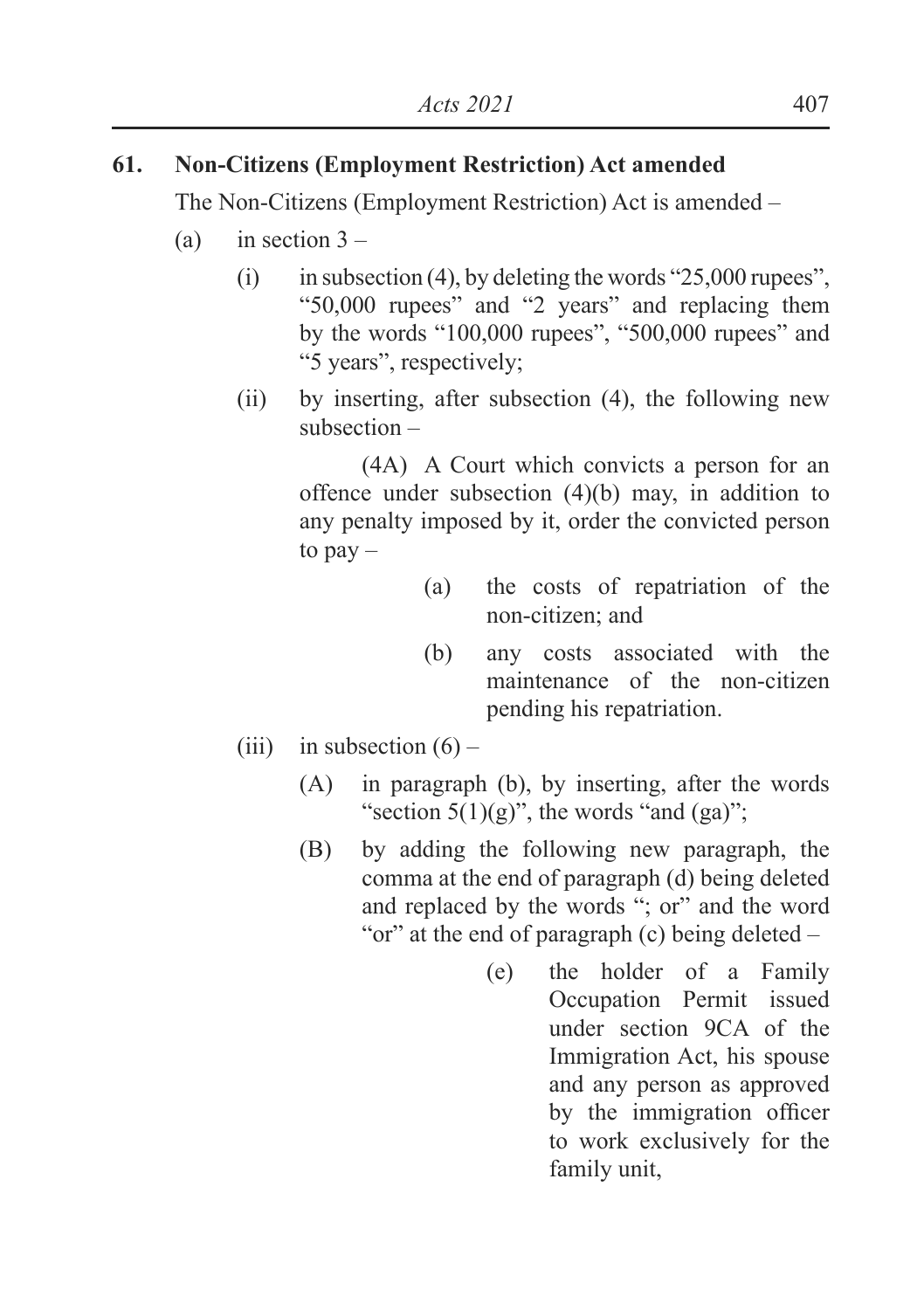### 61. Non-Citizens (Employment Restriction) Act amended

The Non-Citizens (Employment Restriction) Act is amended –

(a) in section 3 –

(i) in subsection (4), by deleting the words "25,000 rupees", "50,000 rupees" and "2 years" and replacing them by the words "100,000 rupees", "500,000 rupees" and "5 years", respectively;

(ii) by inserting, after subsection (4), the following new subsection –

(4A) A Court which convicts a person for an offence under subsection (4)(b) may, in addition to any penalty imposed by it, order the convicted person to pay –

(a) the costs of repatriation of the non-citizen; and

(b) any costs associated with the maintenance of the non-citizen pending his repatriation.

(iii) in subsection (6) –

(A) in paragraph (b), by inserting, after the words "section 5(1)(g)", the words "and (ga)";

(B) by adding the following new paragraph, the comma at the end of paragraph (d) being deleted and replaced by the words "; or" and the word "or" at the end of paragraph (c) being deleted –

(e) the holder of a Family Occupation Permit issued under section 9CA of the Immigration Act, his spouse and any person as approved by the immigration officer to work exclusively for the family unit,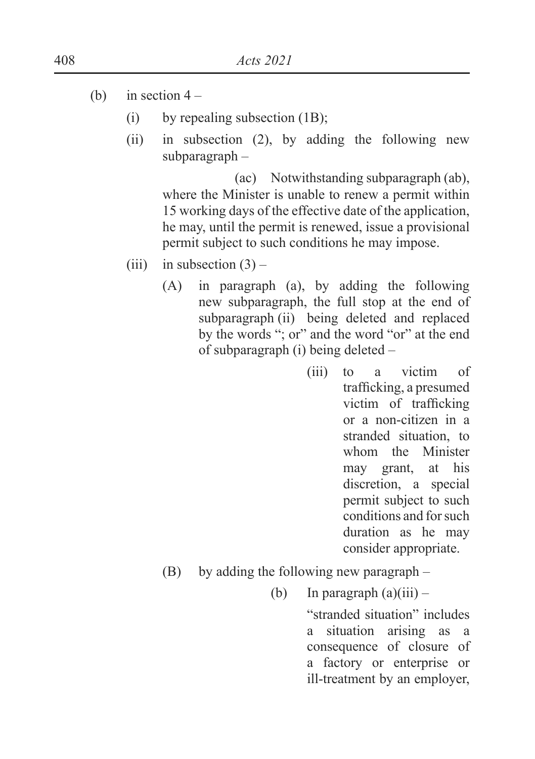(b) in section 4 –

   (i) by repealing subsection (1B);

   (ii) in subsection (2), by adding the following new subparagraph –

      (ac) Notwithstanding subparagraph (ab), where the Minister is unable to renew a permit within 15 working days of the effective date of the application, he may, until the permit is renewed, issue a provisional permit subject to such conditions he may impose.

   (iii) in subsection (3) –

      (A) in paragraph (a), by adding the following new subparagraph, the full stop at the end of subparagraph (ii) being deleted and replaced by the words "; or" and the word "or" at the end of subparagraph (i) being deleted –

         (iii) to a victim of trafficking, a presumed victim of trafficking or a non-citizen in a stranded situation, to whom the Minister may grant, at his discretion, a special permit subject to such conditions and for such duration as he may consider appropriate.

      (B) by adding the following new paragraph –

         (b) In paragraph (a)(iii) –

            "stranded situation" includes a situation arising as a consequence of closure of a factory or enterprise or ill-treatment by an employer,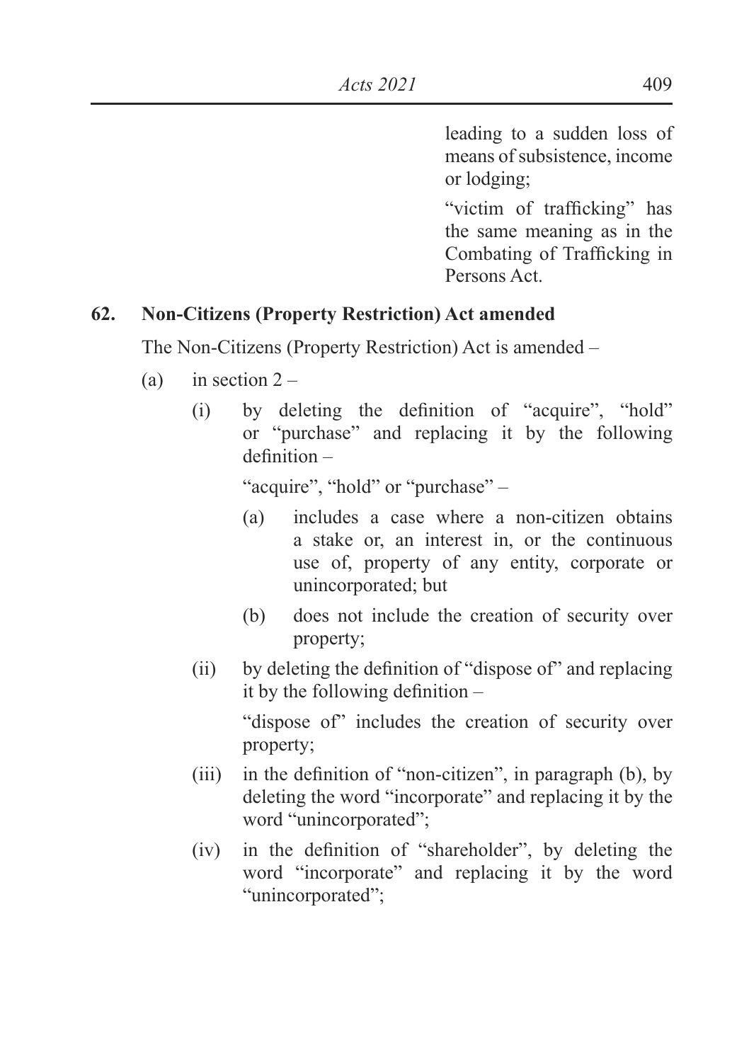leading to a sudden loss of means of subsistence, income or lodging;

"victim of trafficking" has the same meaning as in the Combating of Trafficking in Persons Act.

**62. Non-Citizens (Property Restriction) Act amended**

The Non-Citizens (Property Restriction) Act is amended –

(a) in section 2 –

(i) by deleting the definition of "acquire", "hold" or "purchase" and replacing it by the following definition –

"acquire", "hold" or "purchase" –

(a) includes a case where a non-citizen obtains a stake or, an interest in, or the continuous use of, property of any entity, corporate or unincorporated; but

(b) does not include the creation of security over property;

(ii) by deleting the definition of "dispose of" and replacing it by the following definition –

"dispose of" includes the creation of security over property;

(iii) in the definition of "non-citizen", in paragraph (b), by deleting the word "incorporate" and replacing it by the word "unincorporated";

(iv) in the definition of "shareholder", by deleting the word "incorporate" and replacing it by the word "unincorporated";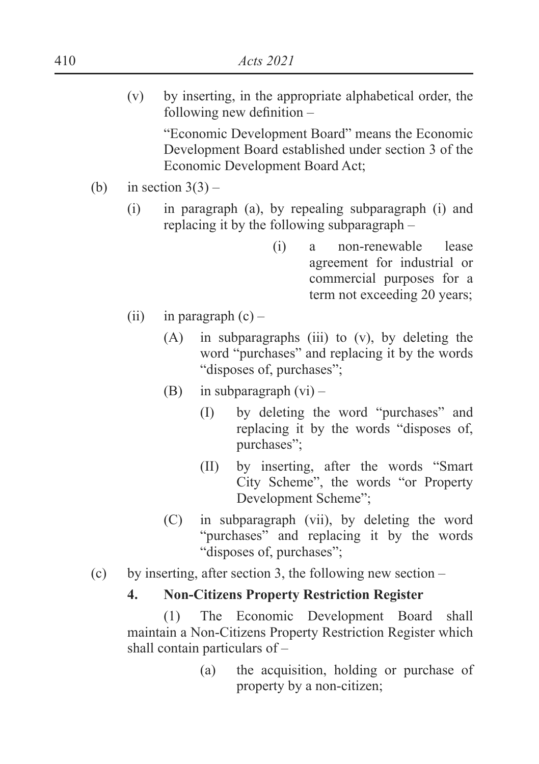(v) by inserting, in the appropriate alphabetical order, the following new definition –

"Economic Development Board" means the Economic Development Board established under section 3 of the Economic Development Board Act;

(b) in section 3(3) –

(i) in paragraph (a), by repealing subparagraph (i) and replacing it by the following subparagraph –

(i) a non-renewable lease agreement for industrial or commercial purposes for a term not exceeding 20 years;

(ii) in paragraph (c) –

(A) in subparagraphs (iii) to (v), by deleting the word "purchases" and replacing it by the words "disposes of, purchases";

(B) in subparagraph (vi) –

(I) by deleting the word "purchases" and replacing it by the words "disposes of, purchases";

(II) by inserting, after the words "Smart City Scheme", the words "or Property Development Scheme";

(C) in subparagraph (vii), by deleting the word "purchases" and replacing it by the words "disposes of, purchases";

(c) by inserting, after section 3, the following new section –

**4. Non-Citizens Property Restriction Register**

(1) The Economic Development Board shall maintain a Non-Citizens Property Restriction Register which shall contain particulars of –

(a) the acquisition, holding or purchase of property by a non-citizen;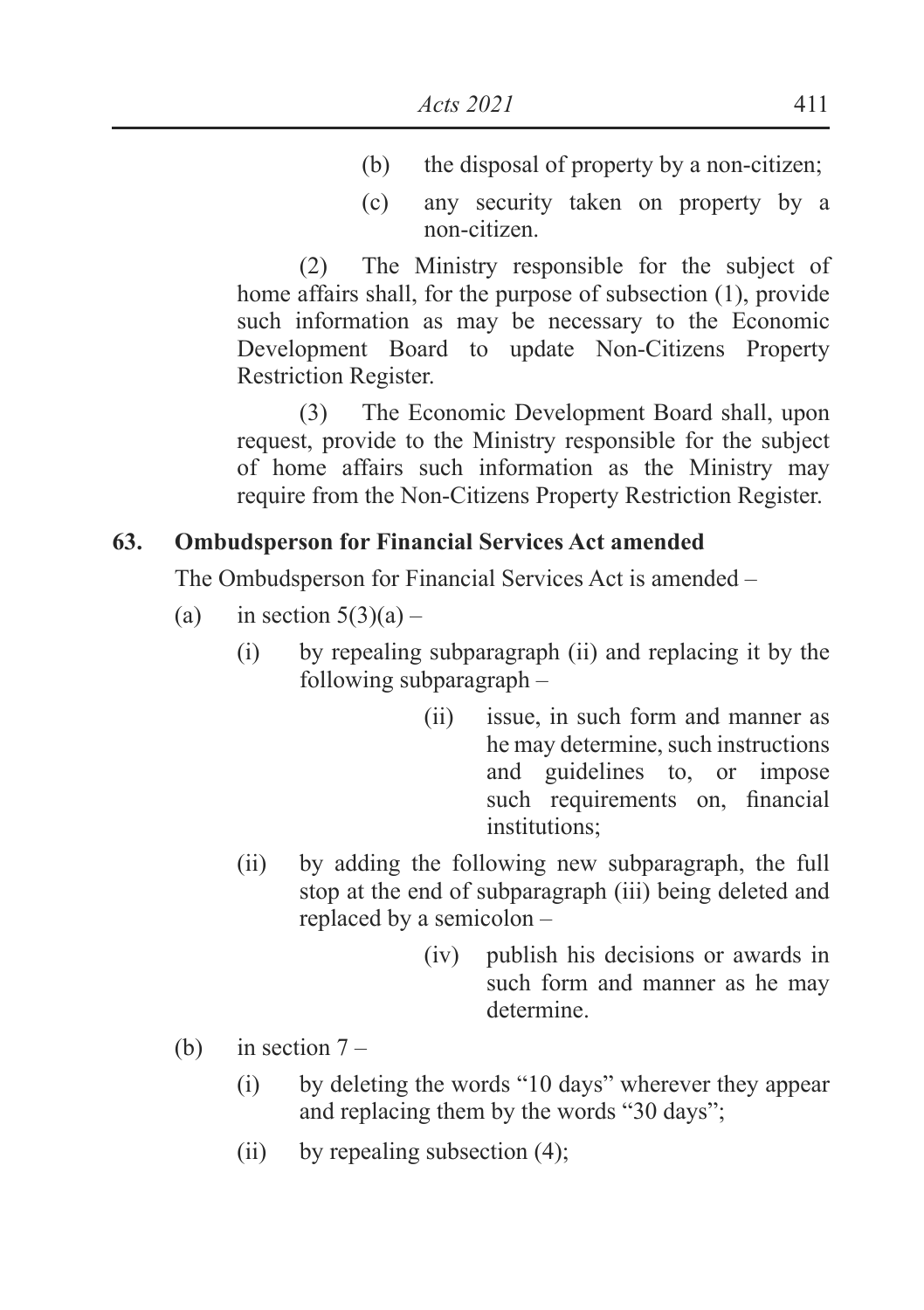(b) the disposal of property by a non-citizen;

(c) any security taken on property by a non-citizen.

(2) The Ministry responsible for the subject of home affairs shall, for the purpose of subsection (1), provide such information as may be necessary to the Economic Development Board to update Non-Citizens Property Restriction Register.

(3) The Economic Development Board shall, upon request, provide to the Ministry responsible for the subject of home affairs such information as the Ministry may require from the Non-Citizens Property Restriction Register.

**63. Ombudsperson for Financial Services Act amended**

The Ombudsperson for Financial Services Act is amended –

(a) in section 5(3)(a) –

(i) by repealing subparagraph (ii) and replacing it by the following subparagraph –

(ii) issue, in such form and manner as he may determine, such instructions and guidelines to, or impose such requirements on, financial institutions;

(ii) by adding the following new subparagraph, the full stop at the end of subparagraph (iii) being deleted and replaced by a semicolon –

(iv) publish his decisions or awards in such form and manner as he may determine.

(b) in section 7 –

(i) by deleting the words "10 days" wherever they appear and replacing them by the words "30 days";

(ii) by repealing subsection (4);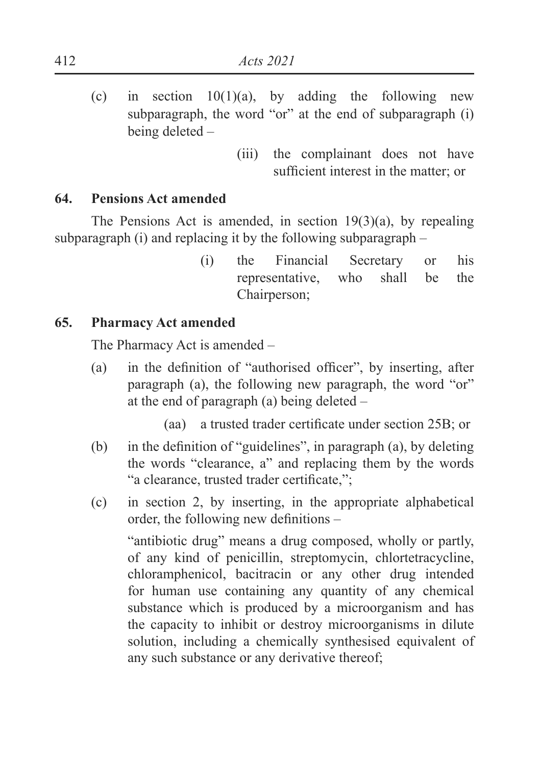(c) in section 10(1)(a), by adding the following new subparagraph, the word "or" at the end of subparagraph (i) being deleted –

> (iii) the complainant does not have sufficient interest in the matter; or

### 64. Pensions Act amended

The Pensions Act is amended, in section 19(3)(a), by repealing subparagraph (i) and replacing it by the following subparagraph –

> (i) the Financial Secretary or his representative, who shall be the Chairperson;

### 65. Pharmacy Act amended

The Pharmacy Act is amended –

(a) in the definition of "authorised officer", by inserting, after paragraph (a), the following new paragraph, the word "or" at the end of paragraph (a) being deleted –

> (aa) a trusted trader certificate under section 25B; or

(b) in the definition of "guidelines", in paragraph (a), by deleting the words "clearance, a" and replacing them by the words "a clearance, trusted trader certificate,";

(c) in section 2, by inserting, in the appropriate alphabetical order, the following new definitions –

> "antibiotic drug" means a drug composed, wholly or partly, of any kind of penicillin, streptomycin, chlortetracycline, chloramphenicol, bacitracin or any other drug intended for human use containing any quantity of any chemical substance which is produced by a microorganism and has the capacity to inhibit or destroy microorganisms in dilute solution, including a chemically synthesised equivalent of any such substance or any derivative thereof;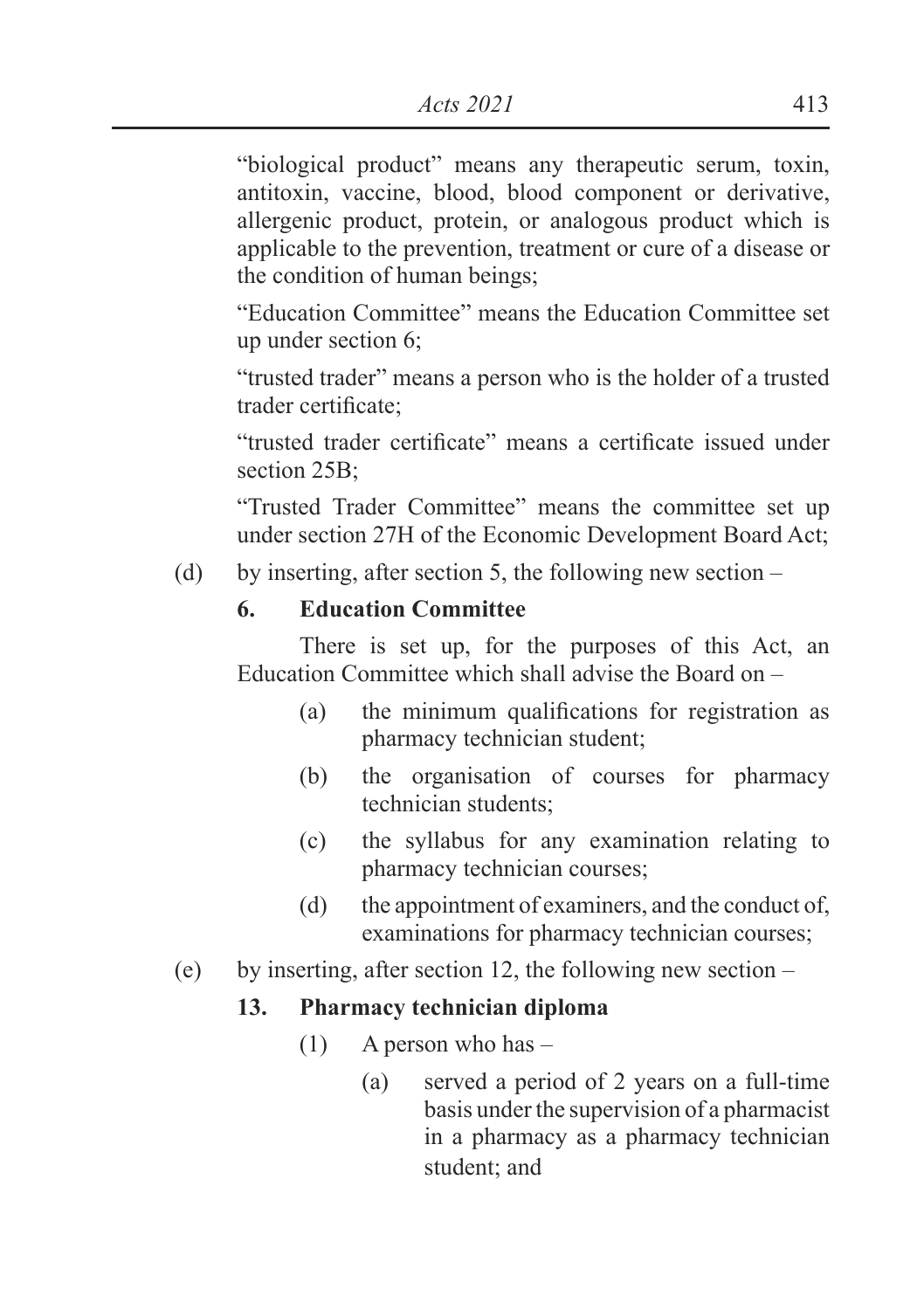"biological product" means any therapeutic serum, toxin, antitoxin, vaccine, blood, blood component or derivative, allergenic product, protein, or analogous product which is applicable to the prevention, treatment or cure of a disease or the condition of human beings;

"Education Committee" means the Education Committee set up under section 6;

"trusted trader" means a person who is the holder of a trusted trader certificate;

"trusted trader certificate" means a certificate issued under section 25B;

"Trusted Trader Committee" means the committee set up under section 27H of the Economic Development Board Act;

(d) by inserting, after section 5, the following new section –

**6. Education Committee**

There is set up, for the purposes of this Act, an Education Committee which shall advise the Board on –

(a) the minimum qualifications for registration as pharmacy technician student;

(b) the organisation of courses for pharmacy technician students;

(c) the syllabus for any examination relating to pharmacy technician courses;

(d) the appointment of examiners, and the conduct of, examinations for pharmacy technician courses;

(e) by inserting, after section 12, the following new section –

**13. Pharmacy technician diploma**

(1) A person who has –

(a) served a period of 2 years on a full-time basis under the supervision of a pharmacist in a pharmacy as a pharmacy technician student; and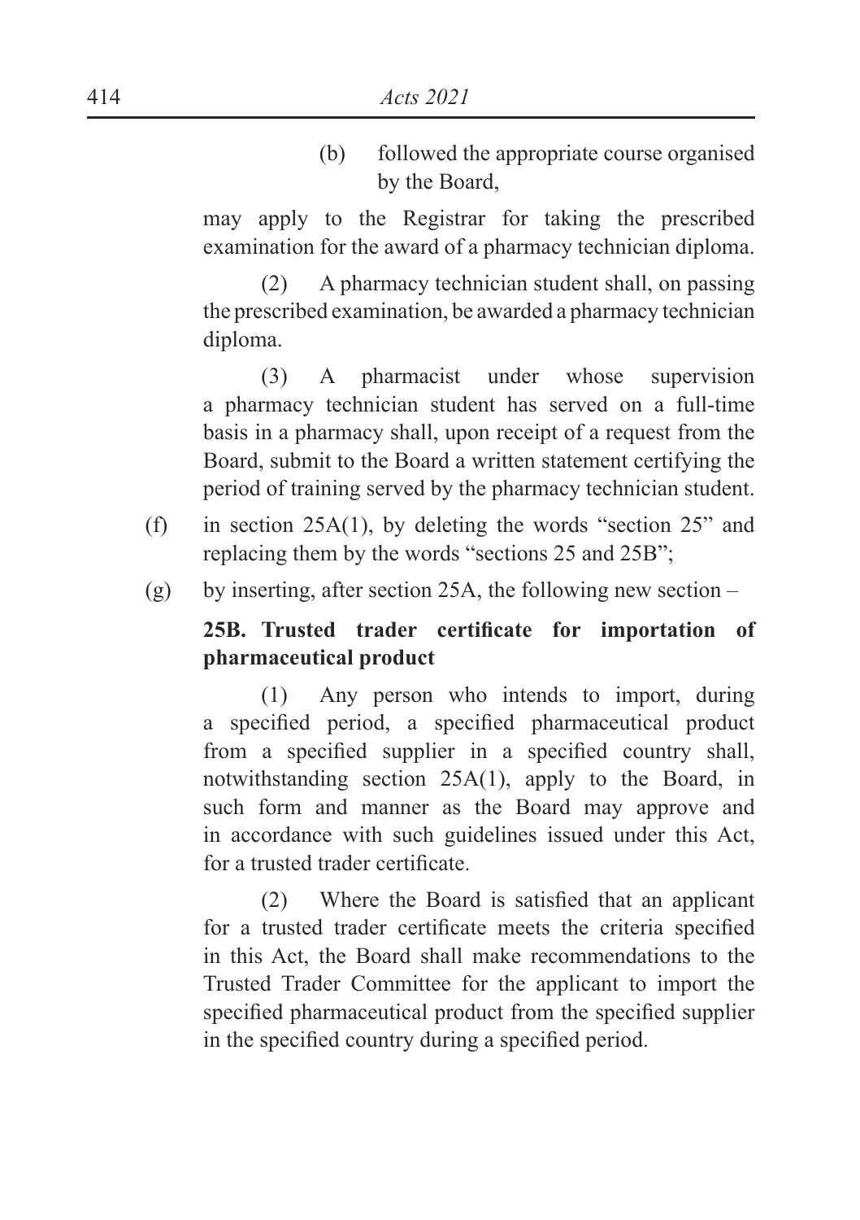(b) followed the appropriate course organised by the Board,

may apply to the Registrar for taking the prescribed examination for the award of a pharmacy technician diploma.

(2) A pharmacy technician student shall, on passing the prescribed examination, be awarded a pharmacy technician diploma.

(3) A pharmacist under whose supervision a pharmacy technician student has served on a full-time basis in a pharmacy shall, upon receipt of a request from the Board, submit to the Board a written statement certifying the period of training served by the pharmacy technician student.

(f) in section 25A(1), by deleting the words "section 25" and replacing them by the words "sections 25 and 25B";

(g) by inserting, after section 25A, the following new section –

**25B. Trusted trader certificate for importation of pharmaceutical product**

(1) Any person who intends to import, during a specified period, a specified pharmaceutical product from a specified supplier in a specified country shall, notwithstanding section 25A(1), apply to the Board, in such form and manner as the Board may approve and in accordance with such guidelines issued under this Act, for a trusted trader certificate.

(2) Where the Board is satisfied that an applicant for a trusted trader certificate meets the criteria specified in this Act, the Board shall make recommendations to the Trusted Trader Committee for the applicant to import the specified pharmaceutical product from the specified supplier in the specified country during a specified period.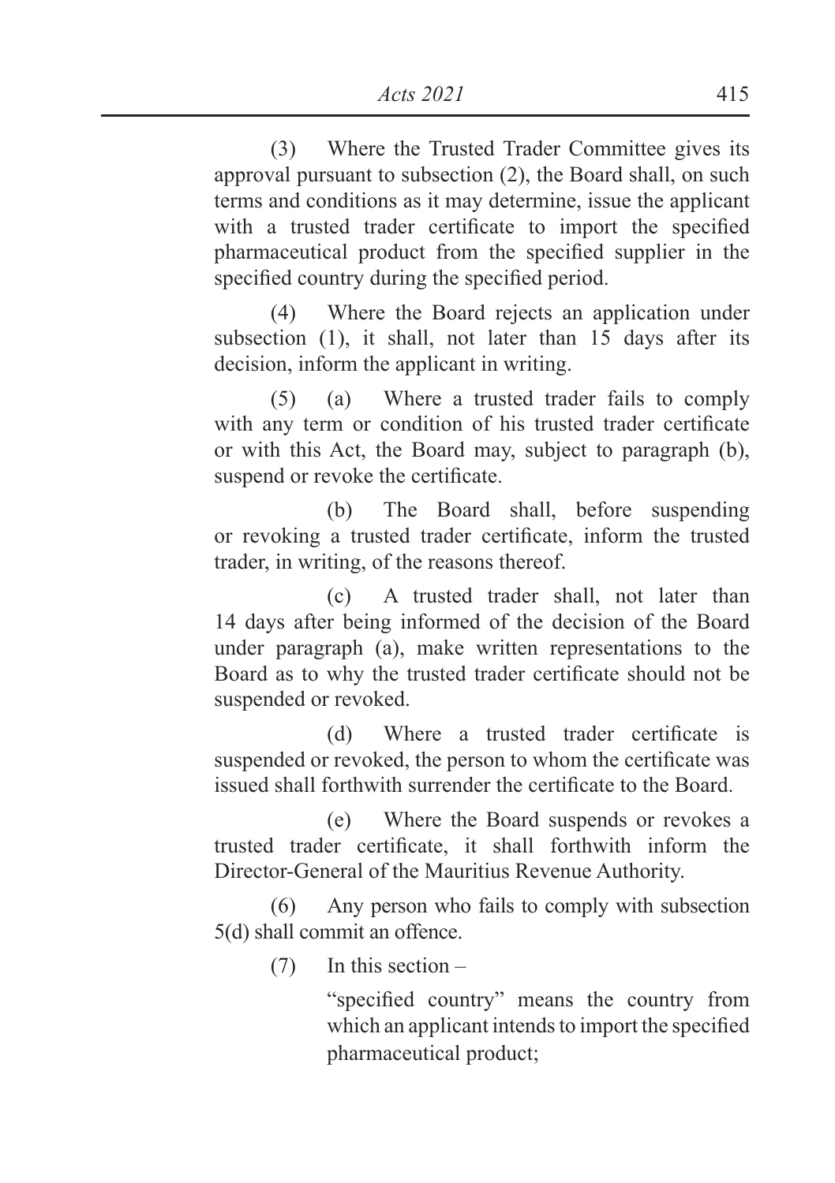(3) Where the Trusted Trader Committee gives its approval pursuant to subsection (2), the Board shall, on such terms and conditions as it may determine, issue the applicant with a trusted trader certificate to import the specified pharmaceutical product from the specified supplier in the specified country during the specified period.

(4) Where the Board rejects an application under subsection (1), it shall, not later than 15 days after its decision, inform the applicant in writing.

(5) (a) Where a trusted trader fails to comply with any term or condition of his trusted trader certificate or with this Act, the Board may, subject to paragraph (b), suspend or revoke the certificate.

(b) The Board shall, before suspending or revoking a trusted trader certificate, inform the trusted trader, in writing, of the reasons thereof.

(c) A trusted trader shall, not later than 14 days after being informed of the decision of the Board under paragraph (a), make written representations to the Board as to why the trusted trader certificate should not be suspended or revoked.

(d) Where a trusted trader certificate is suspended or revoked, the person to whom the certificate was issued shall forthwith surrender the certificate to the Board.

(e) Where the Board suspends or revokes a trusted trader certificate, it shall forthwith inform the Director-General of the Mauritius Revenue Authority.

(6) Any person who fails to comply with subsection 5(d) shall commit an offence.

(7) In this section –

"specified country" means the country from which an applicant intends to import the specified pharmaceutical product;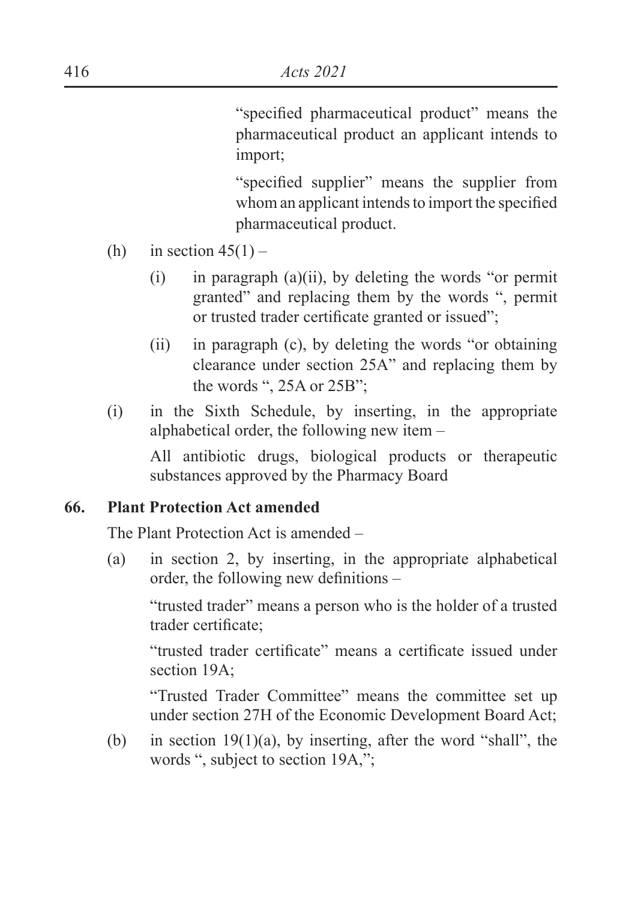"specified pharmaceutical product" means the pharmaceutical product an applicant intends to import;

"specified supplier" means the supplier from whom an applicant intends to import the specified pharmaceutical product.

(h) in section 45(1) –

(i) in paragraph (a)(ii), by deleting the words "or permit granted" and replacing them by the words ", permit or trusted trader certificate granted or issued";

(ii) in paragraph (c), by deleting the words "or obtaining clearance under section 25A" and replacing them by the words ", 25A or 25B";

(i) in the Sixth Schedule, by inserting, in the appropriate alphabetical order, the following new item –

All antibiotic drugs, biological products or therapeutic substances approved by the Pharmacy Board

**66. Plant Protection Act amended**

The Plant Protection Act is amended –

(a) in section 2, by inserting, in the appropriate alphabetical order, the following new definitions –

"trusted trader" means a person who is the holder of a trusted trader certificate;

"trusted trader certificate" means a certificate issued under section 19A;

"Trusted Trader Committee" means the committee set up under section 27H of the Economic Development Board Act;

(b) in section 19(1)(a), by inserting, after the word "shall", the words ", subject to section 19A,";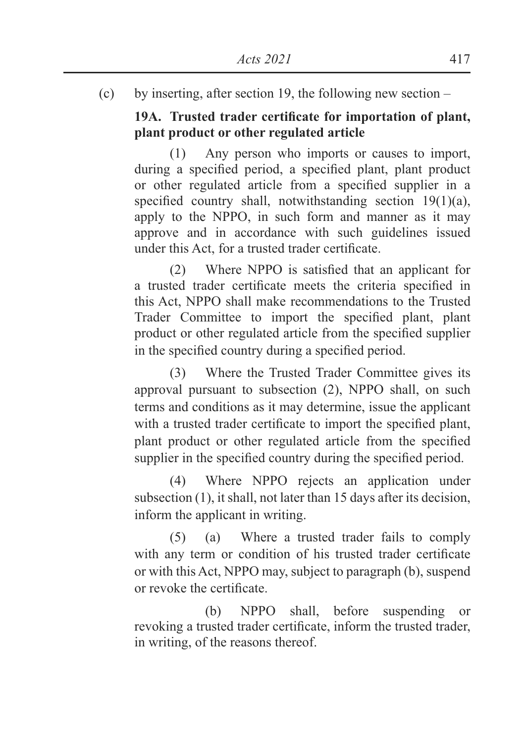(c) by inserting, after section 19, the following new section –

**19A. Trusted trader certificate for importation of plant, plant product or other regulated article**

(1) Any person who imports or causes to import, during a specified period, a specified plant, plant product or other regulated article from a specified supplier in a specified country shall, notwithstanding section 19(1)(a), apply to the NPPO, in such form and manner as it may approve and in accordance with such guidelines issued under this Act, for a trusted trader certificate.

(2) Where NPPO is satisfied that an applicant for a trusted trader certificate meets the criteria specified in this Act, NPPO shall make recommendations to the Trusted Trader Committee to import the specified plant, plant product or other regulated article from the specified supplier in the specified country during a specified period.

(3) Where the Trusted Trader Committee gives its approval pursuant to subsection (2), NPPO shall, on such terms and conditions as it may determine, issue the applicant with a trusted trader certificate to import the specified plant, plant product or other regulated article from the specified supplier in the specified country during the specified period.

(4) Where NPPO rejects an application under subsection (1), it shall, not later than 15 days after its decision, inform the applicant in writing.

(5) (a) Where a trusted trader fails to comply with any term or condition of his trusted trader certificate or with this Act, NPPO may, subject to paragraph (b), suspend or revoke the certificate.

(b) NPPO shall, before suspending or revoking a trusted trader certificate, inform the trusted trader, in writing, of the reasons thereof.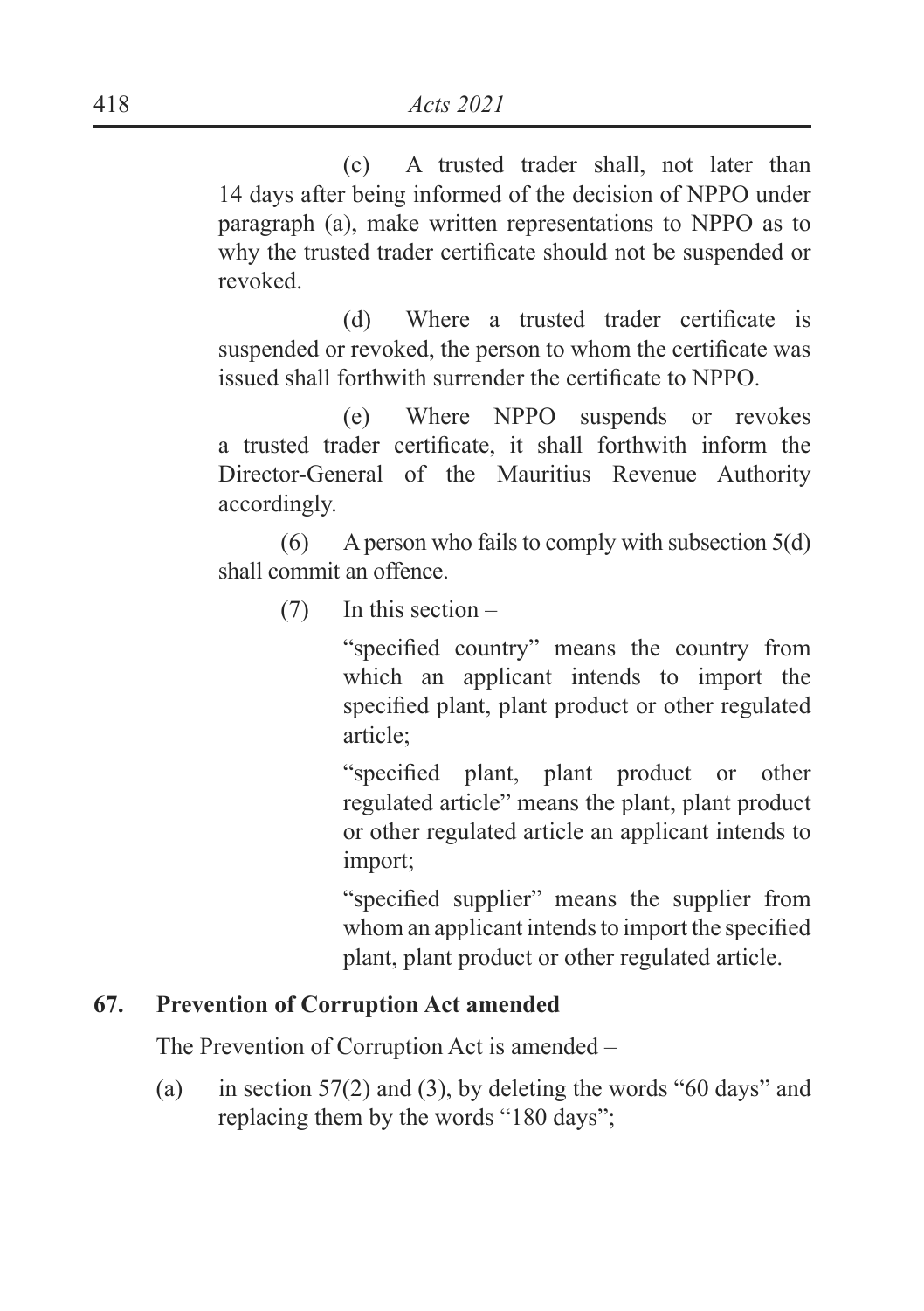(c) A trusted trader shall, not later than 14 days after being informed of the decision of NPPO under paragraph (a), make written representations to NPPO as to why the trusted trader certificate should not be suspended or revoked.

(d) Where a trusted trader certificate is suspended or revoked, the person to whom the certificate was issued shall forthwith surrender the certificate to NPPO.

(e) Where NPPO suspends or revokes a trusted trader certificate, it shall forthwith inform the Director-General of the Mauritius Revenue Authority accordingly.

(6) A person who fails to comply with subsection 5(d) shall commit an offence.

(7) In this section –

"specified country" means the country from which an applicant intends to import the specified plant, plant product or other regulated article;

"specified plant, plant product or other regulated article" means the plant, plant product or other regulated article an applicant intends to import;

"specified supplier" means the supplier from whom an applicant intends to import the specified plant, plant product or other regulated article.

**67. Prevention of Corruption Act amended**

The Prevention of Corruption Act is amended –

(a) in section 57(2) and (3), by deleting the words "60 days" and replacing them by the words "180 days";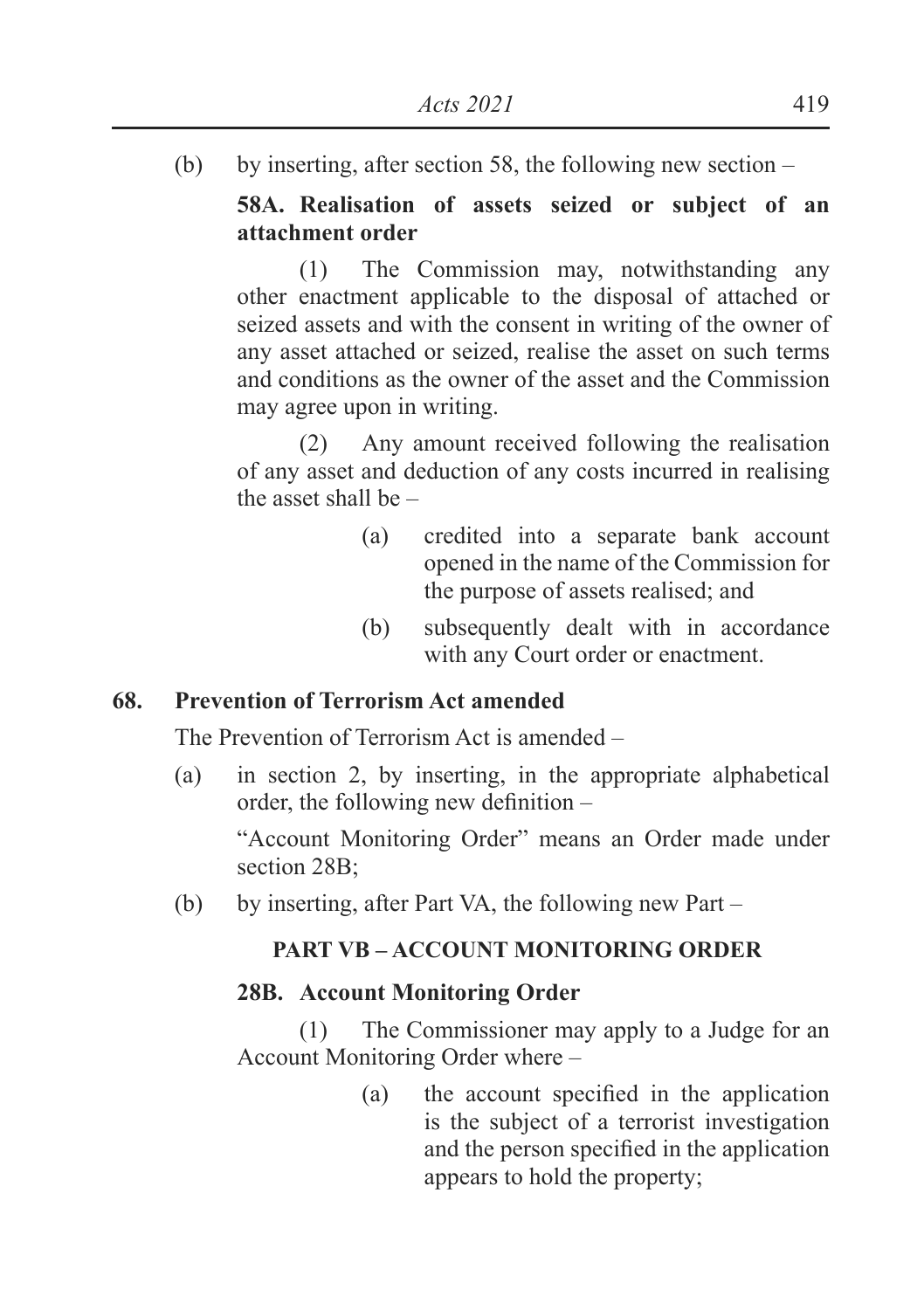(b) by inserting, after section 58, the following new section –

**58A. Realisation of assets seized or subject of an attachment order**

(1) The Commission may, notwithstanding any other enactment applicable to the disposal of attached or seized assets and with the consent in writing of the owner of any asset attached or seized, realise the asset on such terms and conditions as the owner of the asset and the Commission may agree upon in writing.

(2) Any amount received following the realisation of any asset and deduction of any costs incurred in realising the asset shall be –

(a) credited into a separate bank account opened in the name of the Commission for the purpose of assets realised; and

(b) subsequently dealt with in accordance with any Court order or enactment.

**68. Prevention of Terrorism Act amended**

The Prevention of Terrorism Act is amended –

(a) in section 2, by inserting, in the appropriate alphabetical order, the following new definition –

"Account Monitoring Order" means an Order made under section 28B;

(b) by inserting, after Part VA, the following new Part –

**PART VB – ACCOUNT MONITORING ORDER**

**28B. Account Monitoring Order**

(1) The Commissioner may apply to a Judge for an Account Monitoring Order where –

(a) the account specified in the application is the subject of a terrorist investigation and the person specified in the application appears to hold the property;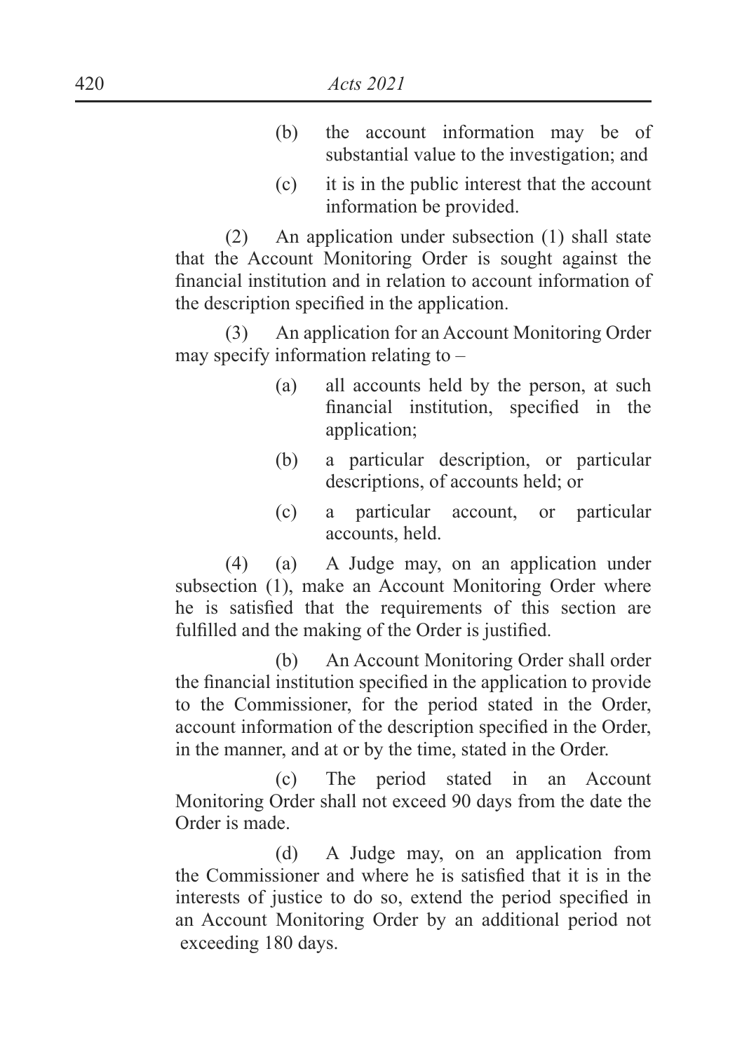(b) the account information may be of substantial value to the investigation; and

(c) it is in the public interest that the account information be provided.

(2) An application under subsection (1) shall state that the Account Monitoring Order is sought against the financial institution and in relation to account information of the description specified in the application.

(3) An application for an Account Monitoring Order may specify information relating to –

(a) all accounts held by the person, at such financial institution, specified in the application;

(b) a particular description, or particular descriptions, of accounts held; or

(c) a particular account, or particular accounts, held.

(4) (a) A Judge may, on an application under subsection (1), make an Account Monitoring Order where he is satisfied that the requirements of this section are fulfilled and the making of the Order is justified.

(b) An Account Monitoring Order shall order the financial institution specified in the application to provide to the Commissioner, for the period stated in the Order, account information of the description specified in the Order, in the manner, and at or by the time, stated in the Order.

(c) The period stated in an Account Monitoring Order shall not exceed 90 days from the date the Order is made.

(d) A Judge may, on an application from the Commissioner and where he is satisfied that it is in the interests of justice to do so, extend the period specified in an Account Monitoring Order by an additional period not exceeding 180 days.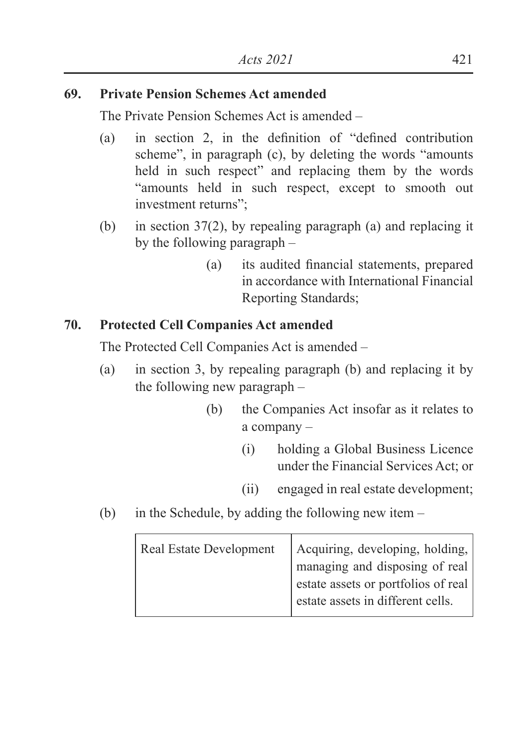**69. Private Pension Schemes Act amended**

The Private Pension Schemes Act is amended –

(a) in section 2, in the definition of "defined contribution scheme", in paragraph (c), by deleting the words "amounts held in such respect" and replacing them by the words "amounts held in such respect, except to smooth out investment returns";

(b) in section 37(2), by repealing paragraph (a) and replacing it by the following paragraph –

> (a) its audited financial statements, prepared in accordance with International Financial Reporting Standards;

**70. Protected Cell Companies Act amended**

The Protected Cell Companies Act is amended –

(a) in section 3, by repealing paragraph (b) and replacing it by the following new paragraph –

> (b) the Companies Act insofar as it relates to a company –
>
> (i) holding a Global Business Licence under the Financial Services Act; or
>
> (ii) engaged in real estate development;

(b) in the Schedule, by adding the following new item –

| | |
|---|---|
| Real Estate Development | Acquiring, developing, holding, managing and disposing of real estate assets or portfolios of real estate assets in different cells. |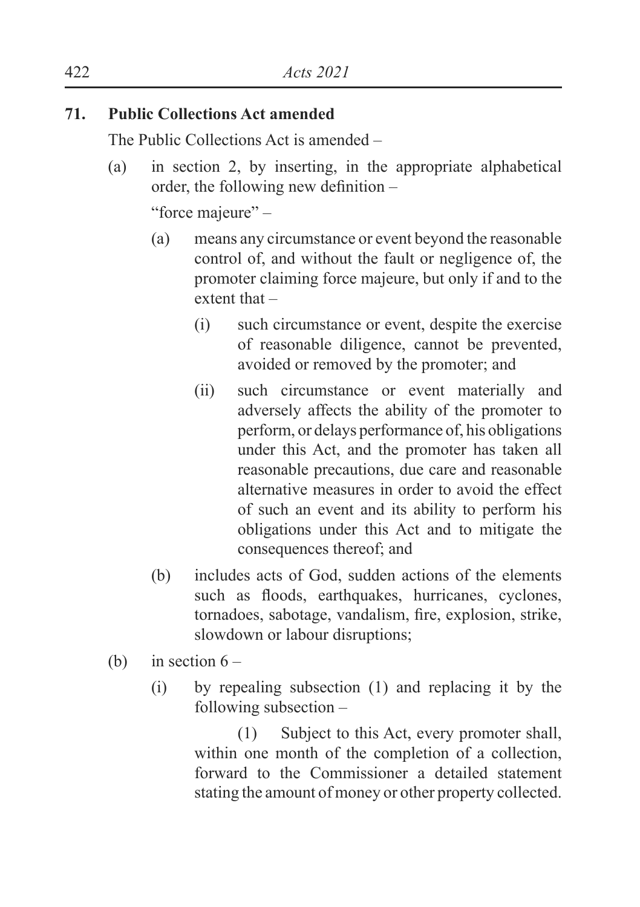**71. Public Collections Act amended**

The Public Collections Act is amended –

(a) in section 2, by inserting, in the appropriate alphabetical order, the following new definition –

"force majeure" –

(a) means any circumstance or event beyond the reasonable control of, and without the fault or negligence of, the promoter claiming force majeure, but only if and to the extent that –

(i) such circumstance or event, despite the exercise of reasonable diligence, cannot be prevented, avoided or removed by the promoter; and

(ii) such circumstance or event materially and adversely affects the ability of the promoter to perform, or delays performance of, his obligations under this Act, and the promoter has taken all reasonable precautions, due care and reasonable alternative measures in order to avoid the effect of such an event and its ability to perform his obligations under this Act and to mitigate the consequences thereof; and

(b) includes acts of God, sudden actions of the elements such as floods, earthquakes, hurricanes, cyclones, tornadoes, sabotage, vandalism, fire, explosion, strike, slowdown or labour disruptions;

(b) in section 6 –

(i) by repealing subsection (1) and replacing it by the following subsection –

(1) Subject to this Act, every promoter shall, within one month of the completion of a collection, forward to the Commissioner a detailed statement stating the amount of money or other property collected.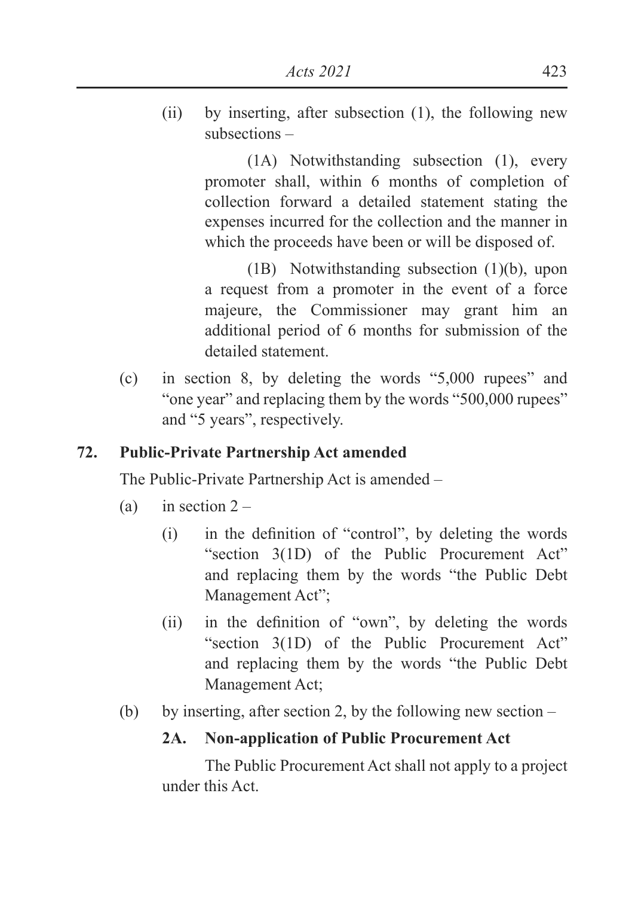(ii) by inserting, after subsection (1), the following new subsections –

(1A) Notwithstanding subsection (1), every promoter shall, within 6 months of completion of collection forward a detailed statement stating the expenses incurred for the collection and the manner in which the proceeds have been or will be disposed of.

(1B) Notwithstanding subsection (1)(b), upon a request from a promoter in the event of a force majeure, the Commissioner may grant him an additional period of 6 months for submission of the detailed statement.

(c) in section 8, by deleting the words "5,000 rupees" and "one year" and replacing them by the words "500,000 rupees" and "5 years", respectively.

**72. Public-Private Partnership Act amended**

The Public-Private Partnership Act is amended –

(a) in section 2 –

(i) in the definition of "control", by deleting the words "section 3(1D) of the Public Procurement Act" and replacing them by the words "the Public Debt Management Act";

(ii) in the definition of "own", by deleting the words "section 3(1D) of the Public Procurement Act" and replacing them by the words "the Public Debt Management Act;

(b) by inserting, after section 2, by the following new section –

**2A. Non-application of Public Procurement Act**

The Public Procurement Act shall not apply to a project under this Act.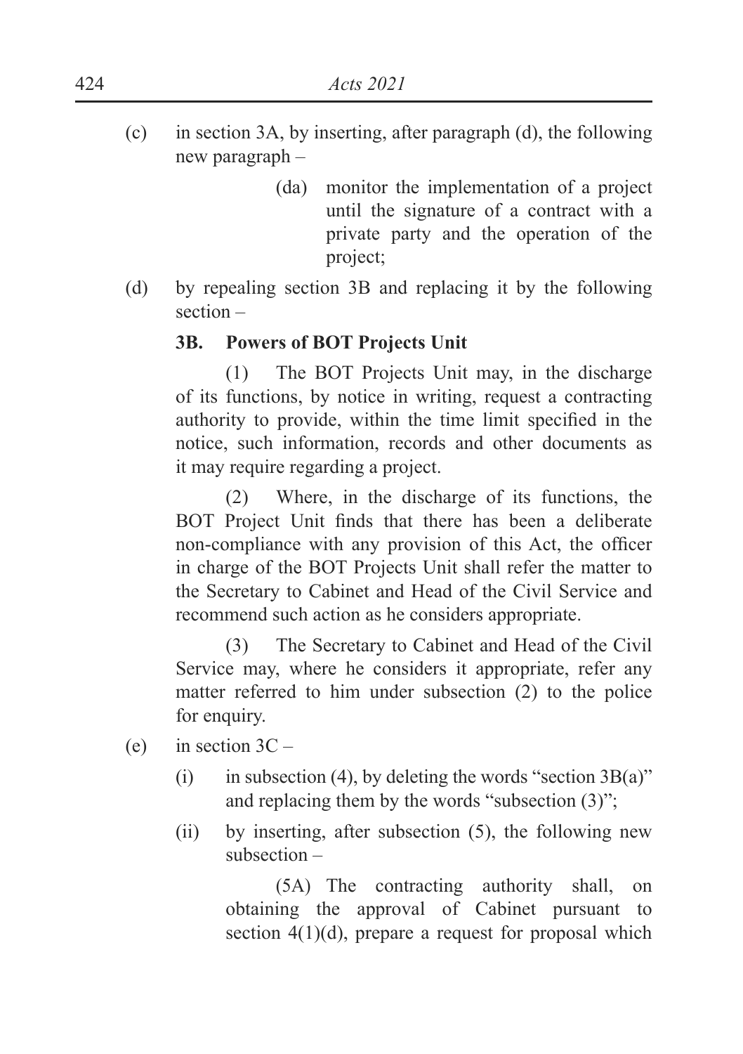(c) in section 3A, by inserting, after paragraph (d), the following new paragraph –

> (da) monitor the implementation of a project until the signature of a contract with a private party and the operation of the project;

(d) by repealing section 3B and replacing it by the following section –

**3B. Powers of BOT Projects Unit**

(1) The BOT Projects Unit may, in the discharge of its functions, by notice in writing, request a contracting authority to provide, within the time limit specified in the notice, such information, records and other documents as it may require regarding a project.

(2) Where, in the discharge of its functions, the BOT Project Unit finds that there has been a deliberate non-compliance with any provision of this Act, the officer in charge of the BOT Projects Unit shall refer the matter to the Secretary to Cabinet and Head of the Civil Service and recommend such action as he considers appropriate.

(3) The Secretary to Cabinet and Head of the Civil Service may, where he considers it appropriate, refer any matter referred to him under subsection (2) to the police for enquiry.

(e) in section 3C –

(i) in subsection (4), by deleting the words "section 3B(a)" and replacing them by the words "subsection (3)";

(ii) by inserting, after subsection (5), the following new subsection –

> (5A) The contracting authority shall, on obtaining the approval of Cabinet pursuant to section 4(1)(d), prepare a request for proposal which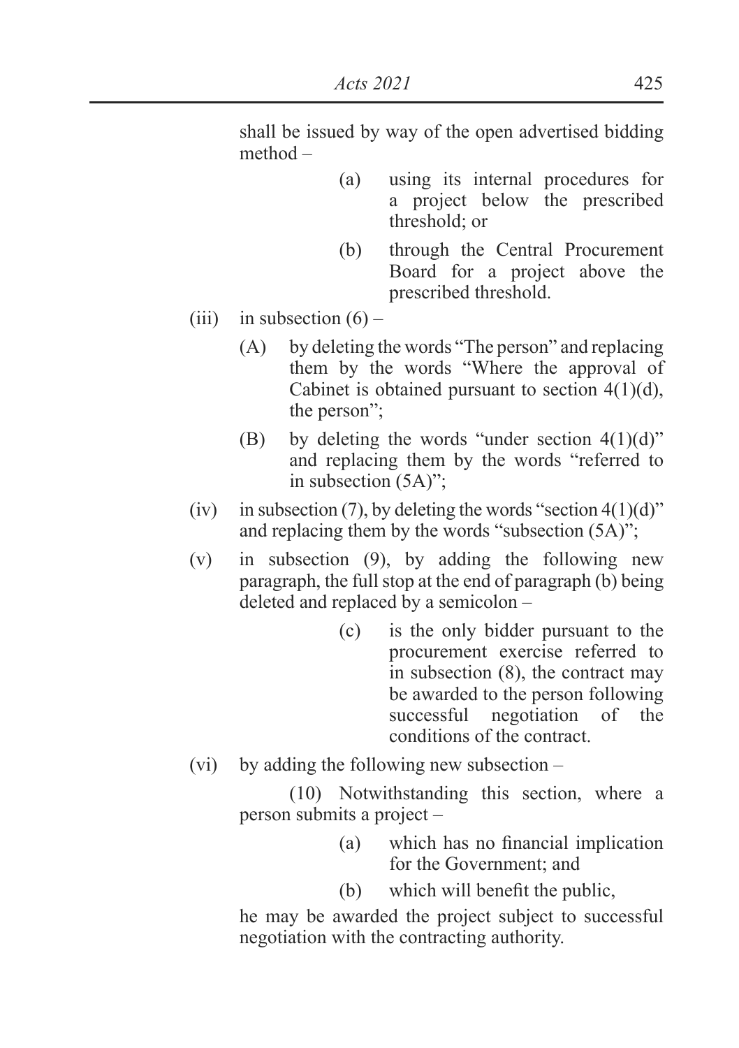shall be issued by way of the open advertised bidding method –

> (a) using its internal procedures for a project below the prescribed threshold; or
>
> (b) through the Central Procurement Board for a project above the prescribed threshold.

(iii) in subsection (6) –

> (A) by deleting the words "The person" and replacing them by the words "Where the approval of Cabinet is obtained pursuant to section 4(1)(d), the person";
>
> (B) by deleting the words "under section 4(1)(d)" and replacing them by the words "referred to in subsection (5A)";

(iv) in subsection (7), by deleting the words "section 4(1)(d)" and replacing them by the words "subsection (5A)";

(v) in subsection (9), by adding the following new paragraph, the full stop at the end of paragraph (b) being deleted and replaced by a semicolon –

> (c) is the only bidder pursuant to the procurement exercise referred to in subsection (8), the contract may be awarded to the person following successful negotiation of the conditions of the contract.

(vi) by adding the following new subsection –

> (10) Notwithstanding this section, where a person submits a project –
>
> > (a) which has no financial implication for the Government; and
> >
> > (b) which will benefit the public,
>
> he may be awarded the project subject to successful negotiation with the contracting authority.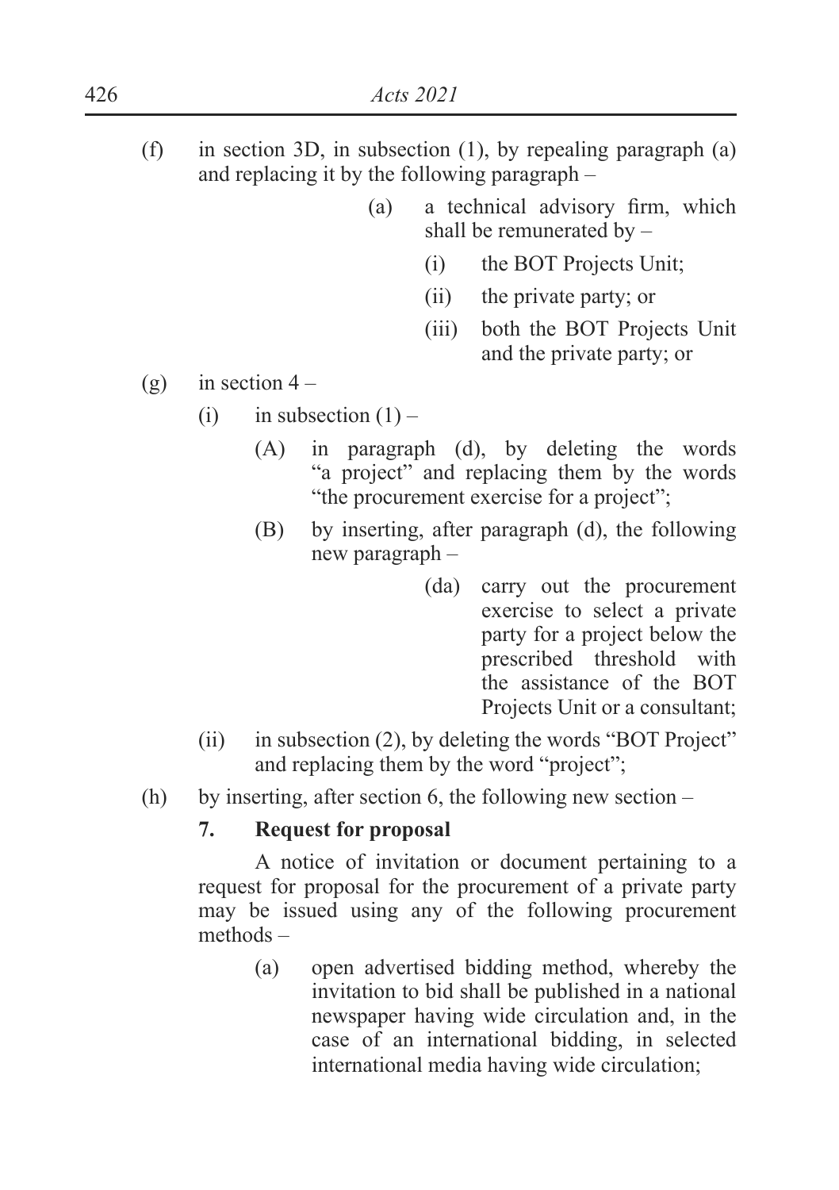(f) in section 3D, in subsection (1), by repealing paragraph (a) and replacing it by the following paragraph –

> (a) a technical advisory firm, which shall be remunerated by –
>
> > (i) the BOT Projects Unit;
> >
> > (ii) the private party; or
> >
> > (iii) both the BOT Projects Unit and the private party; or

(g) in section 4 –

> (i) in subsection (1) –
>
> > (A) in paragraph (d), by deleting the words "a project" and replacing them by the words "the procurement exercise for a project";
> >
> > (B) by inserting, after paragraph (d), the following new paragraph –
> >
> > > (da) carry out the procurement exercise to select a private party for a project below the prescribed threshold with the assistance of the BOT Projects Unit or a consultant;
>
> (ii) in subsection (2), by deleting the words "BOT Project" and replacing them by the word "project";

(h) by inserting, after section 6, the following new section –

**7. Request for proposal**

A notice of invitation or document pertaining to a request for proposal for the procurement of a private party may be issued using any of the following procurement methods –

> (a) open advertised bidding method, whereby the invitation to bid shall be published in a national newspaper having wide circulation and, in the case of an international bidding, in selected international media having wide circulation;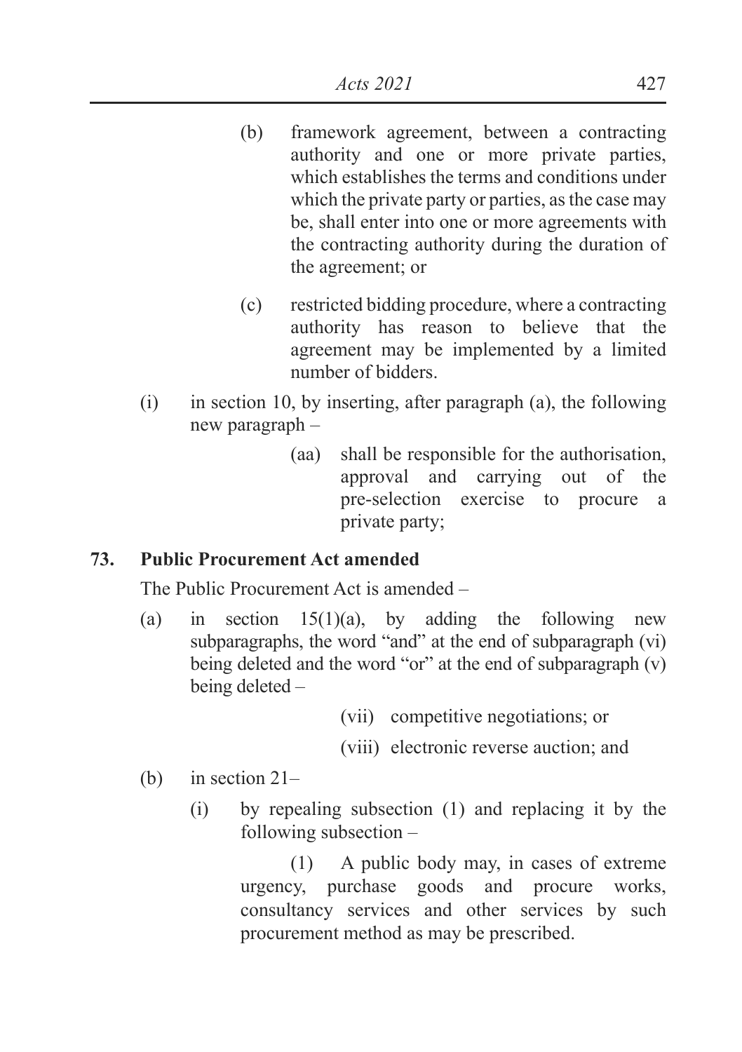(b) framework agreement, between a contracting authority and one or more private parties, which establishes the terms and conditions under which the private party or parties, as the case may be, shall enter into one or more agreements with the contracting authority during the duration of the agreement; or

(c) restricted bidding procedure, where a contracting authority has reason to believe that the agreement may be implemented by a limited number of bidders.

(i) in section 10, by inserting, after paragraph (a), the following new paragraph –

(aa) shall be responsible for the authorisation, approval and carrying out of the pre-selection exercise to procure a private party;

**73. Public Procurement Act amended**

The Public Procurement Act is amended –

(a) in section 15(1)(a), by adding the following new subparagraphs, the word "and" at the end of subparagraph (vi) being deleted and the word "or" at the end of subparagraph (v) being deleted –

(vii) competitive negotiations; or

(viii) electronic reverse auction; and

(b) in section 21–

(i) by repealing subsection (1) and replacing it by the following subsection –

(1) A public body may, in cases of extreme urgency, purchase goods and procure works, consultancy services and other services by such procurement method as may be prescribed.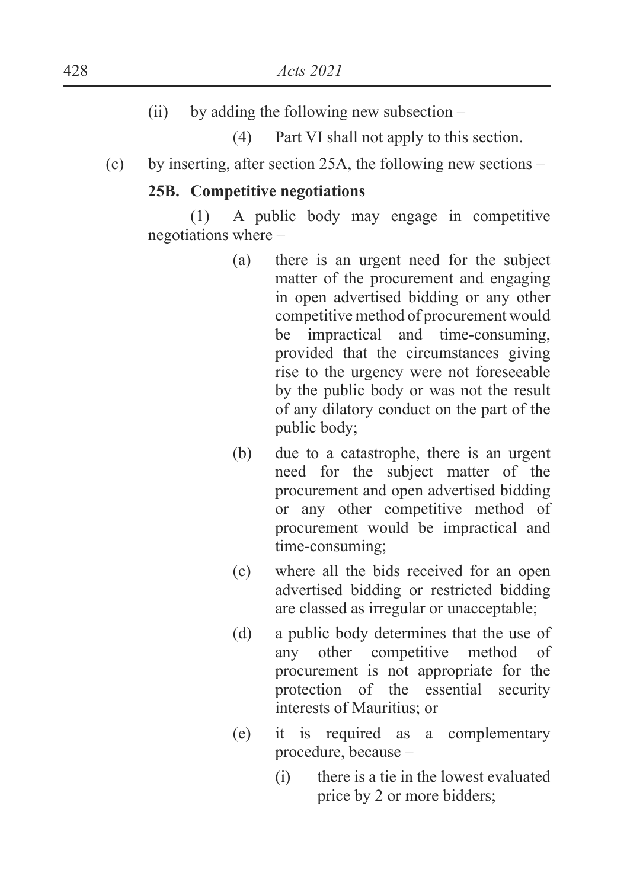(ii) by adding the following new subsection –

(4) Part VI shall not apply to this section.

(c) by inserting, after section 25A, the following new sections –

**25B. Competitive negotiations**

(1) A public body may engage in competitive negotiations where –

(a) there is an urgent need for the subject matter of the procurement and engaging in open advertised bidding or any other competitive method of procurement would be impractical and time-consuming, provided that the circumstances giving rise to the urgency were not foreseeable by the public body or was not the result of any dilatory conduct on the part of the public body;

(b) due to a catastrophe, there is an urgent need for the subject matter of the procurement and open advertised bidding or any other competitive method of procurement would be impractical and time-consuming;

(c) where all the bids received for an open advertised bidding or restricted bidding are classed as irregular or unacceptable;

(d) a public body determines that the use of any other competitive method of procurement is not appropriate for the protection of the essential security interests of Mauritius; or

(e) it is required as a complementary procedure, because –

(i) there is a tie in the lowest evaluated price by 2 or more bidders;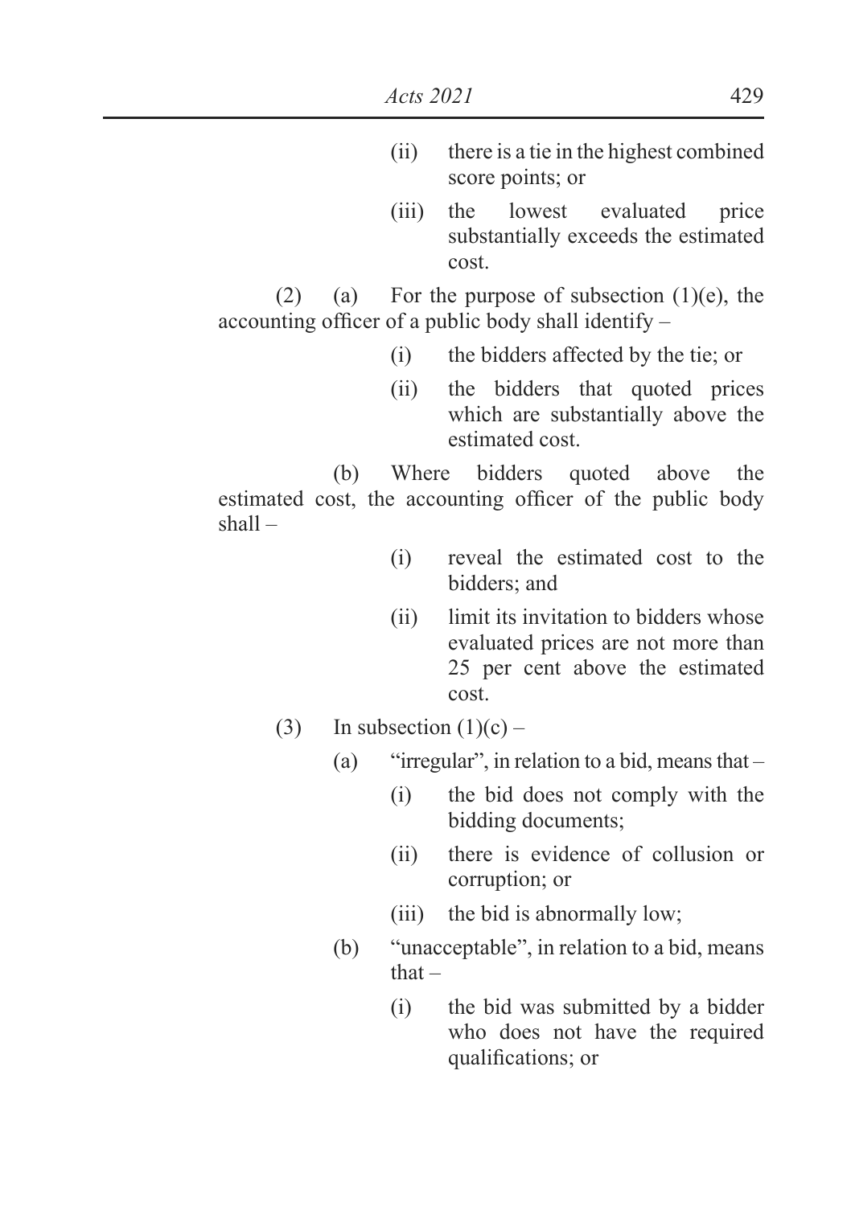(ii) there is a tie in the highest combined score points; or

(iii) the lowest evaluated price substantially exceeds the estimated cost.

(2) (a) For the purpose of subsection (1)(e), the accounting officer of a public body shall identify –

(i) the bidders affected by the tie; or

(ii) the bidders that quoted prices which are substantially above the estimated cost.

(b) Where bidders quoted above the estimated cost, the accounting officer of the public body shall –

(i) reveal the estimated cost to the bidders; and

(ii) limit its invitation to bidders whose evaluated prices are not more than 25 per cent above the estimated cost.

(3) In subsection (1)(c) –

(a) "irregular", in relation to a bid, means that –

(i) the bid does not comply with the bidding documents;

(ii) there is evidence of collusion or corruption; or

(iii) the bid is abnormally low;

(b) "unacceptable", in relation to a bid, means that –

(i) the bid was submitted by a bidder who does not have the required qualifications; or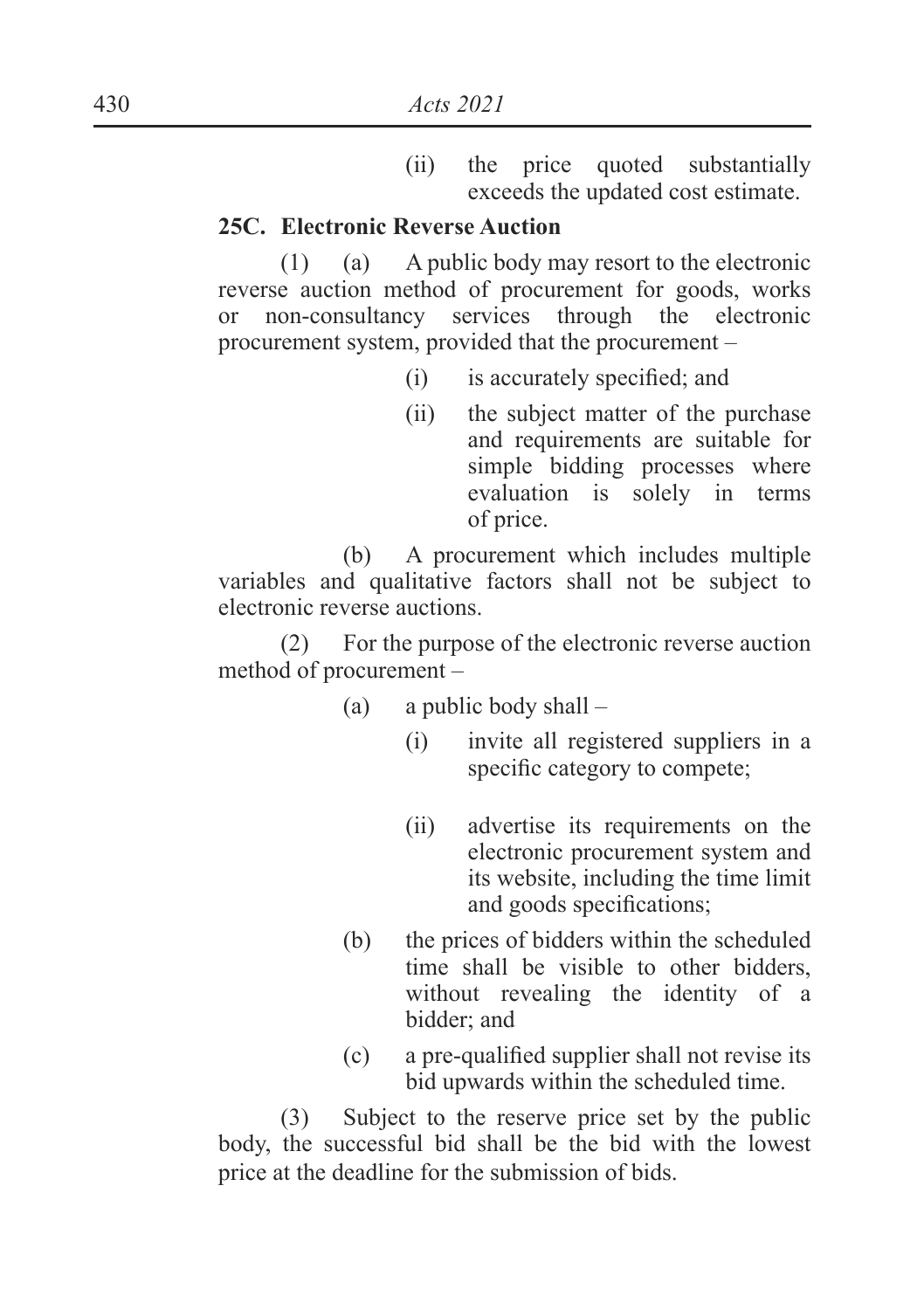(ii) the price quoted substantially exceeds the updated cost estimate.

**25C. Electronic Reverse Auction**

(1) (a) A public body may resort to the electronic reverse auction method of procurement for goods, works or non-consultancy services through the electronic procurement system, provided that the procurement –

(i) is accurately specified; and

(ii) the subject matter of the purchase and requirements are suitable for simple bidding processes where evaluation is solely in terms of price.

(b) A procurement which includes multiple variables and qualitative factors shall not be subject to electronic reverse auctions.

(2) For the purpose of the electronic reverse auction method of procurement –

(a) a public body shall –

(i) invite all registered suppliers in a specific category to compete;

(ii) advertise its requirements on the electronic procurement system and its website, including the time limit and goods specifications;

(b) the prices of bidders within the scheduled time shall be visible to other bidders, without revealing the identity of a bidder; and

(c) a pre-qualified supplier shall not revise its bid upwards within the scheduled time.

(3) Subject to the reserve price set by the public body, the successful bid shall be the bid with the lowest price at the deadline for the submission of bids.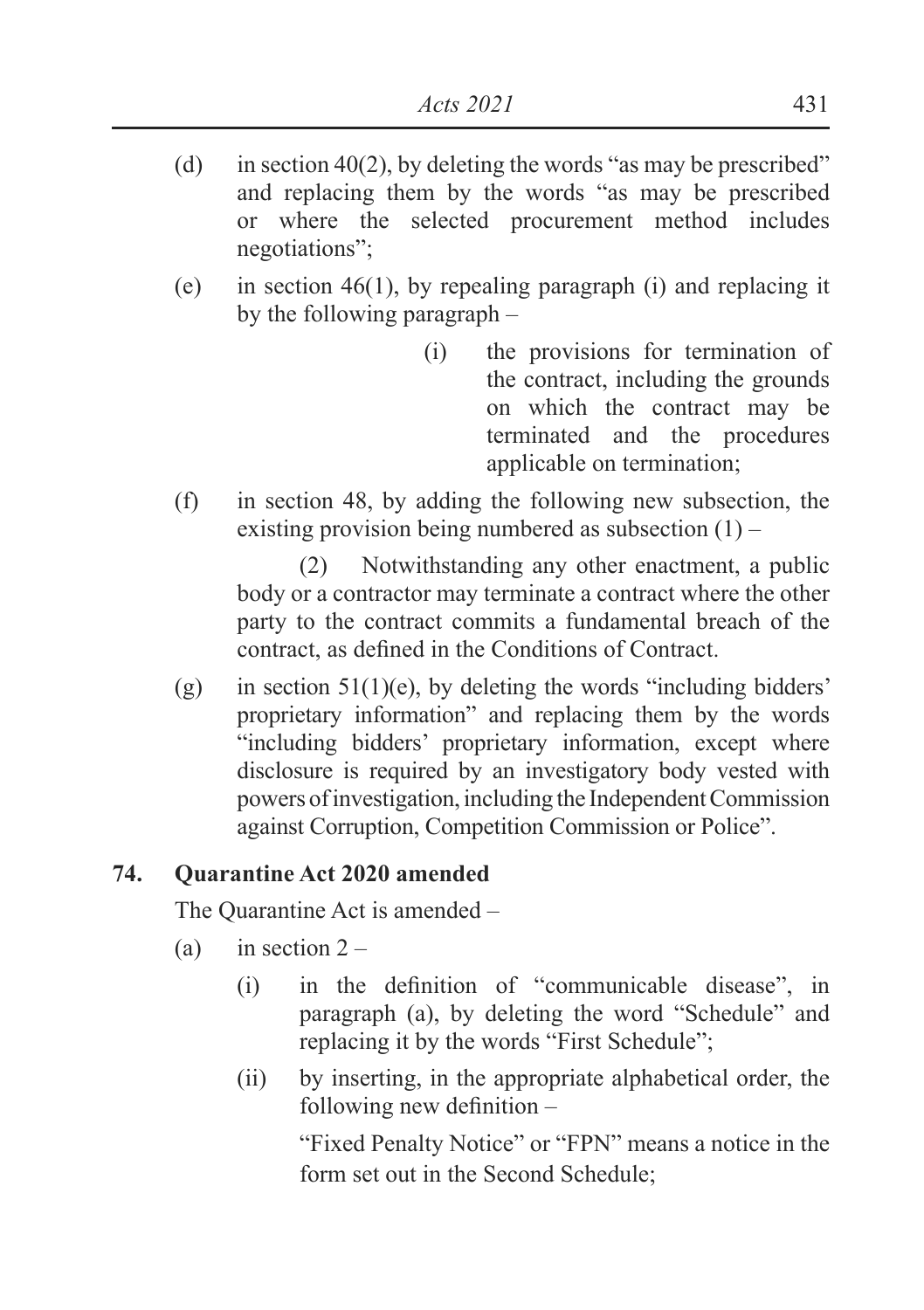(d) in section 40(2), by deleting the words "as may be prescribed" and replacing them by the words "as may be prescribed or where the selected procurement method includes negotiations";

(e) in section 46(1), by repealing paragraph (i) and replacing it by the following paragraph –

> (i) the provisions for termination of the contract, including the grounds on which the contract may be terminated and the procedures applicable on termination;

(f) in section 48, by adding the following new subsection, the existing provision being numbered as subsection (1) –

> (2) Notwithstanding any other enactment, a public body or a contractor may terminate a contract where the other party to the contract commits a fundamental breach of the contract, as defined in the Conditions of Contract.

(g) in section 51(1)(e), by deleting the words "including bidders' proprietary information" and replacing them by the words "including bidders' proprietary information, except where disclosure is required by an investigatory body vested with powers of investigation, including the Independent Commission against Corruption, Competition Commission or Police".

**74. Quarantine Act 2020 amended**

The Quarantine Act is amended –

(a) in section 2 –

(i) in the definition of "communicable disease", in paragraph (a), by deleting the word "Schedule" and replacing it by the words "First Schedule";

(ii) by inserting, in the appropriate alphabetical order, the following new definition –

"Fixed Penalty Notice" or "FPN" means a notice in the form set out in the Second Schedule;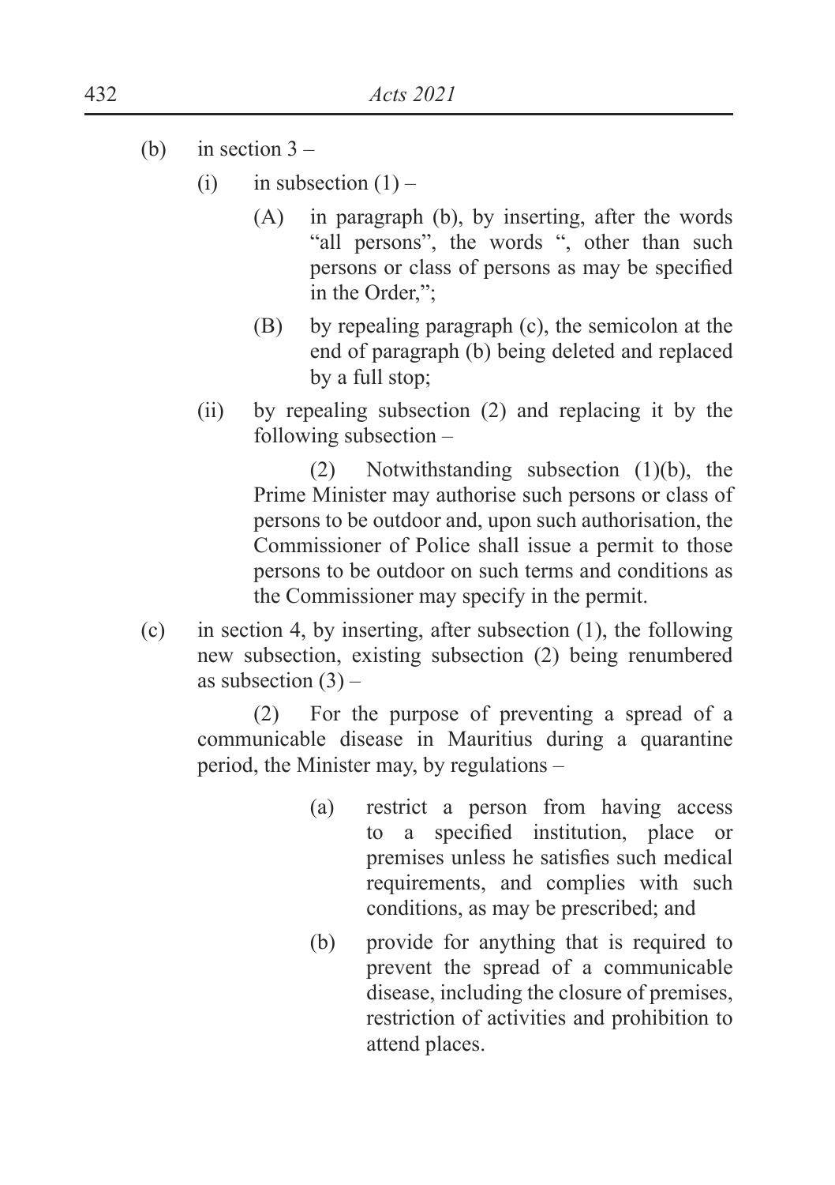(b) in section 3 –

  (i) in subsection (1) –

    (A) in paragraph (b), by inserting, after the words "all persons", the words ", other than such persons or class of persons as may be specified in the Order,";

    (B) by repealing paragraph (c), the semicolon at the end of paragraph (b) being deleted and replaced by a full stop;

  (ii) by repealing subsection (2) and replacing it by the following subsection –

    (2) Notwithstanding subsection (1)(b), the Prime Minister may authorise such persons or class of persons to be outdoor and, upon such authorisation, the Commissioner of Police shall issue a permit to those persons to be outdoor on such terms and conditions as the Commissioner may specify in the permit.

(c) in section 4, by inserting, after subsection (1), the following new subsection, existing subsection (2) being renumbered as subsection (3) –

  (2) For the purpose of preventing a spread of a communicable disease in Mauritius during a quarantine period, the Minister may, by regulations –

    (a) restrict a person from having access to a specified institution, place or premises unless he satisfies such medical requirements, and complies with such conditions, as may be prescribed; and

    (b) provide for anything that is required to prevent the spread of a communicable disease, including the closure of premises, restriction of activities and prohibition to attend places.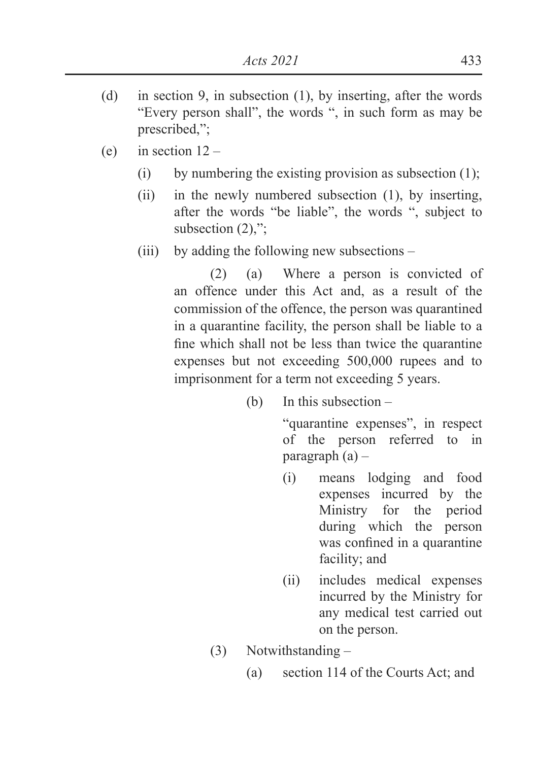(d) in section 9, in subsection (1), by inserting, after the words "Every person shall", the words ", in such form as may be prescribed,";

(e) in section 12 –

  (i) by numbering the existing provision as subsection (1);

  (ii) in the newly numbered subsection (1), by inserting, after the words "be liable", the words ", subject to subsection (2),";

  (iii) by adding the following new subsections –

    (2) (a) Where a person is convicted of an offence under this Act and, as a result of the commission of the offence, the person was quarantined in a quarantine facility, the person shall be liable to a fine which shall not be less than twice the quarantine expenses but not exceeding 500,000 rupees and to imprisonment for a term not exceeding 5 years.

    (b) In this subsection –

    "quarantine expenses", in respect of the person referred to in paragraph (a) –

      (i) means lodging and food expenses incurred by the Ministry for the period during which the person was confined in a quarantine facility; and

      (ii) includes medical expenses incurred by the Ministry for any medical test carried out on the person.

    (3) Notwithstanding –

      (a) section 114 of the Courts Act; and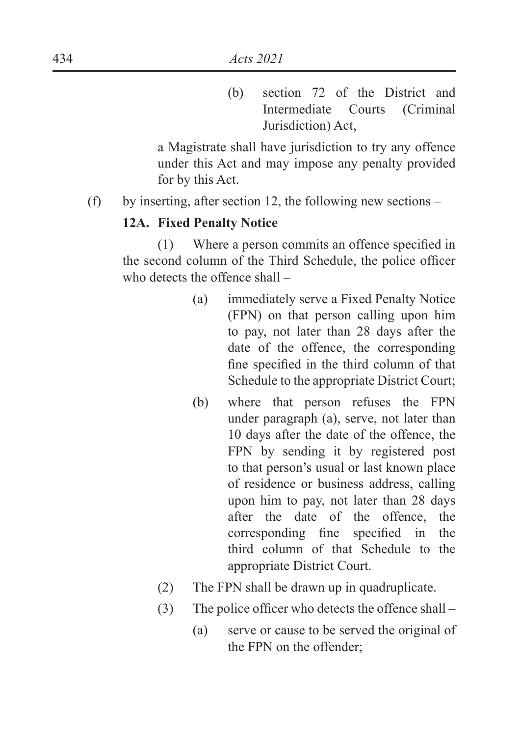(b) section 72 of the District and Intermediate Courts (Criminal Jurisdiction) Act,

a Magistrate shall have jurisdiction to try any offence under this Act and may impose any penalty provided for by this Act.

(f) by inserting, after section 12, the following new sections –

**12A. Fixed Penalty Notice**

(1) Where a person commits an offence specified in the second column of the Third Schedule, the police officer who detects the offence shall –

(a) immediately serve a Fixed Penalty Notice (FPN) on that person calling upon him to pay, not later than 28 days after the date of the offence, the corresponding fine specified in the third column of that Schedule to the appropriate District Court;

(b) where that person refuses the FPN under paragraph (a), serve, not later than 10 days after the date of the offence, the FPN by sending it by registered post to that person's usual or last known place of residence or business address, calling upon him to pay, not later than 28 days after the date of the offence, the corresponding fine specified in the third column of that Schedule to the appropriate District Court.

(2) The FPN shall be drawn up in quadruplicate.

(3) The police officer who detects the offence shall –

(a) serve or cause to be served the original of the FPN on the offender;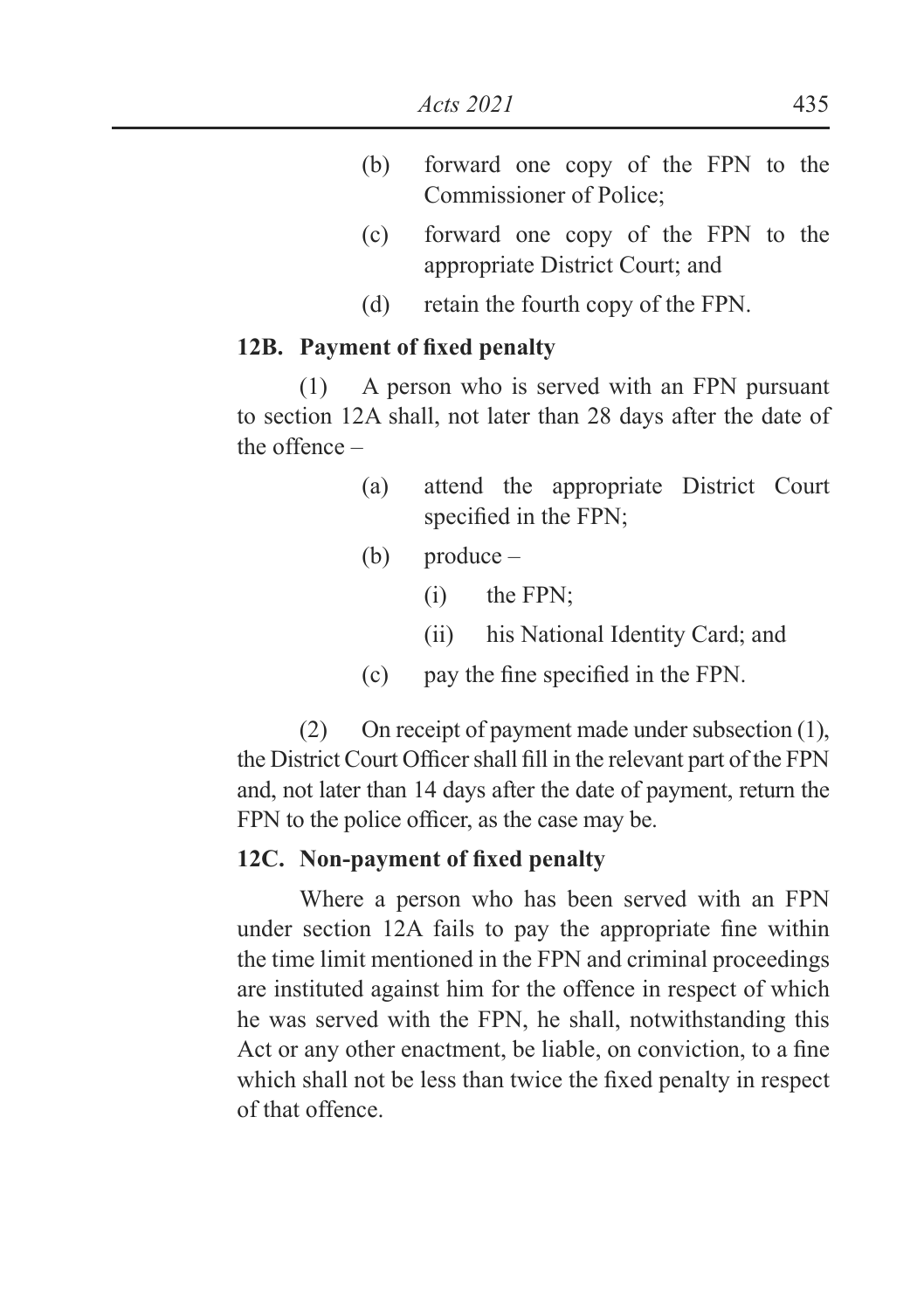(b) forward one copy of the FPN to the Commissioner of Police;

(c) forward one copy of the FPN to the appropriate District Court; and

(d) retain the fourth copy of the FPN.

**12B. Payment of fixed penalty**

(1) A person who is served with an FPN pursuant to section 12A shall, not later than 28 days after the date of the offence –

(a) attend the appropriate District Court specified in the FPN;

(b) produce –

(i) the FPN;

(ii) his National Identity Card; and

(c) pay the fine specified in the FPN.

(2) On receipt of payment made under subsection (1), the District Court Officer shall fill in the relevant part of the FPN and, not later than 14 days after the date of payment, return the FPN to the police officer, as the case may be.

**12C. Non-payment of fixed penalty**

Where a person who has been served with an FPN under section 12A fails to pay the appropriate fine within the time limit mentioned in the FPN and criminal proceedings are instituted against him for the offence in respect of which he was served with the FPN, he shall, notwithstanding this Act or any other enactment, be liable, on conviction, to a fine which shall not be less than twice the fixed penalty in respect of that offence.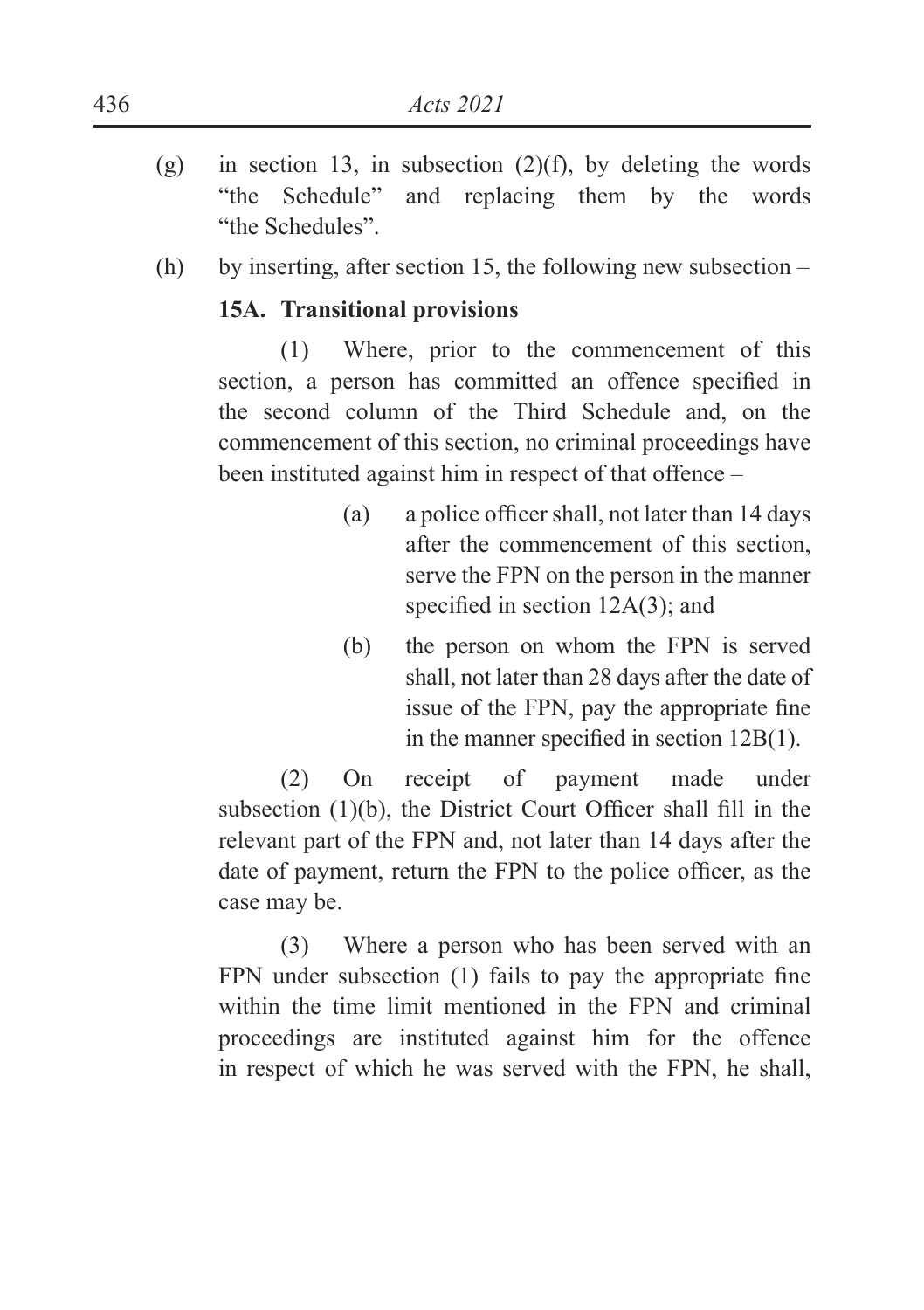(g) in section 13, in subsection (2)(f), by deleting the words "the Schedule" and replacing them by the words "the Schedules".

(h) by inserting, after section 15, the following new subsection –

**15A. Transitional provisions**

(1) Where, prior to the commencement of this section, a person has committed an offence specified in the second column of the Third Schedule and, on the commencement of this section, no criminal proceedings have been instituted against him in respect of that offence –

(a) a police officer shall, not later than 14 days after the commencement of this section, serve the FPN on the person in the manner specified in section 12A(3); and

(b) the person on whom the FPN is served shall, not later than 28 days after the date of issue of the FPN, pay the appropriate fine in the manner specified in section 12B(1).

(2) On receipt of payment made under subsection (1)(b), the District Court Officer shall fill in the relevant part of the FPN and, not later than 14 days after the date of payment, return the FPN to the police officer, as the case may be.

(3) Where a person who has been served with an FPN under subsection (1) fails to pay the appropriate fine within the time limit mentioned in the FPN and criminal proceedings are instituted against him for the offence in respect of which he was served with the FPN, he shall,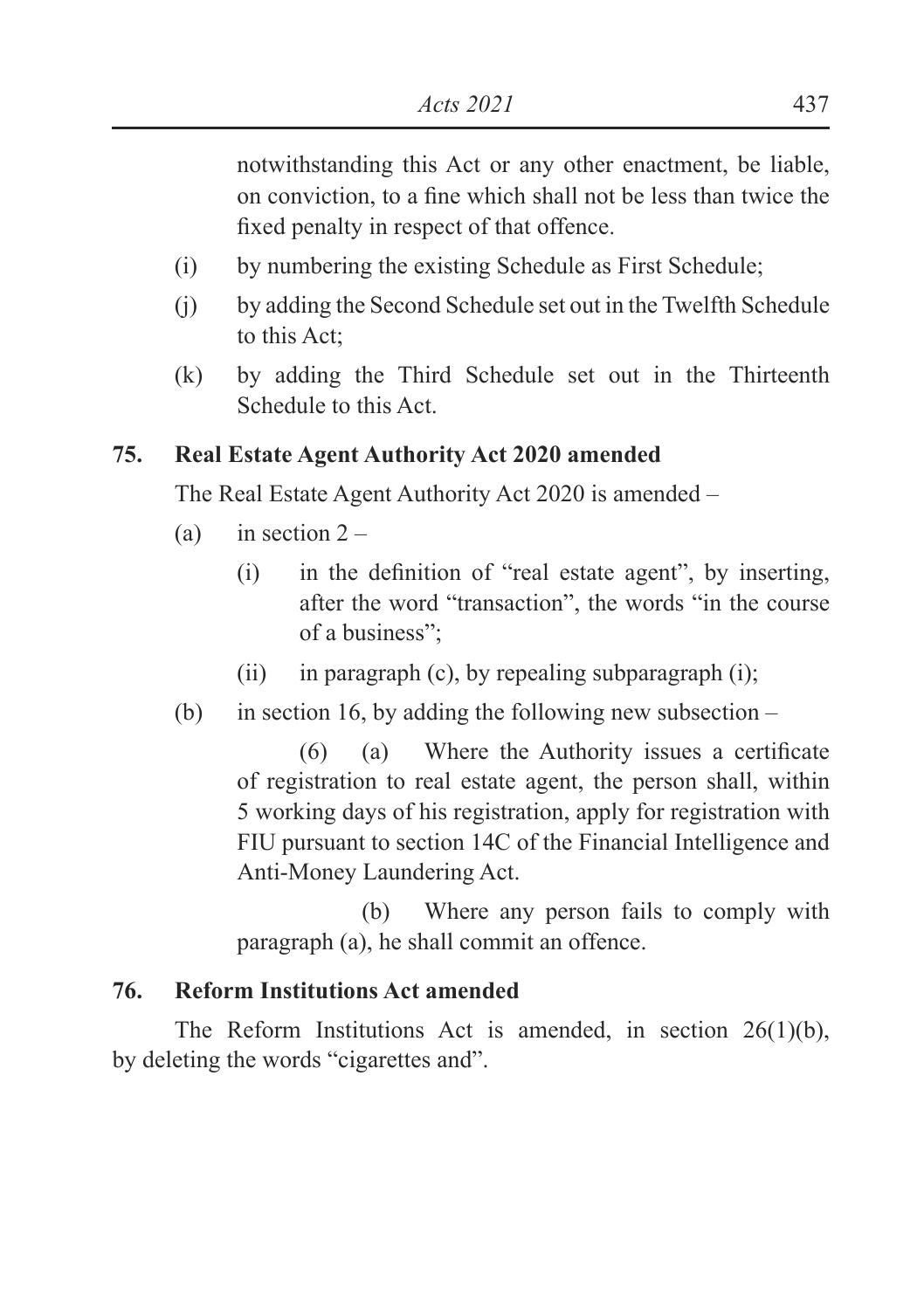notwithstanding this Act or any other enactment, be liable, on conviction, to a fine which shall not be less than twice the fixed penalty in respect of that offence.

(i) by numbering the existing Schedule as First Schedule;

(j) by adding the Second Schedule set out in the Twelfth Schedule to this Act;

(k) by adding the Third Schedule set out in the Thirteenth Schedule to this Act.

**75. Real Estate Agent Authority Act 2020 amended**

The Real Estate Agent Authority Act 2020 is amended –

(a) in section 2 –

(i) in the definition of "real estate agent", by inserting, after the word "transaction", the words "in the course of a business";

(ii) in paragraph (c), by repealing subparagraph (i);

(b) in section 16, by adding the following new subsection –

(6) (a) Where the Authority issues a certificate of registration to real estate agent, the person shall, within 5 working days of his registration, apply for registration with FIU pursuant to section 14C of the Financial Intelligence and Anti-Money Laundering Act.

(b) Where any person fails to comply with paragraph (a), he shall commit an offence.

**76. Reform Institutions Act amended**

The Reform Institutions Act is amended, in section 26(1)(b), by deleting the words "cigarettes and".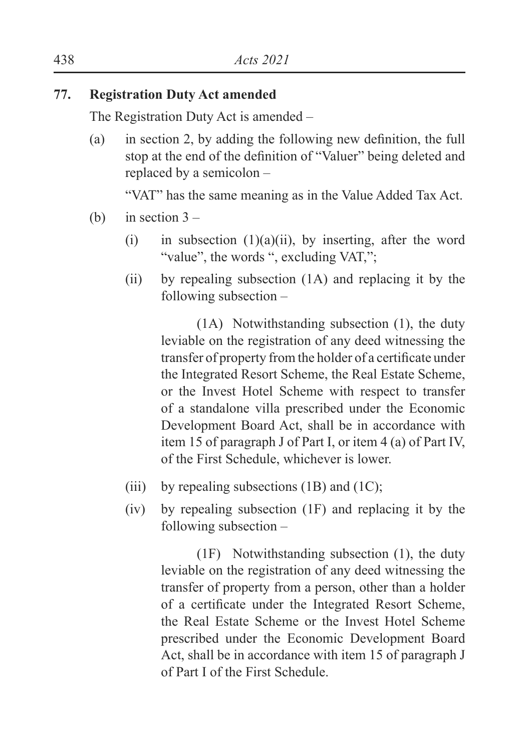**77. Registration Duty Act amended**

The Registration Duty Act is amended –

(a) in section 2, by adding the following new definition, the full stop at the end of the definition of "Valuer" being deleted and replaced by a semicolon –

"VAT" has the same meaning as in the Value Added Tax Act.

(b) in section 3 –

(i) in subsection (1)(a)(ii), by inserting, after the word "value", the words ", excluding VAT,";

(ii) by repealing subsection (1A) and replacing it by the following subsection –

(1A) Notwithstanding subsection (1), the duty leviable on the registration of any deed witnessing the transfer of property from the holder of a certificate under the Integrated Resort Scheme, the Real Estate Scheme, or the Invest Hotel Scheme with respect to transfer of a standalone villa prescribed under the Economic Development Board Act, shall be in accordance with item 15 of paragraph J of Part I, or item 4 (a) of Part IV, of the First Schedule, whichever is lower.

(iii) by repealing subsections (1B) and (1C);

(iv) by repealing subsection (1F) and replacing it by the following subsection –

(1F) Notwithstanding subsection (1), the duty leviable on the registration of any deed witnessing the transfer of property from a person, other than a holder of a certificate under the Integrated Resort Scheme, the Real Estate Scheme or the Invest Hotel Scheme prescribed under the Economic Development Board Act, shall be in accordance with item 15 of paragraph J of Part I of the First Schedule.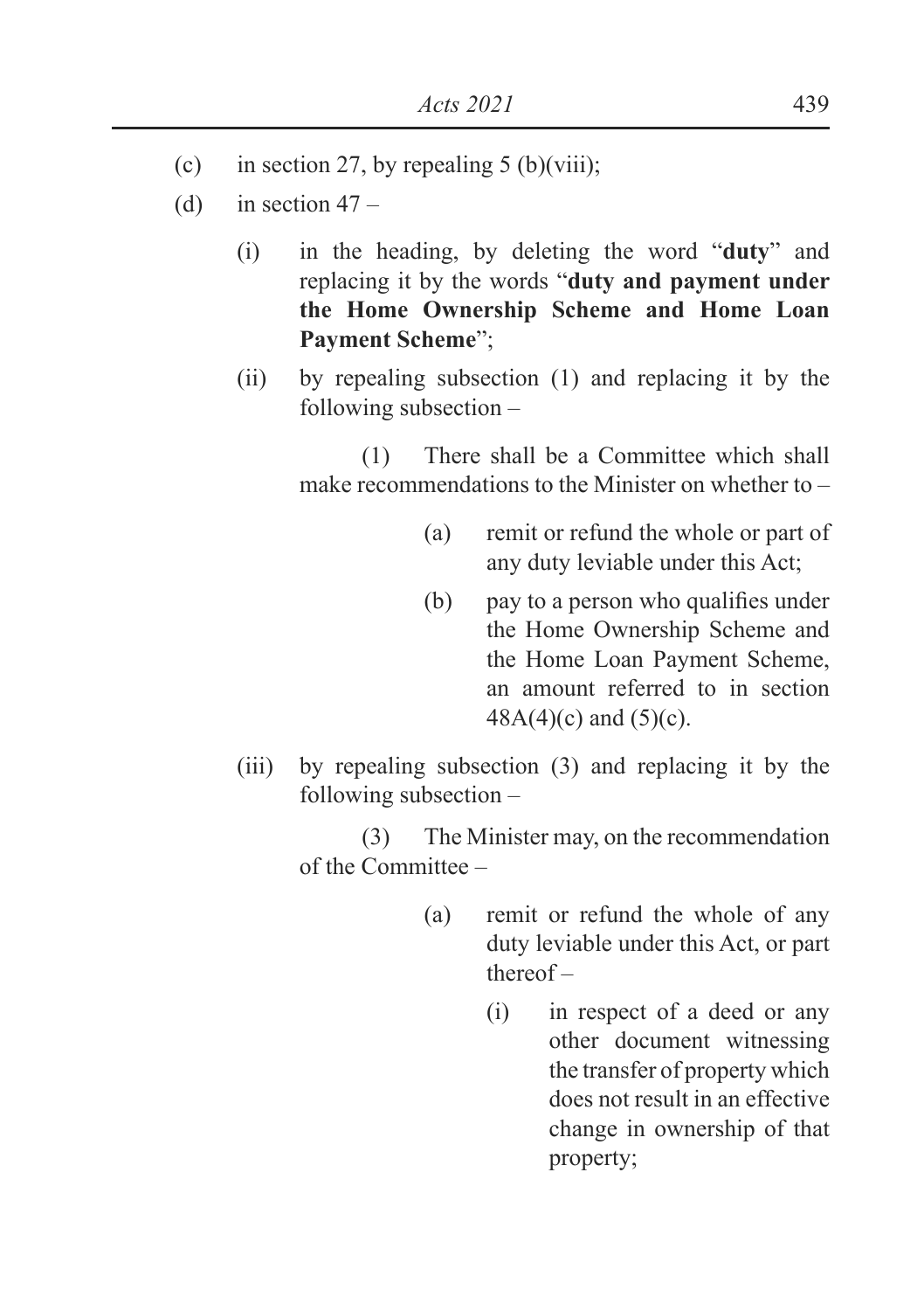(c) in section 27, by repealing 5 (b)(viii);

(d) in section 47 –

   (i) in the heading, by deleting the word "**duty**" and replacing it by the words "**duty and payment under the Home Ownership Scheme and Home Loan Payment Scheme**";

   (ii) by repealing subsection (1) and replacing it by the following subsection –

      (1) There shall be a Committee which shall make recommendations to the Minister on whether to –

         (a) remit or refund the whole or part of any duty leviable under this Act;

         (b) pay to a person who qualifies under the Home Ownership Scheme and the Home Loan Payment Scheme, an amount referred to in section 48A(4)(c) and (5)(c).

   (iii) by repealing subsection (3) and replacing it by the following subsection –

      (3) The Minister may, on the recommendation of the Committee –

         (a) remit or refund the whole of any duty leviable under this Act, or part thereof –

            (i) in respect of a deed or any other document witnessing the transfer of property which does not result in an effective change in ownership of that property;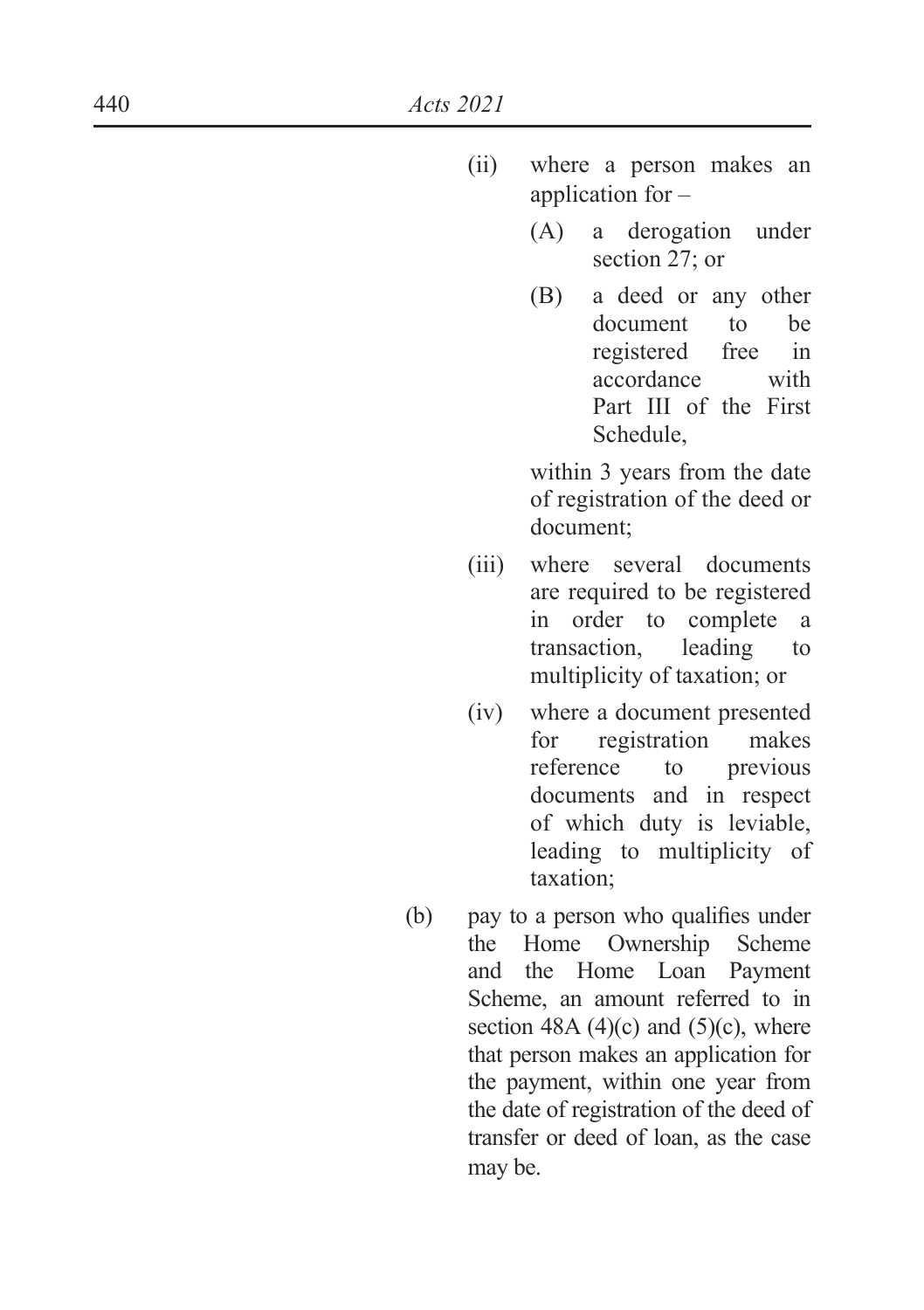(ii) where a person makes an application for –

(A) a derogation under section 27; or

(B) a deed or any other document to be registered free in accordance with Part III of the First Schedule,

within 3 years from the date of registration of the deed or document;

(iii) where several documents are required to be registered in order to complete a transaction, leading to multiplicity of taxation; or

(iv) where a document presented for registration makes reference to previous documents and in respect of which duty is leviable, leading to multiplicity of taxation;

(b) pay to a person who qualifies under the Home Ownership Scheme and the Home Loan Payment Scheme, an amount referred to in section 48A (4)(c) and (5)(c), where that person makes an application for the payment, within one year from the date of registration of the deed of transfer or deed of loan, as the case may be.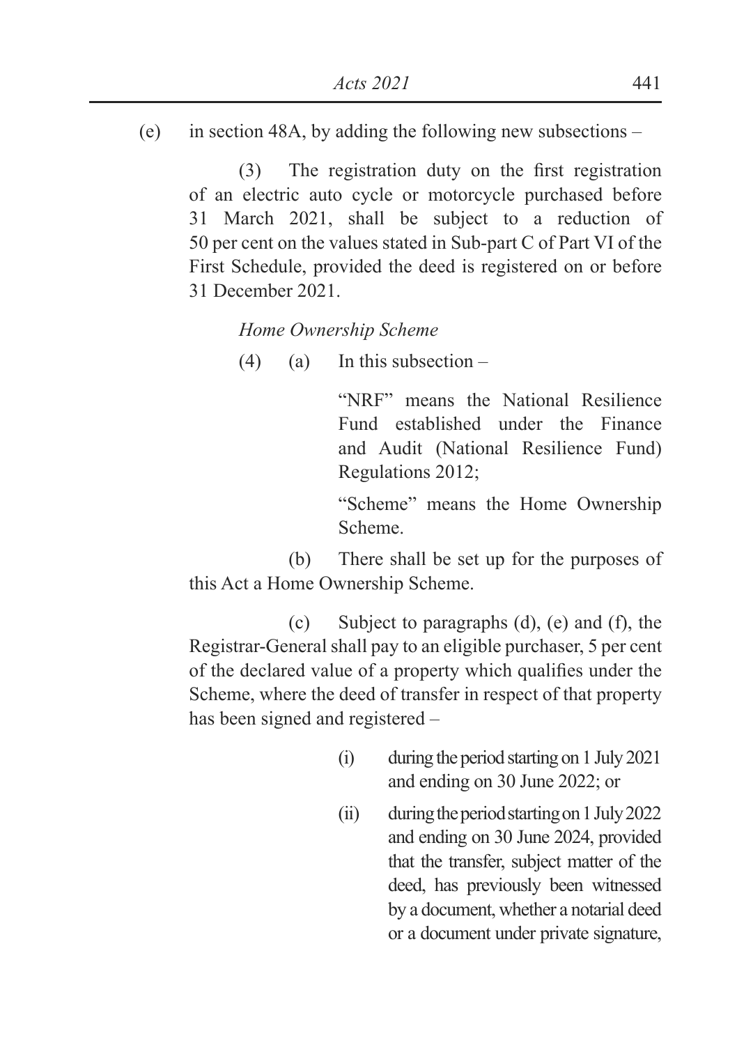(e) in section 48A, by adding the following new subsections –

(3) The registration duty on the first registration of an electric auto cycle or motorcycle purchased before 31 March 2021, shall be subject to a reduction of 50 per cent on the values stated in Sub-part C of Part VI of the First Schedule, provided the deed is registered on or before 31 December 2021.

*Home Ownership Scheme*

(4) (a) In this subsection –

"NRF" means the National Resilience Fund established under the Finance and Audit (National Resilience Fund) Regulations 2012;

"Scheme" means the Home Ownership Scheme.

(b) There shall be set up for the purposes of this Act a Home Ownership Scheme.

(c) Subject to paragraphs (d), (e) and (f), the Registrar-General shall pay to an eligible purchaser, 5 per cent of the declared value of a property which qualifies under the Scheme, where the deed of transfer in respect of that property has been signed and registered –

(i) during the period starting on 1 July 2021 and ending on 30 June 2022; or

(ii) during the period starting on 1 July 2022 and ending on 30 June 2024, provided that the transfer, subject matter of the deed, has previously been witnessed by a document, whether a notarial deed or a document under private signature,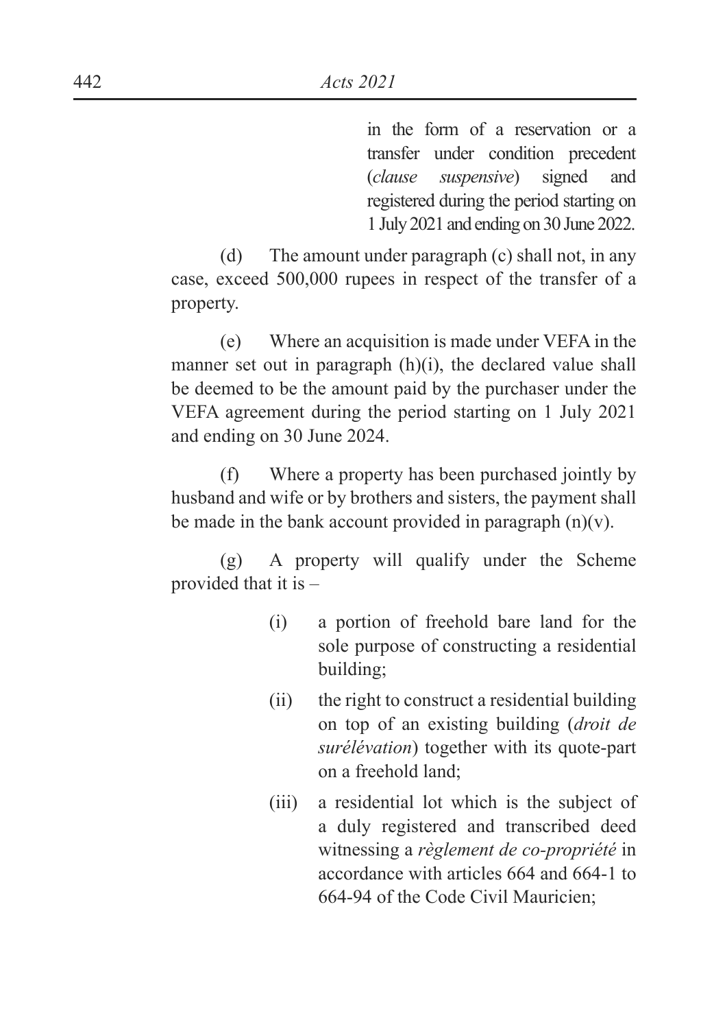in the form of a reservation or a transfer under condition precedent (*clause suspensive*) signed and registered during the period starting on 1 July 2021 and ending on 30 June 2022.

(d) The amount under paragraph (c) shall not, in any case, exceed 500,000 rupees in respect of the transfer of a property.

(e) Where an acquisition is made under VEFA in the manner set out in paragraph (h)(i), the declared value shall be deemed to be the amount paid by the purchaser under the VEFA agreement during the period starting on 1 July 2021 and ending on 30 June 2024.

(f) Where a property has been purchased jointly by husband and wife or by brothers and sisters, the payment shall be made in the bank account provided in paragraph (n)(v).

(g) A property will qualify under the Scheme provided that it is –

(i) a portion of freehold bare land for the sole purpose of constructing a residential building;

(ii) the right to construct a residential building on top of an existing building (*droit de surélévation*) together with its quote-part on a freehold land;

(iii) a residential lot which is the subject of a duly registered and transcribed deed witnessing a *règlement de co-propriété* in accordance with articles 664 and 664-1 to 664-94 of the Code Civil Mauricien;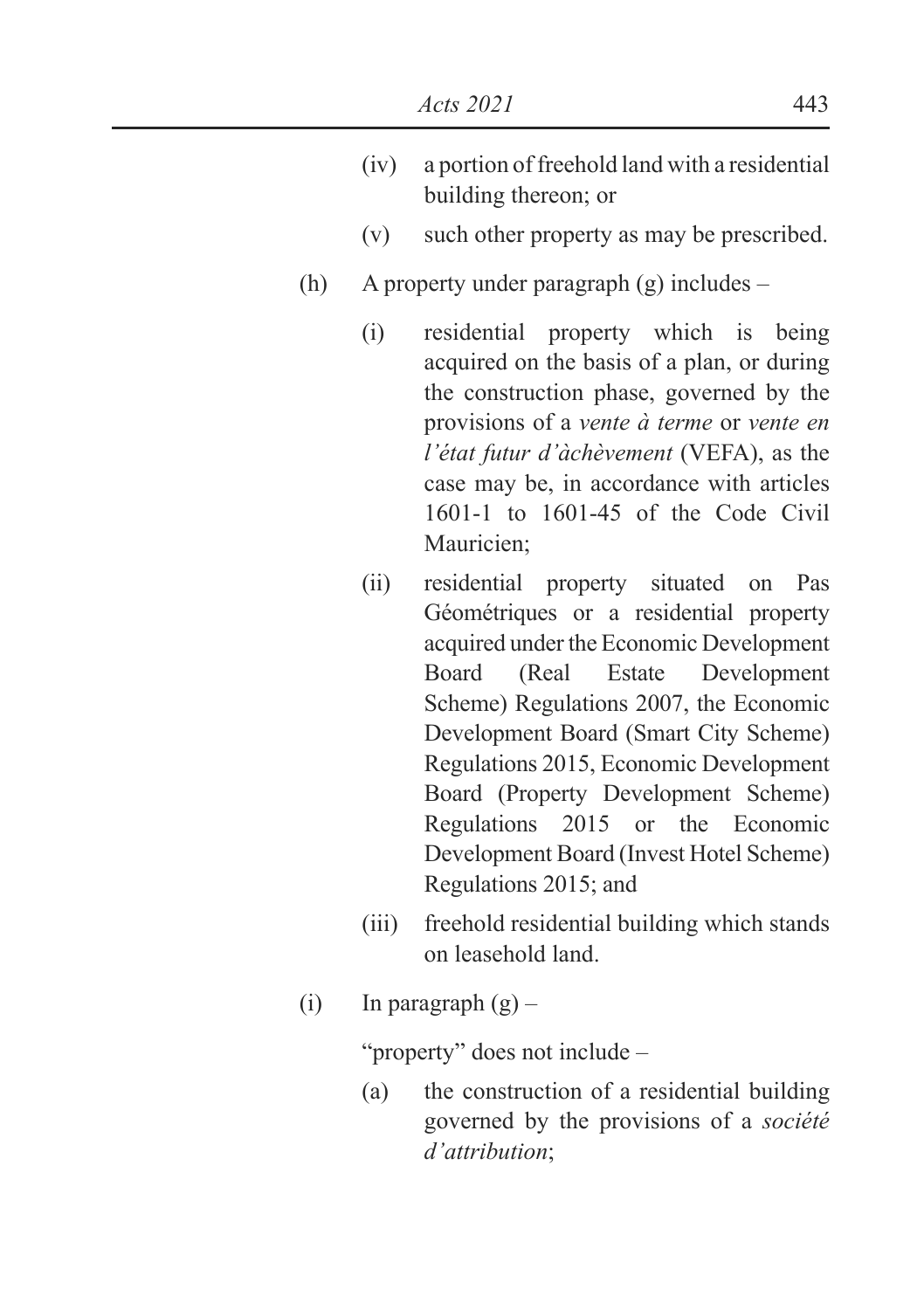(iv) a portion of freehold land with a residential building thereon; or

(v) such other property as may be prescribed.

(h) A property under paragraph (g) includes –

(i) residential property which is being acquired on the basis of a plan, or during the construction phase, governed by the provisions of a *vente à terme* or *vente en l'état futur d'àchèvement* (VEFA), as the case may be, in accordance with articles 1601-1 to 1601-45 of the Code Civil Mauricien;

(ii) residential property situated on Pas Géométriques or a residential property acquired under the Economic Development Board (Real Estate Development Scheme) Regulations 2007, the Economic Development Board (Smart City Scheme) Regulations 2015, Economic Development Board (Property Development Scheme) Regulations 2015 or the Economic Development Board (Invest Hotel Scheme) Regulations 2015; and

(iii) freehold residential building which stands on leasehold land.

(i) In paragraph (g) –

"property" does not include –

(a) the construction of a residential building governed by the provisions of a *société d'attribution*;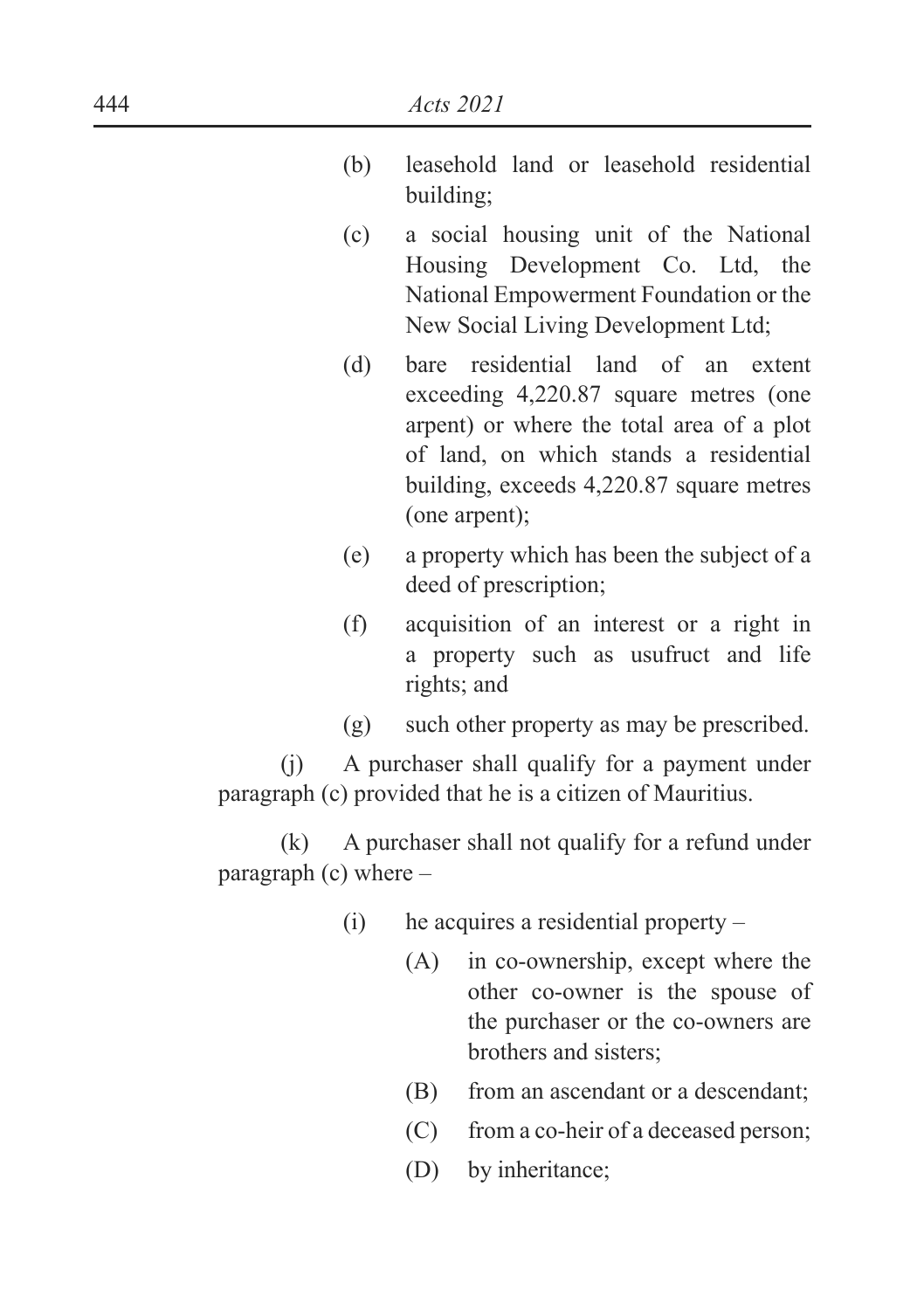(b) leasehold land or leasehold residential building;

(c) a social housing unit of the National Housing Development Co. Ltd, the National Empowerment Foundation or the New Social Living Development Ltd;

(d) bare residential land of an extent exceeding 4,220.87 square metres (one arpent) or where the total area of a plot of land, on which stands a residential building, exceeds 4,220.87 square metres (one arpent);

(e) a property which has been the subject of a deed of prescription;

(f) acquisition of an interest or a right in a property such as usufruct and life rights; and

(g) such other property as may be prescribed.

(j) A purchaser shall qualify for a payment under paragraph (c) provided that he is a citizen of Mauritius.

(k) A purchaser shall not qualify for a refund under paragraph (c) where –

(i) he acquires a residential property –

(A) in co-ownership, except where the other co-owner is the spouse of the purchaser or the co-owners are brothers and sisters;

(B) from an ascendant or a descendant;

(C) from a co-heir of a deceased person;

(D) by inheritance;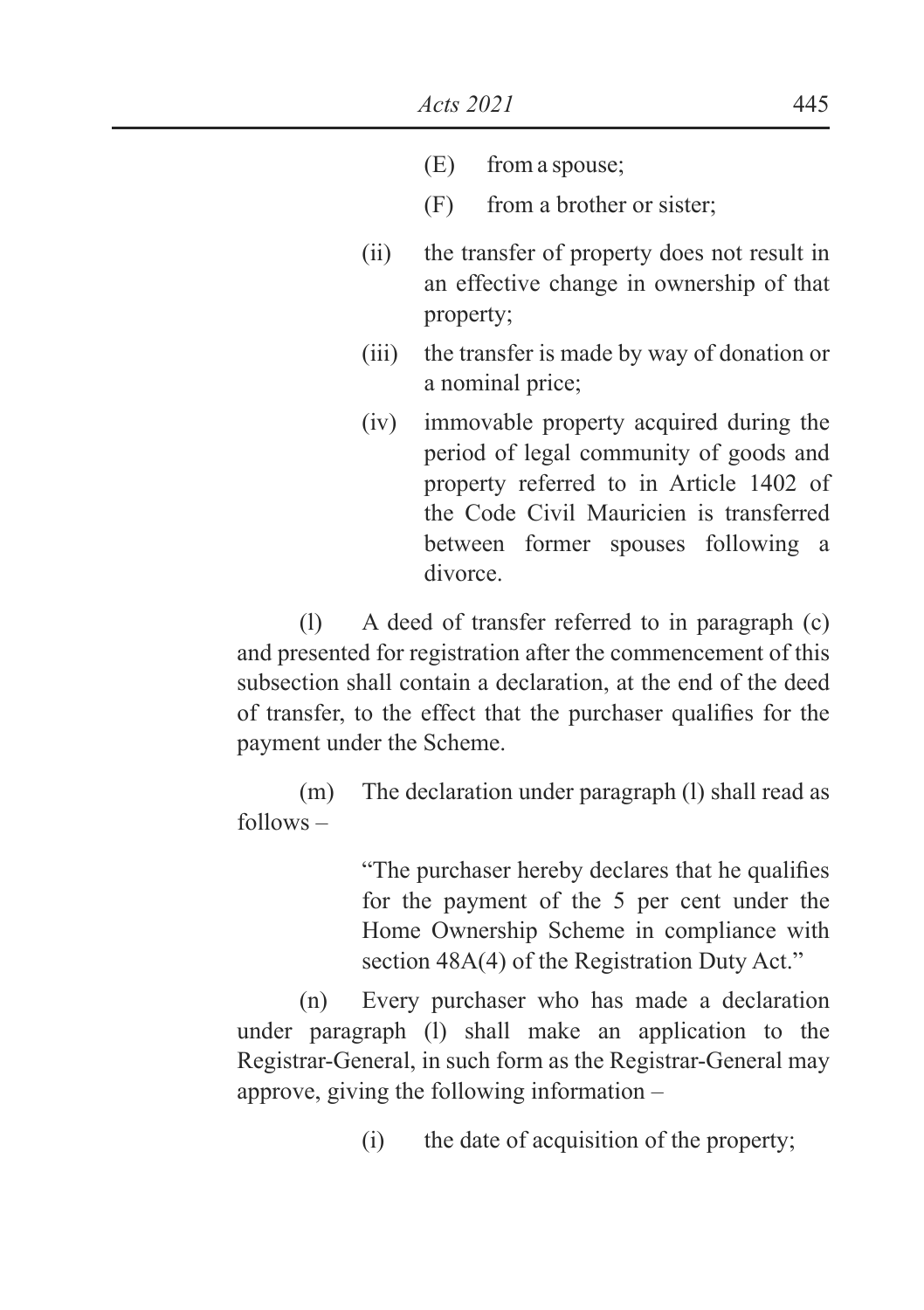(E) from a spouse;

(F) from a brother or sister;

(ii) the transfer of property does not result in an effective change in ownership of that property;

(iii) the transfer is made by way of donation or a nominal price;

(iv) immovable property acquired during the period of legal community of goods and property referred to in Article 1402 of the Code Civil Mauricien is transferred between former spouses following a divorce.

(l) A deed of transfer referred to in paragraph (c) and presented for registration after the commencement of this subsection shall contain a declaration, at the end of the deed of transfer, to the effect that the purchaser qualifies for the payment under the Scheme.

(m) The declaration under paragraph (l) shall read as follows –

> "The purchaser hereby declares that he qualifies for the payment of the 5 per cent under the Home Ownership Scheme in compliance with section 48A(4) of the Registration Duty Act."

(n) Every purchaser who has made a declaration under paragraph (l) shall make an application to the Registrar-General, in such form as the Registrar-General may approve, giving the following information –

(i) the date of acquisition of the property;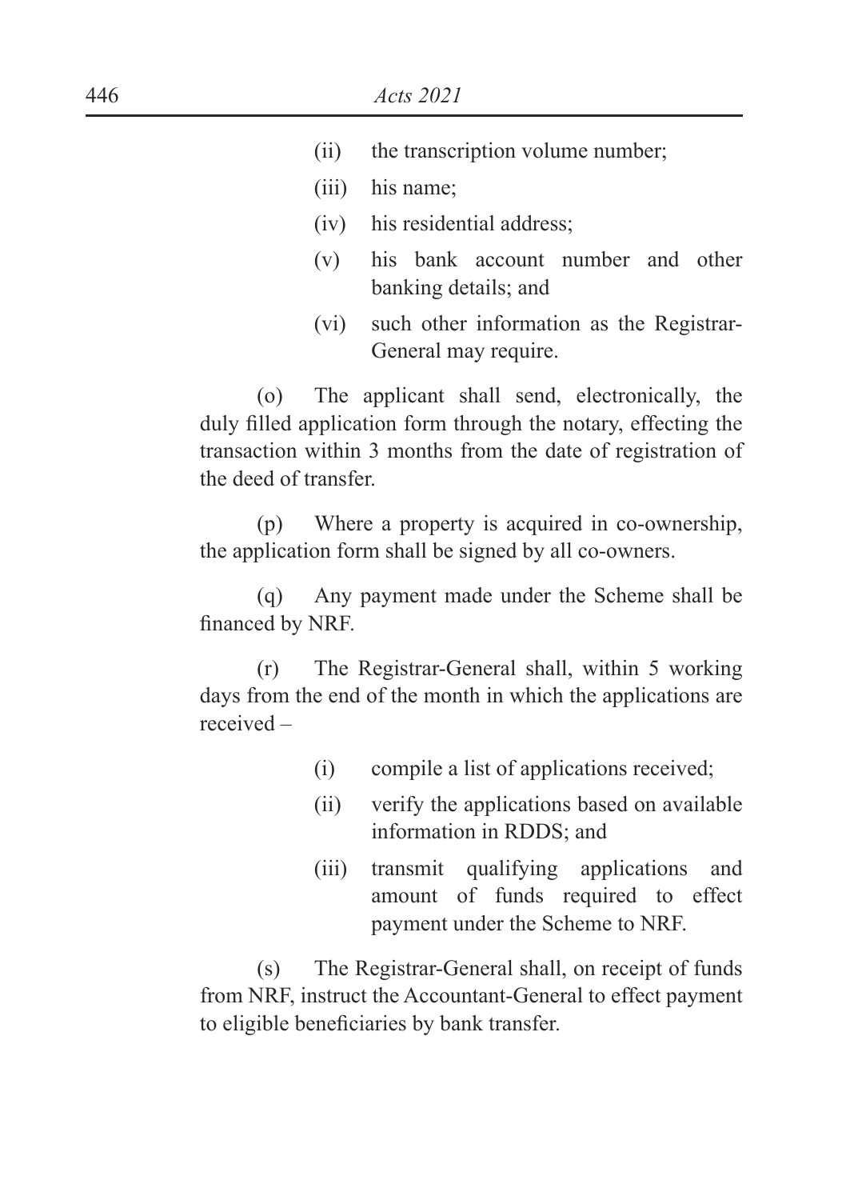(ii) the transcription volume number;

(iii) his name;

(iv) his residential address;

(v) his bank account number and other banking details; and

(vi) such other information as the Registrar-General may require.

(o) The applicant shall send, electronically, the duly filled application form through the notary, effecting the transaction within 3 months from the date of registration of the deed of transfer.

(p) Where a property is acquired in co-ownership, the application form shall be signed by all co-owners.

(q) Any payment made under the Scheme shall be financed by NRF.

(r) The Registrar-General shall, within 5 working days from the end of the month in which the applications are received –

(i) compile a list of applications received;

(ii) verify the applications based on available information in RDDS; and

(iii) transmit qualifying applications and amount of funds required to effect payment under the Scheme to NRF.

(s) The Registrar-General shall, on receipt of funds from NRF, instruct the Accountant-General to effect payment to eligible beneficiaries by bank transfer.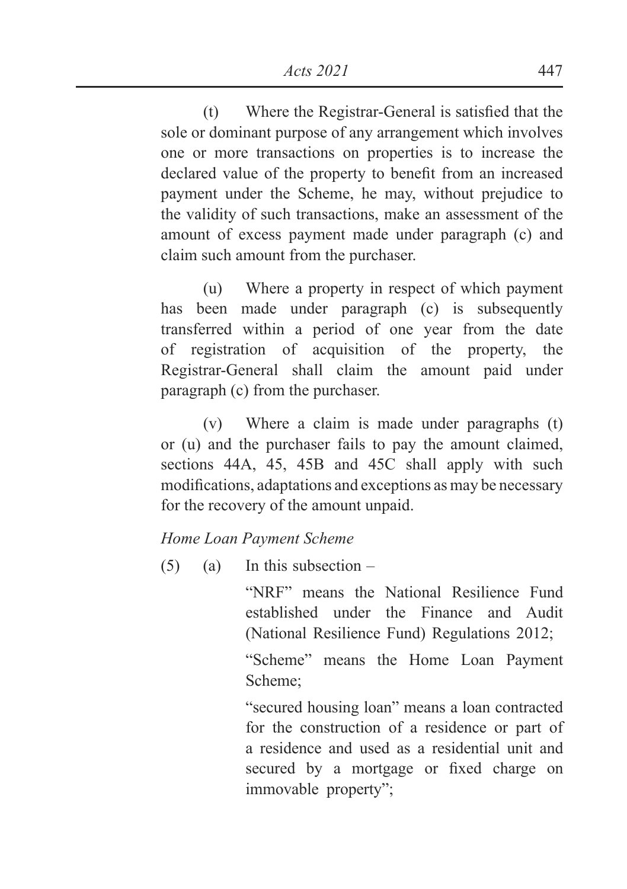(t) Where the Registrar-General is satisfied that the sole or dominant purpose of any arrangement which involves one or more transactions on properties is to increase the declared value of the property to benefit from an increased payment under the Scheme, he may, without prejudice to the validity of such transactions, make an assessment of the amount of excess payment made under paragraph (c) and claim such amount from the purchaser.

(u) Where a property in respect of which payment has been made under paragraph (c) is subsequently transferred within a period of one year from the date of registration of acquisition of the property, the Registrar-General shall claim the amount paid under paragraph (c) from the purchaser.

(v) Where a claim is made under paragraphs (t) or (u) and the purchaser fails to pay the amount claimed, sections 44A, 45, 45B and 45C shall apply with such modifications, adaptations and exceptions as may be necessary for the recovery of the amount unpaid.

*Home Loan Payment Scheme*

(5) (a) In this subsection –

"NRF" means the National Resilience Fund established under the Finance and Audit (National Resilience Fund) Regulations 2012;

"Scheme" means the Home Loan Payment Scheme;

"secured housing loan" means a loan contracted for the construction of a residence or part of a residence and used as a residential unit and secured by a mortgage or fixed charge on immovable property";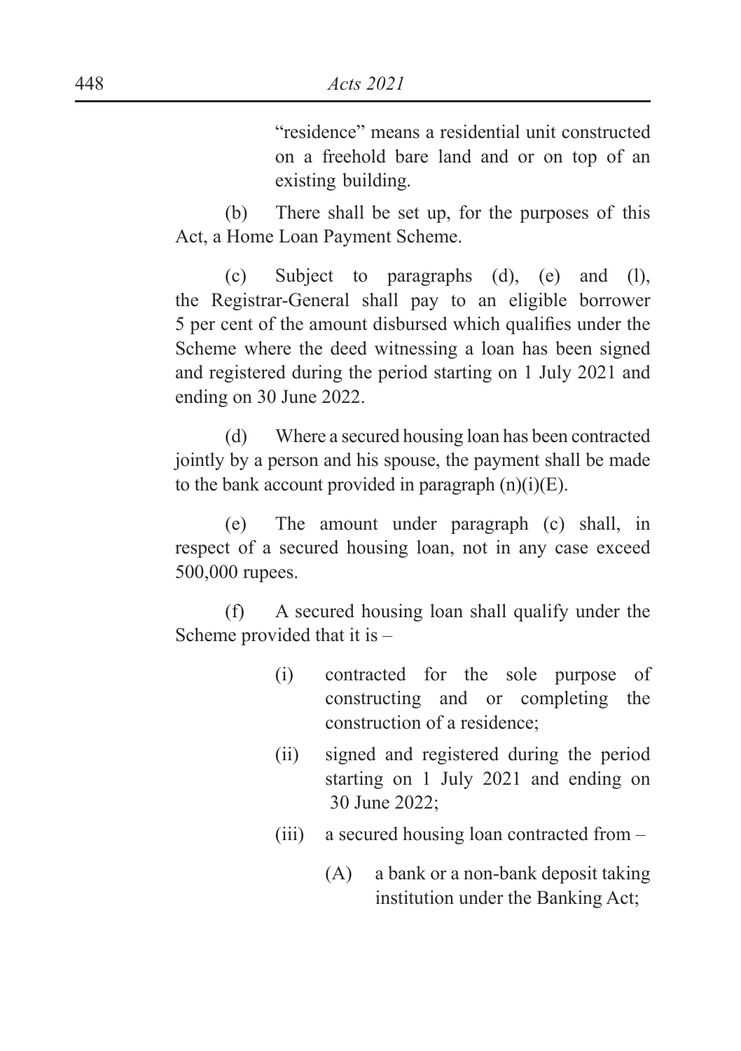"residence" means a residential unit constructed on a freehold bare land and or on top of an existing building.

(b) There shall be set up, for the purposes of this Act, a Home Loan Payment Scheme.

(c) Subject to paragraphs (d), (e) and (l), the Registrar-General shall pay to an eligible borrower 5 per cent of the amount disbursed which qualifies under the Scheme where the deed witnessing a loan has been signed and registered during the period starting on 1 July 2021 and ending on 30 June 2022.

(d) Where a secured housing loan has been contracted jointly by a person and his spouse, the payment shall be made to the bank account provided in paragraph (n)(i)(E).

(e) The amount under paragraph (c) shall, in respect of a secured housing loan, not in any case exceed 500,000 rupees.

(f) A secured housing loan shall qualify under the Scheme provided that it is –

- (i) contracted for the sole purpose of constructing and or completing the construction of a residence;
- (ii) signed and registered during the period starting on 1 July 2021 and ending on 30 June 2022;
- (iii) a secured housing loan contracted from –
  - (A) a bank or a non-bank deposit taking institution under the Banking Act;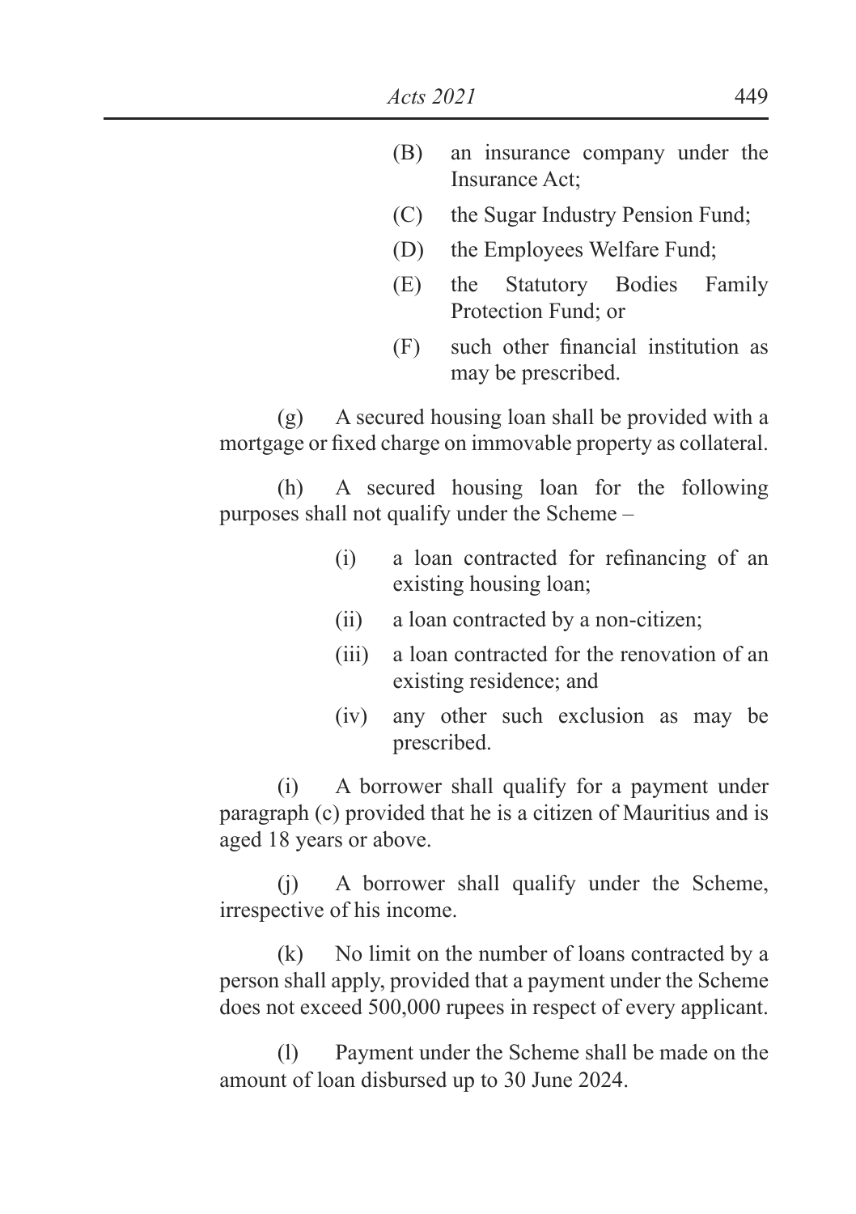(B) an insurance company under the Insurance Act;

(C) the Sugar Industry Pension Fund;

(D) the Employees Welfare Fund;

(E) the Statutory Bodies Family Protection Fund; or

(F) such other financial institution as may be prescribed.

(g) A secured housing loan shall be provided with a mortgage or fixed charge on immovable property as collateral.

(h) A secured housing loan for the following purposes shall not qualify under the Scheme –

(i) a loan contracted for refinancing of an existing housing loan;

(ii) a loan contracted by a non-citizen;

(iii) a loan contracted for the renovation of an existing residence; and

(iv) any other such exclusion as may be prescribed.

(i) A borrower shall qualify for a payment under paragraph (c) provided that he is a citizen of Mauritius and is aged 18 years or above.

(j) A borrower shall qualify under the Scheme, irrespective of his income.

(k) No limit on the number of loans contracted by a person shall apply, provided that a payment under the Scheme does not exceed 500,000 rupees in respect of every applicant.

(l) Payment under the Scheme shall be made on the amount of loan disbursed up to 30 June 2024.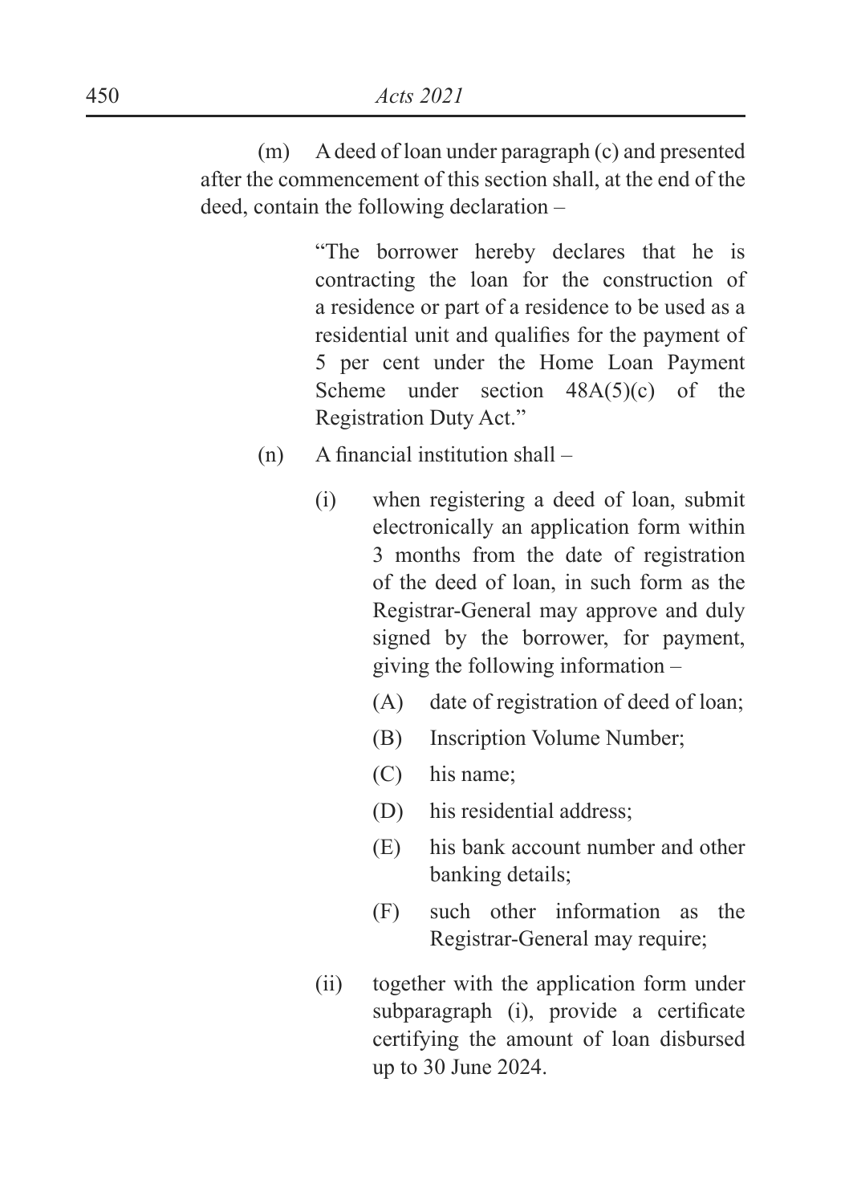(m) A deed of loan under paragraph (c) and presented after the commencement of this section shall, at the end of the deed, contain the following declaration –

> "The borrower hereby declares that he is contracting the loan for the construction of a residence or part of a residence to be used as a residential unit and qualifies for the payment of 5 per cent under the Home Loan Payment Scheme under section 48A(5)(c) of the Registration Duty Act."

(n) A financial institution shall –

- (i) when registering a deed of loan, submit electronically an application form within 3 months from the date of registration of the deed of loan, in such form as the Registrar-General may approve and duly signed by the borrower, for payment, giving the following information –
  - (A) date of registration of deed of loan;
  - (B) Inscription Volume Number;
  - (C) his name;
  - (D) his residential address;
  - (E) his bank account number and other banking details;
  - (F) such other information as the Registrar-General may require;
- (ii) together with the application form under subparagraph (i), provide a certificate certifying the amount of loan disbursed up to 30 June 2024.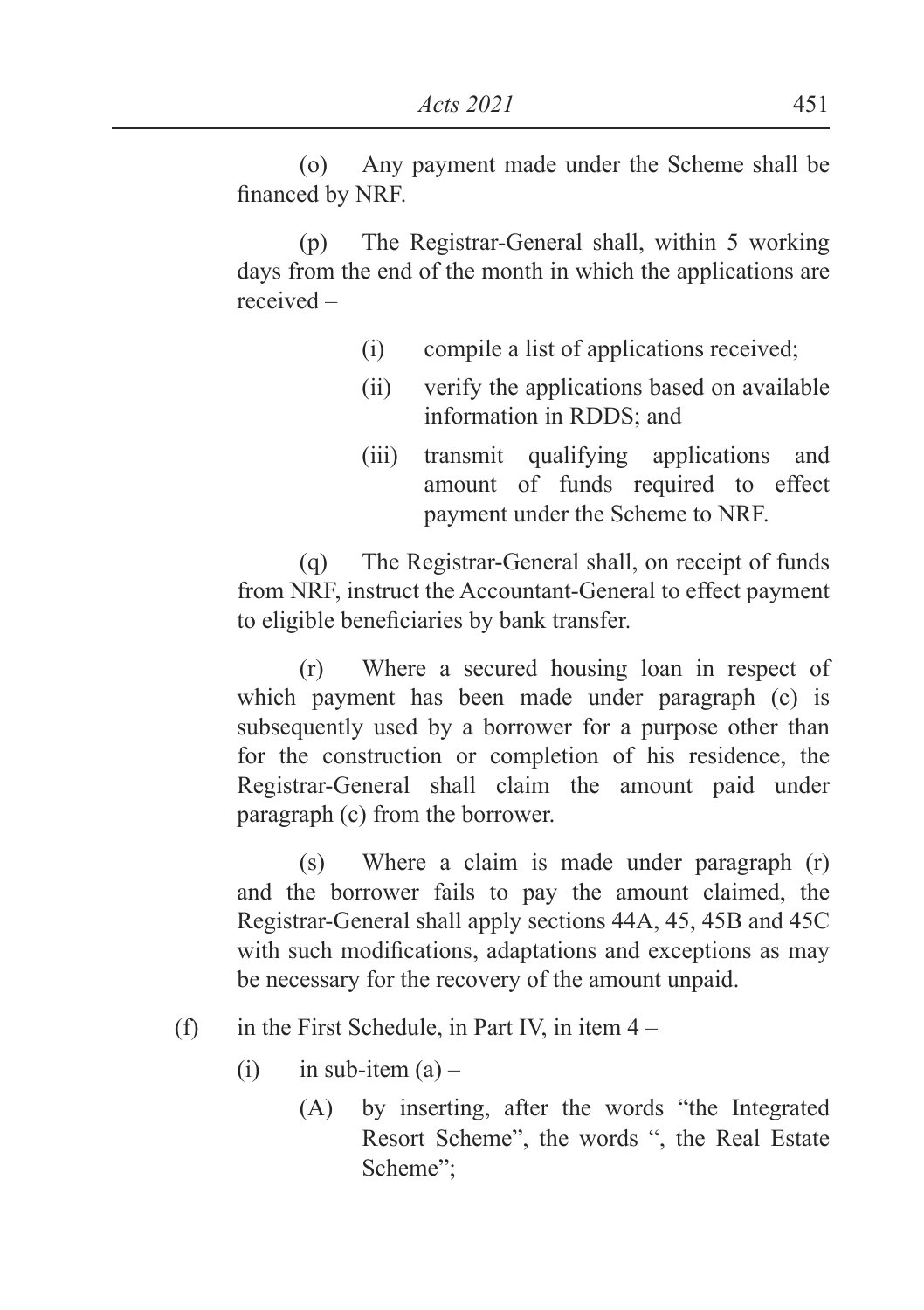(o) Any payment made under the Scheme shall be financed by NRF.

(p) The Registrar-General shall, within 5 working days from the end of the month in which the applications are received –

(i) compile a list of applications received;

(ii) verify the applications based on available information in RDDS; and

(iii) transmit qualifying applications and amount of funds required to effect payment under the Scheme to NRF.

(q) The Registrar-General shall, on receipt of funds from NRF, instruct the Accountant-General to effect payment to eligible beneficiaries by bank transfer.

(r) Where a secured housing loan in respect of which payment has been made under paragraph (c) is subsequently used by a borrower for a purpose other than for the construction or completion of his residence, the Registrar-General shall claim the amount paid under paragraph (c) from the borrower.

(s) Where a claim is made under paragraph (r) and the borrower fails to pay the amount claimed, the Registrar-General shall apply sections 44A, 45, 45B and 45C with such modifications, adaptations and exceptions as may be necessary for the recovery of the amount unpaid.

(f) in the First Schedule, in Part IV, in item 4 –

(i) in sub-item (a) –

(A) by inserting, after the words "the Integrated Resort Scheme", the words ", the Real Estate Scheme";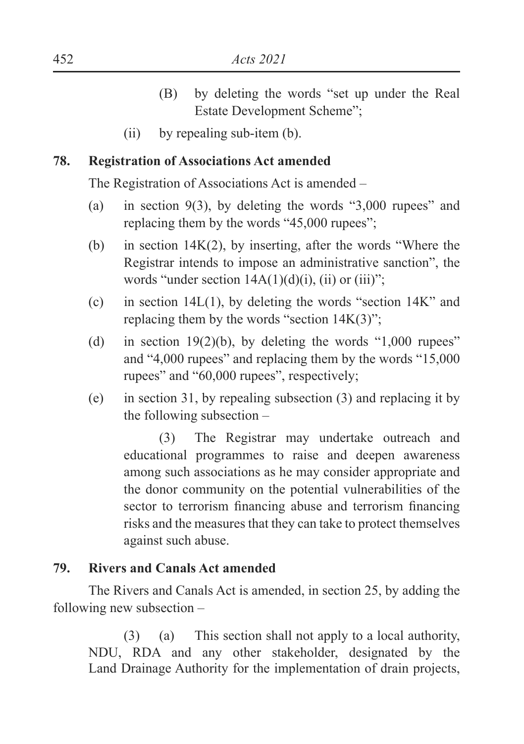(B) by deleting the words "set up under the Real Estate Development Scheme";

(ii) by repealing sub-item (b).

**78. Registration of Associations Act amended**

The Registration of Associations Act is amended –

(a) in section 9(3), by deleting the words "3,000 rupees" and replacing them by the words "45,000 rupees";

(b) in section 14K(2), by inserting, after the words "Where the Registrar intends to impose an administrative sanction", the words "under section 14A(1)(d)(i), (ii) or (iii)";

(c) in section 14L(1), by deleting the words "section 14K" and replacing them by the words "section 14K(3)";

(d) in section 19(2)(b), by deleting the words "1,000 rupees" and "4,000 rupees" and replacing them by the words "15,000 rupees" and "60,000 rupees", respectively;

(e) in section 31, by repealing subsection (3) and replacing it by the following subsection –

(3) The Registrar may undertake outreach and educational programmes to raise and deepen awareness among such associations as he may consider appropriate and the donor community on the potential vulnerabilities of the sector to terrorism financing abuse and terrorism financing risks and the measures that they can take to protect themselves against such abuse.

**79. Rivers and Canals Act amended**

The Rivers and Canals Act is amended, in section 25, by adding the following new subsection –

(3) (a) This section shall not apply to a local authority, NDU, RDA and any other stakeholder, designated by the Land Drainage Authority for the implementation of drain projects,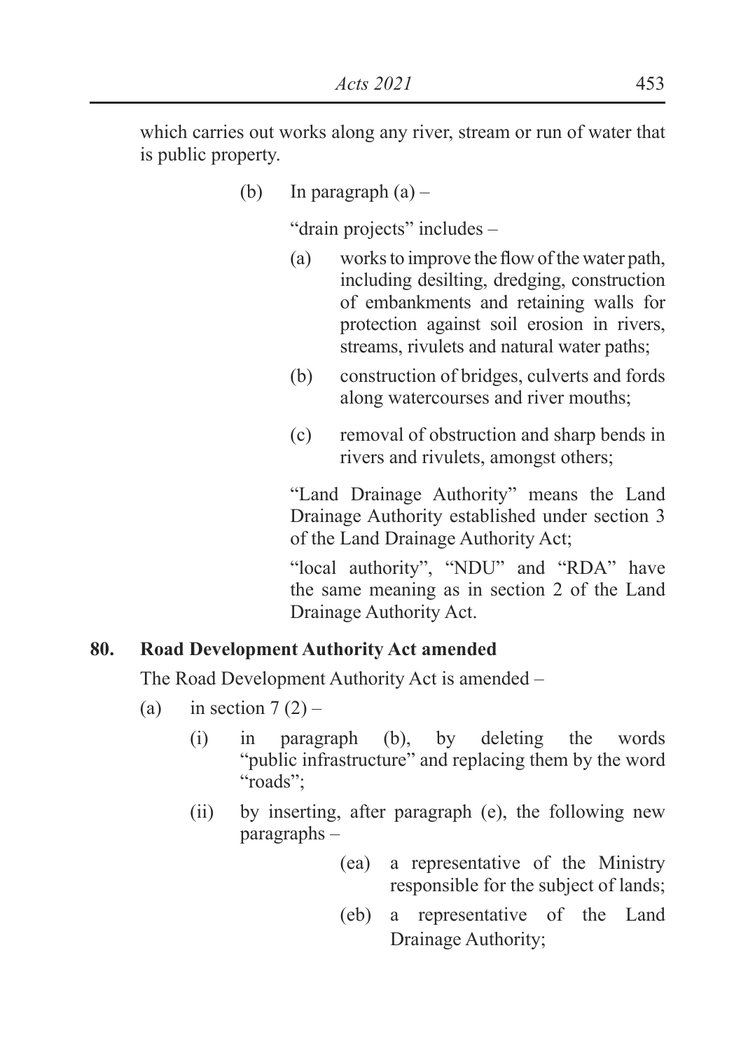which carries out works along any river, stream or run of water that is public property.

(b) In paragraph (a) –

"drain projects" includes –

(a) works to improve the flow of the water path, including desilting, dredging, construction of embankments and retaining walls for protection against soil erosion in rivers, streams, rivulets and natural water paths;

(b) construction of bridges, culverts and fords along watercourses and river mouths;

(c) removal of obstruction and sharp bends in rivers and rivulets, amongst others;

"Land Drainage Authority" means the Land Drainage Authority established under section 3 of the Land Drainage Authority Act;

"local authority", "NDU" and "RDA" have the same meaning as in section 2 of the Land Drainage Authority Act.

**80. Road Development Authority Act amended**

The Road Development Authority Act is amended –

(a) in section 7 (2) –

(i) in paragraph (b), by deleting the words "public infrastructure" and replacing them by the word "roads";

(ii) by inserting, after paragraph (e), the following new paragraphs –

(ea) a representative of the Ministry responsible for the subject of lands;

(eb) a representative of the Land Drainage Authority;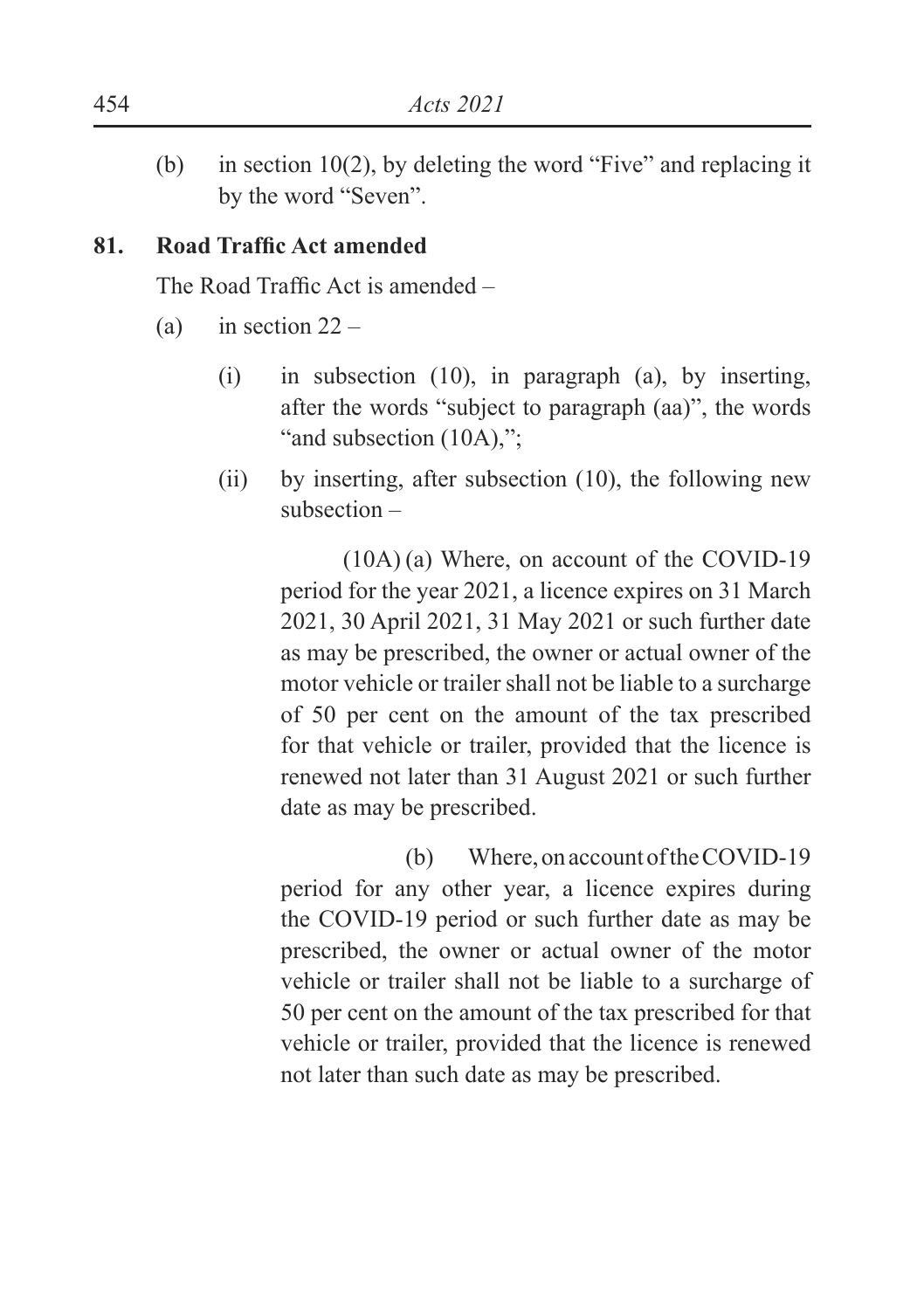(b) in section 10(2), by deleting the word "Five" and replacing it by the word "Seven".

**81. Road Traffic Act amended**

The Road Traffic Act is amended –

(a) in section 22 –

(i) in subsection (10), in paragraph (a), by inserting, after the words "subject to paragraph (aa)", the words "and subsection (10A),";

(ii) by inserting, after subsection (10), the following new subsection –

(10A) (a) Where, on account of the COVID-19 period for the year 2021, a licence expires on 31 March 2021, 30 April 2021, 31 May 2021 or such further date as may be prescribed, the owner or actual owner of the motor vehicle or trailer shall not be liable to a surcharge of 50 per cent on the amount of the tax prescribed for that vehicle or trailer, provided that the licence is renewed not later than 31 August 2021 or such further date as may be prescribed.

(b) Where, on account of the COVID-19 period for any other year, a licence expires during the COVID-19 period or such further date as may be prescribed, the owner or actual owner of the motor vehicle or trailer shall not be liable to a surcharge of 50 per cent on the amount of the tax prescribed for that vehicle or trailer, provided that the licence is renewed not later than such date as may be prescribed.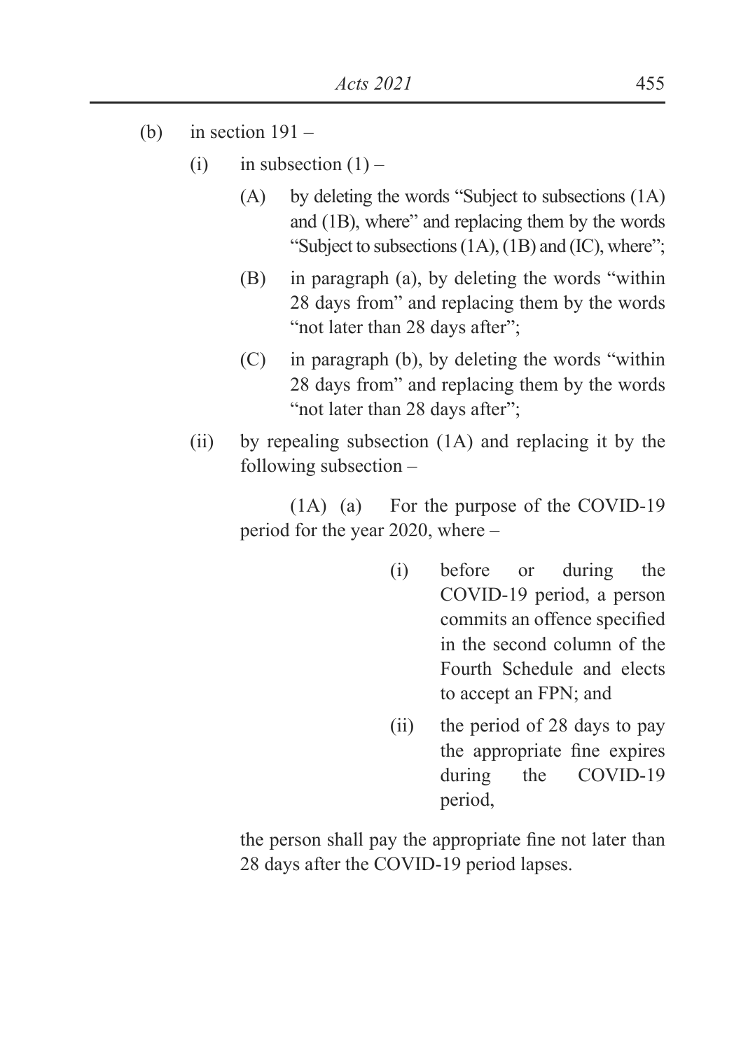(b) in section 191 –

   (i) in subsection (1) –

      (A) by deleting the words "Subject to subsections (1A) and (1B), where" and replacing them by the words "Subject to subsections (1A), (1B) and (IC), where";

      (B) in paragraph (a), by deleting the words "within 28 days from" and replacing them by the words "not later than 28 days after";

      (C) in paragraph (b), by deleting the words "within 28 days from" and replacing them by the words "not later than 28 days after";

   (ii) by repealing subsection (1A) and replacing it by the following subsection –

      (1A) (a) For the purpose of the COVID-19 period for the year 2020, where –

         (i) before or during the COVID-19 period, a person commits an offence specified in the second column of the Fourth Schedule and elects to accept an FPN; and

         (ii) the period of 28 days to pay the appropriate fine expires during the COVID-19 period,

      the person shall pay the appropriate fine not later than 28 days after the COVID-19 period lapses.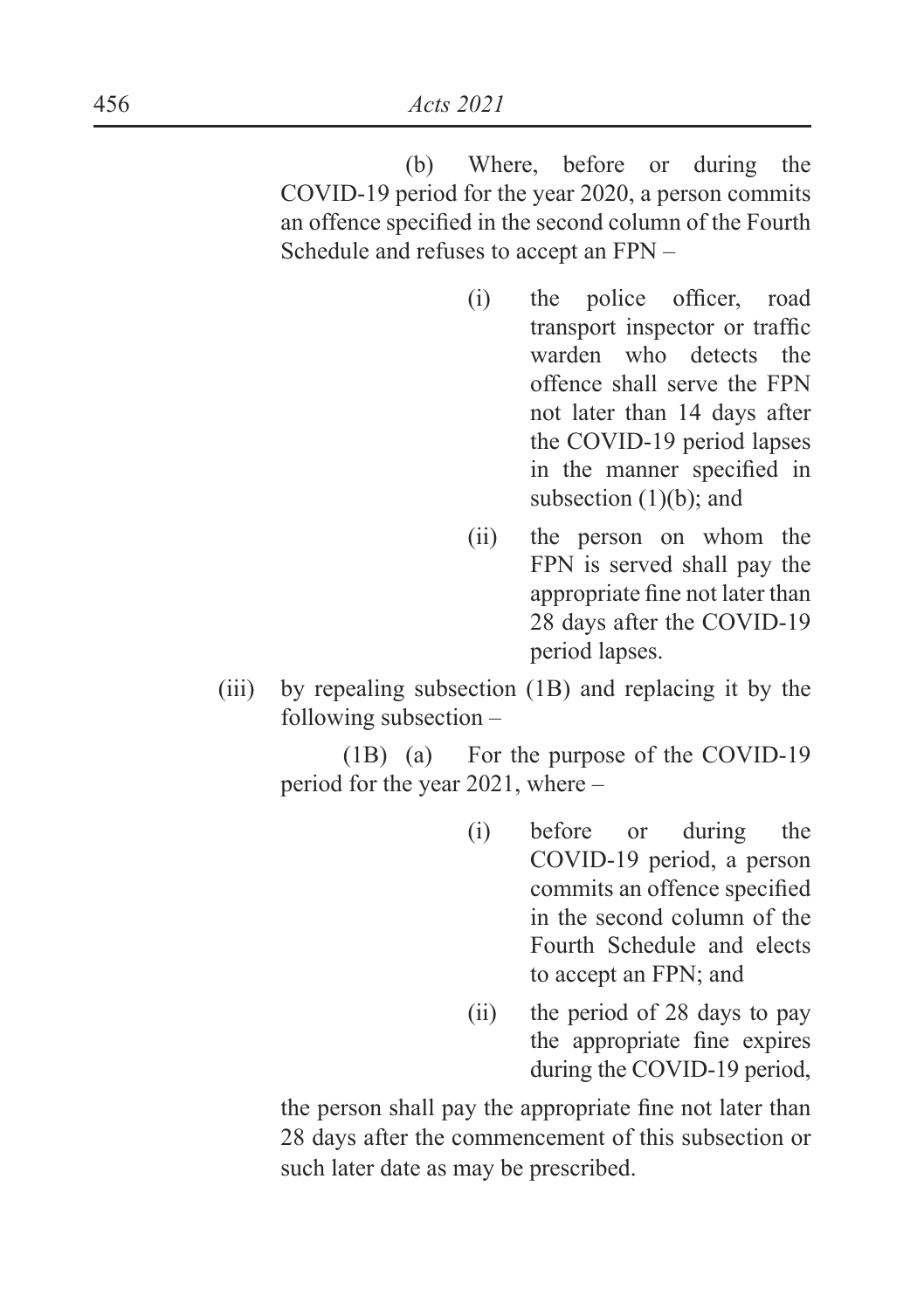(b) Where, before or during the COVID-19 period for the year 2020, a person commits an offence specified in the second column of the Fourth Schedule and refuses to accept an FPN –

- (i) the police officer, road transport inspector or traffic warden who detects the offence shall serve the FPN not later than 14 days after the COVID-19 period lapses in the manner specified in subsection (1)(b); and
- (ii) the person on whom the FPN is served shall pay the appropriate fine not later than 28 days after the COVID-19 period lapses.

(iii) by repealing subsection (1B) and replacing it by the following subsection –

(1B) (a) For the purpose of the COVID-19 period for the year 2021, where –

- (i) before or during the COVID-19 period, a person commits an offence specified in the second column of the Fourth Schedule and elects to accept an FPN; and
- (ii) the period of 28 days to pay the appropriate fine expires during the COVID-19 period,

the person shall pay the appropriate fine not later than 28 days after the commencement of this subsection or such later date as may be prescribed.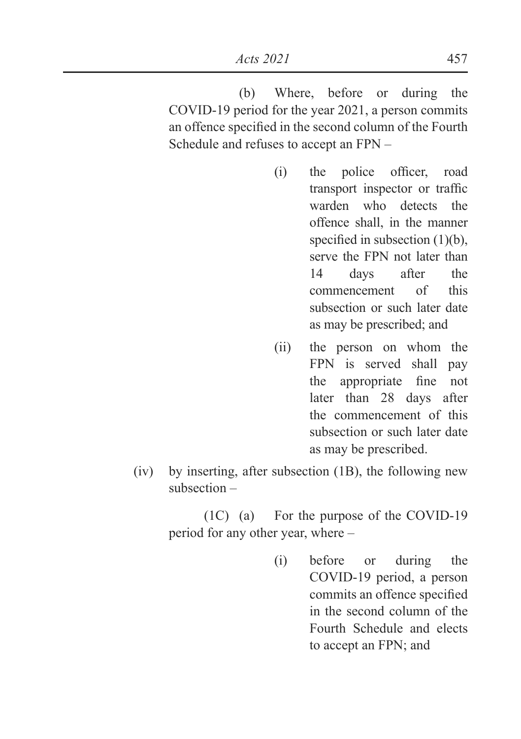(b) Where, before or during the COVID-19 period for the year 2021, a person commits an offence specified in the second column of the Fourth Schedule and refuses to accept an FPN –

- (i) the police officer, road transport inspector or traffic warden who detects the offence shall, in the manner specified in subsection (1)(b), serve the FPN not later than 14 days after the commencement of this subsection or such later date as may be prescribed; and
- (ii) the person on whom the FPN is served shall pay the appropriate fine not later than 28 days after the commencement of this subsection or such later date as may be prescribed.

(iv) by inserting, after subsection (1B), the following new subsection –

(1C) (a) For the purpose of the COVID-19 period for any other year, where –

- (i) before or during the COVID-19 period, a person commits an offence specified in the second column of the Fourth Schedule and elects to accept an FPN; and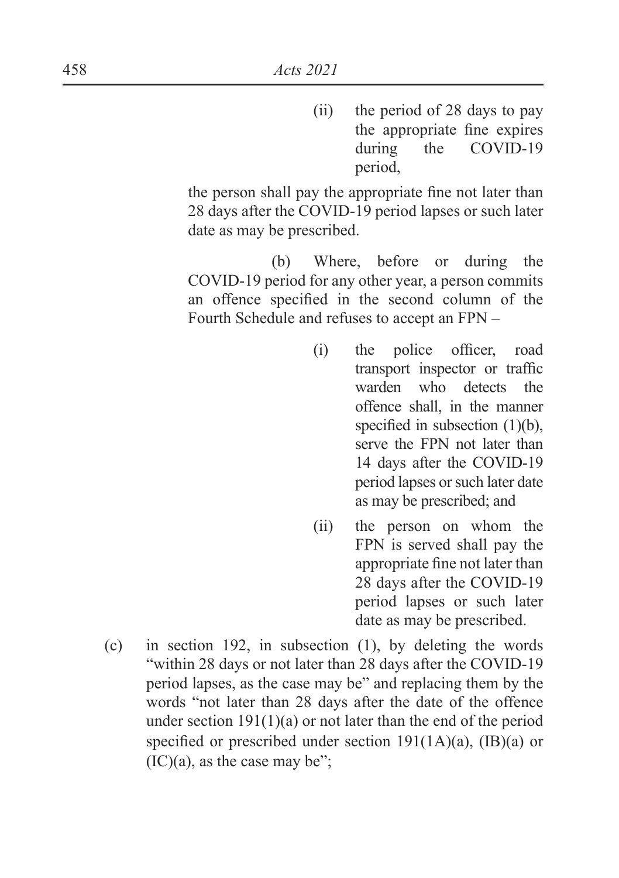(ii) the period of 28 days to pay the appropriate fine expires during the COVID-19 period,

the person shall pay the appropriate fine not later than 28 days after the COVID-19 period lapses or such later date as may be prescribed.

(b) Where, before or during the COVID-19 period for any other year, a person commits an offence specified in the second column of the Fourth Schedule and refuses to accept an FPN –

(i) the police officer, road transport inspector or traffic warden who detects the offence shall, in the manner specified in subsection (1)(b), serve the FPN not later than 14 days after the COVID-19 period lapses or such later date as may be prescribed; and

(ii) the person on whom the FPN is served shall pay the appropriate fine not later than 28 days after the COVID-19 period lapses or such later date as may be prescribed.

(c) in section 192, in subsection (1), by deleting the words "within 28 days or not later than 28 days after the COVID-19 period lapses, as the case may be" and replacing them by the words "not later than 28 days after the date of the offence under section 191(1)(a) or not later than the end of the period specified or prescribed under section 191(1A)(a), (IB)(a) or (IC)(a), as the case may be";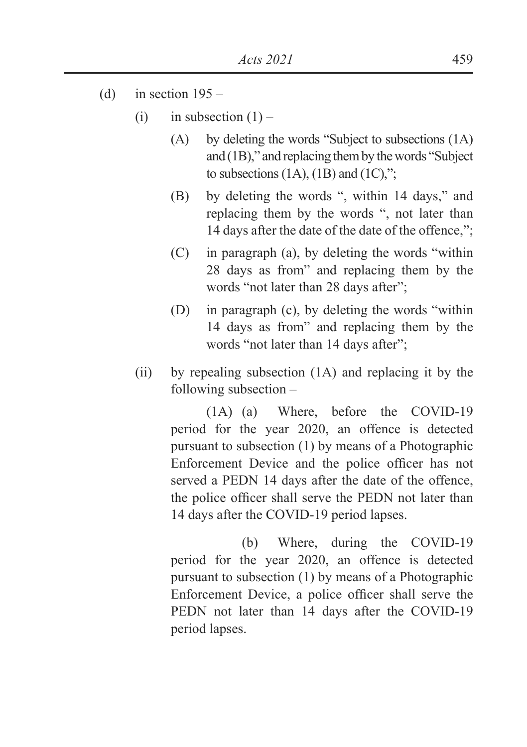(d) in section 195 –

   (i) in subsection (1) –

      (A) by deleting the words "Subject to subsections (1A) and (1B)," and replacing them by the words "Subject to subsections (1A), (1B) and (1C),";

      (B) by deleting the words ", within 14 days," and replacing them by the words ", not later than 14 days after the date of the date of the offence,";

      (C) in paragraph (a), by deleting the words "within 28 days as from" and replacing them by the words "not later than 28 days after";

      (D) in paragraph (c), by deleting the words "within 14 days as from" and replacing them by the words "not later than 14 days after";

   (ii) by repealing subsection (1A) and replacing it by the following subsection –

      (1A) (a) Where, before the COVID-19 period for the year 2020, an offence is detected pursuant to subsection (1) by means of a Photographic Enforcement Device and the police officer has not served a PEDN 14 days after the date of the offence, the police officer shall serve the PEDN not later than 14 days after the COVID-19 period lapses.

      (b) Where, during the COVID-19 period for the year 2020, an offence is detected pursuant to subsection (1) by means of a Photographic Enforcement Device, a police officer shall serve the PEDN not later than 14 days after the COVID-19 period lapses.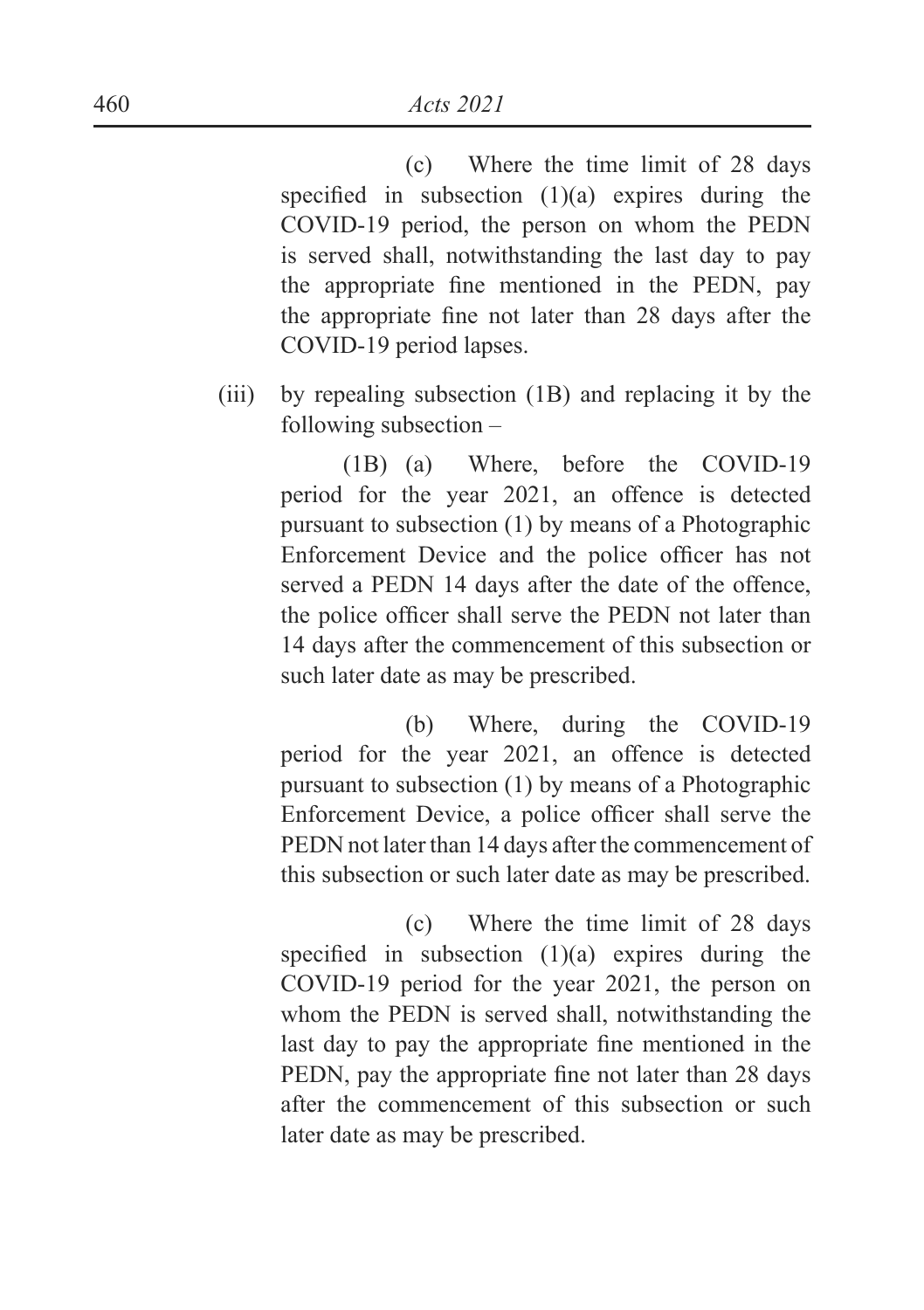(c) Where the time limit of 28 days specified in subsection (1)(a) expires during the COVID-19 period, the person on whom the PEDN is served shall, notwithstanding the last day to pay the appropriate fine mentioned in the PEDN, pay the appropriate fine not later than 28 days after the COVID-19 period lapses.

(iii) by repealing subsection (1B) and replacing it by the following subsection –

(1B) (a) Where, before the COVID-19 period for the year 2021, an offence is detected pursuant to subsection (1) by means of a Photographic Enforcement Device and the police officer has not served a PEDN 14 days after the date of the offence, the police officer shall serve the PEDN not later than 14 days after the commencement of this subsection or such later date as may be prescribed.

(b) Where, during the COVID-19 period for the year 2021, an offence is detected pursuant to subsection (1) by means of a Photographic Enforcement Device, a police officer shall serve the PEDN not later than 14 days after the commencement of this subsection or such later date as may be prescribed.

(c) Where the time limit of 28 days specified in subsection (1)(a) expires during the COVID-19 period for the year 2021, the person on whom the PEDN is served shall, notwithstanding the last day to pay the appropriate fine mentioned in the PEDN, pay the appropriate fine not later than 28 days after the commencement of this subsection or such later date as may be prescribed.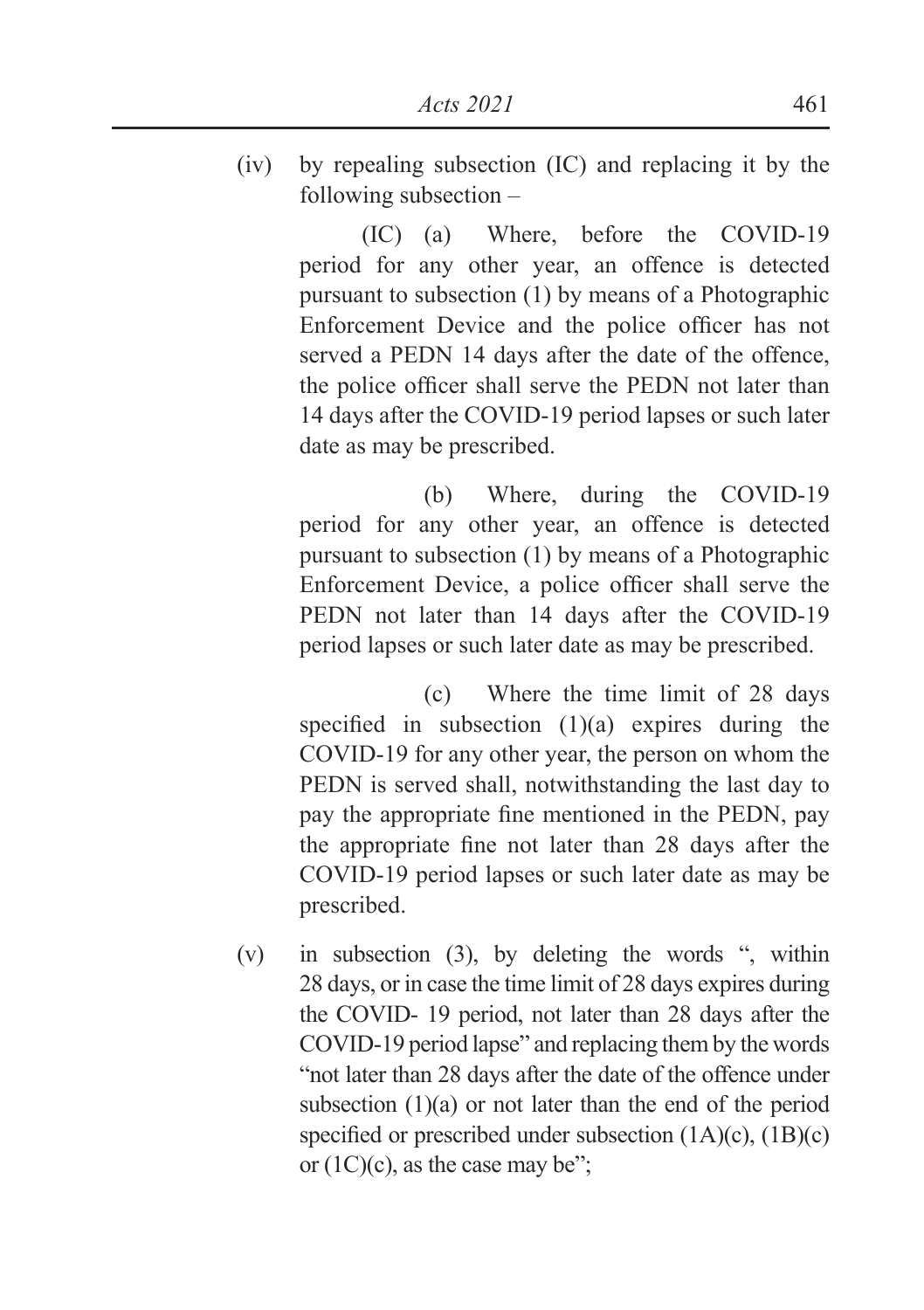(iv) by repealing subsection (IC) and replacing it by the following subsection –

(IC) (a) Where, before the COVID-19 period for any other year, an offence is detected pursuant to subsection (1) by means of a Photographic Enforcement Device and the police officer has not served a PEDN 14 days after the date of the offence, the police officer shall serve the PEDN not later than 14 days after the COVID-19 period lapses or such later date as may be prescribed.

(b) Where, during the COVID-19 period for any other year, an offence is detected pursuant to subsection (1) by means of a Photographic Enforcement Device, a police officer shall serve the PEDN not later than 14 days after the COVID-19 period lapses or such later date as may be prescribed.

(c) Where the time limit of 28 days specified in subsection (1)(a) expires during the COVID-19 for any other year, the person on whom the PEDN is served shall, notwithstanding the last day to pay the appropriate fine mentioned in the PEDN, pay the appropriate fine not later than 28 days after the COVID-19 period lapses or such later date as may be prescribed.

(v) in subsection (3), by deleting the words ", within 28 days, or in case the time limit of 28 days expires during the COVID- 19 period, not later than 28 days after the COVID-19 period lapse" and replacing them by the words "not later than 28 days after the date of the offence under subsection (1)(a) or not later than the end of the period specified or prescribed under subsection (1A)(c), (1B)(c) or (1C)(c), as the case may be";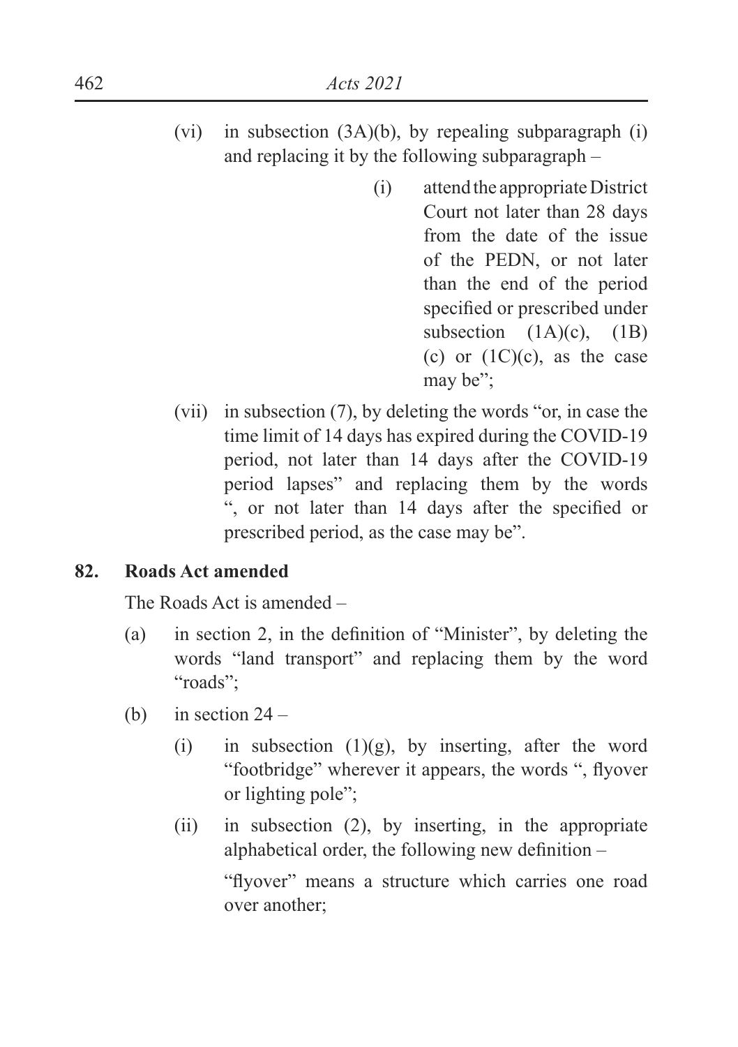(vi) in subsection (3A)(b), by repealing subparagraph (i) and replacing it by the following subparagraph –

> (i) attend the appropriate District Court not later than 28 days from the date of the issue of the PEDN, or not later than the end of the period specified or prescribed under subsection (1A)(c), (1B)(c) or (1C)(c), as the case may be";

(vii) in subsection (7), by deleting the words "or, in case the time limit of 14 days has expired during the COVID-19 period, not later than 14 days after the COVID-19 period lapses" and replacing them by the words ", or not later than 14 days after the specified or prescribed period, as the case may be".

**82. Roads Act amended**

The Roads Act is amended –

(a) in section 2, in the definition of "Minister", by deleting the words "land transport" and replacing them by the word "roads";

(b) in section 24 –

(i) in subsection (1)(g), by inserting, after the word "footbridge" wherever it appears, the words ", flyover or lighting pole";

(ii) in subsection (2), by inserting, in the appropriate alphabetical order, the following new definition –

"flyover" means a structure which carries one road over another;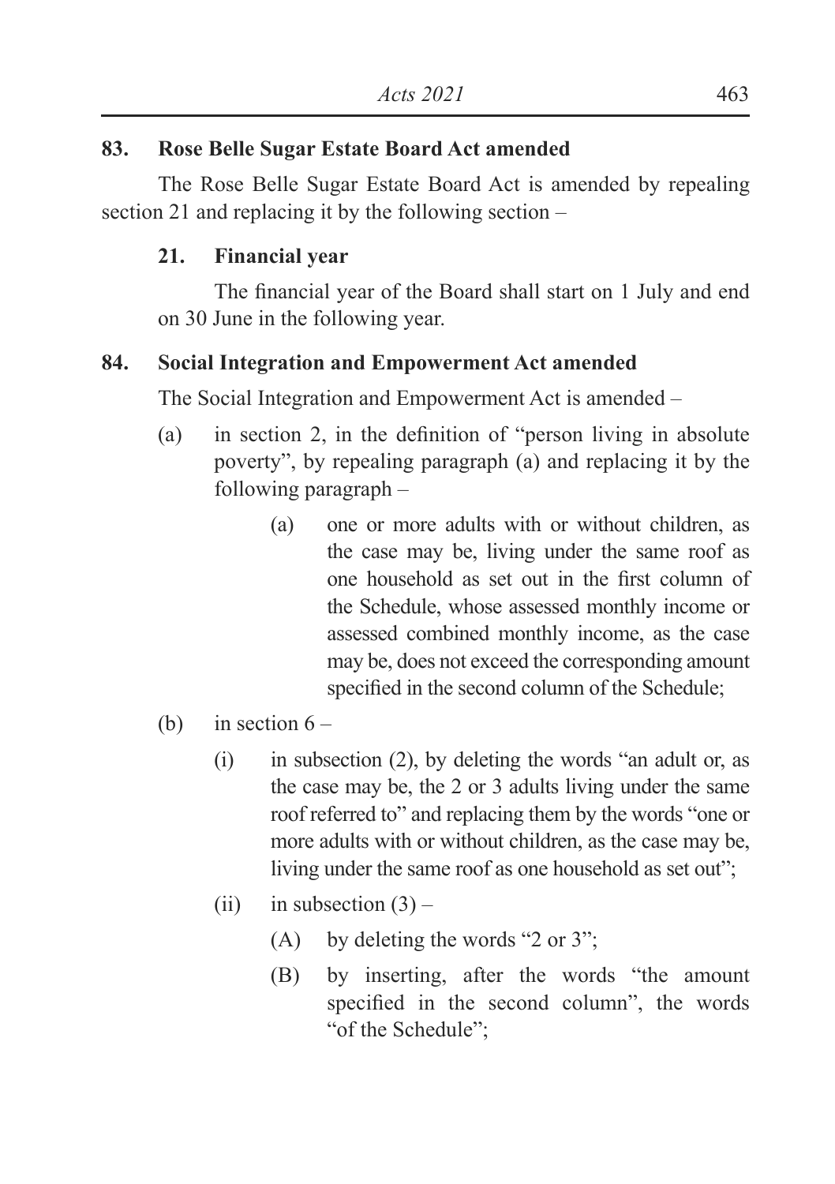**83. Rose Belle Sugar Estate Board Act amended**

The Rose Belle Sugar Estate Board Act is amended by repealing section 21 and replacing it by the following section –

**21. Financial year**

The financial year of the Board shall start on 1 July and end on 30 June in the following year.

**84. Social Integration and Empowerment Act amended**

The Social Integration and Empowerment Act is amended –

(a) in section 2, in the definition of "person living in absolute poverty", by repealing paragraph (a) and replacing it by the following paragraph –

> (a) one or more adults with or without children, as the case may be, living under the same roof as one household as set out in the first column of the Schedule, whose assessed monthly income or assessed combined monthly income, as the case may be, does not exceed the corresponding amount specified in the second column of the Schedule;

(b) in section 6 –

> (i) in subsection (2), by deleting the words "an adult or, as the case may be, the 2 or 3 adults living under the same roof referred to" and replacing them by the words "one or more adults with or without children, as the case may be, living under the same roof as one household as set out";
>
> (ii) in subsection (3) –
>
> > (A) by deleting the words "2 or 3";
> >
> > (B) by inserting, after the words "the amount specified in the second column", the words "of the Schedule";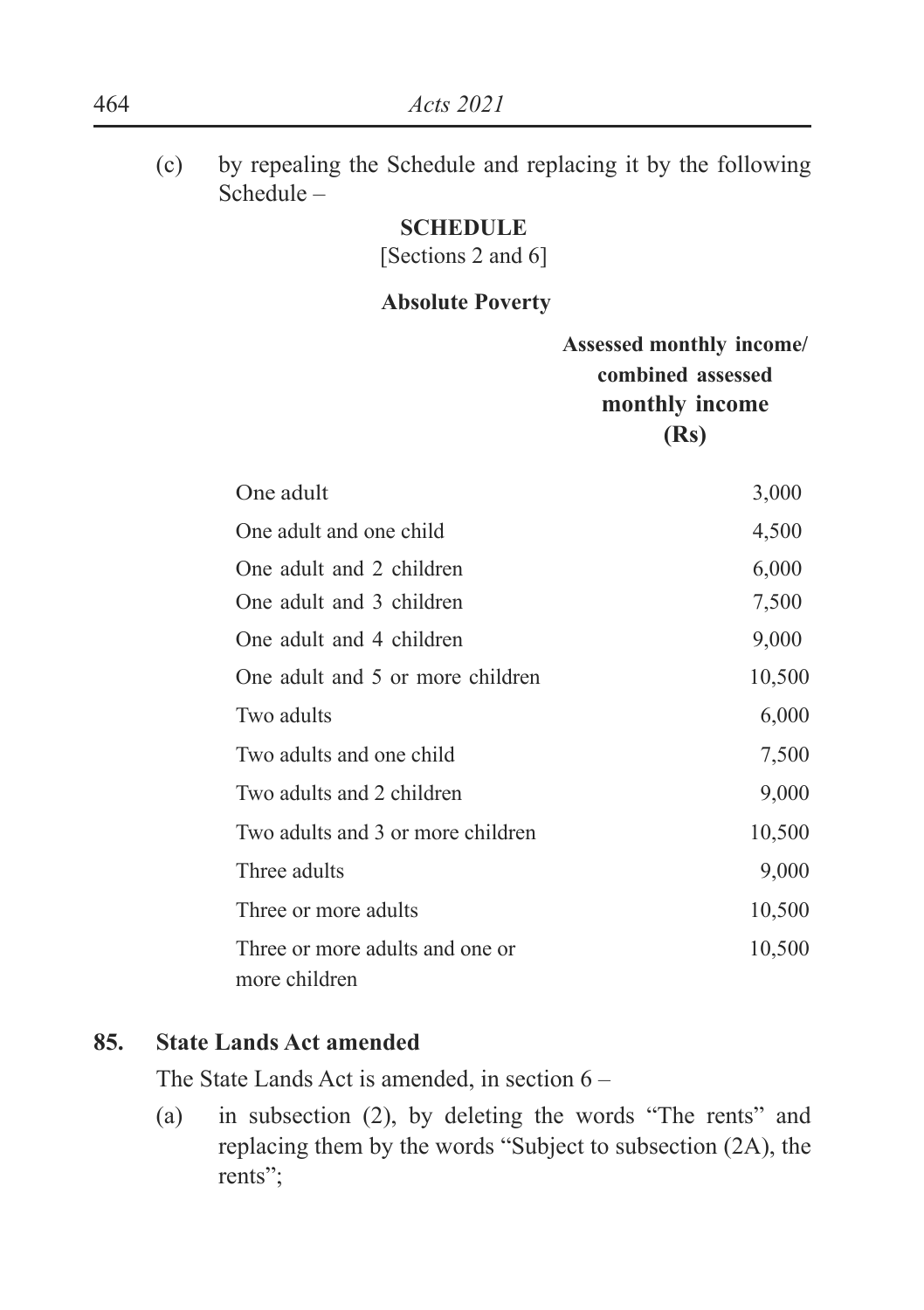(c) by repealing the Schedule and replacing it by the following Schedule –

**SCHEDULE**

[Sections 2 and 6]

**Absolute Poverty**

| | **Assessed monthly income/ combined assessed monthly income (Rs)** |
|---|---|
| One adult | 3,000 |
| One adult and one child | 4,500 |
| One adult and 2 children | 6,000 |
| One adult and 3 children | 7,500 |
| One adult and 4 children | 9,000 |
| One adult and 5 or more children | 10,500 |
| Two adults | 6,000 |
| Two adults and one child | 7,500 |
| Two adults and 2 children | 9,000 |
| Two adults and 3 or more children | 10,500 |
| Three adults | 9,000 |
| Three or more adults | 10,500 |
| Three or more adults and one or more children | 10,500 |

**85. State Lands Act amended**

The State Lands Act is amended, in section 6 –

(a) in subsection (2), by deleting the words "The rents" and replacing them by the words "Subject to subsection (2A), the rents";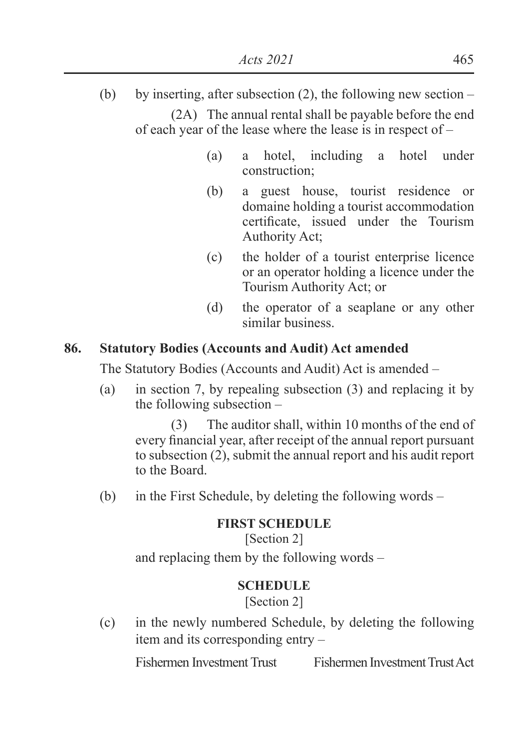(b) by inserting, after subsection (2), the following new section –

(2A) The annual rental shall be payable before the end of each year of the lease where the lease is in respect of –

(a) a hotel, including a hotel under construction;

(b) a guest house, tourist residence or domaine holding a tourist accommodation certificate, issued under the Tourism Authority Act;

(c) the holder of a tourist enterprise licence or an operator holding a licence under the Tourism Authority Act; or

(d) the operator of a seaplane or any other similar business.

**86. Statutory Bodies (Accounts and Audit) Act amended**

The Statutory Bodies (Accounts and Audit) Act is amended –

(a) in section 7, by repealing subsection (3) and replacing it by the following subsection –

(3) The auditor shall, within 10 months of the end of every financial year, after receipt of the annual report pursuant to subsection (2), submit the annual report and his audit report to the Board.

(b) in the First Schedule, by deleting the following words –

**FIRST SCHEDULE**
[Section 2]

and replacing them by the following words –

**SCHEDULE**
[Section 2]

(c) in the newly numbered Schedule, by deleting the following item and its corresponding entry –

Fishermen Investment Trust    Fishermen Investment Trust Act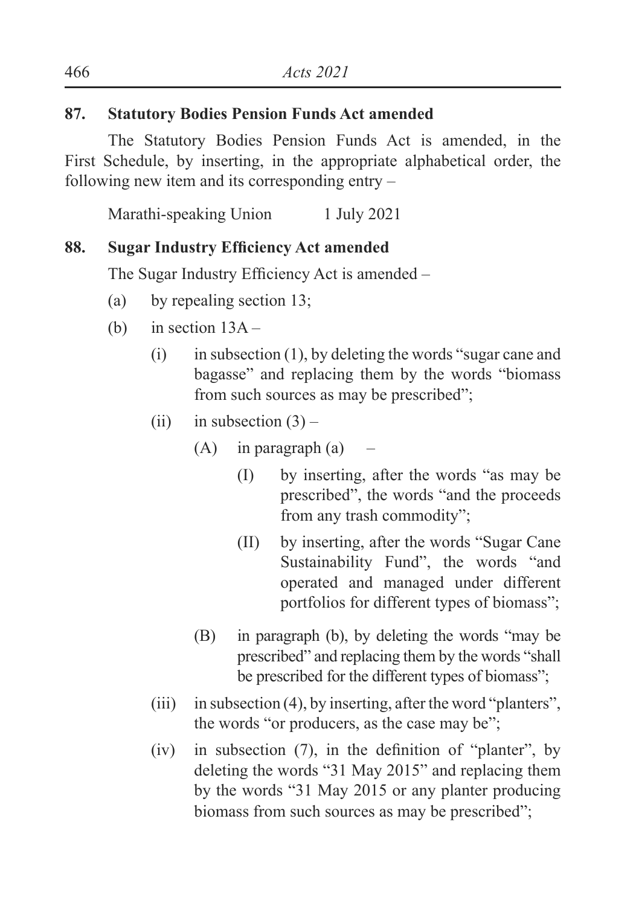## 87. Statutory Bodies Pension Funds Act amended

The Statutory Bodies Pension Funds Act is amended, in the First Schedule, by inserting, in the appropriate alphabetical order, the following new item and its corresponding entry –

Marathi-speaking Union 1 July 2021

## 88. Sugar Industry Efficiency Act amended

The Sugar Industry Efficiency Act is amended –

(a) by repealing section 13;

(b) in section 13A –

  (i) in subsection (1), by deleting the words "sugar cane and bagasse" and replacing them by the words "biomass from such sources as may be prescribed";

  (ii) in subsection (3) –

    (A) in paragraph (a) –

      (I) by inserting, after the words "as may be prescribed", the words "and the proceeds from any trash commodity";

      (II) by inserting, after the words "Sugar Cane Sustainability Fund", the words "and operated and managed under different portfolios for different types of biomass";

    (B) in paragraph (b), by deleting the words "may be prescribed" and replacing them by the words "shall be prescribed for the different types of biomass";

  (iii) in subsection (4), by inserting, after the word "planters", the words "or producers, as the case may be";

  (iv) in subsection (7), in the definition of "planter", by deleting the words "31 May 2015" and replacing them by the words "31 May 2015 or any planter producing biomass from such sources as may be prescribed";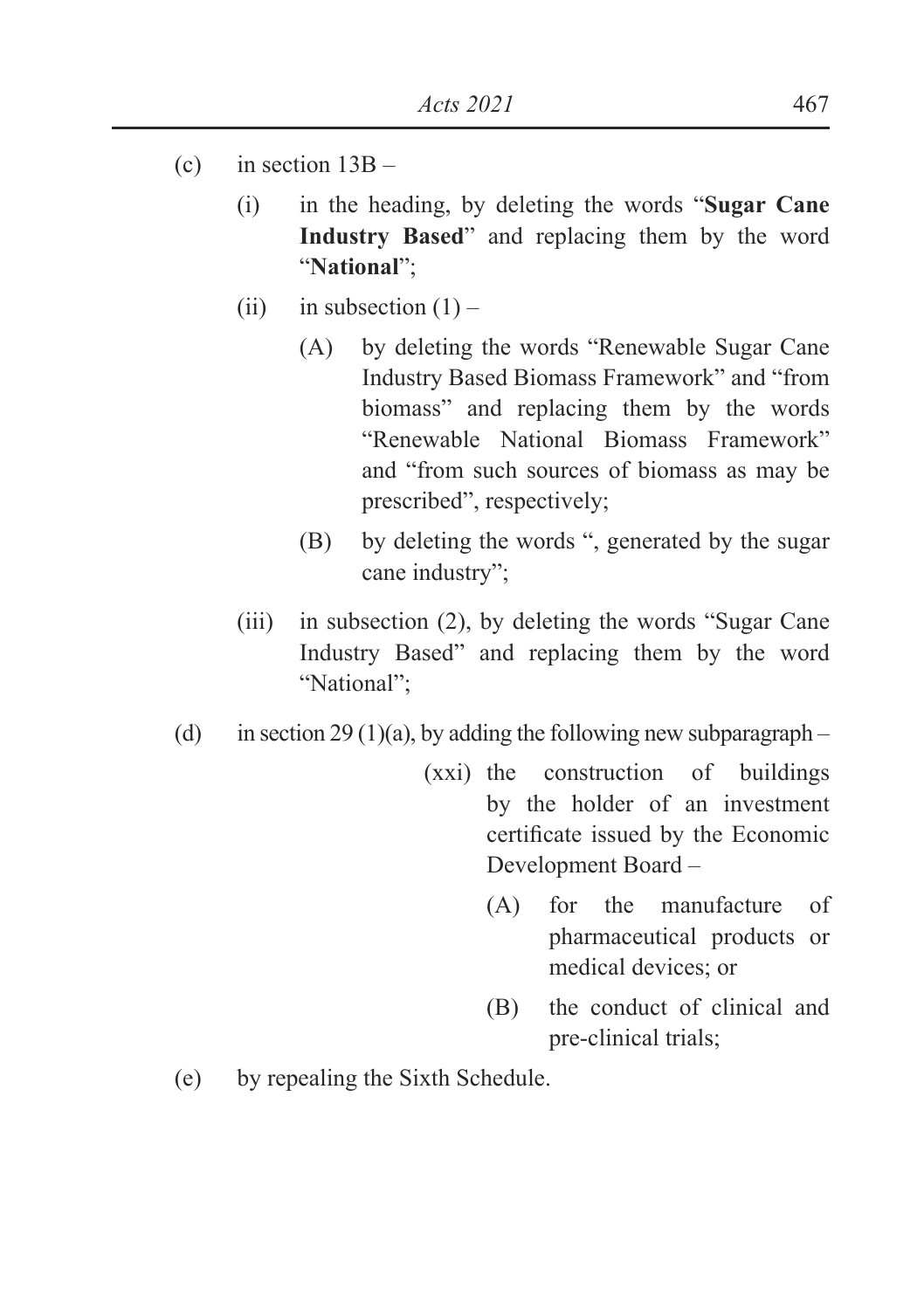(c) in section 13B –

  (i) in the heading, by deleting the words "**Sugar Cane Industry Based**" and replacing them by the word "**National**";

  (ii) in subsection (1) –

    (A) by deleting the words "Renewable Sugar Cane Industry Based Biomass Framework" and "from biomass" and replacing them by the words "Renewable National Biomass Framework" and "from such sources of biomass as may be prescribed", respectively;

    (B) by deleting the words ", generated by the sugar cane industry";

  (iii) in subsection (2), by deleting the words "Sugar Cane Industry Based" and replacing them by the word "National";

(d) in section 29 (1)(a), by adding the following new subparagraph –

  (xxi) the construction of buildings by the holder of an investment certificate issued by the Economic Development Board –

    (A) for the manufacture of pharmaceutical products or medical devices; or

    (B) the conduct of clinical and pre-clinical trials;

(e) by repealing the Sixth Schedule.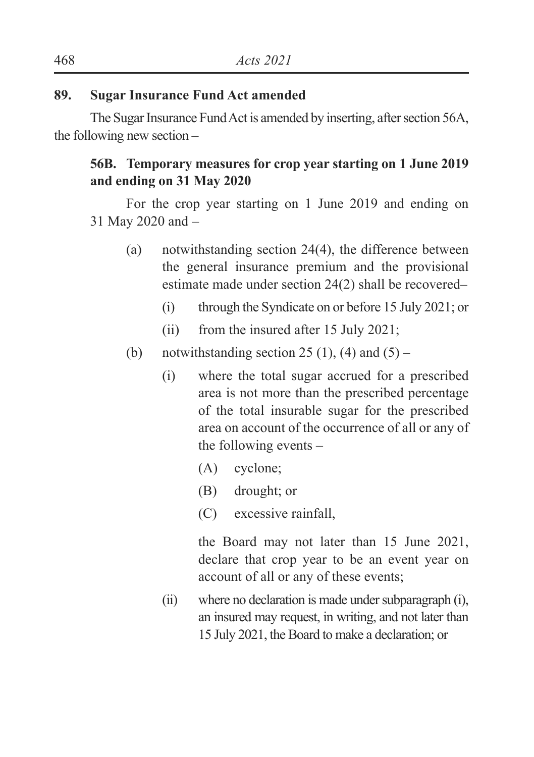**89. Sugar Insurance Fund Act amended**

The Sugar Insurance Fund Act is amended by inserting, after section 56A, the following new section –

> **56B. Temporary measures for crop year starting on 1 June 2019 and ending on 31 May 2020**
>
> For the crop year starting on 1 June 2019 and ending on 31 May 2020 and –
>
> (a) notwithstanding section 24(4), the difference between the general insurance premium and the provisional estimate made under section 24(2) shall be recovered–
>
> (i) through the Syndicate on or before 15 July 2021; or
>
> (ii) from the insured after 15 July 2021;
>
> (b) notwithstanding section 25 (1), (4) and (5) –
>
> (i) where the total sugar accrued for a prescribed area is not more than the prescribed percentage of the total insurable sugar for the prescribed area on account of the occurrence of all or any of the following events –
>
> (A) cyclone;
>
> (B) drought; or
>
> (C) excessive rainfall,
>
> the Board may not later than 15 June 2021, declare that crop year to be an event year on account of all or any of these events;
>
> (ii) where no declaration is made under subparagraph (i), an insured may request, in writing, and not later than 15 July 2021, the Board to make a declaration; or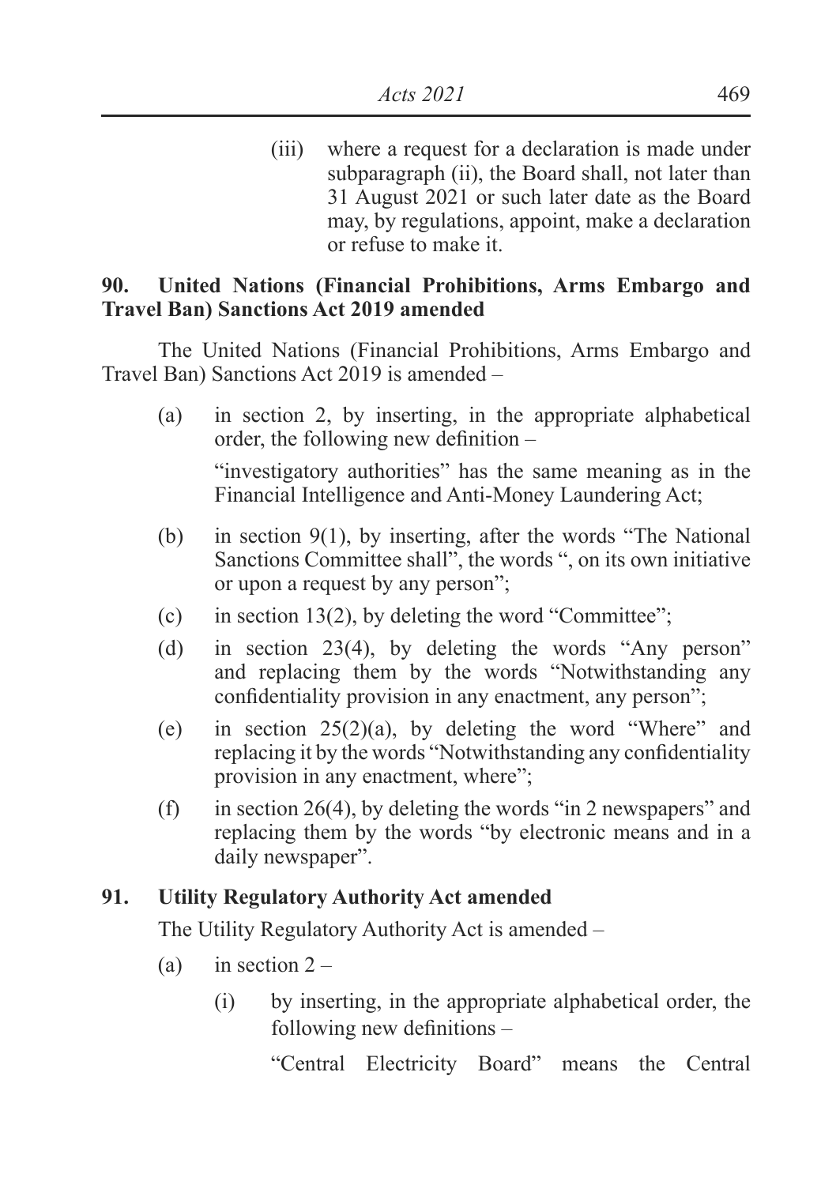(iii) where a request for a declaration is made under subparagraph (ii), the Board shall, not later than 31 August 2021 or such later date as the Board may, by regulations, appoint, make a declaration or refuse to make it.

**90. United Nations (Financial Prohibitions, Arms Embargo and Travel Ban) Sanctions Act 2019 amended**

The United Nations (Financial Prohibitions, Arms Embargo and Travel Ban) Sanctions Act 2019 is amended –

(a) in section 2, by inserting, in the appropriate alphabetical order, the following new definition –

"investigatory authorities" has the same meaning as in the Financial Intelligence and Anti-Money Laundering Act;

(b) in section 9(1), by inserting, after the words "The National Sanctions Committee shall", the words ", on its own initiative or upon a request by any person";

(c) in section 13(2), by deleting the word "Committee";

(d) in section 23(4), by deleting the words "Any person" and replacing them by the words "Notwithstanding any confidentiality provision in any enactment, any person";

(e) in section 25(2)(a), by deleting the word "Where" and replacing it by the words "Notwithstanding any confidentiality provision in any enactment, where";

(f) in section 26(4), by deleting the words "in 2 newspapers" and replacing them by the words "by electronic means and in a daily newspaper".

**91. Utility Regulatory Authority Act amended**

The Utility Regulatory Authority Act is amended –

(a) in section 2 –

(i) by inserting, in the appropriate alphabetical order, the following new definitions –

"Central Electricity Board" means the Central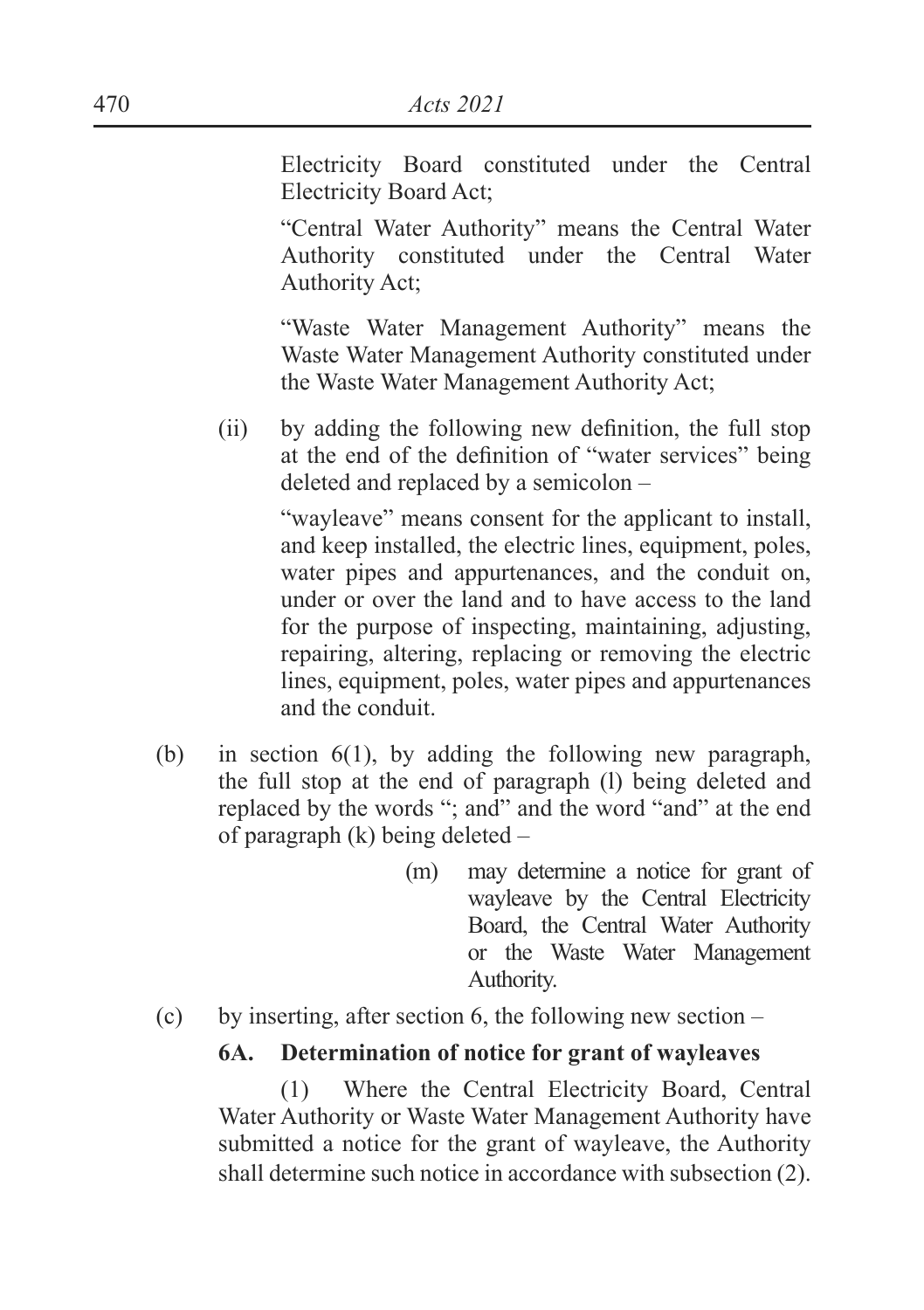Electricity Board constituted under the Central Electricity Board Act;

"Central Water Authority" means the Central Water Authority constituted under the Central Water Authority Act;

"Waste Water Management Authority" means the Waste Water Management Authority constituted under the Waste Water Management Authority Act;

(ii) by adding the following new definition, the full stop at the end of the definition of "water services" being deleted and replaced by a semicolon –

"wayleave" means consent for the applicant to install, and keep installed, the electric lines, equipment, poles, water pipes and appurtenances, and the conduit on, under or over the land and to have access to the land for the purpose of inspecting, maintaining, adjusting, repairing, altering, replacing or removing the electric lines, equipment, poles, water pipes and appurtenances and the conduit.

(b) in section 6(1), by adding the following new paragraph, the full stop at the end of paragraph (l) being deleted and replaced by the words "; and" and the word "and" at the end of paragraph (k) being deleted –

(m) may determine a notice for grant of wayleave by the Central Electricity Board, the Central Water Authority or the Waste Water Management Authority.

(c) by inserting, after section 6, the following new section –

**6A. Determination of notice for grant of wayleaves**

(1) Where the Central Electricity Board, Central Water Authority or Waste Water Management Authority have submitted a notice for the grant of wayleave, the Authority shall determine such notice in accordance with subsection (2).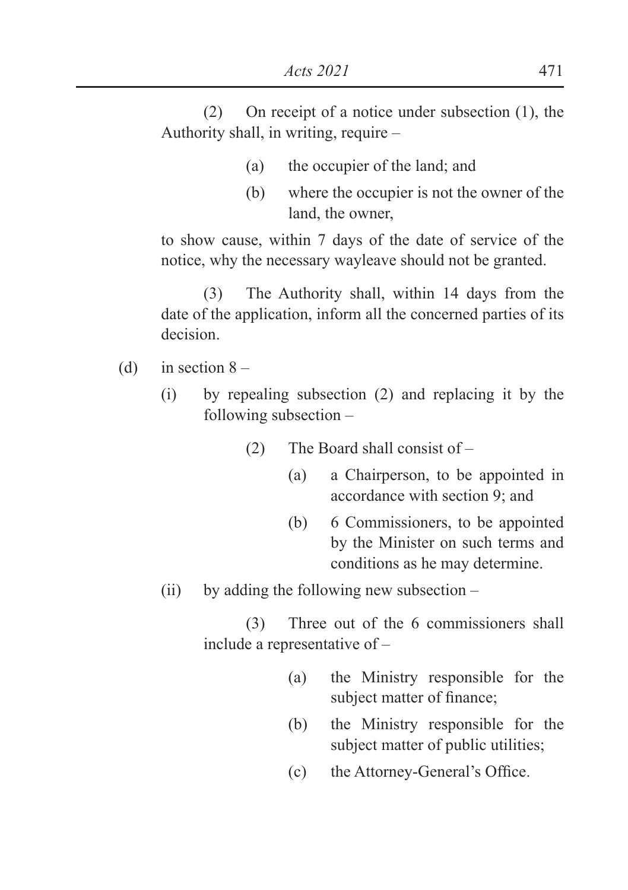(2) On receipt of a notice under subsection (1), the Authority shall, in writing, require –

(a) the occupier of the land; and

(b) where the occupier is not the owner of the land, the owner,

to show cause, within 7 days of the date of service of the notice, why the necessary wayleave should not be granted.

(3) The Authority shall, within 14 days from the date of the application, inform all the concerned parties of its decision.

(d) in section 8 –

(i) by repealing subsection (2) and replacing it by the following subsection –

(2) The Board shall consist of –

(a) a Chairperson, to be appointed in accordance with section 9; and

(b) 6 Commissioners, to be appointed by the Minister on such terms and conditions as he may determine.

(ii) by adding the following new subsection –

(3) Three out of the 6 commissioners shall include a representative of –

(a) the Ministry responsible for the subject matter of finance;

(b) the Ministry responsible for the subject matter of public utilities;

(c) the Attorney-General's Office.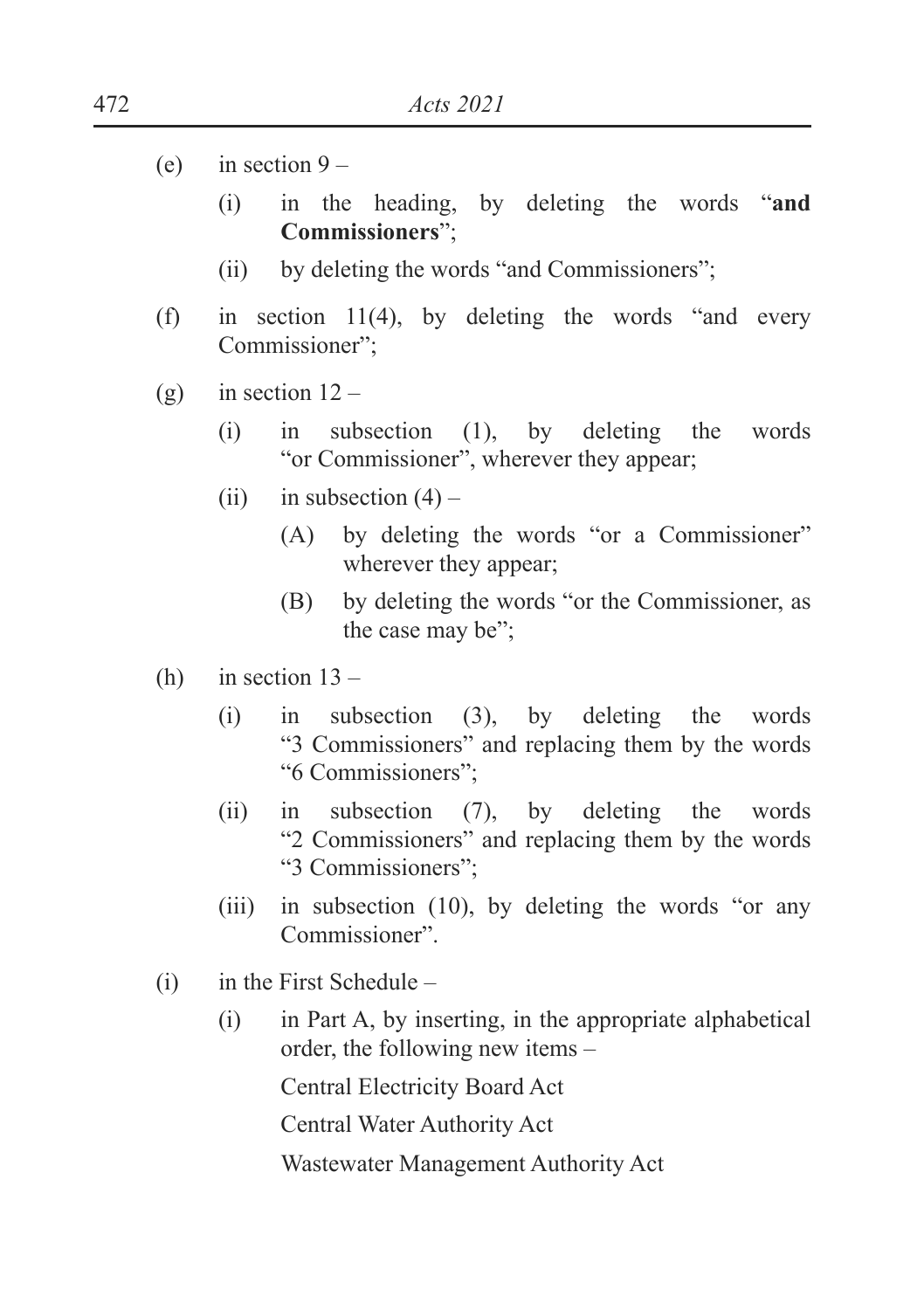(e) in section 9 –

 (i) in the heading, by deleting the words "**and Commissioners**";

 (ii) by deleting the words "and Commissioners";

(f) in section 11(4), by deleting the words "and every Commissioner";

(g) in section 12 –

 (i) in subsection (1), by deleting the words "or Commissioner", wherever they appear;

 (ii) in subsection (4) –

  (A) by deleting the words "or a Commissioner" wherever they appear;

  (B) by deleting the words "or the Commissioner, as the case may be";

(h) in section 13 –

 (i) in subsection (3), by deleting the words "3 Commissioners" and replacing them by the words "6 Commissioners";

 (ii) in subsection (7), by deleting the words "2 Commissioners" and replacing them by the words "3 Commissioners";

 (iii) in subsection (10), by deleting the words "or any Commissioner".

(i) in the First Schedule –

 (i) in Part A, by inserting, in the appropriate alphabetical order, the following new items –

  Central Electricity Board Act

  Central Water Authority Act

  Wastewater Management Authority Act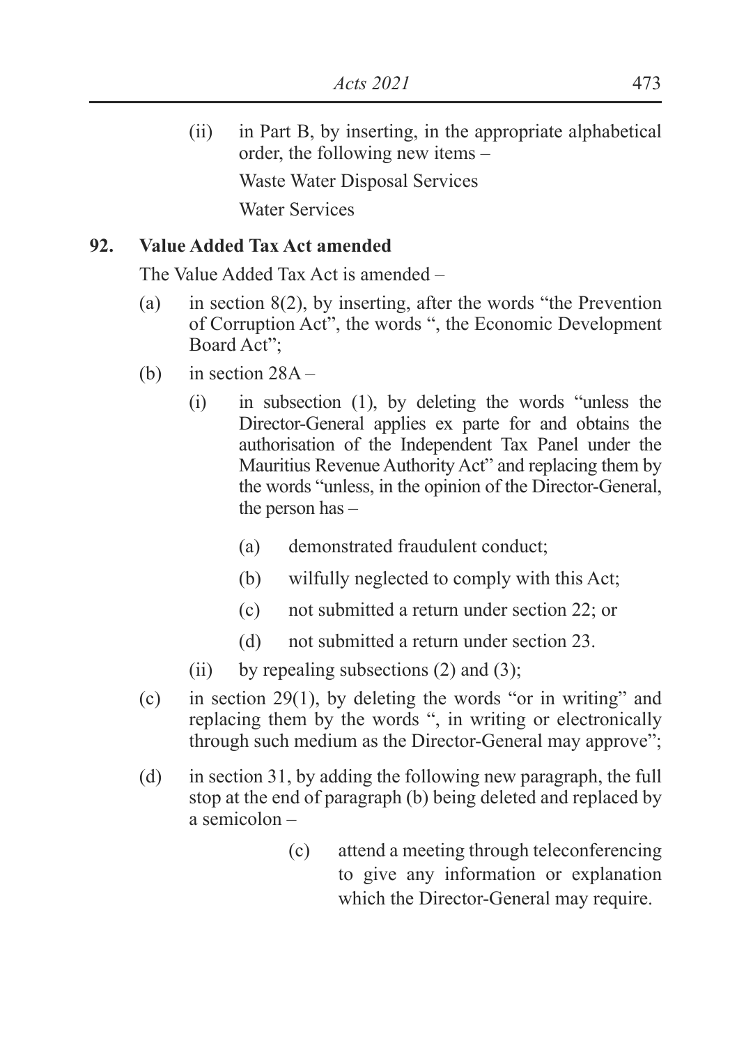(ii) in Part B, by inserting, in the appropriate alphabetical order, the following new items –

Waste Water Disposal Services

Water Services

**92. Value Added Tax Act amended**

The Value Added Tax Act is amended –

(a) in section 8(2), by inserting, after the words "the Prevention of Corruption Act", the words ", the Economic Development Board Act";

(b) in section 28A –

(i) in subsection (1), by deleting the words "unless the Director-General applies ex parte for and obtains the authorisation of the Independent Tax Panel under the Mauritius Revenue Authority Act" and replacing them by the words "unless, in the opinion of the Director-General, the person has –

(a) demonstrated fraudulent conduct;

(b) wilfully neglected to comply with this Act;

(c) not submitted a return under section 22; or

(d) not submitted a return under section 23.

(ii) by repealing subsections (2) and (3);

(c) in section 29(1), by deleting the words "or in writing" and replacing them by the words ", in writing or electronically through such medium as the Director-General may approve";

(d) in section 31, by adding the following new paragraph, the full stop at the end of paragraph (b) being deleted and replaced by a semicolon –

(c) attend a meeting through teleconferencing to give any information or explanation which the Director-General may require.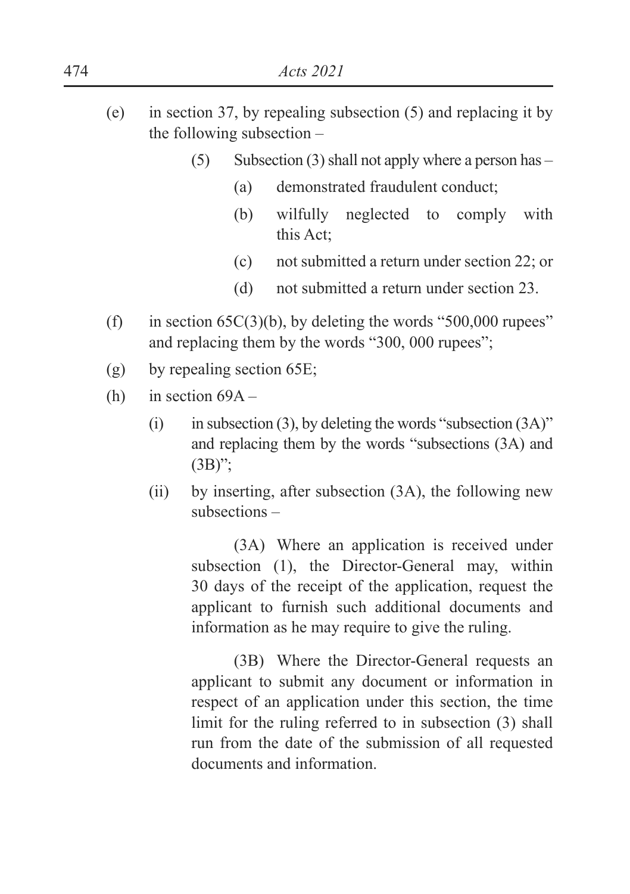(e) in section 37, by repealing subsection (5) and replacing it by the following subsection –

> (5) Subsection (3) shall not apply where a person has –
>
> (a) demonstrated fraudulent conduct;
>
> (b) wilfully neglected to comply with this Act;
>
> (c) not submitted a return under section 22; or
>
> (d) not submitted a return under section 23.

(f) in section 65C(3)(b), by deleting the words "500,000 rupees" and replacing them by the words "300, 000 rupees";

(g) by repealing section 65E;

(h) in section 69A –

(i) in subsection (3), by deleting the words "subsection (3A)" and replacing them by the words "subsections (3A) and (3B)";

(ii) by inserting, after subsection (3A), the following new subsections –

> (3A) Where an application is received under subsection (1), the Director-General may, within 30 days of the receipt of the application, request the applicant to furnish such additional documents and information as he may require to give the ruling.
>
> (3B) Where the Director-General requests an applicant to submit any document or information in respect of an application under this section, the time limit for the ruling referred to in subsection (3) shall run from the date of the submission of all requested documents and information.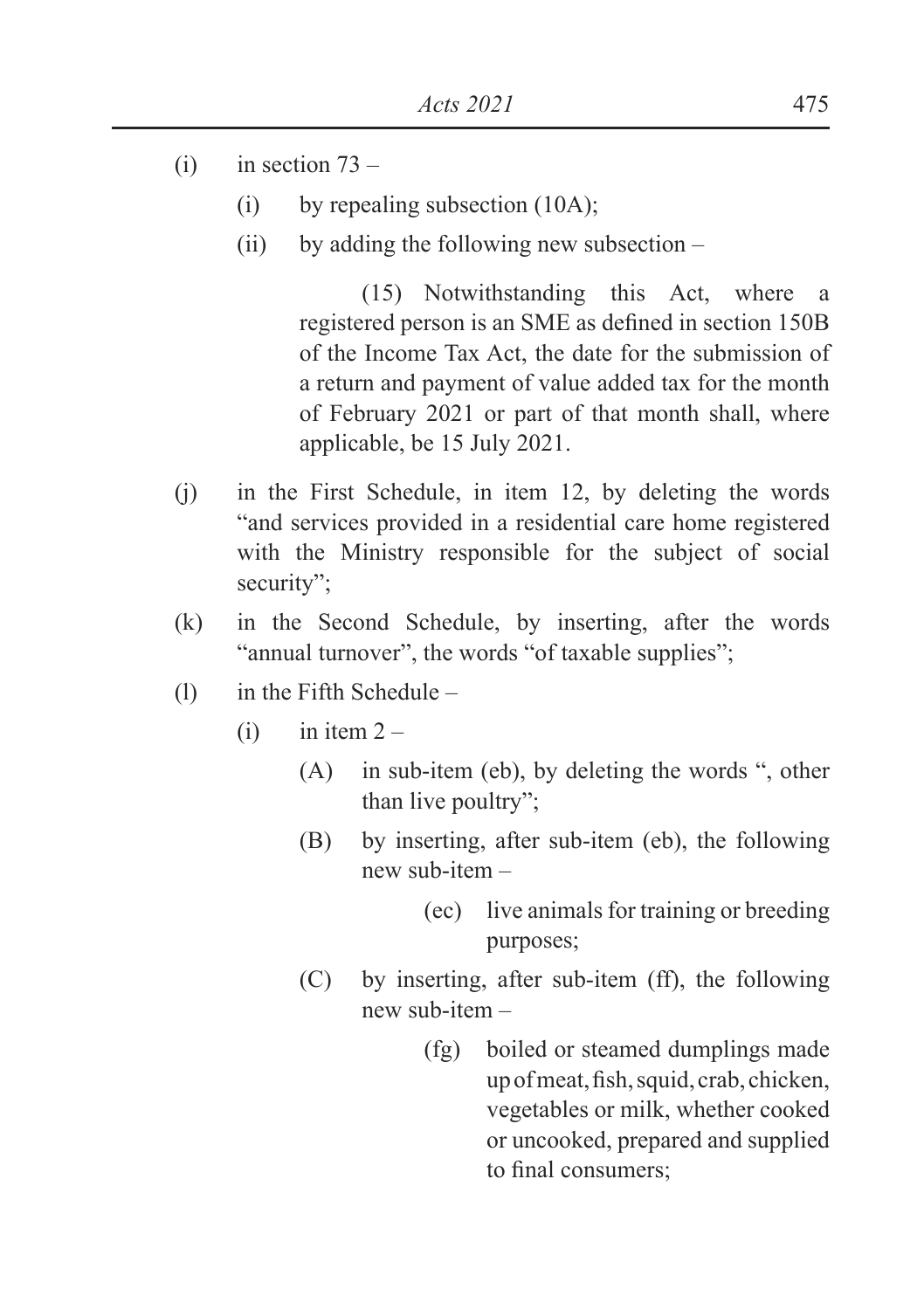(i) in section 73 –

   (i) by repealing subsection (10A);

   (ii) by adding the following new subsection –

      (15) Notwithstanding this Act, where a registered person is an SME as defined in section 150B of the Income Tax Act, the date for the submission of a return and payment of value added tax for the month of February 2021 or part of that month shall, where applicable, be 15 July 2021.

(j) in the First Schedule, in item 12, by deleting the words "and services provided in a residential care home registered with the Ministry responsible for the subject of social security";

(k) in the Second Schedule, by inserting, after the words "annual turnover", the words "of taxable supplies";

(l) in the Fifth Schedule –

   (i) in item 2 –

      (A) in sub-item (eb), by deleting the words ", other than live poultry";

      (B) by inserting, after sub-item (eb), the following new sub-item –

         (ec) live animals for training or breeding purposes;

      (C) by inserting, after sub-item (ff), the following new sub-item –

         (fg) boiled or steamed dumplings made up of meat, fish, squid, crab, chicken, vegetables or milk, whether cooked or uncooked, prepared and supplied to final consumers;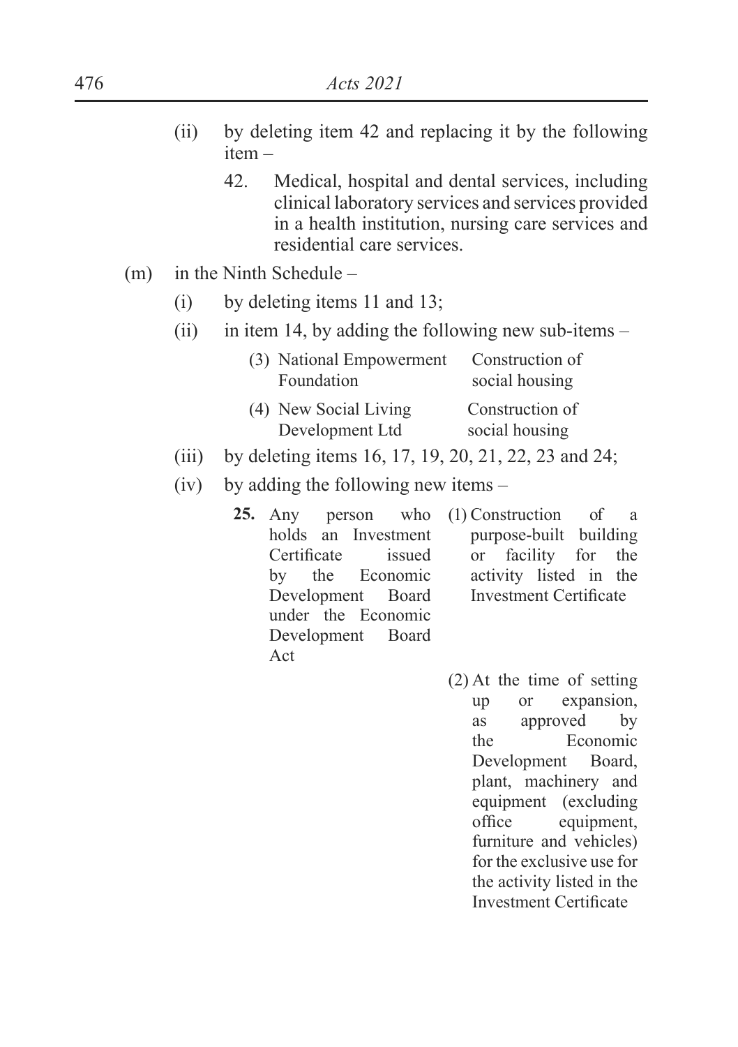(ii) by deleting item 42 and replacing it by the following item –

42. Medical, hospital and dental services, including clinical laboratory services and services provided in a health institution, nursing care services and residential care services.

(m) in the Ninth Schedule –

(i) by deleting items 11 and 13;

(ii) in item 14, by adding the following new sub-items –

| | |
|---|---|
| (3) National Empowerment Foundation | Construction of social housing |
| (4) New Social Living Development Ltd | Construction of social housing |

(iii) by deleting items 16, 17, 19, 20, 21, 22, 23 and 24;

(iv) by adding the following new items –

| | |
|---|---|
| **25.** Any person who holds an Investment Certificate issued by the Economic Development Board under the Economic Development Board Act | (1) Construction of a purpose-built building or facility for the activity listed in the Investment Certificate |
| | (2) At the time of setting up or expansion, as approved by the Economic Development Board, plant, machinery and equipment (excluding office equipment, furniture and vehicles) for the exclusive use for the activity listed in the Investment Certificate |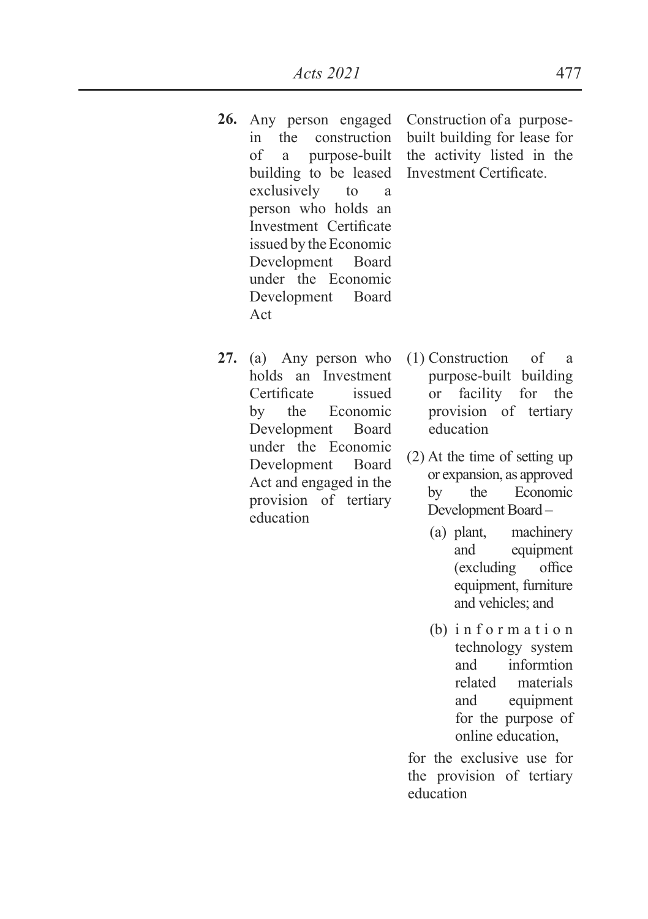| | | |
|---|---|---|
| **26.** | Any person engaged in the construction of a purpose-built building to be leased exclusively to a person who holds an Investment Certificate issued by the Economic Development Board under the Economic Development Board Act | Construction of a purpose-built building for lease for the activity listed in the Investment Certificate. |
| **27.** | (a) Any person who holds an Investment Certificate issued by the Economic Development Board under the Economic Development Board Act and engaged in the provision of tertiary education | (1) Construction of a purpose-built building or facility for the provision of tertiary education<br><br>(2) At the time of setting up or expansion, as approved by the Economic Development Board –<br><br>(a) plant, machinery and equipment (excluding office equipment, furniture and vehicles; and<br><br>(b) information technology system and informtion related materials and equipment for the purpose of online education,<br><br>for the exclusive use for the provision of tertiary education |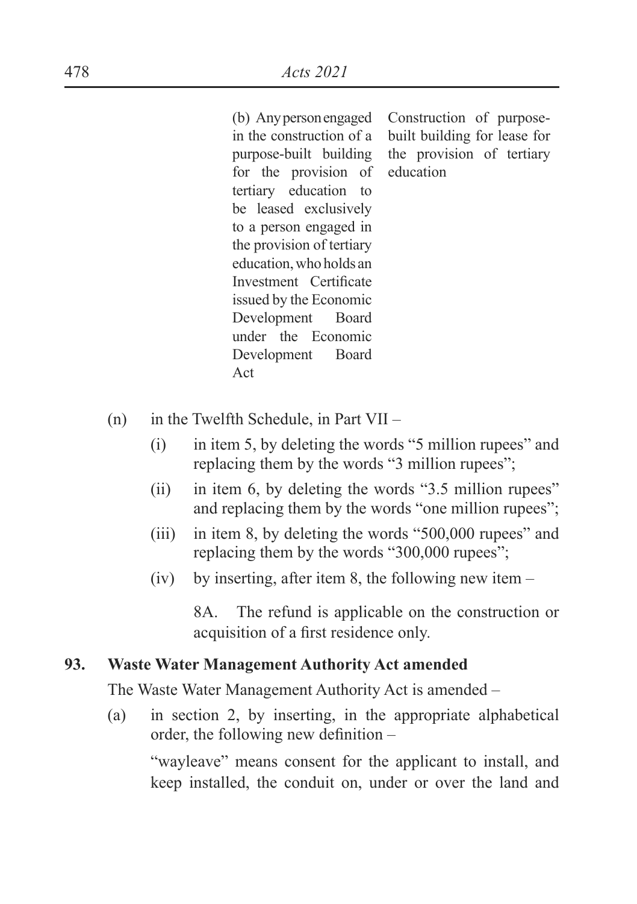| | |
|---|---|
| (b) Any person engaged in the construction of a purpose-built building for the provision of tertiary education to be leased exclusively to a person engaged in the provision of tertiary education, who holds an Investment Certificate issued by the Economic Development Board under the Economic Development Board Act | Construction of purpose-built building for lease for the provision of tertiary education |

(n) in the Twelfth Schedule, in Part VII –

(i) in item 5, by deleting the words "5 million rupees" and replacing them by the words "3 million rupees";

(ii) in item 6, by deleting the words "3.5 million rupees" and replacing them by the words "one million rupees";

(iii) in item 8, by deleting the words "500,000 rupees" and replacing them by the words "300,000 rupees";

(iv) by inserting, after item 8, the following new item –

8A. The refund is applicable on the construction or acquisition of a first residence only.

**93. Waste Water Management Authority Act amended**

The Waste Water Management Authority Act is amended –

(a) in section 2, by inserting, in the appropriate alphabetical order, the following new definition –

"wayleave" means consent for the applicant to install, and keep installed, the conduit on, under or over the land and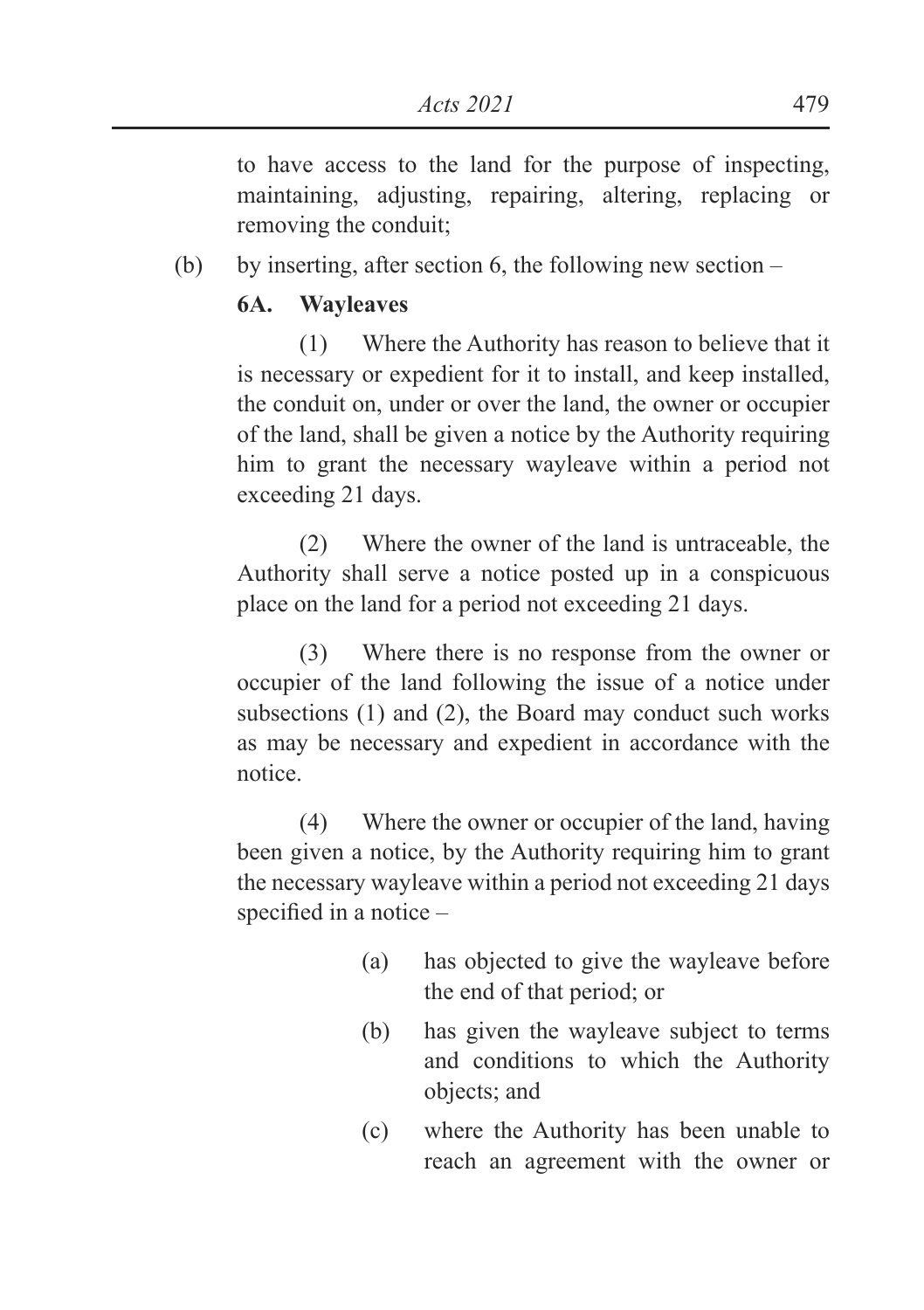to have access to the land for the purpose of inspecting, maintaining, adjusting, repairing, altering, replacing or removing the conduit;

(b) by inserting, after section 6, the following new section –

**6A. Wayleaves**

(1) Where the Authority has reason to believe that it is necessary or expedient for it to install, and keep installed, the conduit on, under or over the land, the owner or occupier of the land, shall be given a notice by the Authority requiring him to grant the necessary wayleave within a period not exceeding 21 days.

(2) Where the owner of the land is untraceable, the Authority shall serve a notice posted up in a conspicuous place on the land for a period not exceeding 21 days.

(3) Where there is no response from the owner or occupier of the land following the issue of a notice under subsections (1) and (2), the Board may conduct such works as may be necessary and expedient in accordance with the notice.

(4) Where the owner or occupier of the land, having been given a notice, by the Authority requiring him to grant the necessary wayleave within a period not exceeding 21 days specified in a notice –

(a) has objected to give the wayleave before the end of that period; or

(b) has given the wayleave subject to terms and conditions to which the Authority objects; and

(c) where the Authority has been unable to reach an agreement with the owner or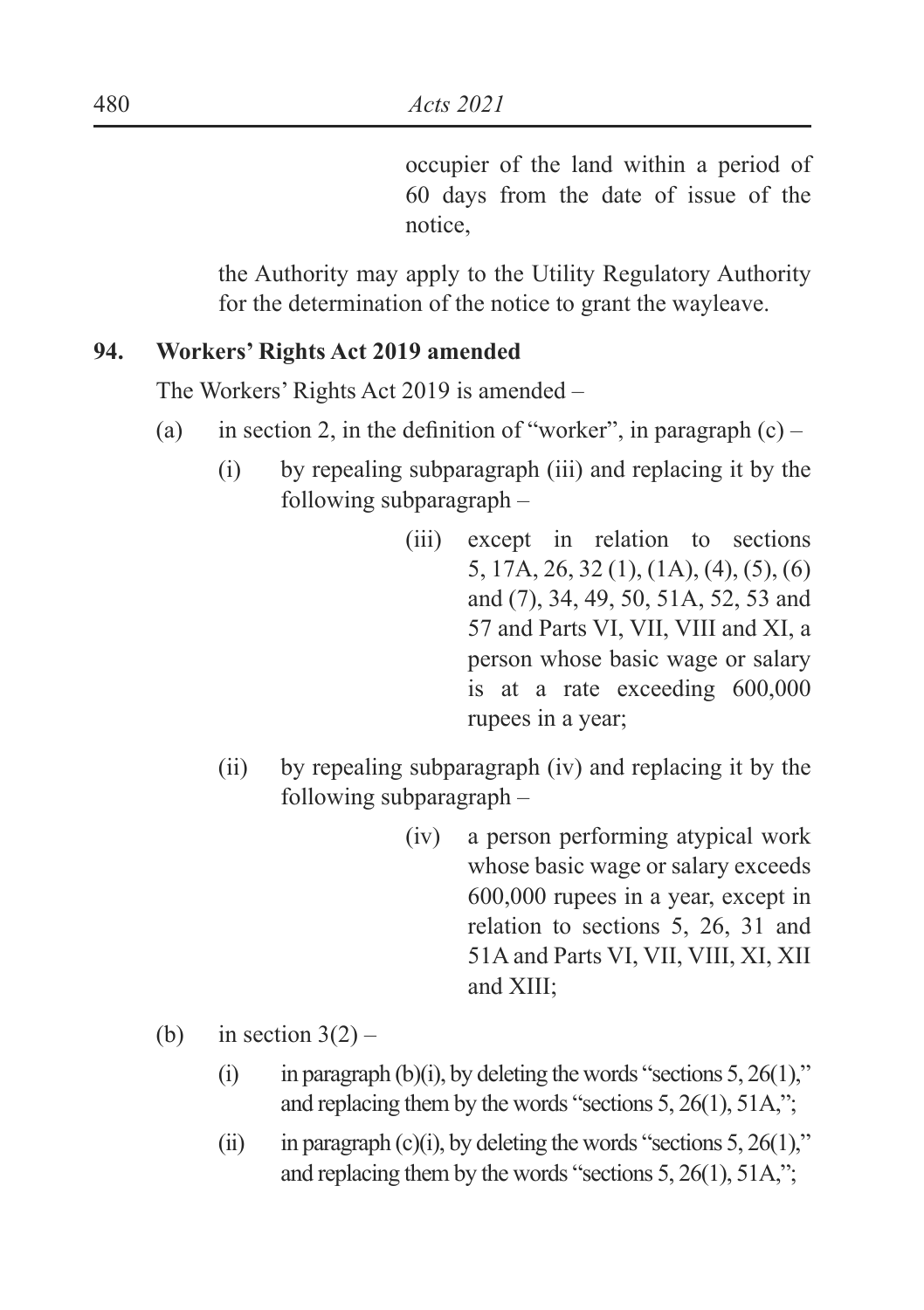occupier of the land within a period of 60 days from the date of issue of the notice,

the Authority may apply to the Utility Regulatory Authority for the determination of the notice to grant the wayleave.

**94. Workers' Rights Act 2019 amended**

The Workers' Rights Act 2019 is amended –

(a) in section 2, in the definition of "worker", in paragraph (c) –

(i) by repealing subparagraph (iii) and replacing it by the following subparagraph –

(iii) except in relation to sections 5, 17A, 26, 32 (1), (1A), (4), (5), (6) and (7), 34, 49, 50, 51A, 52, 53 and 57 and Parts VI, VII, VIII and XI, a person whose basic wage or salary is at a rate exceeding 600,000 rupees in a year;

(ii) by repealing subparagraph (iv) and replacing it by the following subparagraph –

(iv) a person performing atypical work whose basic wage or salary exceeds 600,000 rupees in a year, except in relation to sections 5, 26, 31 and 51A and Parts VI, VII, VIII, XI, XII and XIII;

(b) in section 3(2) –

(i) in paragraph (b)(i), by deleting the words "sections 5, 26(1)," and replacing them by the words "sections 5, 26(1), 51A,";

(ii) in paragraph (c)(i), by deleting the words "sections 5, 26(1)," and replacing them by the words "sections 5, 26(1), 51A,";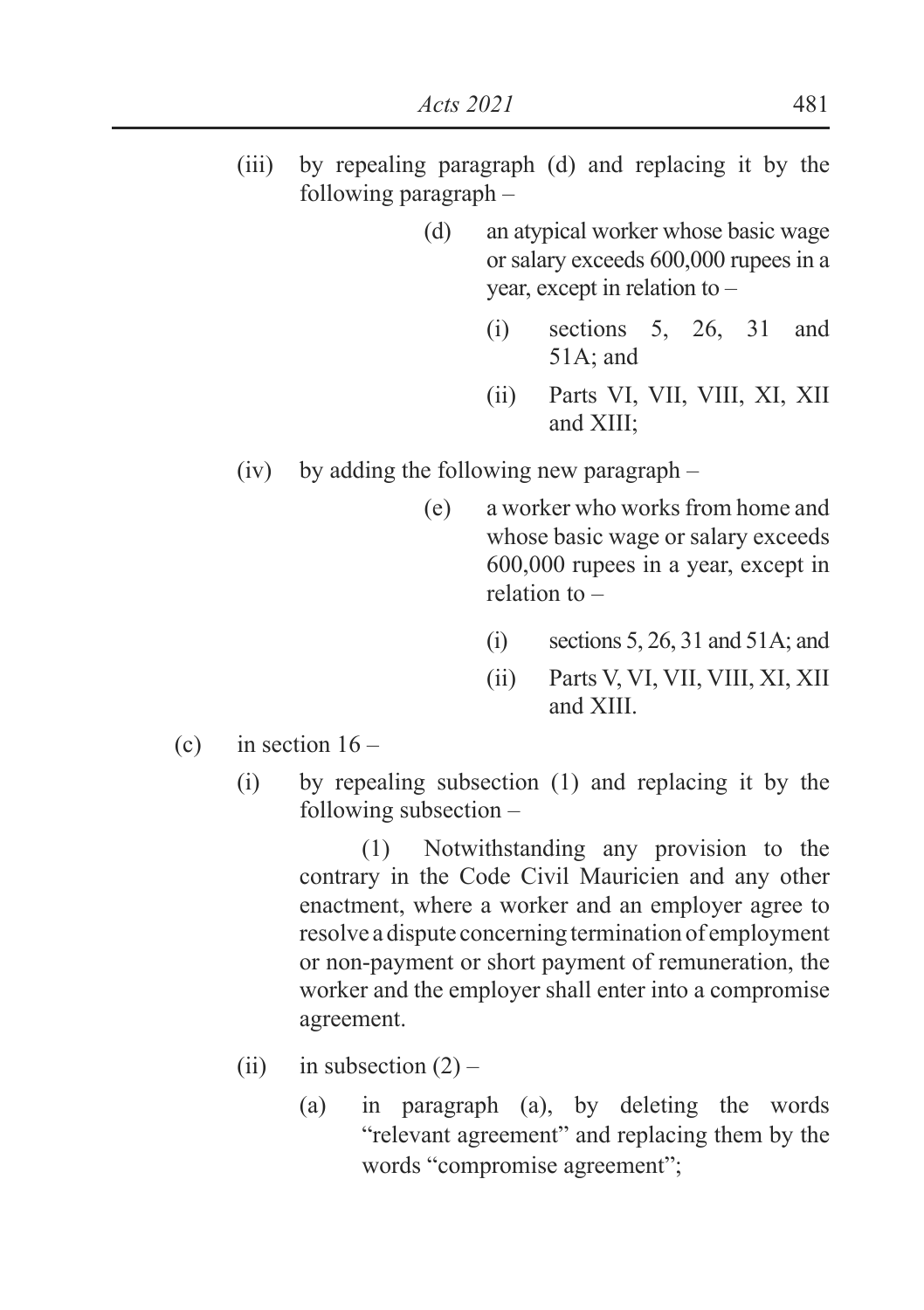(iii) by repealing paragraph (d) and replacing it by the following paragraph –

> (d) an atypical worker whose basic wage or salary exceeds 600,000 rupees in a year, except in relation to –
>
> > (i) sections 5, 26, 31 and 51A; and
> >
> > (ii) Parts VI, VII, VIII, XI, XII and XIII;

(iv) by adding the following new paragraph –

> (e) a worker who works from home and whose basic wage or salary exceeds 600,000 rupees in a year, except in relation to –
>
> > (i) sections 5, 26, 31 and 51A; and
> >
> > (ii) Parts V, VI, VII, VIII, XI, XII and XIII.

(c) in section 16 –

(i) by repealing subsection (1) and replacing it by the following subsection –

> (1) Notwithstanding any provision to the contrary in the Code Civil Mauricien and any other enactment, where a worker and an employer agree to resolve a dispute concerning termination of employment or non-payment or short payment of remuneration, the worker and the employer shall enter into a compromise agreement.

(ii) in subsection (2) –

> (a) in paragraph (a), by deleting the words "relevant agreement" and replacing them by the words "compromise agreement";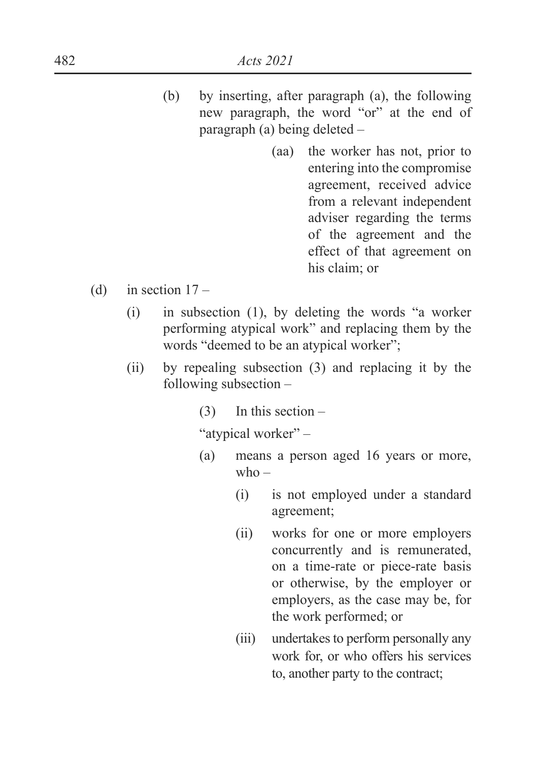(b) by inserting, after paragraph (a), the following new paragraph, the word "or" at the end of paragraph (a) being deleted –

> (aa) the worker has not, prior to entering into the compromise agreement, received advice from a relevant independent adviser regarding the terms of the agreement and the effect of that agreement on his claim; or

(d) in section 17 –

(i) in subsection (1), by deleting the words "a worker performing atypical work" and replacing them by the words "deemed to be an atypical worker";

(ii) by repealing subsection (3) and replacing it by the following subsection –

> (3) In this section –
>
> "atypical worker" –
>
> (a) means a person aged 16 years or more, who –
>
> > (i) is not employed under a standard agreement;
> >
> > (ii) works for one or more employers concurrently and is remunerated, on a time-rate or piece-rate basis or otherwise, by the employer or employers, as the case may be, for the work performed; or
> >
> > (iii) undertakes to perform personally any work for, or who offers his services to, another party to the contract;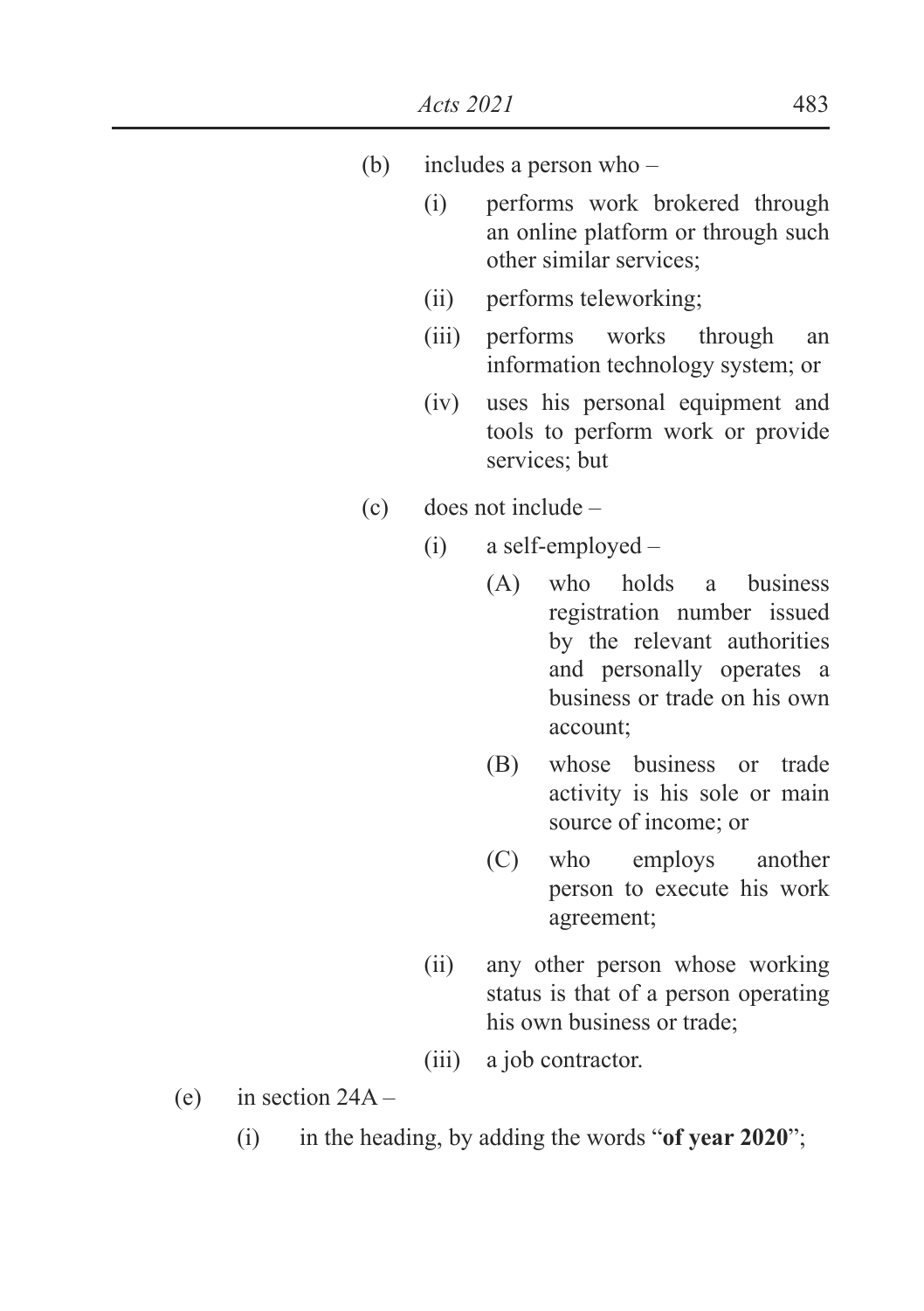(b) includes a person who –

    (i) performs work brokered through an online platform or through such other similar services;

    (ii) performs teleworking;

    (iii) performs works through an information technology system; or

    (iv) uses his personal equipment and tools to perform work or provide services; but

(c) does not include –

    (i) a self-employed –

        (A) who holds a business registration number issued by the relevant authorities and personally operates a business or trade on his own account;

        (B) whose business or trade activity is his sole or main source of income; or

        (C) who employs another person to execute his work agreement;

    (ii) any other person whose working status is that of a person operating his own business or trade;

    (iii) a job contractor.

(e) in section 24A –

    (i) in the heading, by adding the words "**of year 2020**";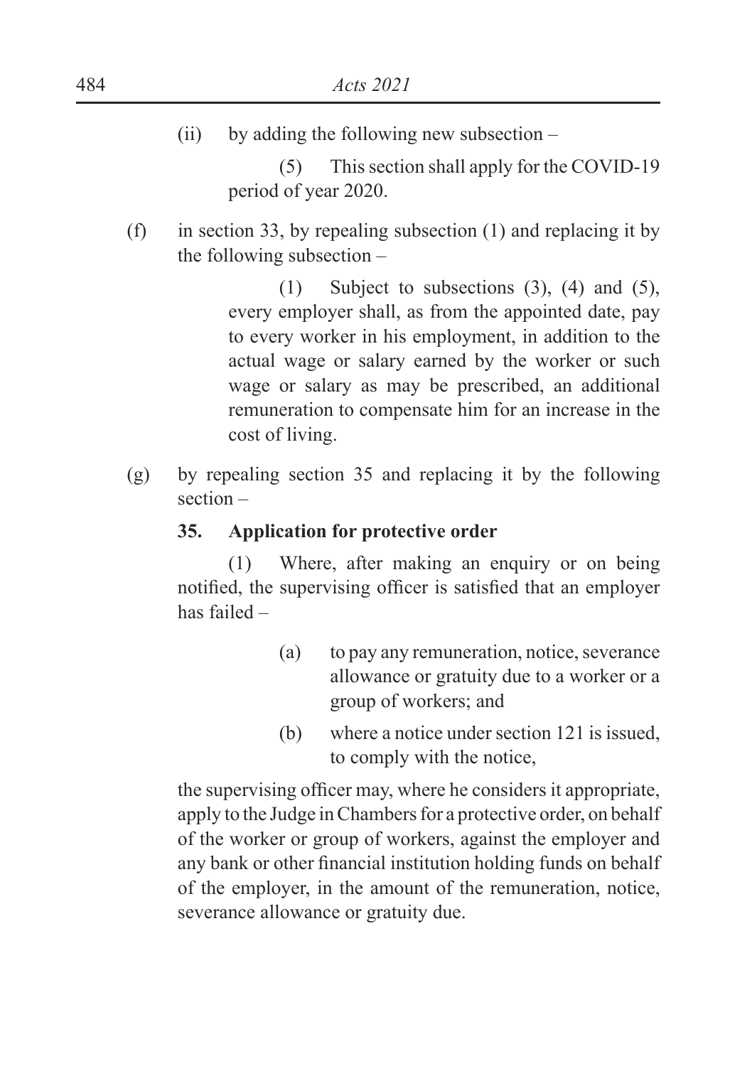(ii) by adding the following new subsection –

(5) This section shall apply for the COVID-19 period of year 2020.

(f) in section 33, by repealing subsection (1) and replacing it by the following subsection –

(1) Subject to subsections (3), (4) and (5), every employer shall, as from the appointed date, pay to every worker in his employment, in addition to the actual wage or salary earned by the worker or such wage or salary as may be prescribed, an additional remuneration to compensate him for an increase in the cost of living.

(g) by repealing section 35 and replacing it by the following section –

**35. Application for protective order**

(1) Where, after making an enquiry or on being notified, the supervising officer is satisfied that an employer has failed –

(a) to pay any remuneration, notice, severance allowance or gratuity due to a worker or a group of workers; and

(b) where a notice under section 121 is issued, to comply with the notice,

the supervising officer may, where he considers it appropriate, apply to the Judge in Chambers for a protective order, on behalf of the worker or group of workers, against the employer and any bank or other financial institution holding funds on behalf of the employer, in the amount of the remuneration, notice, severance allowance or gratuity due.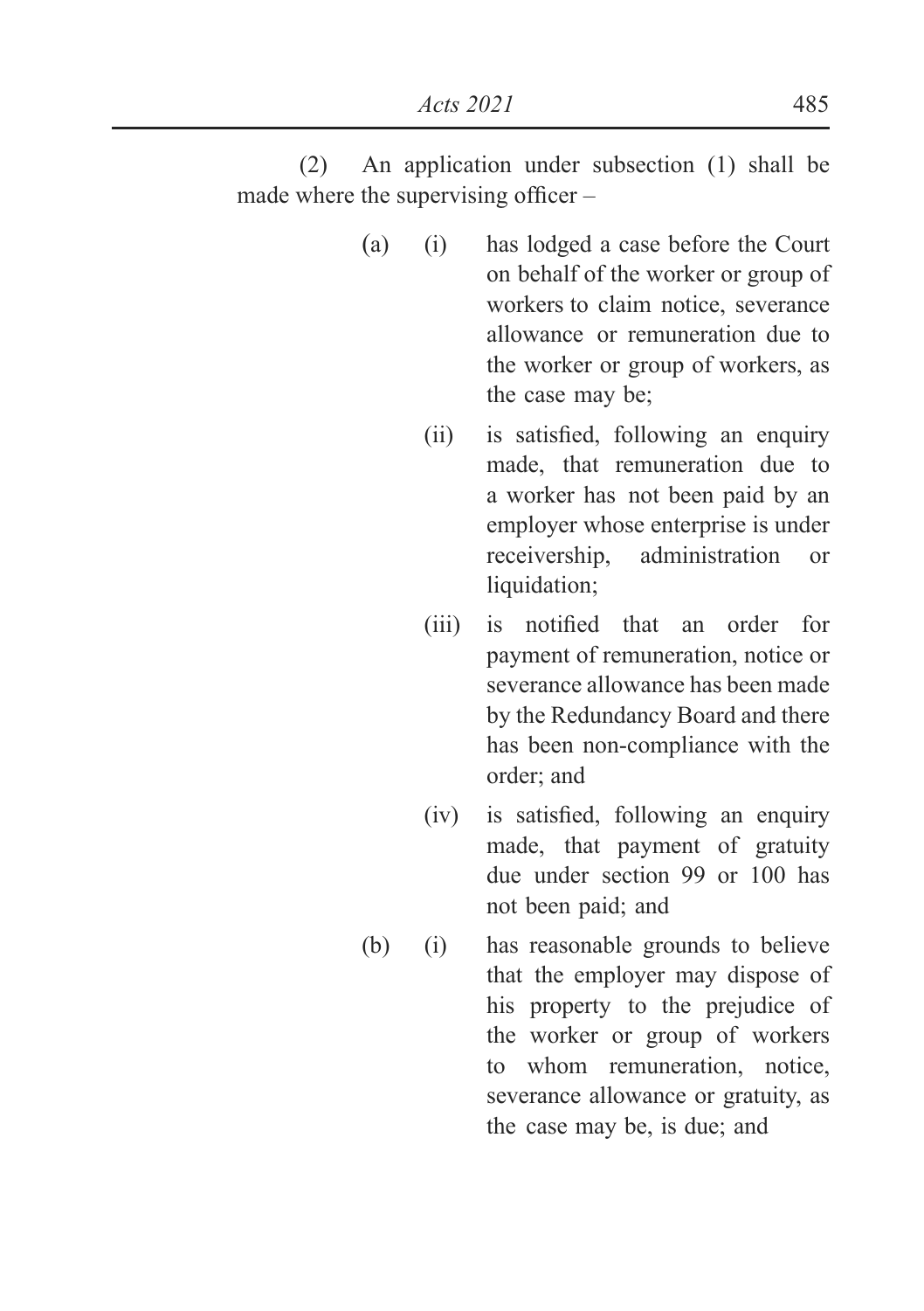(2) An application under subsection (1) shall be made where the supervising officer –

(a) (i) has lodged a case before the Court on behalf of the worker or group of workers to claim notice, severance allowance or remuneration due to the worker or group of workers, as the case may be;

(ii) is satisfied, following an enquiry made, that remuneration due to a worker has not been paid by an employer whose enterprise is under receivership, administration or liquidation;

(iii) is notified that an order for payment of remuneration, notice or severance allowance has been made by the Redundancy Board and there has been non-compliance with the order; and

(iv) is satisfied, following an enquiry made, that payment of gratuity due under section 99 or 100 has not been paid; and

(b) (i) has reasonable grounds to believe that the employer may dispose of his property to the prejudice of the worker or group of workers to whom remuneration, notice, severance allowance or gratuity, as the case may be, is due; and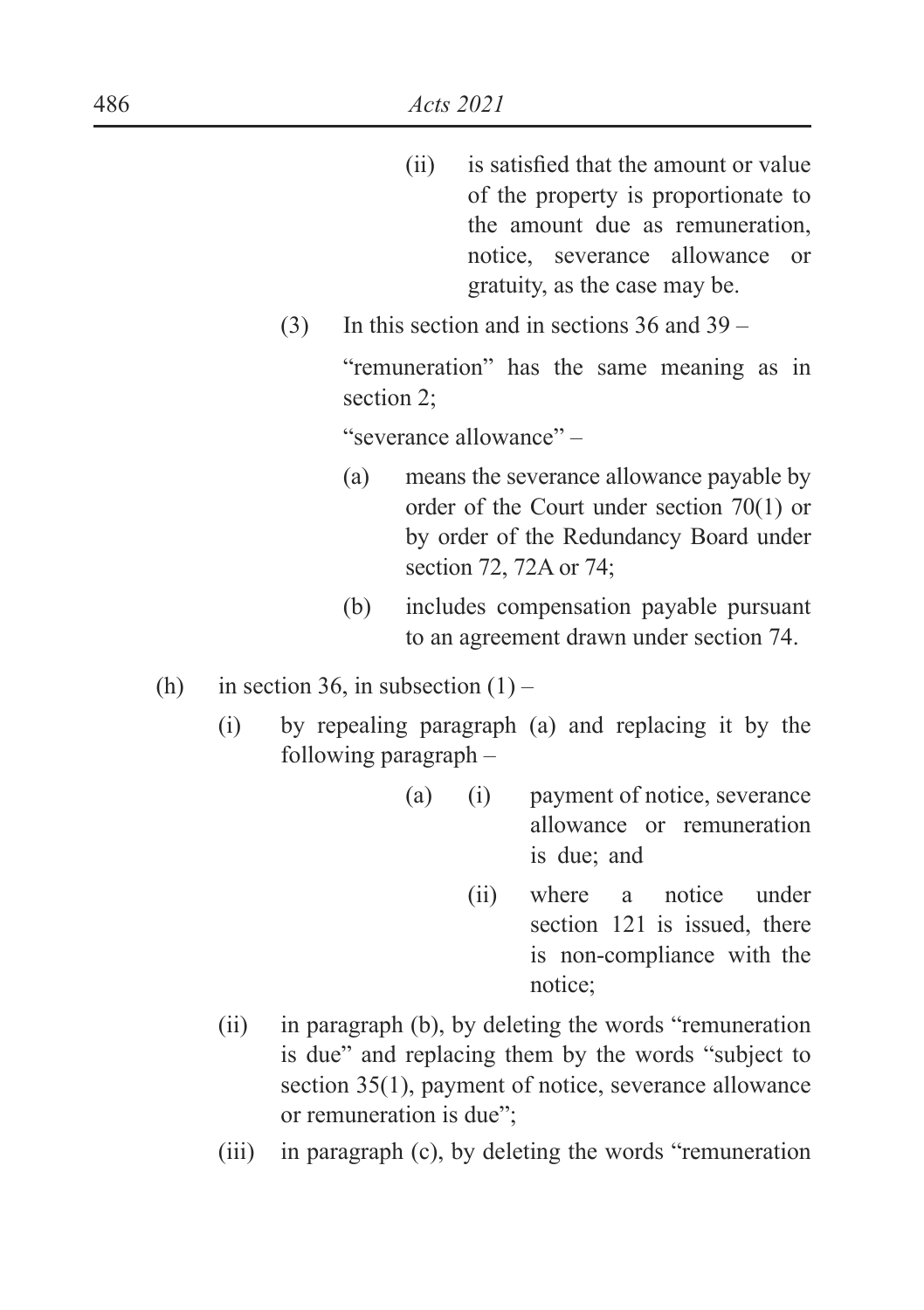(ii) is satisfied that the amount or value of the property is proportionate to the amount due as remuneration, notice, severance allowance or gratuity, as the case may be.

(3) In this section and in sections 36 and 39 –

"remuneration" has the same meaning as in section 2;

"severance allowance" –

(a) means the severance allowance payable by order of the Court under section 70(1) or by order of the Redundancy Board under section 72, 72A or 74;

(b) includes compensation payable pursuant to an agreement drawn under section 74.

(h) in section 36, in subsection (1) –

(i) by repealing paragraph (a) and replacing it by the following paragraph –

(a) (i) payment of notice, severance allowance or remuneration is due; and

(ii) where a notice under section 121 is issued, there is non-compliance with the notice;

(ii) in paragraph (b), by deleting the words "remuneration is due" and replacing them by the words "subject to section 35(1), payment of notice, severance allowance or remuneration is due";

(iii) in paragraph (c), by deleting the words "remuneration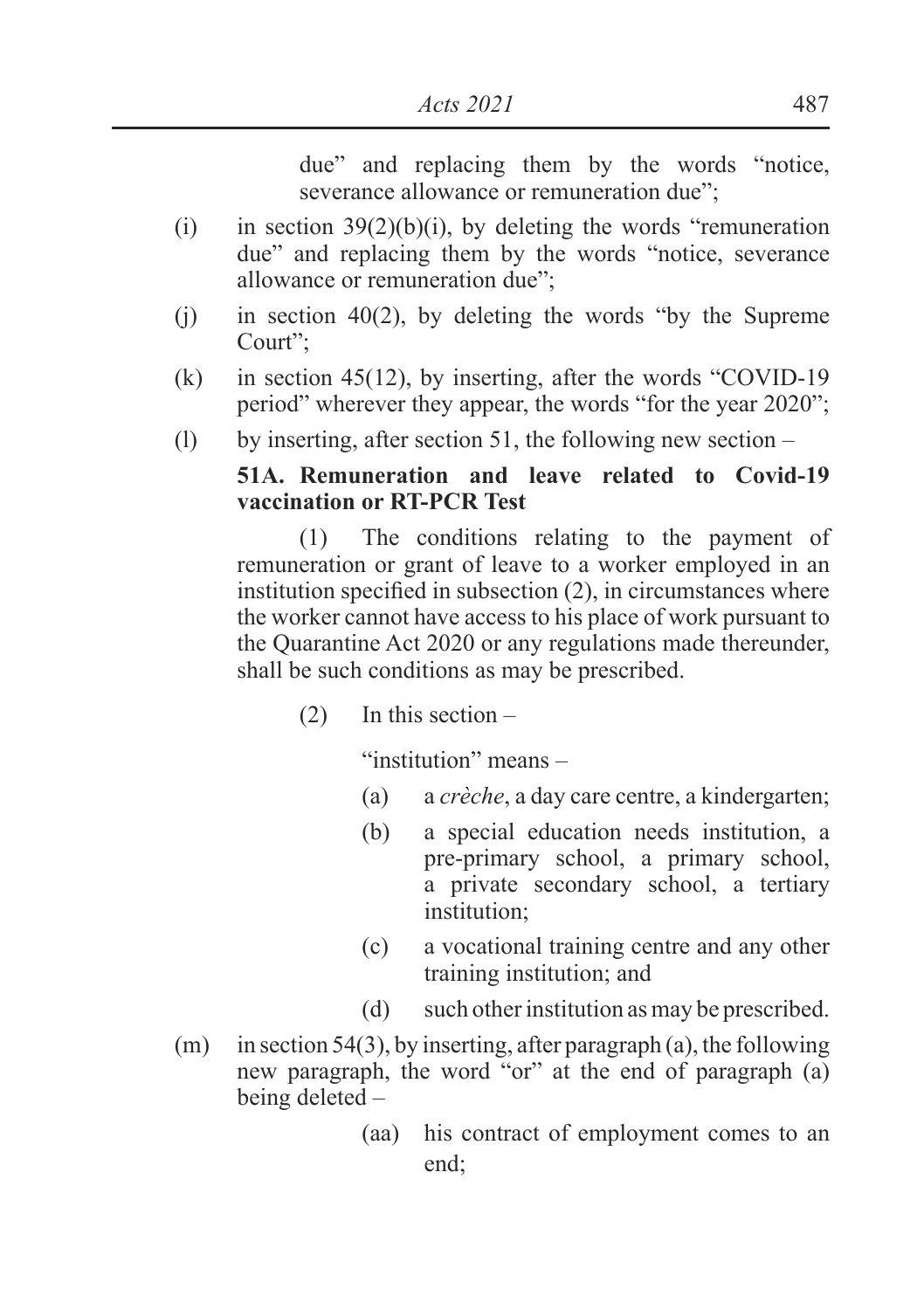due" and replacing them by the words "notice, severance allowance or remuneration due";

(i) in section 39(2)(b)(i), by deleting the words "remuneration due" and replacing them by the words "notice, severance allowance or remuneration due";

(j) in section 40(2), by deleting the words "by the Supreme Court";

(k) in section 45(12), by inserting, after the words "COVID-19 period" wherever they appear, the words "for the year 2020";

(l) by inserting, after section 51, the following new section –

**51A. Remuneration and leave related to Covid-19 vaccination or RT-PCR Test**

(1) The conditions relating to the payment of remuneration or grant of leave to a worker employed in an institution specified in subsection (2), in circumstances where the worker cannot have access to his place of work pursuant to the Quarantine Act 2020 or any regulations made thereunder, shall be such conditions as may be prescribed.

(2) In this section –

"institution" means –

(a) a *crèche*, a day care centre, a kindergarten;

(b) a special education needs institution, a pre-primary school, a primary school, a private secondary school, a tertiary institution;

(c) a vocational training centre and any other training institution; and

(d) such other institution as may be prescribed.

(m) in section 54(3), by inserting, after paragraph (a), the following new paragraph, the word "or" at the end of paragraph (a) being deleted –

(aa) his contract of employment comes to an end;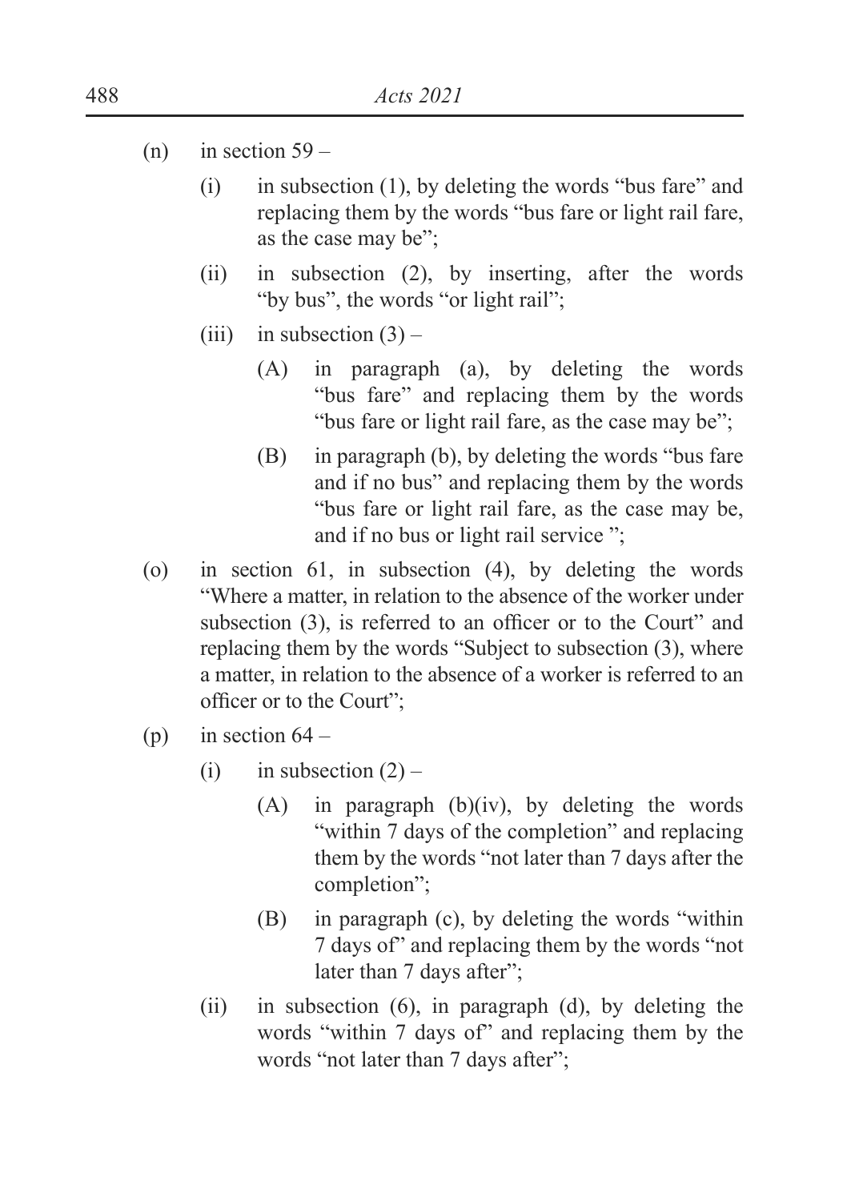(n) in section 59 –

   (i) in subsection (1), by deleting the words "bus fare" and replacing them by the words "bus fare or light rail fare, as the case may be";

   (ii) in subsection (2), by inserting, after the words "by bus", the words "or light rail";

   (iii) in subsection (3) –

      (A) in paragraph (a), by deleting the words "bus fare" and replacing them by the words "bus fare or light rail fare, as the case may be";

      (B) in paragraph (b), by deleting the words "bus fare and if no bus" and replacing them by the words "bus fare or light rail fare, as the case may be, and if no bus or light rail service ";

(o) in section 61, in subsection (4), by deleting the words "Where a matter, in relation to the absence of the worker under subsection (3), is referred to an officer or to the Court" and replacing them by the words "Subject to subsection (3), where a matter, in relation to the absence of a worker is referred to an officer or to the Court";

(p) in section 64 –

   (i) in subsection (2) –

      (A) in paragraph (b)(iv), by deleting the words "within 7 days of the completion" and replacing them by the words "not later than 7 days after the completion";

      (B) in paragraph (c), by deleting the words "within 7 days of" and replacing them by the words "not later than 7 days after";

   (ii) in subsection (6), in paragraph (d), by deleting the words "within 7 days of" and replacing them by the words "not later than 7 days after";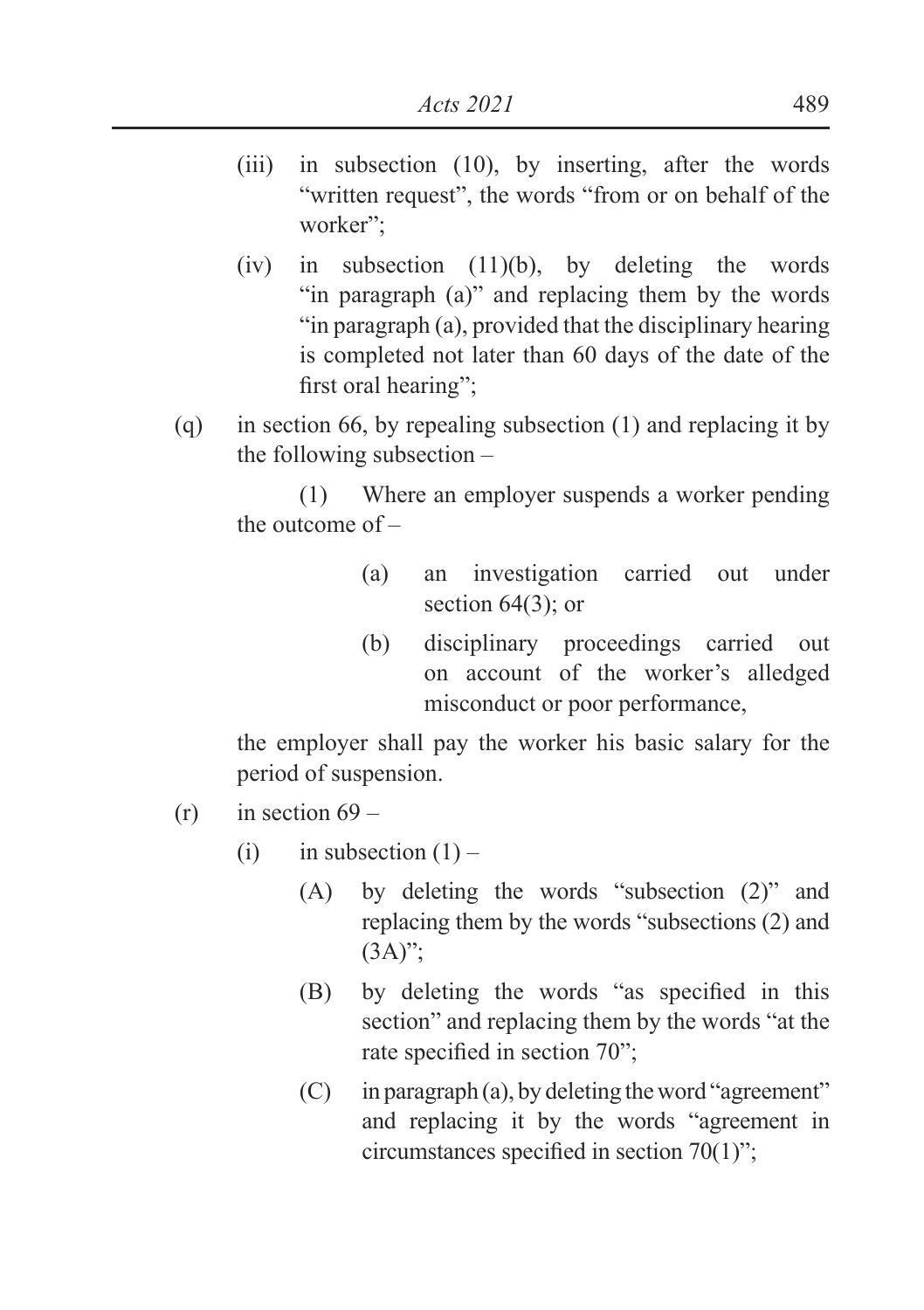- (iii) in subsection (10), by inserting, after the words "written request", the words "from or on behalf of the worker";
- (iv) in subsection (11)(b), by deleting the words "in paragraph (a)" and replacing them by the words "in paragraph (a), provided that the disciplinary hearing is completed not later than 60 days of the date of the first oral hearing";

(q) in section 66, by repealing subsection (1) and replacing it by the following subsection –

(1) Where an employer suspends a worker pending the outcome of –

- (a) an investigation carried out under section 64(3); or
- (b) disciplinary proceedings carried out on account of the worker's alledged misconduct or poor performance,

the employer shall pay the worker his basic salary for the period of suspension.

(r) in section 69 –

- (i) in subsection (1) –
  - (A) by deleting the words "subsection (2)" and replacing them by the words "subsections (2) and (3A)";
  - (B) by deleting the words "as specified in this section" and replacing them by the words "at the rate specified in section 70";
  - (C) in paragraph (a), by deleting the word "agreement" and replacing it by the words "agreement in circumstances specified in section 70(1)";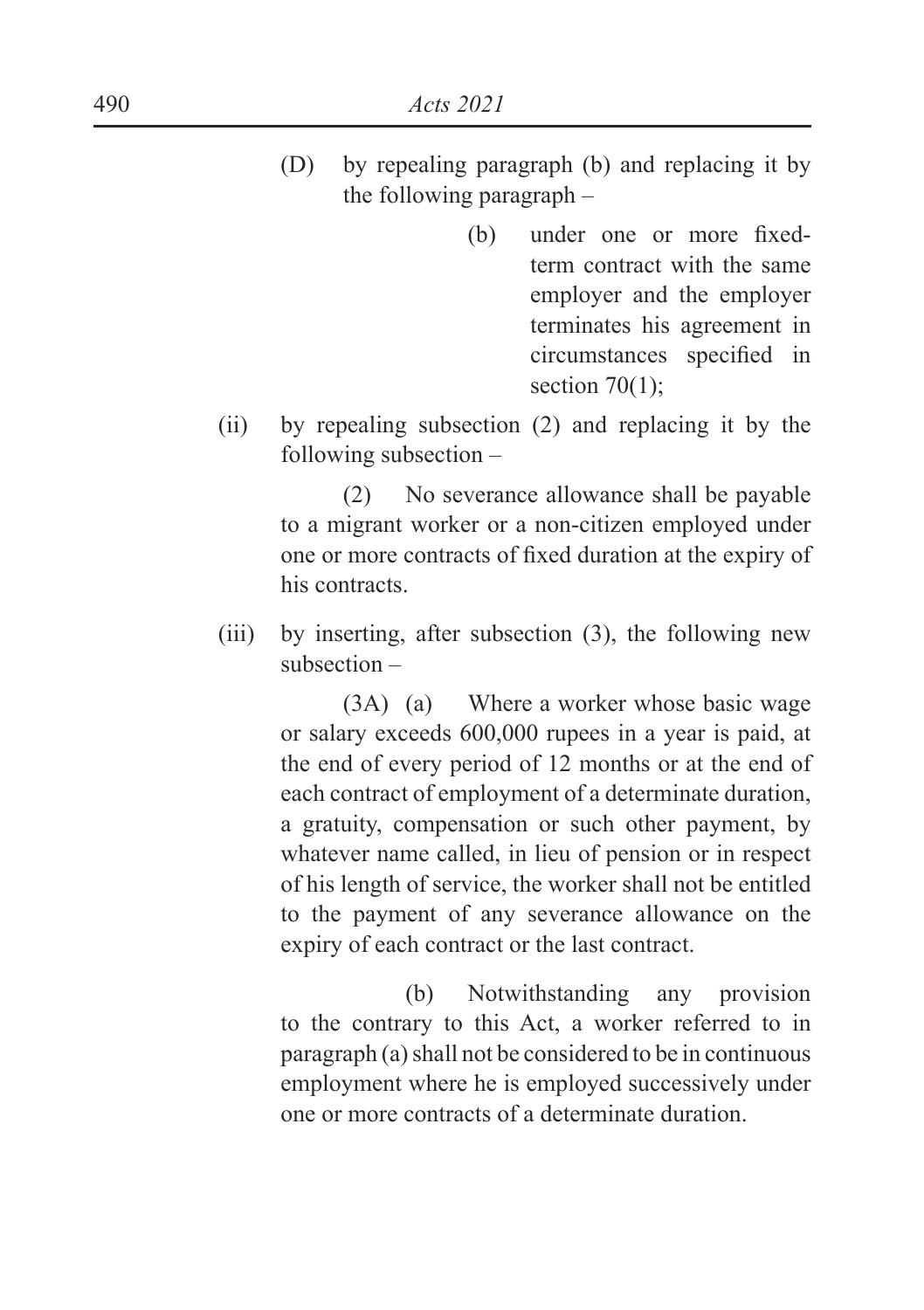(D) by repealing paragraph (b) and replacing it by the following paragraph –

> (b) under one or more fixed-term contract with the same employer and the employer terminates his agreement in circumstances specified in section 70(1);

(ii) by repealing subsection (2) and replacing it by the following subsection –

> (2) No severance allowance shall be payable to a migrant worker or a non-citizen employed under one or more contracts of fixed duration at the expiry of his contracts.

(iii) by inserting, after subsection (3), the following new subsection –

> (3A) (a) Where a worker whose basic wage or salary exceeds 600,000 rupees in a year is paid, at the end of every period of 12 months or at the end of each contract of employment of a determinate duration, a gratuity, compensation or such other payment, by whatever name called, in lieu of pension or in respect of his length of service, the worker shall not be entitled to the payment of any severance allowance on the expiry of each contract or the last contract.
>
> (b) Notwithstanding any provision to the contrary to this Act, a worker referred to in paragraph (a) shall not be considered to be in continuous employment where he is employed successively under one or more contracts of a determinate duration.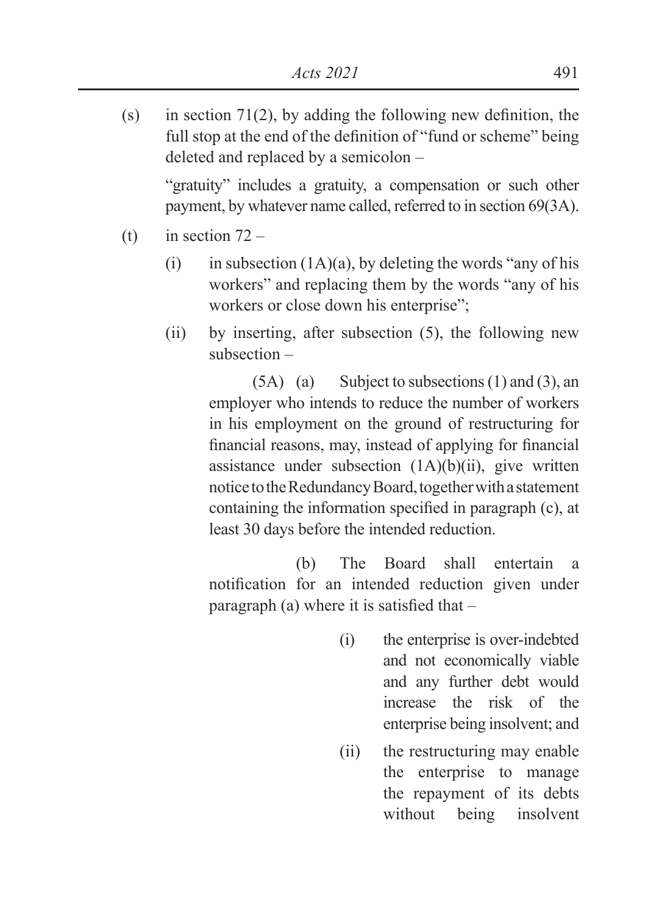(s) in section 71(2), by adding the following new definition, the full stop at the end of the definition of "fund or scheme" being deleted and replaced by a semicolon –

"gratuity" includes a gratuity, a compensation or such other payment, by whatever name called, referred to in section 69(3A).

(t) in section 72 –

(i) in subsection (1A)(a), by deleting the words "any of his workers" and replacing them by the words "any of his workers or close down his enterprise";

(ii) by inserting, after subsection (5), the following new subsection –

(5A) (a) Subject to subsections (1) and (3), an employer who intends to reduce the number of workers in his employment on the ground of restructuring for financial reasons, may, instead of applying for financial assistance under subsection (1A)(b)(ii), give written notice to the Redundancy Board, together with a statement containing the information specified in paragraph (c), at least 30 days before the intended reduction.

(b) The Board shall entertain a notification for an intended reduction given under paragraph (a) where it is satisfied that –

(i) the enterprise is over-indebted and not economically viable and any further debt would increase the risk of the enterprise being insolvent; and

(ii) the restructuring may enable the enterprise to manage the repayment of its debts without being insolvent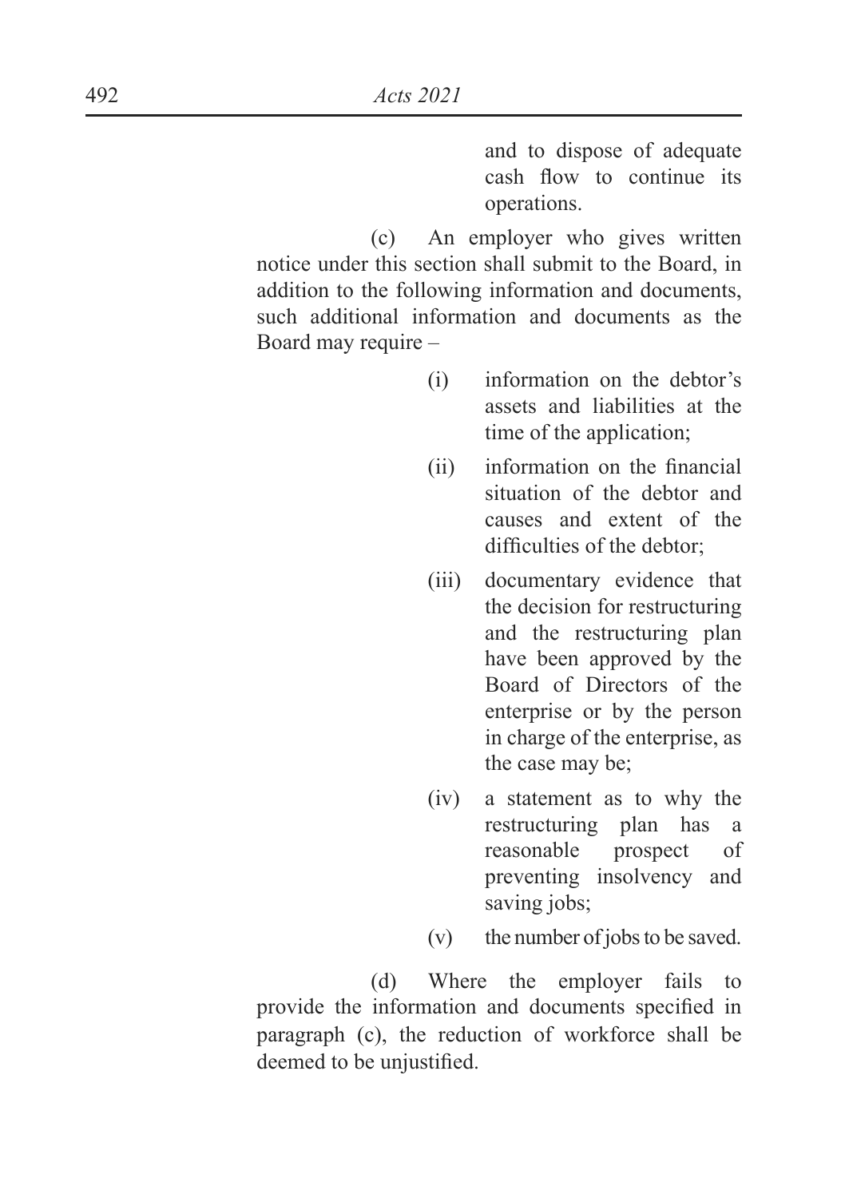and to dispose of adequate cash flow to continue its operations.

(c) An employer who gives written notice under this section shall submit to the Board, in addition to the following information and documents, such additional information and documents as the Board may require –

(i) information on the debtor's assets and liabilities at the time of the application;

(ii) information on the financial situation of the debtor and causes and extent of the difficulties of the debtor;

(iii) documentary evidence that the decision for restructuring and the restructuring plan have been approved by the Board of Directors of the enterprise or by the person in charge of the enterprise, as the case may be;

(iv) a statement as to why the restructuring plan has a reasonable prospect of preventing insolvency and saving jobs;

(v) the number of jobs to be saved.

(d) Where the employer fails to provide the information and documents specified in paragraph (c), the reduction of workforce shall be deemed to be unjustified.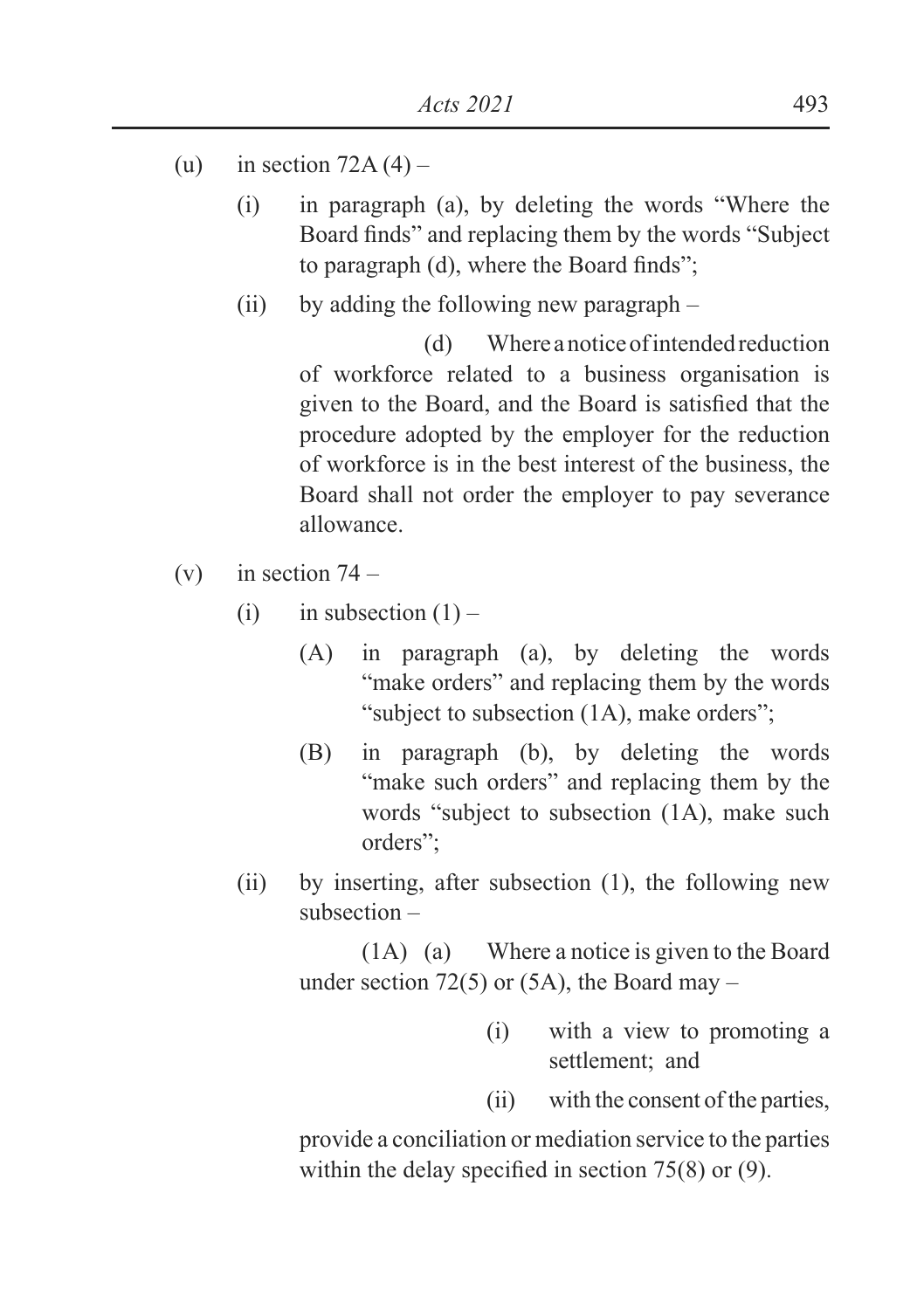(u) in section 72A (4) –

(i) in paragraph (a), by deleting the words "Where the Board finds" and replacing them by the words "Subject to paragraph (d), where the Board finds";

(ii) by adding the following new paragraph –

(d) Where a notice of intended reduction of workforce related to a business organisation is given to the Board, and the Board is satisfied that the procedure adopted by the employer for the reduction of workforce is in the best interest of the business, the Board shall not order the employer to pay severance allowance.

(v) in section 74 –

(i) in subsection (1) –

(A) in paragraph (a), by deleting the words "make orders" and replacing them by the words "subject to subsection (1A), make orders";

(B) in paragraph (b), by deleting the words "make such orders" and replacing them by the words "subject to subsection (1A), make such orders";

(ii) by inserting, after subsection (1), the following new subsection –

(1A) (a) Where a notice is given to the Board under section 72(5) or (5A), the Board may –

(i) with a view to promoting a settlement; and

(ii) with the consent of the parties,

provide a conciliation or mediation service to the parties within the delay specified in section 75(8) or (9).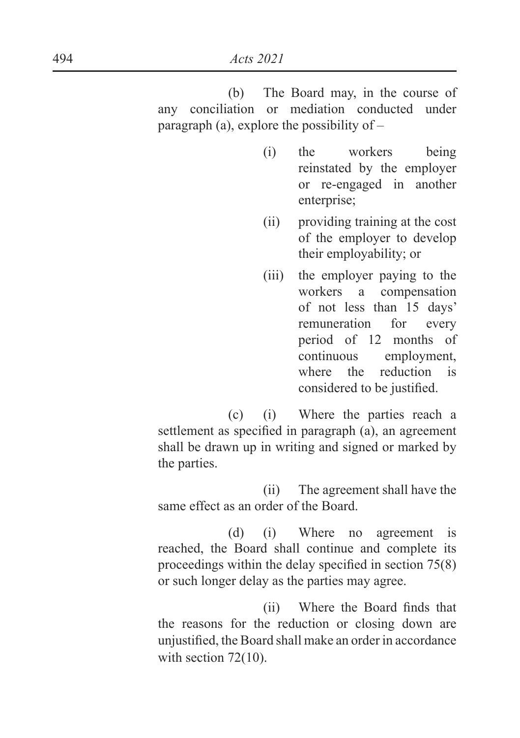(b) The Board may, in the course of any conciliation or mediation conducted under paragraph (a), explore the possibility of –

- (i) the workers being reinstated by the employer or re-engaged in another enterprise;
- (ii) providing training at the cost of the employer to develop their employability; or
- (iii) the employer paying to the workers a compensation of not less than 15 days' remuneration for every period of 12 months of continuous employment, where the reduction is considered to be justified.

(c) (i) Where the parties reach a settlement as specified in paragraph (a), an agreement shall be drawn up in writing and signed or marked by the parties.

(ii) The agreement shall have the same effect as an order of the Board.

(d) (i) Where no agreement is reached, the Board shall continue and complete its proceedings within the delay specified in section 75(8) or such longer delay as the parties may agree.

(ii) Where the Board finds that the reasons for the reduction or closing down are unjustified, the Board shall make an order in accordance with section 72(10).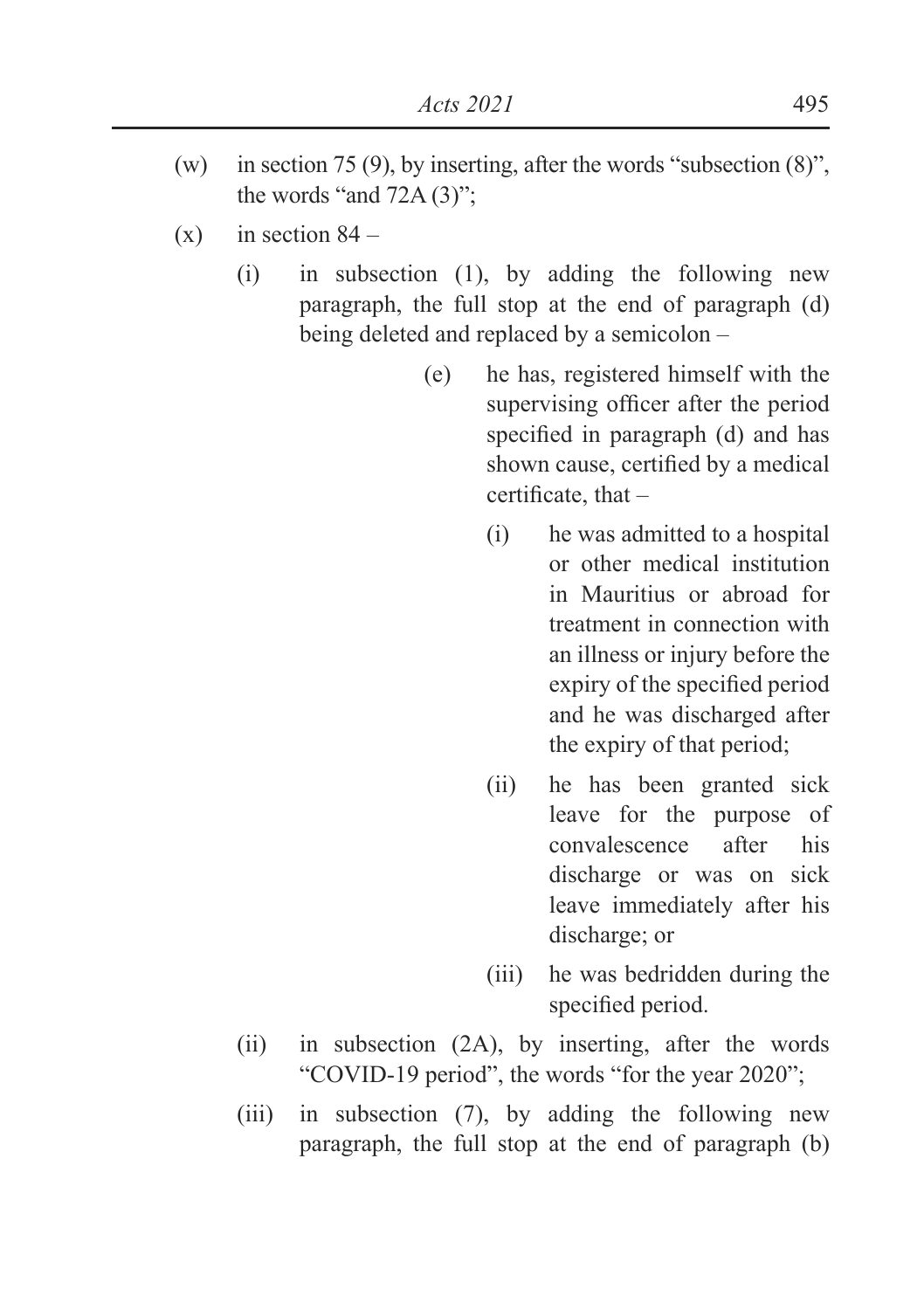(w) in section 75 (9), by inserting, after the words "subsection (8)", the words "and 72A (3)";

(x) in section 84 –

(i) in subsection (1), by adding the following new paragraph, the full stop at the end of paragraph (d) being deleted and replaced by a semicolon –

(e) he has, registered himself with the supervising officer after the period specified in paragraph (d) and has shown cause, certified by a medical certificate, that –

(i) he was admitted to a hospital or other medical institution in Mauritius or abroad for treatment in connection with an illness or injury before the expiry of the specified period and he was discharged after the expiry of that period;

(ii) he has been granted sick leave for the purpose of convalescence after his discharge or was on sick leave immediately after his discharge; or

(iii) he was bedridden during the specified period.

(ii) in subsection (2A), by inserting, after the words "COVID-19 period", the words "for the year 2020";

(iii) in subsection (7), by adding the following new paragraph, the full stop at the end of paragraph (b)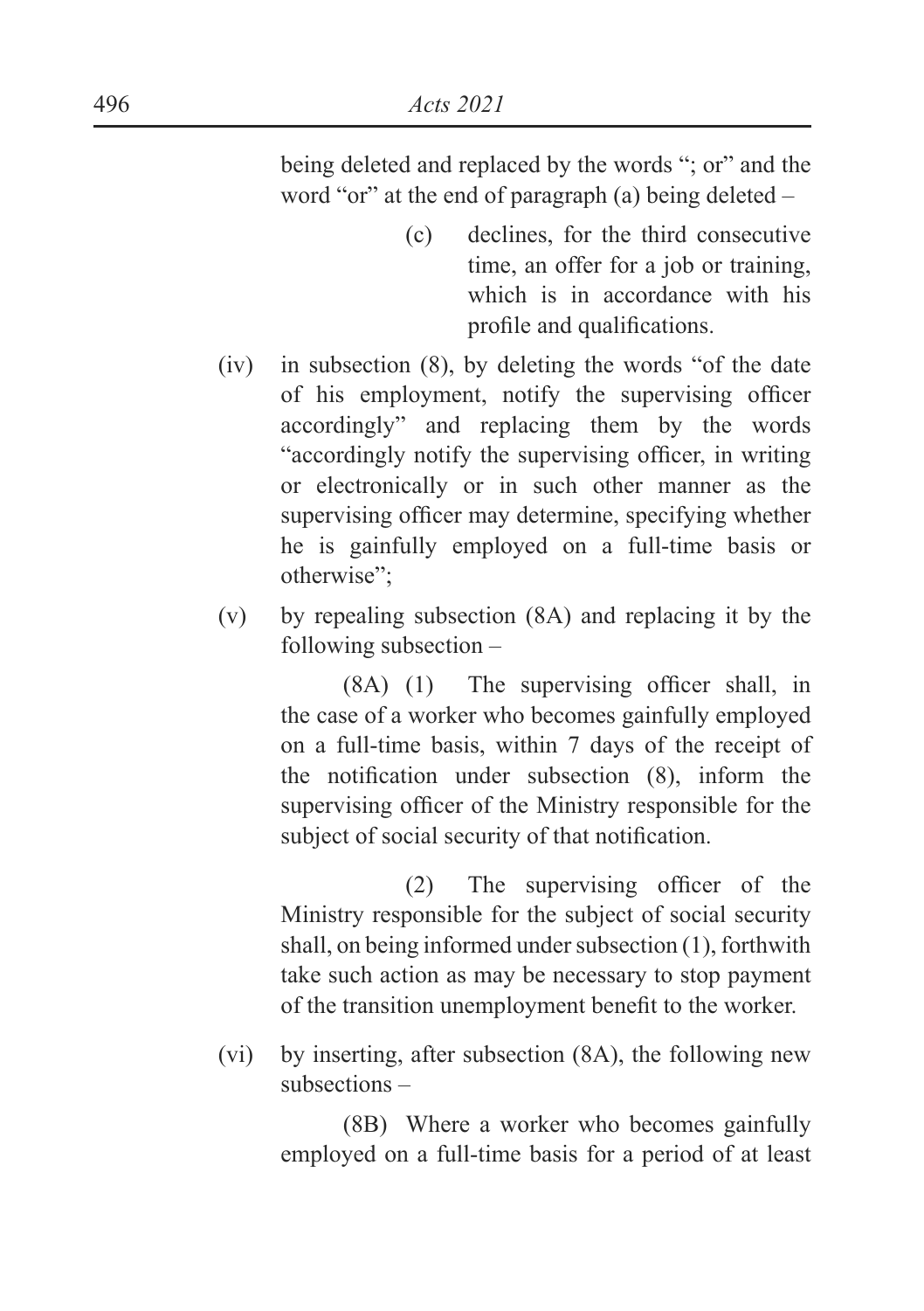being deleted and replaced by the words "; or" and the word "or" at the end of paragraph (a) being deleted –

> (c) declines, for the third consecutive time, an offer for a job or training, which is in accordance with his profile and qualifications.

(iv) in subsection (8), by deleting the words "of the date of his employment, notify the supervising officer accordingly" and replacing them by the words "accordingly notify the supervising officer, in writing or electronically or in such other manner as the supervising officer may determine, specifying whether he is gainfully employed on a full-time basis or otherwise";

(v) by repealing subsection (8A) and replacing it by the following subsection –

> (8A) (1) The supervising officer shall, in the case of a worker who becomes gainfully employed on a full-time basis, within 7 days of the receipt of the notification under subsection (8), inform the supervising officer of the Ministry responsible for the subject of social security of that notification.
>
> (2) The supervising officer of the Ministry responsible for the subject of social security shall, on being informed under subsection (1), forthwith take such action as may be necessary to stop payment of the transition unemployment benefit to the worker.

(vi) by inserting, after subsection (8A), the following new subsections –

> (8B) Where a worker who becomes gainfully employed on a full-time basis for a period of at least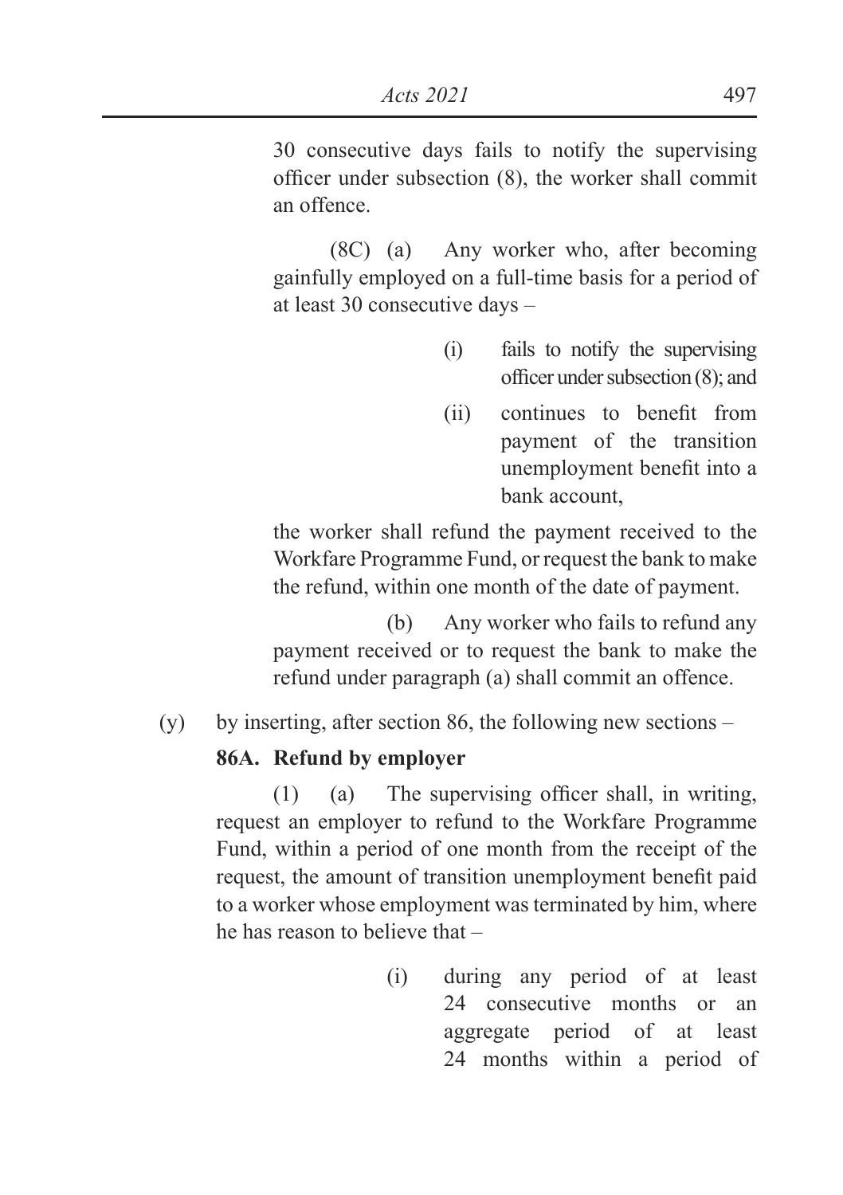30 consecutive days fails to notify the supervising officer under subsection (8), the worker shall commit an offence.

(8C) (a) Any worker who, after becoming gainfully employed on a full-time basis for a period of at least 30 consecutive days –

(i) fails to notify the supervising officer under subsection (8); and

(ii) continues to benefit from payment of the transition unemployment benefit into a bank account,

the worker shall refund the payment received to the Workfare Programme Fund, or request the bank to make the refund, within one month of the date of payment.

(b) Any worker who fails to refund any payment received or to request the bank to make the refund under paragraph (a) shall commit an offence.

(y) by inserting, after section 86, the following new sections –

**86A. Refund by employer**

(1) (a) The supervising officer shall, in writing, request an employer to refund to the Workfare Programme Fund, within a period of one month from the receipt of the request, the amount of transition unemployment benefit paid to a worker whose employment was terminated by him, where he has reason to believe that –

(i) during any period of at least 24 consecutive months or an aggregate period of at least 24 months within a period of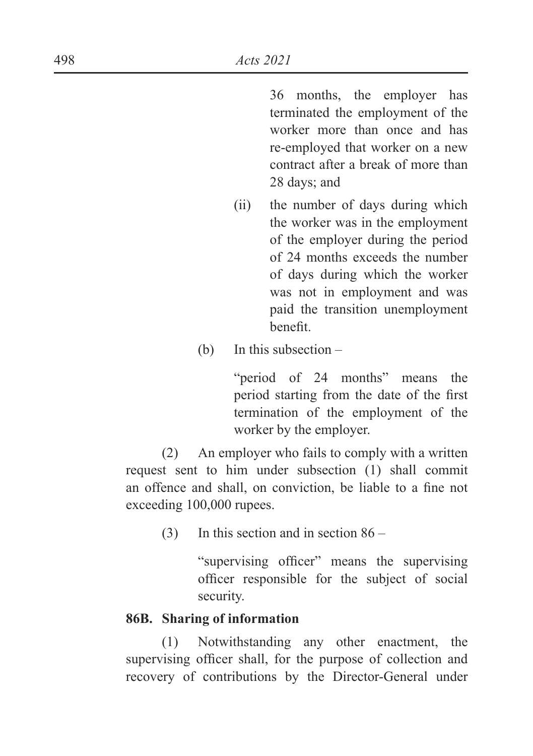36 months, the employer has terminated the employment of the worker more than once and has re-employed that worker on a new contract after a break of more than 28 days; and

(ii) the number of days during which the worker was in the employment of the employer during the period of 24 months exceeds the number of days during which the worker was not in employment and was paid the transition unemployment benefit.

(b) In this subsection –

"period of 24 months" means the period starting from the date of the first termination of the employment of the worker by the employer.

(2) An employer who fails to comply with a written request sent to him under subsection (1) shall commit an offence and shall, on conviction, be liable to a fine not exceeding 100,000 rupees.

(3) In this section and in section 86 –

"supervising officer" means the supervising officer responsible for the subject of social security.

**86B. Sharing of information**

(1) Notwithstanding any other enactment, the supervising officer shall, for the purpose of collection and recovery of contributions by the Director-General under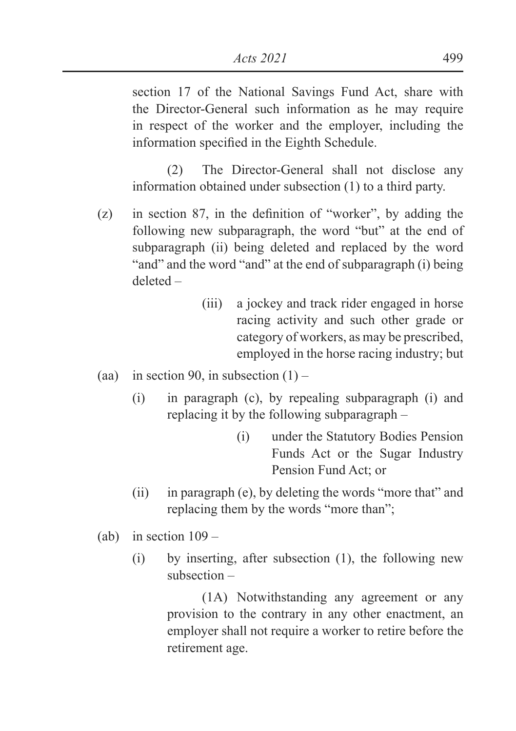section 17 of the National Savings Fund Act, share with the Director-General such information as he may require in respect of the worker and the employer, including the information specified in the Eighth Schedule.

(2) The Director-General shall not disclose any information obtained under subsection (1) to a third party.

(z) in section 87, in the definition of "worker", by adding the following new subparagraph, the word "but" at the end of subparagraph (ii) being deleted and replaced by the word "and" and the word "and" at the end of subparagraph (i) being deleted –

(iii) a jockey and track rider engaged in horse racing activity and such other grade or category of workers, as may be prescribed, employed in the horse racing industry; but

(aa) in section 90, in subsection (1) –

(i) in paragraph (c), by repealing subparagraph (i) and replacing it by the following subparagraph –

(i) under the Statutory Bodies Pension Funds Act or the Sugar Industry Pension Fund Act; or

(ii) in paragraph (e), by deleting the words "more that" and replacing them by the words "more than";

(ab) in section 109 –

(i) by inserting, after subsection (1), the following new subsection –

(1A) Notwithstanding any agreement or any provision to the contrary in any other enactment, an employer shall not require a worker to retire before the retirement age.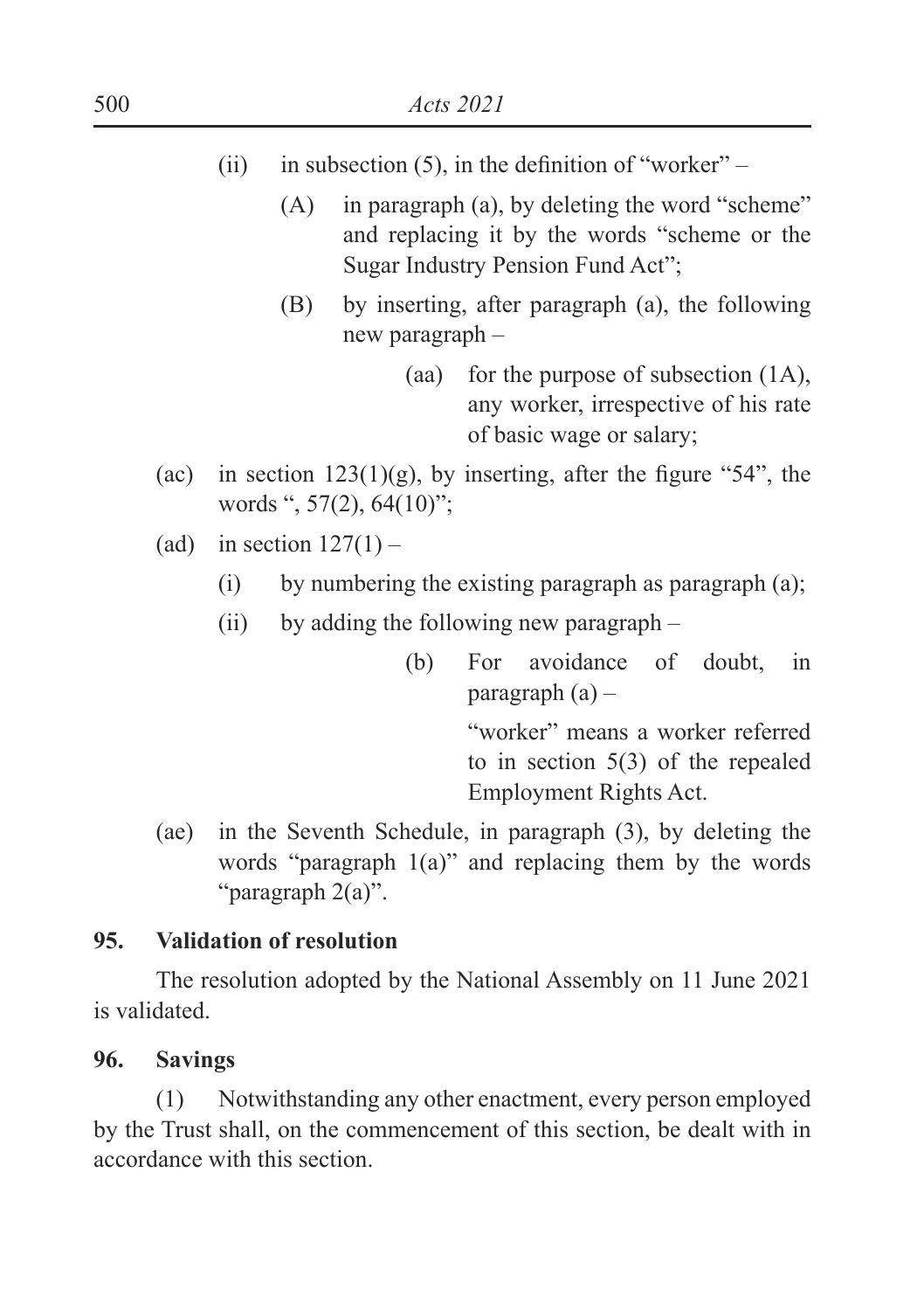(ii) in subsection (5), in the definition of "worker" –

(A) in paragraph (a), by deleting the word "scheme" and replacing it by the words "scheme or the Sugar Industry Pension Fund Act";

(B) by inserting, after paragraph (a), the following new paragraph –

(aa) for the purpose of subsection (1A), any worker, irrespective of his rate of basic wage or salary;

(ac) in section 123(1)(g), by inserting, after the figure "54", the words ", 57(2), 64(10)";

(ad) in section 127(1) –

(i) by numbering the existing paragraph as paragraph (a);

(ii) by adding the following new paragraph –

(b) For avoidance of doubt, in paragraph (a) –

"worker" means a worker referred to in section 5(3) of the repealed Employment Rights Act.

(ae) in the Seventh Schedule, in paragraph (3), by deleting the words "paragraph 1(a)" and replacing them by the words "paragraph 2(a)".

**95. Validation of resolution**

The resolution adopted by the National Assembly on 11 June 2021 is validated.

**96. Savings**

(1) Notwithstanding any other enactment, every person employed by the Trust shall, on the commencement of this section, be dealt with in accordance with this section.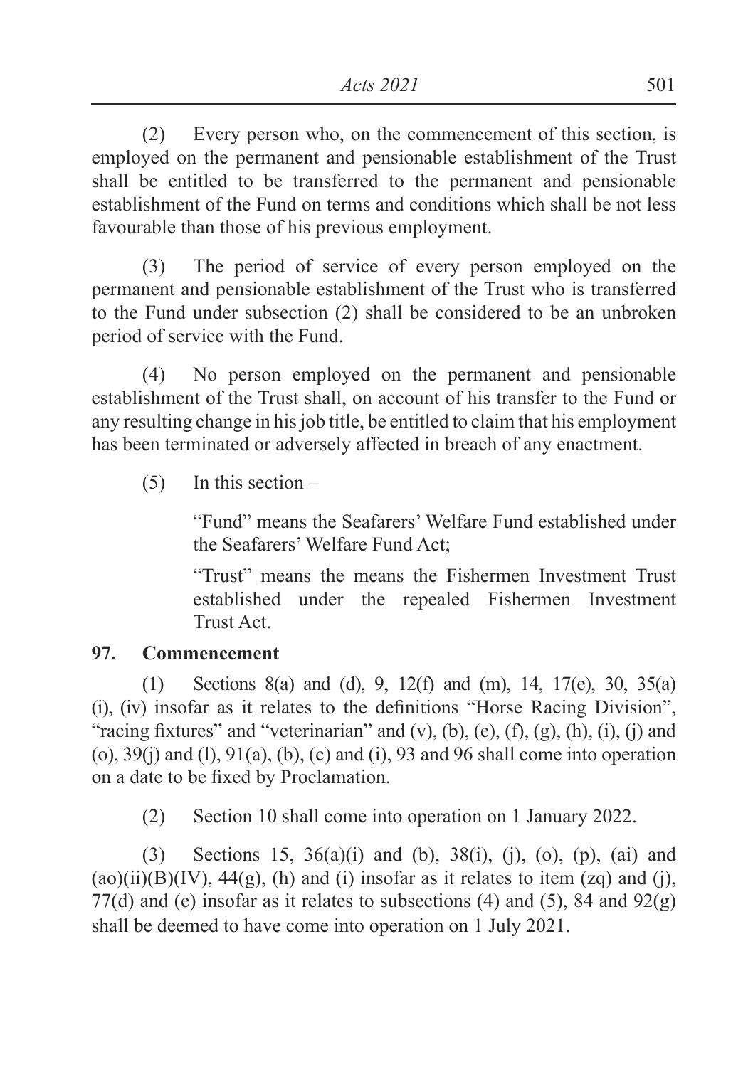(2) Every person who, on the commencement of this section, is employed on the permanent and pensionable establishment of the Trust shall be entitled to be transferred to the permanent and pensionable establishment of the Fund on terms and conditions which shall be not less favourable than those of his previous employment.

(3) The period of service of every person employed on the permanent and pensionable establishment of the Trust who is transferred to the Fund under subsection (2) shall be considered to be an unbroken period of service with the Fund.

(4) No person employed on the permanent and pensionable establishment of the Trust shall, on account of his transfer to the Fund or any resulting change in his job title, be entitled to claim that his employment has been terminated or adversely affected in breach of any enactment.

(5) In this section –

"Fund" means the Seafarers' Welfare Fund established under the Seafarers' Welfare Fund Act;

"Trust" means the means the Fishermen Investment Trust established under the repealed Fishermen Investment Trust Act.

**97. Commencement**

(1) Sections 8(a) and (d), 9, 12(f) and (m), 14, 17(e), 30, 35(a) (i), (iv) insofar as it relates to the definitions "Horse Racing Division", "racing fixtures" and "veterinarian" and (v), (b), (e), (f), (g), (h), (i), (j) and (o), 39(j) and (l), 91(a), (b), (c) and (i), 93 and 96 shall come into operation on a date to be fixed by Proclamation.

(2) Section 10 shall come into operation on 1 January 2022.

(3) Sections 15, 36(a)(i) and (b), 38(i), (j), (o), (p), (ai) and (ao)(ii)(B)(IV), 44(g), (h) and (i) insofar as it relates to item (zq) and (j), 77(d) and (e) insofar as it relates to subsections (4) and (5), 84 and 92(g) shall be deemed to have come into operation on 1 July 2021.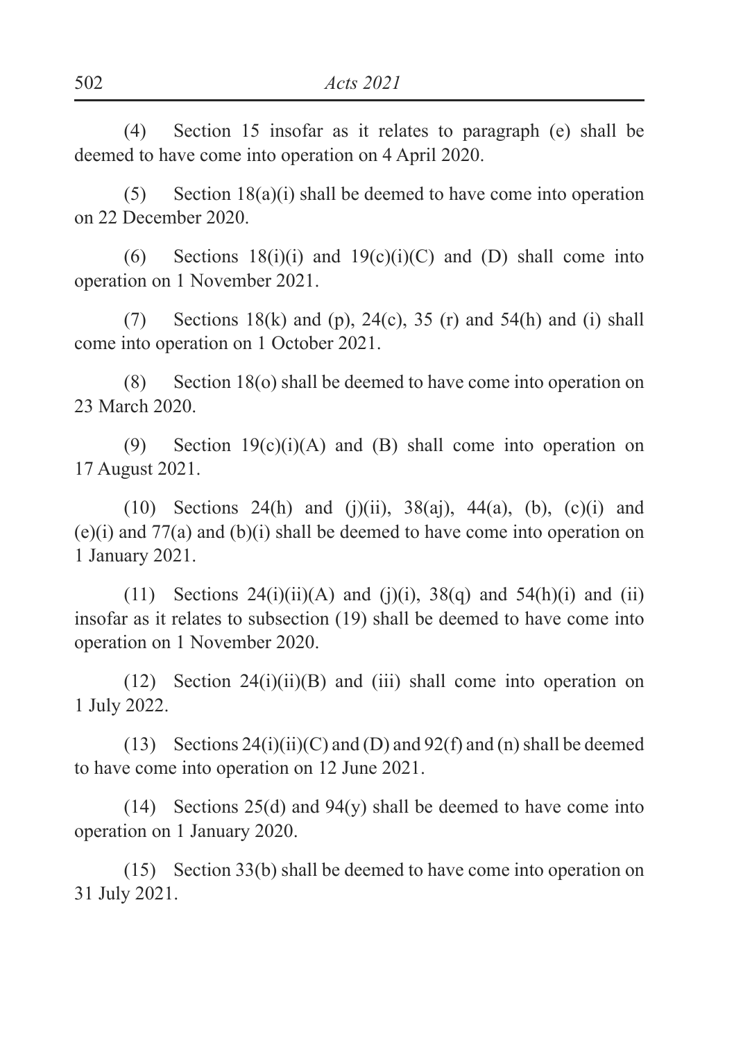(4) Section 15 insofar as it relates to paragraph (e) shall be deemed to have come into operation on 4 April 2020.

(5) Section 18(a)(i) shall be deemed to have come into operation on 22 December 2020.

(6) Sections 18(i)(i) and 19(c)(i)(C) and (D) shall come into operation on 1 November 2021.

(7) Sections 18(k) and (p), 24(c), 35 (r) and 54(h) and (i) shall come into operation on 1 October 2021.

(8) Section 18(o) shall be deemed to have come into operation on 23 March 2020.

(9) Section 19(c)(i)(A) and (B) shall come into operation on 17 August 2021.

(10) Sections 24(h) and (j)(ii), 38(aj), 44(a), (b), (c)(i) and (e)(i) and 77(a) and (b)(i) shall be deemed to have come into operation on 1 January 2021.

(11) Sections 24(i)(ii)(A) and (j)(i), 38(q) and 54(h)(i) and (ii) insofar as it relates to subsection (19) shall be deemed to have come into operation on 1 November 2020.

(12) Section 24(i)(ii)(B) and (iii) shall come into operation on 1 July 2022.

(13) Sections 24(i)(ii)(C) and (D) and 92(f) and (n) shall be deemed to have come into operation on 12 June 2021.

(14) Sections 25(d) and 94(y) shall be deemed to have come into operation on 1 January 2020.

(15) Section 33(b) shall be deemed to have come into operation on 31 July 2021.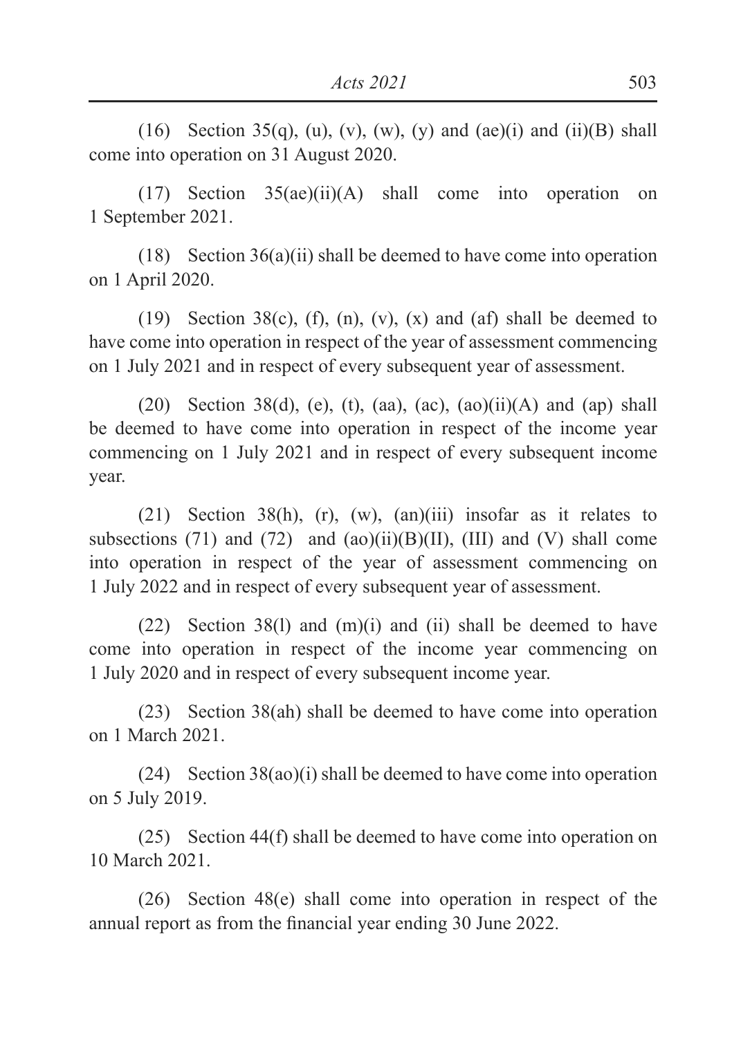(16) Section 35(q), (u), (v), (w), (y) and (ae)(i) and (ii)(B) shall come into operation on 31 August 2020.

(17) Section 35(ae)(ii)(A) shall come into operation on 1 September 2021.

(18) Section 36(a)(ii) shall be deemed to have come into operation on 1 April 2020.

(19) Section 38(c), (f), (n), (v), (x) and (af) shall be deemed to have come into operation in respect of the year of assessment commencing on 1 July 2021 and in respect of every subsequent year of assessment.

(20) Section 38(d), (e), (t), (aa), (ac), (ao)(ii)(A) and (ap) shall be deemed to have come into operation in respect of the income year commencing on 1 July 2021 and in respect of every subsequent income year.

(21) Section 38(h), (r), (w), (an)(iii) insofar as it relates to subsections (71) and (72) and (ao)(ii)(B)(II), (III) and (V) shall come into operation in respect of the year of assessment commencing on 1 July 2022 and in respect of every subsequent year of assessment.

(22) Section 38(l) and (m)(i) and (ii) shall be deemed to have come into operation in respect of the income year commencing on 1 July 2020 and in respect of every subsequent income year.

(23) Section 38(ah) shall be deemed to have come into operation on 1 March 2021.

(24) Section 38(ao)(i) shall be deemed to have come into operation on 5 July 2019.

(25) Section 44(f) shall be deemed to have come into operation on 10 March 2021.

(26) Section 48(e) shall come into operation in respect of the annual report as from the financial year ending 30 June 2022.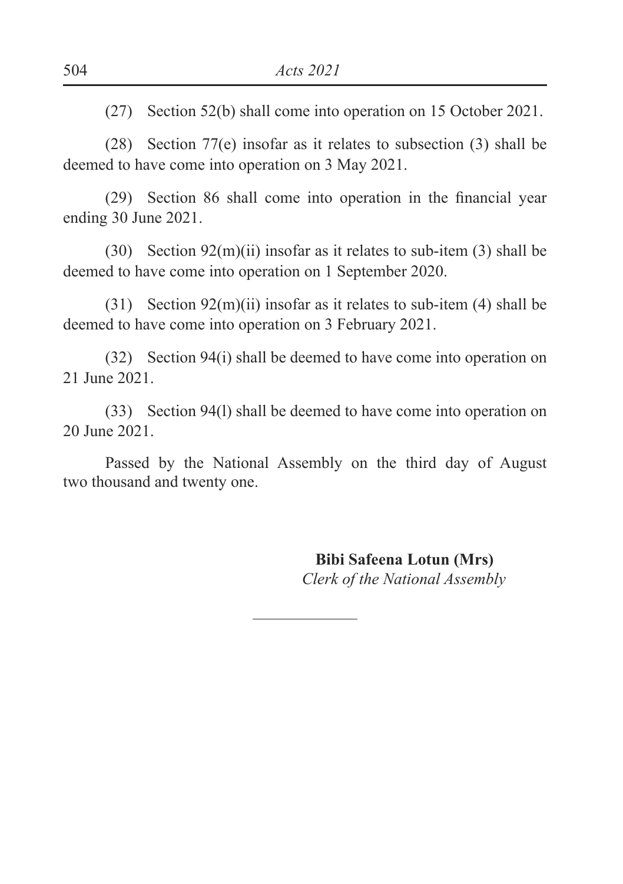(27) Section 52(b) shall come into operation on 15 October 2021.

(28) Section 77(e) insofar as it relates to subsection (3) shall be deemed to have come into operation on 3 May 2021.

(29) Section 86 shall come into operation in the financial year ending 30 June 2021.

(30) Section 92(m)(ii) insofar as it relates to sub-item (3) shall be deemed to have come into operation on 1 September 2020.

(31) Section 92(m)(ii) insofar as it relates to sub-item (4) shall be deemed to have come into operation on 3 February 2021.

(32) Section 94(i) shall be deemed to have come into operation on 21 June 2021.

(33) Section 94(l) shall be deemed to have come into operation on 20 June 2021.

Passed by the National Assembly on the third day of August two thousand and twenty one.

**Bibi Safeena Lotun (Mrs)**
*Clerk of the National Assembly*

---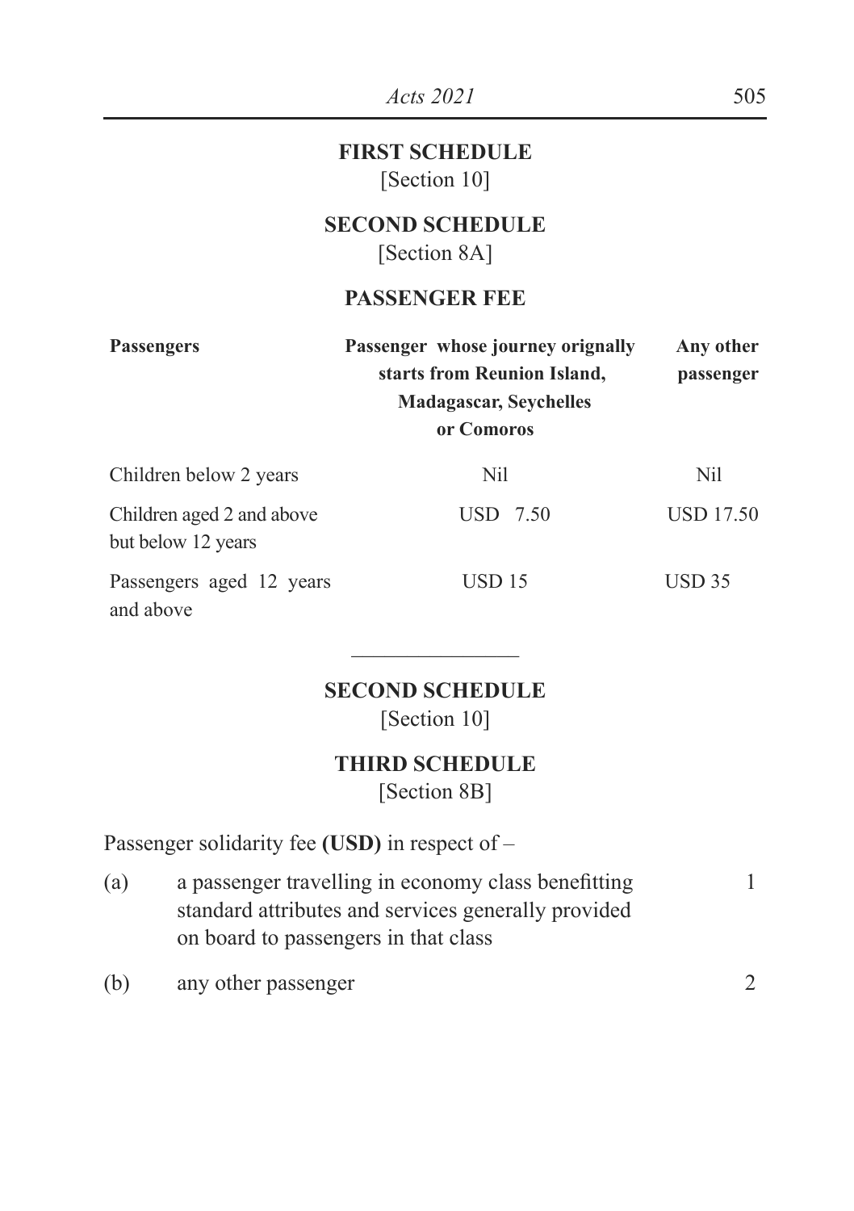**FIRST SCHEDULE**
[Section 10]

**SECOND SCHEDULE**
[Section 8A]

**PASSENGER FEE**

| Passengers | Passenger whose journey orignally starts from Reunion Island, Madagascar, Seychelles or Comoros | Any other passenger |
|---|---|---|
| Children below 2 years | Nil | Nil |
| Children aged 2 and above but below 12 years | USD 7.50 | USD 17.50 |
| Passengers aged 12 years and above | USD 15 | USD 35 |

---

**SECOND SCHEDULE**
[Section 10]

**THIRD SCHEDULE**
[Section 8B]

Passenger solidarity fee **(USD)** in respect of –

| | | |
|---|---|---|
| (a) | a passenger travelling in economy class benefitting standard attributes and services generally provided on board to passengers in that class | 1 |
| (b) | any other passenger | 2 |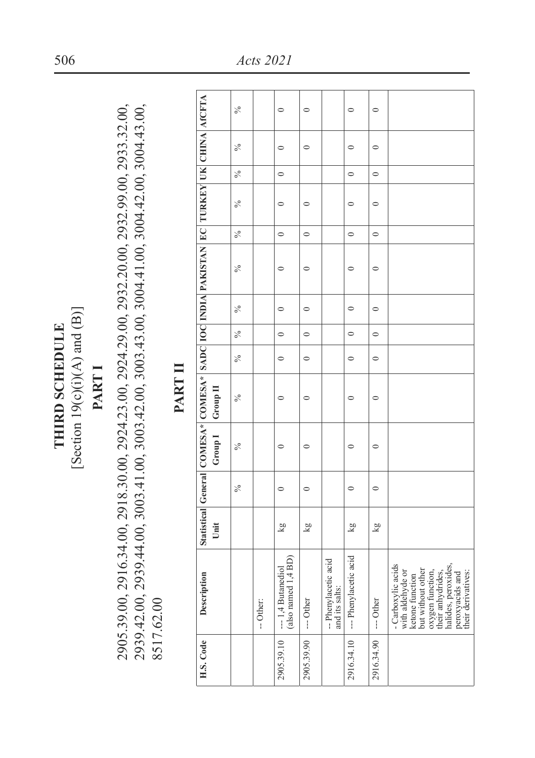# THIRD SCHEDULE

[Section 19(c)(i)(A) and (B)]

## PART I

2905.39.00, 2916.34.00, 2918.30.00, 2924.23.00, 2924.29.00, 2932.20.00, 2932.99.00, 2933.32.00, 2939.42.00, 2939.44.00, 3003.41.00, 3003.42.00, 3003.43.00, 3004.41.00, 3004.42.00, 3004.43.00, 8517.62.00

## PART II

| H.S. Code | Description | Statistical Unit | General | COMESA* Group I | COMESA* Group II | SADC | IOC | INDIA | PAKISTAN | EC | TURKEY | UK | CHINA | AfCFTA |
|---|---|---|---|---|---|---|---|---|---|---|---|---|---|---|
| | | | % | % | % | % | % | % | % | % | % | % | % | % |
| | -- Other: | | | | | | | | | | | | | |
| 2905.39.10 | --- 1,4 Butanediol (also named 1,4 BD) | kg | 0 | 0 | 0 | 0 | 0 | 0 | 0 | 0 | 0 | 0 | 0 | 0 |
| 2905.39.90 | --- Other | kg | 0 | 0 | 0 | 0 | 0 | 0 | 0 | 0 | 0 | | 0 | 0 |
| | -- Phenylacetic acid and its salts: | | | | | | | | | | | | | |
| 2916.34.10 | --- Phenylacetic acid | kg | 0 | 0 | 0 | 0 | 0 | 0 | 0 | 0 | 0 | 0 | 0 | 0 |
| 2916.34.90 | --- Other | kg | 0 | 0 | 0 | 0 | 0 | 0 | 0 | 0 | 0 | 0 | 0 | 0 |
| | - Carboxylic acids with aldehyde or ketone function but without other oxygen function, their anhydrides, halides, peroxides, peroxyacids and their derivatives: | | | | | | | | | | | | | |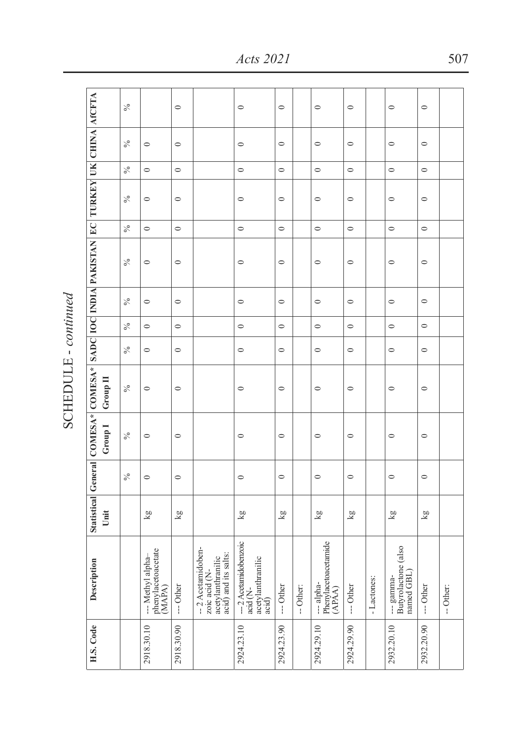SCHEDULE - *continued*

| H.S. Code | Description | Statistical Unit | General | COMESA* Group I | COMESA* Group II | SADC | IOC | INDIA | PAKISTAN | EC | TURKEY | UK | CHINA | AfCFTA |
|---|---|---|---|---|---|---|---|---|---|---|---|---|---|---|
| | | | % | % | % | % | % | % | % | % | % | % | % | % |
| 2918.30.10 | --- Methyl alpha–phenylacetoacetate (MAPA) | kg | 0 | 0 | 0 | 0 | 0 | 0 | 0 | 0 | 0 | 0 | 0 | |
| 2918.30.90 | --- Other | kg | 0 | 0 | 0 | 0 | 0 | 0 | 0 | 0 | 0 | 0 | 0 | 0 |
| | -- 2 Acetamidobenzoic acid (N-acetylanthranilic acid) and its salts: | | | | | | | | | | | | | |
| 2924.23.10 | --- 2 Acetamidobenzoic acid (N-acetylanthranilic acid) | kg | 0 | 0 | 0 | 0 | 0 | 0 | 0 | 0 | 0 | 0 | 0 | 0 |
| 2924.23.90 | --- Other | kg | 0 | 0 | 0 | 0 | 0 | 0 | 0 | 0 | 0 | 0 | 0 | 0 |
| | -- Other: | | | | | | | | | | | | | |
| 2924.29.10 | --- alpha-Phenylacetoacetamide (APAA) | kg | 0 | 0 | 0 | 0 | 0 | 0 | 0 | 0 | 0 | 0 | 0 | 0 |
| 2924.29.90 | --- Other | kg | 0 | 0 | 0 | 0 | 0 | 0 | 0 | 0 | 0 | 0 | 0 | 0 |
| | - Lactones: | | | | | | | | | | | | | |
| 2932.20.10 | --- gamma-Butyrolactone (also named GBL) | kg | 0 | 0 | 0 | 0 | 0 | 0 | 0 | 0 | 0 | 0 | 0 | 0 |
| 2932.20.90 | --- Other | kg | 0 | 0 | 0 | 0 | 0 | 0 | 0 | 0 | 0 | 0 | 0 | 0 |
| | -- Other: | | | | | | | | | | | | | |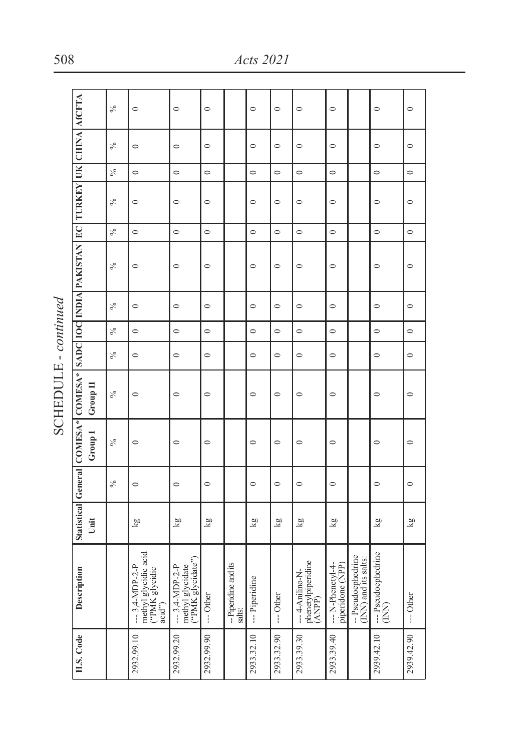SCHEDULE - *continued*

| H.S. Code | Description | Statistical Unit | General | COMESA* Group I | COMESA* Group II | SADC | IOC | INDIA | PAKISTAN | EC | TURKEY | UK | CHINA | AfCFTA |
|---|---|---|---|---|---|---|---|---|---|---|---|---|---|---|
| | | | % | % | % | % | % | % | % | % | % | % | % | % |
| 2932.99.10 | --- 3,4-MDP-2-P methyl glycidic acid ("PMK glycidic acid") | kg | 0 | 0 | 0 | 0 | 0 | 0 | 0 | 0 | 0 | 0 | 0 | 0 |
| 2932.99.20 | --- 3,4-MDP-2-P methyl glycidate ("PMK glycidate") | kg | 0 | 0 | 0 | 0 | 0 | 0 | 0 | 0 | 0 | 0 | 0 | 0 |
| 2932.99.90 | --- Other | kg | 0 | 0 | 0 | 0 | 0 | 0 | 0 | 0 | 0 | 0 | 0 | 0 |
| | -- Piperidine and its salts: | | | | | | | | | | | | | |
| 2933.32.10 | --- Piperidine | kg | 0 | 0 | 0 | 0 | 0 | 0 | 0 | 0 | 0 | 0 | 0 | 0 |
| 2933.32.90 | --- Other | kg | 0 | 0 | 0 | 0 | 0 | 0 | 0 | 0 | 0 | 0 | 0 | 0 |
| 2933.39.30 | --- 4-Anilino-N-phenetylpiperidine (ANPP) | kg | 0 | 0 | 0 | 0 | 0 | 0 | 0 | 0 | 0 | 0 | 0 | 0 |
| 2933.39.40 | --- N-Phenetyl-4-piperidone (NPP) | kg | 0 | 0 | 0 | 0 | 0 | 0 | 0 | 0 | 0 | 0 | 0 | 0 |
| | -- Pseudoephedrine (INN) and its salts: | | | | | | | | | | | | | |
| 2939.42.10 | --- Pseudoephedrine (INN) | kg | 0 | 0 | 0 | 0 | 0 | 0 | 0 | 0 | 0 | 0 | 0 | 0 |
| 2939.42.90 | --- Other | kg | 0 | 0 | 0 | 0 | 0 | 0 | 0 | 0 | 0 | 0 | 0 | 0 |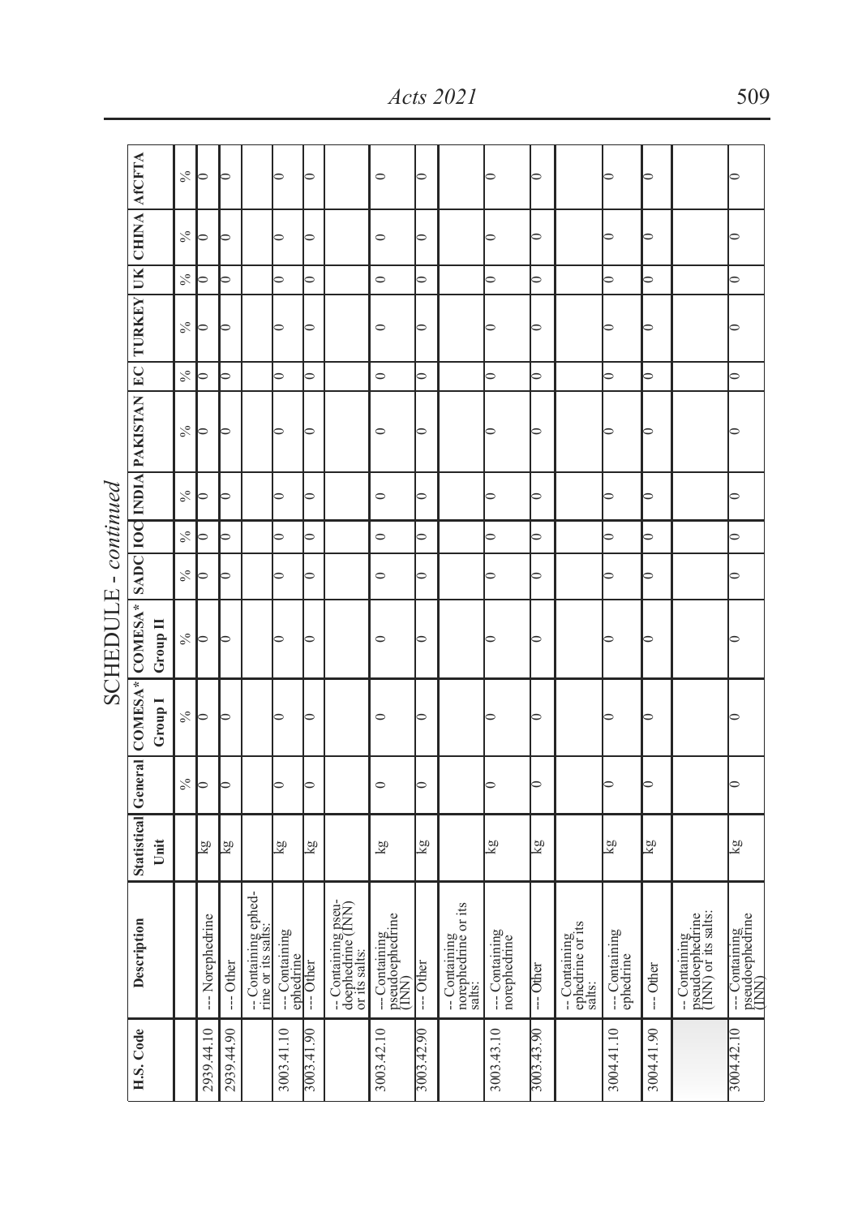SCHEDULE - *continued*

| H.S. Code | Description | Statistical Unit | General | COMESA* Group I | COMESA* Group II | SADC | IOC | INDIA | PAKISTAN | EC | TURKEY | UK | CHINA | AfCFTA |
|---|---|---|---|---|---|---|---|---|---|---|---|---|---|---|
| | | | % | % | % | % | % | % | % | % | % | % | % | % |
| 2939.44.10 | --- Norephedrine | kg | 0 | 0 | 0 | 0 | 0 | 0 | 0 | 0 | 0 | 0 | 0 | 0 |
| 2939.44.90 | --- Other | kg | 0 | 0 | 0 | 0 | 0 | 0 | 0 | 0 | 0 | 0 | 0 | 0 |
| | -- Containing ephedrine or its salts: | | | | | | | | | | | | | |
| 3003.41.10 | --- Containing ephedrine | kg | 0 | 0 | 0 | 0 | 0 | 0 | 0 | 0 | 0 | 0 | 0 | 0 |
| 3003.41.90 | --- Other | kg | 0 | 0 | 0 | 0 | 0 | 0 | 0 | 0 | 0 | 0 | 0 | 0 |
| | -- Containing pseudoephedrine (INN) or its salts: | | | | | | | | | | | | | |
| 3003.42.10 | --- Containing pseudoephedrine (INN) | kg | 0 | 0 | 0 | 0 | 0 | 0 | 0 | 0 | 0 | 0 | 0 | 0 |
| 3003.42.90 | --- Other | kg | 0 | 0 | 0 | 0 | 0 | 0 | 0 | 0 | 0 | 0 | 0 | 0 |
| | -- Containing norephedrine or its salts: | | | | | | | | | | | | | |
| 3003.43.10 | --- Containing norephedrine | kg | 0 | 0 | 0 | 0 | 0 | 0 | 0 | 0 | 0 | 0 | 0 | 0 |
| 3003.43.90 | --- Other | kg | 0 | 0 | 0 | 0 | 0 | 0 | 0 | 0 | 0 | 0 | 0 | 0 |
| | -- Containing ephedrine or its salts: | | | | | | | | | | | | | |
| 3004.41.10 | --- Containing ephedrine | kg | 0 | 0 | 0 | 0 | 0 | 0 | 0 | 0 | 0 | 0 | 0 | 0 |
| 3004.41.90 | --- Other | kg | 0 | 0 | 0 | 0 | 0 | 0 | 0 | 0 | 0 | 0 | 0 | 0 |
| | -- Containing pseudoephedrine (INN) or its salts: | | | | | | | | | | | | | |
| 3004.42.10 | --- Containing pseudoephedrine (INN) | kg | 0 | 0 | 0 | 0 | 0 | 0 | 0 | 0 | 0 | 0 | 0 | 0 |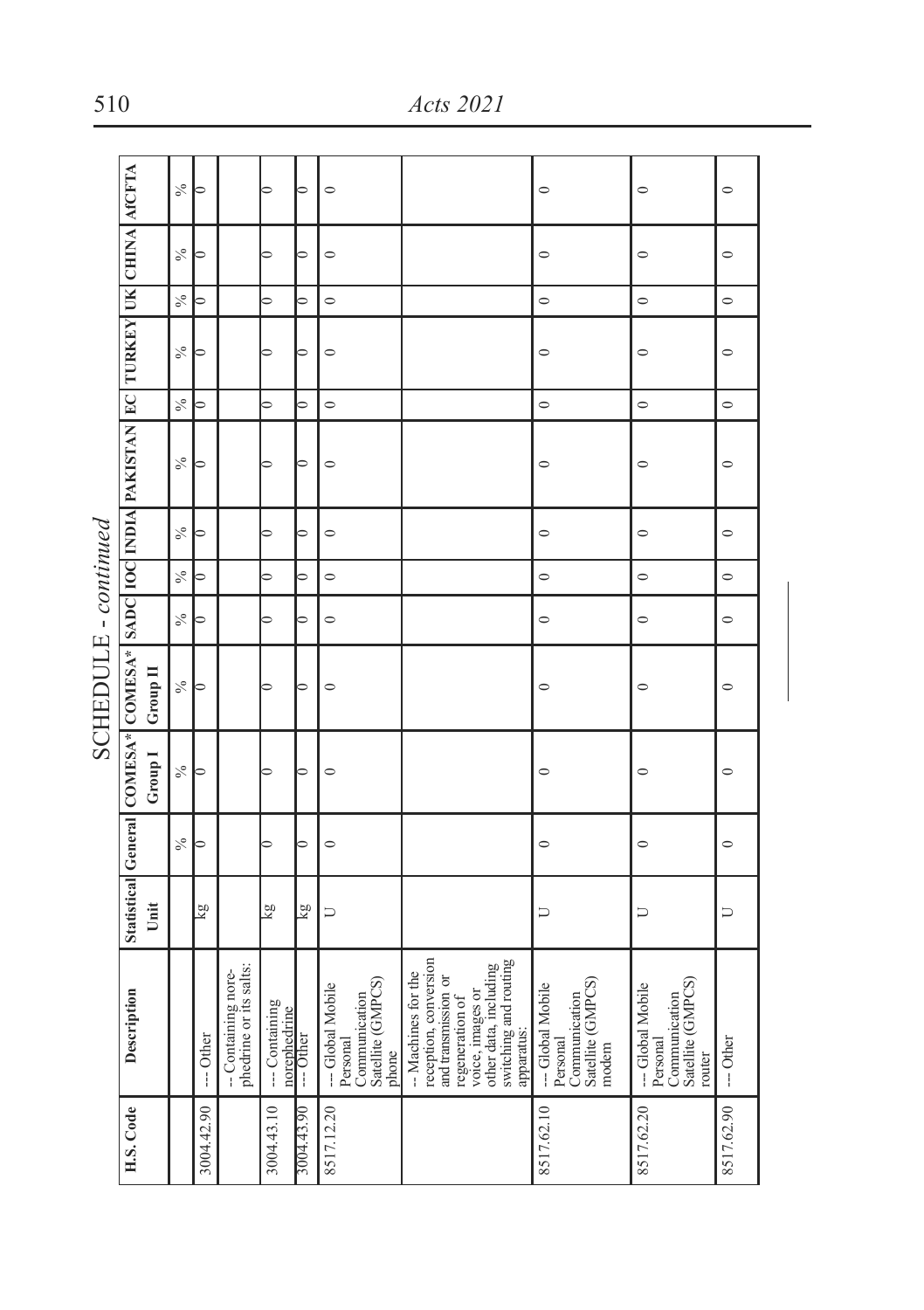SCHEDULE - *continued*

| H.S. Code | Description | Statistical Unit | General | COMESA* Group I | COMESA* Group II | SADC | IOC | INDIA | PAKISTAN | EC | TURKEY | UK | CHINA | AfCFTA |
|---|---|---|---|---|---|---|---|---|---|---|---|---|---|---|
| | | | % | % | % | % | % | % | % | % | % | % | % | % |
| 3004.42.90 | --- Other | kg | 0 | 0 | 0 | 0 | 0 | 0 | 0 | 0 | 0 | 0 | 0 | 0 |
| | -- Containing norephedrine or its salts: | | | | | | | | | | | | | |
| 3004.43.10 | --- Containing norephedrine | kg | 0 | 0 | 0 | 0 | 0 | 0 | 0 | 0 | 0 | 0 | 0 | 0 |
| 3004.43.90 | --- Other | kg | 0 | 0 | 0 | 0 | 0 | 0 | 0 | 0 | 0 | 0 | 0 | 0 |
| 8517.12.20 | --- Global Mobile Personal Communication Satellite (GMPCS) phone | U | 0 | 0 | 0 | 0 | 0 | 0 | 0 | 0 | 0 | 0 | 0 | 0 |
| | -- Machines for the reception, conversion and transmission or regeneration of voice, images or other data, including switching and routing apparatus: | | | | | | | | | | | | | |
| 8517.62.10 | --- Global Mobile Personal Communication Satellite (GMPCS) modem | U | 0 | 0 | 0 | 0 | 0 | 0 | 0 | 0 | 0 | 0 | 0 | 0 |
| 8517.62.20 | --- Global Mobile Personal Communication Satellite (GMPCS) router | U | 0 | 0 | 0 | 0 | 0 | 0 | 0 | 0 | 0 | 0 | 0 | 0 |
| 8517.62.90 | --- Other | U | 0 | 0 | 0 | 0 | 0 | 0 | 0 | 0 | 0 | 0 | 0 | 0 |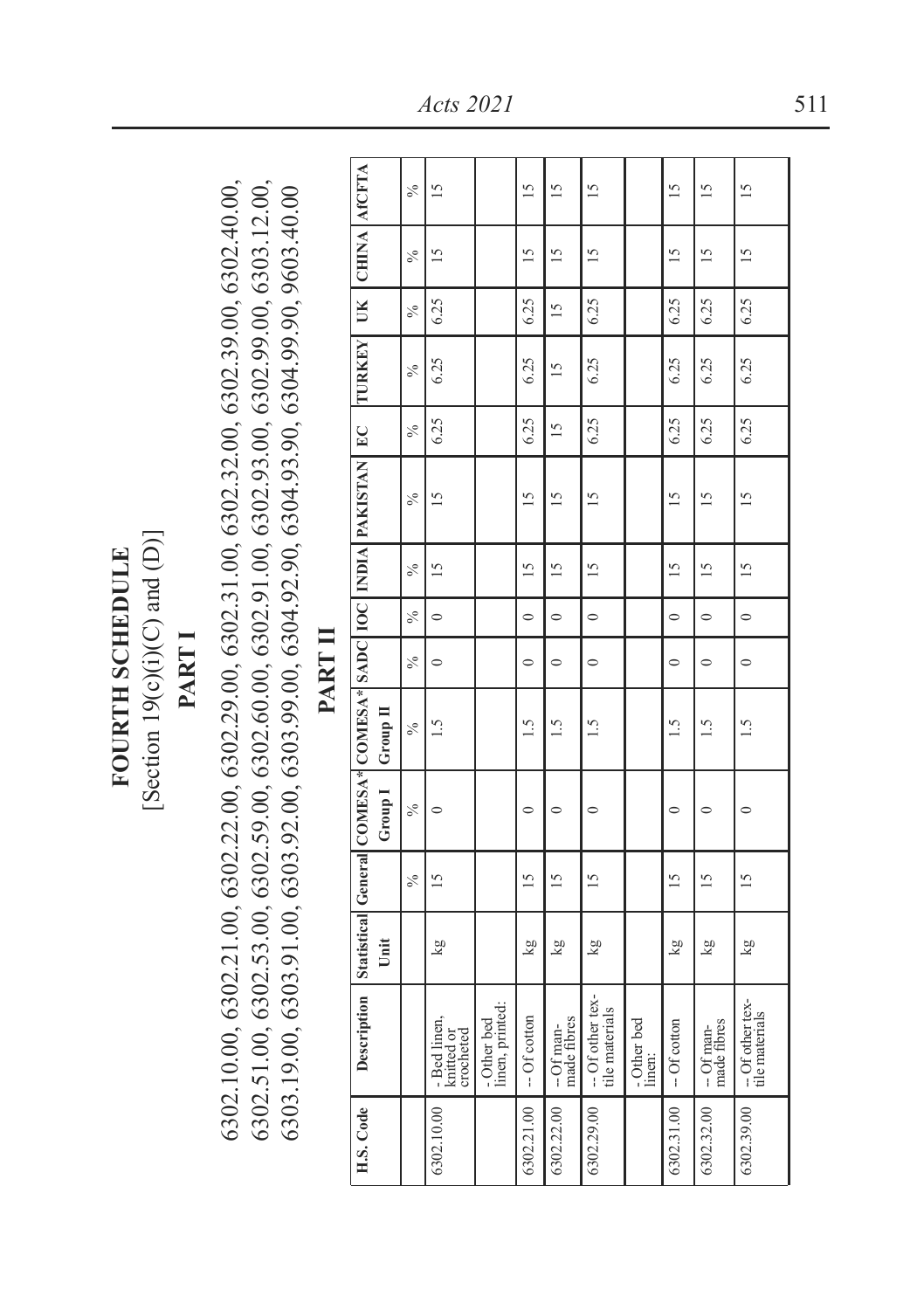# FOURTH SCHEDULE

[Section 19(c)(i)(C) and (D)]

## PART I

6302.10.00, 6302.21.00, 6302.22.00, 6302.29.00, 6302.31.00, 6302.32.00, 6302.39.00, 6302.40.00, 6302.51.00, 6302.53.00, 6302.59.00, 6302.60.00, 6302.91.00, 6302.93.00, 6302.99.00, 6303.12.00, 6303.19.00, 6303.91.00, 6303.92.00, 6303.99.00, 6304.92.90, 6304.93.90, 6304.99.90, 9603.40.00

## PART II

| H.S. Code | Description | Statistical Unit | General | COMESA* Group I | COMESA* Group II | SADC | IOC | INDIA | PAKISTAN | EC | TURKEY | UK | CHINA | AfCFTA |
|---|---|---|---|---|---|---|---|---|---|---|---|---|---|---|
| | | | % | % | % | % | % | % | % | % | % | % | % | % |
| 6302.10.00 | - Bed linen, knitted or crocheted | kg | 15 | 0 | 1.5 | 0 | 0 | 15 | 15 | 6.25 | 6.25 | 6.25 | 15 | 15 |
| | - Other bed linen, printed: | | | | | | | | | | | | | |
| 6302.21.00 | -- Of cotton | kg | 15 | 0 | 1.5 | 0 | 0 | 15 | 15 | 6.25 | 6.25 | 6.25 | 15 | 15 |
| 6302.22.00 | -- Of man-made fibres | kg | 15 | 0 | 1.5 | 0 | 0 | 15 | 15 | 15 | 15 | 15 | 15 | 15 |
| 6302.29.00 | -- Of other textile materials | kg | 15 | 0 | 1.5 | 0 | 0 | 15 | 15 | 6.25 | 6.25 | 6.25 | 15 | 15 |
| | - Other bed linen: | | | | | | | | | | | | | |
| 6302.31.00 | -- Of cotton | kg | 15 | 0 | 1.5 | 0 | 0 | 15 | 15 | 6.25 | 6.25 | 6.25 | 15 | 15 |
| 6302.32.00 | -- Of man-made fibres | kg | 15 | 0 | 1.5 | 0 | 0 | 15 | 15 | 6.25 | 6.25 | 6.25 | 15 | 15 |
| 6302.39.00 | -- Of other textile materials | kg | 15 | 0 | 1.5 | 0 | 0 | 15 | 15 | 6.25 | 6.25 | 6.25 | 15 | 15 |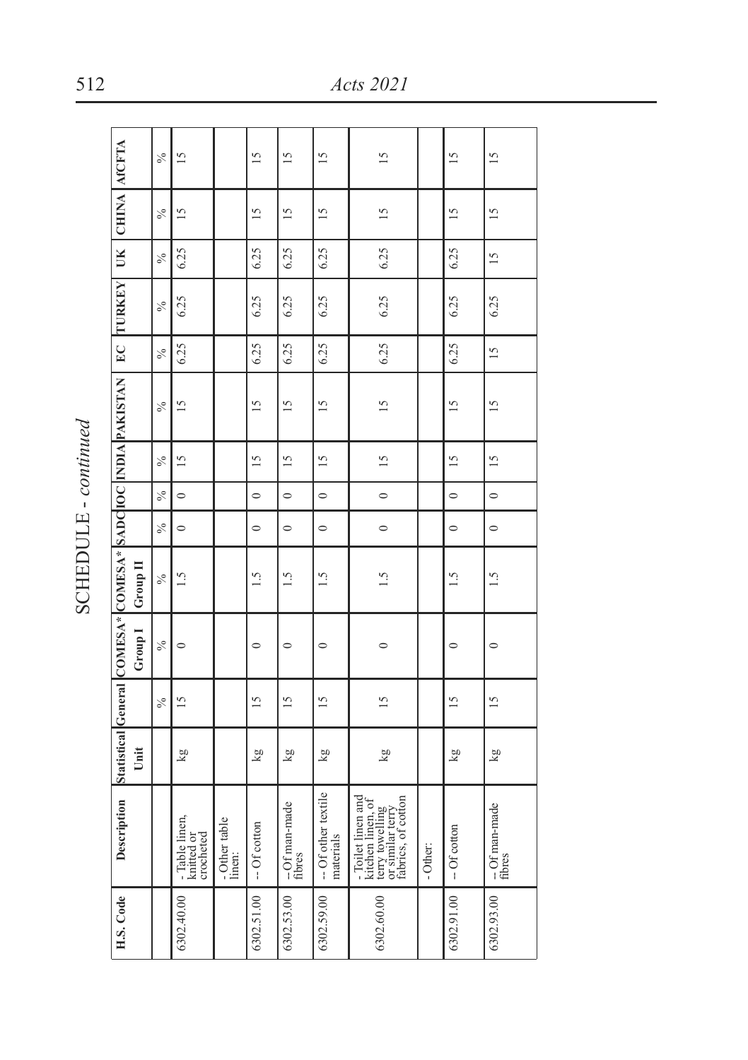SCHEDULE - *continued*

| H.S. Code | Description | Statistical Unit | General | COMESA* Group I | COMESA* Group II | SADC | IOC | INDIA | PAKISTAN | EC | TURKEY | UK | CHINA | AfCFTA |
|---|---|---|---|---|---|---|---|---|---|---|---|---|---|---|
| | | | % | % | % | % | % | % | % | % | % | % | % | % |
| 6302.40.00 | - Table linen, knitted or crocheted | kg | 15 | 0 | 1.5 | 0 | 0 | 15 | 15 | 6.25 | 6.25 | 6.25 | 15 | 15 |
| | - Other table linen: | | | | | | | | | | | | | |
| 6302.51.00 | -- Of cotton | kg | 15 | 0 | 1.5 | 0 | 0 | 15 | 15 | 6.25 | 6.25 | 6.25 | 15 | 15 |
| 6302.53.00 | --Of man-made fibres | kg | 15 | 0 | 1.5 | 0 | 0 | 15 | 15 | 6.25 | 6.25 | 6.25 | 15 | 15 |
| 6302.59.00 | -- Of other textile materials | kg | 15 | 0 | 1.5 | 0 | 0 | 15 | 15 | 6.25 | 6.25 | 6.25 | 15 | 15 |
| 6302.60.00 | - Toilet linen and kitchen linen, of terry towelling or similar terry fabrics, of cotton | kg | 15 | 0 | 1.5 | 0 | 0 | 15 | 15 | 6.25 | 6.25 | 6.25 | 15 | 15 |
| | - Other: | | | | | | | | | | | | | |
| 6302.91.00 | -- Of cotton | kg | 15 | 0 | 1.5 | 0 | 0 | 15 | 15 | 6.25 | 6.25 | 6.25 | 15 | 15 |
| 6302.93.00 | -- Of man-made fibres | kg | 15 | 0 | 1.5 | 0 | 0 | 15 | 15 | 15 | 6.25 | 15 | 15 | 15 |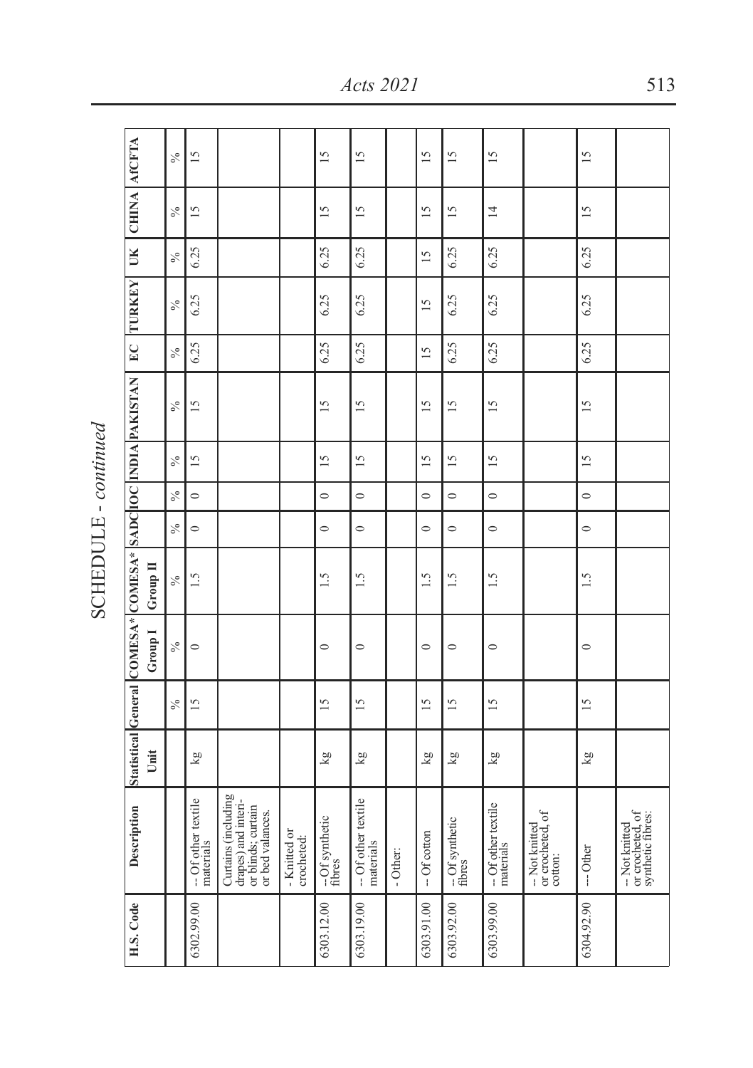## SCHEDULE - *continued*

| H.S. Code | Description | Statistical Unit | General | COMESA* Group I | COMESA* Group II | SADC | IOC | INDIA | PAKISTAN | EC | TURKEY | UK | CHINA | AfCFTA |
|---|---|---|---|---|---|---|---|---|---|---|---|---|---|---|
| | | | % | % | % | % | % | % | % | % | % | % | % | % |
| 6302.99.00 | -- Of other textile materials | kg | 15 | 0 | 1.5 | 0 | 0 | 15 | 15 | 6.25 | 6.25 | 6.25 | 15 | 15 |
| | Curtains (including drapes) and interior blinds; curtain or bed valances. | | | | | | | | | | | | | |
| | - Knitted or crocheted: | | | | | | | | | | | | | |
| 6303.12.00 | -- Of synthetic fibres | kg | 15 | 0 | 1.5 | 0 | 0 | 15 | 15 | 6.25 | 6.25 | 6.25 | 15 | 15 |
| 6303.19.00 | -- Of other textile materials | kg | 15 | 0 | 1.5 | 0 | 0 | 15 | 15 | 6.25 | 6.25 | 6.25 | 15 | 15 |
| | - Other: | | | | | | | | | | | | | |
| 6303.91.00 | -- Of cotton | kg | 15 | 0 | 1.5 | 0 | 0 | 15 | 15 | 15 | 15 | 15 | 15 | 15 |
| 6303.92.00 | -- Of synthetic fibres | kg | 15 | 0 | 1.5 | 0 | 0 | 15 | 15 | 6.25 | 6.25 | 6.25 | 15 | 15 |
| 6303.99.00 | -- Of other textile materials | kg | 15 | 0 | 1.5 | 0 | 0 | 15 | 15 | 6.25 | 6.25 | 6.25 | 14 | 15 |
| | -- Not knitted or crocheted, of cotton: | | | | | | | | | | | | | |
| 6304.92.90 | --- Other | kg | 15 | 0 | 1.5 | 0 | 0 | 15 | 15 | 6.25 | 6.25 | 6.25 | 15 | 15 |
| | -- Not knitted or crocheted, of synthetic fibres: | | | | | | | | | | | | | |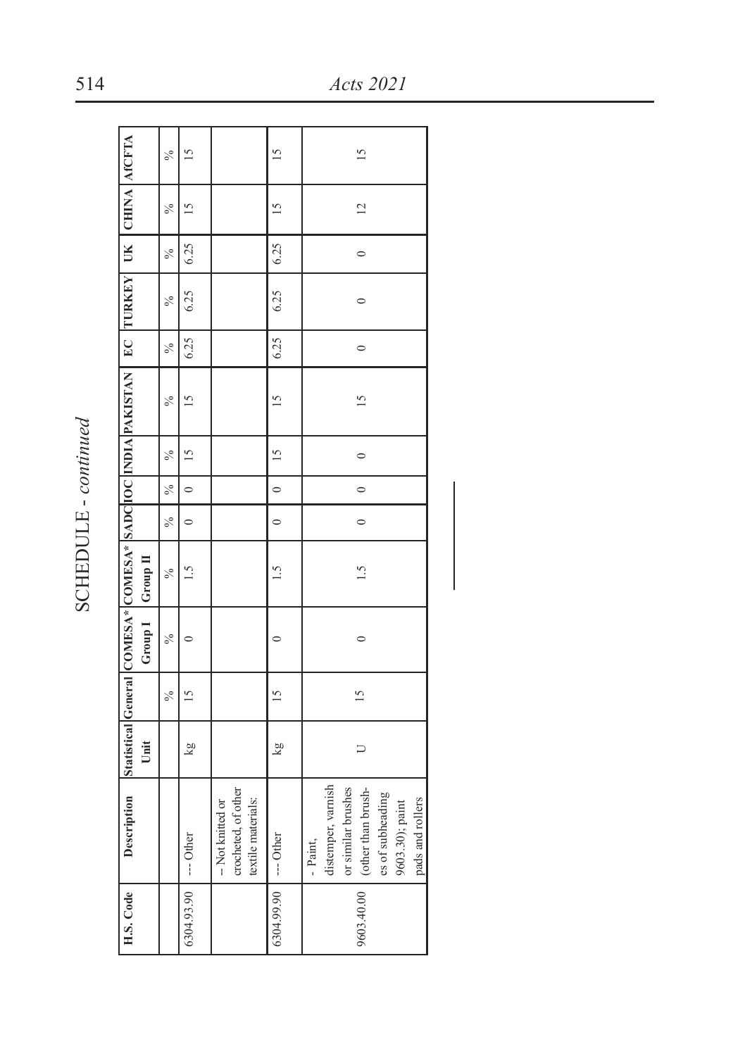SCHEDULE - *continued*

| H.S. Code | Description | Statistical Unit | General | COMESA* Group I | COMESA* Group II | SADC | IOC | INDIA | PAKISTAN | EC | TURKEY | UK | CHINA | AfCFTA |
|---|---|---|---|---|---|---|---|---|---|---|---|---|---|---|
| | | | % | % | % | % | % | % | % | % | % | % | % | % |
| 6304.93.90 | --- Other | kg | 15 | 0 | 1.5 | 0 | 0 | 15 | 15 | 6.25 | 6.25 | 6.25 | 15 | 15 |
| | -- Not knitted or crocheted, of other textile materials: | | | | | | | | | | | | | |
| 6304.99.90 | --- Other | kg | 15 | 0 | 1.5 | 0 | 0 | 15 | 15 | 6.25 | 6.25 | 6.25 | 15 | 15 |
| 9603.40.00 | - Paint, distemper, varnish or similar brushes (other than brushes of subheading 9603.30); paint pads and rollers | U | 15 | 0 | 1.5 | 0 | 0 | 0 | 15 | 0 | 0 | 0 | 12 | 15 |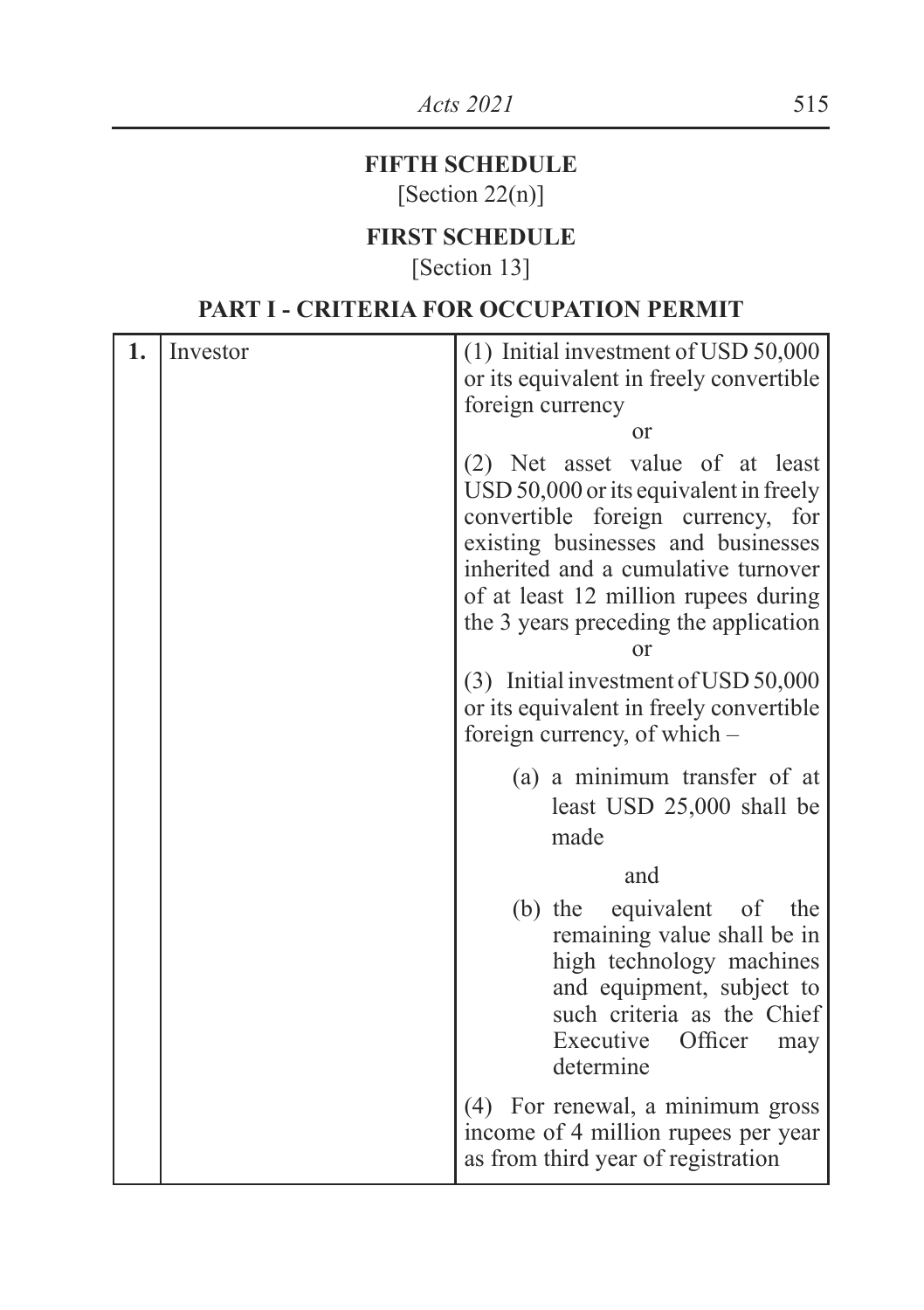## FIFTH SCHEDULE

[Section 22(n)]

## FIRST SCHEDULE

[Section 13]

### PART I - CRITERIA FOR OCCUPATION PERMIT

| | | |
|---|---|---|
| **1.** | Investor | (1) Initial investment of USD 50,000 or its equivalent in freely convertible foreign currency<br>or<br>(2) Net asset value of at least USD 50,000 or its equivalent in freely convertible foreign currency, for existing businesses and businesses inherited and a cumulative turnover of at least 12 million rupees during the 3 years preceding the application<br>or<br>(3) Initial investment of USD 50,000 or its equivalent in freely convertible foreign currency, of which –<br>(a) a minimum transfer of at least USD 25,000 shall be made<br>and<br>(b) the equivalent of the remaining value shall be in high technology machines and equipment, subject to such criteria as the Chief Executive Officer may determine<br>(4) For renewal, a minimum gross income of 4 million rupees per year as from third year of registration |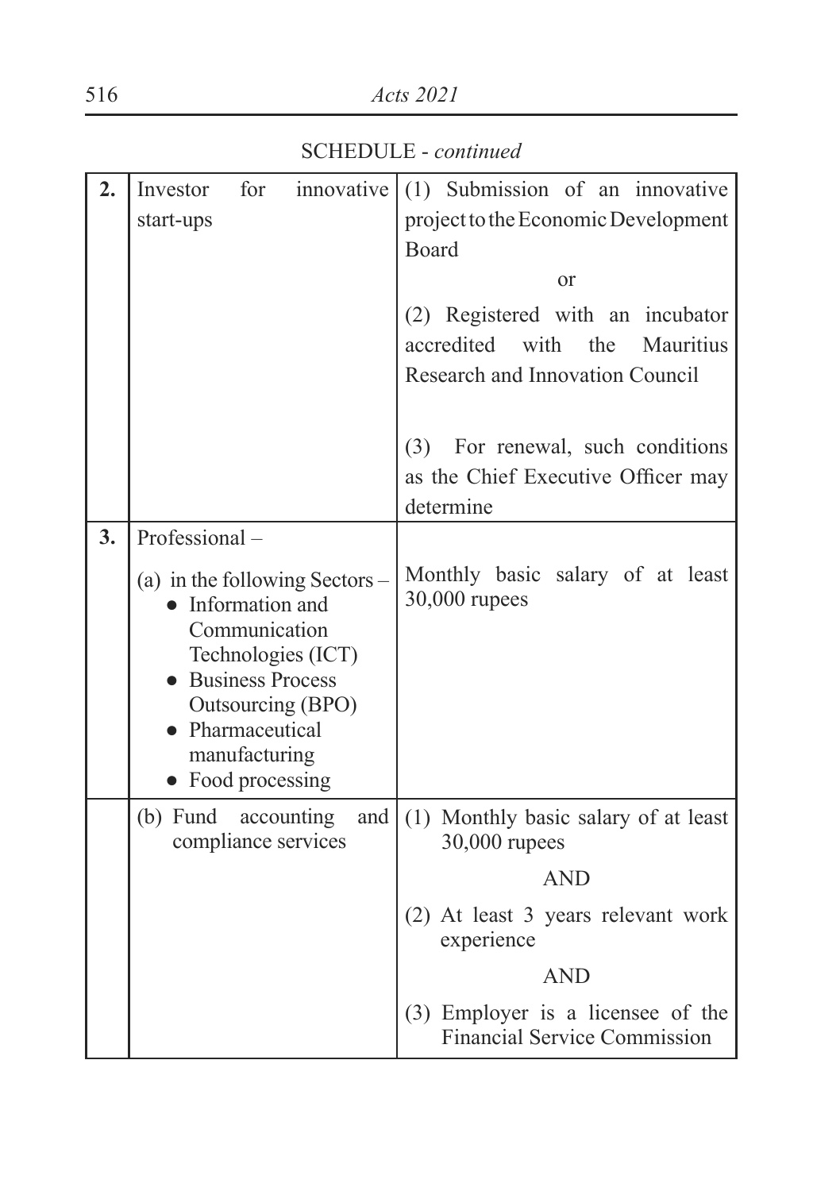SCHEDULE - *continued*

| | | |
|---|---|---|
| **2.** | Investor for innovative start-ups | (1) Submission of an innovative project to the Economic Development Board<br><br>or<br><br>(2) Registered with an incubator accredited with the Mauritius Research and Innovation Council<br><br>(3) For renewal, such conditions as the Chief Executive Officer may determine |
| **3.** | Professional –<br><br>(a) in the following Sectors –<br>● Information and Communication Technologies (ICT)<br>● Business Process Outsourcing (BPO)<br>● Pharmaceutical manufacturing<br>● Food processing | Monthly basic salary of at least 30,000 rupees |
| | (b) Fund accounting and compliance services | (1) Monthly basic salary of at least 30,000 rupees<br><br>AND<br><br>(2) At least 3 years relevant work experience<br><br>AND<br><br>(3) Employer is a licensee of the Financial Service Commission |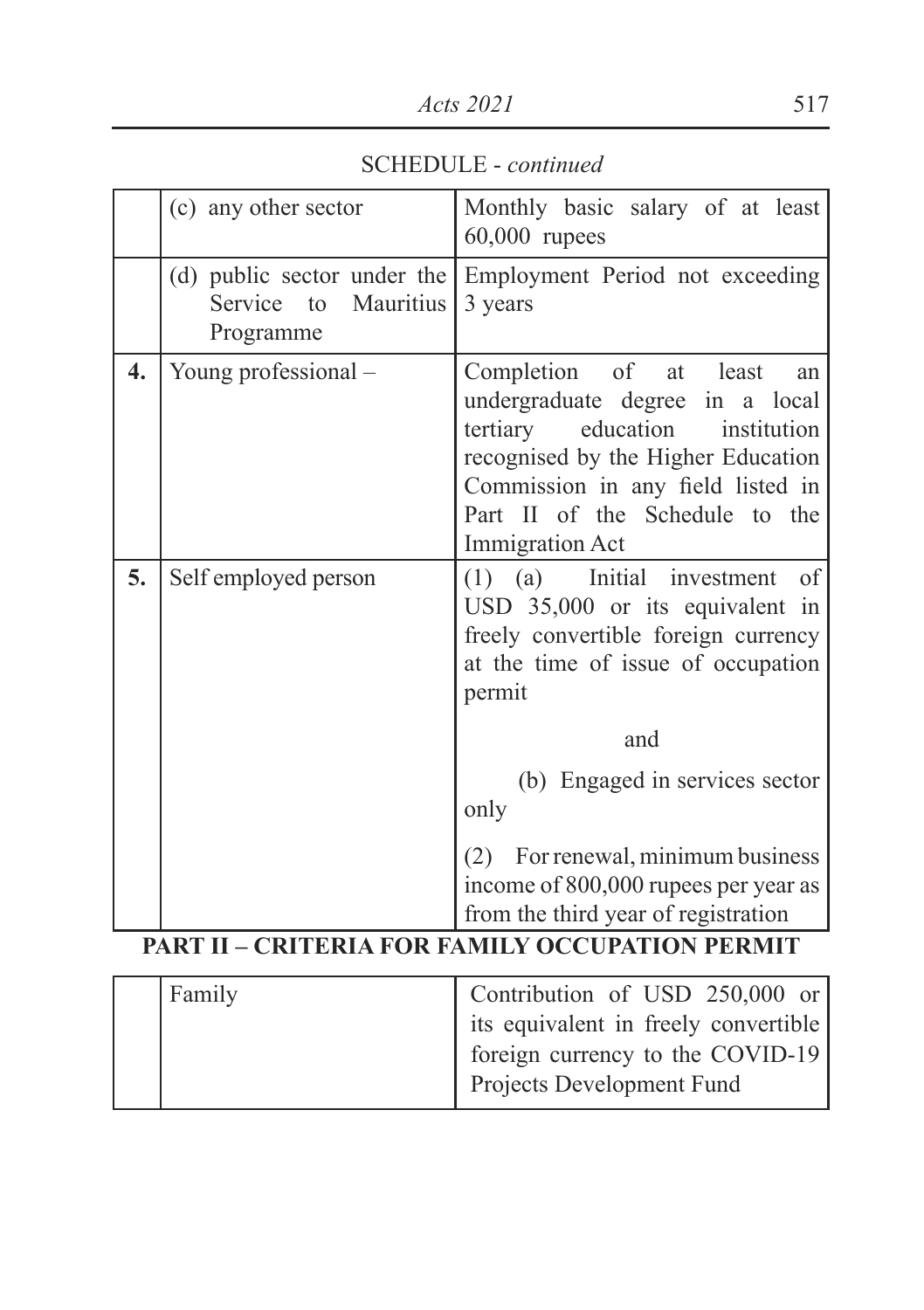SCHEDULE - *continued*

| | | |
|---|---|---|
| | (c) any other sector | Monthly basic salary of at least 60,000 rupees |
| | (d) public sector under the Service to Mauritius Programme | Employment Period not exceeding 3 years |
| **4.** | Young professional – | Completion of at least an undergraduate degree in a local tertiary education institution recognised by the Higher Education Commission in any field listed in Part II of the Schedule to the Immigration Act |
| **5.** | Self employed person | (1) (a) Initial investment of USD 35,000 or its equivalent in freely convertible foreign currency at the time of issue of occupation permit<br><br>and<br><br>(b) Engaged in services sector only<br><br>(2) For renewal, minimum business income of 800,000 rupees per year as from the third year of registration |

**PART II – CRITERIA FOR FAMILY OCCUPATION PERMIT**

| | | |
|---|---|---|
| | Family | Contribution of USD 250,000 or its equivalent in freely convertible foreign currency to the COVID-19 Projects Development Fund |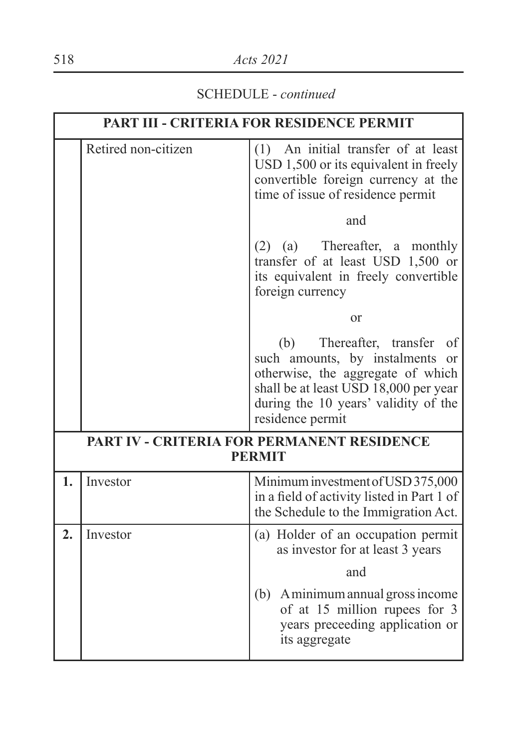SCHEDULE - *continued*

| PART III - CRITERIA FOR RESIDENCE PERMIT | | |
|---|---|---|
| | Retired non-citizen | (1) An initial transfer of at least USD 1,500 or its equivalent in freely convertible foreign currency at the time of issue of residence permit<br><br>and<br><br>(2) (a) Thereafter, a monthly transfer of at least USD 1,500 or its equivalent in freely convertible foreign currency<br><br>or<br><br>(b) Thereafter, transfer of such amounts, by instalments or otherwise, the aggregate of which shall be at least USD 18,000 per year during the 10 years' validity of the residence permit |
| **PART IV - CRITERIA FOR PERMANENT RESIDENCE PERMIT** | | |
| **1.** | Investor | Minimum investment of USD 375,000 in a field of activity listed in Part 1 of the Schedule to the Immigration Act. |
| **2.** | Investor | (a) Holder of an occupation permit as investor for at least 3 years<br><br>and<br><br>(b) A minimum annual gross income of at 15 million rupees for 3 years preceeding application or its aggregate |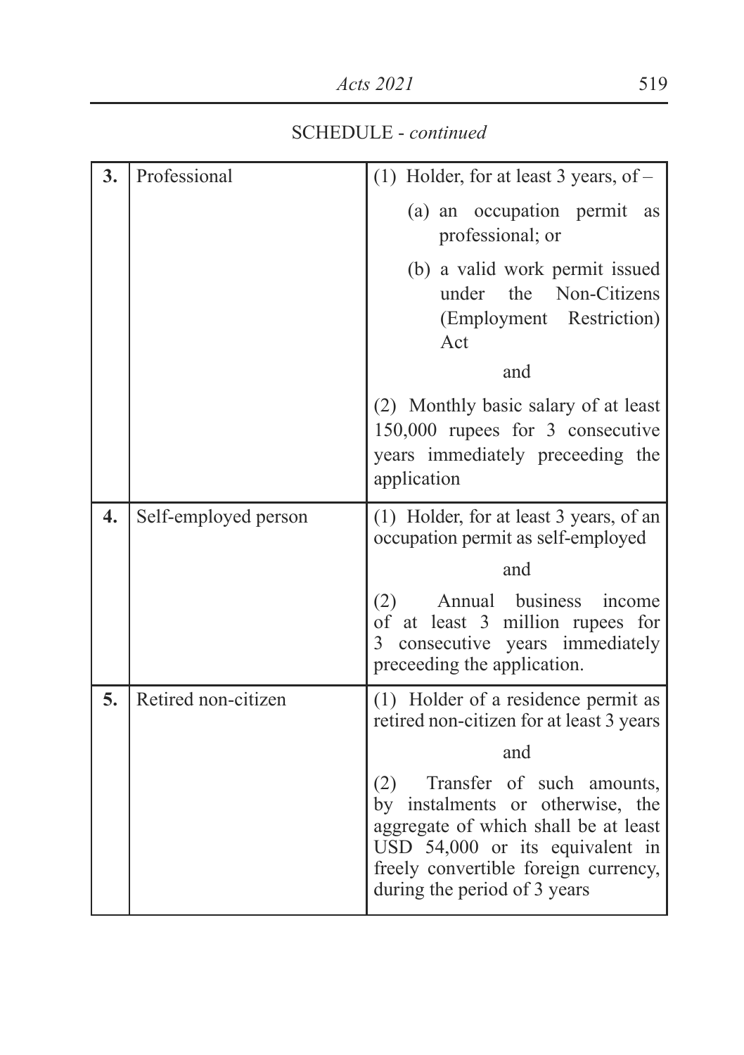SCHEDULE - *continued*

| | | |
|---|---|---|
| **3.** | Professional | (1) Holder, for at least 3 years, of –<br>(a) an occupation permit as professional; or<br>(b) a valid work permit issued under the Non-Citizens (Employment Restriction) Act<br>and<br>(2) Monthly basic salary of at least 150,000 rupees for 3 consecutive years immediately preceeding the application |
| **4.** | Self-employed person | (1) Holder, for at least 3 years, of an occupation permit as self-employed<br>and<br>(2) Annual business income of at least 3 million rupees for 3 consecutive years immediately preceeding the application. |
| **5.** | Retired non-citizen | (1) Holder of a residence permit as retired non-citizen for at least 3 years<br>and<br>(2) Transfer of such amounts, by instalments or otherwise, the aggregate of which shall be at least USD 54,000 or its equivalent in freely convertible foreign currency, during the period of 3 years |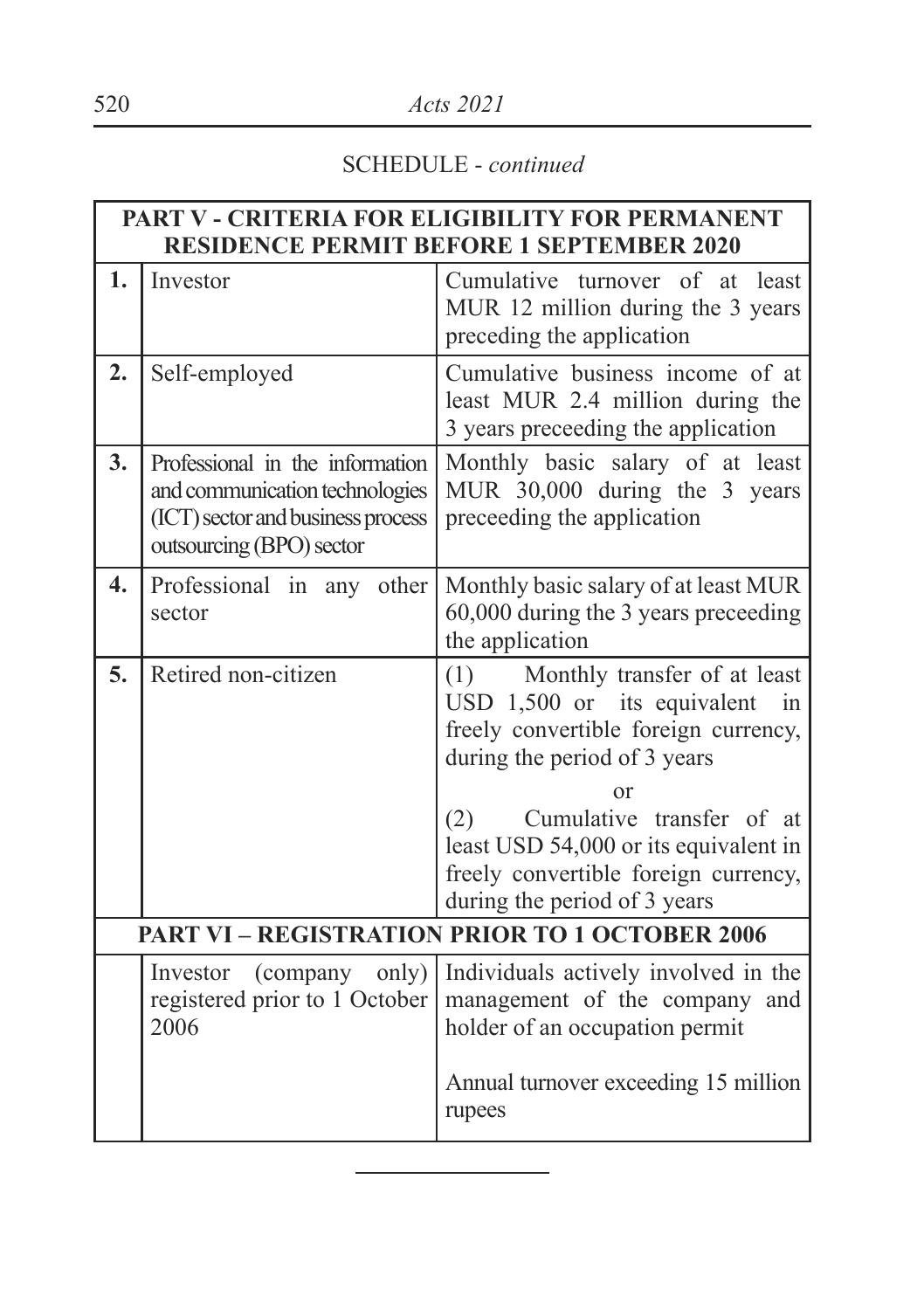SCHEDULE - *continued*

| PART V - CRITERIA FOR ELIGIBILITY FOR PERMANENT RESIDENCE PERMIT BEFORE 1 SEPTEMBER 2020 | | |
|---|---|---|
| **1.** | Investor | Cumulative turnover of at least MUR 12 million during the 3 years preceding the application |
| **2.** | Self-employed | Cumulative business income of at least MUR 2.4 million during the 3 years preceeding the application |
| **3.** | Professional in the information and communication technologies (ICT) sector and business process outsourcing (BPO) sector | Monthly basic salary of at least MUR 30,000 during the 3 years preceeding the application |
| **4.** | Professional in any other sector | Monthly basic salary of at least MUR 60,000 during the 3 years preceeding the application |
| **5.** | Retired non-citizen | (1) Monthly transfer of at least USD 1,500 or its equivalent in freely convertible foreign currency, during the period of 3 years<br><br>or<br><br>(2) Cumulative transfer of at least USD 54,000 or its equivalent in freely convertible foreign currency, during the period of 3 years |
| **PART VI – REGISTRATION PRIOR TO 1 OCTOBER 2006** | | |
| | Investor (company only) registered prior to 1 October 2006 | Individuals actively involved in the management of the company and holder of an occupation permit<br><br>Annual turnover exceeding 15 million rupees |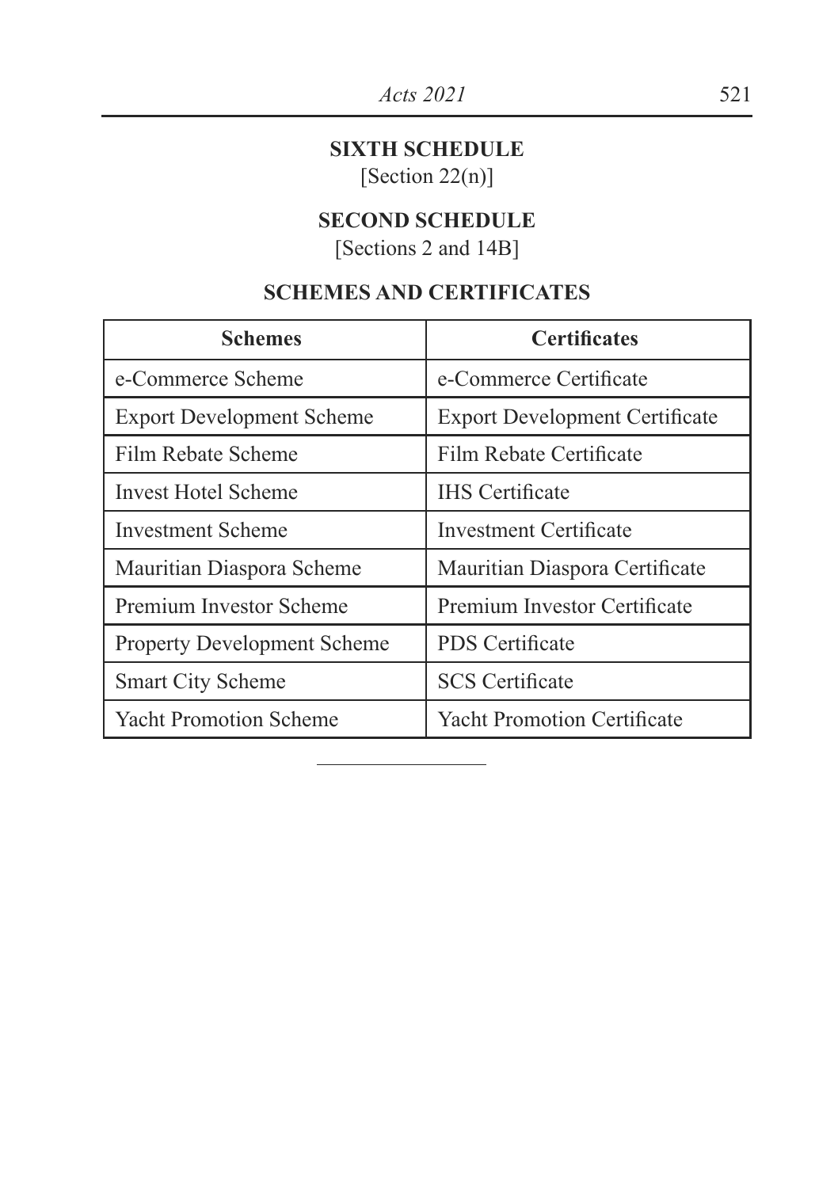## SIXTH SCHEDULE

[Section 22(n)]

## SECOND SCHEDULE

[Sections 2 and 14B]

### SCHEMES AND CERTIFICATES

| Schemes | Certificates |
|---|---|
| e-Commerce Scheme | e-Commerce Certificate |
| Export Development Scheme | Export Development Certificate |
| Film Rebate Scheme | Film Rebate Certificate |
| Invest Hotel Scheme | IHS Certificate |
| Investment Scheme | Investment Certificate |
| Mauritian Diaspora Scheme | Mauritian Diaspora Certificate |
| Premium Investor Scheme | Premium Investor Certificate |
| Property Development Scheme | PDS Certificate |
| Smart City Scheme | SCS Certificate |
| Yacht Promotion Scheme | Yacht Promotion Certificate |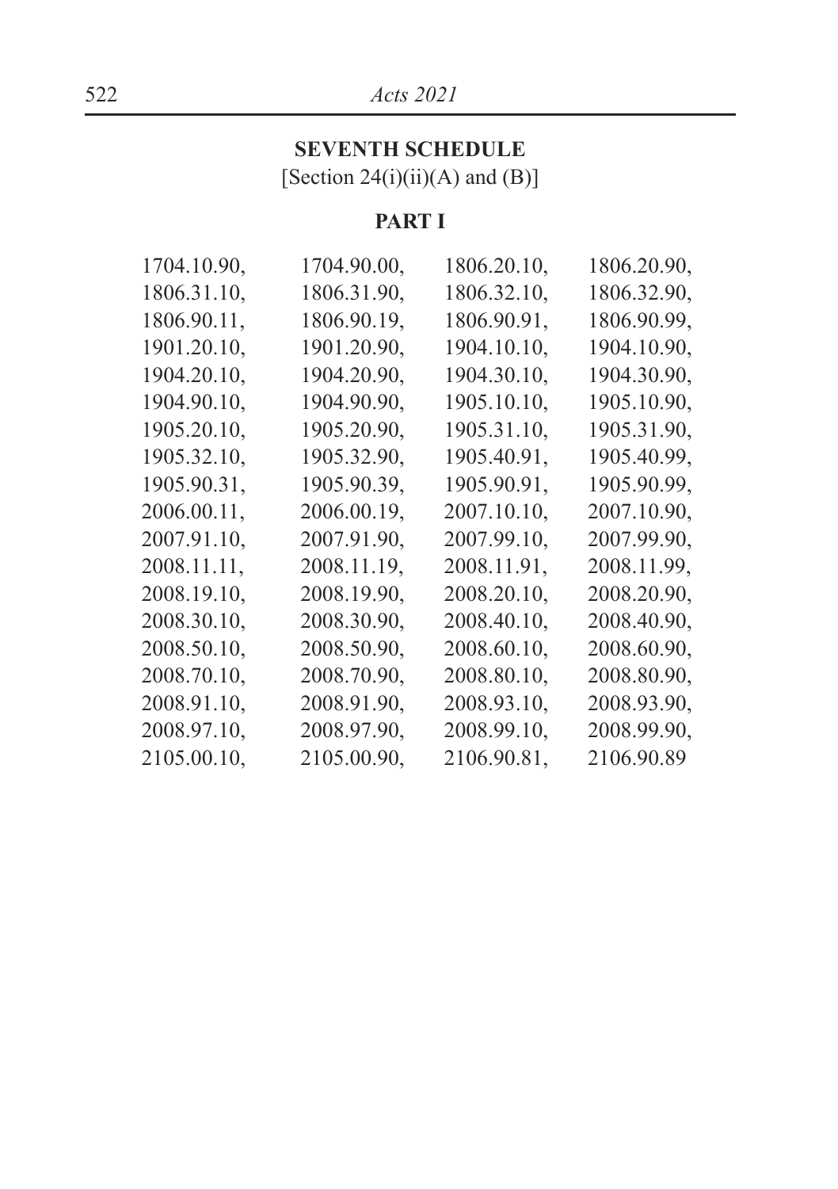## SEVENTH SCHEDULE

[Section 24(i)(ii)(A) and (B)]

### PART I

|  |  |  |  |
|---|---|---|---|
| 1704.10.90, | 1704.90.00, | 1806.20.10, | 1806.20.90, |
| 1806.31.10, | 1806.31.90, | 1806.32.10, | 1806.32.90, |
| 1806.90.11, | 1806.90.19, | 1806.90.91, | 1806.90.99, |
| 1901.20.10, | 1901.20.90, | 1904.10.10, | 1904.10.90, |
| 1904.20.10, | 1904.20.90, | 1904.30.10, | 1904.30.90, |
| 1904.90.10, | 1904.90.90, | 1905.10.10, | 1905.10.90, |
| 1905.20.10, | 1905.20.90, | 1905.31.10, | 1905.31.90, |
| 1905.32.10, | 1905.32.90, | 1905.40.91, | 1905.40.99, |
| 1905.90.31, | 1905.90.39, | 1905.90.91, | 1905.90.99, |
| 2006.00.11, | 2006.00.19, | 2007.10.10, | 2007.10.90, |
| 2007.91.10, | 2007.91.90, | 2007.99.10, | 2007.99.90, |
| 2008.11.11, | 2008.11.19, | 2008.11.91, | 2008.11.99, |
| 2008.19.10, | 2008.19.90, | 2008.20.10, | 2008.20.90, |
| 2008.30.10, | 2008.30.90, | 2008.40.10, | 2008.40.90, |
| 2008.50.10, | 2008.50.90, | 2008.60.10, | 2008.60.90, |
| 2008.70.10, | 2008.70.90, | 2008.80.10, | 2008.80.90, |
| 2008.91.10, | 2008.91.90, | 2008.93.10, | 2008.93.90, |
| 2008.97.10, | 2008.97.90, | 2008.99.10, | 2008.99.90, |
| 2105.00.10, | 2105.00.90, | 2106.90.81, | 2106.90.89 |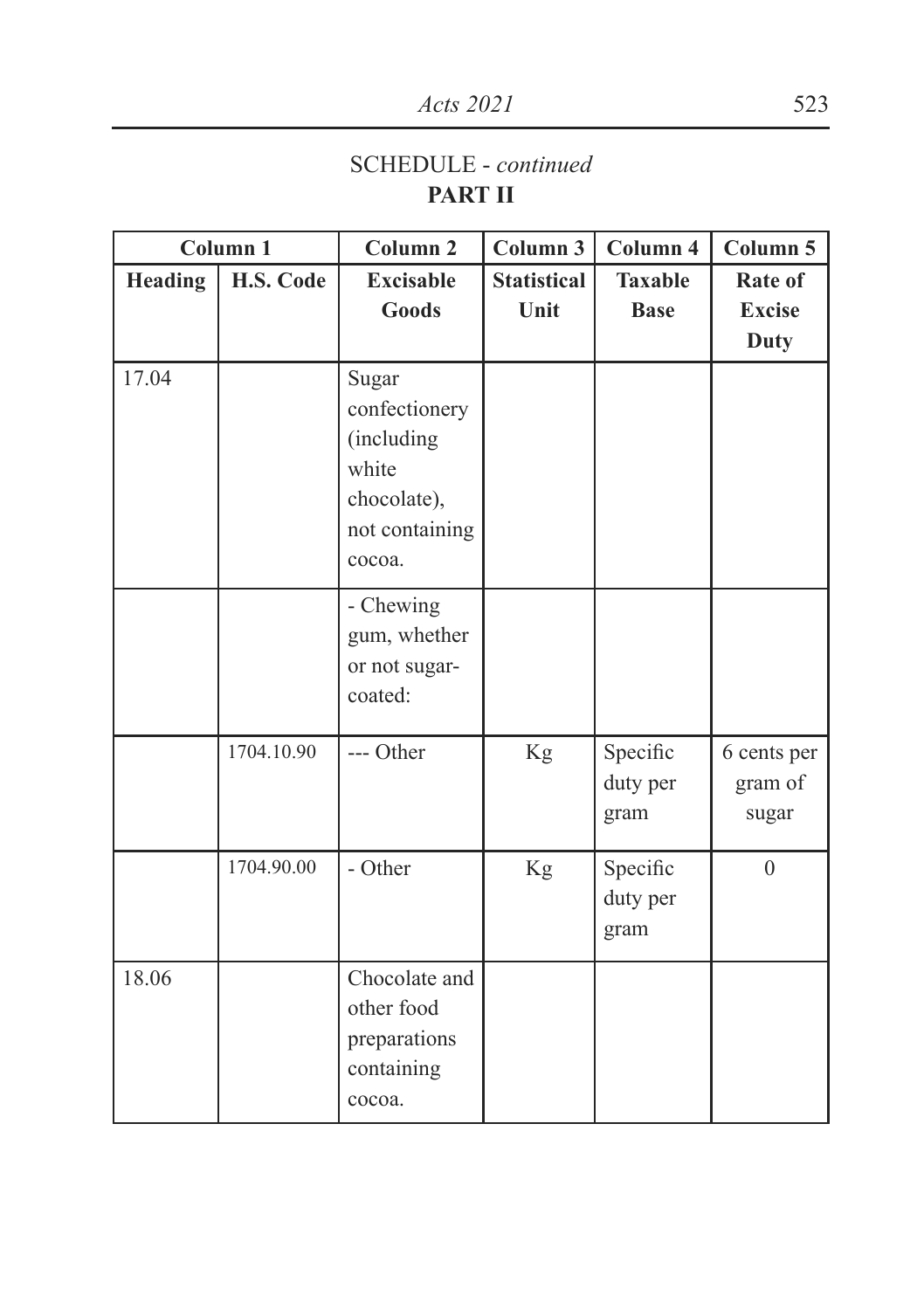SCHEDULE - *continued*

**PART II**

| Column 1 | | Column 2 | Column 3 | Column 4 | Column 5 |
|---|---|---|---|---|---|
| **Heading** | **H.S. Code** | **Excisable Goods** | **Statistical Unit** | **Taxable Base** | **Rate of Excise Duty** |
| 17.04 | | Sugar confectionery (including white chocolate), not containing cocoa. | | | |
| | | - Chewing gum, whether or not sugar-coated: | | | |
| | 1704.10.90 | --- Other | Kg | Specific duty per gram | 6 cents per gram of sugar |
| | 1704.90.00 | - Other | Kg | Specific duty per gram | 0 |
| 18.06 | | Chocolate and other food preparations containing cocoa. | | | |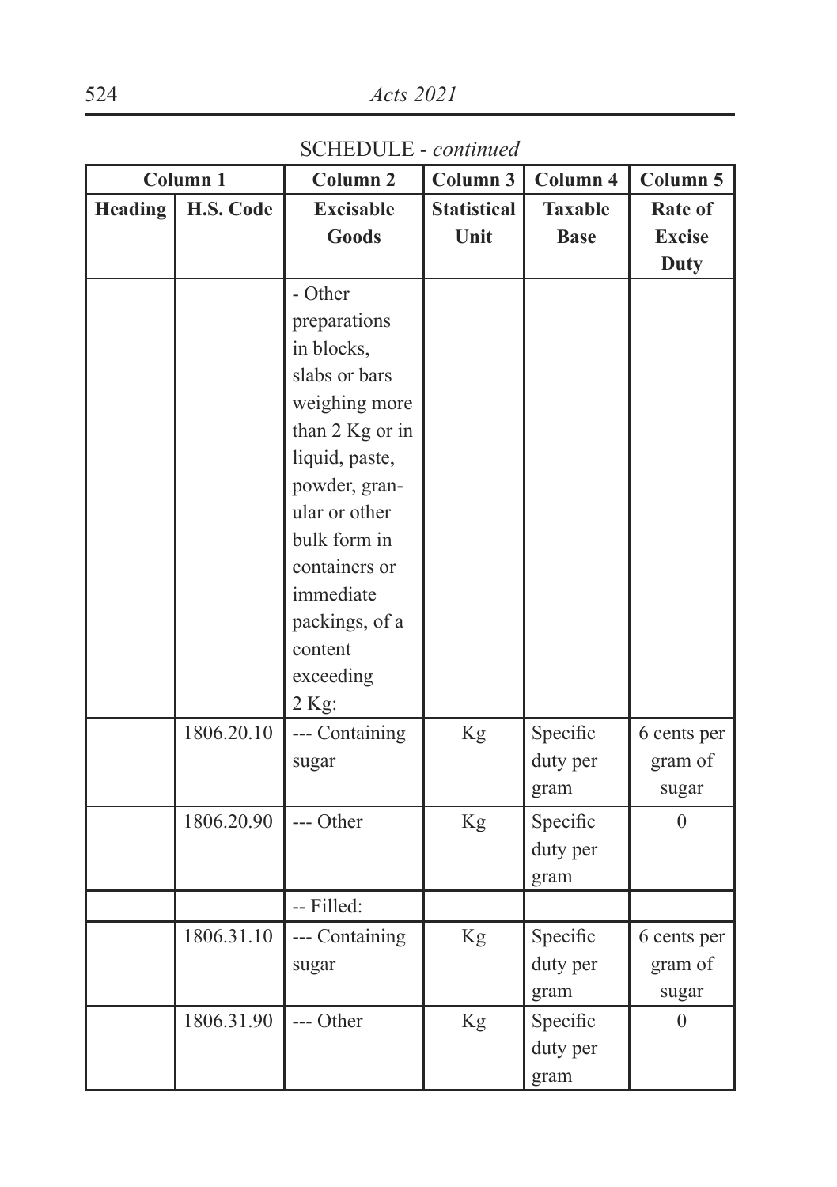SCHEDULE - *continued*

| Column 1 | | Column 2 | Column 3 | Column 4 | Column 5 |
|---|---|---|---|---|---|
| Heading | H.S. Code | Excisable Goods | Statistical Unit | Taxable Base | Rate of Excise Duty |
| | | - Other preparations in blocks, slabs or bars weighing more than 2 Kg or in liquid, paste, powder, granular or other bulk form in containers or immediate packings, of a content exceeding 2 Kg: | | | |
| | 1806.20.10 | --- Containing sugar | Kg | Specific duty per gram | 6 cents per gram of sugar |
| | 1806.20.90 | --- Other | Kg | Specific duty per gram | 0 |
| | | -- Filled: | | | |
| | 1806.31.10 | --- Containing sugar | Kg | Specific duty per gram | 6 cents per gram of sugar |
| | 1806.31.90 | --- Other | Kg | Specific duty per gram | 0 |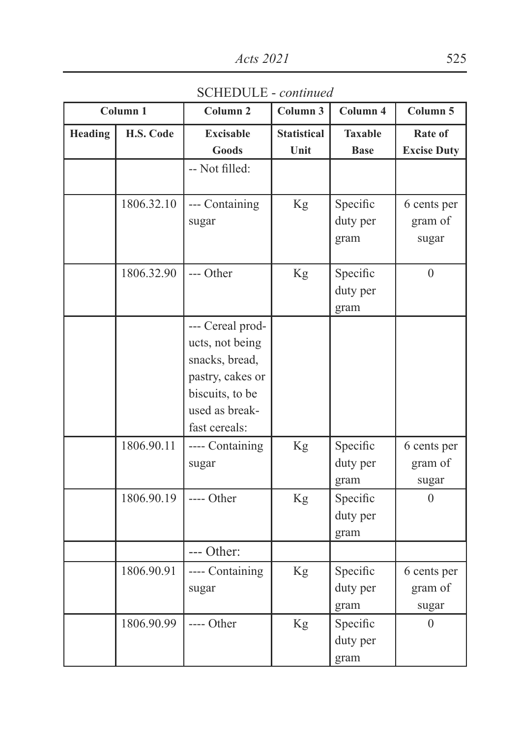SCHEDULE - *continued*

| Column 1 | | Column 2 | Column 3 | Column 4 | Column 5 |
|---|---|---|---|---|---|
| **Heading** | **H.S. Code** | **Excisable Goods** | **Statistical Unit** | **Taxable Base** | **Rate of Excise Duty** |
| | | -- Not filled: | | | |
| | 1806.32.10 | --- Containing sugar | Kg | Specific duty per gram | 6 cents per gram of sugar |
| | 1806.32.90 | --- Other | Kg | Specific duty per gram | 0 |
| | | --- Cereal products, not being snacks, bread, pastry, cakes or biscuits, to be used as breakfast cereals: | | | |
| | 1806.90.11 | ---- Containing sugar | Kg | Specific duty per gram | 6 cents per gram of sugar |
| | 1806.90.19 | ---- Other | Kg | Specific duty per gram | 0 |
| | | --- Other: | | | |
| | 1806.90.91 | ---- Containing sugar | Kg | Specific duty per gram | 6 cents per gram of sugar |
| | 1806.90.99 | ---- Other | Kg | Specific duty per gram | 0 |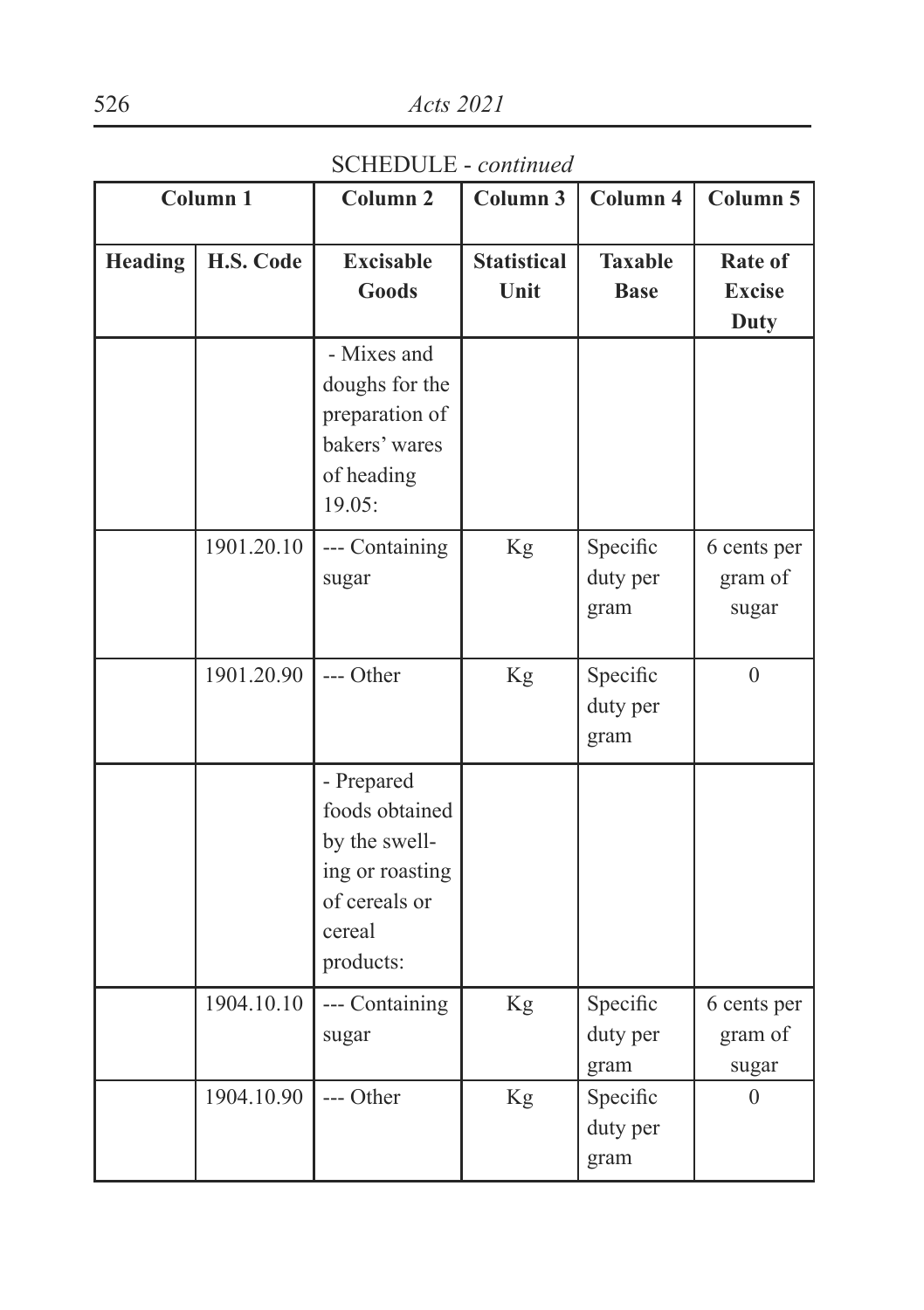SCHEDULE - *continued*

| Column 1 | | Column 2 | Column 3 | Column 4 | Column 5 |
|---|---|---|---|---|---|
| **Heading** | **H.S. Code** | **Excisable Goods** | **Statistical Unit** | **Taxable Base** | **Rate of Excise Duty** |
| | | - Mixes and doughs for the preparation of bakers' wares of heading 19.05: | | | |
| | 1901.20.10 | --- Containing sugar | Kg | Specific duty per gram | 6 cents per gram of sugar |
| | 1901.20.90 | --- Other | Kg | Specific duty per gram | 0 |
| | | - Prepared foods obtained by the swelling or roasting of cereals or cereal products: | | | |
| | 1904.10.10 | --- Containing sugar | Kg | Specific duty per gram | 6 cents per gram of sugar |
| | 1904.10.90 | --- Other | Kg | Specific duty per gram | 0 |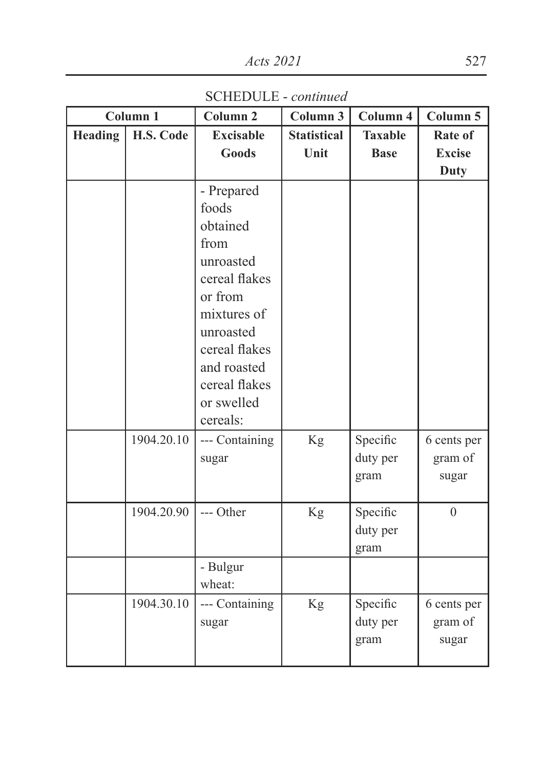SCHEDULE - *continued*

| Column 1 | | Column 2 | Column 3 | Column 4 | Column 5 |
|---|---|---|---|---|---|
| **Heading** | **H.S. Code** | **Excisable Goods** | **Statistical Unit** | **Taxable Base** | **Rate of Excise Duty** |
| | | - Prepared foods obtained from unroasted cereal flakes or from mixtures of unroasted cereal flakes and roasted cereal flakes or swelled cereals: | | | |
| | 1904.20.10 | --- Containing sugar | Kg | Specific duty per gram | 6 cents per gram of sugar |
| | 1904.20.90 | --- Other | Kg | Specific duty per gram | 0 |
| | | - Bulgur wheat: | | | |
| | 1904.30.10 | --- Containing sugar | Kg | Specific duty per gram | 6 cents per gram of sugar |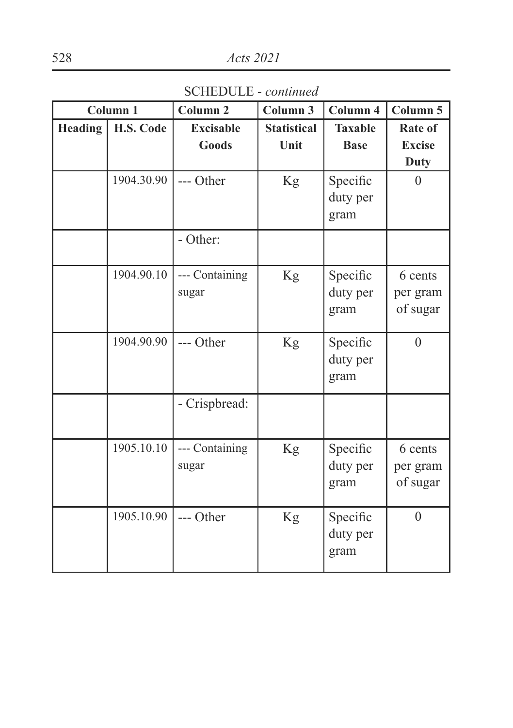SCHEDULE - *continued*

| Column 1 | | Column 2 | Column 3 | Column 4 | Column 5 |
|---|---|---|---|---|---|
| **Heading** | **H.S. Code** | **Excisable Goods** | **Statistical Unit** | **Taxable Base** | **Rate of Excise Duty** |
| | 1904.30.90 | --- Other | Kg | Specific duty per gram | 0 |
| | | - Other: | | | |
| | 1904.90.10 | --- Containing sugar | Kg | Specific duty per gram | 6 cents per gram of sugar |
| | 1904.90.90 | --- Other | Kg | Specific duty per gram | 0 |
| | | - Crispbread: | | | |
| | 1905.10.10 | --- Containing sugar | Kg | Specific duty per gram | 6 cents per gram of sugar |
| | 1905.10.90 | --- Other | Kg | Specific duty per gram | 0 |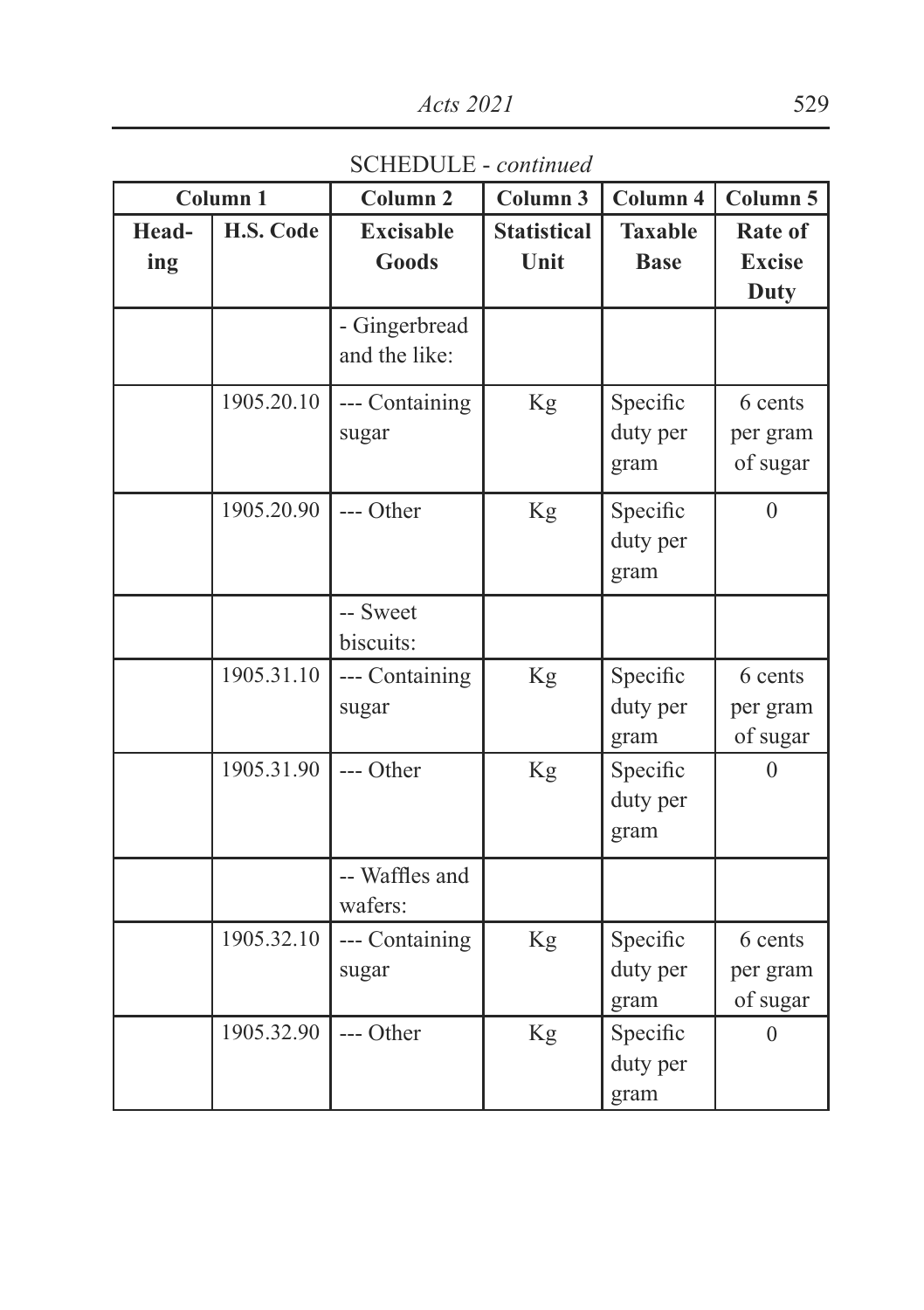SCHEDULE - *continued*

| Column 1 | | Column 2 | Column 3 | Column 4 | Column 5 |
|---|---|---|---|---|---|
| Heading | H.S. Code | Excisable Goods | Statistical Unit | Taxable Base | Rate of Excise Duty |
| | | - Gingerbread and the like: | | | |
| | 1905.20.10 | --- Containing sugar | Kg | Specific duty per gram | 6 cents per gram of sugar |
| | 1905.20.90 | --- Other | Kg | Specific duty per gram | 0 |
| | | -- Sweet biscuits: | | | |
| | 1905.31.10 | --- Containing sugar | Kg | Specific duty per gram | 6 cents per gram of sugar |
| | 1905.31.90 | --- Other | Kg | Specific duty per gram | 0 |
| | | -- Waffles and wafers: | | | |
| | 1905.32.10 | --- Containing sugar | Kg | Specific duty per gram | 6 cents per gram of sugar |
| | 1905.32.90 | --- Other | Kg | Specific duty per gram | 0 |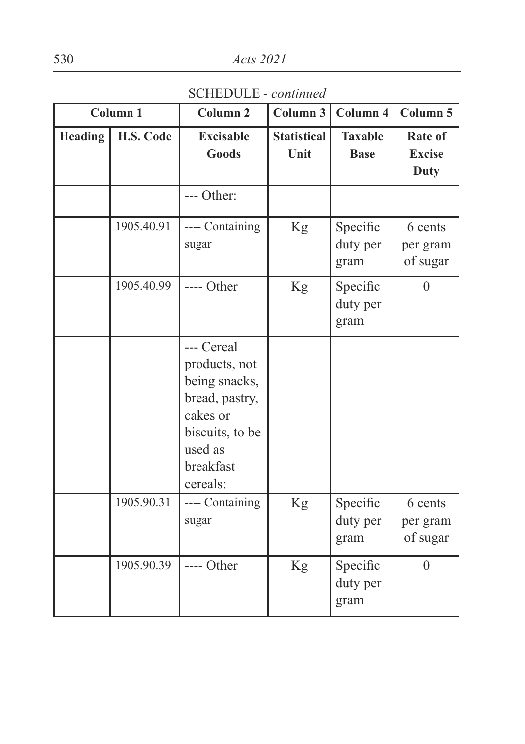SCHEDULE - *continued*

| Column 1 | | Column 2 | Column 3 | Column 4 | Column 5 |
|---|---|---|---|---|---|
| **Heading** | **H.S. Code** | **Excisable Goods** | **Statistical Unit** | **Taxable Base** | **Rate of Excise Duty** |
| | | --- Other: | | | |
| | 1905.40.91 | ---- Containing sugar | Kg | Specific duty per gram | 6 cents per gram of sugar |
| | 1905.40.99 | ---- Other | Kg | Specific duty per gram | 0 |
| | | --- Cereal products, not being snacks, bread, pastry, cakes or biscuits, to be used as breakfast cereals: | | | |
| | 1905.90.31 | ---- Containing sugar | Kg | Specific duty per gram | 6 cents per gram of sugar |
| | 1905.90.39 | ---- Other | Kg | Specific duty per gram | 0 |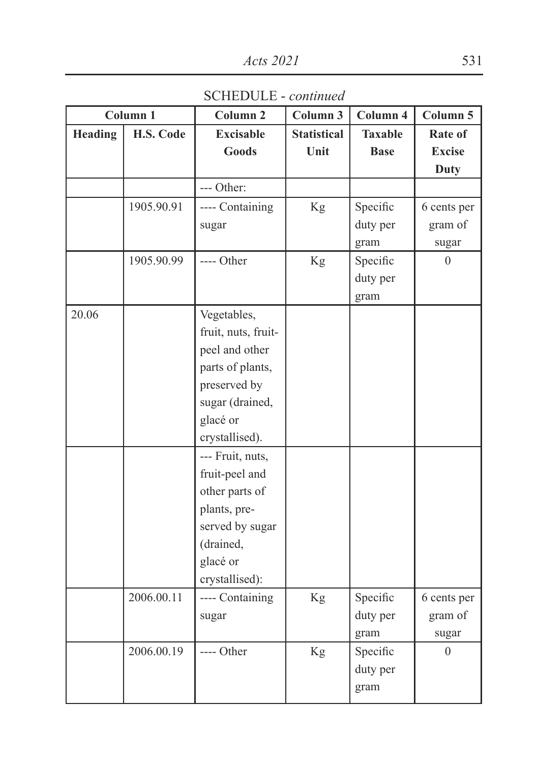SCHEDULE - *continued*

| Column 1 | | Column 2 | Column 3 | Column 4 | Column 5 |
|---|---|---|---|---|---|
| Heading | H.S. Code | Excisable Goods | Statistical Unit | Taxable Base | Rate of Excise Duty |
| | | --- Other: | | | |
| | 1905.90.91 | ---- Containing sugar | Kg | Specific duty per gram | 6 cents per gram of sugar |
| | 1905.90.99 | ---- Other | Kg | Specific duty per gram | 0 |
| 20.06 | | Vegetables, fruit, nuts, fruit-peel and other parts of plants, preserved by sugar (drained, glacé or crystallised). | | | |
| | | --- Fruit, nuts, fruit-peel and other parts of plants, preserved by sugar (drained, glacé or crystallised): | | | |
| | 2006.00.11 | ---- Containing sugar | Kg | Specific duty per gram | 6 cents per gram of sugar |
| | 2006.00.19 | ---- Other | Kg | Specific duty per gram | 0 |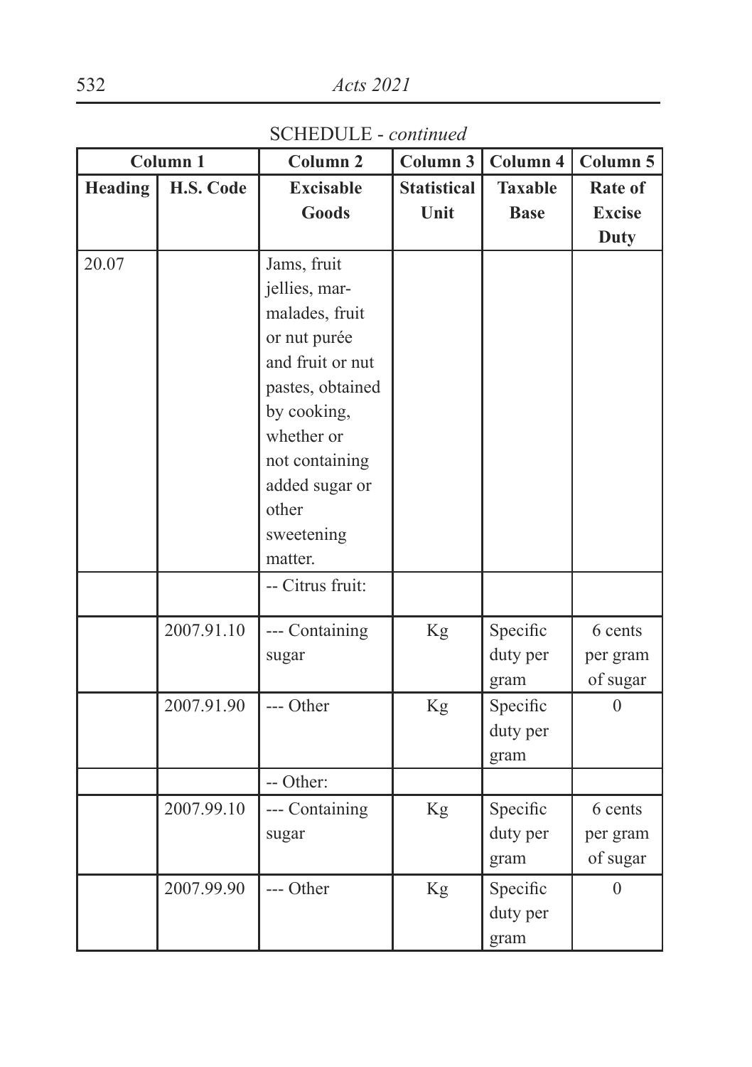SCHEDULE - *continued*

| Column 1 | | Column 2 | Column 3 | Column 4 | Column 5 |
|---|---|---|---|---|---|
| **Heading** | **H.S. Code** | **Excisable Goods** | **Statistical Unit** | **Taxable Base** | **Rate of Excise Duty** |
| 20.07 | | Jams, fruit jellies, marmalades, fruit or nut purée and fruit or nut pastes, obtained by cooking, whether or not containing added sugar or other sweetening matter. | | | |
| | | -- Citrus fruit: | | | |
| | 2007.91.10 | --- Containing sugar | Kg | Specific duty per gram | 6 cents per gram of sugar |
| | 2007.91.90 | --- Other | Kg | Specific duty per gram | 0 |
| | | -- Other: | | | |
| | 2007.99.10 | --- Containing sugar | Kg | Specific duty per gram | 6 cents per gram of sugar |
| | 2007.99.90 | --- Other | Kg | Specific duty per gram | 0 |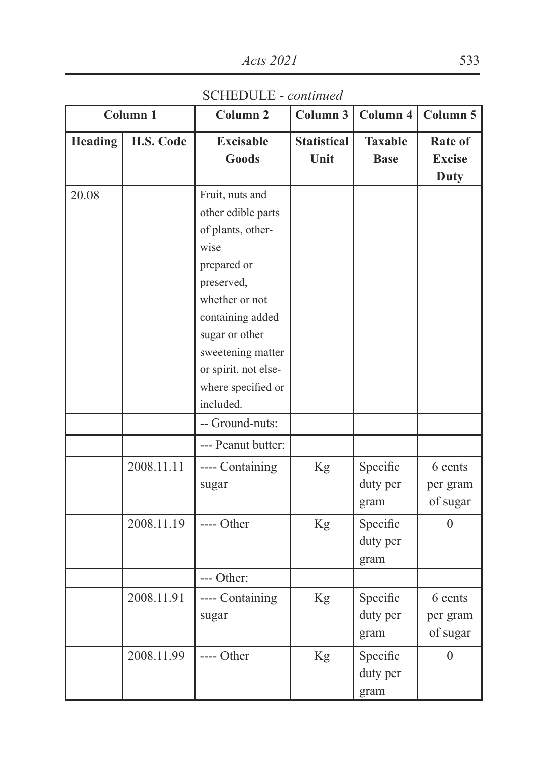SCHEDULE - *continued*

| Column 1 | | Column 2 | Column 3 | Column 4 | Column 5 |
|---|---|---|---|---|---|
| **Heading** | **H.S. Code** | **Excisable Goods** | **Statistical Unit** | **Taxable Base** | **Rate of Excise Duty** |
| 20.08 | | Fruit, nuts and other edible parts of plants, otherwise prepared or preserved, whether or not containing added sugar or other sweetening matter or spirit, not elsewhere specified or included. | | | |
| | | -- Ground-nuts: | | | |
| | | --- Peanut butter: | | | |
| | 2008.11.11 | ---- Containing sugar | Kg | Specific duty per gram | 6 cents per gram of sugar |
| | 2008.11.19 | ---- Other | Kg | Specific duty per gram | 0 |
| | | --- Other: | | | |
| | 2008.11.91 | ---- Containing sugar | Kg | Specific duty per gram | 6 cents per gram of sugar |
| | 2008.11.99 | ---- Other | Kg | Specific duty per gram | 0 |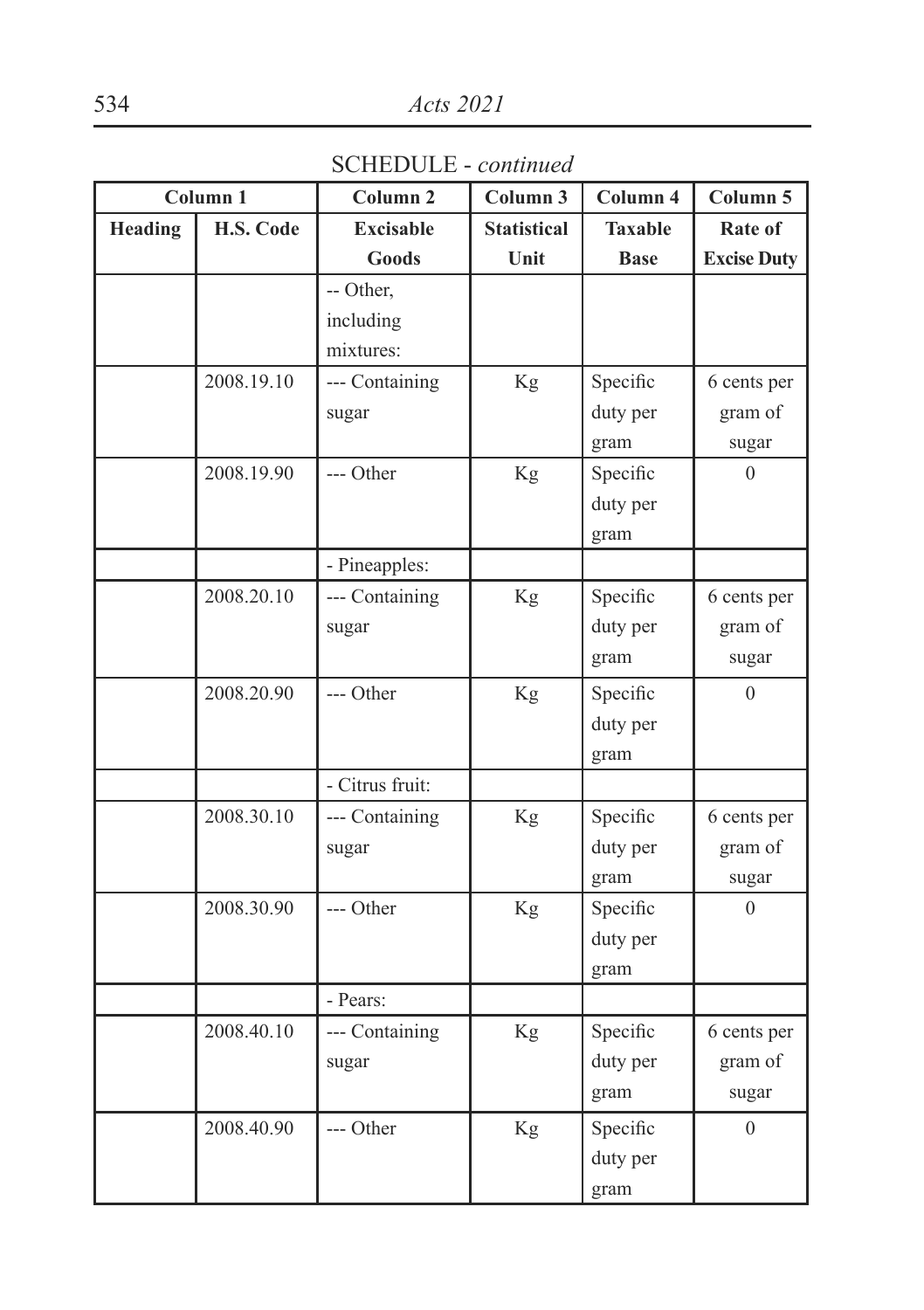SCHEDULE - *continued*

| Column 1 | | Column 2 | Column 3 | Column 4 | Column 5 |
|---|---|---|---|---|---|
| Heading | H.S. Code | Excisable Goods | Statistical Unit | Taxable Base | Rate of Excise Duty |
| | | -- Other, including mixtures: | | | |
| | 2008.19.10 | --- Containing sugar | Kg | Specific duty per gram | 6 cents per gram of sugar |
| | 2008.19.90 | --- Other | Kg | Specific duty per gram | 0 |
| | | - Pineapples: | | | |
| | 2008.20.10 | --- Containing sugar | Kg | Specific duty per gram | 6 cents per gram of sugar |
| | 2008.20.90 | --- Other | Kg | Specific duty per gram | 0 |
| | | - Citrus fruit: | | | |
| | 2008.30.10 | --- Containing sugar | Kg | Specific duty per gram | 6 cents per gram of sugar |
| | 2008.30.90 | --- Other | Kg | Specific duty per gram | 0 |
| | | - Pears: | | | |
| | 2008.40.10 | --- Containing sugar | Kg | Specific duty per gram | 6 cents per gram of sugar |
| | 2008.40.90 | --- Other | Kg | Specific duty per gram | 0 |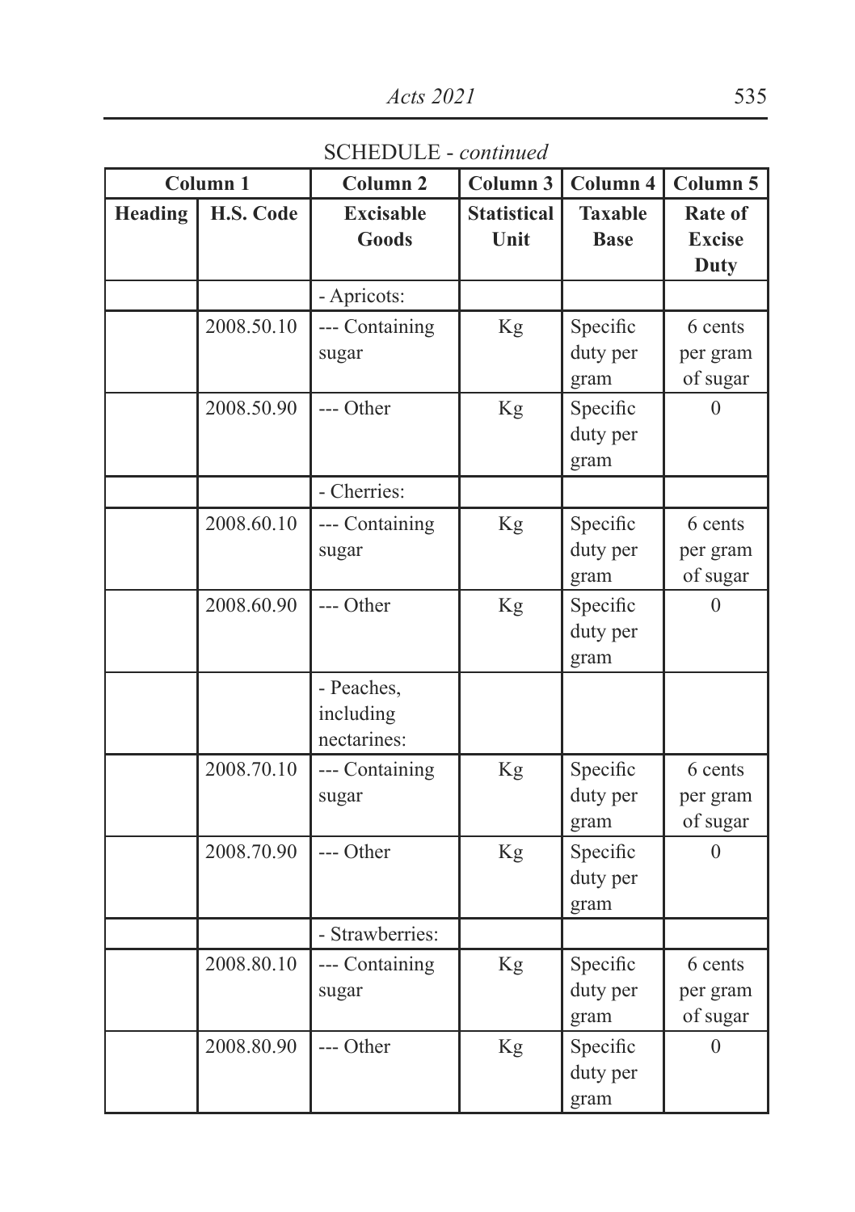SCHEDULE - *continued*

| Column 1 | | Column 2 | Column 3 | Column 4 | Column 5 |
|---|---|---|---|---|---|
| **Heading** | **H.S. Code** | **Excisable Goods** | **Statistical Unit** | **Taxable Base** | **Rate of Excise Duty** |
| | | - Apricots: | | | |
| | 2008.50.10 | --- Containing sugar | Kg | Specific duty per gram | 6 cents per gram of sugar |
| | 2008.50.90 | --- Other | Kg | Specific duty per gram | 0 |
| | | - Cherries: | | | |
| | 2008.60.10 | --- Containing sugar | Kg | Specific duty per gram | 6 cents per gram of sugar |
| | 2008.60.90 | --- Other | Kg | Specific duty per gram | 0 |
| | | - Peaches, including nectarines: | | | |
| | 2008.70.10 | --- Containing sugar | Kg | Specific duty per gram | 6 cents per gram of sugar |
| | 2008.70.90 | --- Other | Kg | Specific duty per gram | 0 |
| | | - Strawberries: | | | |
| | 2008.80.10 | --- Containing sugar | Kg | Specific duty per gram | 6 cents per gram of sugar |
| | 2008.80.90 | --- Other | Kg | Specific duty per gram | 0 |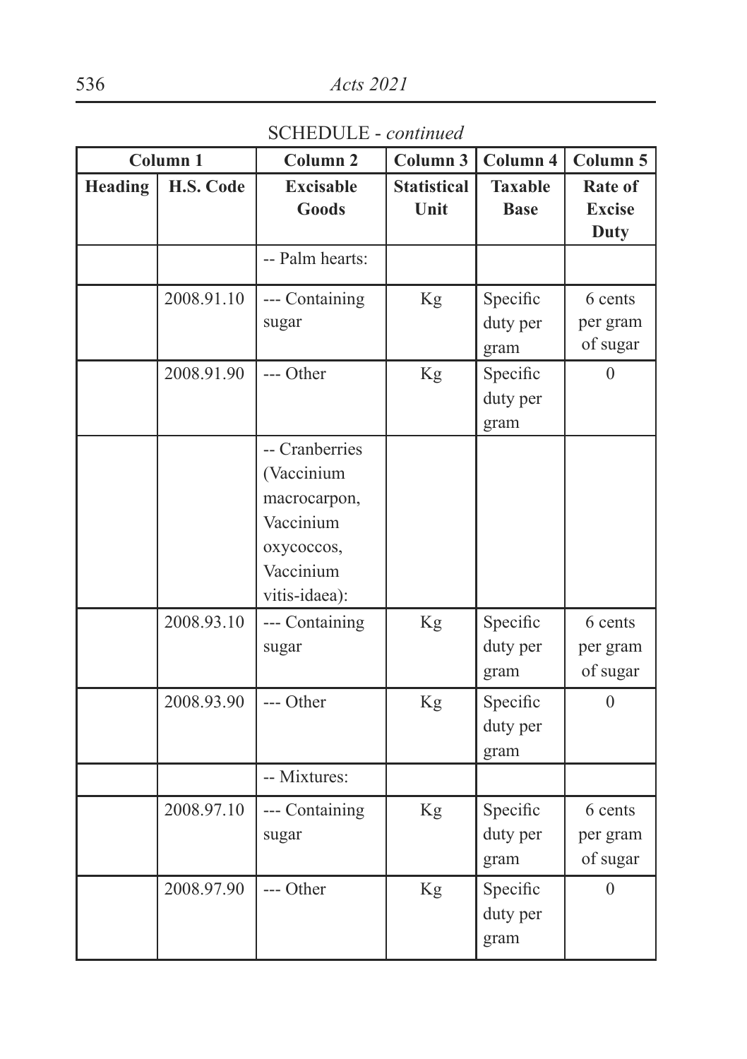SCHEDULE - *continued*

| Column 1 | | Column 2 | Column 3 | Column 4 | Column 5 |
|---|---|---|---|---|---|
| **Heading** | **H.S. Code** | **Excisable Goods** | **Statistical Unit** | **Taxable Base** | **Rate of Excise Duty** |
| | | -- Palm hearts: | | | |
| | 2008.91.10 | --- Containing sugar | Kg | Specific duty per gram | 6 cents per gram of sugar |
| | 2008.91.90 | --- Other | Kg | Specific duty per gram | 0 |
| | | -- Cranberries (Vaccinium macrocarpon, Vaccinium oxycoccos, Vaccinium vitis-idaea): | | | |
| | 2008.93.10 | --- Containing sugar | Kg | Specific duty per gram | 6 cents per gram of sugar |
| | 2008.93.90 | --- Other | Kg | Specific duty per gram | 0 |
| | | -- Mixtures: | | | |
| | 2008.97.10 | --- Containing sugar | Kg | Specific duty per gram | 6 cents per gram of sugar |
| | 2008.97.90 | --- Other | Kg | Specific duty per gram | 0 |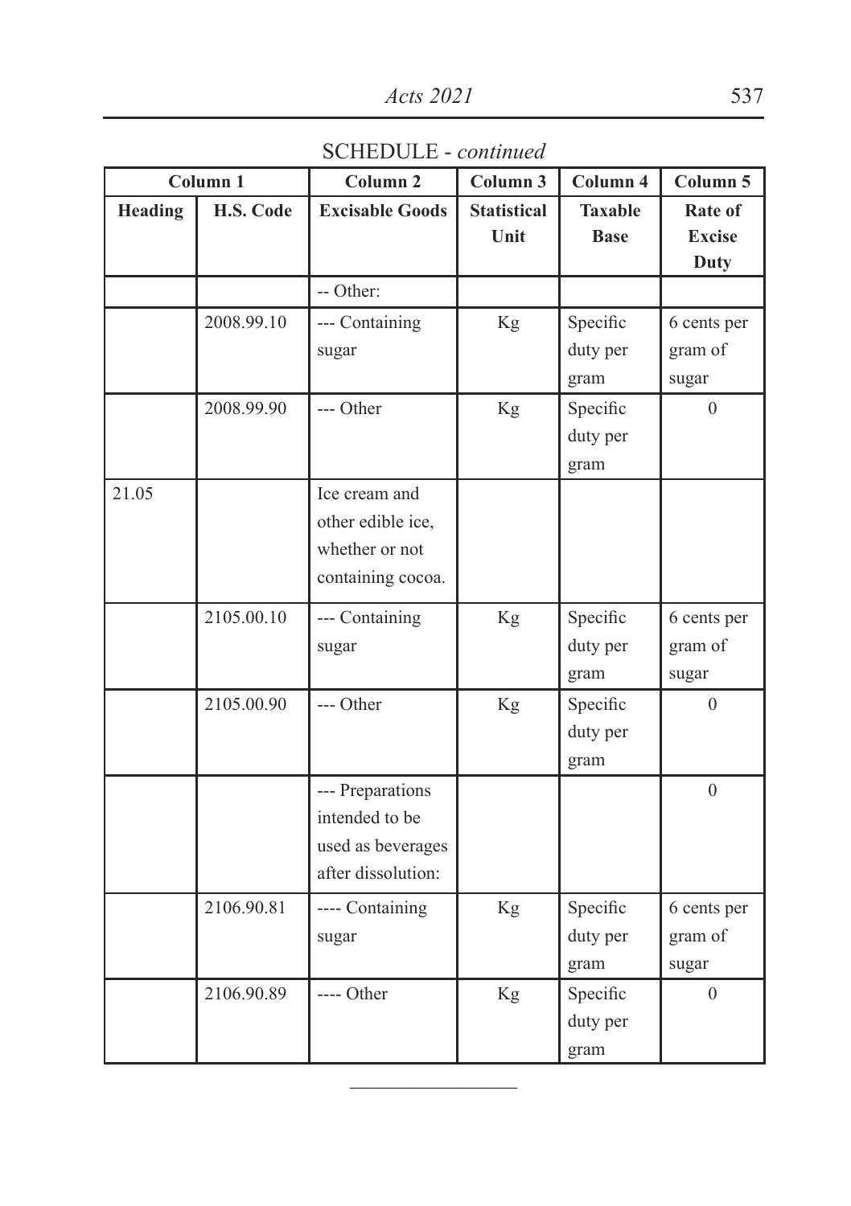SCHEDULE - *continued*

| Column 1 | | Column 2 | Column 3 | Column 4 | Column 5 |
|---|---|---|---|---|---|
| **Heading** | **H.S. Code** | **Excisable Goods** | **Statistical Unit** | **Taxable Base** | **Rate of Excise Duty** |
| | | -- Other: | | | |
| | 2008.99.10 | --- Containing sugar | Kg | Specific duty per gram | 6 cents per gram of sugar |
| | 2008.99.90 | --- Other | Kg | Specific duty per gram | 0 |
| 21.05 | | Ice cream and other edible ice, whether or not containing cocoa. | | | |
| | 2105.00.10 | --- Containing sugar | Kg | Specific duty per gram | 6 cents per gram of sugar |
| | 2105.00.90 | --- Other | Kg | Specific duty per gram | 0 |
| | | --- Preparations intended to be used as beverages after dissolution: | | | 0 |
| | 2106.90.81 | ---- Containing sugar | Kg | Specific duty per gram | 6 cents per gram of sugar |
| | 2106.90.89 | ---- Other | Kg | Specific duty per gram | 0 |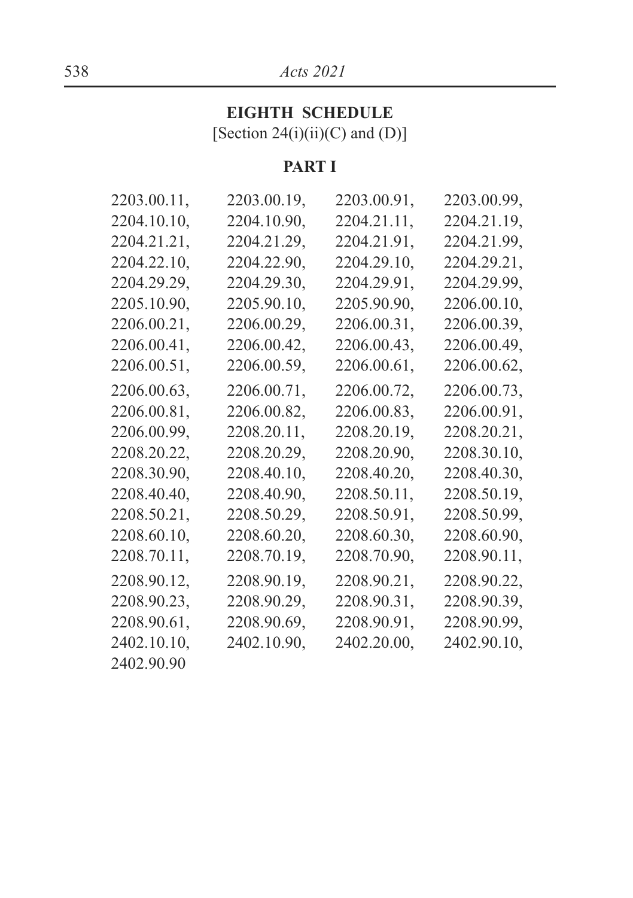## EIGHTH SCHEDULE

[Section 24(i)(ii)(C) and (D)]

### PART I

2203.00.11, 2203.00.19, 2203.00.91, 2203.00.99,
2204.10.10, 2204.10.90, 2204.21.11, 2204.21.19,
2204.21.21, 2204.21.29, 2204.21.91, 2204.21.99,
2204.22.10, 2204.22.90, 2204.29.10, 2204.29.21,
2204.29.29, 2204.29.30, 2204.29.91, 2204.29.99,
2205.10.90, 2205.90.10, 2205.90.90, 2206.00.10,
2206.00.21, 2206.00.29, 2206.00.31, 2206.00.39,
2206.00.41, 2206.00.42, 2206.00.43, 2206.00.49,
2206.00.51, 2206.00.59, 2206.00.61, 2206.00.62,
2206.00.63, 2206.00.71, 2206.00.72, 2206.00.73,
2206.00.81, 2206.00.82, 2206.00.83, 2206.00.91,
2206.00.99, 2208.20.11, 2208.20.19, 2208.20.21,
2208.20.22, 2208.20.29, 2208.20.90, 2208.30.10,
2208.30.90, 2208.40.10, 2208.40.20, 2208.40.30,
2208.40.40, 2208.40.90, 2208.50.11, 2208.50.19,
2208.50.21, 2208.50.29, 2208.50.91, 2208.50.99,
2208.60.10, 2208.60.20, 2208.60.30, 2208.60.90,
2208.70.11, 2208.70.19, 2208.70.90, 2208.90.11,
2208.90.12, 2208.90.19, 2208.90.21, 2208.90.22,
2208.90.23, 2208.90.29, 2208.90.31, 2208.90.39,
2208.90.61, 2208.90.69, 2208.90.91, 2208.90.99,
2402.10.10, 2402.10.90, 2402.20.00, 2402.90.10,
2402.90.90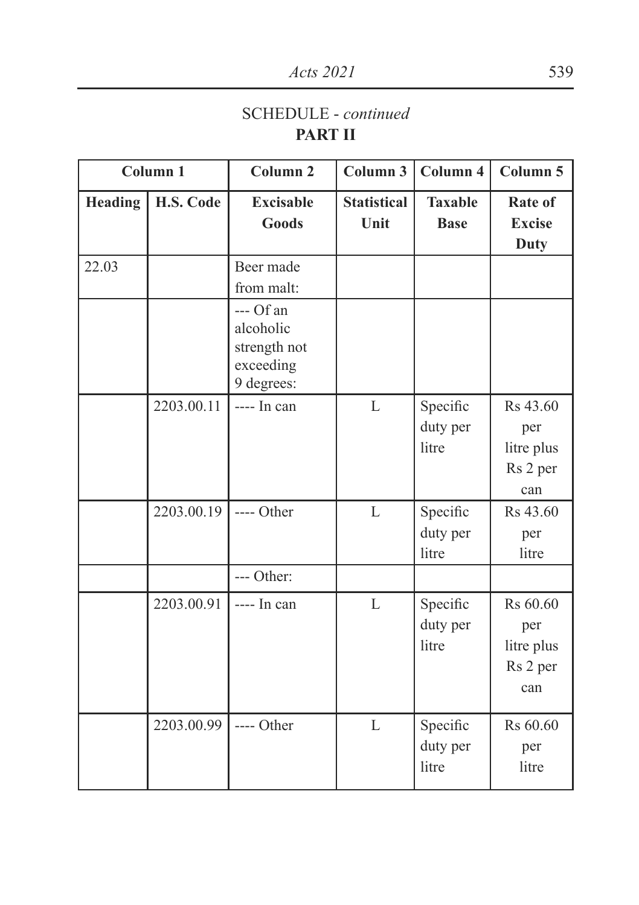## SCHEDULE - *continued*

**PART II**

| Column 1 | | Column 2 | Column 3 | Column 4 | Column 5 |
|---|---|---|---|---|---|
| **Heading** | **H.S. Code** | **Excisable Goods** | **Statistical Unit** | **Taxable Base** | **Rate of Excise Duty** |
| 22.03 | | Beer made from malt: | | | |
| | | --- Of an alcoholic strength not exceeding 9 degrees: | | | |
| | 2203.00.11 | ---- In can | L | Specific duty per litre | Rs 43.60 per litre plus Rs 2 per can |
| | 2203.00.19 | ---- Other | L | Specific duty per litre | Rs 43.60 per litre |
| | | --- Other: | | | |
| | 2203.00.91 | ---- In can | L | Specific duty per litre | Rs 60.60 per litre plus Rs 2 per can |
| | 2203.00.99 | ---- Other | L | Specific duty per litre | Rs 60.60 per litre |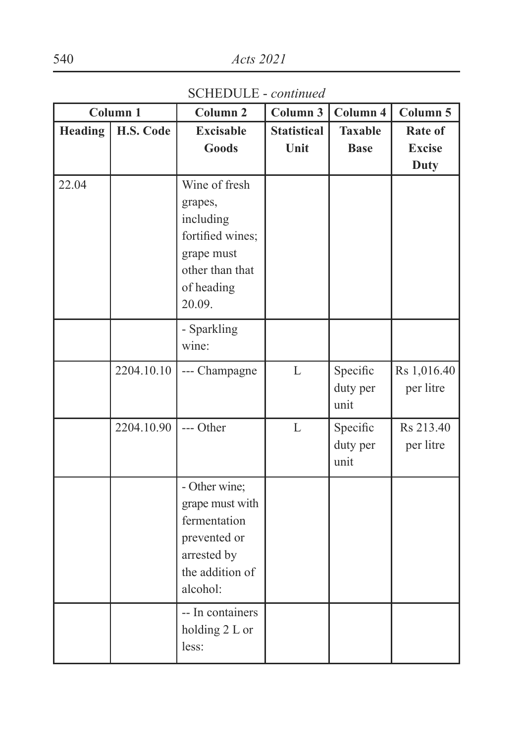SCHEDULE - *continued*

| Column 1 | | Column 2 | Column 3 | Column 4 | Column 5 |
|---|---|---|---|---|---|
| **Heading** | **H.S. Code** | **Excisable Goods** | **Statistical Unit** | **Taxable Base** | **Rate of Excise Duty** |
| 22.04 | | Wine of fresh grapes, including fortified wines; grape must other than that of heading 20.09. | | | |
| | | - Sparkling wine: | | | |
| | 2204.10.10 | --- Champagne | L | Specific duty per unit | Rs 1,016.40 per litre |
| | 2204.10.90 | --- Other | L | Specific duty per unit | Rs 213.40 per litre |
| | | - Other wine; grape must with fermentation prevented or arrested by the addition of alcohol: | | | |
| | | -- In containers holding 2 L or less: | | | |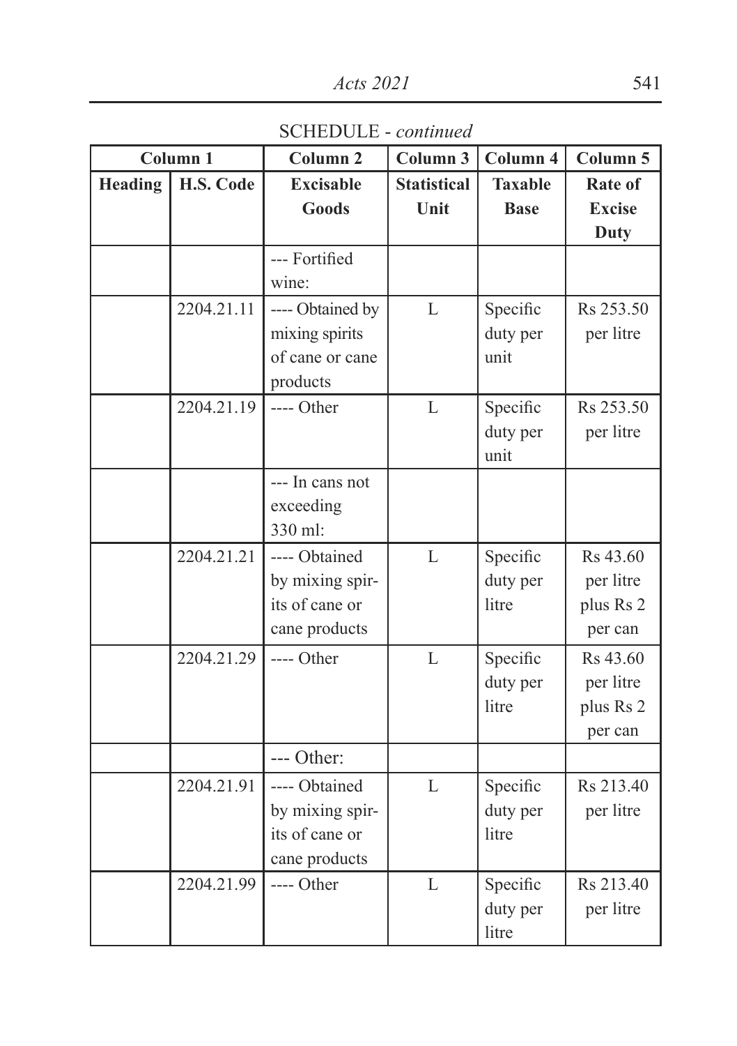SCHEDULE - *continued*

| Column 1 | | Column 2 | Column 3 | Column 4 | Column 5 |
|---|---|---|---|---|---|
| **Heading** | **H.S. Code** | **Excisable Goods** | **Statistical Unit** | **Taxable Base** | **Rate of Excise Duty** |
| | | --- Fortified wine: | | | |
| | 2204.21.11 | ---- Obtained by mixing spirits of cane or cane products | L | Specific duty per unit | Rs 253.50 per litre |
| | 2204.21.19 | ---- Other | L | Specific duty per unit | Rs 253.50 per litre |
| | | --- In cans not exceeding 330 ml: | | | |
| | 2204.21.21 | ---- Obtained by mixing spirits of cane or cane products | L | Specific duty per litre | Rs 43.60 per litre plus Rs 2 per can |
| | 2204.21.29 | ---- Other | L | Specific duty per litre | Rs 43.60 per litre plus Rs 2 per can |
| | | --- Other: | | | |
| | 2204.21.91 | ---- Obtained by mixing spirits of cane or cane products | L | Specific duty per litre | Rs 213.40 per litre |
| | 2204.21.99 | ---- Other | L | Specific duty per litre | Rs 213.40 per litre |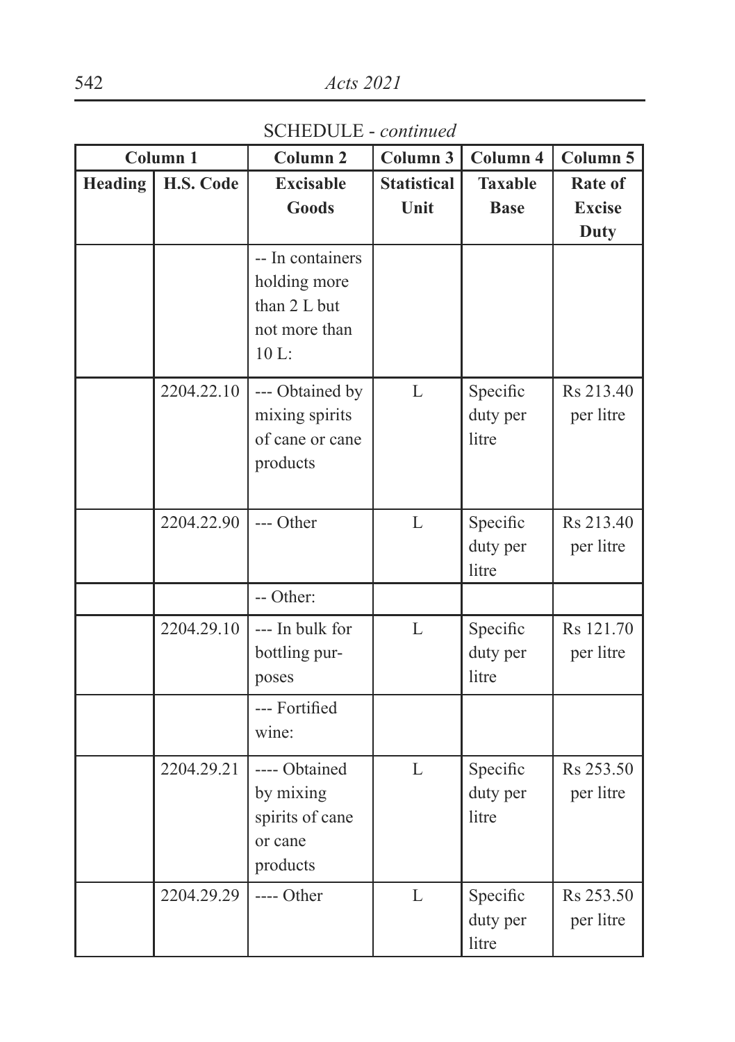SCHEDULE - *continued*

| Column 1 | | Column 2 | Column 3 | Column 4 | Column 5 |
|---|---|---|---|---|---|
| **Heading** | **H.S. Code** | **Excisable Goods** | **Statistical Unit** | **Taxable Base** | **Rate of Excise Duty** |
| | | -- In containers holding more than 2 L but not more than 10 L: | | | |
| | 2204.22.10 | --- Obtained by mixing spirits of cane or cane products | L | Specific duty per litre | Rs 213.40 per litre |
| | 2204.22.90 | --- Other | L | Specific duty per litre | Rs 213.40 per litre |
| | | -- Other: | | | |
| | 2204.29.10 | --- In bulk for bottling purposes | L | Specific duty per litre | Rs 121.70 per litre |
| | | --- Fortified wine: | | | |
| | 2204.29.21 | ---- Obtained by mixing spirits of cane or cane products | L | Specific duty per litre | Rs 253.50 per litre |
| | 2204.29.29 | ---- Other | L | Specific duty per litre | Rs 253.50 per litre |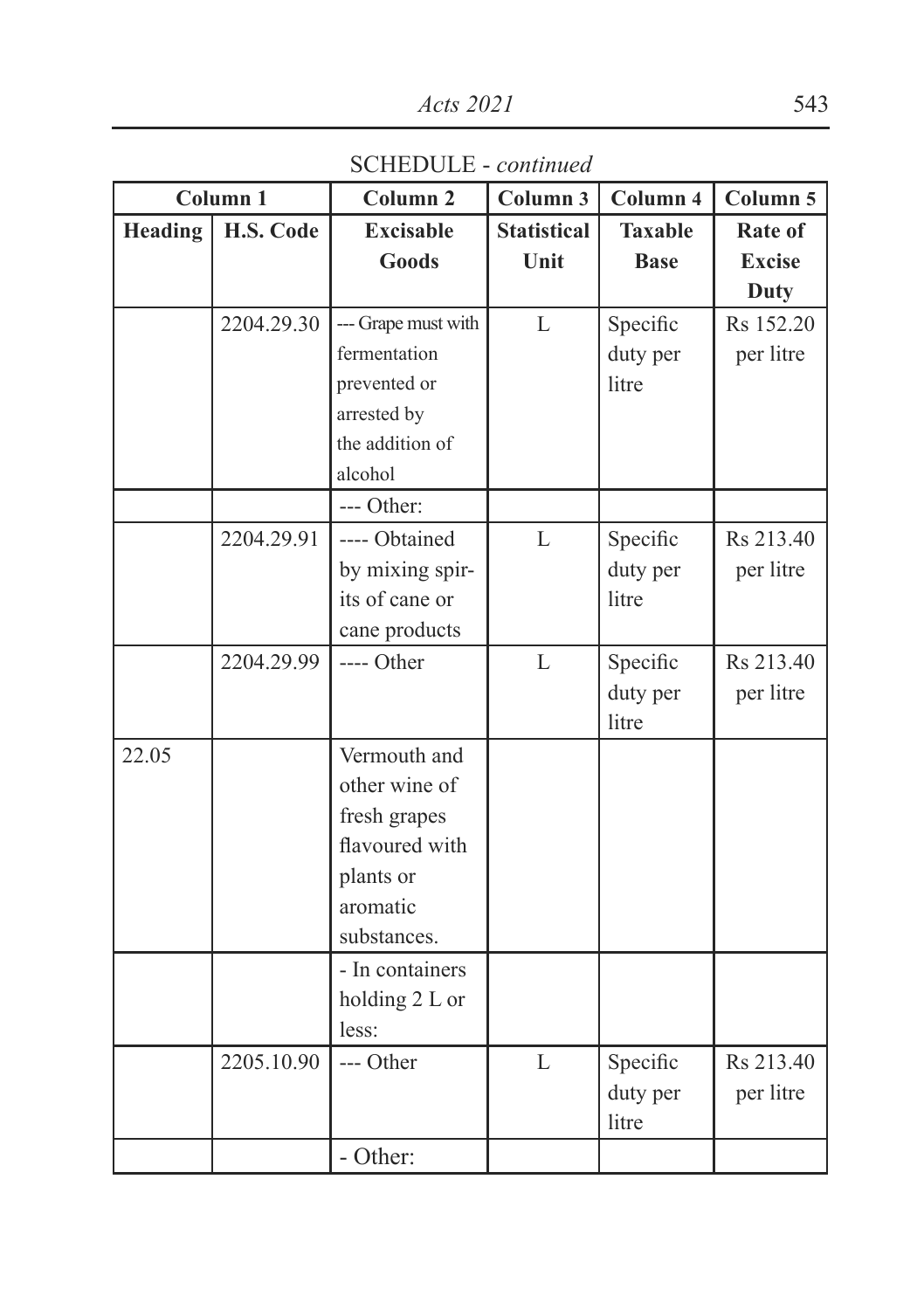SCHEDULE - *continued*

| Column 1 | | Column 2 | Column 3 | Column 4 | Column 5 |
|---|---|---|---|---|---|
| **Heading** | **H.S. Code** | **Excisable Goods** | **Statistical Unit** | **Taxable Base** | **Rate of Excise Duty** |
| | 2204.29.30 | --- Grape must with fermentation prevented or arrested by the addition of alcohol | L | Specific duty per litre | Rs 152.20 per litre |
| | | --- Other: | | | |
| | 2204.29.91 | ---- Obtained by mixing spirits of cane or cane products | L | Specific duty per litre | Rs 213.40 per litre |
| | 2204.29.99 | ---- Other | L | Specific duty per litre | Rs 213.40 per litre |
| 22.05 | | Vermouth and other wine of fresh grapes flavoured with plants or aromatic substances. | | | |
| | | - In containers holding 2 L or less: | | | |
| | 2205.10.90 | --- Other | L | Specific duty per litre | Rs 213.40 per litre |
| | | - Other: | | | |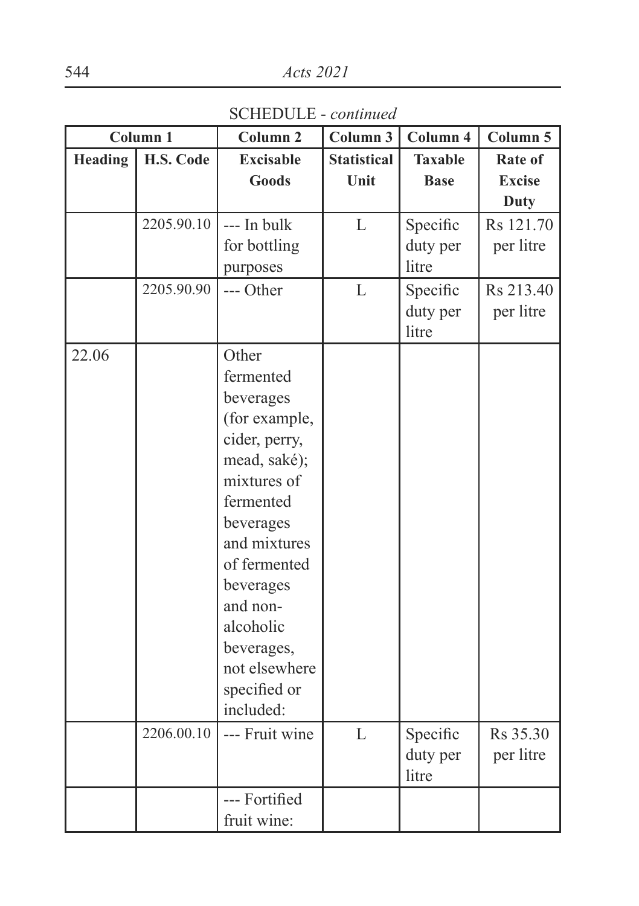SCHEDULE - *continued*

| Column 1 | | Column 2 | Column 3 | Column 4 | Column 5 |
|---|---|---|---|---|---|
| **Heading** | **H.S. Code** | **Excisable Goods** | **Statistical Unit** | **Taxable Base** | **Rate of Excise Duty** |
| | 2205.90.10 | --- In bulk for bottling purposes | L | Specific duty per litre | Rs 121.70 per litre |
| | 2205.90.90 | --- Other | L | Specific duty per litre | Rs 213.40 per litre |
| 22.06 | | Other fermented beverages (for example, cider, perry, mead, saké); mixtures of fermented beverages and mixtures of fermented beverages and non-alcoholic beverages, not elsewhere specified or included: | | | |
| | 2206.00.10 | --- Fruit wine | L | Specific duty per litre | Rs 35.30 per litre |
| | | --- Fortified fruit wine: | | | |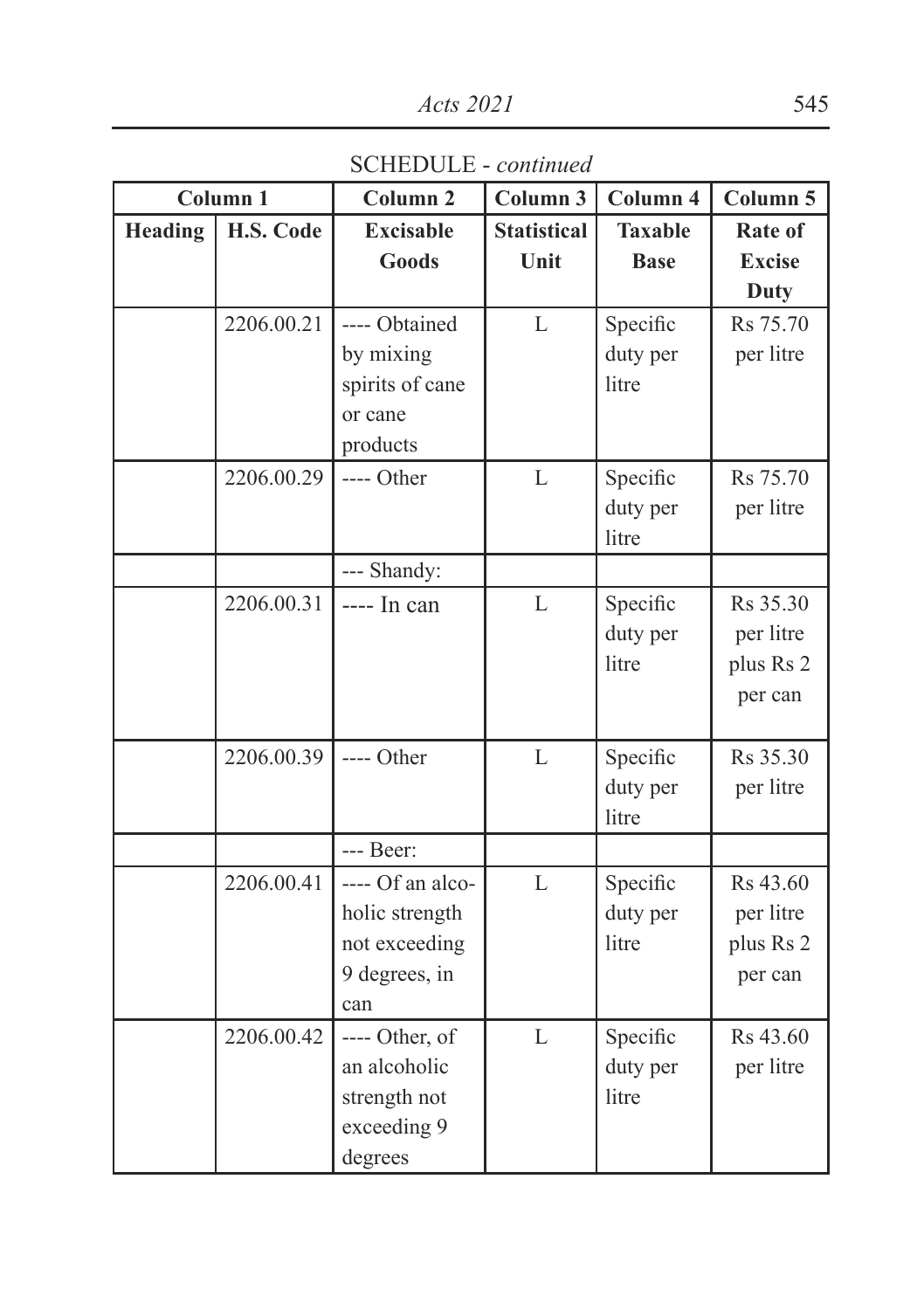SCHEDULE - *continued*

| Column 1 | | Column 2 | Column 3 | Column 4 | Column 5 |
|---|---|---|---|---|---|
| **Heading** | **H.S. Code** | **Excisable Goods** | **Statistical Unit** | **Taxable Base** | **Rate of Excise Duty** |
| | 2206.00.21 | ---- Obtained by mixing spirits of cane or cane products | L | Specific duty per litre | Rs 75.70 per litre |
| | 2206.00.29 | ---- Other | L | Specific duty per litre | Rs 75.70 per litre |
| | | --- Shandy: | | | |
| | 2206.00.31 | ---- In can | L | Specific duty per litre | Rs 35.30 per litre plus Rs 2 per can |
| | 2206.00.39 | ---- Other | L | Specific duty per litre | Rs 35.30 per litre |
| | | --- Beer: | | | |
| | 2206.00.41 | ---- Of an alcoholic strength not exceeding 9 degrees, in can | L | Specific duty per litre | Rs 43.60 per litre plus Rs 2 per can |
| | 2206.00.42 | ---- Other, of an alcoholic strength not exceeding 9 degrees | L | Specific duty per litre | Rs 43.60 per litre |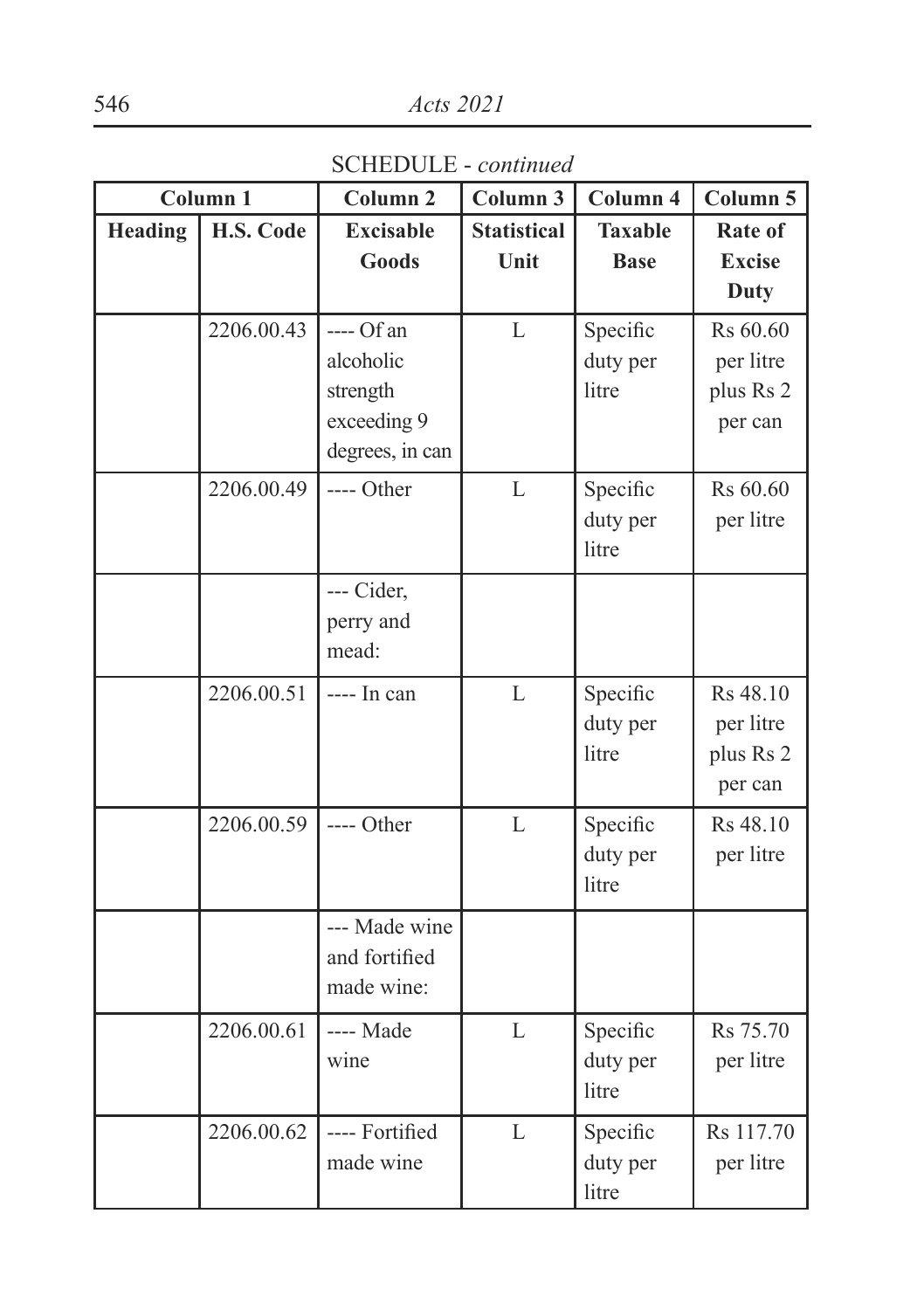SCHEDULE - *continued*

| Column 1 | | Column 2 | Column 3 | Column 4 | Column 5 |
|---|---|---|---|---|---|
| **Heading** | **H.S. Code** | **Excisable Goods** | **Statistical Unit** | **Taxable Base** | **Rate of Excise Duty** |
| | 2206.00.43 | ---- Of an alcoholic strength exceeding 9 degrees, in can | L | Specific duty per litre | Rs 60.60 per litre plus Rs 2 per can |
| | 2206.00.49 | ---- Other | L | Specific duty per litre | Rs 60.60 per litre |
| | | --- Cider, perry and mead: | | | |
| | 2206.00.51 | ---- In can | L | Specific duty per litre | Rs 48.10 per litre plus Rs 2 per can |
| | 2206.00.59 | ---- Other | L | Specific duty per litre | Rs 48.10 per litre |
| | | --- Made wine and fortified made wine: | | | |
| | 2206.00.61 | ---- Made wine | L | Specific duty per litre | Rs 75.70 per litre |
| | 2206.00.62 | ---- Fortified made wine | L | Specific duty per litre | Rs 117.70 per litre |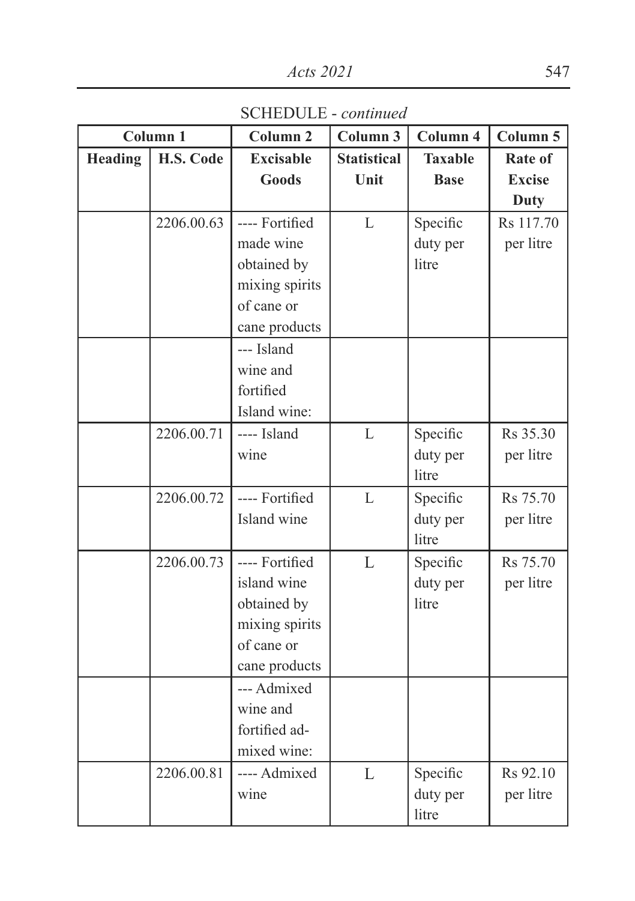SCHEDULE - *continued*

| Column 1 | | Column 2 | Column 3 | Column 4 | Column 5 |
|---|---|---|---|---|---|
| **Heading** | **H.S. Code** | **Excisable Goods** | **Statistical Unit** | **Taxable Base** | **Rate of Excise Duty** |
| | 2206.00.63 | ---- Fortified made wine obtained by mixing spirits of cane or cane products | L | Specific duty per litre | Rs 117.70 per litre |
| | | --- Island wine and fortified Island wine: | | | |
| | 2206.00.71 | ---- Island wine | L | Specific duty per litre | Rs 35.30 per litre |
| | 2206.00.72 | ---- Fortified Island wine | L | Specific duty per litre | Rs 75.70 per litre |
| | 2206.00.73 | ---- Fortified island wine obtained by mixing spirits of cane or cane products | L | Specific duty per litre | Rs 75.70 per litre |
| | | --- Admixed wine and fortified admixed wine: | | | |
| | 2206.00.81 | ---- Admixed wine | L | Specific duty per litre | Rs 92.10 per litre |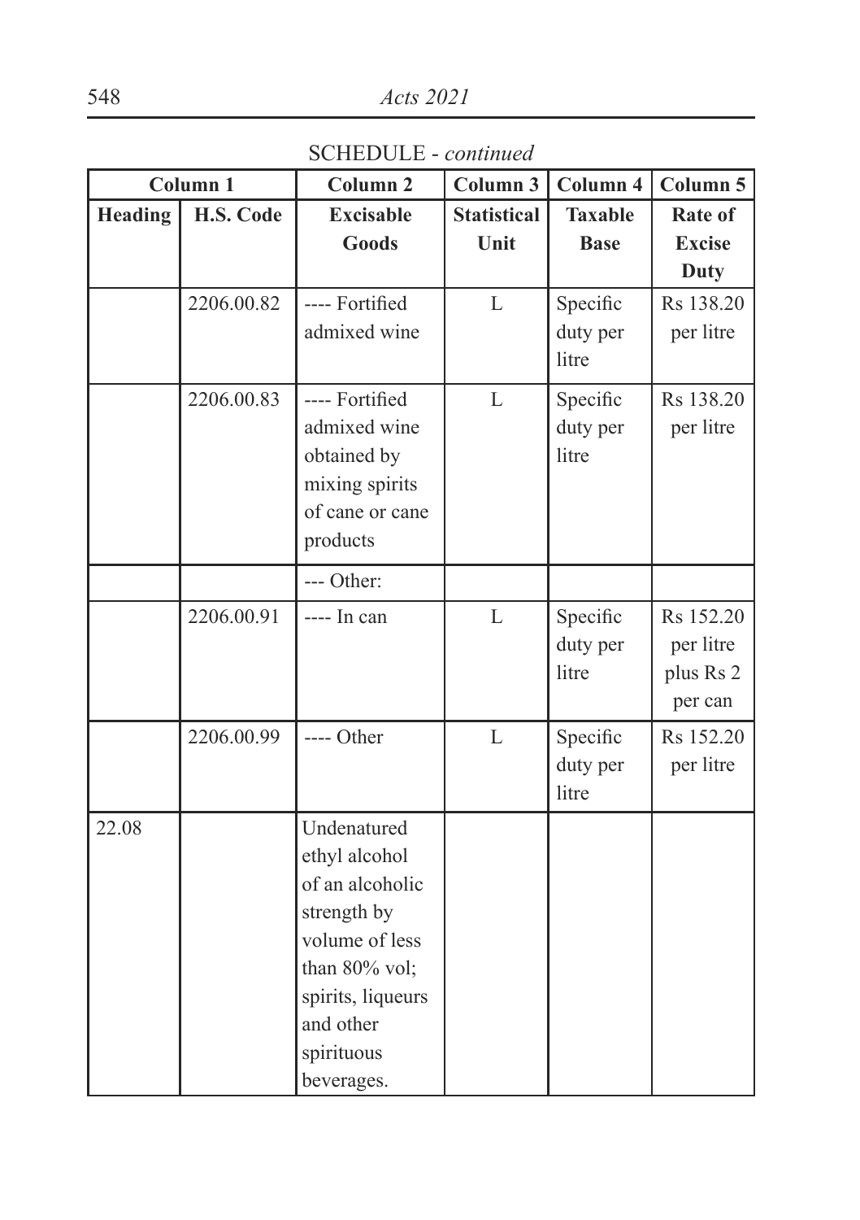SCHEDULE - *continued*

| Column 1 | | Column 2 | Column 3 | Column 4 | Column 5 |
|---|---|---|---|---|---|
| **Heading** | **H.S. Code** | **Excisable Goods** | **Statistical Unit** | **Taxable Base** | **Rate of Excise Duty** |
| | 2206.00.82 | ---- Fortified admixed wine | L | Specific duty per litre | Rs 138.20 per litre |
| | 2206.00.83 | ---- Fortified admixed wine obtained by mixing spirits of cane or cane products | L | Specific duty per litre | Rs 138.20 per litre |
| | | --- Other: | | | |
| | 2206.00.91 | ---- In can | L | Specific duty per litre | Rs 152.20 per litre plus Rs 2 per can |
| | 2206.00.99 | ---- Other | L | Specific duty per litre | Rs 152.20 per litre |
| 22.08 | | Undenatured ethyl alcohol of an alcoholic strength by volume of less than 80% vol; spirits, liqueurs and other spirituous beverages. | | | |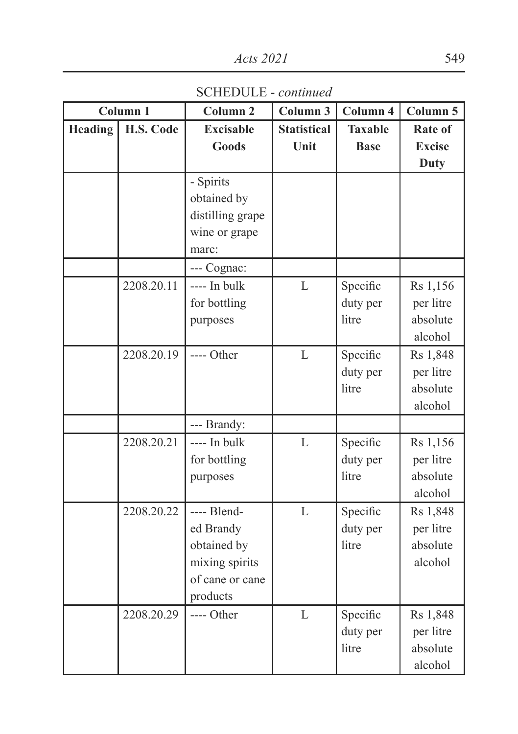SCHEDULE - *continued*

| Column 1 | | Column 2 | Column 3 | Column 4 | Column 5 |
|---|---|---|---|---|---|
| Heading | H.S. Code | Excisable Goods | Statistical Unit | Taxable Base | Rate of Excise Duty |
| | | - Spirits obtained by distilling grape wine or grape marc: | | | |
| | | --- Cognac: | | | |
| | 2208.20.11 | ---- In bulk for bottling purposes | L | Specific duty per litre | Rs 1,156 per litre absolute alcohol |
| | 2208.20.19 | ---- Other | L | Specific duty per litre | Rs 1,848 per litre absolute alcohol |
| | | --- Brandy: | | | |
| | 2208.20.21 | ---- In bulk for bottling purposes | L | Specific duty per litre | Rs 1,156 per litre absolute alcohol |
| | 2208.20.22 | ---- Blended Brandy obtained by mixing spirits of cane or cane products | L | Specific duty per litre | Rs 1,848 per litre absolute alcohol |
| | 2208.20.29 | ---- Other | L | Specific duty per litre | Rs 1,848 per litre absolute alcohol |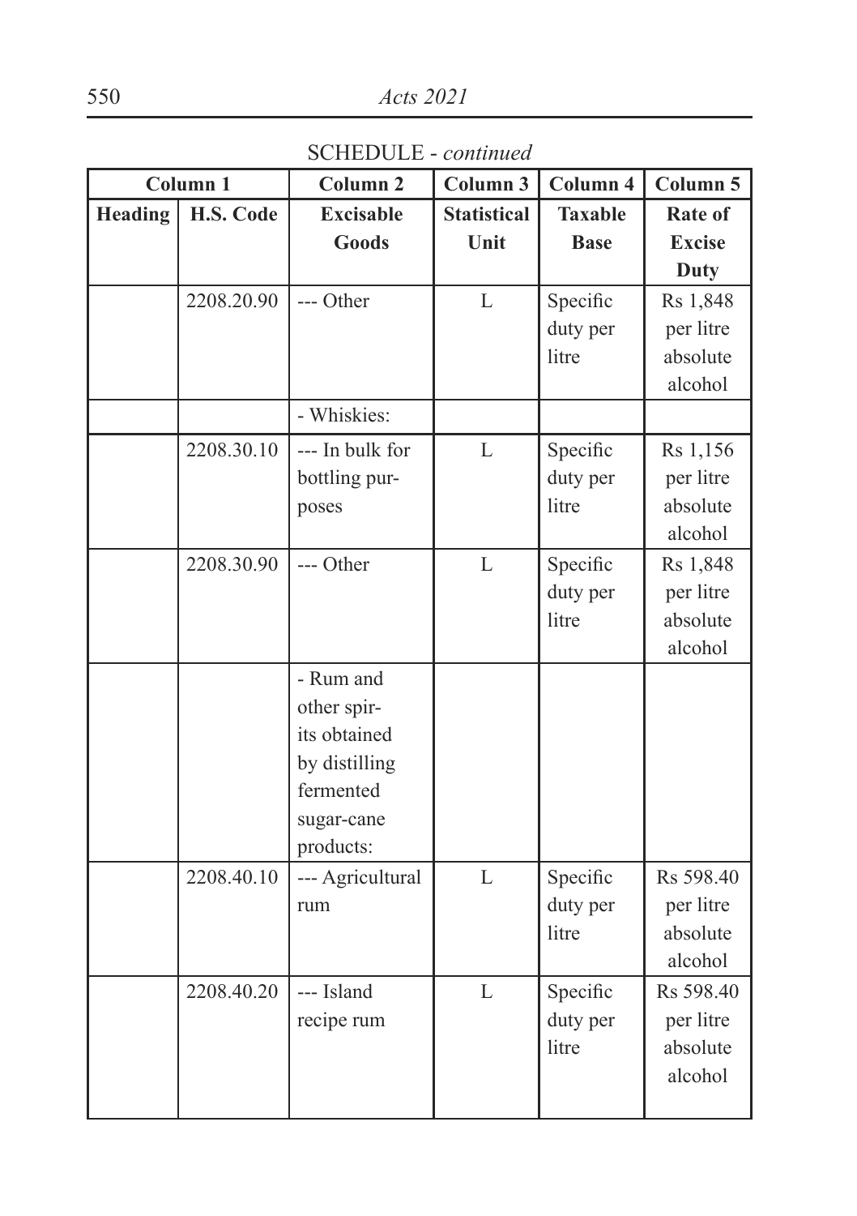SCHEDULE - *continued*

| Column 1 | | Column 2 | Column 3 | Column 4 | Column 5 |
|---|---|---|---|---|---|
| **Heading** | **H.S. Code** | **Excisable Goods** | **Statistical Unit** | **Taxable Base** | **Rate of Excise Duty** |
| | 2208.20.90 | --- Other | L | Specific duty per litre | Rs 1,848 per litre absolute alcohol |
| | | - Whiskies: | | | |
| | 2208.30.10 | --- In bulk for bottling purposes | L | Specific duty per litre | Rs 1,156 per litre absolute alcohol |
| | 2208.30.90 | --- Other | L | Specific duty per litre | Rs 1,848 per litre absolute alcohol |
| | | - Rum and other spirits obtained by distilling fermented sugar-cane products: | | | |
| | 2208.40.10 | --- Agricultural rum | L | Specific duty per litre | Rs 598.40 per litre absolute alcohol |
| | 2208.40.20 | --- Island recipe rum | L | Specific duty per litre | Rs 598.40 per litre absolute alcohol |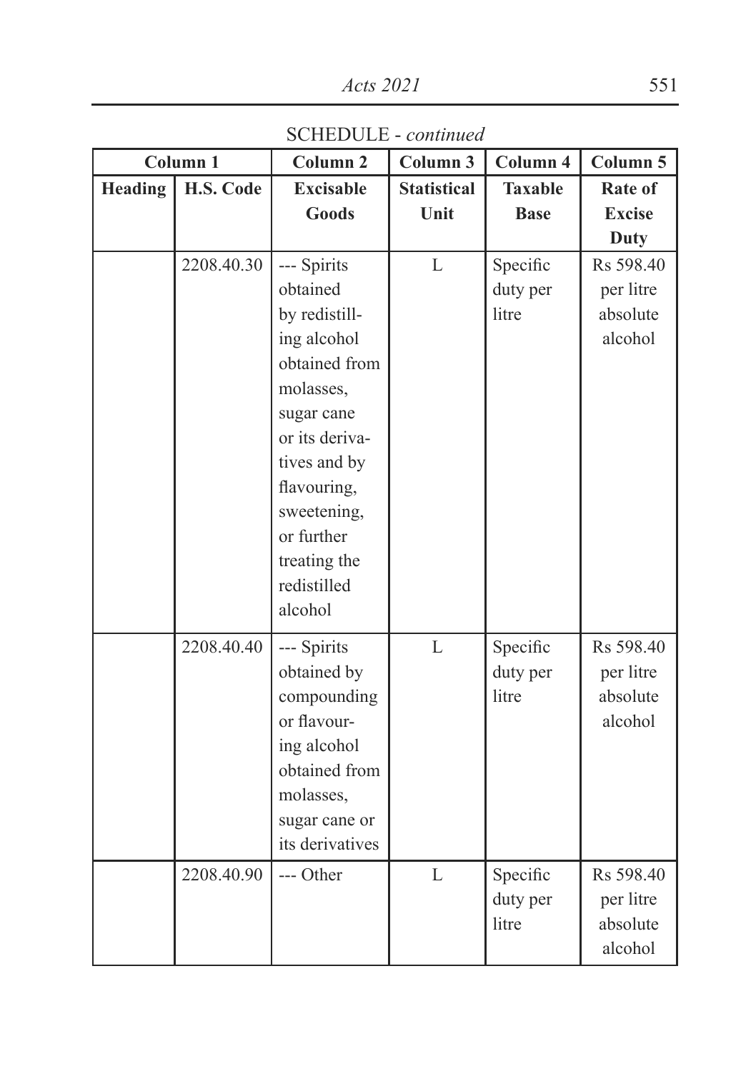SCHEDULE - *continued*

| Column 1 | | Column 2 | Column 3 | Column 4 | Column 5 |
|---|---|---|---|---|---|
| **Heading** | **H.S. Code** | **Excisable Goods** | **Statistical Unit** | **Taxable Base** | **Rate of Excise Duty** |
| | 2208.40.30 | --- Spirits obtained by redistilling alcohol obtained from molasses, sugar cane or its derivatives and by flavouring, sweetening, or further treating the redistilled alcohol | L | Specific duty per litre | Rs 598.40 per litre absolute alcohol |
| | 2208.40.40 | --- Spirits obtained by compounding or flavouring alcohol obtained from molasses, sugar cane or its derivatives | L | Specific duty per litre | Rs 598.40 per litre absolute alcohol |
| | 2208.40.90 | --- Other | L | Specific duty per litre | Rs 598.40 per litre absolute alcohol |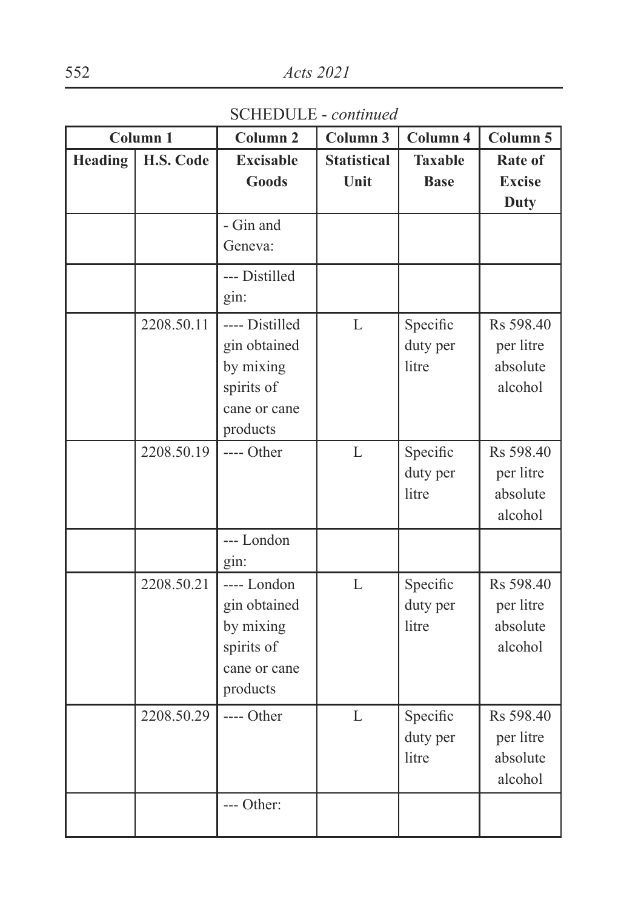SCHEDULE - *continued*

| Column 1 | | Column 2 | Column 3 | Column 4 | Column 5 |
|---|---|---|---|---|---|
| **Heading** | **H.S. Code** | **Excisable Goods** | **Statistical Unit** | **Taxable Base** | **Rate of Excise Duty** |
| | | - Gin and Geneva: | | | |
| | | --- Distilled gin: | | | |
| | 2208.50.11 | ---- Distilled gin obtained by mixing spirits of cane or cane products | L | Specific duty per litre | Rs 598.40 per litre absolute alcohol |
| | 2208.50.19 | ---- Other | L | Specific duty per litre | Rs 598.40 per litre absolute alcohol |
| | | --- London gin: | | | |
| | 2208.50.21 | ---- London gin obtained by mixing spirits of cane or cane products | L | Specific duty per litre | Rs 598.40 per litre absolute alcohol |
| | 2208.50.29 | ---- Other | L | Specific duty per litre | Rs 598.40 per litre absolute alcohol |
| | | --- Other: | | | |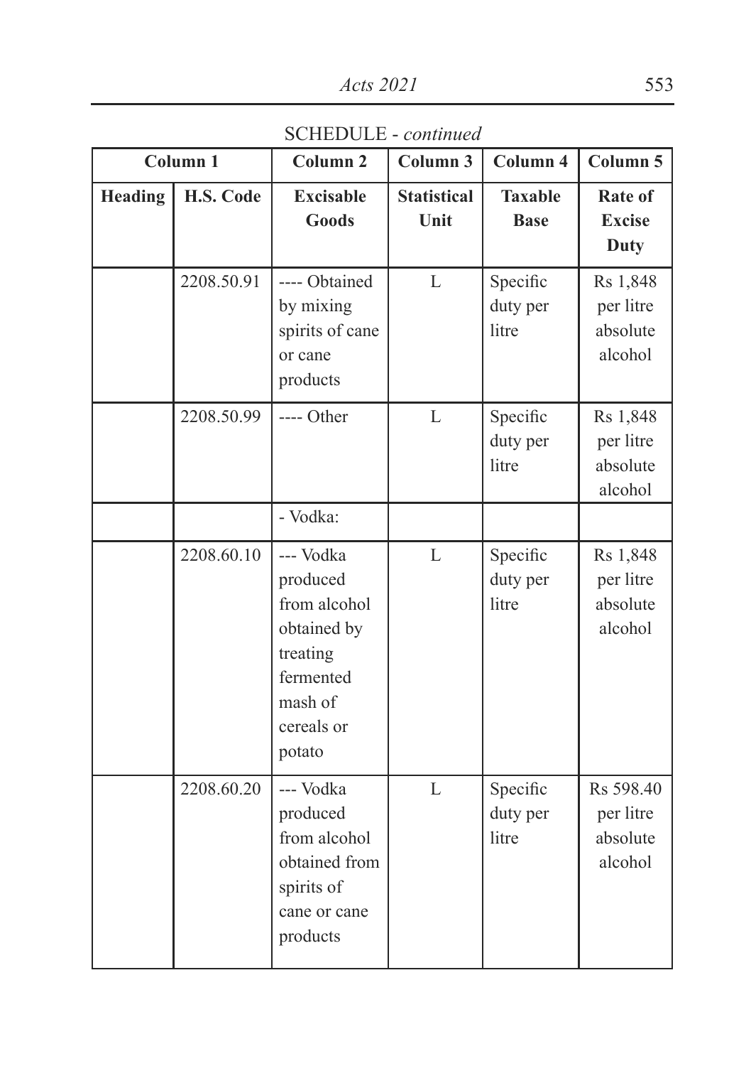SCHEDULE - *continued*

| Column 1 | | Column 2 | Column 3 | Column 4 | Column 5 |
|---|---|---|---|---|---|
| **Heading** | **H.S. Code** | **Excisable Goods** | **Statistical Unit** | **Taxable Base** | **Rate of Excise Duty** |
| | 2208.50.91 | ---- Obtained by mixing spirits of cane or cane products | L | Specific duty per litre | Rs 1,848 per litre absolute alcohol |
| | 2208.50.99 | ---- Other | L | Specific duty per litre | Rs 1,848 per litre absolute alcohol |
| | | - Vodka: | | | |
| | 2208.60.10 | --- Vodka produced from alcohol obtained by treating fermented mash of cereals or potato | L | Specific duty per litre | Rs 1,848 per litre absolute alcohol |
| | 2208.60.20 | --- Vodka produced from alcohol obtained from spirits of cane or cane products | L | Specific duty per litre | Rs 598.40 per litre absolute alcohol |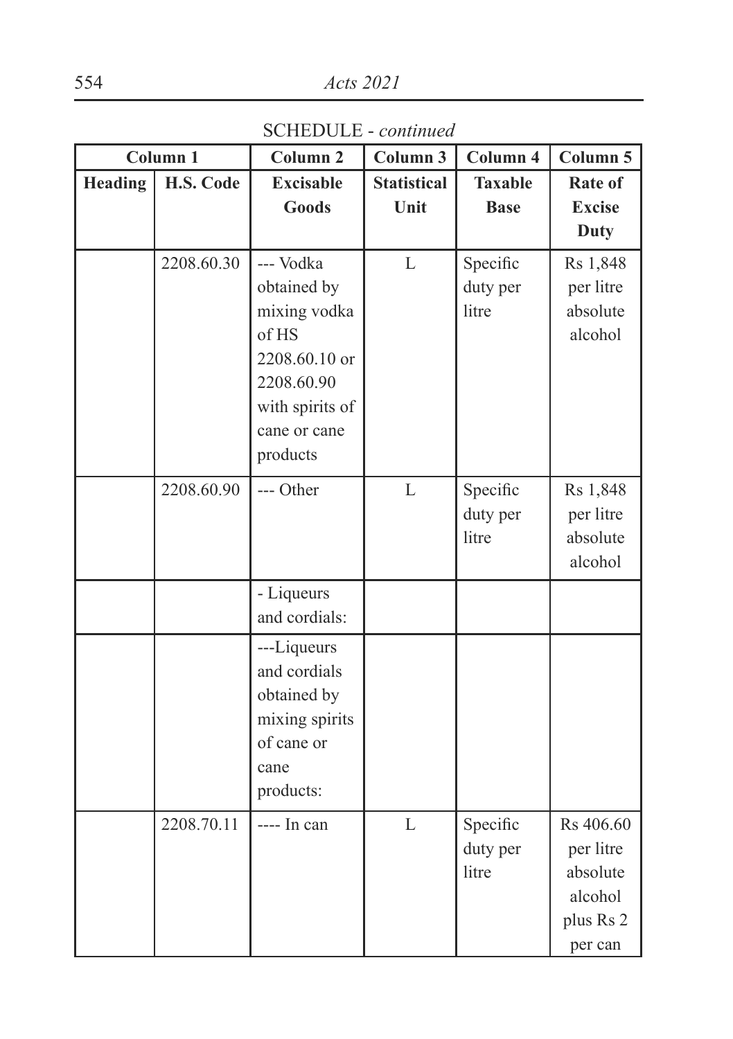SCHEDULE - *continued*

| Column 1 | | Column 2 | Column 3 | Column 4 | Column 5 |
|---|---|---|---|---|---|
| **Heading** | **H.S. Code** | **Excisable Goods** | **Statistical Unit** | **Taxable Base** | **Rate of Excise Duty** |
| | 2208.60.30 | --- Vodka obtained by mixing vodka of HS 2208.60.10 or 2208.60.90 with spirits of cane or cane products | L | Specific duty per litre | Rs 1,848 per litre absolute alcohol |
| | 2208.60.90 | --- Other | L | Specific duty per litre | Rs 1,848 per litre absolute alcohol |
| | | - Liqueurs and cordials: | | | |
| | | ---Liqueurs and cordials obtained by mixing spirits of cane or cane products: | | | |
| | 2208.70.11 | ---- In can | L | Specific duty per litre | Rs 406.60 per litre absolute alcohol plus Rs 2 per can |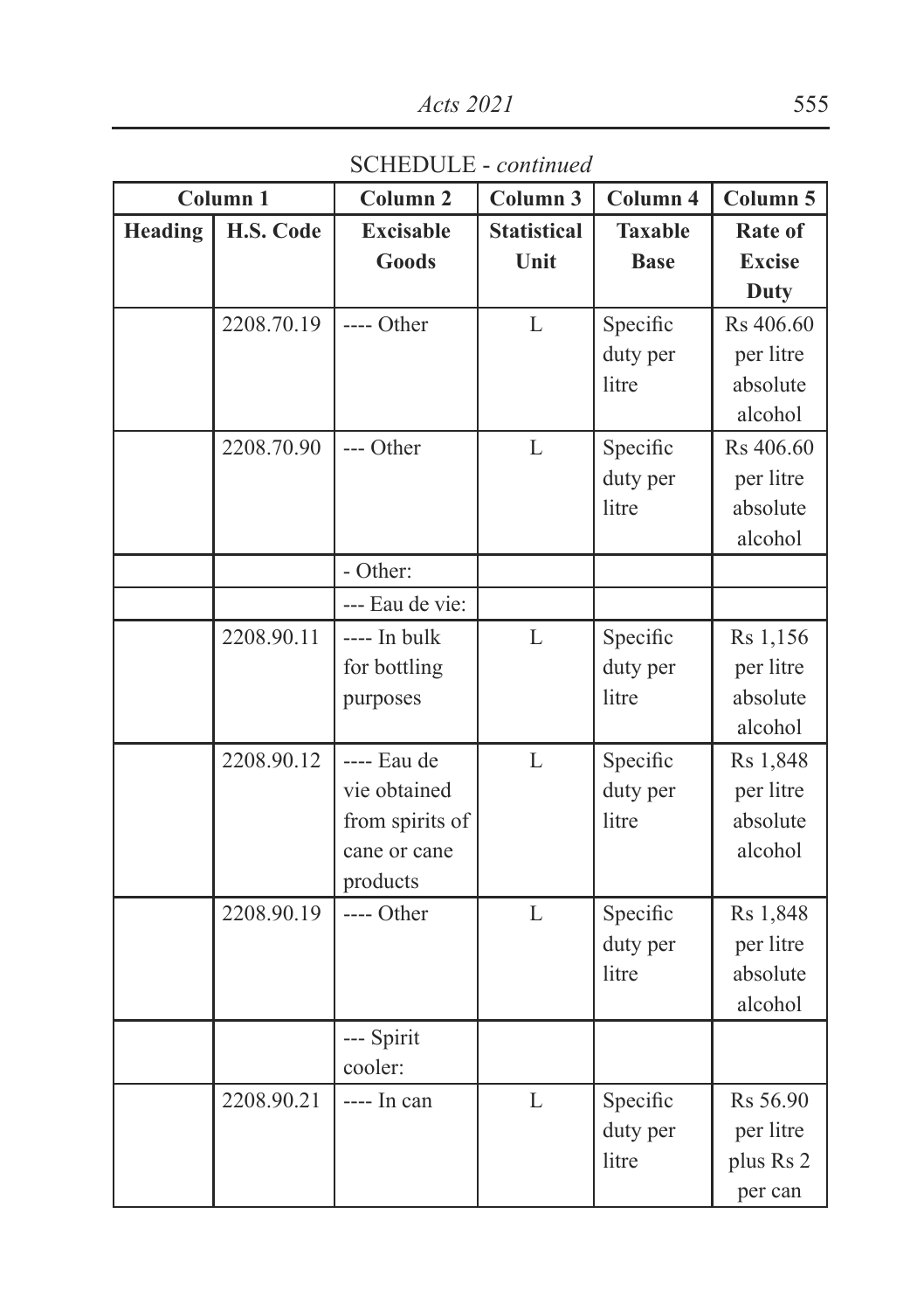SCHEDULE - *continued*

| Column 1 | | Column 2 | Column 3 | Column 4 | Column 5 |
|---|---|---|---|---|---|
| **Heading** | **H.S. Code** | **Excisable Goods** | **Statistical Unit** | **Taxable Base** | **Rate of Excise Duty** |
| | 2208.70.19 | ---- Other | L | Specific duty per litre | Rs 406.60 per litre absolute alcohol |
| | 2208.70.90 | --- Other | L | Specific duty per litre | Rs 406.60 per litre absolute alcohol |
| | | - Other: | | | |
| | | --- Eau de vie: | | | |
| | 2208.90.11 | ---- In bulk for bottling purposes | L | Specific duty per litre | Rs 1,156 per litre absolute alcohol |
| | 2208.90.12 | ---- Eau de vie obtained from spirits of cane or cane products | L | Specific duty per litre | Rs 1,848 per litre absolute alcohol |
| | 2208.90.19 | ---- Other | L | Specific duty per litre | Rs 1,848 per litre absolute alcohol |
| | | --- Spirit cooler: | | | |
| | 2208.90.21 | ---- In can | L | Specific duty per litre | Rs 56.90 per litre plus Rs 2 per can |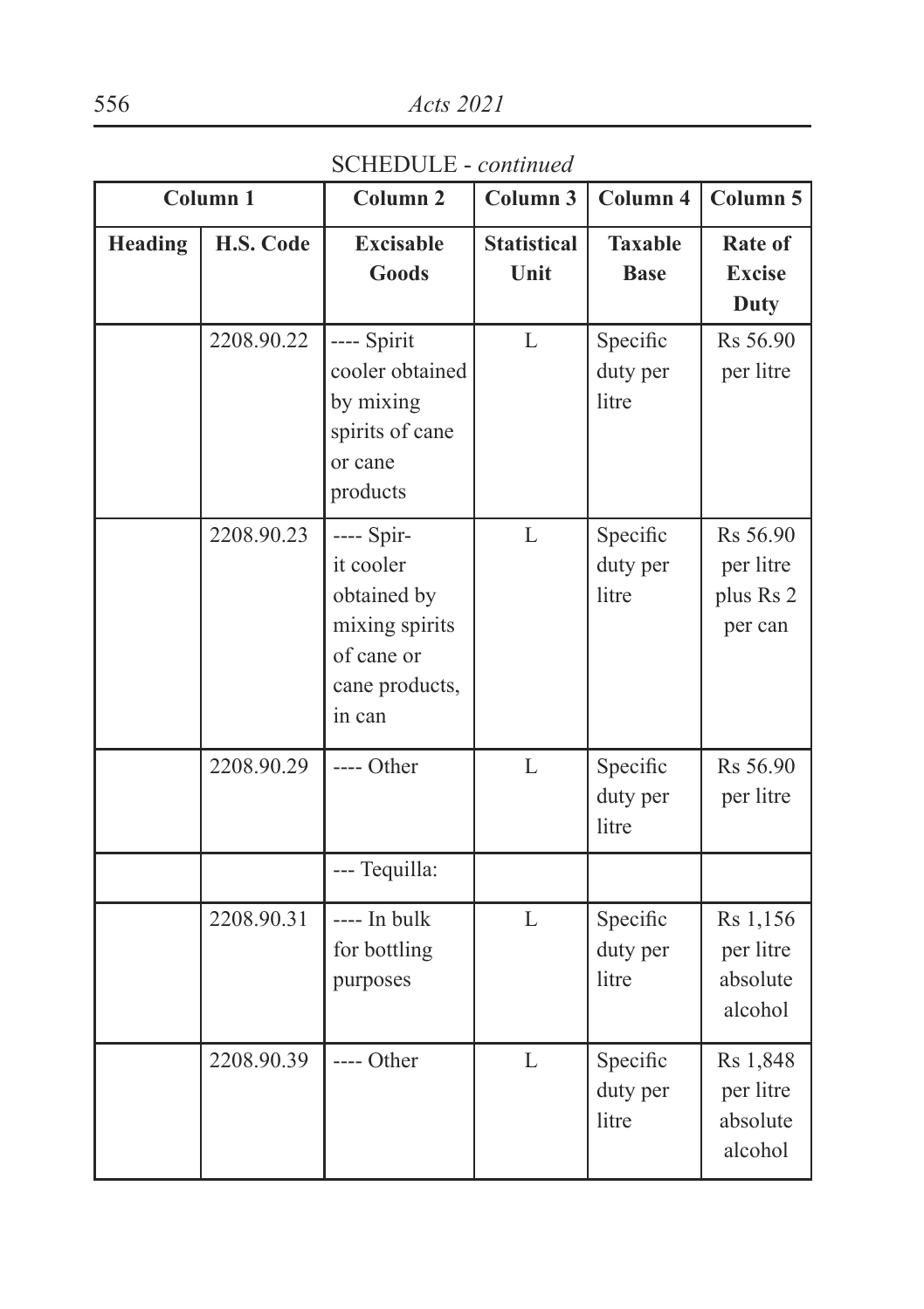SCHEDULE - *continued*

| Column 1 | | Column 2 | Column 3 | Column 4 | Column 5 |
|---|---|---|---|---|---|
| **Heading** | **H.S. Code** | **Excisable Goods** | **Statistical Unit** | **Taxable Base** | **Rate of Excise Duty** |
| | 2208.90.22 | ---- Spirit cooler obtained by mixing spirits of cane or cane products | L | Specific duty per litre | Rs 56.90 per litre |
| | 2208.90.23 | ---- Spirit cooler obtained by mixing spirits of cane or cane products, in can | L | Specific duty per litre | Rs 56.90 per litre plus Rs 2 per can |
| | 2208.90.29 | ---- Other | L | Specific duty per litre | Rs 56.90 per litre |
| | | --- Tequilla: | | | |
| | 2208.90.31 | ---- In bulk for bottling purposes | L | Specific duty per litre | Rs 1,156 per litre absolute alcohol |
| | 2208.90.39 | ---- Other | L | Specific duty per litre | Rs 1,848 per litre absolute alcohol |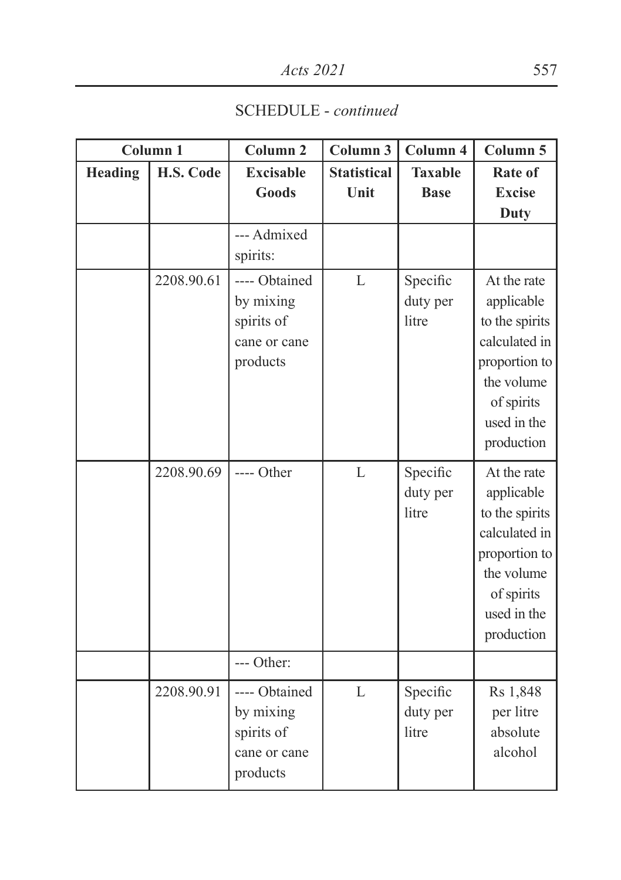SCHEDULE - *continued*

| Column 1 | | Column 2 | Column 3 | Column 4 | Column 5 |
|---|---|---|---|---|---|
| **Heading** | **H.S. Code** | **Excisable Goods** | **Statistical Unit** | **Taxable Base** | **Rate of Excise Duty** |
| | | --- Admixed spirits: | | | |
| | 2208.90.61 | ---- Obtained by mixing spirits of cane or cane products | L | Specific duty per litre | At the rate applicable to the spirits calculated in proportion to the volume of spirits used in the production |
| | 2208.90.69 | ---- Other | L | Specific duty per litre | At the rate applicable to the spirits calculated in proportion to the volume of spirits used in the production |
| | | --- Other: | | | |
| | 2208.90.91 | ---- Obtained by mixing spirits of cane or cane products | L | Specific duty per litre | Rs 1,848 per litre absolute alcohol |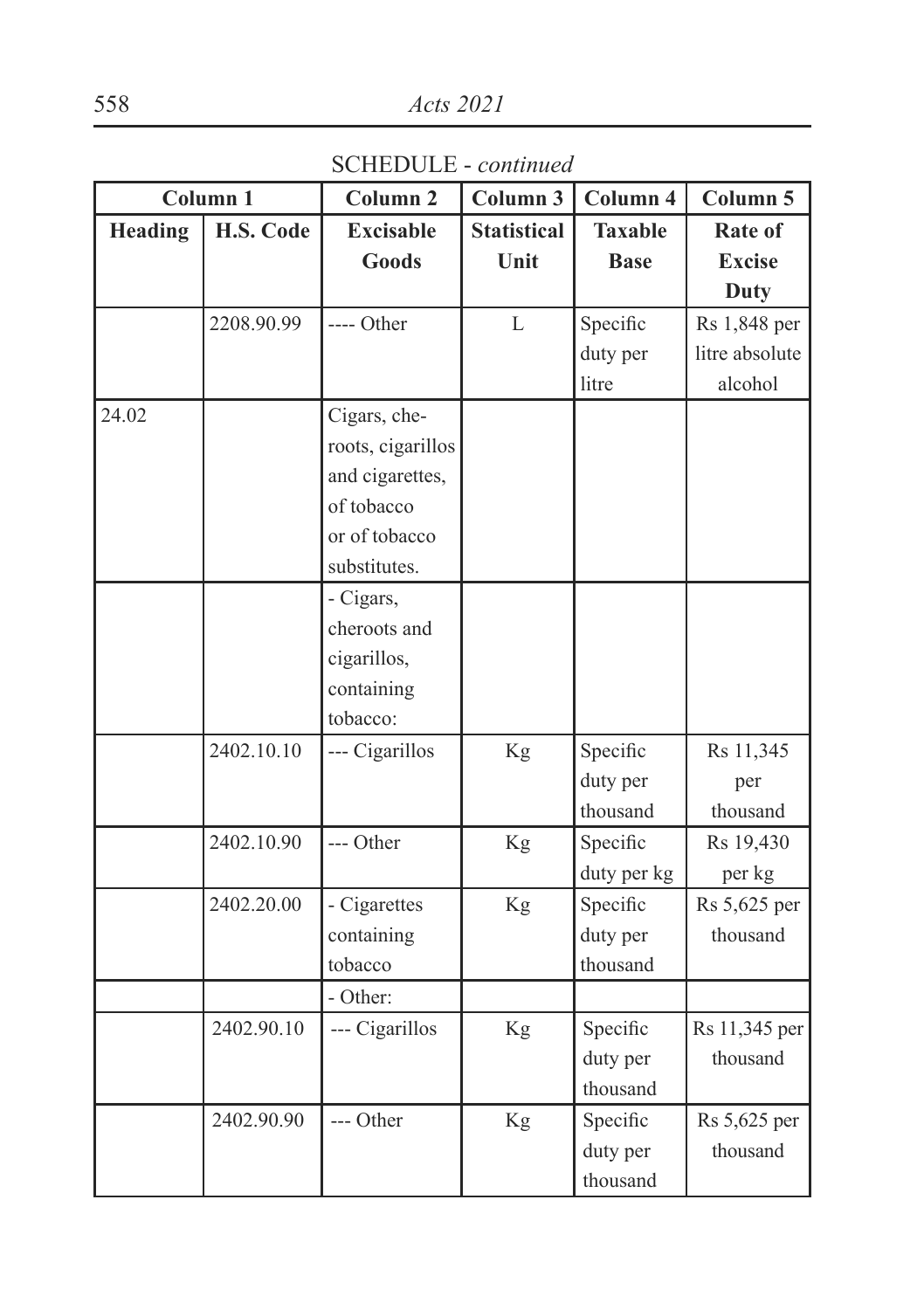SCHEDULE - *continued*

| Column 1 | | Column 2 | Column 3 | Column 4 | Column 5 |
|---|---|---|---|---|---|
| **Heading** | **H.S. Code** | **Excisable Goods** | **Statistical Unit** | **Taxable Base** | **Rate of Excise Duty** |
| | 2208.90.99 | ---- Other | L | Specific duty per litre | Rs 1,848 per litre absolute alcohol |
| 24.02 | | Cigars, cheroots, cigarillos and cigarettes, of tobacco or of tobacco substitutes. | | | |
| | | - Cigars, cheroots and cigarillos, containing tobacco: | | | |
| | 2402.10.10 | --- Cigarillos | Kg | Specific duty per thousand | Rs 11,345 per thousand |
| | 2402.10.90 | --- Other | Kg | Specific duty per kg | Rs 19,430 per kg |
| | 2402.20.00 | - Cigarettes containing tobacco | Kg | Specific duty per thousand | Rs 5,625 per thousand |
| | | - Other: | | | |
| | 2402.90.10 | --- Cigarillos | Kg | Specific duty per thousand | Rs 11,345 per thousand |
| | 2402.90.90 | --- Other | Kg | Specific duty per thousand | Rs 5,625 per thousand |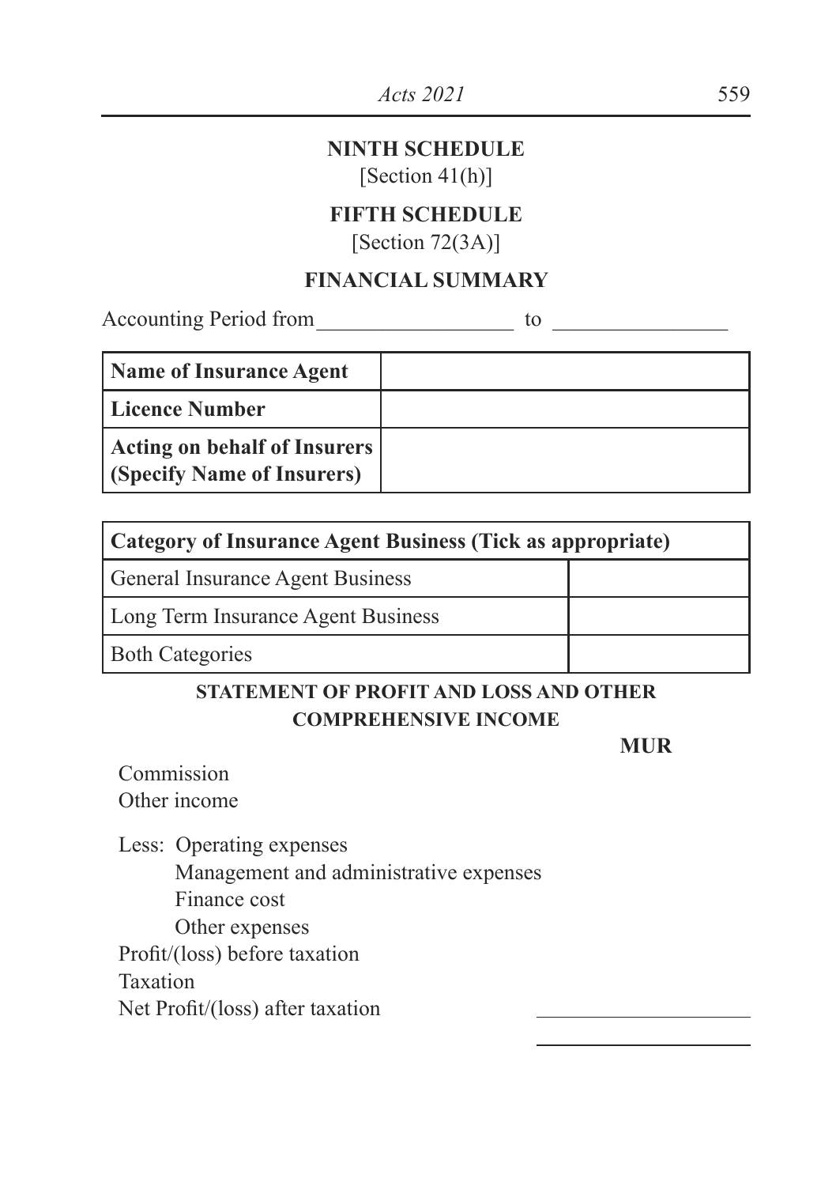## NINTH SCHEDULE

[Section 41(h)]

## FIFTH SCHEDULE

[Section 72(3A)]

## FINANCIAL SUMMARY

Accounting Period from __________________ to ________________

| **Name of Insurance Agent** | |
|---|---|
| **Licence Number** | |
| **Acting on behalf of Insurers (Specify Name of Insurers)** | |

| **Category of Insurance Agent Business (Tick as appropriate)** | |
|---|---|
| General Insurance Agent Business | |
| Long Term Insurance Agent Business | |
| Both Categories | |

### STATEMENT OF PROFIT AND LOSS AND OTHER COMPREHENSIVE INCOME

| | **MUR** |
|---|---|
| Commission | |
| Other income | |
| Less: Operating expenses | |
| Management and administrative expenses | |
| Finance cost | |
| Other expenses | |
| Profit/(loss) before taxation | |
| Taxation | |
| Net Profit/(loss) after taxation | |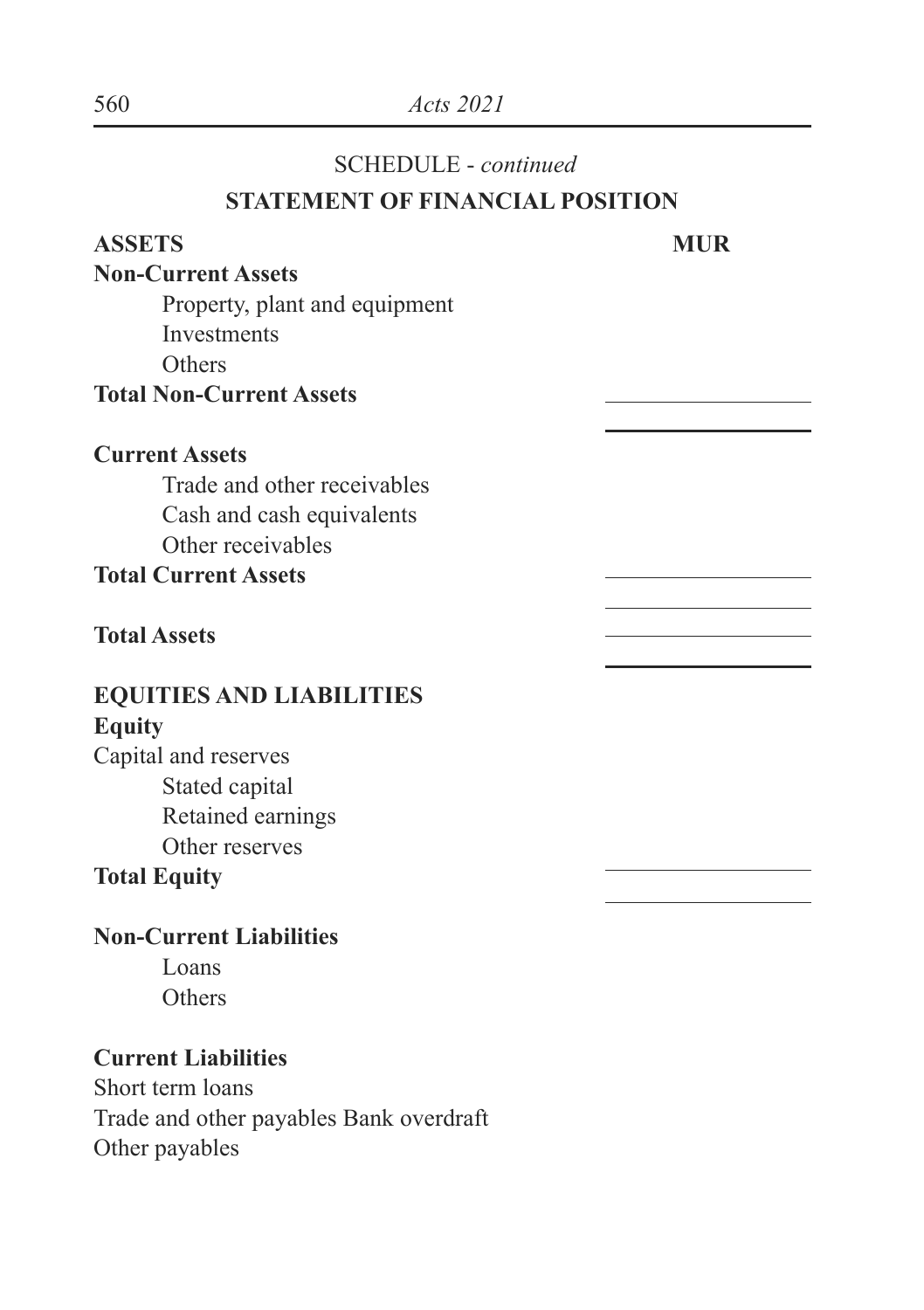SCHEDULE - *continued*

**STATEMENT OF FINANCIAL POSITION**

| **ASSETS** | **MUR** |
|---|---|
| **Non-Current Assets** | |
| Property, plant and equipment | |
| Investments | |
| Others | |
| **Total Non-Current Assets** | |
| | |
| **Current Assets** | |
| Trade and other receivables | |
| Cash and cash equivalents | |
| Other receivables | |
| **Total Current Assets** | |
| | |
| **Total Assets** | |
| | |
| **EQUITIES AND LIABILITIES** | |
| **Equity** | |
| Capital and reserves | |
| Stated capital | |
| Retained earnings | |
| Other reserves | |
| **Total Equity** | |
| | |
| **Non-Current Liabilities** | |
| Loans | |
| Others | |
| | |
| **Current Liabilities** | |
| Short term loans | |
| Trade and other payables Bank overdraft | |
| Other payables | |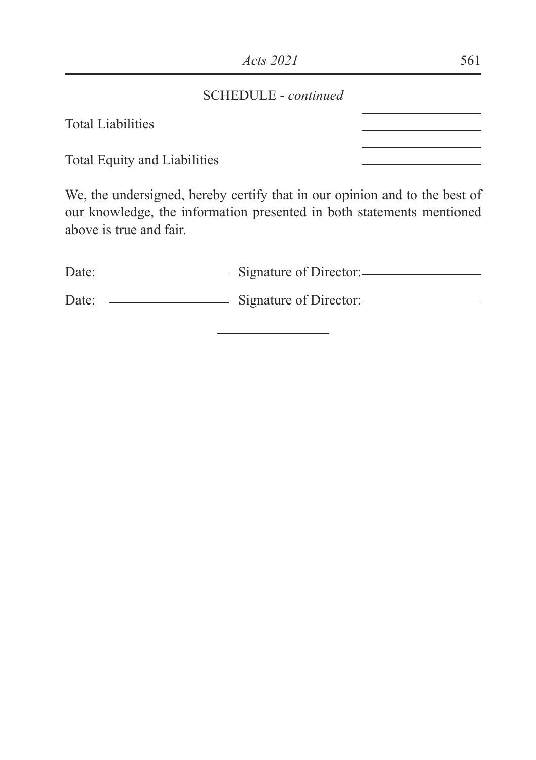SCHEDULE - *continued*

| | |
|---|---|
| Total Liabilities | ______________ |
| Total Equity and Liabilities | ______________ |

We, the undersigned, hereby certify that in our opinion and to the best of our knowledge, the information presented in both statements mentioned above is true and fair.

Date: ______________ Signature of Director: ______________

Date: ______________ Signature of Director: ______________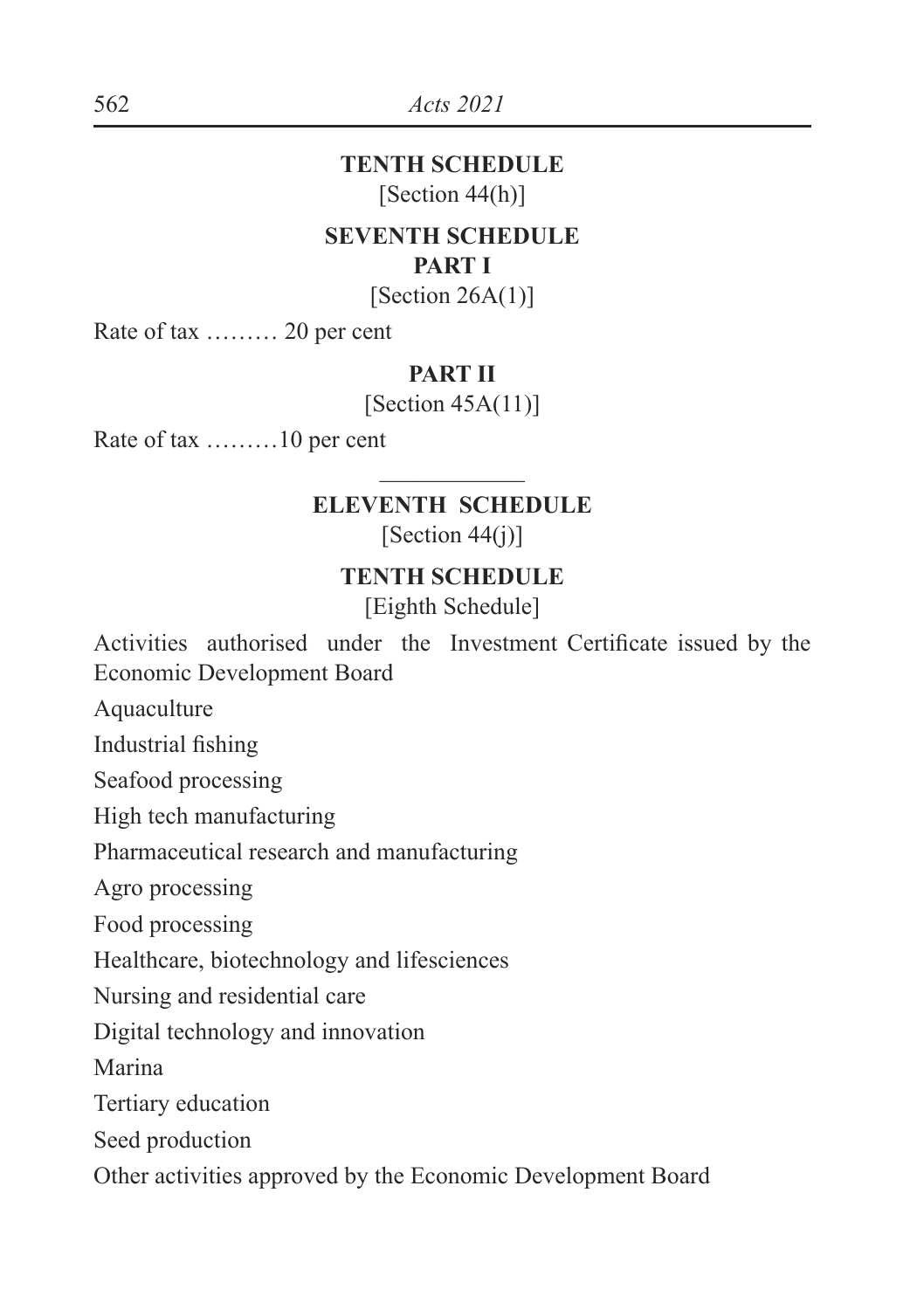## TENTH SCHEDULE

[Section 44(h)]

### SEVENTH SCHEDULE

#### PART I

[Section 26A(1)]

Rate of tax ……… 20 per cent

#### PART II

[Section 45A(11)]

Rate of tax ………10 per cent

---

## ELEVENTH SCHEDULE

[Section 44(j)]

### TENTH SCHEDULE

[Eighth Schedule]

Activities authorised under the Investment Certificate issued by the Economic Development Board

Aquaculture

Industrial fishing

Seafood processing

High tech manufacturing

Pharmaceutical research and manufacturing

Agro processing

Food processing

Healthcare, biotechnology and lifesciences

Nursing and residential care

Digital technology and innovation

Marina

Tertiary education

Seed production

Other activities approved by the Economic Development Board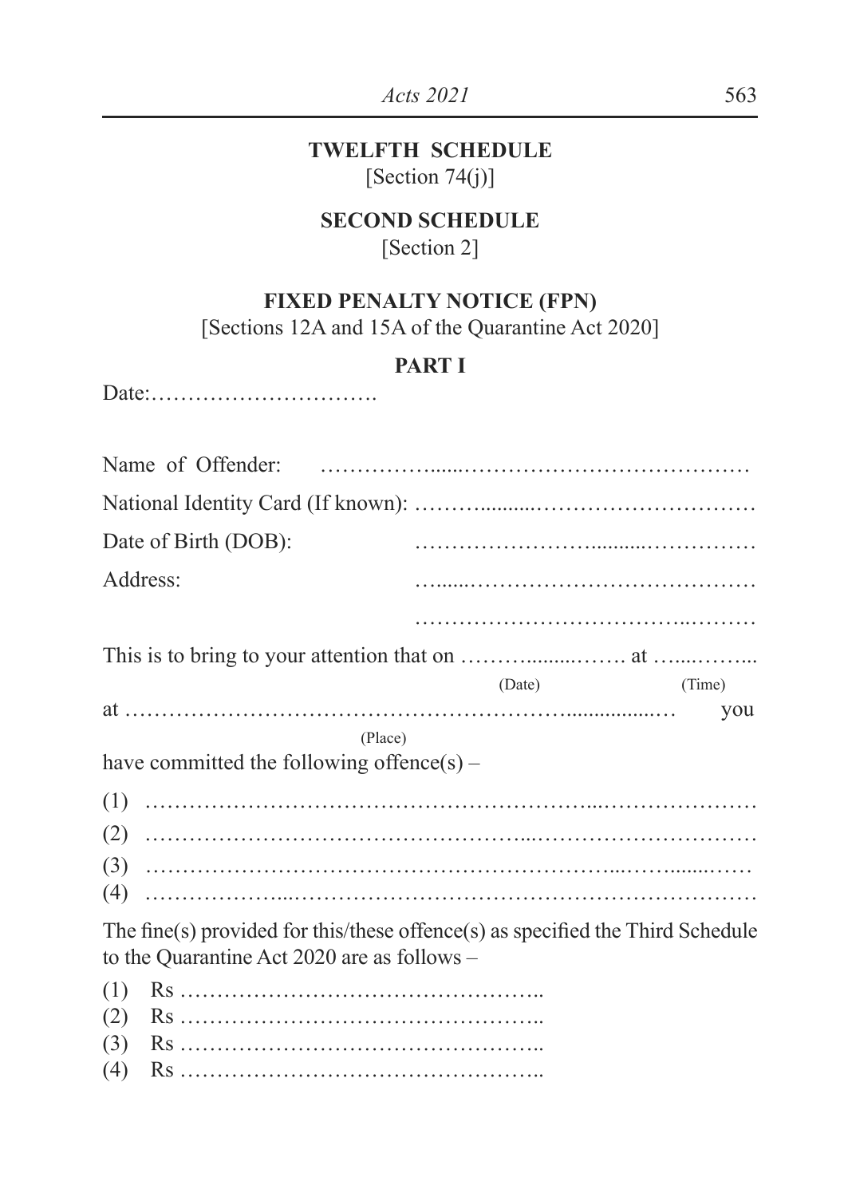**TWELFTH SCHEDULE**
[Section 74(j)]

**SECOND SCHEDULE**
[Section 2]

**FIXED PENALTY NOTICE (FPN)**
[Sections 12A and 15A of the Quarantine Act 2020]

**PART I**

Date:………………………….

Name of Offender: ……………......…………………………………

National Identity Card (If known): ………..........…………………………

Date of Birth (DOB): ……………………..........……………

Address: …......…………………………………

……………………………..………

This is to bring to your attention that on ………........……. at …...……...
(Date) (Time)

at ……………………………………………………..............… you
(Place)

have committed the following offence(s) –

(1) …………………………………………………...…………………

(2) …………………………………………...…………………………

(3) ……………………………………………………..……......……

(4) ………………...……………………………………………………

The fine(s) provided for this/these offence(s) as specified the Third Schedule to the Quarantine Act 2020 are as follows –

(1) Rs …………………………………………..

(2) Rs …………………………………………..

(3) Rs …………………………………………..

(4) Rs …………………………………………..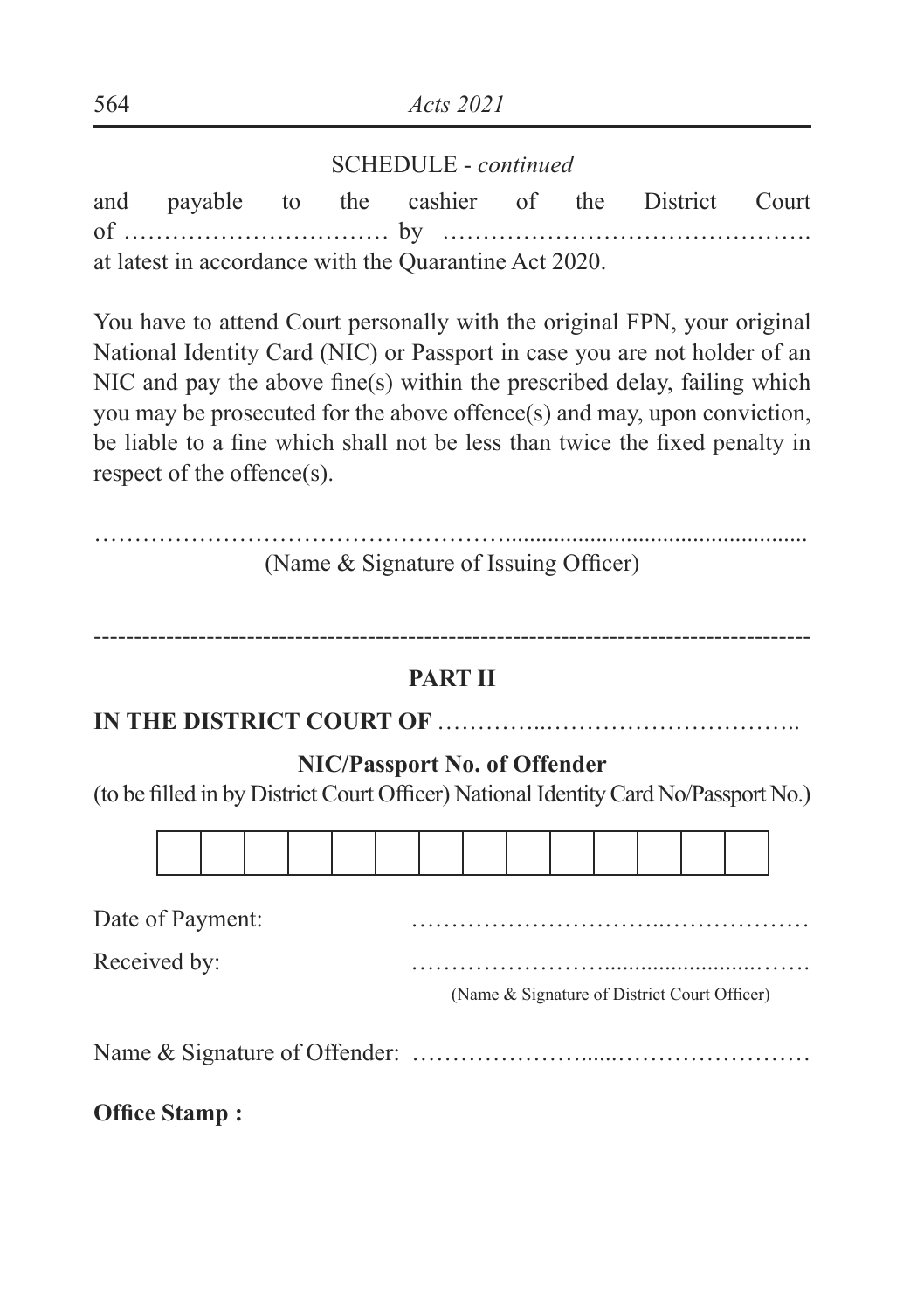SCHEDULE - *continued*

and payable to the cashier of the District Court of …………………………… by ………………………………………. at latest in accordance with the Quarantine Act 2020.

You have to attend Court personally with the original FPN, your original National Identity Card (NIC) or Passport in case you are not holder of an NIC and pay the above fine(s) within the prescribed delay, failing which you may be prosecuted for the above offence(s) and may, upon conviction, be liable to a fine which shall not be less than twice the fixed penalty in respect of the offence(s).

…………………………………………..................................................

(Name & Signature of Issuing Officer)

---

**PART II**

**IN THE DISTRICT COURT OF** …………..…………………………..

**NIC/Passport No. of Offender**

(to be filled in by District Court Officer) National Identity Card No/Passport No.)

| | | | | | | | | | | | | | |
|---|---|---|---|---|---|---|---|---|---|---|---|---|---|
| | | | | | | | | | | | | | |

Date of Payment: …………………………..………………

Received by: ……………………..........................…….

(Name & Signature of District Court Officer)

Name & Signature of Offender: ………………….....……………………

**Office Stamp :**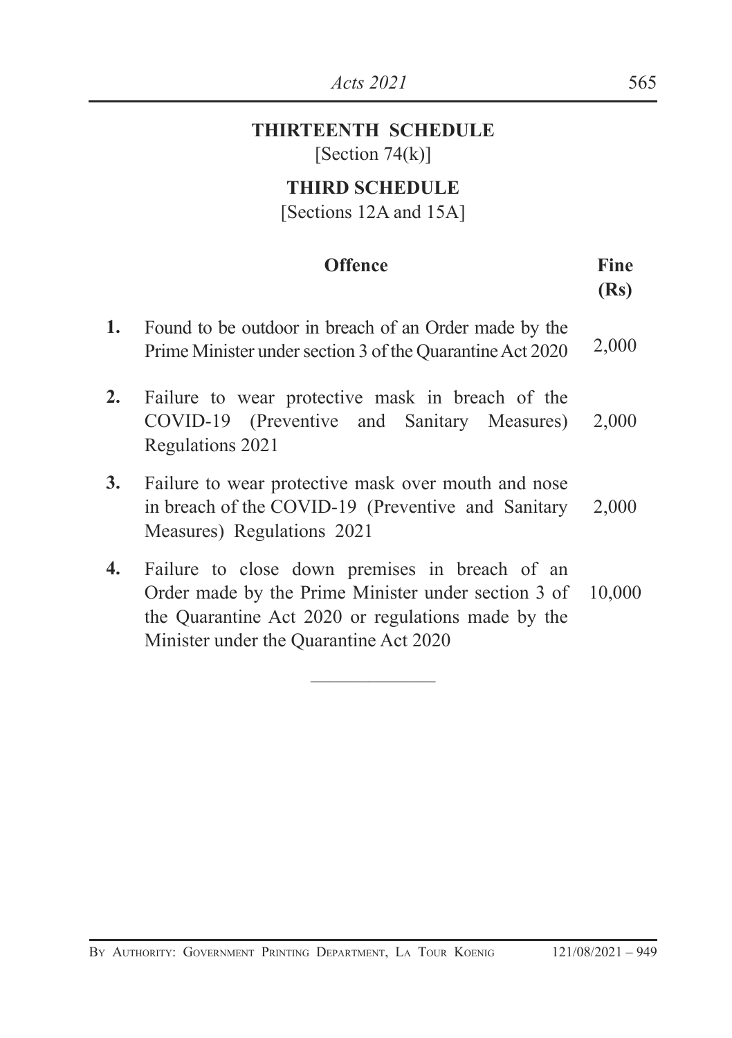## THIRTEENTH SCHEDULE

[Section 74(k)]

## THIRD SCHEDULE

[Sections 12A and 15A]

| | Offence | Fine (Rs) |
|---|---|---|
| **1.** | Found to be outdoor in breach of an Order made by the Prime Minister under section 3 of the Quarantine Act 2020 | 2,000 |
| **2.** | Failure to wear protective mask in breach of the COVID-19 (Preventive and Sanitary Measures) Regulations 2021 | 2,000 |
| **3.** | Failure to wear protective mask over mouth and nose in breach of the COVID-19 (Preventive and Sanitary Measures) Regulations 2021 | 2,000 |
| **4.** | Failure to close down premises in breach of an Order made by the Prime Minister under section 3 of the Quarantine Act 2020 or regulations made by the Minister under the Quarantine Act 2020 | 10,000 |

---

By Authority: Government Printing Department, La Tour Koenig 121/08/2021 – 949